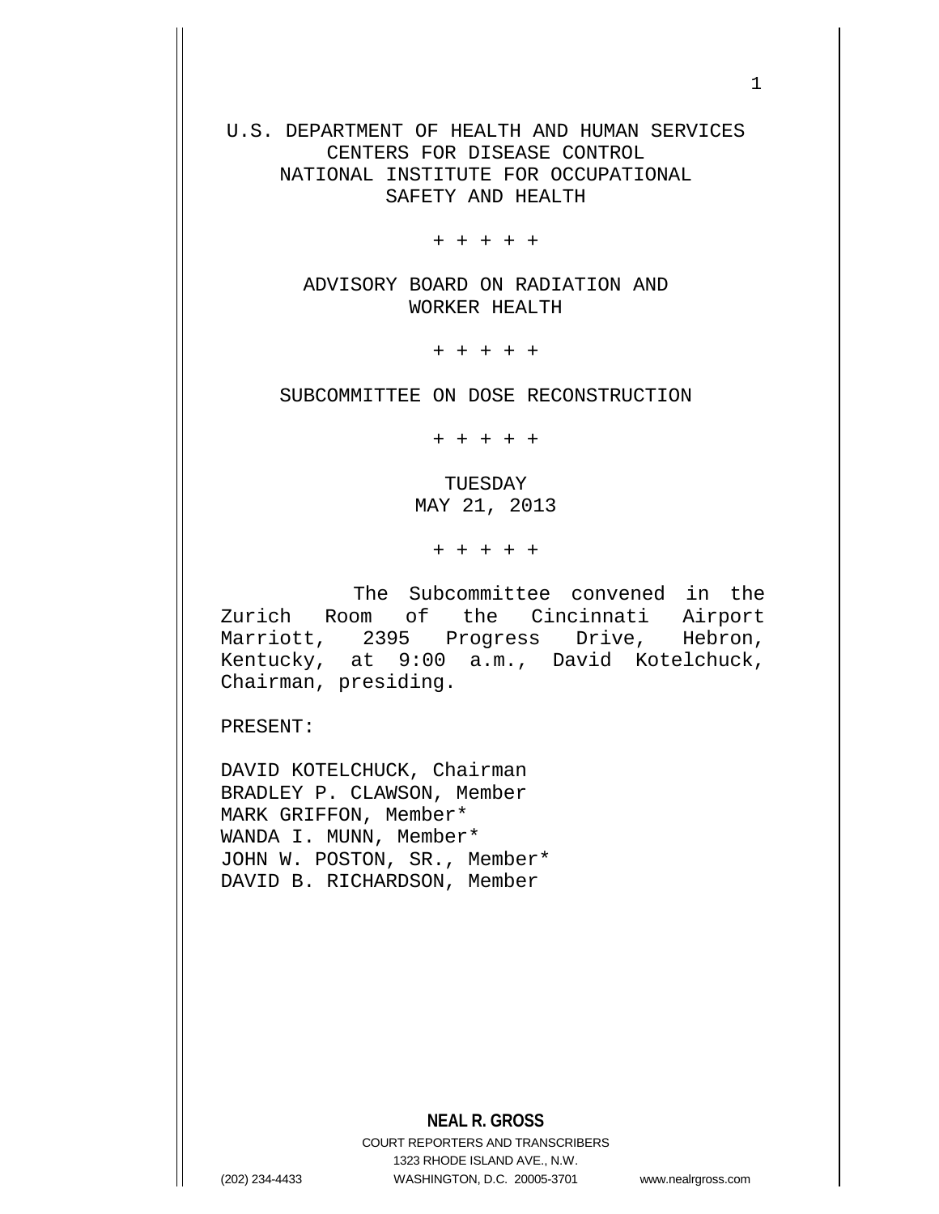U.S. DEPARTMENT OF HEALTH AND HUMAN SERVICES
CENTERS FOR DISEASE CONTROL
NATIONAL INSTITUTE FOR OCCUPATIONAL SAFETY AND HEALTH

+ + + + +

ADVISORY BOARD ON RADIATION AND WORKER HEALTH

+ + + + +

SUBCOMMITTEE ON DOSE RECONSTRUCTION

+ + + + +

TUESDAY
MAY 21, 2013

+ + + + +

The Subcommittee convened in the Zurich Room of the Cincinnati Airport Marriott, 2395 Progress Drive, Hebron, Kentucky, at 9:00 a.m., David Kotelchuck, Chairman, presiding.

PRESENT:

DAVID KOTELCHUCK, Chairman
BRADLEY P. CLAWSON, Member
MARK GRIFFON, Member*
WANDA I. MUNN, Member*
JOHN W. POSTON, SR., Member*
DAVID B. RICHARDSON, Member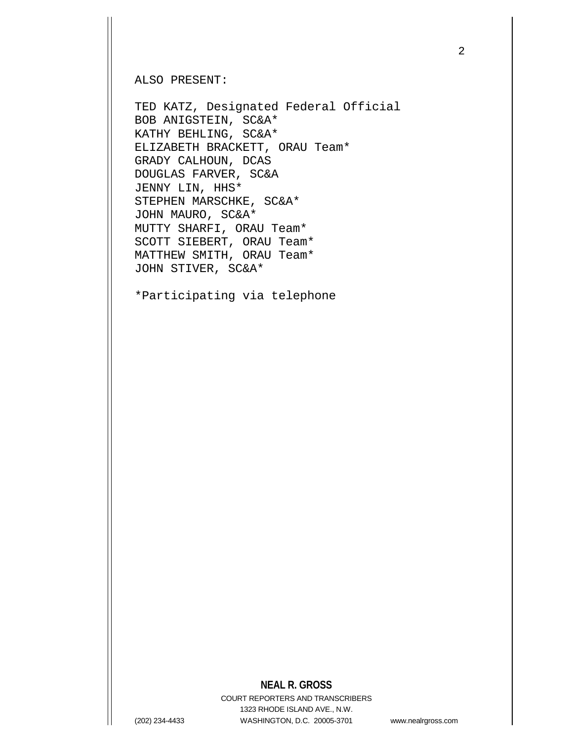ALSO PRESENT:

TED KATZ, Designated Federal Official
BOB ANIGSTEIN, SC&A*
KATHY BEHLING, SC&A*
ELIZABETH BRACKETT, ORAU Team*
GRADY CALHOUN, DCAS
DOUGLAS FARVER, SC&A
JENNY LIN, HHS*
STEPHEN MARSCHKE, SC&A*
JOHN MAURO, SC&A*
MUTTY SHARFI, ORAU Team*
SCOTT SIEBERT, ORAU Team*
MATTHEW SMITH, ORAU Team*
JOHN STIVER, SC&A*

*Participating via telephone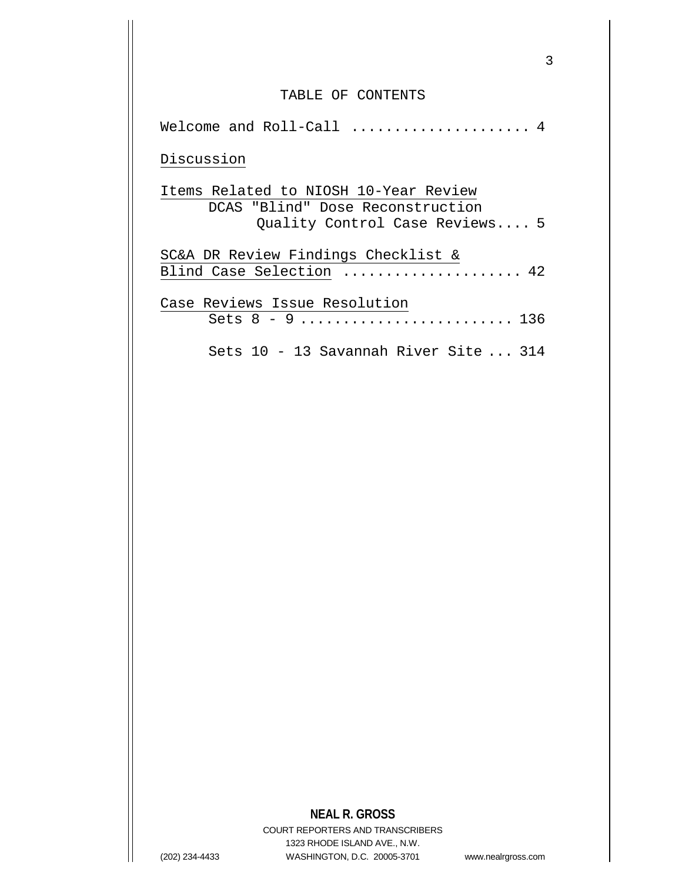# TABLE OF CONTENTS

Welcome and Roll-Call .................... 4

Discussion

Items Related to NIOSH 10-Year Review
DCAS "Blind" Dose Reconstruction
Quality Control Case Reviews.... 5

SC&A DR Review Findings Checklist &
Blind Case Selection .................... 42

Case Reviews Issue Resolution
Sets 8 - 9 ........................ 136

Sets 10 - 13 Savannah River Site ... 314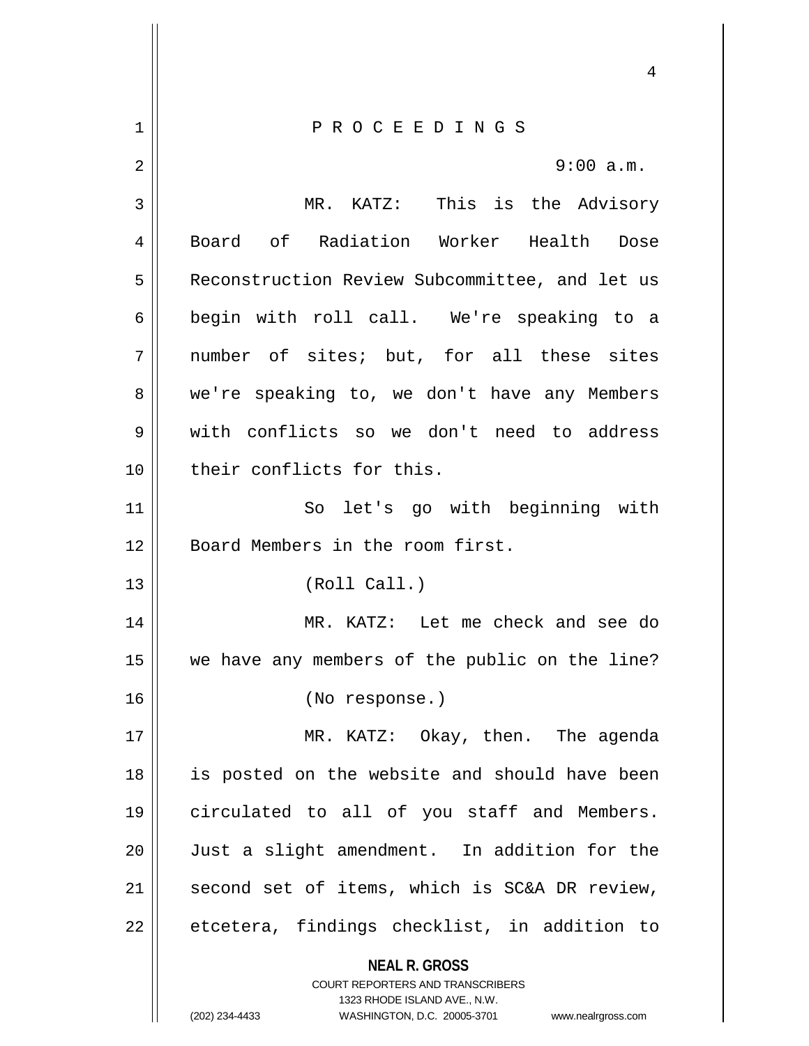P R O C E E D I N G S

9:00 a.m.

MR. KATZ: This is the Advisory Board of Radiation Worker Health Dose Reconstruction Review Subcommittee, and let us begin with roll call. We're speaking to a number of sites; but, for all these sites we're speaking to, we don't have any Members with conflicts so we don't need to address their conflicts for this.

So let's go with beginning with Board Members in the room first.

(Roll Call.)

MR. KATZ: Let me check and see do we have any members of the public on the line?

(No response.)

MR. KATZ: Okay, then. The agenda is posted on the website and should have been circulated to all of you staff and Members. Just a slight amendment. In addition for the second set of items, which is SC&A DR review, etcetera, findings checklist, in addition to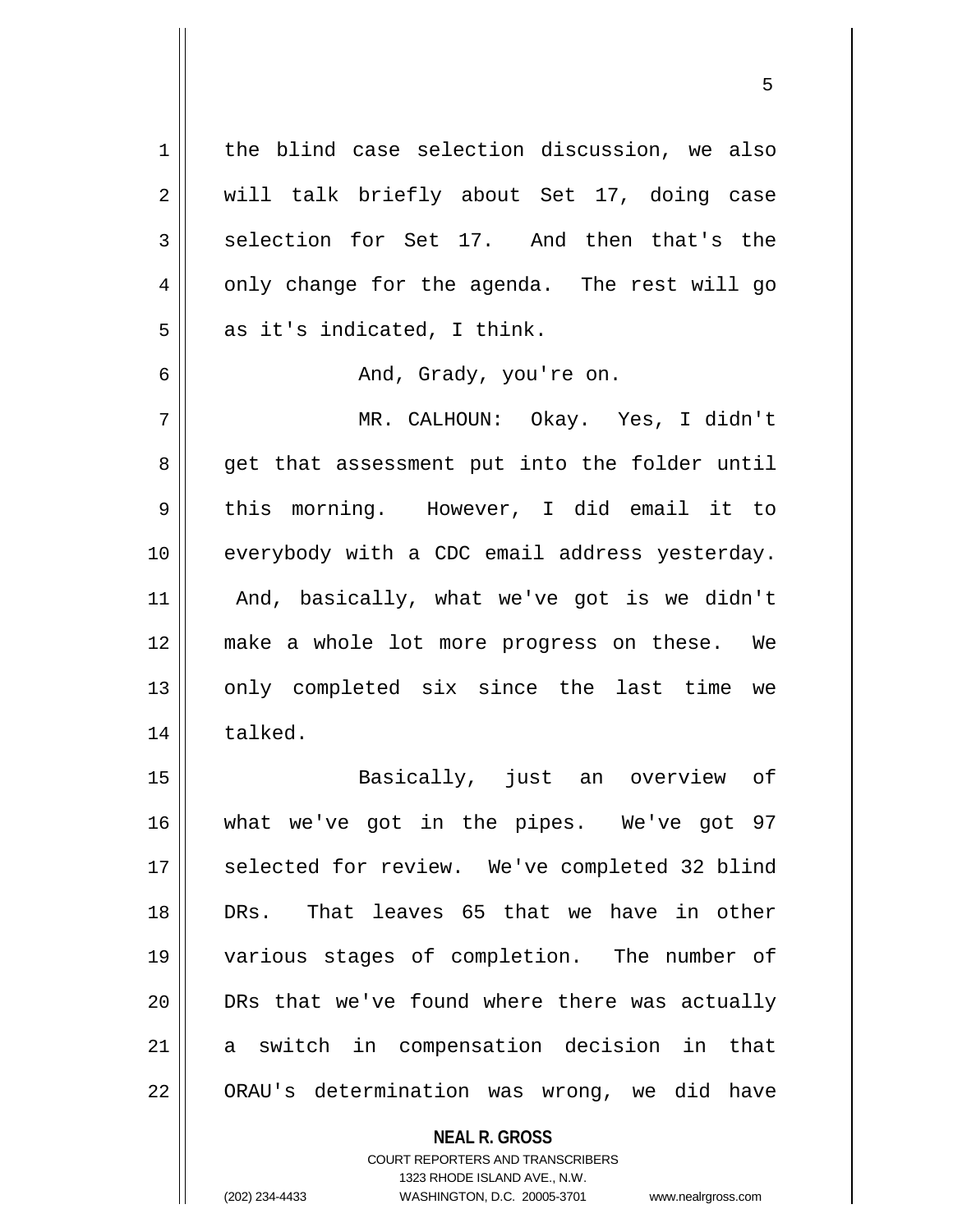the blind case selection discussion, we also will talk briefly about Set 17, doing case selection for Set 17. And then that's the only change for the agenda. The rest will go as it's indicated, I think.

And, Grady, you're on.

MR. CALHOUN: Okay. Yes, I didn't get that assessment put into the folder until this morning. However, I did email it to everybody with a CDC email address yesterday. And, basically, what we've got is we didn't make a whole lot more progress on these. We only completed six since the last time we talked.

Basically, just an overview of what we've got in the pipes. We've got 97 selected for review. We've completed 32 blind DRs. That leaves 65 that we have in other various stages of completion. The number of DRs that we've found where there was actually a switch in compensation decision in that ORAU's determination was wrong, we did have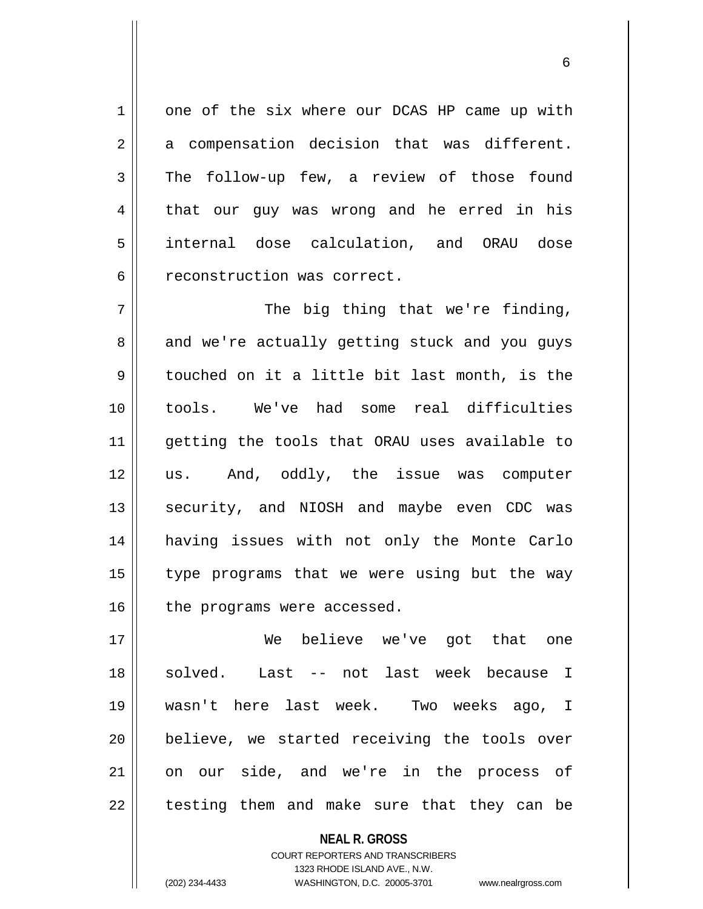one of the six where our DCAS HP came up with a compensation decision that was different. The follow-up few, a review of those found that our guy was wrong and he erred in his internal dose calculation, and ORAU dose reconstruction was correct.

The big thing that we're finding, and we're actually getting stuck and you guys touched on it a little bit last month, is the tools. We've had some real difficulties getting the tools that ORAU uses available to us. And, oddly, the issue was computer security, and NIOSH and maybe even CDC was having issues with not only the Monte Carlo type programs that we were using but the way the programs were accessed.

We believe we've got that one solved. Last -- not last week because I wasn't here last week. Two weeks ago, I believe, we started receiving the tools over on our side, and we're in the process of testing them and make sure that they can be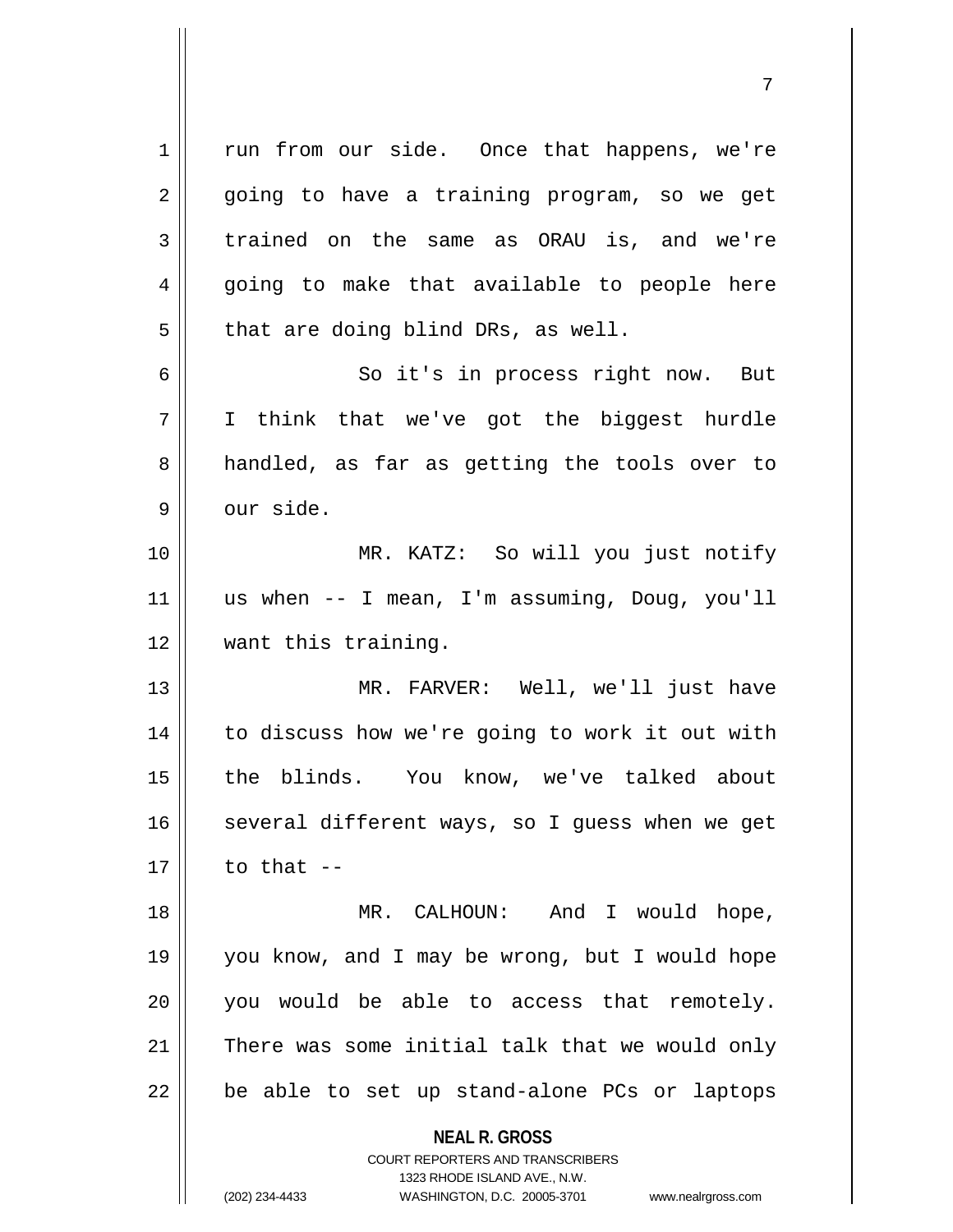run from our side. Once that happens, we're going to have a training program, so we get trained on the same as ORAU is, and we're going to make that available to people here that are doing blind DRs, as well.

So it's in process right now. But I think that we've got the biggest hurdle handled, as far as getting the tools over to our side.

MR. KATZ: So will you just notify us when -- I mean, I'm assuming, Doug, you'll want this training.

MR. FARVER: Well, we'll just have to discuss how we're going to work it out with the blinds. You know, we've talked about several different ways, so I guess when we get to that --

MR. CALHOUN: And I would hope, you know, and I may be wrong, but I would hope you would be able to access that remotely. There was some initial talk that we would only be able to set up stand-alone PCs or laptops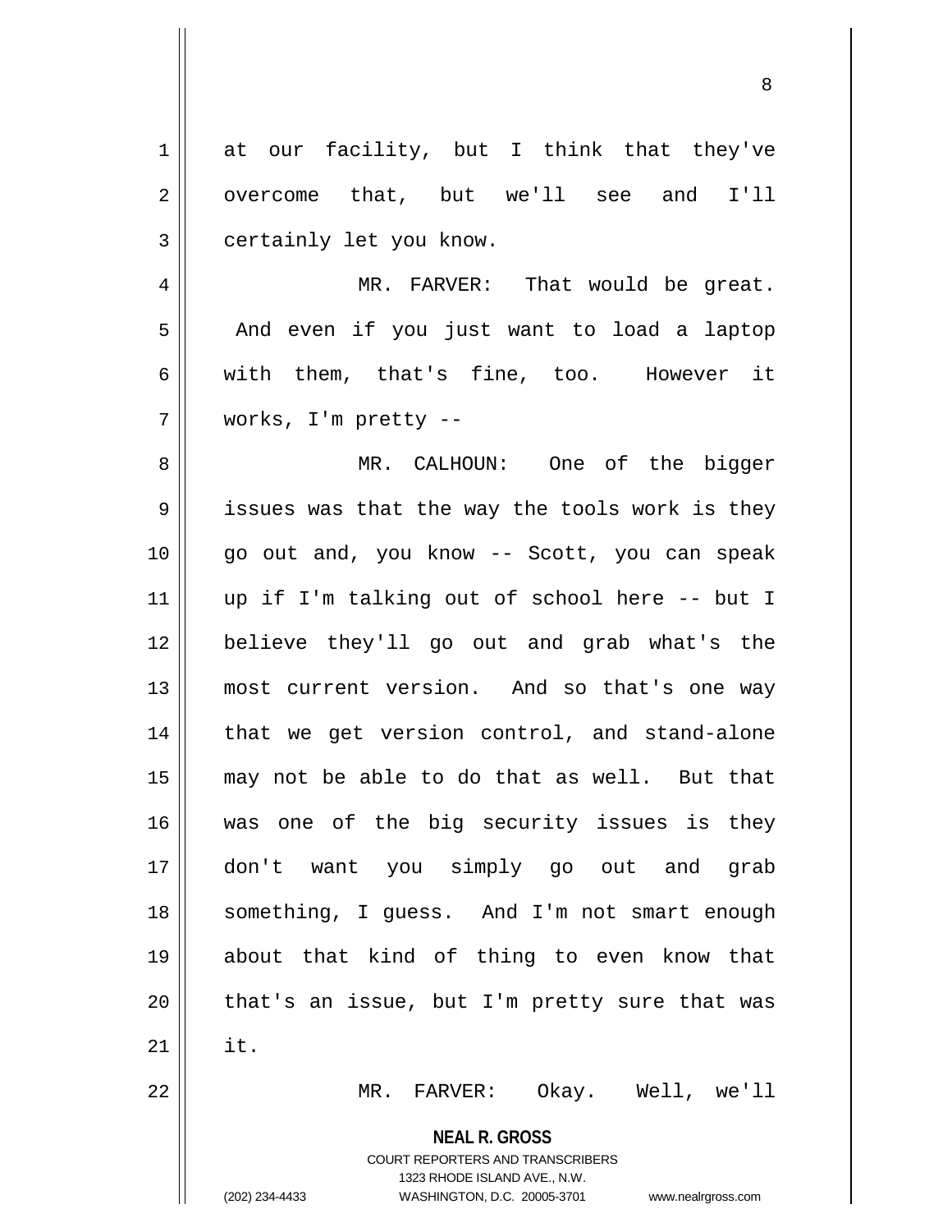at our facility, but I think that they've overcome that, but we'll see and I'll certainly let you know.

MR. FARVER: That would be great. And even if you just want to load a laptop with them, that's fine, too. However it works, I'm pretty --

MR. CALHOUN: One of the bigger issues was that the way the tools work is they go out and, you know -- Scott, you can speak up if I'm talking out of school here -- but I believe they'll go out and grab what's the most current version. And so that's one way that we get version control, and stand-alone may not be able to do that as well. But that was one of the big security issues is they don't want you simply go out and grab something, I guess. And I'm not smart enough about that kind of thing to even know that that's an issue, but I'm pretty sure that was it.

MR. FARVER: Okay. Well, we'll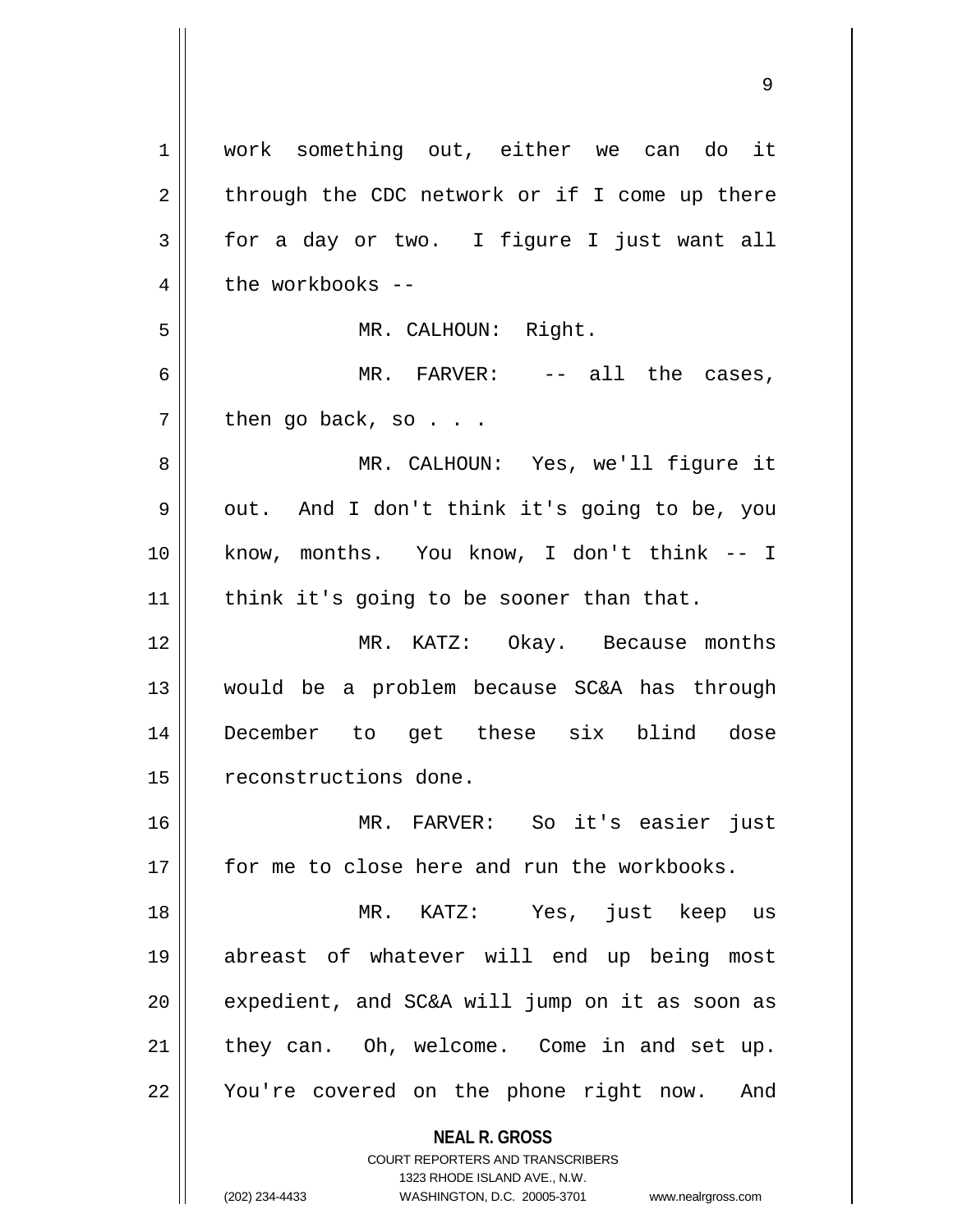work something out, either we can do it through the CDC network or if I come up there for a day or two. I figure I just want all the workbooks --

MR. CALHOUN: Right.

MR. FARVER: -- all the cases, then go back, so . . .

MR. CALHOUN: Yes, we'll figure it out. And I don't think it's going to be, you know, months. You know, I don't think -- I think it's going to be sooner than that.

MR. KATZ: Okay. Because months would be a problem because SC&A has through December to get these six blind dose reconstructions done.

MR. FARVER: So it's easier just for me to close here and run the workbooks.

MR. KATZ: Yes, just keep us abreast of whatever will end up being most expedient, and SC&A will jump on it as soon as they can. Oh, welcome. Come in and set up. You're covered on the phone right now. And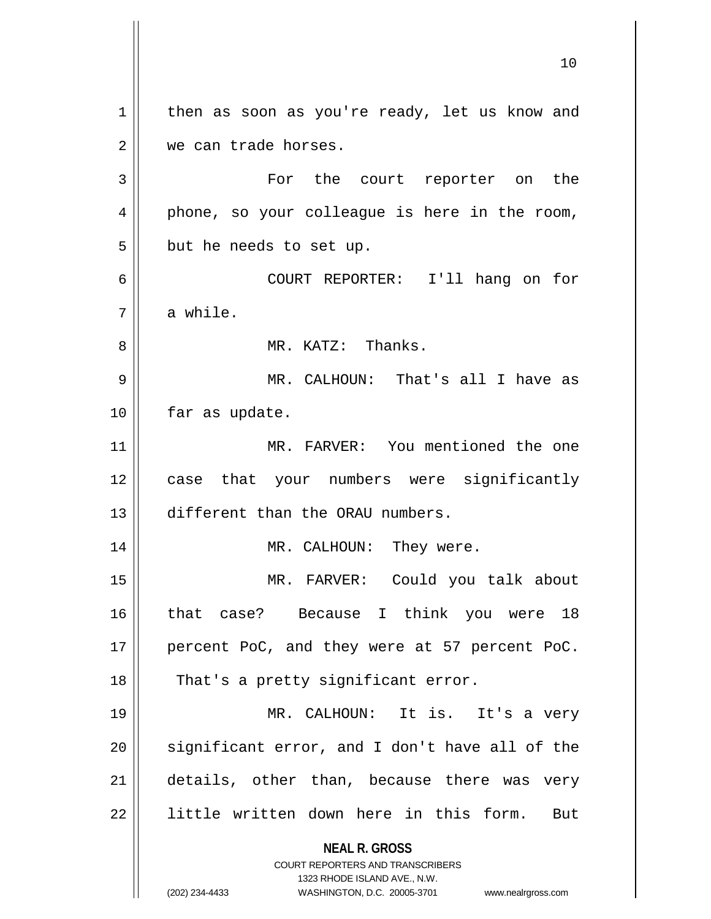then as soon as you're ready, let us know and we can trade horses.

For the court reporter on the phone, so your colleague is here in the room, but he needs to set up.

COURT REPORTER: I'll hang on for a while.

MR. KATZ: Thanks.

MR. CALHOUN: That's all I have as far as update.

MR. FARVER: You mentioned the one case that your numbers were significantly different than the ORAU numbers.

MR. CALHOUN: They were.

MR. FARVER: Could you talk about that case? Because I think you were 18 percent PoC, and they were at 57 percent PoC. That's a pretty significant error.

MR. CALHOUN: It is. It's a very significant error, and I don't have all of the details, other than, because there was very little written down here in this form. But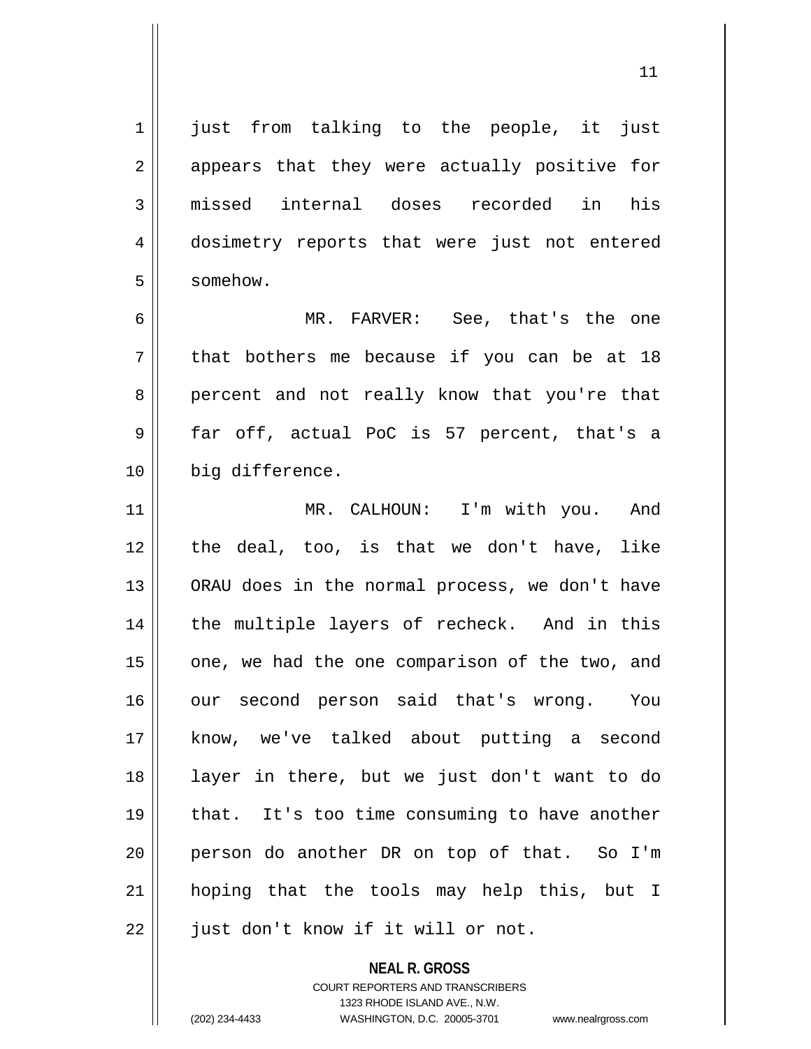just from talking to the people, it just appears that they were actually positive for missed internal doses recorded in his dosimetry reports that were just not entered somehow.

MR. FARVER: See, that's the one that bothers me because if you can be at 18 percent and not really know that you're that far off, actual PoC is 57 percent, that's a big difference.

MR. CALHOUN: I'm with you. And the deal, too, is that we don't have, like ORAU does in the normal process, we don't have the multiple layers of recheck. And in this one, we had the one comparison of the two, and our second person said that's wrong. You know, we've talked about putting a second layer in there, but we just don't want to do that. It's too time consuming to have another person do another DR on top of that. So I'm hoping that the tools may help this, but I just don't know if it will or not.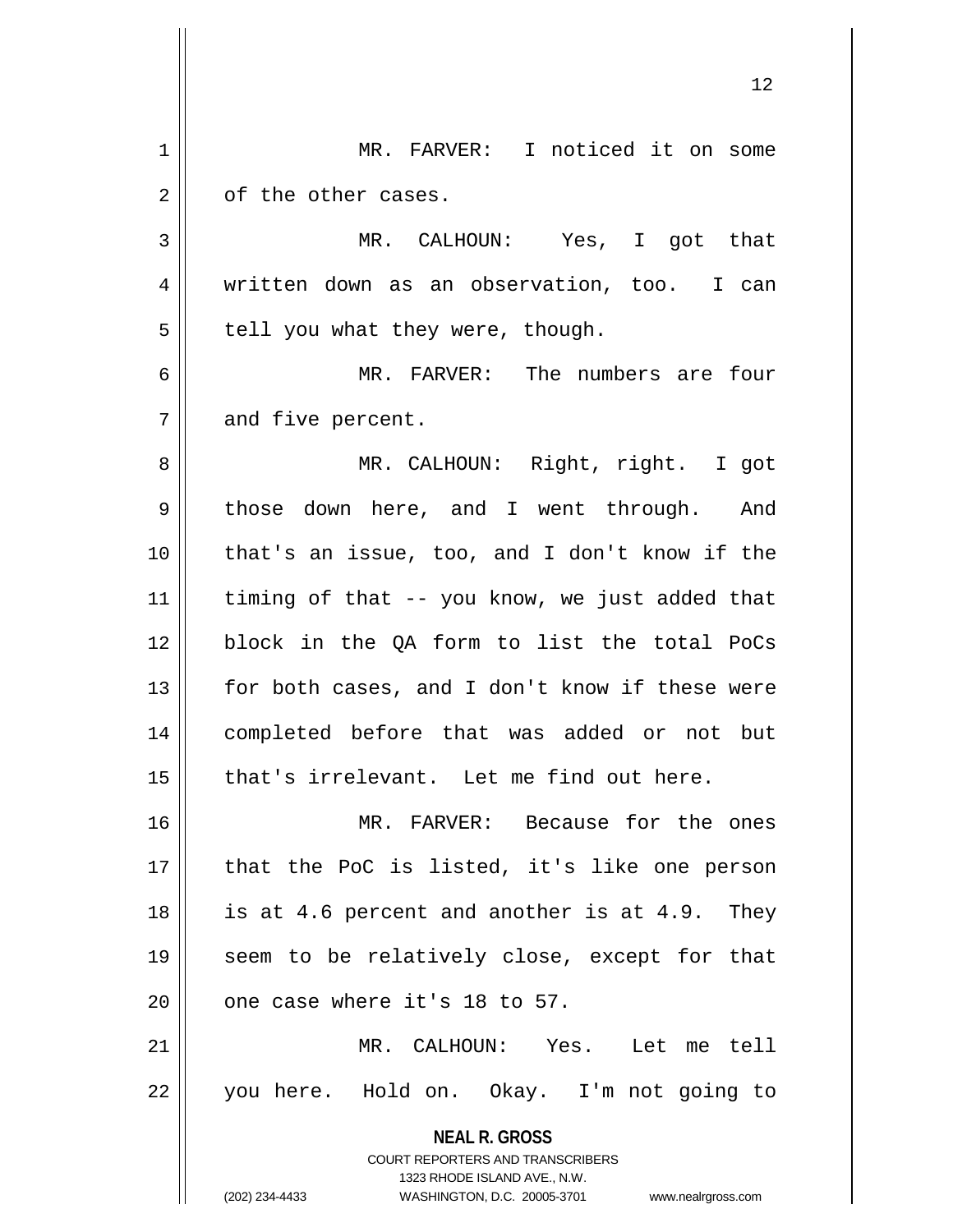MR. FARVER: I noticed it on some of the other cases.

MR. CALHOUN: Yes, I got that written down as an observation, too. I can tell you what they were, though.

MR. FARVER: The numbers are four and five percent.

MR. CALHOUN: Right, right. I got those down here, and I went through. And that's an issue, too, and I don't know if the timing of that -- you know, we just added that block in the QA form to list the total PoCs for both cases, and I don't know if these were completed before that was added or not but that's irrelevant. Let me find out here.

MR. FARVER: Because for the ones that the PoC is listed, it's like one person is at 4.6 percent and another is at 4.9. They seem to be relatively close, except for that one case where it's 18 to 57.

MR. CALHOUN: Yes. Let me tell you here. Hold on. Okay. I'm not going to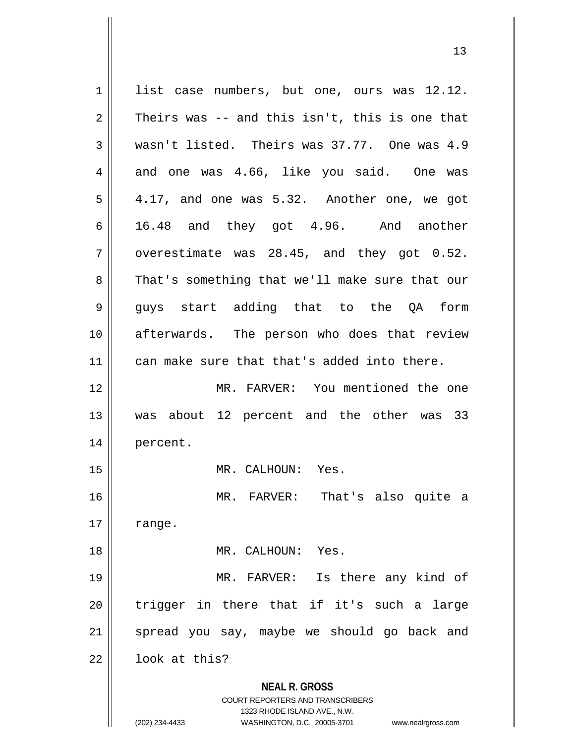list case numbers, but one, ours was 12.12. Theirs was -- and this isn't, this is one that wasn't listed. Theirs was 37.77. One was 4.9 and one was 4.66, like you said. One was 4.17, and one was 5.32. Another one, we got 16.48 and they got 4.96. And another overestimate was 28.45, and they got 0.52. That's something that we'll make sure that our guys start adding that to the QA form afterwards. The person who does that review can make sure that that's added into there.

MR. FARVER: You mentioned the one was about 12 percent and the other was 33 percent.

MR. CALHOUN: Yes.

MR. FARVER: That's also quite a range.

MR. CALHOUN: Yes.

MR. FARVER: Is there any kind of trigger in there that if it's such a large spread you say, maybe we should go back and look at this?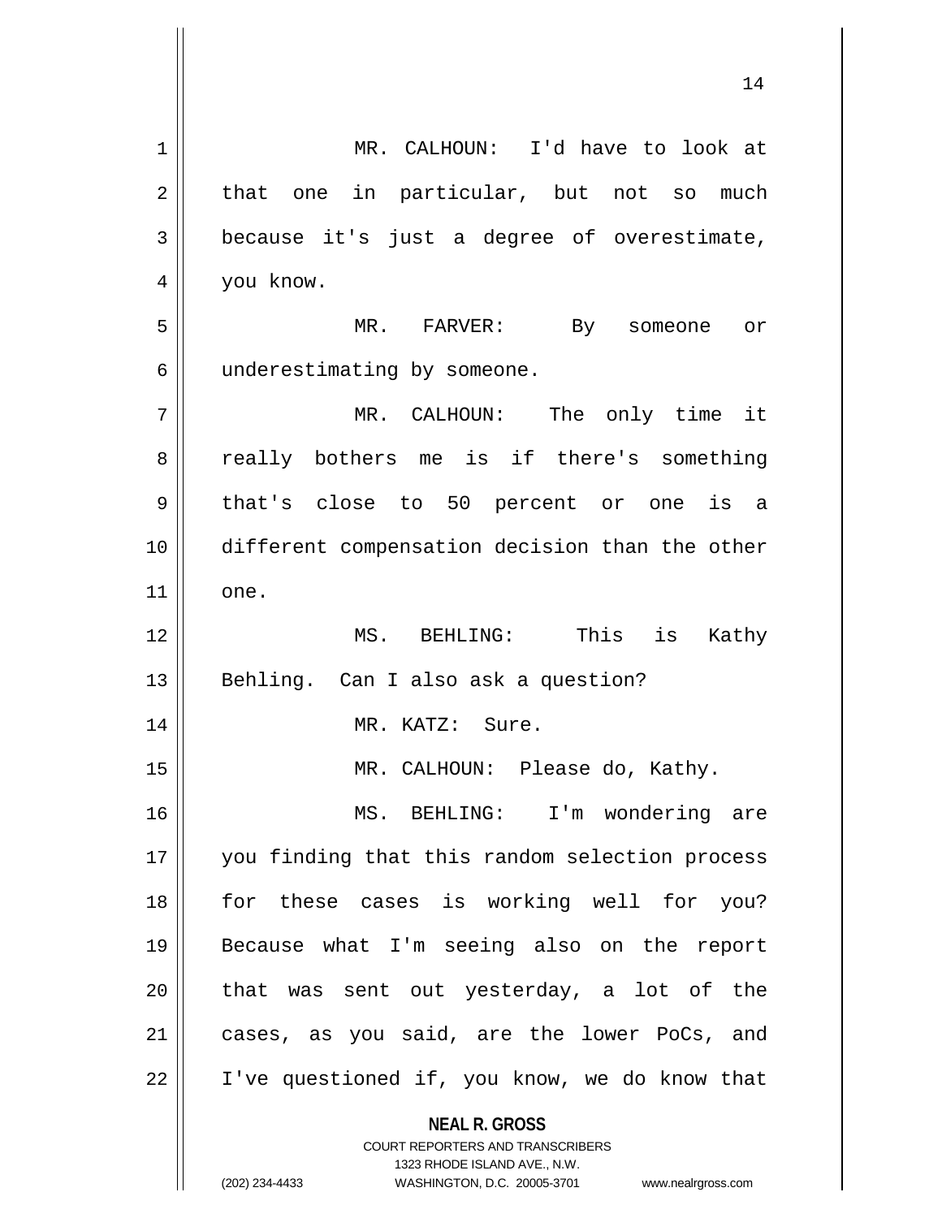MR. CALHOUN: I'd have to look at that one in particular, but not so much because it's just a degree of overestimate, you know.

MR. FARVER: By someone or underestimating by someone.

MR. CALHOUN: The only time it really bothers me is if there's something that's close to 50 percent or one is a different compensation decision than the other one.

MS. BEHLING: This is Kathy Behling. Can I also ask a question?

MR. KATZ: Sure.

MR. CALHOUN: Please do, Kathy.

MS. BEHLING: I'm wondering are you finding that this random selection process for these cases is working well for you? Because what I'm seeing also on the report that was sent out yesterday, a lot of the cases, as you said, are the lower PoCs, and I've questioned if, you know, we do know that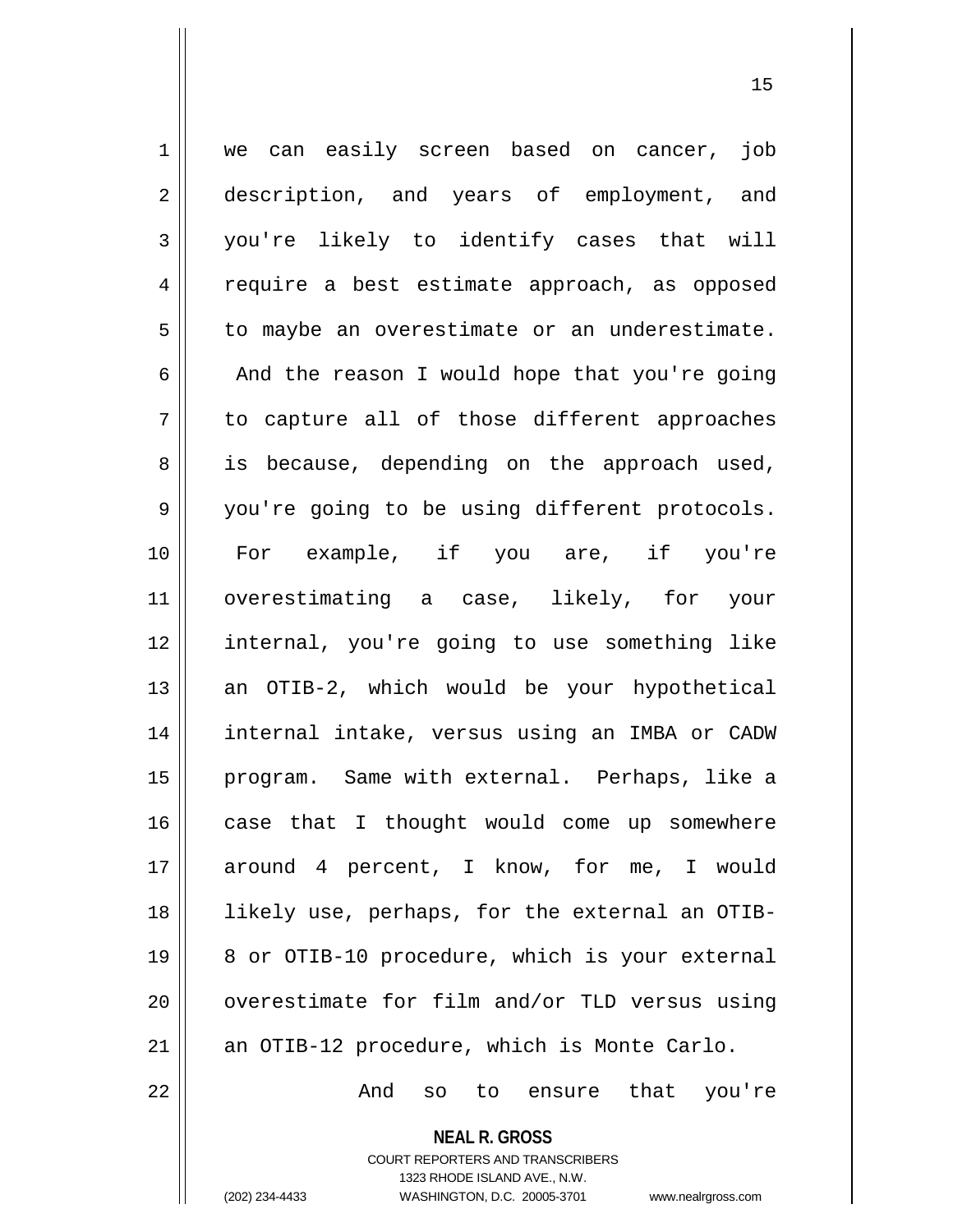we can easily screen based on cancer, job description, and years of employment, and you're likely to identify cases that will require a best estimate approach, as opposed to maybe an overestimate or an underestimate. And the reason I would hope that you're going to capture all of those different approaches is because, depending on the approach used, you're going to be using different protocols. For example, if you are, if you're overestimating a case, likely, for your internal, you're going to use something like an OTIB-2, which would be your hypothetical internal intake, versus using an IMBA or CADW program. Same with external. Perhaps, like a case that I thought would come up somewhere around 4 percent, I know, for me, I would likely use, perhaps, for the external an OTIB-8 or OTIB-10 procedure, which is your external overestimate for film and/or TLD versus using an OTIB-12 procedure, which is Monte Carlo.

And so to ensure that you're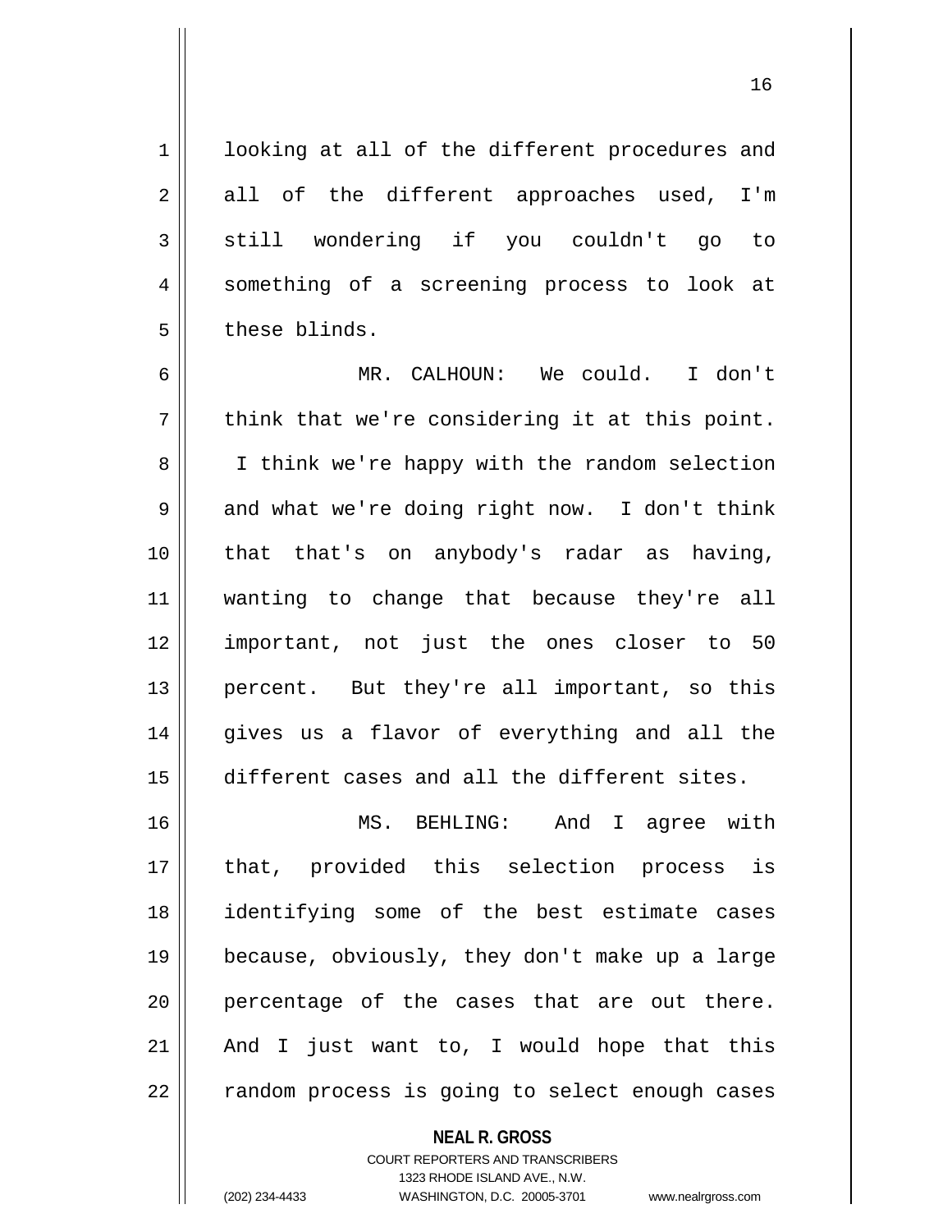looking at all of the different procedures and all of the different approaches used, I'm still wondering if you couldn't go to something of a screening process to look at these blinds.

MR. CALHOUN: We could. I don't think that we're considering it at this point. I think we're happy with the random selection and what we're doing right now. I don't think that that's on anybody's radar as having, wanting to change that because they're all important, not just the ones closer to 50 percent. But they're all important, so this gives us a flavor of everything and all the different cases and all the different sites.

MS. BEHLING: And I agree with that, provided this selection process is identifying some of the best estimate cases because, obviously, they don't make up a large percentage of the cases that are out there. And I just want to, I would hope that this random process is going to select enough cases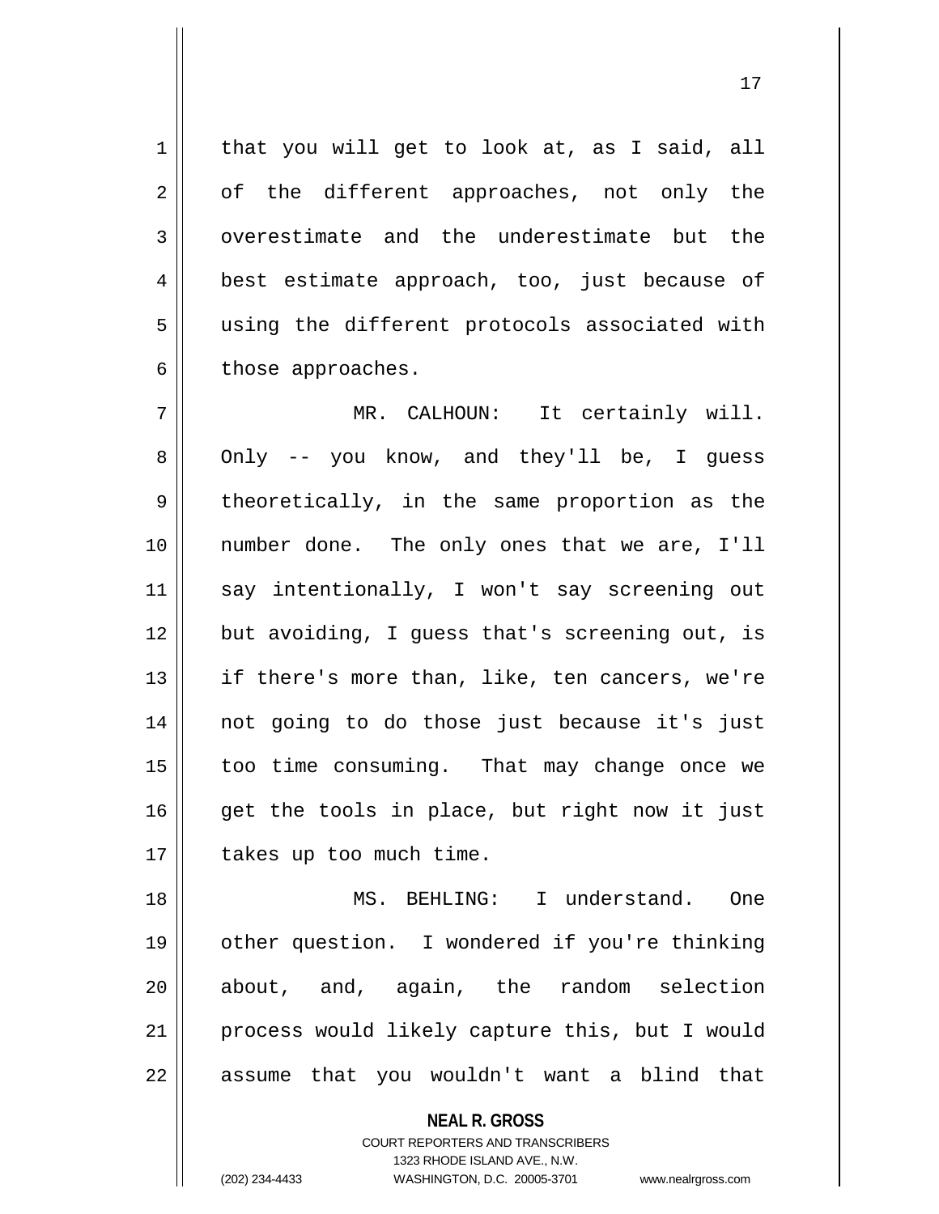that you will get to look at, as I said, all of the different approaches, not only the overestimate and the underestimate but the best estimate approach, too, just because of using the different protocols associated with those approaches.

MR. CALHOUN: It certainly will. Only -- you know, and they'll be, I guess theoretically, in the same proportion as the number done. The only ones that we are, I'll say intentionally, I won't say screening out but avoiding, I guess that's screening out, is if there's more than, like, ten cancers, we're not going to do those just because it's just too time consuming. That may change once we get the tools in place, but right now it just takes up too much time.

MS. BEHLING: I understand. One other question. I wondered if you're thinking about, and, again, the random selection process would likely capture this, but I would assume that you wouldn't want a blind that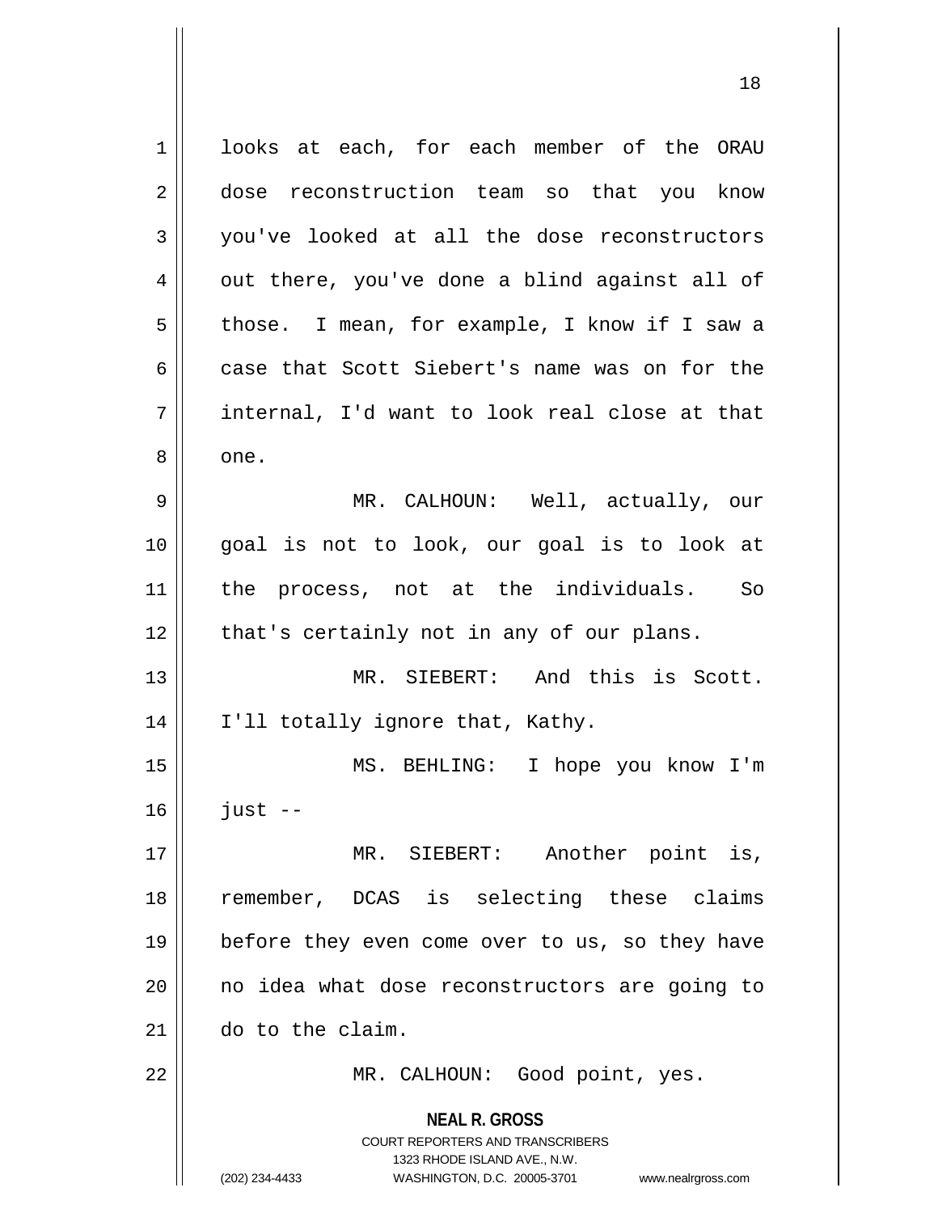looks at each, for each member of the ORAU dose reconstruction team so that you know you've looked at all the dose reconstructors out there, you've done a blind against all of those. I mean, for example, I know if I saw a case that Scott Siebert's name was on for the internal, I'd want to look real close at that one.

MR. CALHOUN: Well, actually, our goal is not to look, our goal is to look at the process, not at the individuals. So that's certainly not in any of our plans.

MR. SIEBERT: And this is Scott. I'll totally ignore that, Kathy.

MS. BEHLING: I hope you know I'm just --

MR. SIEBERT: Another point is, remember, DCAS is selecting these claims before they even come over to us, so they have no idea what dose reconstructors are going to do to the claim.

MR. CALHOUN: Good point, yes.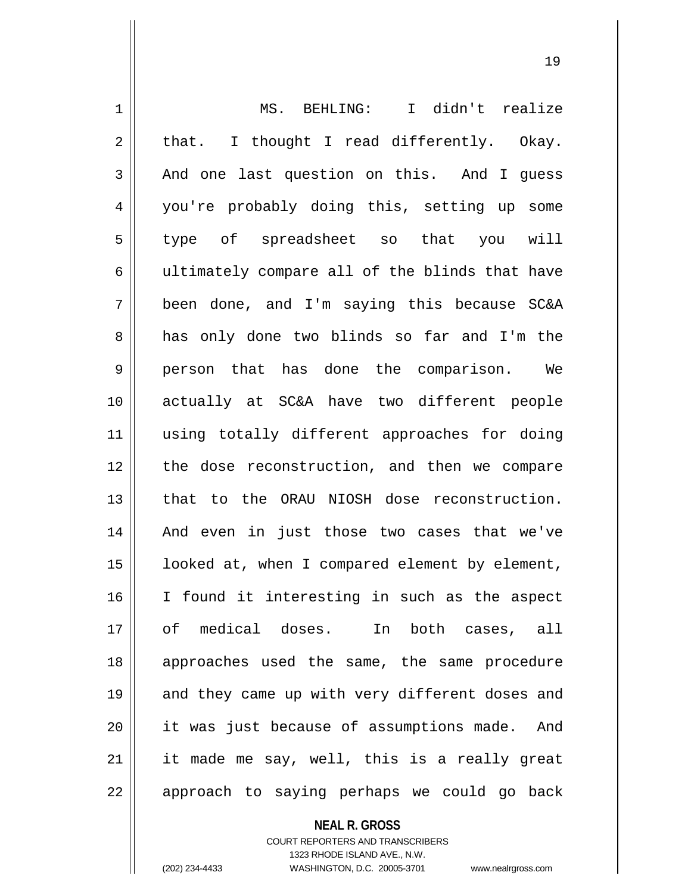MS. BEHLING: I didn't realize that. I thought I read differently. Okay. And one last question on this. And I guess you're probably doing this, setting up some type of spreadsheet so that you will ultimately compare all of the blinds that have been done, and I'm saying this because SC&A has only done two blinds so far and I'm the person that has done the comparison. We actually at SC&A have two different people using totally different approaches for doing the dose reconstruction, and then we compare that to the ORAU NIOSH dose reconstruction. And even in just those two cases that we've looked at, when I compared element by element, I found it interesting in such as the aspect of medical doses. In both cases, all approaches used the same, the same procedure and they came up with very different doses and it was just because of assumptions made. And it made me say, well, this is a really great approach to saying perhaps we could go back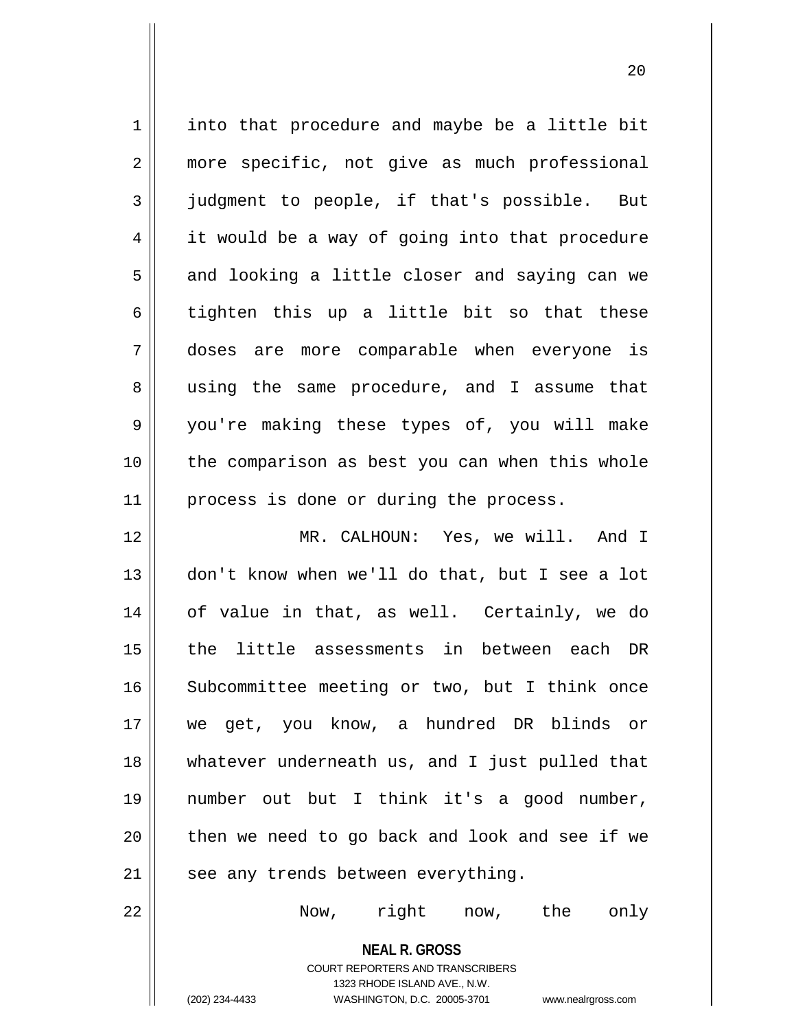into that procedure and maybe be a little bit more specific, not give as much professional judgment to people, if that's possible. But it would be a way of going into that procedure and looking a little closer and saying can we tighten this up a little bit so that these doses are more comparable when everyone is using the same procedure, and I assume that you're making these types of, you will make the comparison as best you can when this whole process is done or during the process.

MR. CALHOUN: Yes, we will. And I don't know when we'll do that, but I see a lot of value in that, as well. Certainly, we do the little assessments in between each DR Subcommittee meeting or two, but I think once we get, you know, a hundred DR blinds or whatever underneath us, and I just pulled that number out but I think it's a good number, then we need to go back and look and see if we see any trends between everything.

Now, right now, the only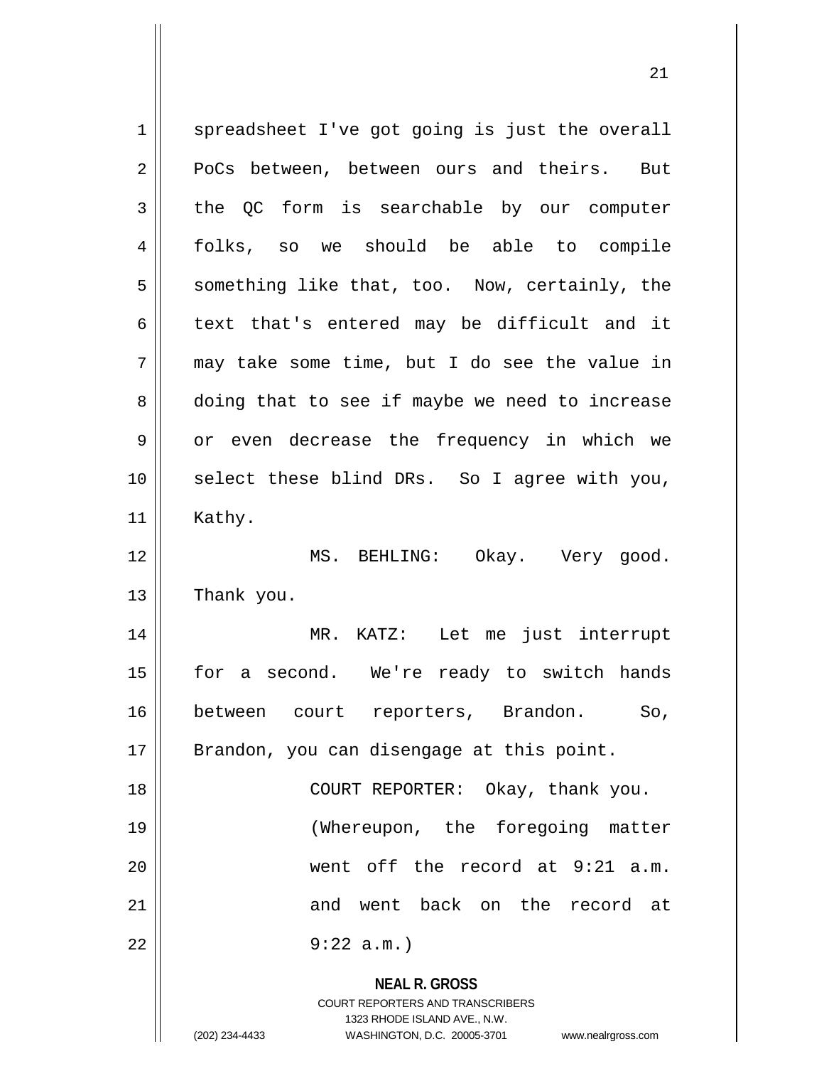spreadsheet I've got going is just the overall PoCs between, between ours and theirs. But the QC form is searchable by our computer folks, so we should be able to compile something like that, too. Now, certainly, the text that's entered may be difficult and it may take some time, but I do see the value in doing that to see if maybe we need to increase or even decrease the frequency in which we select these blind DRs. So I agree with you, Kathy.

MS. BEHLING: Okay. Very good. Thank you.

MR. KATZ: Let me just interrupt for a second. We're ready to switch hands between court reporters, Brandon. So, Brandon, you can disengage at this point.

COURT REPORTER: Okay, thank you.

(Whereupon, the foregoing matter went off the record at 9:21 a.m. and went back on the record at 9:22 a.m.)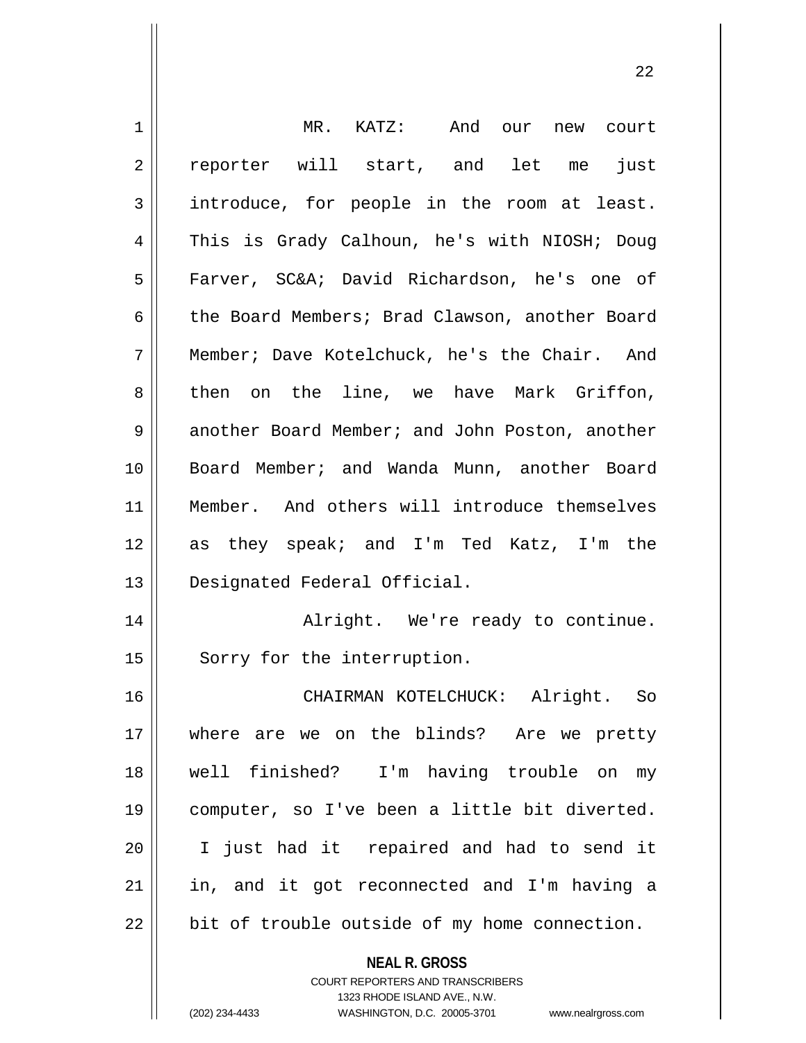MR. KATZ: And our new court reporter will start, and let me just introduce, for people in the room at least. This is Grady Calhoun, he's with NIOSH; Doug Farver, SC&A; David Richardson, he's one of the Board Members; Brad Clawson, another Board Member; Dave Kotelchuck, he's the Chair. And then on the line, we have Mark Griffon, another Board Member; and John Poston, another Board Member; and Wanda Munn, another Board Member. And others will introduce themselves as they speak; and I'm Ted Katz, I'm the Designated Federal Official.

Alright. We're ready to continue. Sorry for the interruption.

CHAIRMAN KOTELCHUCK: Alright. So where are we on the blinds? Are we pretty well finished? I'm having trouble on my computer, so I've been a little bit diverted. I just had it repaired and had to send it in, and it got reconnected and I'm having a bit of trouble outside of my home connection.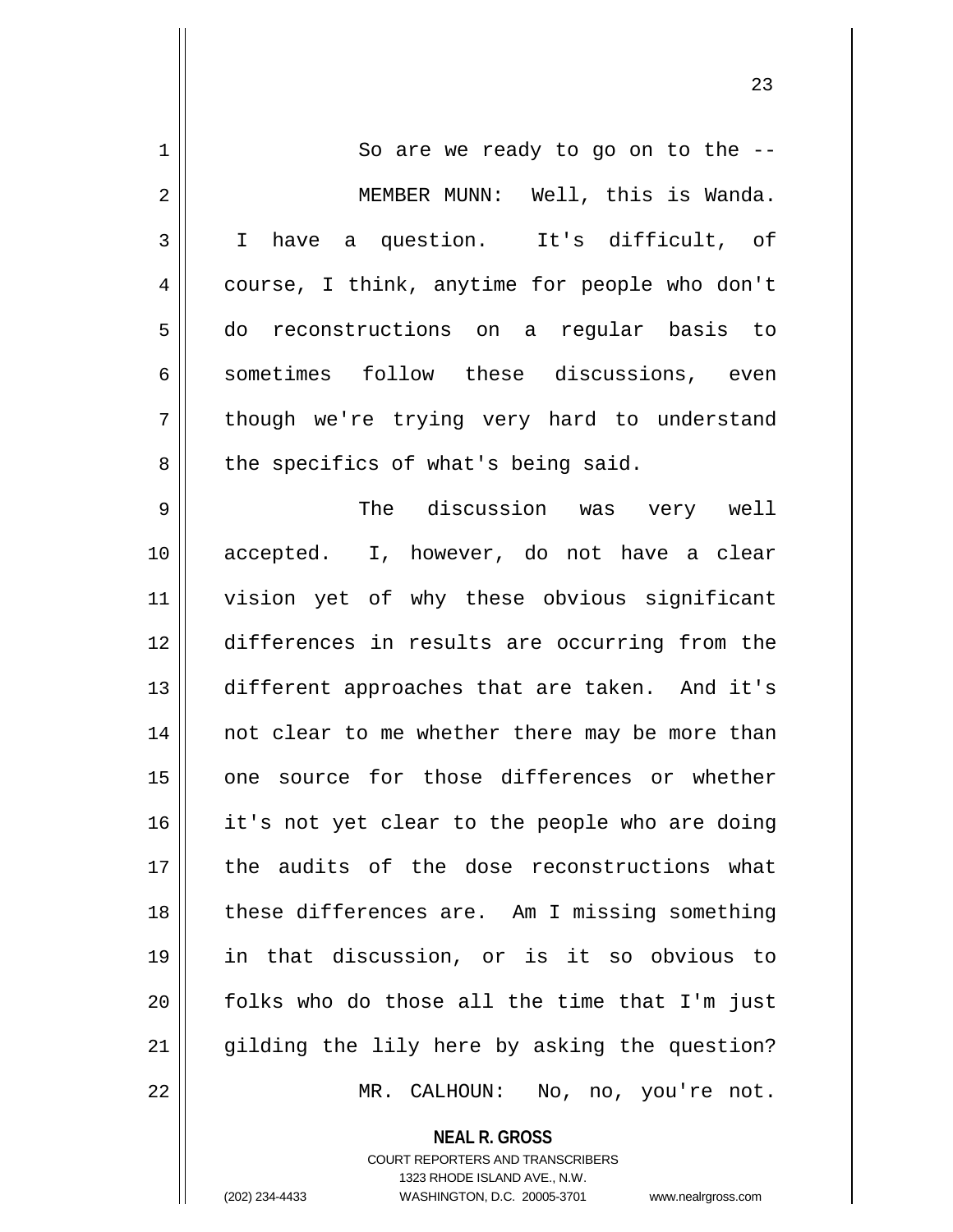So are we ready to go on to the --

MEMBER MUNN: Well, this is Wanda. I have a question. It's difficult, of course, I think, anytime for people who don't do reconstructions on a regular basis to sometimes follow these discussions, even though we're trying very hard to understand the specifics of what's being said.

The discussion was very well accepted. I, however, do not have a clear vision yet of why these obvious significant differences in results are occurring from the different approaches that are taken. And it's not clear to me whether there may be more than one source for those differences or whether it's not yet clear to the people who are doing the audits of the dose reconstructions what these differences are. Am I missing something in that discussion, or is it so obvious to folks who do those all the time that I'm just gilding the lily here by asking the question?

MR. CALHOUN: No, no, you're not.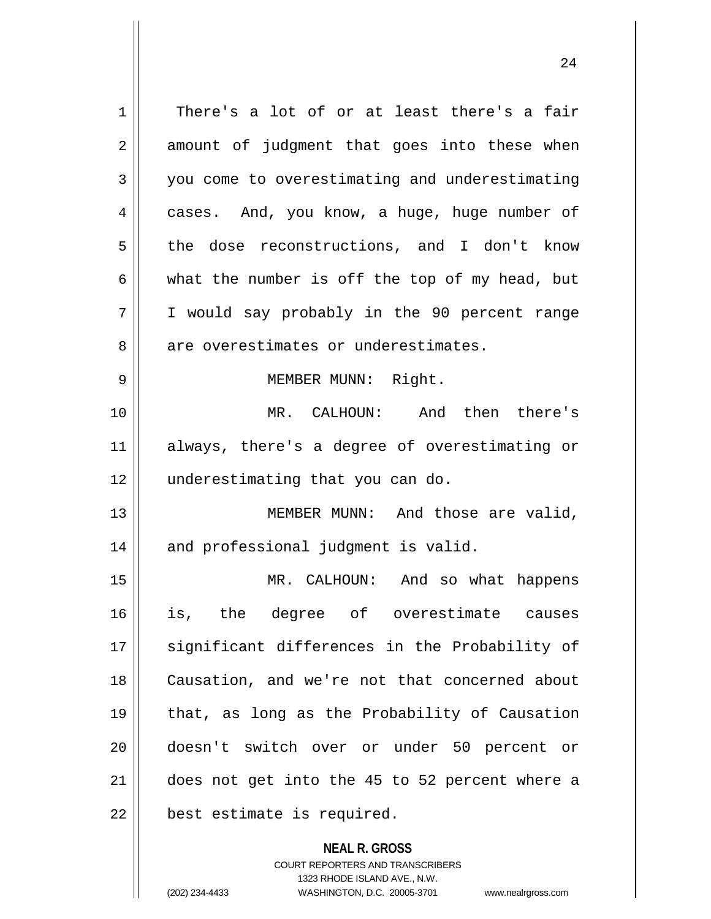There's a lot of or at least there's a fair amount of judgment that goes into these when you come to overestimating and underestimating cases. And, you know, a huge, huge number of the dose reconstructions, and I don't know what the number is off the top of my head, but I would say probably in the 90 percent range are overestimates or underestimates.

MEMBER MUNN: Right.

MR. CALHOUN: And then there's always, there's a degree of overestimating or underestimating that you can do.

MEMBER MUNN: And those are valid, and professional judgment is valid.

MR. CALHOUN: And so what happens is, the degree of overestimate causes significant differences in the Probability of Causation, and we're not that concerned about that, as long as the Probability of Causation doesn't switch over or under 50 percent or does not get into the 45 to 52 percent where a best estimate is required.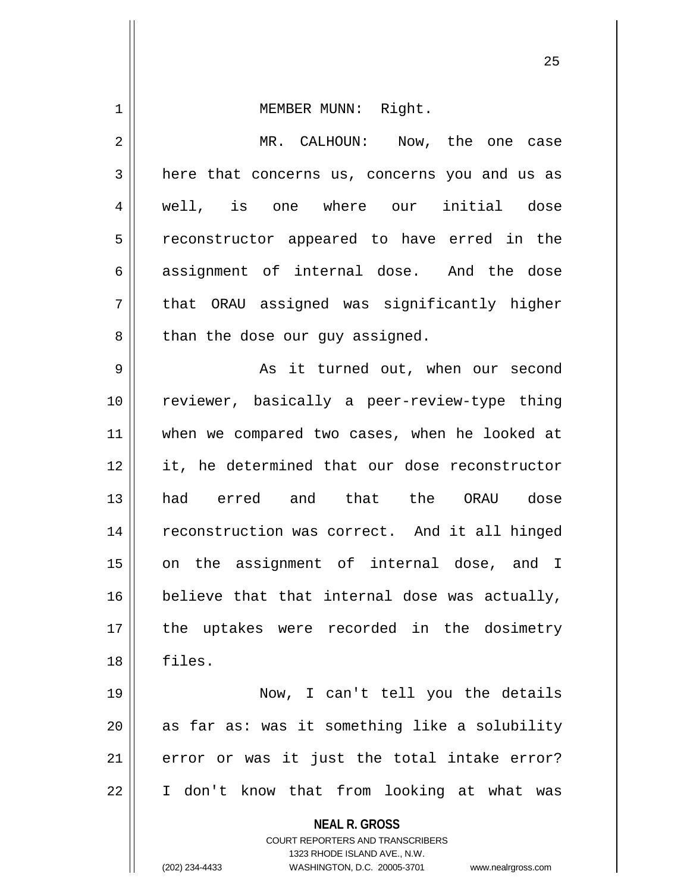MEMBER MUNN: Right.

MR. CALHOUN: Now, the one case here that concerns us, concerns you and us as well, is one where our initial dose reconstructor appeared to have erred in the assignment of internal dose. And the dose that ORAU assigned was significantly higher than the dose our guy assigned.

As it turned out, when our second reviewer, basically a peer-review-type thing when we compared two cases, when he looked at it, he determined that our dose reconstructor had erred and that the ORAU dose reconstruction was correct. And it all hinged on the assignment of internal dose, and I believe that that internal dose was actually, the uptakes were recorded in the dosimetry files.

Now, I can't tell you the details as far as: was it something like a solubility error or was it just the total intake error? I don't know that from looking at what was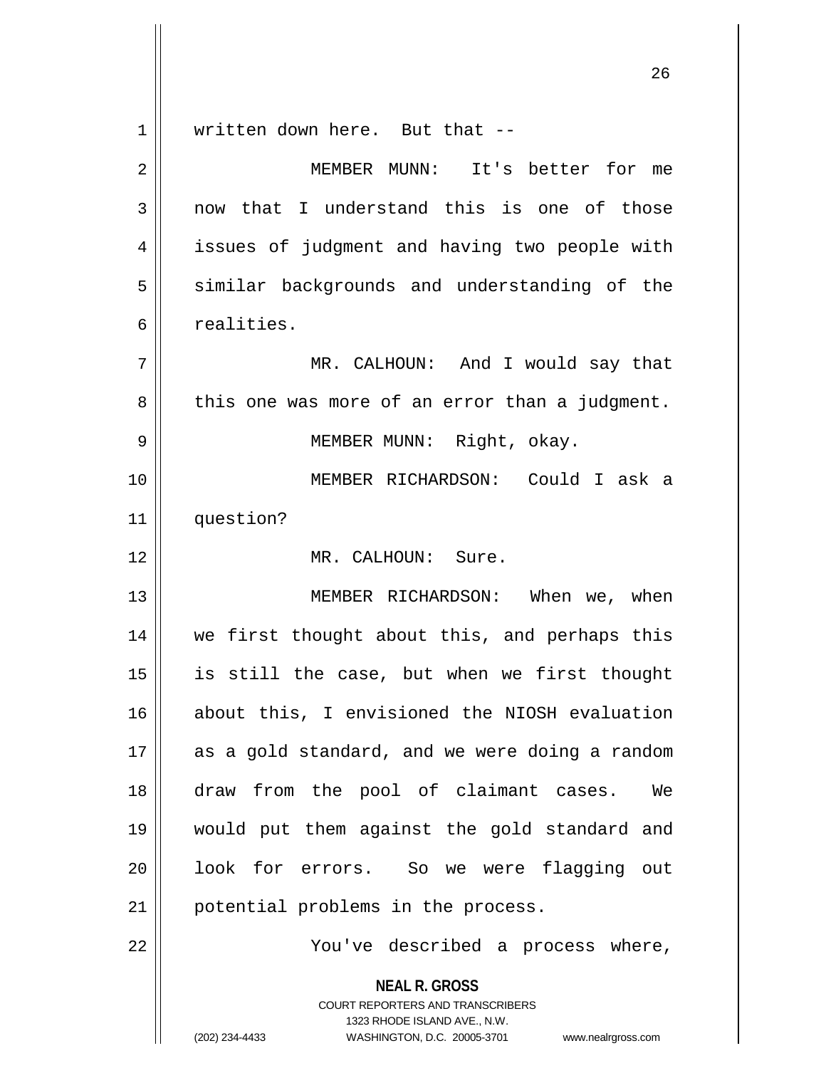written down here. But that --

MEMBER MUNN: It's better for me now that I understand this is one of those issues of judgment and having two people with similar backgrounds and understanding of the realities.

MR. CALHOUN: And I would say that this one was more of an error than a judgment.

MEMBER MUNN: Right, okay.

MEMBER RICHARDSON: Could I ask a question?

MR. CALHOUN: Sure.

MEMBER RICHARDSON: When we, when we first thought about this, and perhaps this is still the case, but when we first thought about this, I envisioned the NIOSH evaluation as a gold standard, and we were doing a random draw from the pool of claimant cases. We would put them against the gold standard and look for errors. So we were flagging out potential problems in the process.

You've described a process where,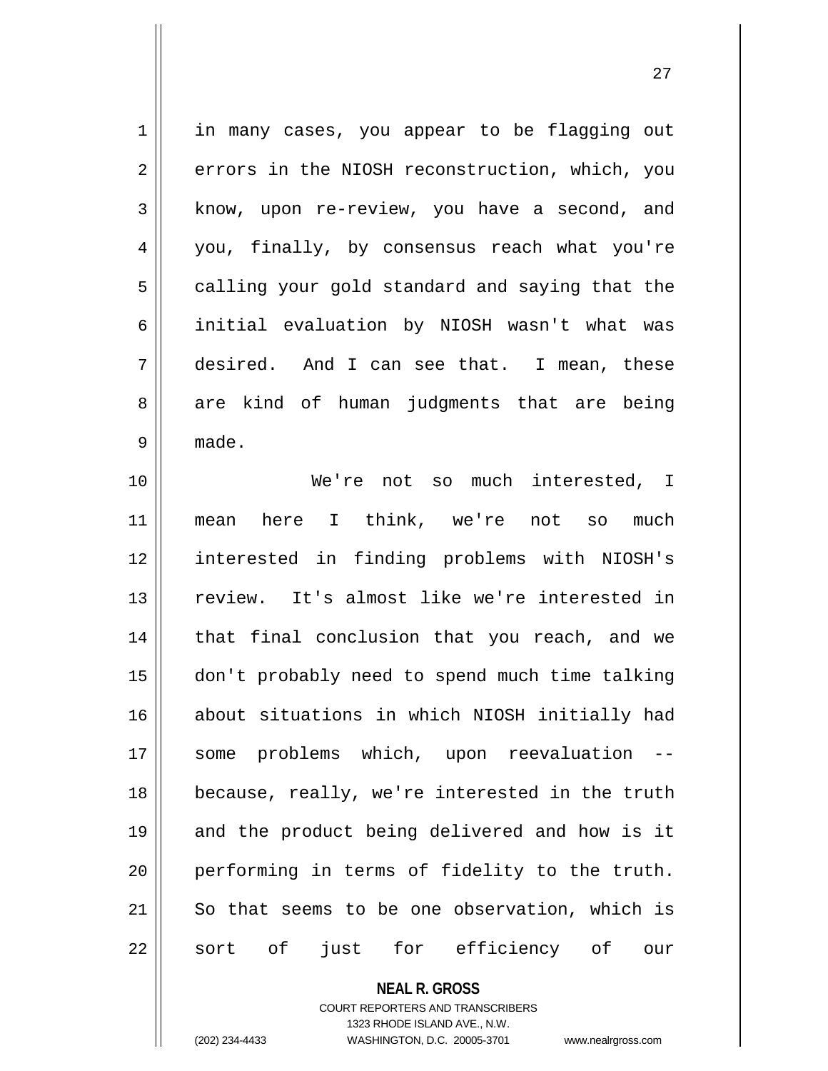in many cases, you appear to be flagging out errors in the NIOSH reconstruction, which, you know, upon re-review, you have a second, and you, finally, by consensus reach what you're calling your gold standard and saying that the initial evaluation by NIOSH wasn't what was desired. And I can see that. I mean, these are kind of human judgments that are being made.

We're not so much interested, I mean here I think, we're not so much interested in finding problems with NIOSH's review. It's almost like we're interested in that final conclusion that you reach, and we don't probably need to spend much time talking about situations in which NIOSH initially had some problems which, upon reevaluation -- because, really, we're interested in the truth and the product being delivered and how is it performing in terms of fidelity to the truth. So that seems to be one observation, which is sort of just for efficiency of our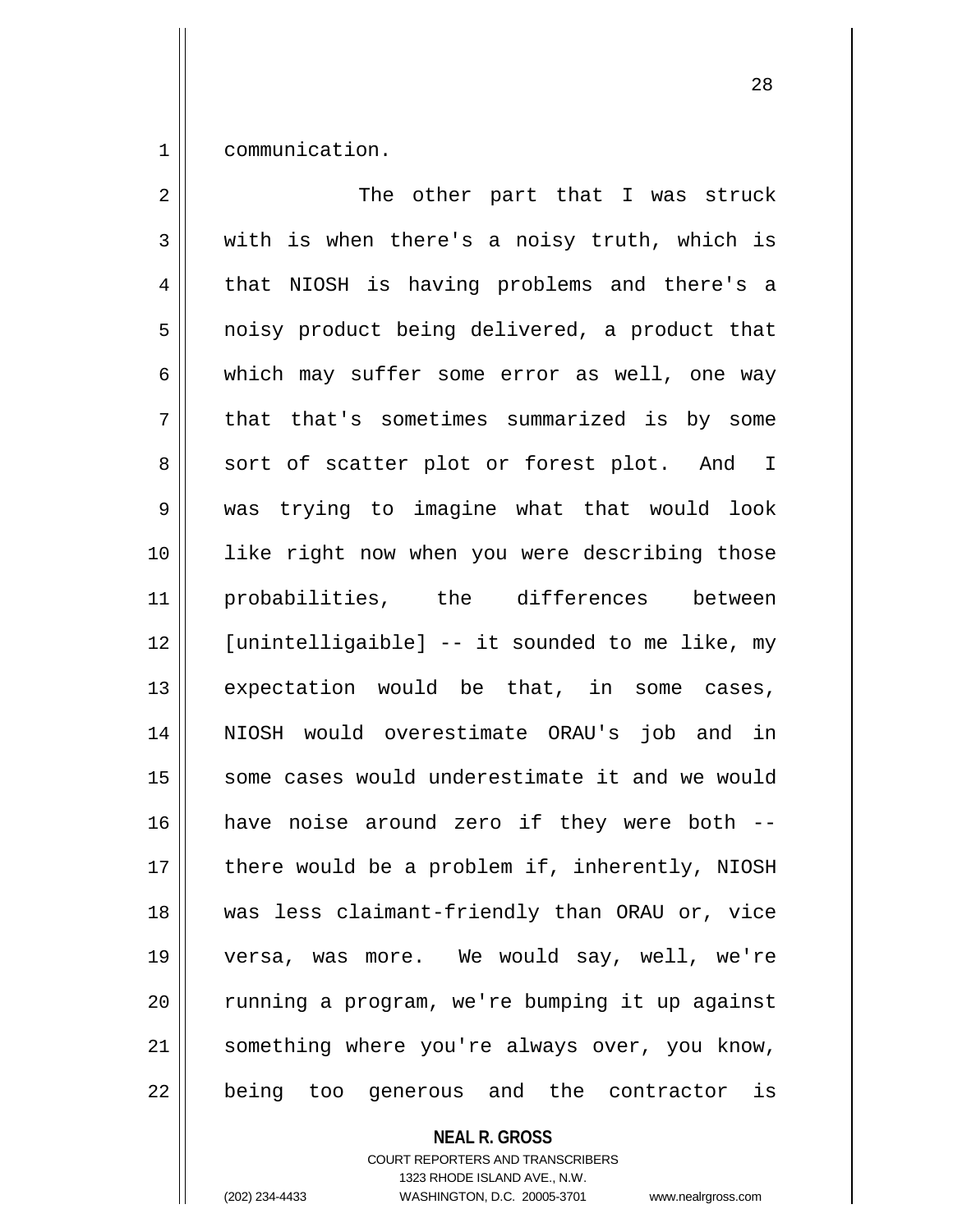communication.

The other part that I was struck with is when there's a noisy truth, which is that NIOSH is having problems and there's a noisy product being delivered, a product that which may suffer some error as well, one way that that's sometimes summarized is by some sort of scatter plot or forest plot. And I was trying to imagine what that would look like right now when you were describing those probabilities, the differences between [unintelligaible] -- it sounded to me like, my expectation would be that, in some cases, NIOSH would overestimate ORAU's job and in some cases would underestimate it and we would have noise around zero if they were both -- there would be a problem if, inherently, NIOSH was less claimant-friendly than ORAU or, vice versa, was more. We would say, well, we're running a program, we're bumping it up against something where you're always over, you know, being too generous and the contractor is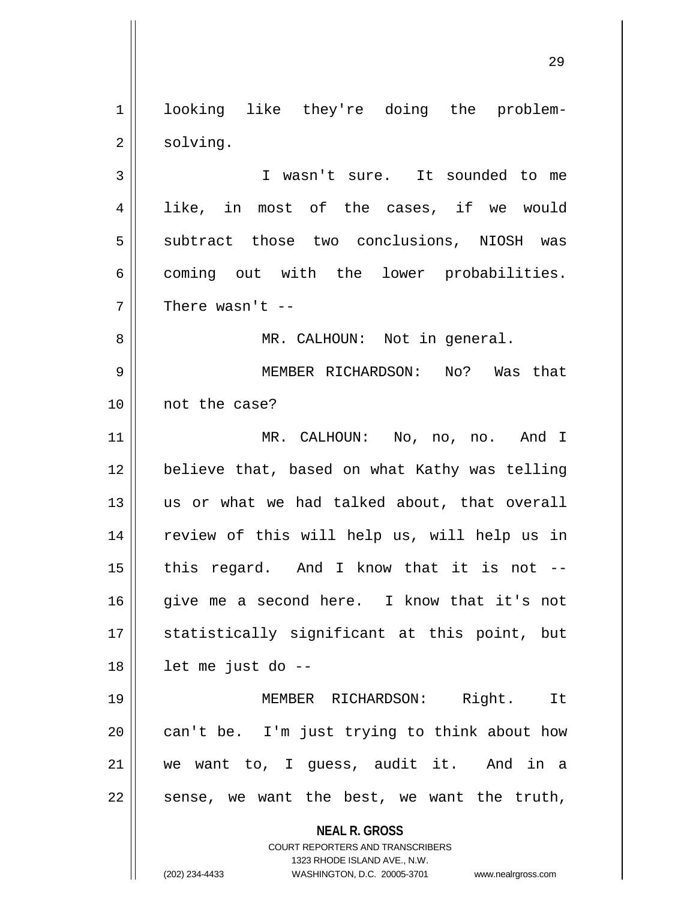looking like they're doing the problem-solving.

I wasn't sure. It sounded to me like, in most of the cases, if we would subtract those two conclusions, NIOSH was coming out with the lower probabilities. There wasn't --

MR. CALHOUN: Not in general.

MEMBER RICHARDSON: No? Was that not the case?

MR. CALHOUN: No, no, no. And I believe that, based on what Kathy was telling us or what we had talked about, that overall review of this will help us, will help us in this regard. And I know that it is not -- give me a second here. I know that it's not statistically significant at this point, but let me just do --

MEMBER RICHARDSON: Right. It can't be. I'm just trying to think about how we want to, I guess, audit it. And in a sense, we want the best, we want the truth,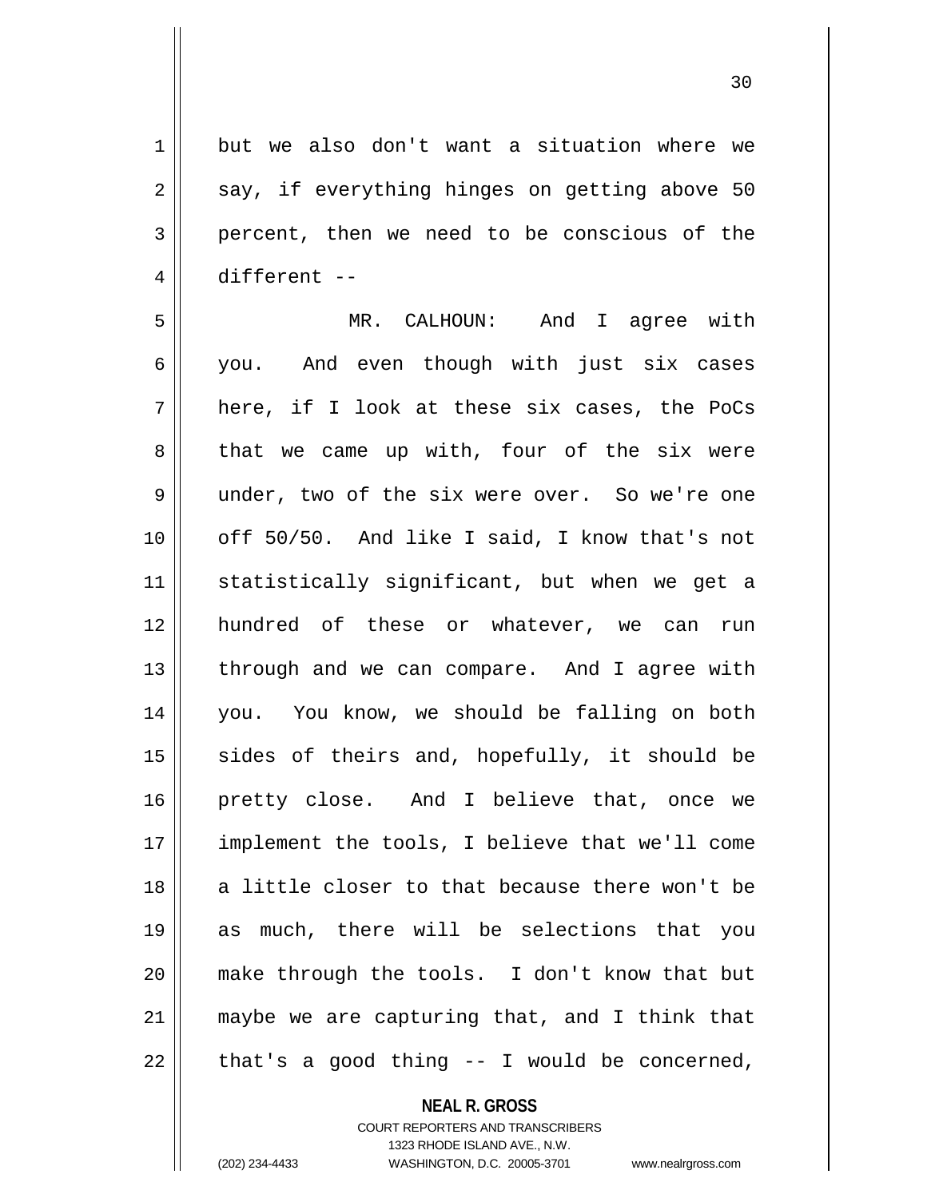but we also don't want a situation where we say, if everything hinges on getting above 50 percent, then we need to be conscious of the different --

MR. CALHOUN: And I agree with you. And even though with just six cases here, if I look at these six cases, the PoCs that we came up with, four of the six were under, two of the six were over. So we're one off 50/50. And like I said, I know that's not statistically significant, but when we get a hundred of these or whatever, we can run through and we can compare. And I agree with you. You know, we should be falling on both sides of theirs and, hopefully, it should be pretty close. And I believe that, once we implement the tools, I believe that we'll come a little closer to that because there won't be as much, there will be selections that you make through the tools. I don't know that but maybe we are capturing that, and I think that that's a good thing -- I would be concerned,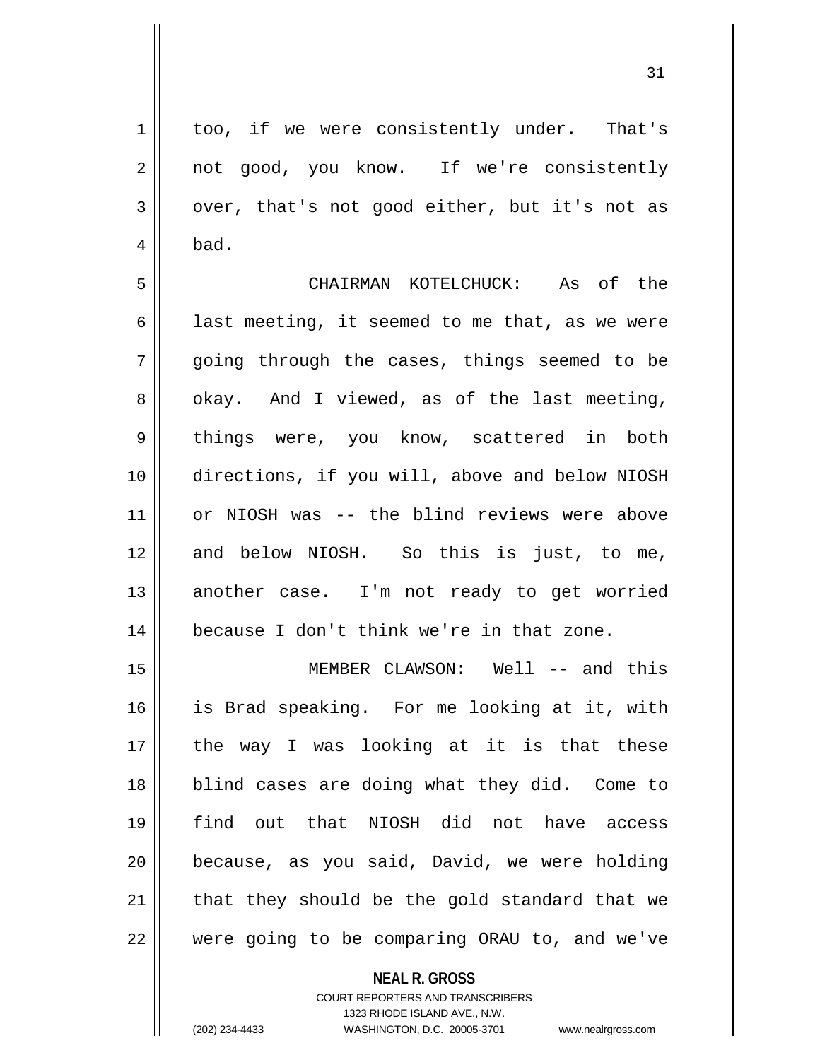too, if we were consistently under. That's not good, you know. If we're consistently over, that's not good either, but it's not as bad.

CHAIRMAN KOTELCHUCK: As of the last meeting, it seemed to me that, as we were going through the cases, things seemed to be okay. And I viewed, as of the last meeting, things were, you know, scattered in both directions, if you will, above and below NIOSH or NIOSH was -- the blind reviews were above and below NIOSH. So this is just, to me, another case. I'm not ready to get worried because I don't think we're in that zone.

MEMBER CLAWSON: Well -- and this is Brad speaking. For me looking at it, with the way I was looking at it is that these blind cases are doing what they did. Come to find out that NIOSH did not have access because, as you said, David, we were holding that they should be the gold standard that we were going to be comparing ORAU to, and we've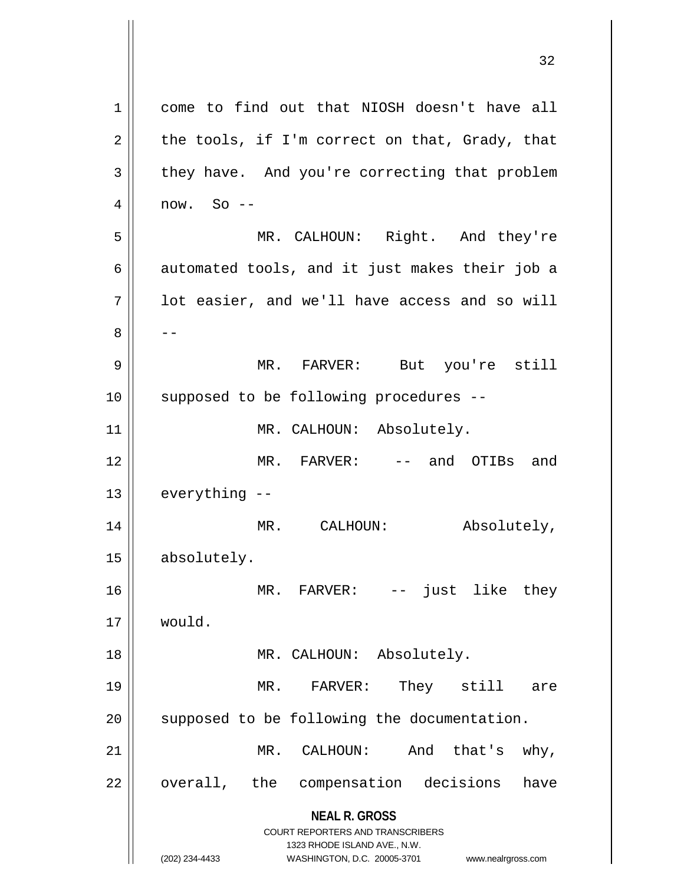come to find out that NIOSH doesn't have all the tools, if I'm correct on that, Grady, that they have. And you're correcting that problem now. So --

MR. CALHOUN: Right. And they're automated tools, and it just makes their job a lot easier, and we'll have access and so will --

MR. FARVER: But you're still supposed to be following procedures --

MR. CALHOUN: Absolutely.

MR. FARVER: -- and OTIBs and everything --

MR. CALHOUN: Absolutely, absolutely.

MR. FARVER: -- just like they would.

MR. CALHOUN: Absolutely.

MR. FARVER: They still are supposed to be following the documentation.

MR. CALHOUN: And that's why, overall, the compensation decisions have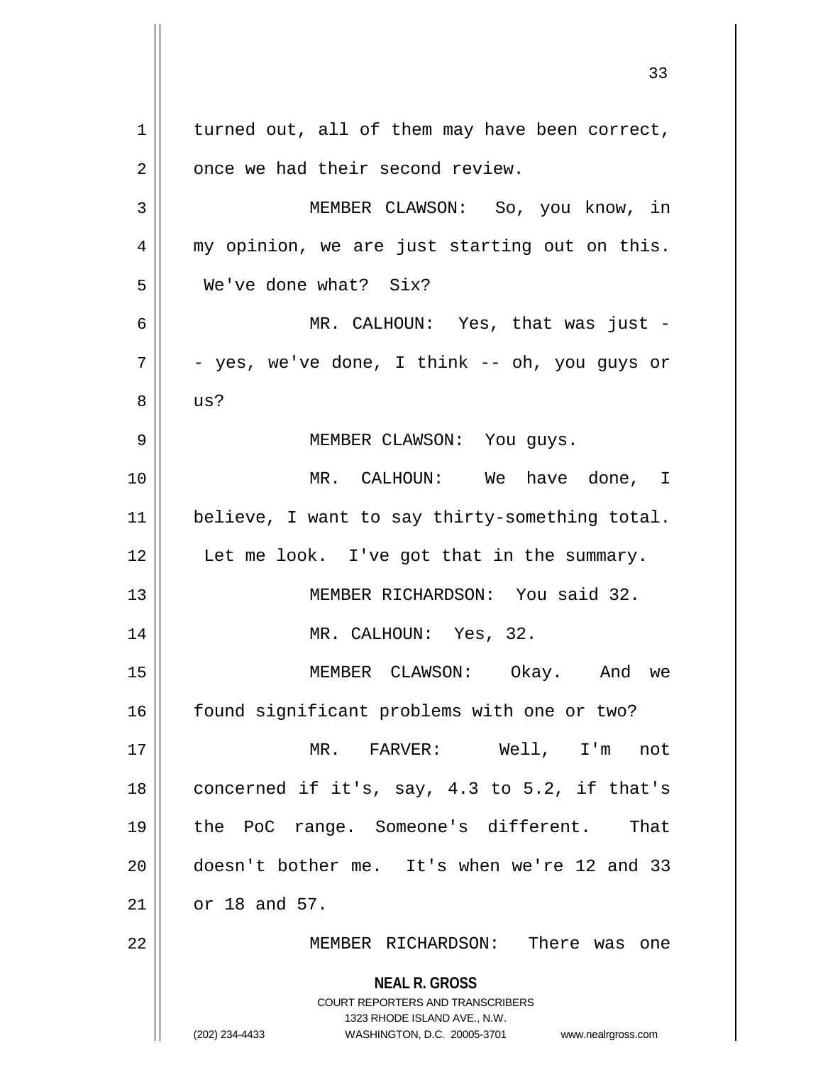turned out, all of them may have been correct, once we had their second review.

MEMBER CLAWSON: So, you know, in my opinion, we are just starting out on this. We've done what? Six?

MR. CALHOUN: Yes, that was just -- yes, we've done, I think -- oh, you guys or us?

MEMBER CLAWSON: You guys.

MR. CALHOUN: We have done, I believe, I want to say thirty-something total. Let me look. I've got that in the summary.

MEMBER RICHARDSON: You said 32.

MR. CALHOUN: Yes, 32.

MEMBER CLAWSON: Okay. And we found significant problems with one or two?

MR. FARVER: Well, I'm not concerned if it's, say, 4.3 to 5.2, if that's the PoC range. Someone's different. That doesn't bother me. It's when we're 12 and 33 or 18 and 57.

MEMBER RICHARDSON: There was one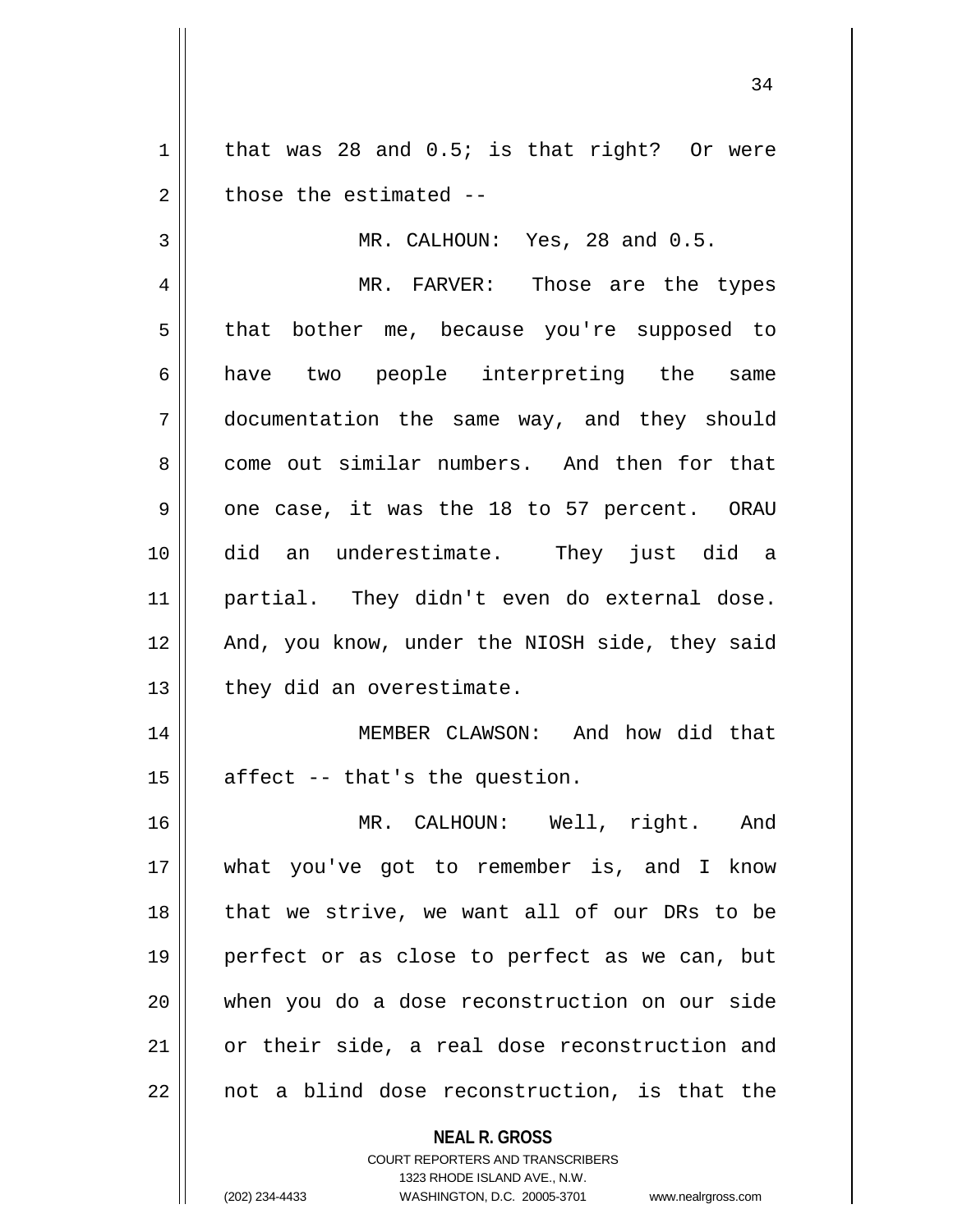that was 28 and 0.5; is that right? Or were those the estimated --

MR. CALHOUN: Yes, 28 and 0.5.

MR. FARVER: Those are the types that bother me, because you're supposed to have two people interpreting the same documentation the same way, and they should come out similar numbers. And then for that one case, it was the 18 to 57 percent. ORAU did an underestimate. They just did a partial. They didn't even do external dose. And, you know, under the NIOSH side, they said they did an overestimate.

MEMBER CLAWSON: And how did that affect -- that's the question.

MR. CALHOUN: Well, right. And what you've got to remember is, and I know that we strive, we want all of our DRs to be perfect or as close to perfect as we can, but when you do a dose reconstruction on our side or their side, a real dose reconstruction and not a blind dose reconstruction, is that the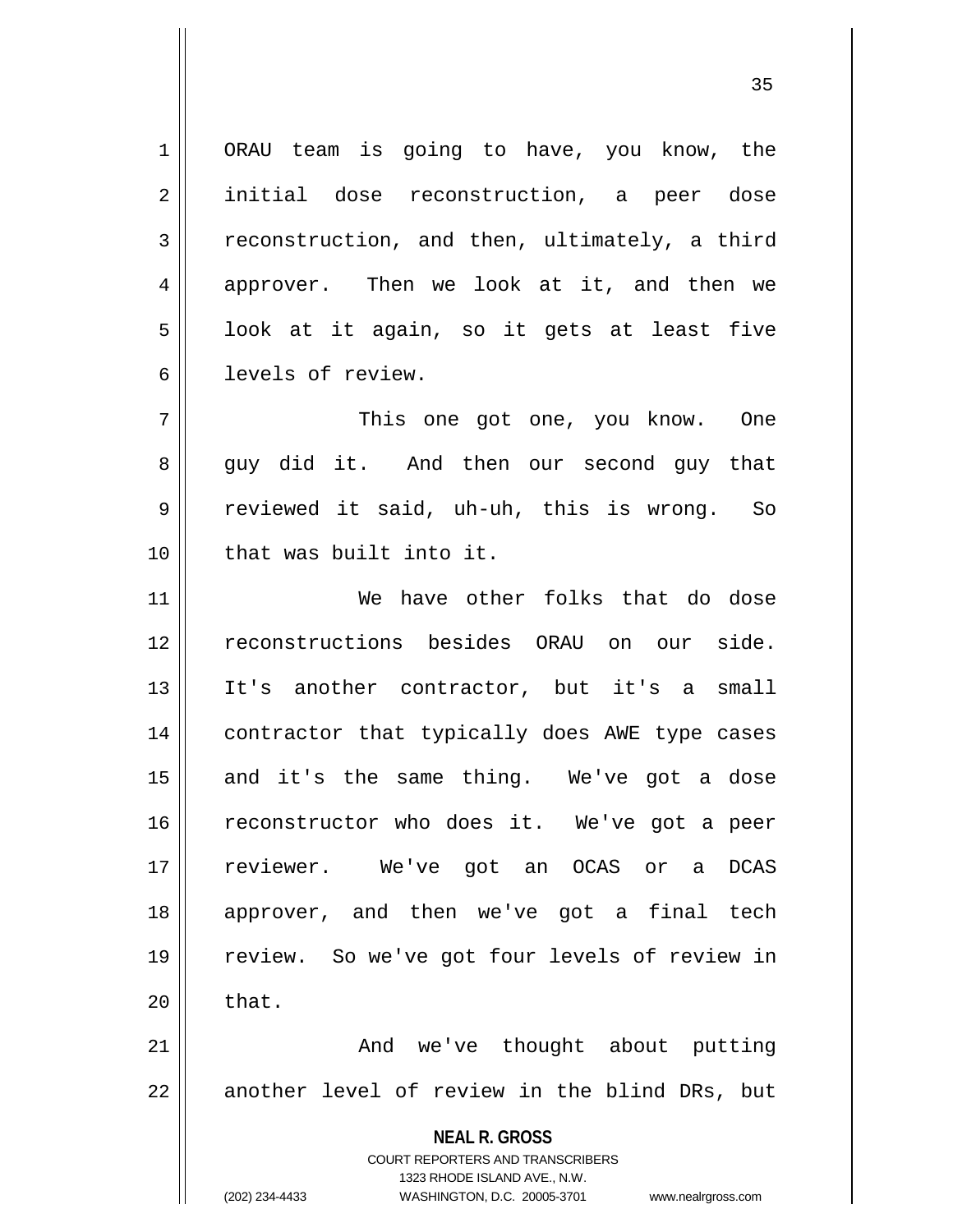ORAU team is going to have, you know, the initial dose reconstruction, a peer dose reconstruction, and then, ultimately, a third approver. Then we look at it, and then we look at it again, so it gets at least five levels of review.

This one got one, you know. One guy did it. And then our second guy that reviewed it said, uh-uh, this is wrong. So that was built into it.

We have other folks that do dose reconstructions besides ORAU on our side. It's another contractor, but it's a small contractor that typically does AWE type cases and it's the same thing. We've got a dose reconstructor who does it. We've got a peer reviewer. We've got an OCAS or a DCAS approver, and then we've got a final tech review. So we've got four levels of review in that.

And we've thought about putting another level of review in the blind DRs, but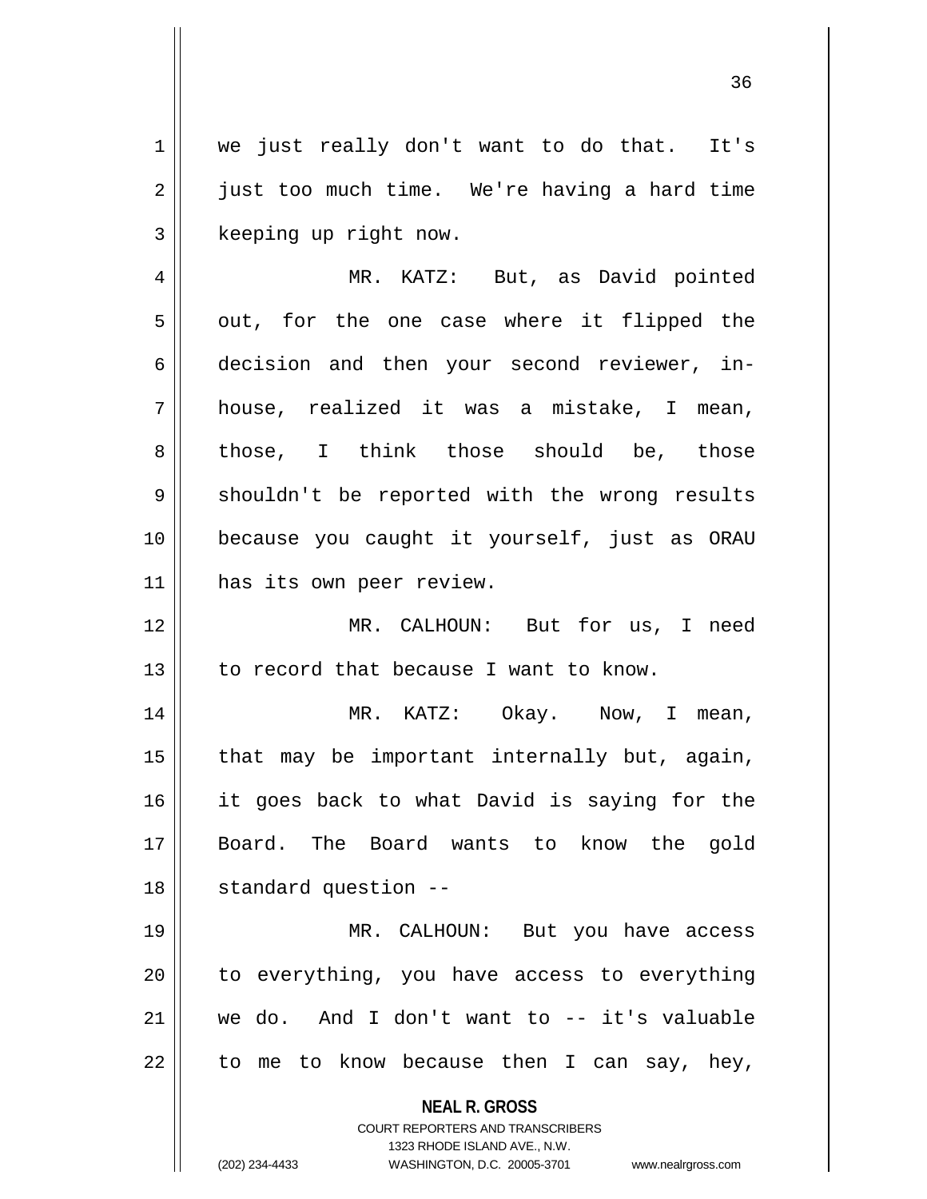we just really don't want to do that. It's just too much time. We're having a hard time keeping up right now.

MR. KATZ: But, as David pointed out, for the one case where it flipped the decision and then your second reviewer, in-house, realized it was a mistake, I mean, those, I think those should be, those shouldn't be reported with the wrong results because you caught it yourself, just as ORAU has its own peer review.

MR. CALHOUN: But for us, I need to record that because I want to know.

MR. KATZ: Okay. Now, I mean, that may be important internally but, again, it goes back to what David is saying for the Board. The Board wants to know the gold standard question --

MR. CALHOUN: But you have access to everything, you have access to everything we do. And I don't want to -- it's valuable to me to know because then I can say, hey,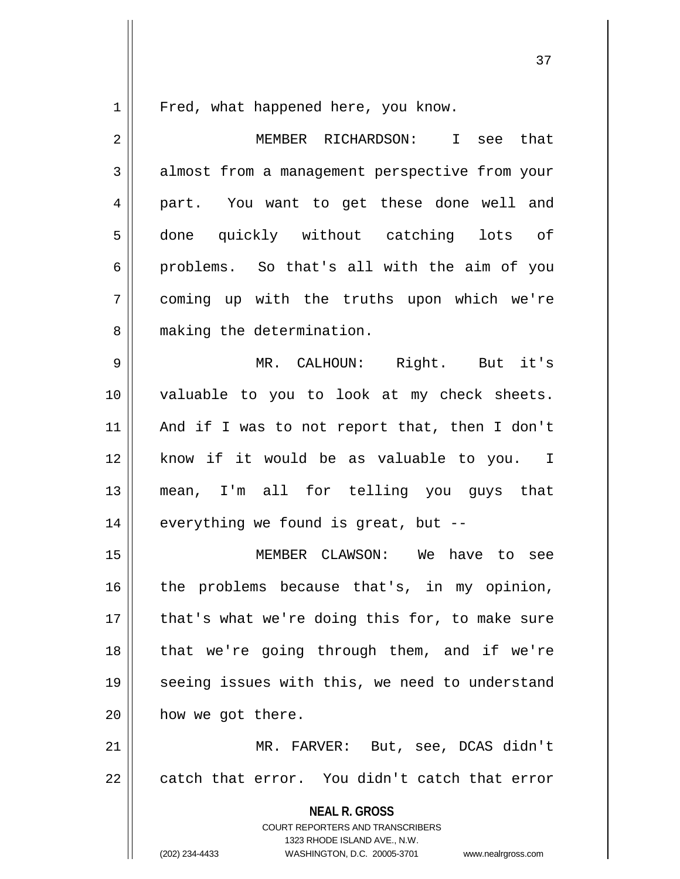Fred, what happened here, you know.

MEMBER RICHARDSON: I see that almost from a management perspective from your part. You want to get these done well and done quickly without catching lots of problems. So that's all with the aim of you coming up with the truths upon which we're making the determination.

MR. CALHOUN: Right. But it's valuable to you to look at my check sheets. And if I was to not report that, then I don't know if it would be as valuable to you. I mean, I'm all for telling you guys that everything we found is great, but --

MEMBER CLAWSON: We have to see the problems because that's, in my opinion, that's what we're doing this for, to make sure that we're going through them, and if we're seeing issues with this, we need to understand how we got there.

MR. FARVER: But, see, DCAS didn't catch that error. You didn't catch that error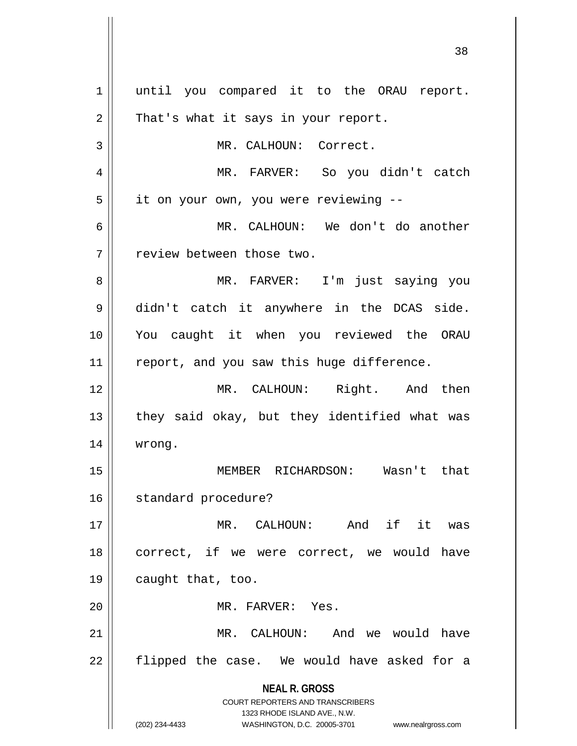until you compared it to the ORAU report. That's what it says in your report.

MR. CALHOUN: Correct.

MR. FARVER: So you didn't catch it on your own, you were reviewing --

MR. CALHOUN: We don't do another review between those two.

MR. FARVER: I'm just saying you didn't catch it anywhere in the DCAS side. You caught it when you reviewed the ORAU report, and you saw this huge difference.

MR. CALHOUN: Right. And then they said okay, but they identified what was wrong.

MEMBER RICHARDSON: Wasn't that standard procedure?

MR. CALHOUN: And if it was correct, if we were correct, we would have caught that, too.

MR. FARVER: Yes.

MR. CALHOUN: And we would have flipped the case. We would have asked for a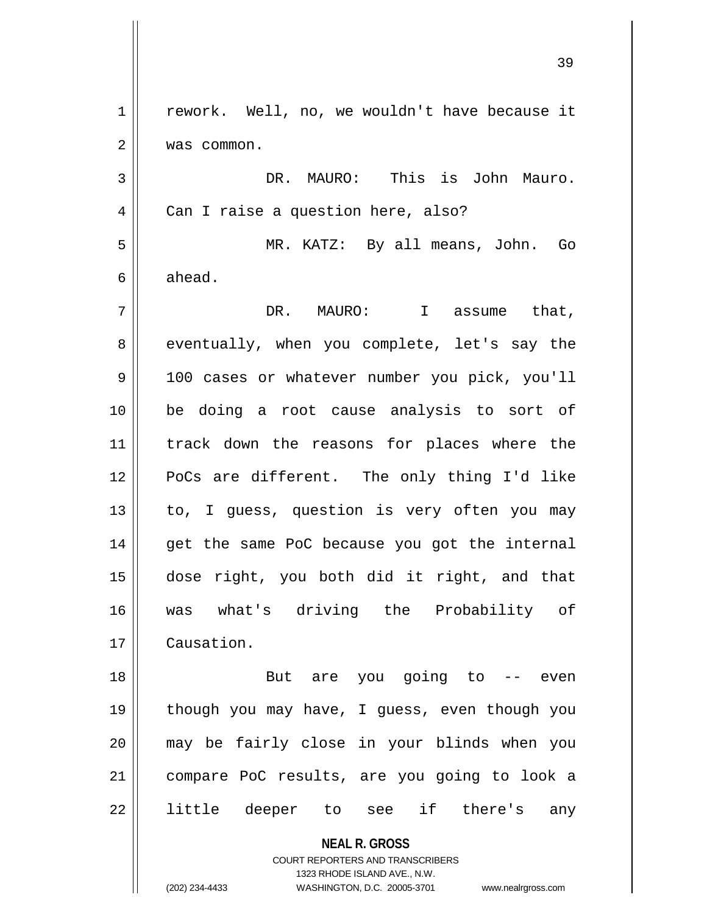rework. Well, no, we wouldn't have because it was common.

DR. MAURO: This is John Mauro. Can I raise a question here, also?

MR. KATZ: By all means, John. Go ahead.

DR. MAURO: I assume that, eventually, when you complete, let's say the 100 cases or whatever number you pick, you'll be doing a root cause analysis to sort of track down the reasons for places where the PoCs are different. The only thing I'd like to, I guess, question is very often you may get the same PoC because you got the internal dose right, you both did it right, and that was what's driving the Probability of Causation.

But are you going to -- even though you may have, I guess, even though you may be fairly close in your blinds when you compare PoC results, are you going to look a little deeper to see if there's any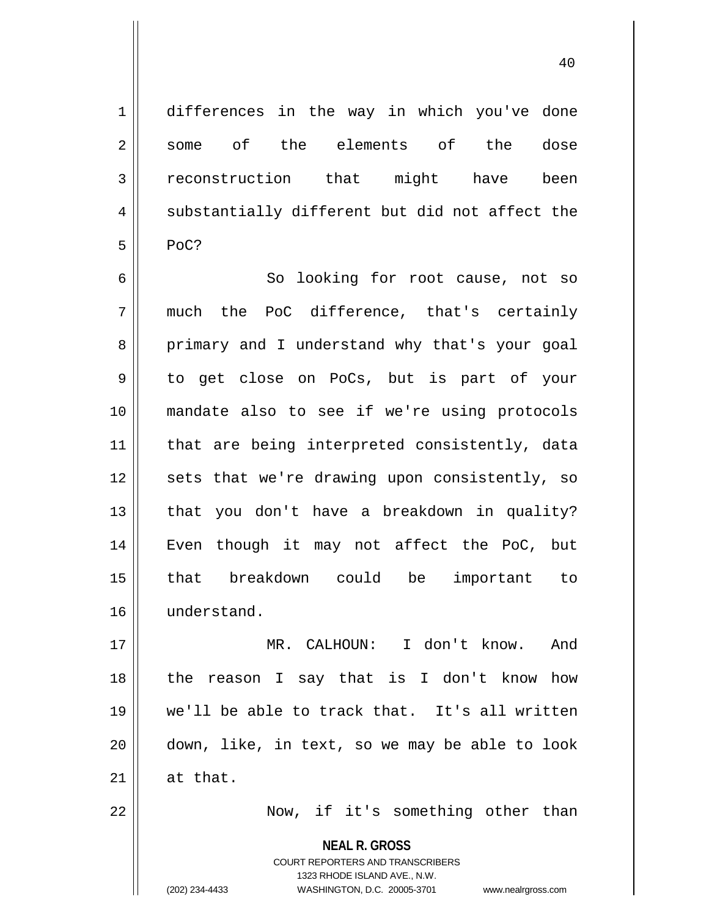differences in the way in which you've done some of the elements of the dose reconstruction that might have been substantially different but did not affect the PoC?

So looking for root cause, not so much the PoC difference, that's certainly primary and I understand why that's your goal to get close on PoCs, but is part of your mandate also to see if we're using protocols that are being interpreted consistently, data sets that we're drawing upon consistently, so that you don't have a breakdown in quality? Even though it may not affect the PoC, but that breakdown could be important to understand.

MR. CALHOUN: I don't know. And the reason I say that is I don't know how we'll be able to track that. It's all written down, like, in text, so we may be able to look at that.

Now, if it's something other than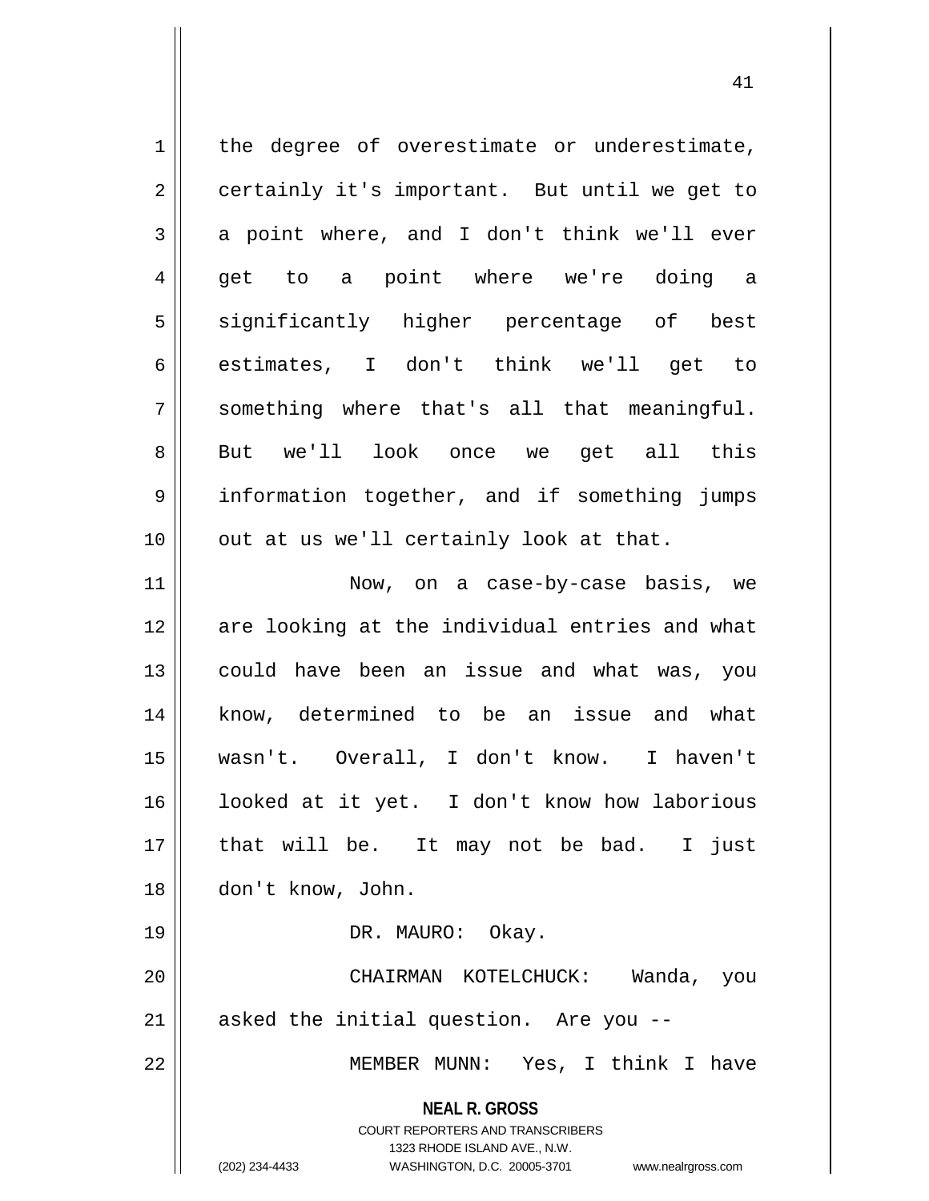the degree of overestimate or underestimate, certainly it's important. But until we get to a point where, and I don't think we'll ever get to a point where we're doing a significantly higher percentage of best estimates, I don't think we'll get to something where that's all that meaningful. But we'll look once we get all this information together, and if something jumps out at us we'll certainly look at that.

Now, on a case-by-case basis, we are looking at the individual entries and what could have been an issue and what was, you know, determined to be an issue and what wasn't. Overall, I don't know. I haven't looked at it yet. I don't know how laborious that will be. It may not be bad. I just don't know, John.

DR. MAURO: Okay.

CHAIRMAN KOTELCHUCK: Wanda, you asked the initial question. Are you --

MEMBER MUNN: Yes, I think I have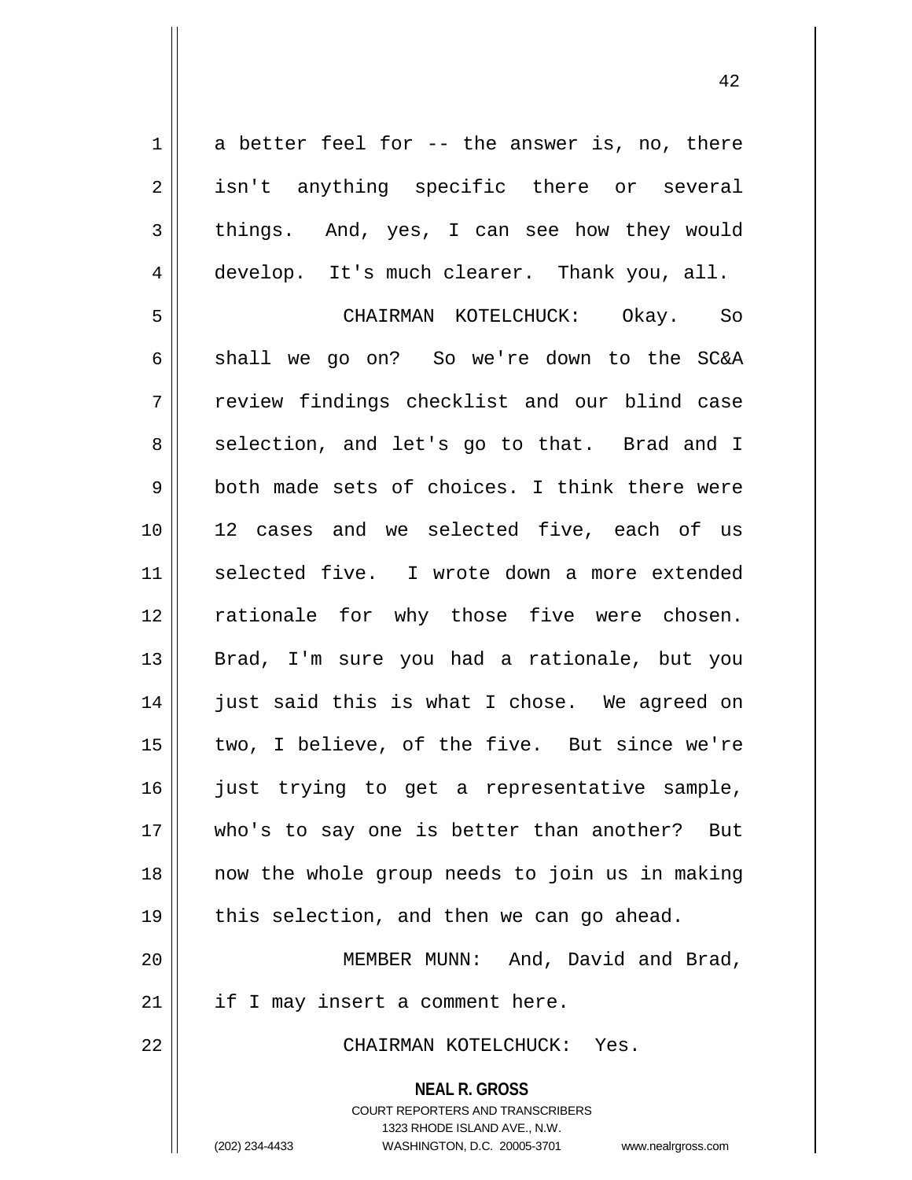a better feel for -- the answer is, no, there isn't anything specific there or several things. And, yes, I can see how they would develop. It's much clearer. Thank you, all.

CHAIRMAN KOTELCHUCK: Okay. So shall we go on? So we're down to the SC&A review findings checklist and our blind case selection, and let's go to that. Brad and I both made sets of choices. I think there were 12 cases and we selected five, each of us selected five. I wrote down a more extended rationale for why those five were chosen. Brad, I'm sure you had a rationale, but you just said this is what I chose. We agreed on two, I believe, of the five. But since we're just trying to get a representative sample, who's to say one is better than another? But now the whole group needs to join us in making this selection, and then we can go ahead.

MEMBER MUNN: And, David and Brad, if I may insert a comment here.

CHAIRMAN KOTELCHUCK: Yes.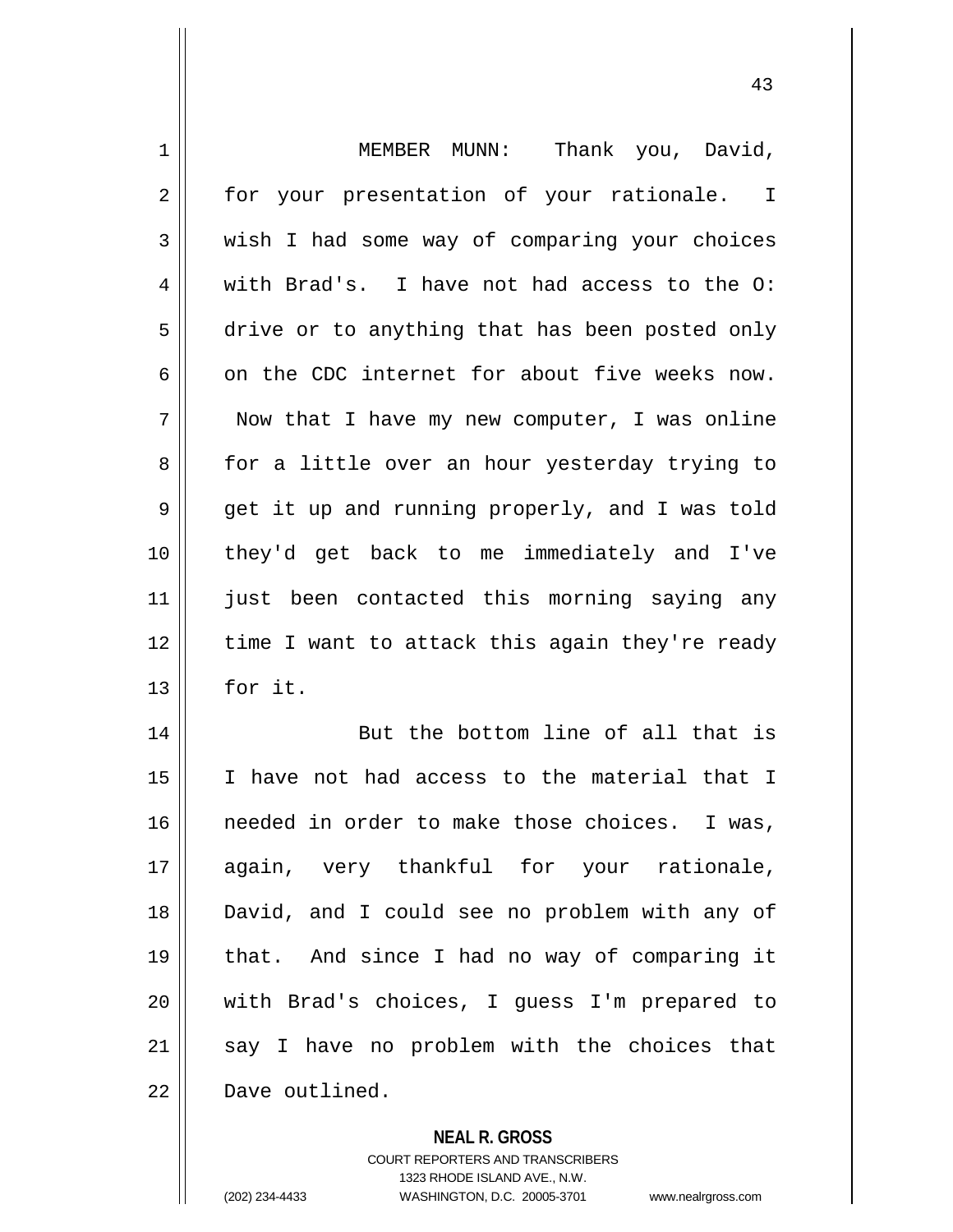MEMBER MUNN: Thank you, David, for your presentation of your rationale. I wish I had some way of comparing your choices with Brad's. I have not had access to the O: drive or to anything that has been posted only on the CDC internet for about five weeks now. Now that I have my new computer, I was online for a little over an hour yesterday trying to get it up and running properly, and I was told they'd get back to me immediately and I've just been contacted this morning saying any time I want to attack this again they're ready for it.

But the bottom line of all that is I have not had access to the material that I needed in order to make those choices. I was, again, very thankful for your rationale, David, and I could see no problem with any of that. And since I had no way of comparing it with Brad's choices, I guess I'm prepared to say I have no problem with the choices that Dave outlined.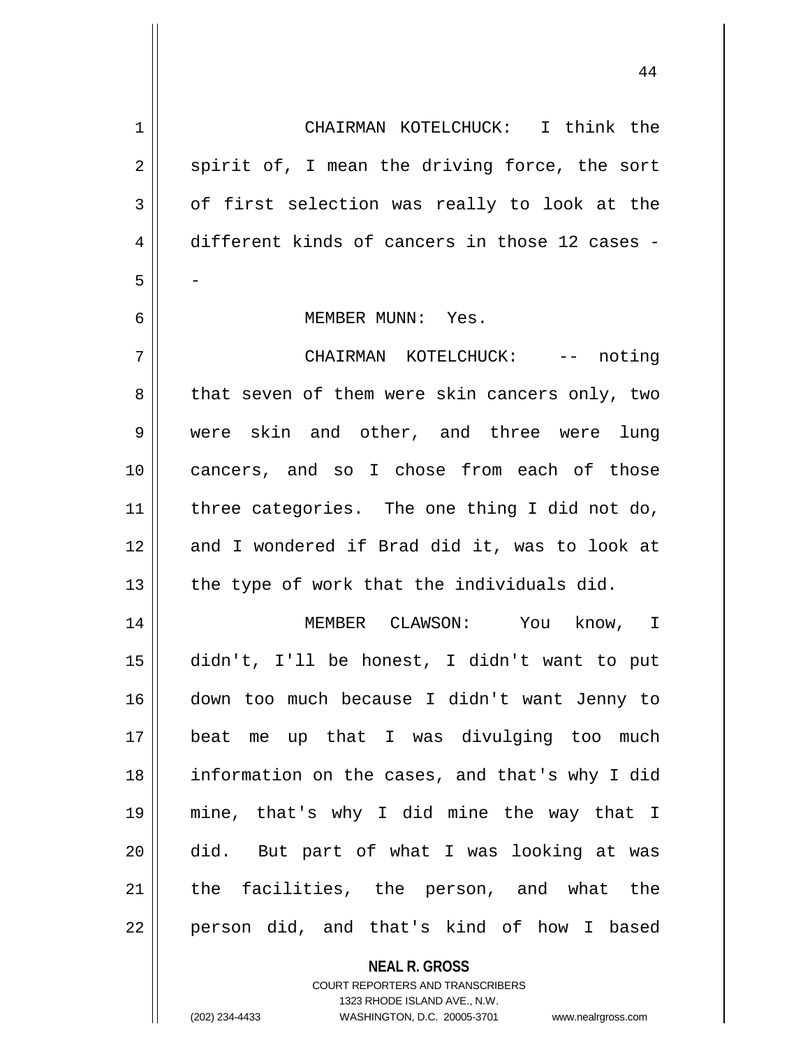CHAIRMAN KOTELCHUCK: I think the spirit of, I mean the driving force, the sort of first selection was really to look at the different kinds of cancers in those 12 cases --

MEMBER MUNN: Yes.

CHAIRMAN KOTELCHUCK: -- noting that seven of them were skin cancers only, two were skin and other, and three were lung cancers, and so I chose from each of those three categories. The one thing I did not do, and I wondered if Brad did it, was to look at the type of work that the individuals did.

MEMBER CLAWSON: You know, I didn't, I'll be honest, I didn't want to put down too much because I didn't want Jenny to beat me up that I was divulging too much information on the cases, and that's why I did mine, that's why I did mine the way that I did. But part of what I was looking at was the facilities, the person, and what the person did, and that's kind of how I based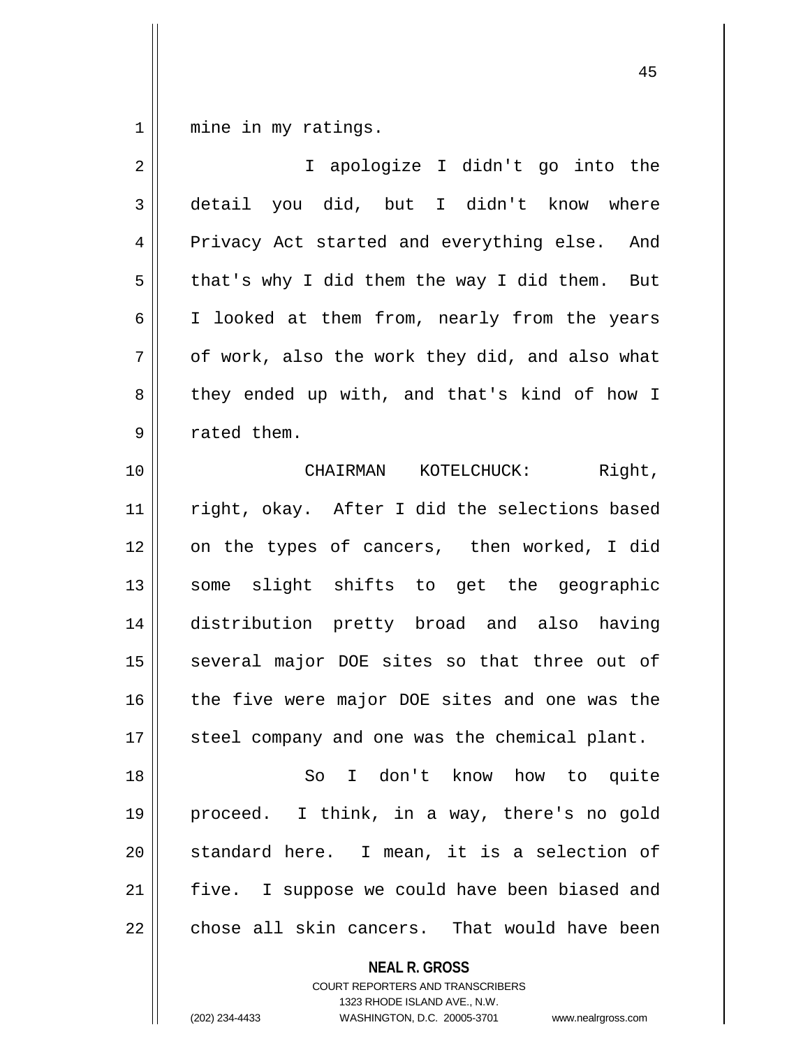mine in my ratings.

I apologize I didn't go into the detail you did, but I didn't know where Privacy Act started and everything else. And that's why I did them the way I did them. But I looked at them from, nearly from the years of work, also the work they did, and also what they ended up with, and that's kind of how I rated them.

CHAIRMAN KOTELCHUCK: Right, right, okay. After I did the selections based on the types of cancers, then worked, I did some slight shifts to get the geographic distribution pretty broad and also having several major DOE sites so that three out of the five were major DOE sites and one was the steel company and one was the chemical plant.

So I don't know how to quite proceed. I think, in a way, there's no gold standard here. I mean, it is a selection of five. I suppose we could have been biased and chose all skin cancers. That would have been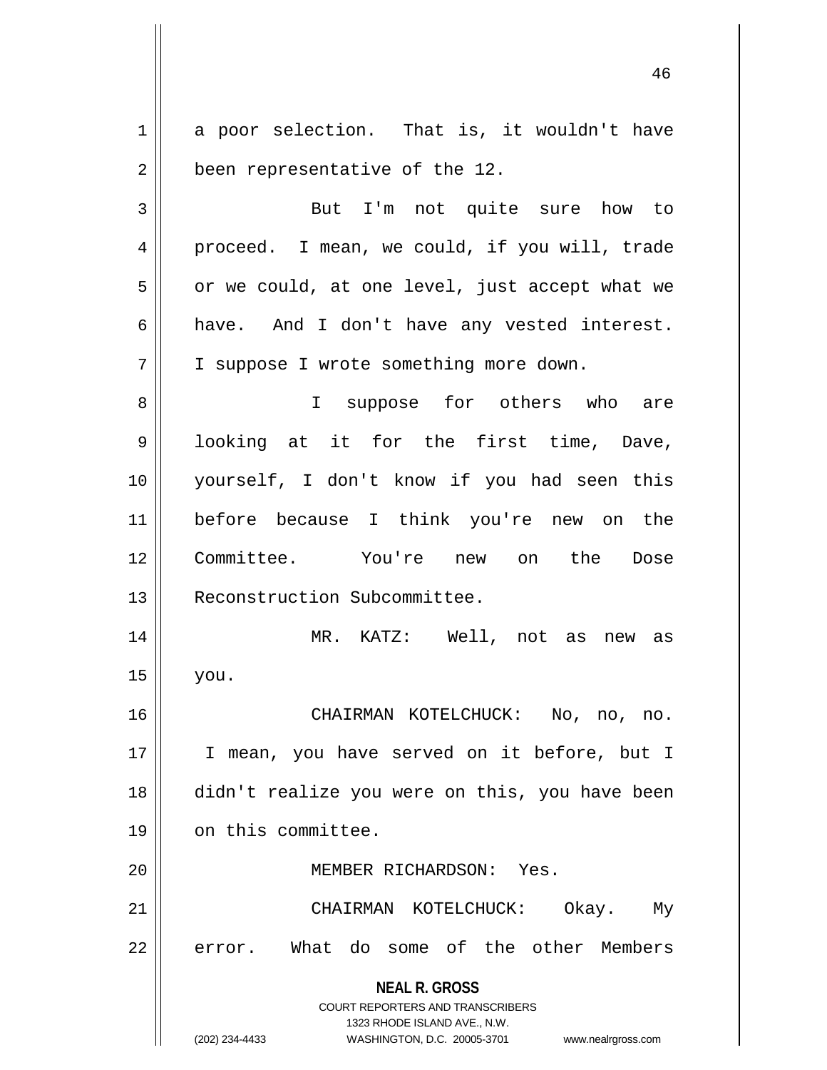a poor selection. That is, it wouldn't have been representative of the 12.

But I'm not quite sure how to proceed. I mean, we could, if you will, trade or we could, at one level, just accept what we have. And I don't have any vested interest. I suppose I wrote something more down.

I suppose for others who are looking at it for the first time, Dave, yourself, I don't know if you had seen this before because I think you're new on the Committee. You're new on the Dose Reconstruction Subcommittee.

MR. KATZ: Well, not as new as you.

CHAIRMAN KOTELCHUCK: No, no, no. I mean, you have served on it before, but I didn't realize you were on this, you have been on this committee.

MEMBER RICHARDSON: Yes.

CHAIRMAN KOTELCHUCK: Okay. My error. What do some of the other Members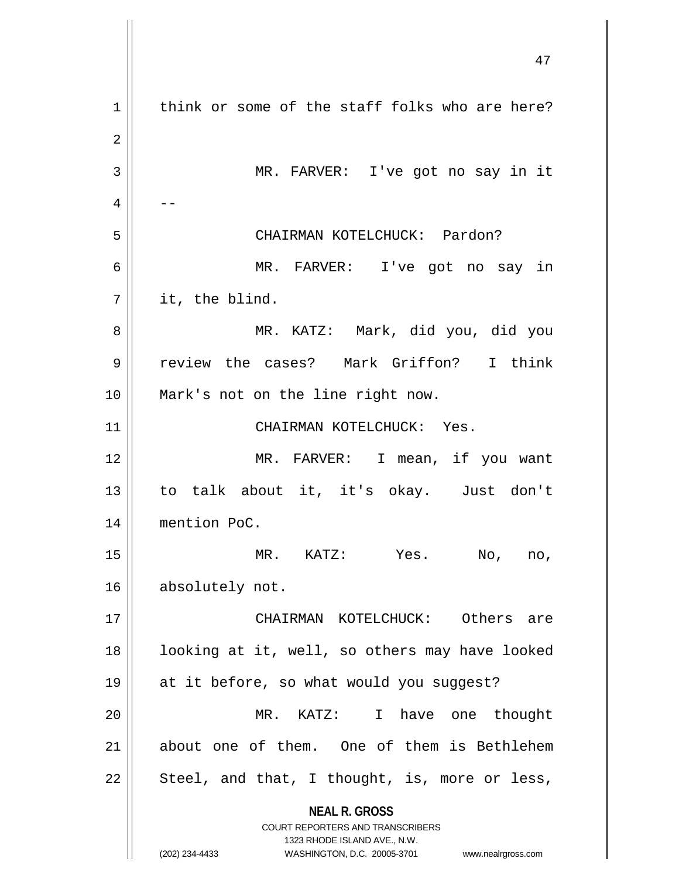think or some of the staff folks who are here?

MR. FARVER: I've got no say in it --

CHAIRMAN KOTELCHUCK: Pardon?

MR. FARVER: I've got no say in it, the blind.

MR. KATZ: Mark, did you, did you review the cases? Mark Griffon? I think Mark's not on the line right now.

CHAIRMAN KOTELCHUCK: Yes.

MR. FARVER: I mean, if you want to talk about it, it's okay. Just don't mention PoC.

MR. KATZ: Yes. No, no, absolutely not.

CHAIRMAN KOTELCHUCK: Others are looking at it, well, so others may have looked at it before, so what would you suggest?

MR. KATZ: I have one thought about one of them. One of them is Bethlehem Steel, and that, I thought, is, more or less,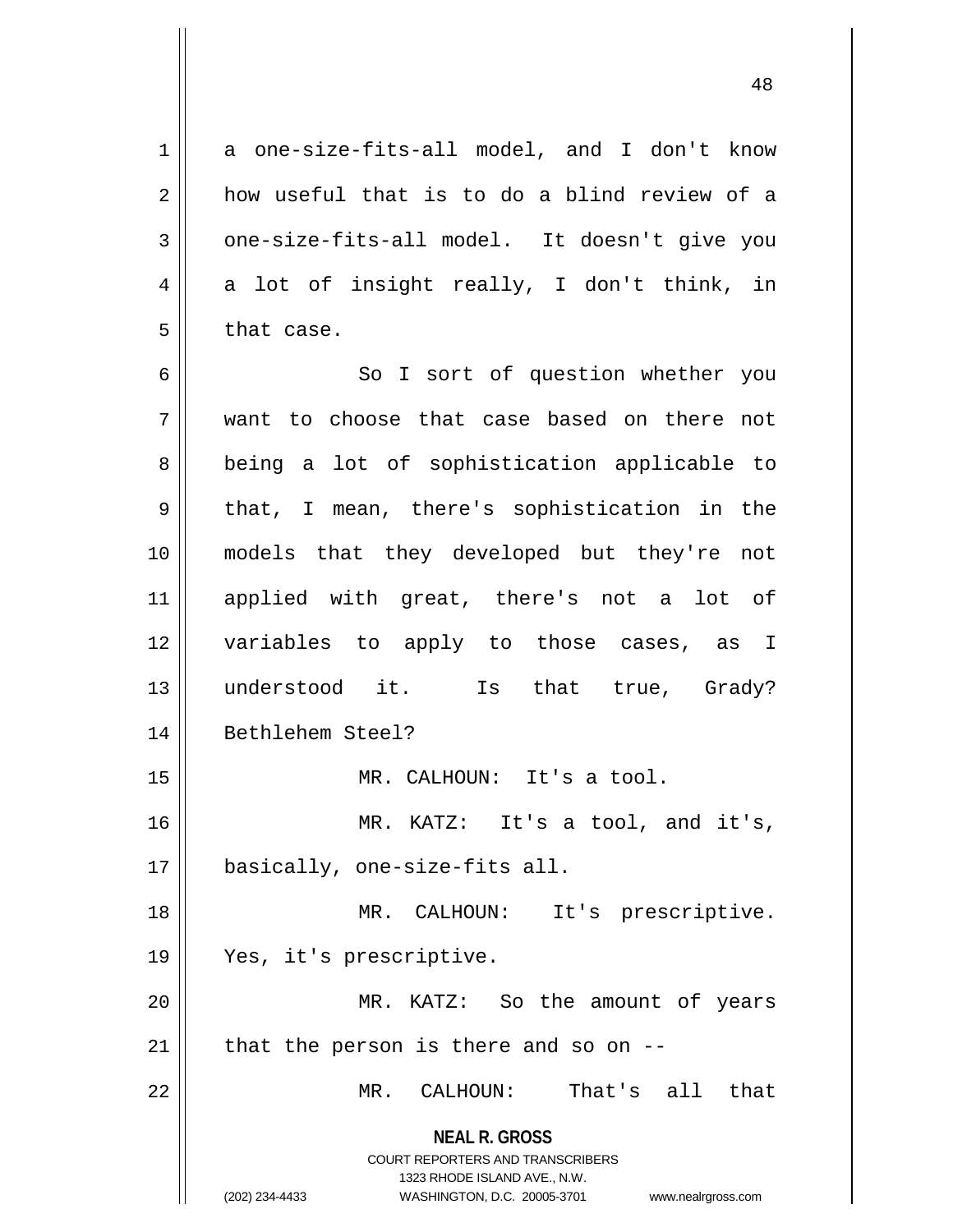a one-size-fits-all model, and I don't know how useful that is to do a blind review of a one-size-fits-all model. It doesn't give you a lot of insight really, I don't think, in that case.

So I sort of question whether you want to choose that case based on there not being a lot of sophistication applicable to that, I mean, there's sophistication in the models that they developed but they're not applied with great, there's not a lot of variables to apply to those cases, as I understood it. Is that true, Grady? Bethlehem Steel?

MR. CALHOUN: It's a tool.

MR. KATZ: It's a tool, and it's, basically, one-size-fits all.

MR. CALHOUN: It's prescriptive. Yes, it's prescriptive.

MR. KATZ: So the amount of years that the person is there and so on --

MR. CALHOUN: That's all that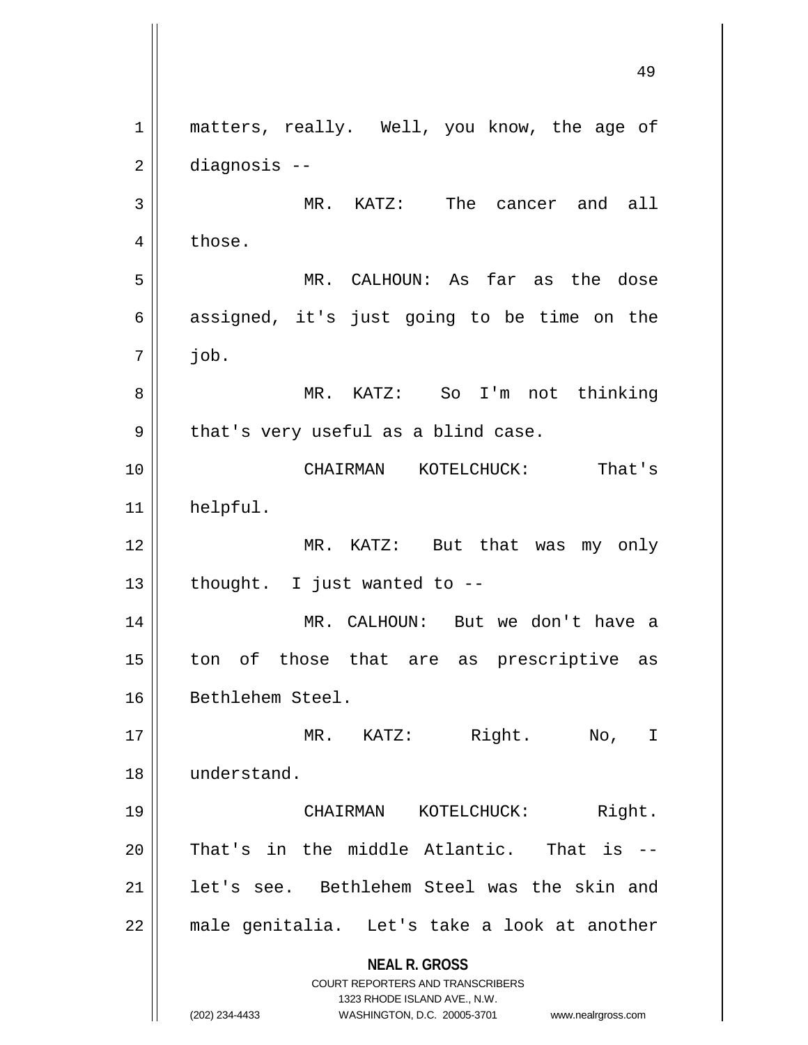matters, really. Well, you know, the age of diagnosis --

MR. KATZ: The cancer and all those.

MR. CALHOUN: As far as the dose assigned, it's just going to be time on the job.

MR. KATZ: So I'm not thinking that's very useful as a blind case.

CHAIRMAN KOTELCHUCK: That's helpful.

MR. KATZ: But that was my only thought. I just wanted to --

MR. CALHOUN: But we don't have a ton of those that are as prescriptive as Bethlehem Steel.

MR. KATZ: Right. No, I understand.

CHAIRMAN KOTELCHUCK: Right. That's in the middle Atlantic. That is -- let's see. Bethlehem Steel was the skin and male genitalia. Let's take a look at another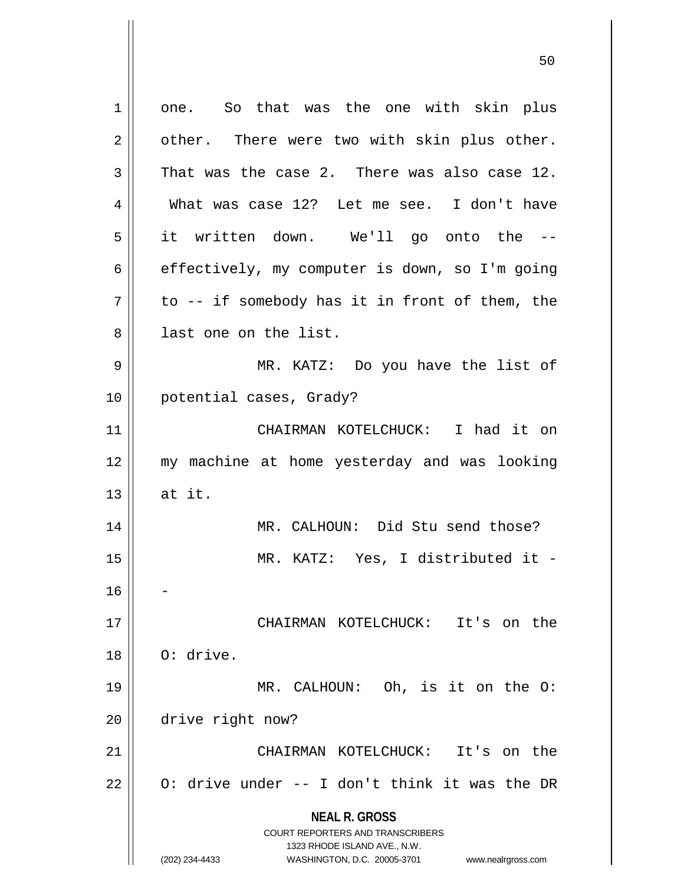one. So that was the one with skin plus other. There were two with skin plus other. That was the case 2. There was also case 12. What was case 12? Let me see. I don't have it written down. We'll go onto the -- effectively, my computer is down, so I'm going to -- if somebody has it in front of them, the last one on the list.

MR. KATZ: Do you have the list of potential cases, Grady?

CHAIRMAN KOTELCHUCK: I had it on my machine at home yesterday and was looking at it.

MR. CALHOUN: Did Stu send those?

MR. KATZ: Yes, I distributed it --

CHAIRMAN KOTELCHUCK: It's on the O: drive.

MR. CALHOUN: Oh, is it on the O: drive right now?

CHAIRMAN KOTELCHUCK: It's on the O: drive under -- I don't think it was the DR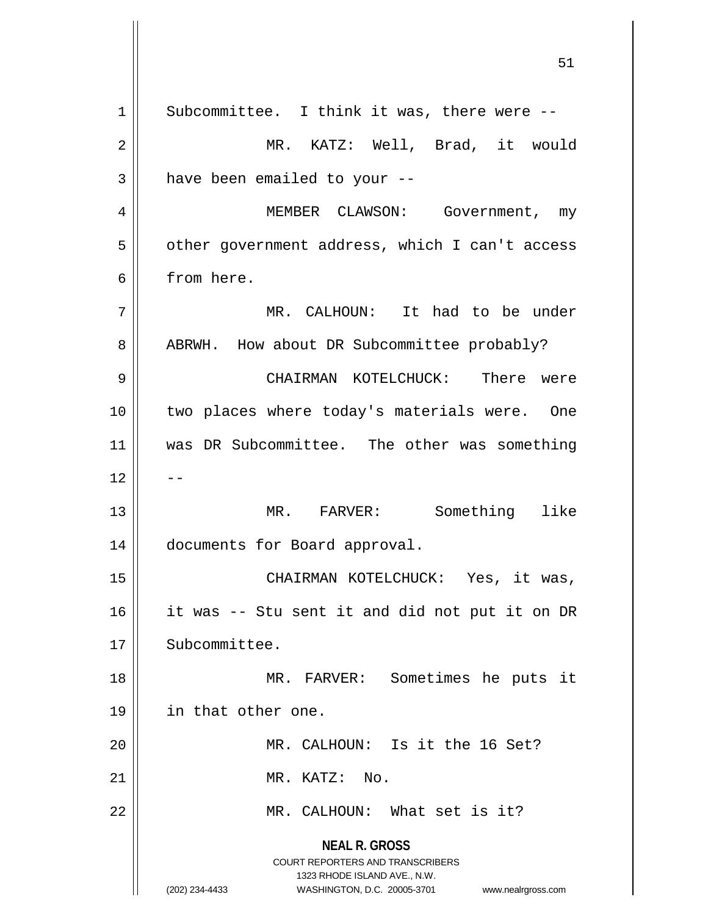Subcommittee. I think it was, there were --

MR. KATZ: Well, Brad, it would have been emailed to your --

MEMBER CLAWSON: Government, my other government address, which I can't access from here.

MR. CALHOUN: It had to be under ABRWH. How about DR Subcommittee probably?

CHAIRMAN KOTELCHUCK: There were two places where today's materials were. One was DR Subcommittee. The other was something --

MR. FARVER: Something like documents for Board approval.

CHAIRMAN KOTELCHUCK: Yes, it was, it was -- Stu sent it and did not put it on DR Subcommittee.

MR. FARVER: Sometimes he puts it in that other one.

MR. CALHOUN: Is it the 16 Set?

MR. KATZ: No.

MR. CALHOUN: What set is it?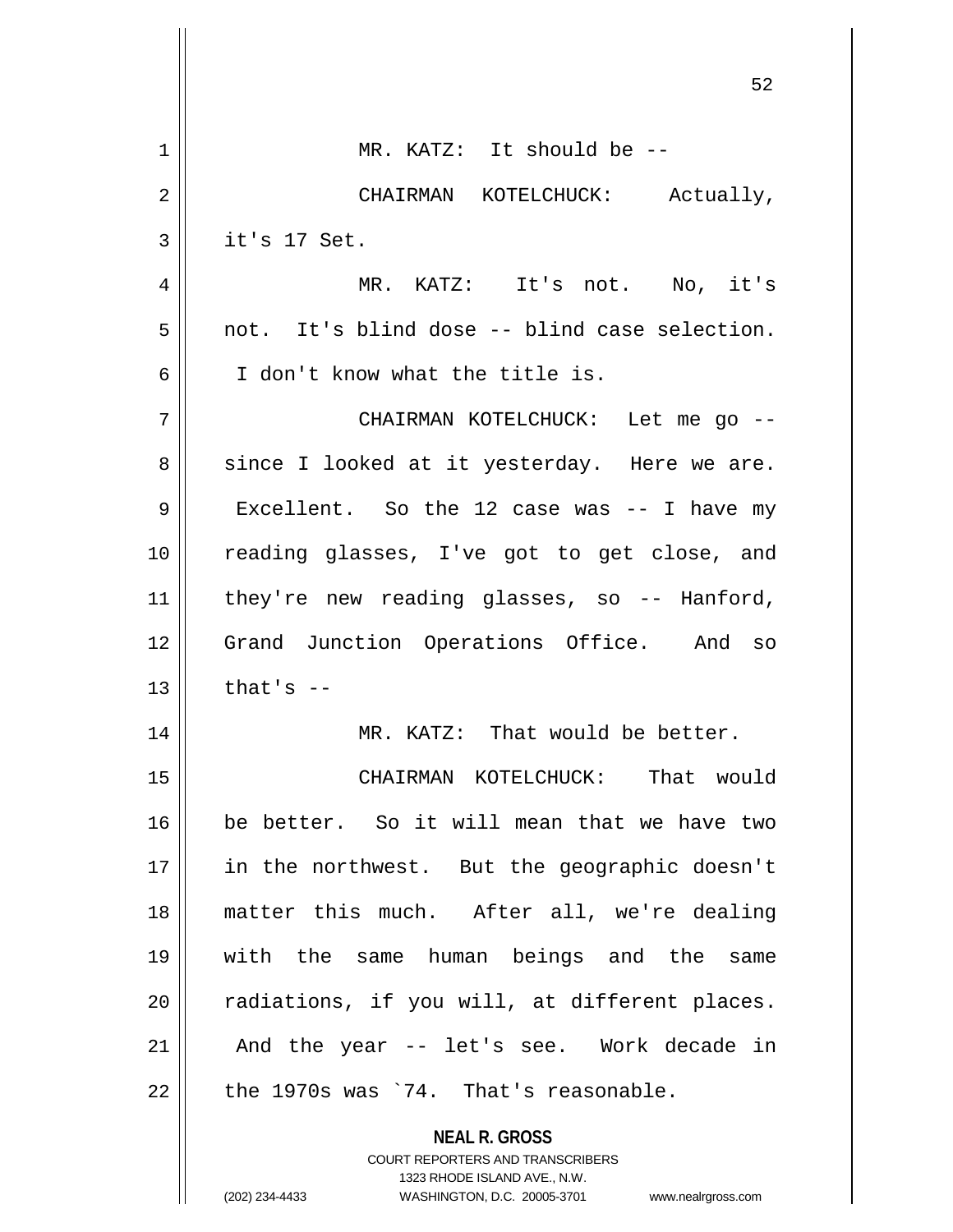MR. KATZ: It should be --

CHAIRMAN KOTELCHUCK: Actually, it's 17 Set.

MR. KATZ: It's not. No, it's not. It's blind dose -- blind case selection. I don't know what the title is.

CHAIRMAN KOTELCHUCK: Let me go -- since I looked at it yesterday. Here we are. Excellent. So the 12 case was -- I have my reading glasses, I've got to get close, and they're new reading glasses, so -- Hanford, Grand Junction Operations Office. And so that's --

MR. KATZ: That would be better.

CHAIRMAN KOTELCHUCK: That would be better. So it will mean that we have two in the northwest. But the geographic doesn't matter this much. After all, we're dealing with the same human beings and the same radiations, if you will, at different places. And the year -- let's see. Work decade in the 1970s was `74. That's reasonable.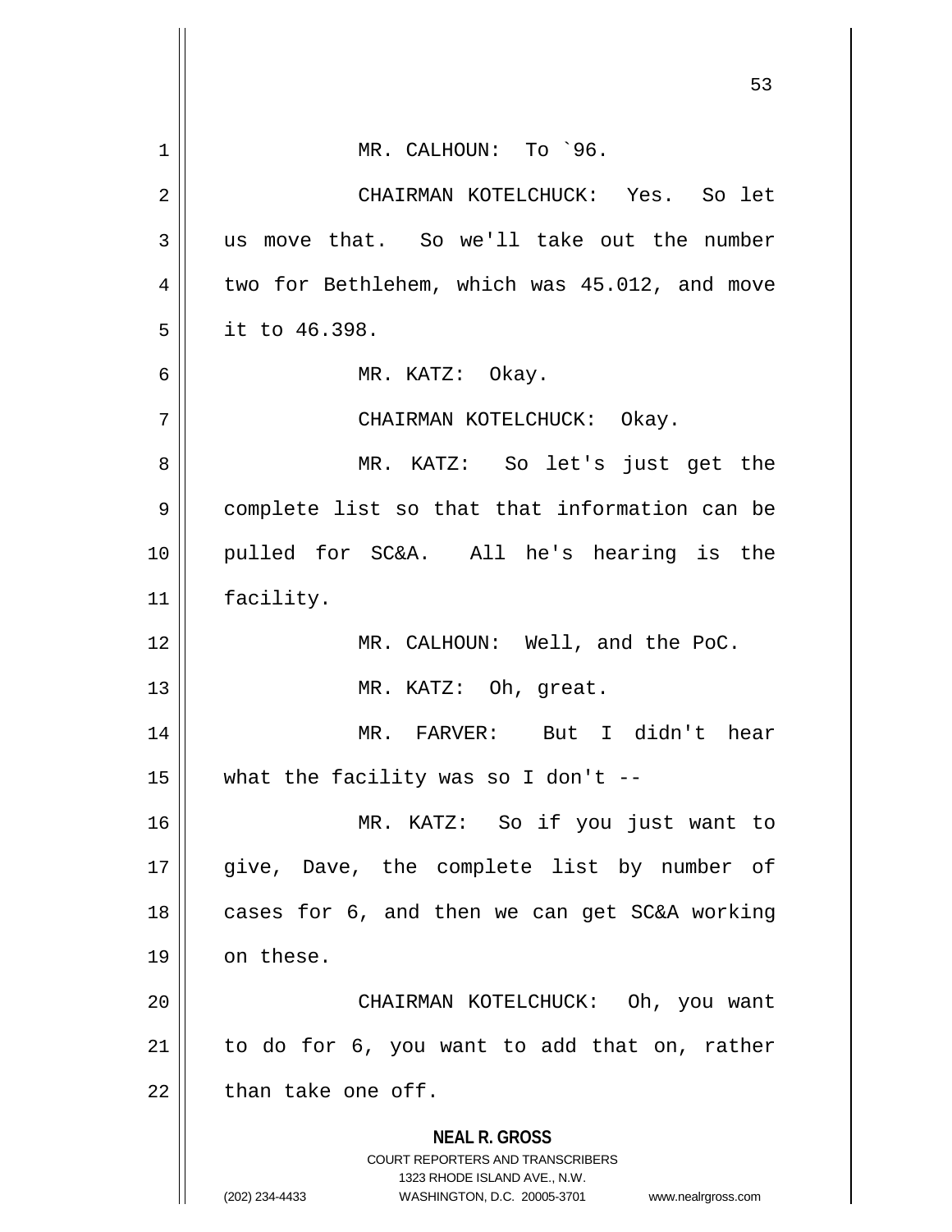MR. CALHOUN: To `96.

CHAIRMAN KOTELCHUCK: Yes. So let us move that. So we'll take out the number two for Bethlehem, which was 45.012, and move it to 46.398.

MR. KATZ: Okay.

CHAIRMAN KOTELCHUCK: Okay.

MR. KATZ: So let's just get the complete list so that that information can be pulled for SC&A. All he's hearing is the facility.

MR. CALHOUN: Well, and the PoC.

MR. KATZ: Oh, great.

MR. FARVER: But I didn't hear what the facility was so I don't --

MR. KATZ: So if you just want to give, Dave, the complete list by number of cases for 6, and then we can get SC&A working on these.

CHAIRMAN KOTELCHUCK: Oh, you want to do for 6, you want to add that on, rather than take one off.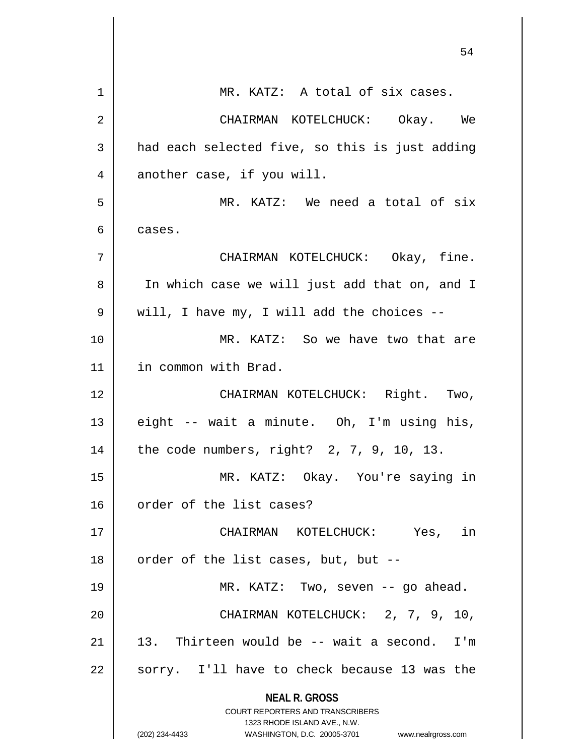MR. KATZ: A total of six cases.

CHAIRMAN KOTELCHUCK: Okay. We had each selected five, so this is just adding another case, if you will.

MR. KATZ: We need a total of six cases.

CHAIRMAN KOTELCHUCK: Okay, fine. In which case we will just add that on, and I will, I have my, I will add the choices --

MR. KATZ: So we have two that are in common with Brad.

CHAIRMAN KOTELCHUCK: Right. Two, eight -- wait a minute. Oh, I'm using his, the code numbers, right? 2, 7, 9, 10, 13.

MR. KATZ: Okay. You're saying in order of the list cases?

CHAIRMAN KOTELCHUCK: Yes, in order of the list cases, but, but --

MR. KATZ: Two, seven -- go ahead.

CHAIRMAN KOTELCHUCK: 2, 7, 9, 10, 13. Thirteen would be -- wait a second. I'm sorry. I'll have to check because 13 was the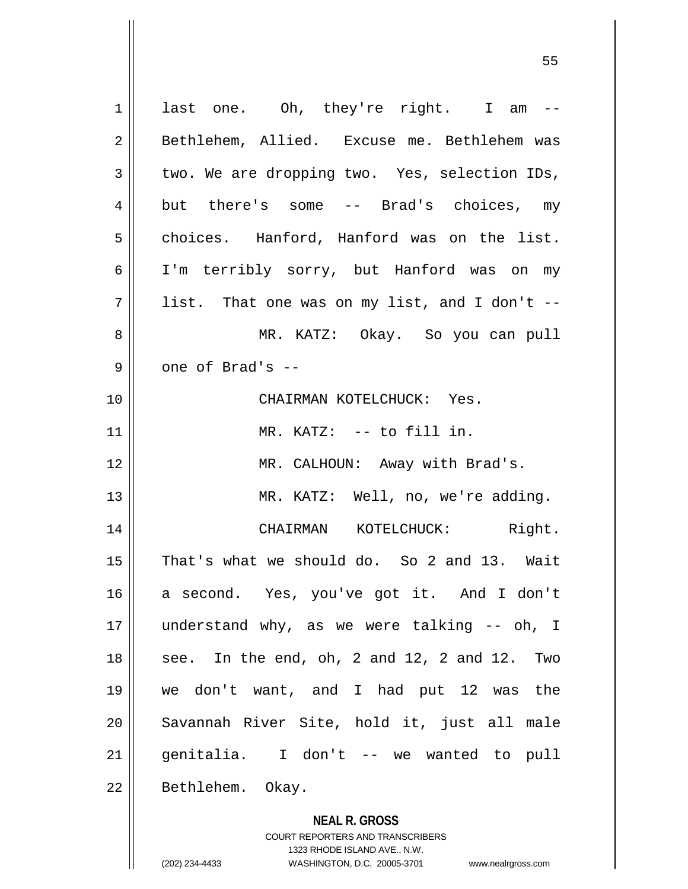last one. Oh, they're right. I am -- Bethlehem, Allied. Excuse me. Bethlehem was two. We are dropping two. Yes, selection IDs, but there's some -- Brad's choices, my choices. Hanford, Hanford was on the list. I'm terribly sorry, but Hanford was on my list. That one was on my list, and I don't --

MR. KATZ: Okay. So you can pull one of Brad's --

CHAIRMAN KOTELCHUCK: Yes.

MR. KATZ: -- to fill in.

MR. CALHOUN: Away with Brad's.

MR. KATZ: Well, no, we're adding.

CHAIRMAN KOTELCHUCK: Right. That's what we should do. So 2 and 13. Wait a second. Yes, you've got it. And I don't understand why, as we were talking -- oh, I see. In the end, oh, 2 and 12, 2 and 12. Two we don't want, and I had put 12 was the Savannah River Site, hold it, just all male genitalia. I don't -- we wanted to pull Bethlehem. Okay.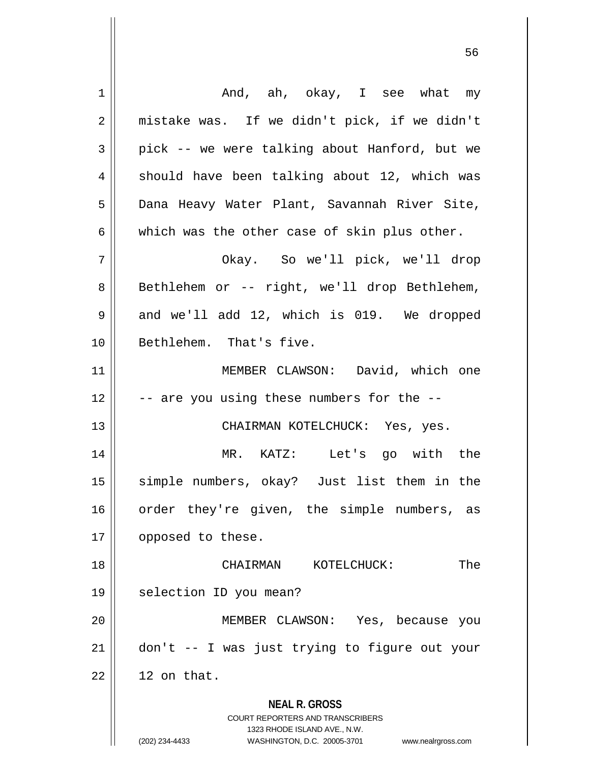And, ah, okay, I see what my mistake was. If we didn't pick, if we didn't pick -- we were talking about Hanford, but we should have been talking about 12, which was Dana Heavy Water Plant, Savannah River Site, which was the other case of skin plus other.

Okay. So we'll pick, we'll drop Bethlehem or -- right, we'll drop Bethlehem, and we'll add 12, which is 019. We dropped Bethlehem. That's five.

MEMBER CLAWSON: David, which one -- are you using these numbers for the --

CHAIRMAN KOTELCHUCK: Yes, yes.

MR. KATZ: Let's go with the simple numbers, okay? Just list them in the order they're given, the simple numbers, as opposed to these.

CHAIRMAN KOTELCHUCK: The selection ID you mean?

MEMBER CLAWSON: Yes, because you don't -- I was just trying to figure out your 12 on that.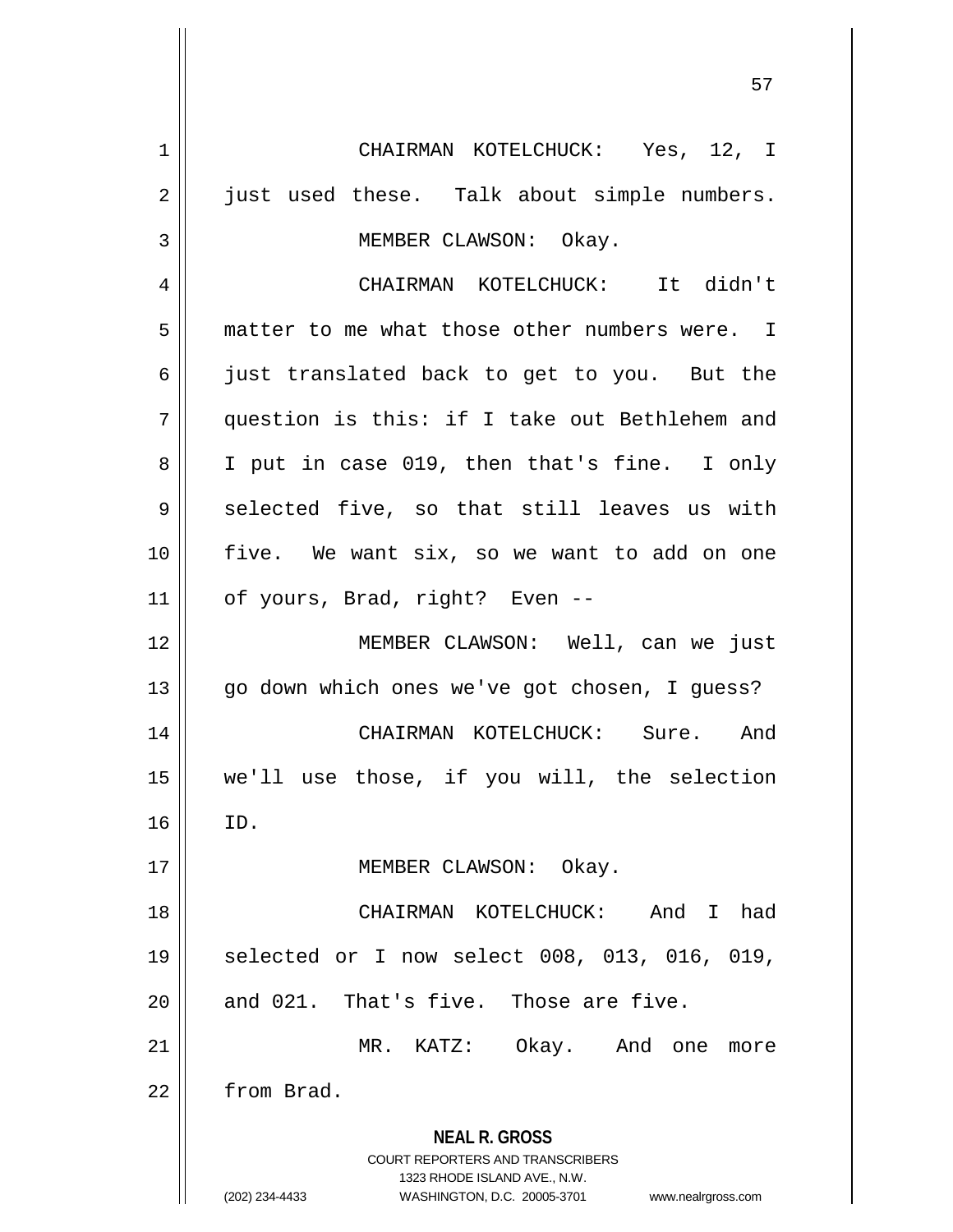CHAIRMAN KOTELCHUCK: Yes, 12, I just used these. Talk about simple numbers.

MEMBER CLAWSON: Okay.

CHAIRMAN KOTELCHUCK: It didn't matter to me what those other numbers were. I just translated back to get to you. But the question is this: if I take out Bethlehem and I put in case 019, then that's fine. I only selected five, so that still leaves us with five. We want six, so we want to add on one of yours, Brad, right? Even --

MEMBER CLAWSON: Well, can we just go down which ones we've got chosen, I guess?

CHAIRMAN KOTELCHUCK: Sure. And we'll use those, if you will, the selection ID.

MEMBER CLAWSON: Okay.

CHAIRMAN KOTELCHUCK: And I had selected or I now select 008, 013, 016, 019, and 021. That's five. Those are five.

MR. KATZ: Okay. And one more from Brad.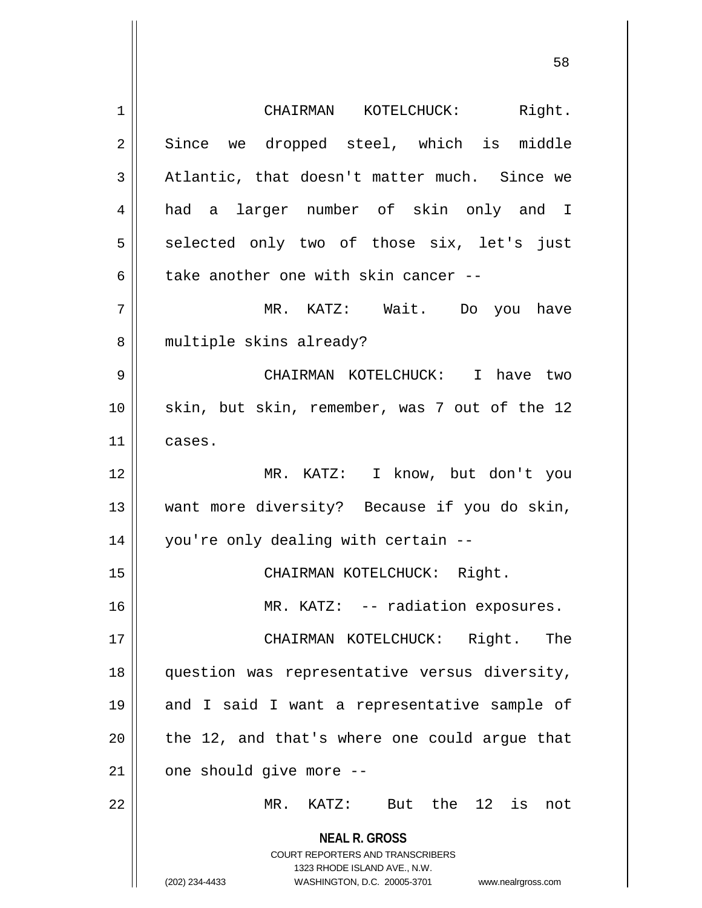CHAIRMAN KOTELCHUCK: Right. Since we dropped steel, which is middle Atlantic, that doesn't matter much. Since we had a larger number of skin only and I selected only two of those six, let's just take another one with skin cancer --

MR. KATZ: Wait. Do you have multiple skins already?

CHAIRMAN KOTELCHUCK: I have two skin, but skin, remember, was 7 out of the 12 cases.

MR. KATZ: I know, but don't you want more diversity? Because if you do skin, you're only dealing with certain --

CHAIRMAN KOTELCHUCK: Right.

MR. KATZ: -- radiation exposures.

CHAIRMAN KOTELCHUCK: Right. The question was representative versus diversity, and I said I want a representative sample of the 12, and that's where one could argue that one should give more --

MR. KATZ: But the 12 is not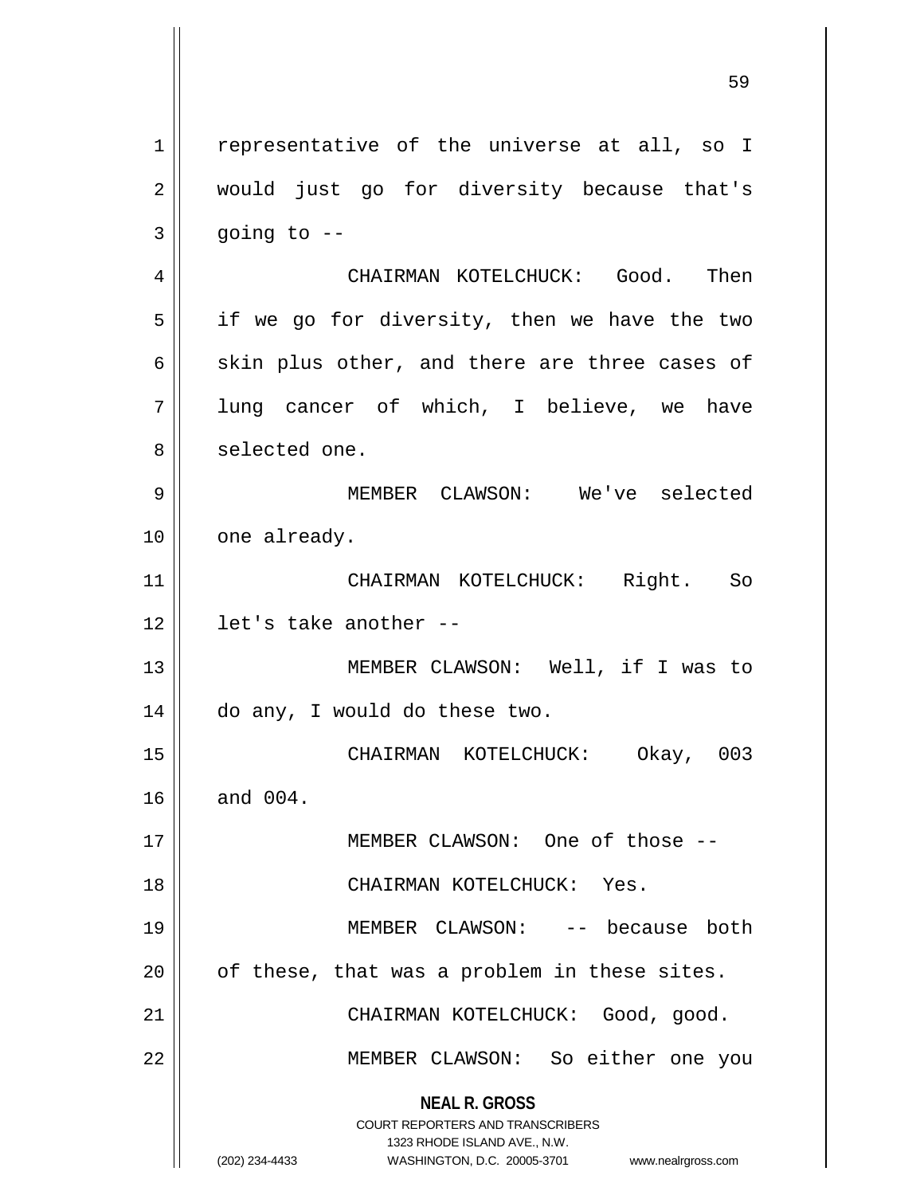representative of the universe at all, so I would just go for diversity because that's going to --

CHAIRMAN KOTELCHUCK: Good. Then if we go for diversity, then we have the two skin plus other, and there are three cases of lung cancer of which, I believe, we have selected one.

MEMBER CLAWSON: We've selected one already.

CHAIRMAN KOTELCHUCK: Right. So let's take another --

MEMBER CLAWSON: Well, if I was to do any, I would do these two.

CHAIRMAN KOTELCHUCK: Okay, 003 and 004.

MEMBER CLAWSON: One of those --

CHAIRMAN KOTELCHUCK: Yes.

MEMBER CLAWSON: -- because both of these, that was a problem in these sites.

CHAIRMAN KOTELCHUCK: Good, good.

MEMBER CLAWSON: So either one you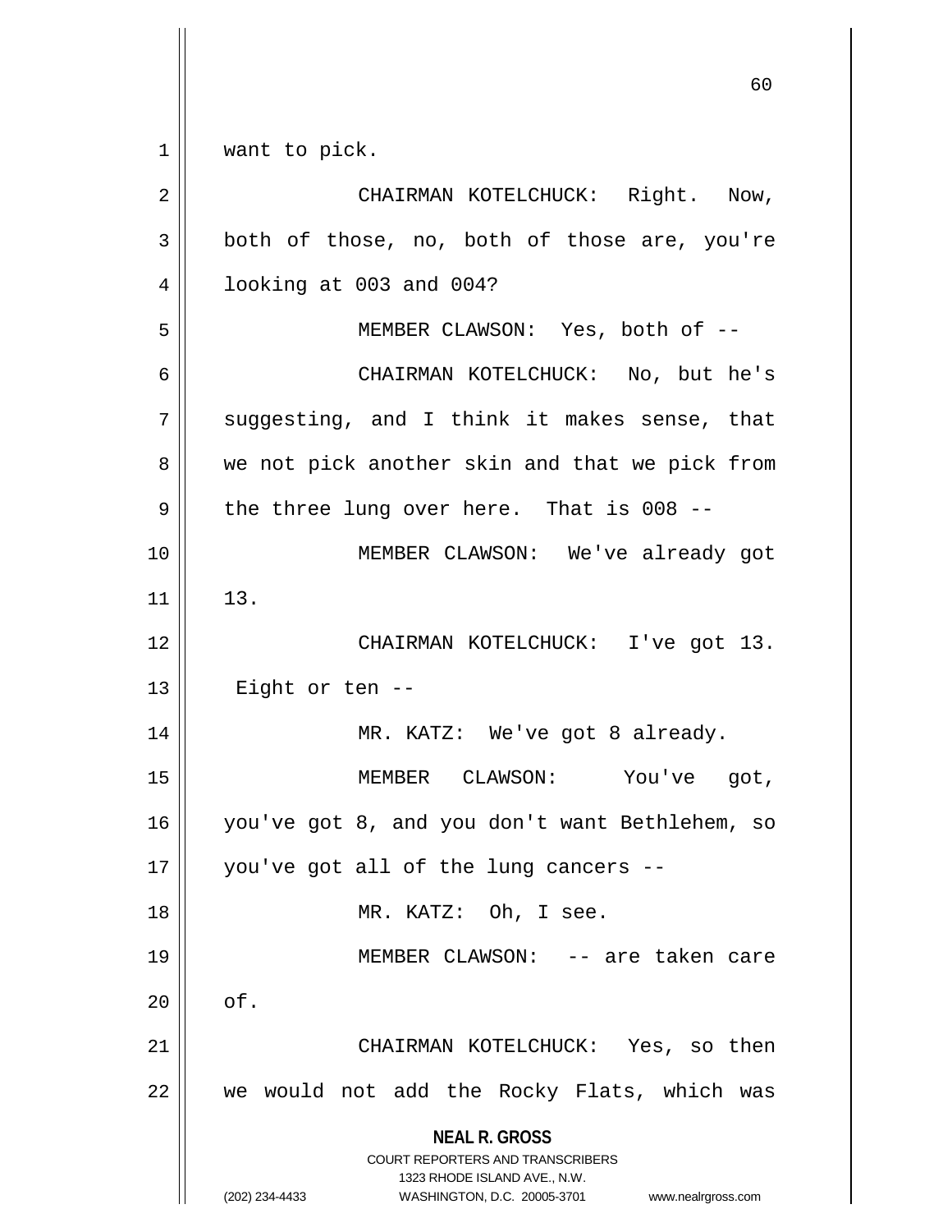want to pick.

CHAIRMAN KOTELCHUCK: Right. Now, both of those, no, both of those are, you're looking at 003 and 004?

MEMBER CLAWSON: Yes, both of --

CHAIRMAN KOTELCHUCK: No, but he's suggesting, and I think it makes sense, that we not pick another skin and that we pick from the three lung over here. That is 008 --

MEMBER CLAWSON: We've already got 13.

CHAIRMAN KOTELCHUCK: I've got 13. Eight or ten --

MR. KATZ: We've got 8 already.

MEMBER CLAWSON: You've got, you've got 8, and you don't want Bethlehem, so you've got all of the lung cancers --

MR. KATZ: Oh, I see.

MEMBER CLAWSON: -- are taken care of.

CHAIRMAN KOTELCHUCK: Yes, so then we would not add the Rocky Flats, which was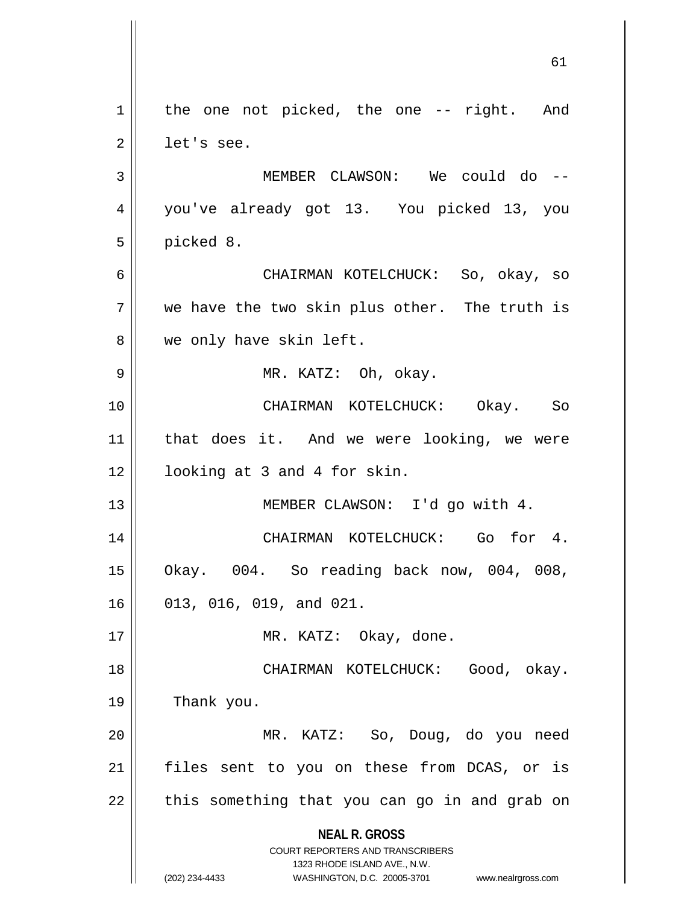the one not picked, the one -- right. And let's see.

MEMBER CLAWSON: We could do -- you've already got 13. You picked 13, you picked 8.

CHAIRMAN KOTELCHUCK: So, okay, so we have the two skin plus other. The truth is we only have skin left.

MR. KATZ: Oh, okay.

CHAIRMAN KOTELCHUCK: Okay. So that does it. And we were looking, we were looking at 3 and 4 for skin.

MEMBER CLAWSON: I'd go with 4.

CHAIRMAN KOTELCHUCK: Go for 4. Okay. 004. So reading back now, 004, 008, 013, 016, 019, and 021.

MR. KATZ: Okay, done.

CHAIRMAN KOTELCHUCK: Good, okay. Thank you.

MR. KATZ: So, Doug, do you need files sent to you on these from DCAS, or is this something that you can go in and grab on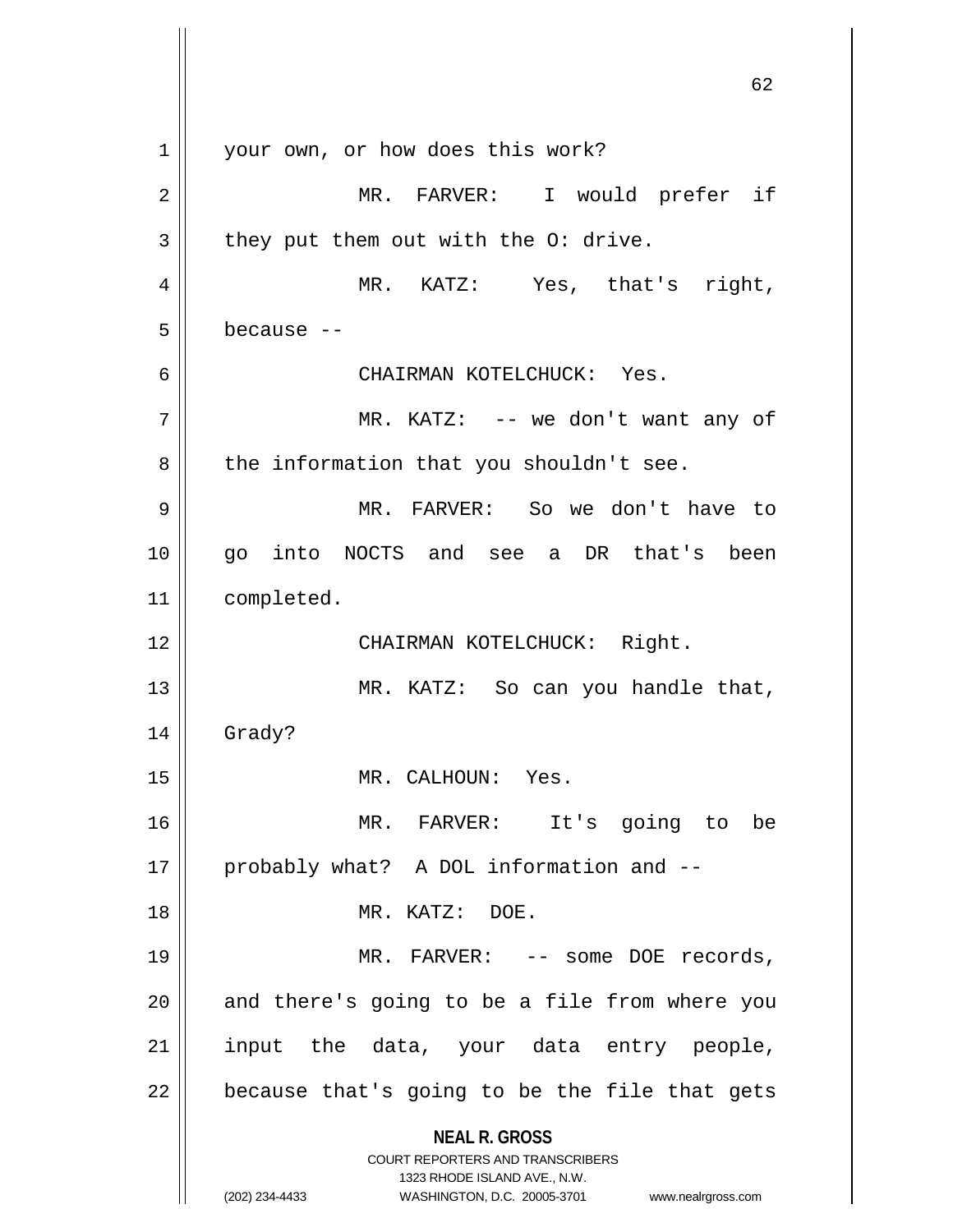your own, or how does this work?

MR. FARVER: I would prefer if they put them out with the O: drive.

MR. KATZ: Yes, that's right, because --

CHAIRMAN KOTELCHUCK: Yes.

MR. KATZ: -- we don't want any of the information that you shouldn't see.

MR. FARVER: So we don't have to go into NOCTS and see a DR that's been completed.

CHAIRMAN KOTELCHUCK: Right.

MR. KATZ: So can you handle that, Grady?

MR. CALHOUN: Yes.

MR. FARVER: It's going to be probably what? A DOL information and --

MR. KATZ: DOE.

MR. FARVER: -- some DOE records, and there's going to be a file from where you input the data, your data entry people, because that's going to be the file that gets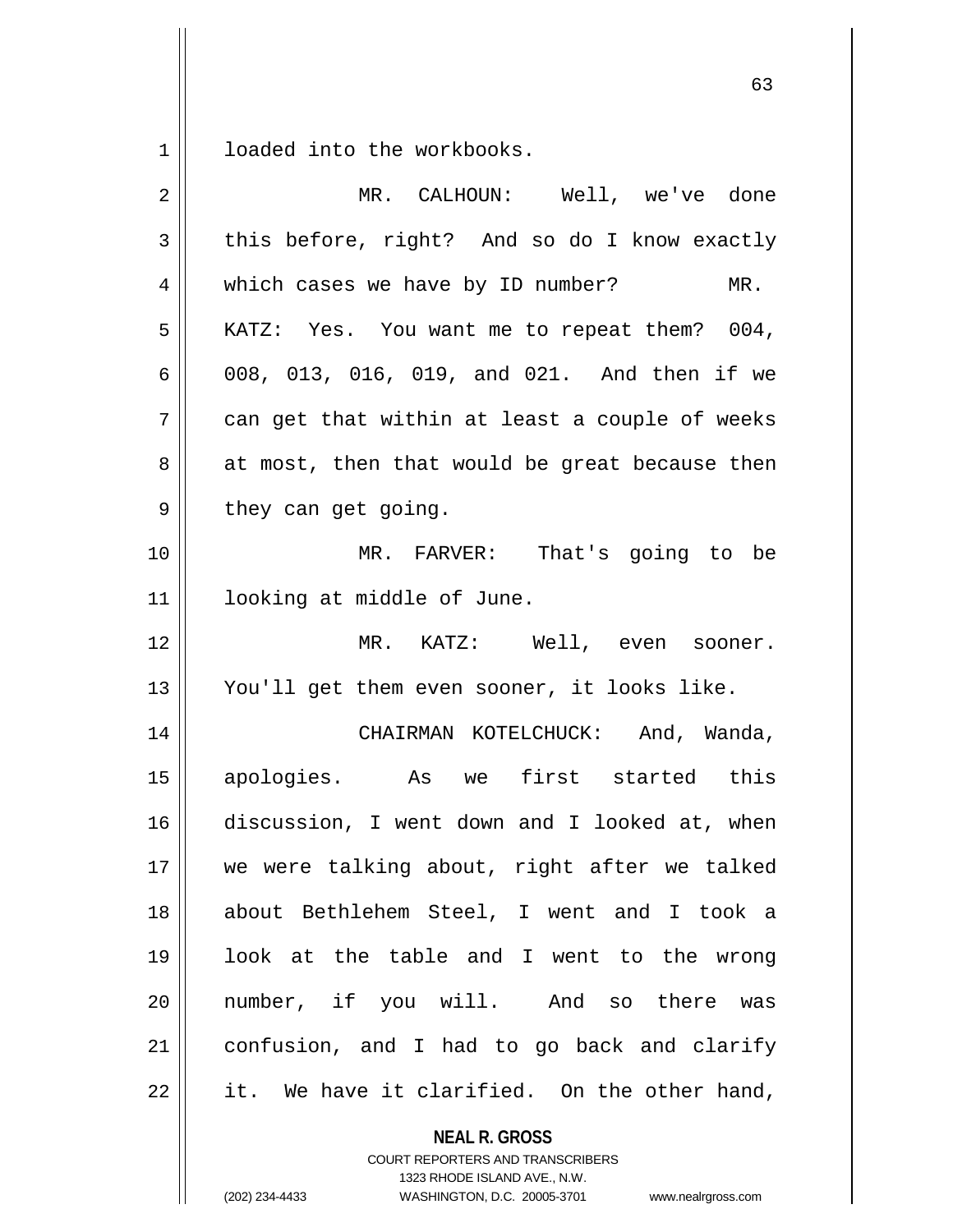loaded into the workbooks.

MR. CALHOUN: Well, we've done this before, right? And so do I know exactly which cases we have by ID number? MR. KATZ: Yes. You want me to repeat them? 004, 008, 013, 016, 019, and 021. And then if we can get that within at least a couple of weeks at most, then that would be great because then they can get going.

MR. FARVER: That's going to be looking at middle of June.

MR. KATZ: Well, even sooner. You'll get them even sooner, it looks like.

CHAIRMAN KOTELCHUCK: And, Wanda, apologies. As we first started this discussion, I went down and I looked at, when we were talking about, right after we talked about Bethlehem Steel, I went and I took a look at the table and I went to the wrong number, if you will. And so there was confusion, and I had to go back and clarify it. We have it clarified. On the other hand,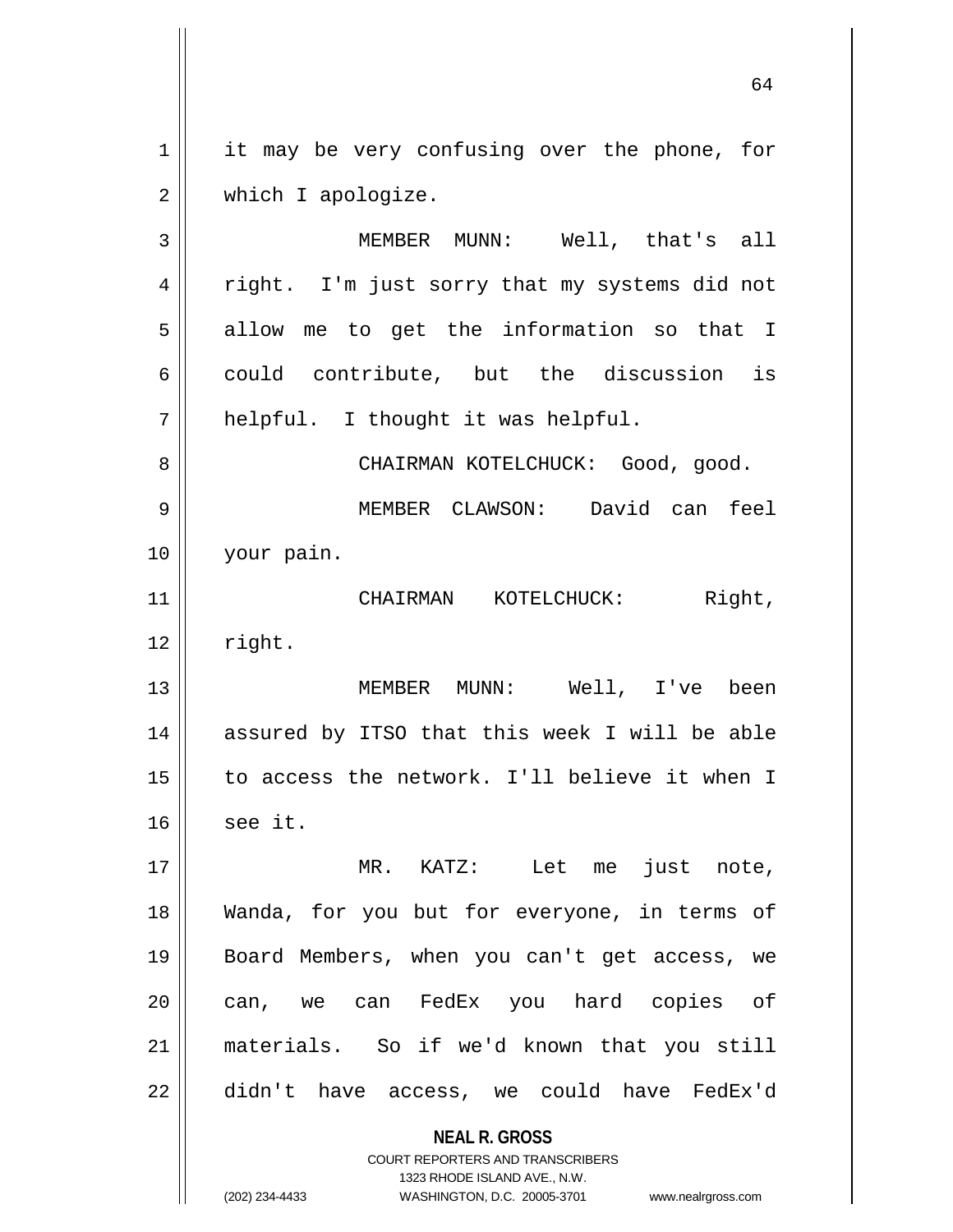it may be very confusing over the phone, for which I apologize.

MEMBER MUNN: Well, that's all right. I'm just sorry that my systems did not allow me to get the information so that I could contribute, but the discussion is helpful. I thought it was helpful.

CHAIRMAN KOTELCHUCK: Good, good.

MEMBER CLAWSON: David can feel your pain.

CHAIRMAN KOTELCHUCK: Right, right.

MEMBER MUNN: Well, I've been assured by ITSO that this week I will be able to access the network. I'll believe it when I see it.

MR. KATZ: Let me just note, Wanda, for you but for everyone, in terms of Board Members, when you can't get access, we can, we can FedEx you hard copies of materials. So if we'd known that you still didn't have access, we could have FedEx'd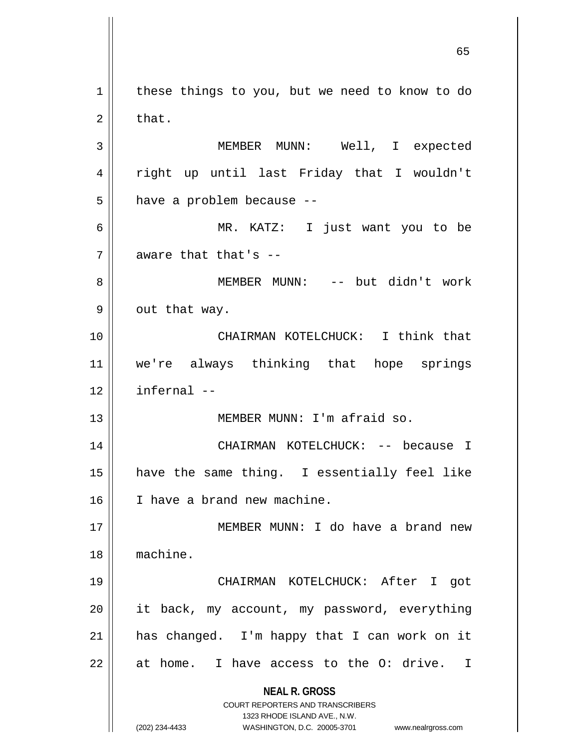these things to you, but we need to know to do that.

MEMBER MUNN: Well, I expected right up until last Friday that I wouldn't have a problem because --

MR. KATZ: I just want you to be aware that that's --

MEMBER MUNN: -- but didn't work out that way.

CHAIRMAN KOTELCHUCK: I think that we're always thinking that hope springs infernal --

MEMBER MUNN: I'm afraid so.

CHAIRMAN KOTELCHUCK: -- because I have the same thing. I essentially feel like I have a brand new machine.

MEMBER MUNN: I do have a brand new machine.

CHAIRMAN KOTELCHUCK: After I got it back, my account, my password, everything has changed. I'm happy that I can work on it at home. I have access to the O: drive. I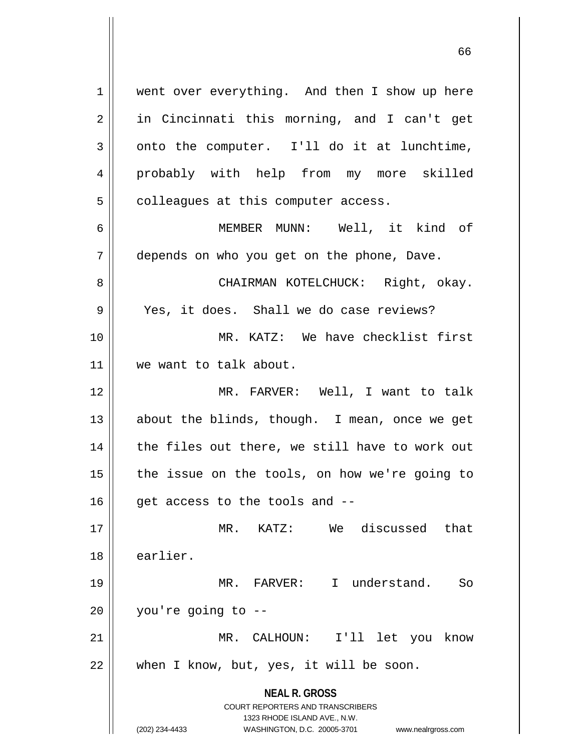went over everything. And then I show up here in Cincinnati this morning, and I can't get onto the computer. I'll do it at lunchtime, probably with help from my more skilled colleagues at this computer access.

MEMBER MUNN: Well, it kind of depends on who you get on the phone, Dave.

CHAIRMAN KOTELCHUCK: Right, okay. Yes, it does. Shall we do case reviews?

MR. KATZ: We have checklist first we want to talk about.

MR. FARVER: Well, I want to talk about the blinds, though. I mean, once we get the files out there, we still have to work out the issue on the tools, on how we're going to get access to the tools and --

MR. KATZ: We discussed that earlier.

MR. FARVER: I understand. So you're going to --

MR. CALHOUN: I'll let you know when I know, but, yes, it will be soon.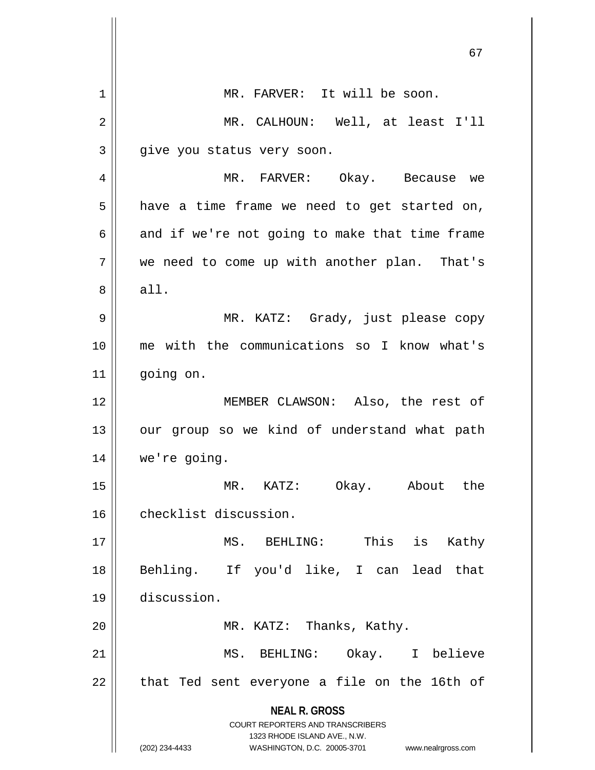MR. FARVER: It will be soon.

MR. CALHOUN: Well, at least I'll give you status very soon.

MR. FARVER: Okay. Because we have a time frame we need to get started on, and if we're not going to make that time frame we need to come up with another plan. That's all.

MR. KATZ: Grady, just please copy me with the communications so I know what's going on.

MEMBER CLAWSON: Also, the rest of our group so we kind of understand what path we're going.

MR. KATZ: Okay. About the checklist discussion.

MS. BEHLING: This is Kathy Behling. If you'd like, I can lead that discussion.

MR. KATZ: Thanks, Kathy.

MS. BEHLING: Okay. I believe that Ted sent everyone a file on the 16th of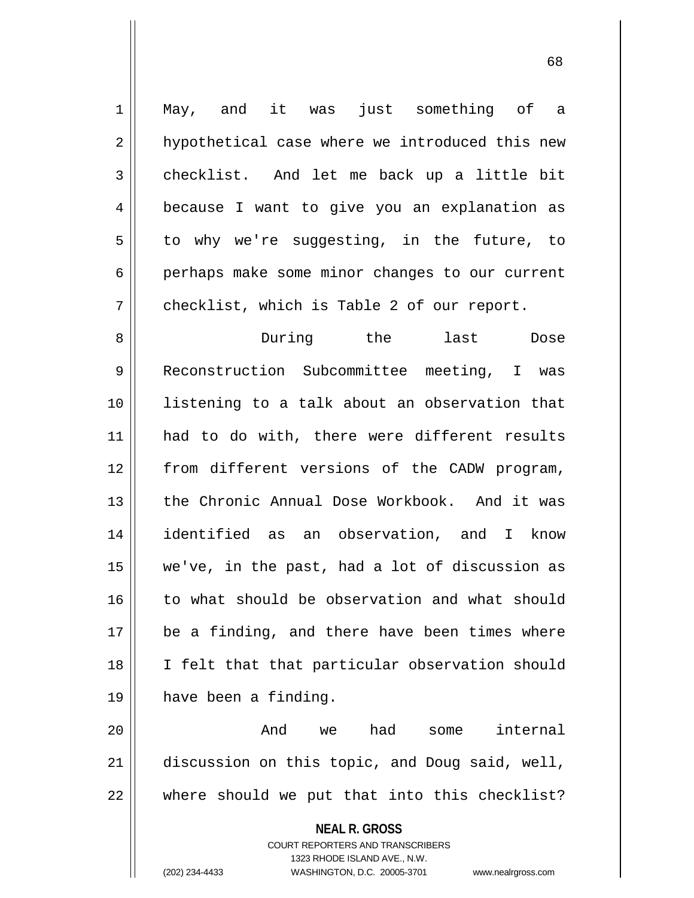May, and it was just something of a hypothetical case where we introduced this new checklist. And let me back up a little bit because I want to give you an explanation as to why we're suggesting, in the future, to perhaps make some minor changes to our current checklist, which is Table 2 of our report.

During the last Dose Reconstruction Subcommittee meeting, I was listening to a talk about an observation that had to do with, there were different results from different versions of the CADW program, the Chronic Annual Dose Workbook. And it was identified as an observation, and I know we've, in the past, had a lot of discussion as to what should be observation and what should be a finding, and there have been times where I felt that that particular observation should have been a finding.

And we had some internal discussion on this topic, and Doug said, well, where should we put that into this checklist?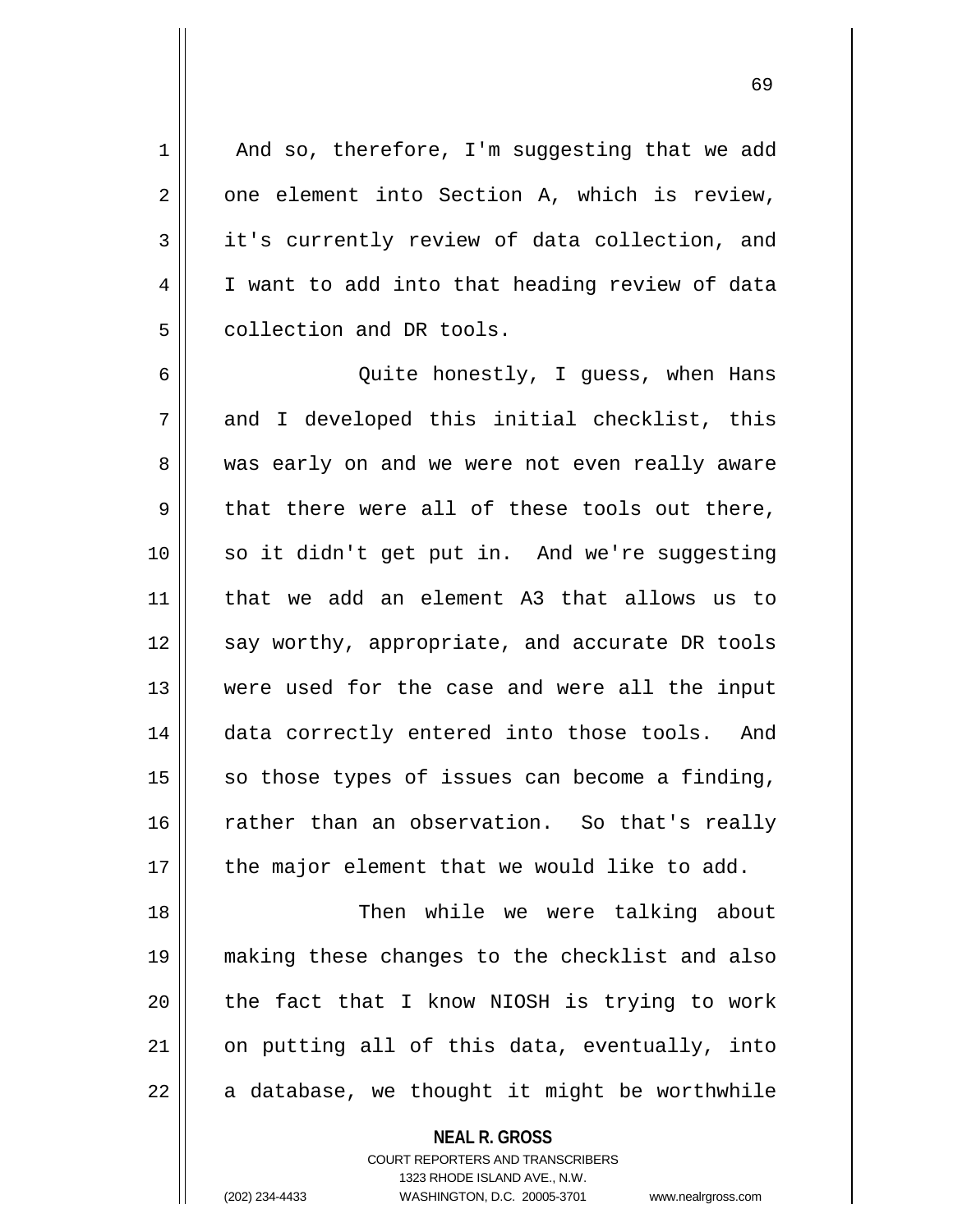And so, therefore, I'm suggesting that we add one element into Section A, which is review, it's currently review of data collection, and I want to add into that heading review of data collection and DR tools.

Quite honestly, I guess, when Hans and I developed this initial checklist, this was early on and we were not even really aware that there were all of these tools out there, so it didn't get put in. And we're suggesting that we add an element A3 that allows us to say worthy, appropriate, and accurate DR tools were used for the case and were all the input data correctly entered into those tools. And so those types of issues can become a finding, rather than an observation. So that's really the major element that we would like to add.

Then while we were talking about making these changes to the checklist and also the fact that I know NIOSH is trying to work on putting all of this data, eventually, into a database, we thought it might be worthwhile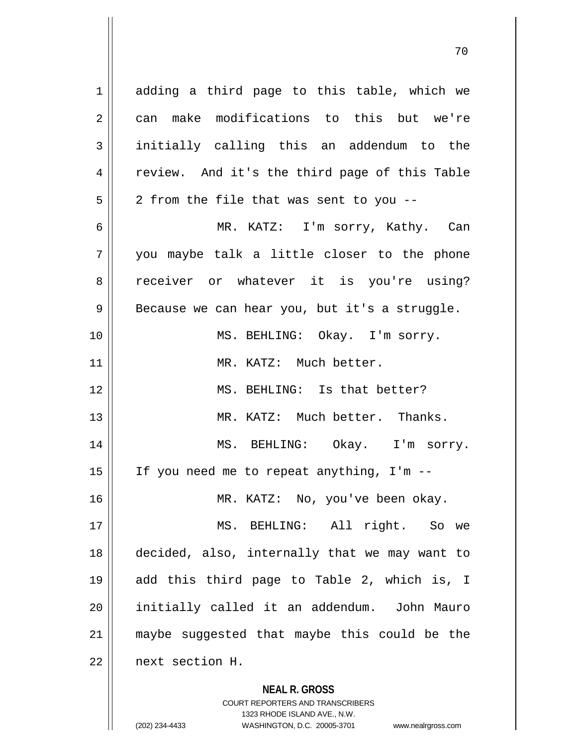adding a third page to this table, which we can make modifications to this but we're initially calling this an addendum to the review. And it's the third page of this Table 2 from the file that was sent to you --

MR. KATZ: I'm sorry, Kathy. Can you maybe talk a little closer to the phone receiver or whatever it is you're using? Because we can hear you, but it's a struggle.

MS. BEHLING: Okay. I'm sorry.

MR. KATZ: Much better.

MS. BEHLING: Is that better?

MR. KATZ: Much better. Thanks.

MS. BEHLING: Okay. I'm sorry. If you need me to repeat anything, I'm --

MR. KATZ: No, you've been okay.

MS. BEHLING: All right. So we decided, also, internally that we may want to add this third page to Table 2, which is, I initially called it an addendum. John Mauro maybe suggested that maybe this could be the next section H.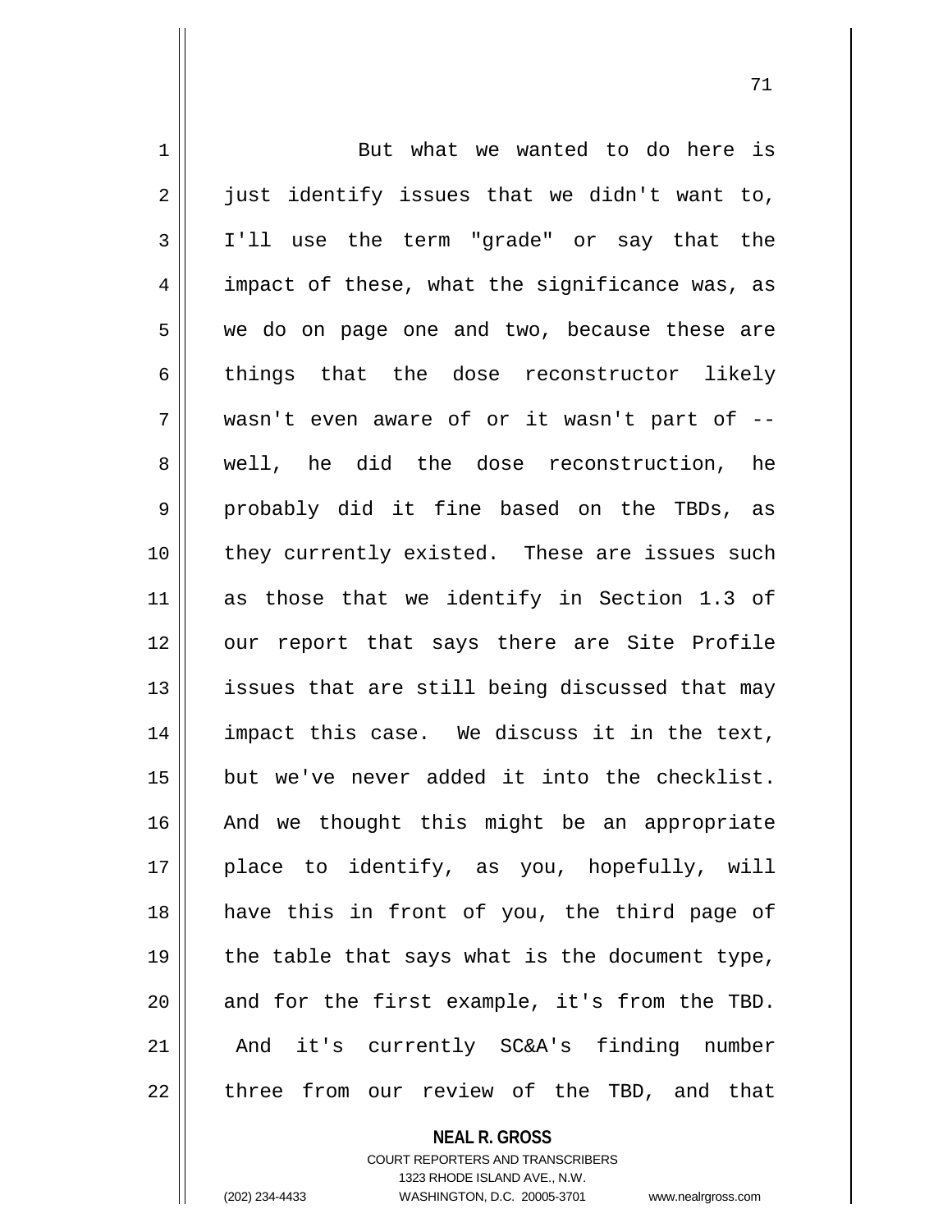But what we wanted to do here is just identify issues that we didn't want to, I'll use the term "grade" or say that the impact of these, what the significance was, as we do on page one and two, because these are things that the dose reconstructor likely wasn't even aware of or it wasn't part of -- well, he did the dose reconstruction, he probably did it fine based on the TBDs, as they currently existed. These are issues such as those that we identify in Section 1.3 of our report that says there are Site Profile issues that are still being discussed that may impact this case. We discuss it in the text, but we've never added it into the checklist. And we thought this might be an appropriate place to identify, as you, hopefully, will have this in front of you, the third page of the table that says what is the document type, and for the first example, it's from the TBD. And it's currently SC&A's finding number three from our review of the TBD, and that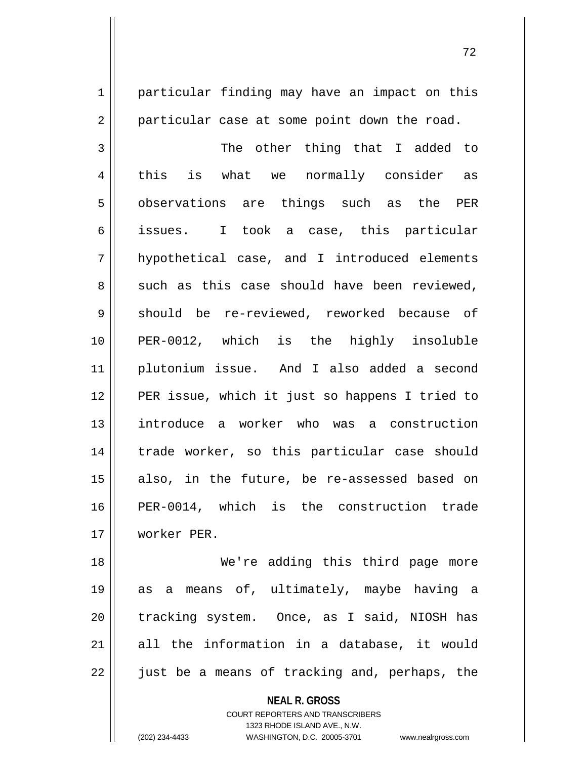particular finding may have an impact on this particular case at some point down the road.

The other thing that I added to this is what we normally consider as observations are things such as the PER issues. I took a case, this particular hypothetical case, and I introduced elements such as this case should have been reviewed, should be re-reviewed, reworked because of PER-0012, which is the highly insoluble plutonium issue. And I also added a second PER issue, which it just so happens I tried to introduce a worker who was a construction trade worker, so this particular case should also, in the future, be re-assessed based on PER-0014, which is the construction trade worker PER.

We're adding this third page more as a means of, ultimately, maybe having a tracking system. Once, as I said, NIOSH has all the information in a database, it would just be a means of tracking and, perhaps, the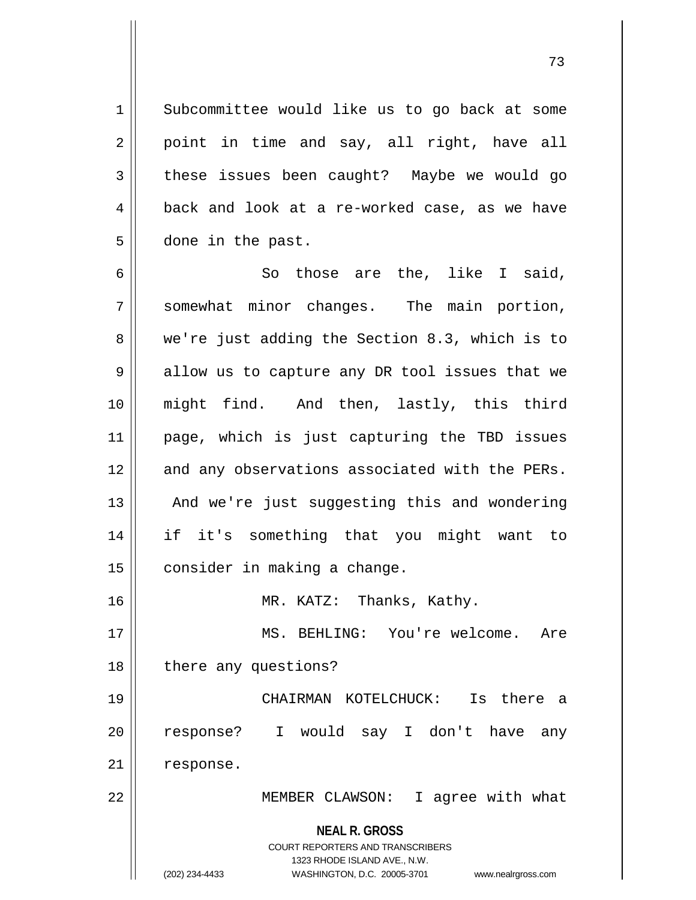Subcommittee would like us to go back at some point in time and say, all right, have all these issues been caught? Maybe we would go back and look at a re-worked case, as we have done in the past.

So those are the, like I said, somewhat minor changes. The main portion, we're just adding the Section 8.3, which is to allow us to capture any DR tool issues that we might find. And then, lastly, this third page, which is just capturing the TBD issues and any observations associated with the PERs. And we're just suggesting this and wondering if it's something that you might want to consider in making a change.

MR. KATZ: Thanks, Kathy.

MS. BEHLING: You're welcome. Are there any questions?

CHAIRMAN KOTELCHUCK: Is there a response? I would say I don't have any response.

MEMBER CLAWSON: I agree with what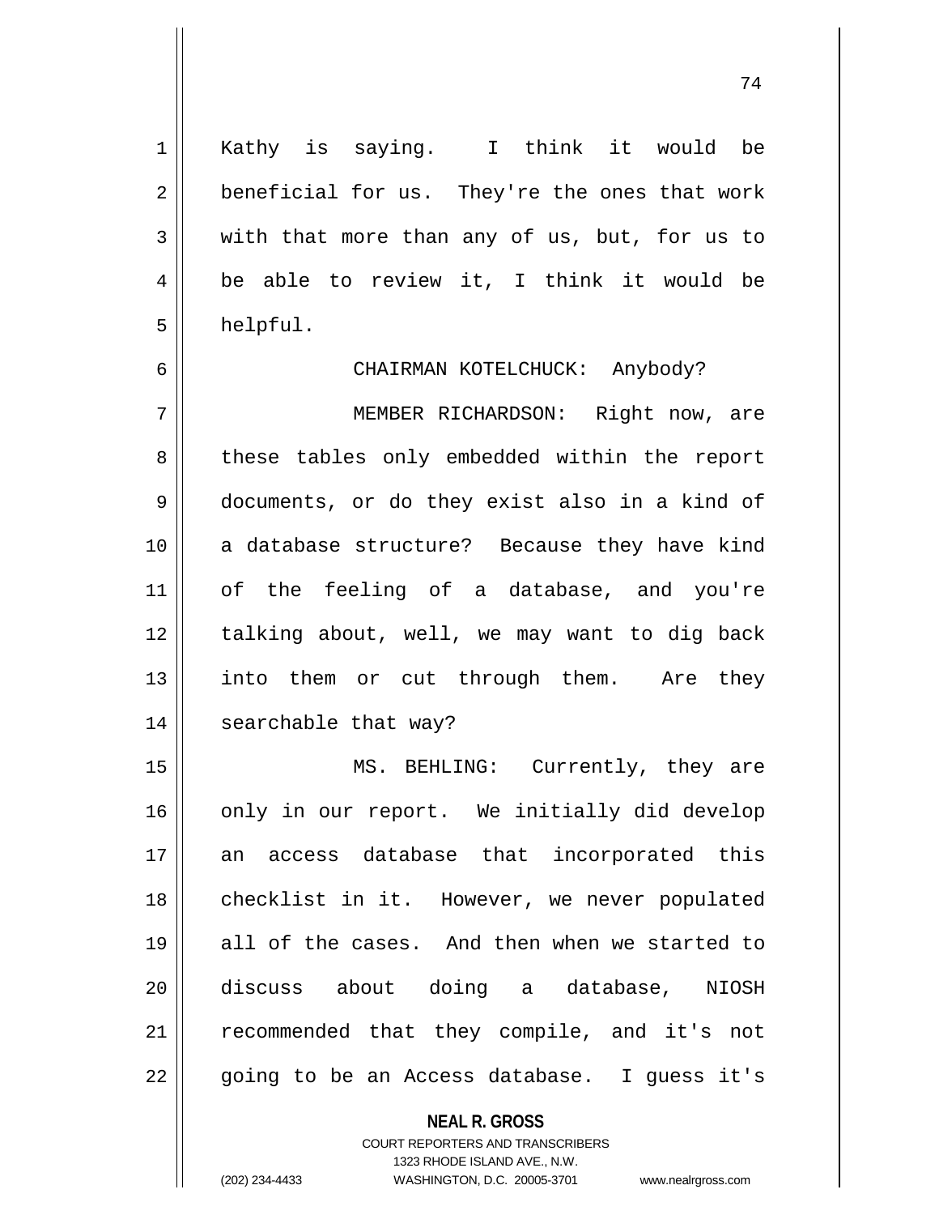Kathy is saying. I think it would be beneficial for us. They're the ones that work with that more than any of us, but, for us to be able to review it, I think it would be helpful.

CHAIRMAN KOTELCHUCK: Anybody?

MEMBER RICHARDSON: Right now, are these tables only embedded within the report documents, or do they exist also in a kind of a database structure? Because they have kind of the feeling of a database, and you're talking about, well, we may want to dig back into them or cut through them. Are they searchable that way?

MS. BEHLING: Currently, they are only in our report. We initially did develop an access database that incorporated this checklist in it. However, we never populated all of the cases. And then when we started to discuss about doing a database, NIOSH recommended that they compile, and it's not going to be an Access database. I guess it's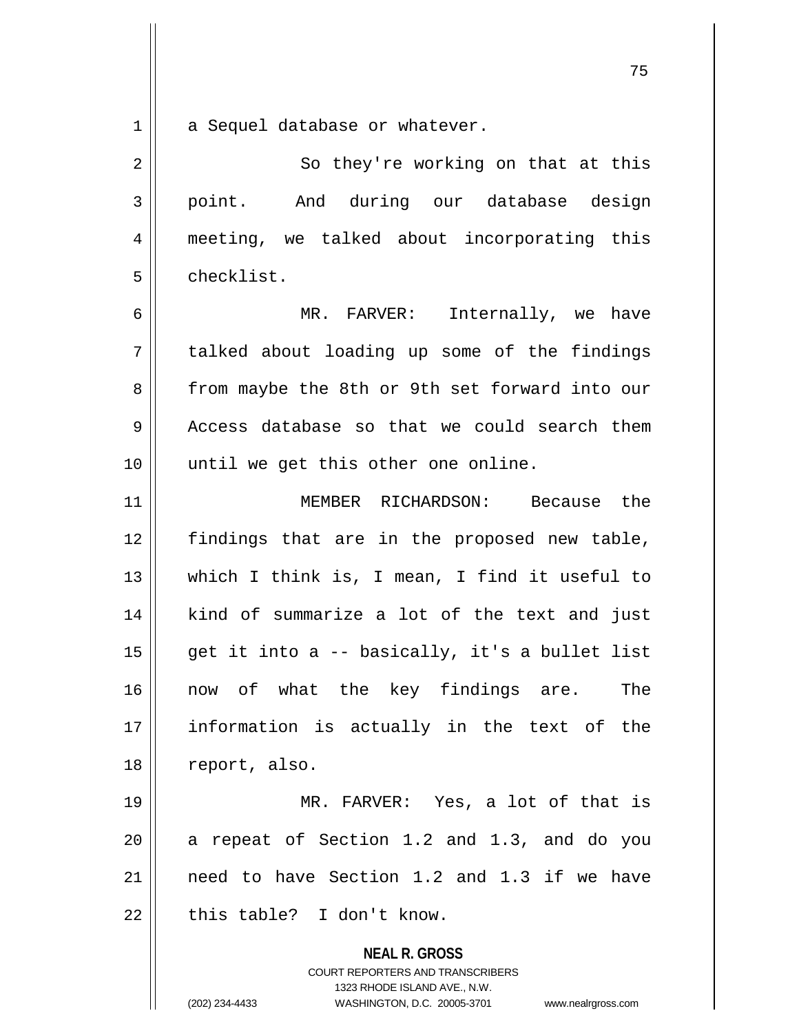a Sequel database or whatever.

So they're working on that at this point. And during our database design meeting, we talked about incorporating this checklist.

MR. FARVER: Internally, we have talked about loading up some of the findings from maybe the 8th or 9th set forward into our Access database so that we could search them until we get this other one online.

MEMBER RICHARDSON: Because the findings that are in the proposed new table, which I think is, I mean, I find it useful to kind of summarize a lot of the text and just get it into a -- basically, it's a bullet list now of what the key findings are. The information is actually in the text of the report, also.

MR. FARVER: Yes, a lot of that is a repeat of Section 1.2 and 1.3, and do you need to have Section 1.2 and 1.3 if we have this table? I don't know.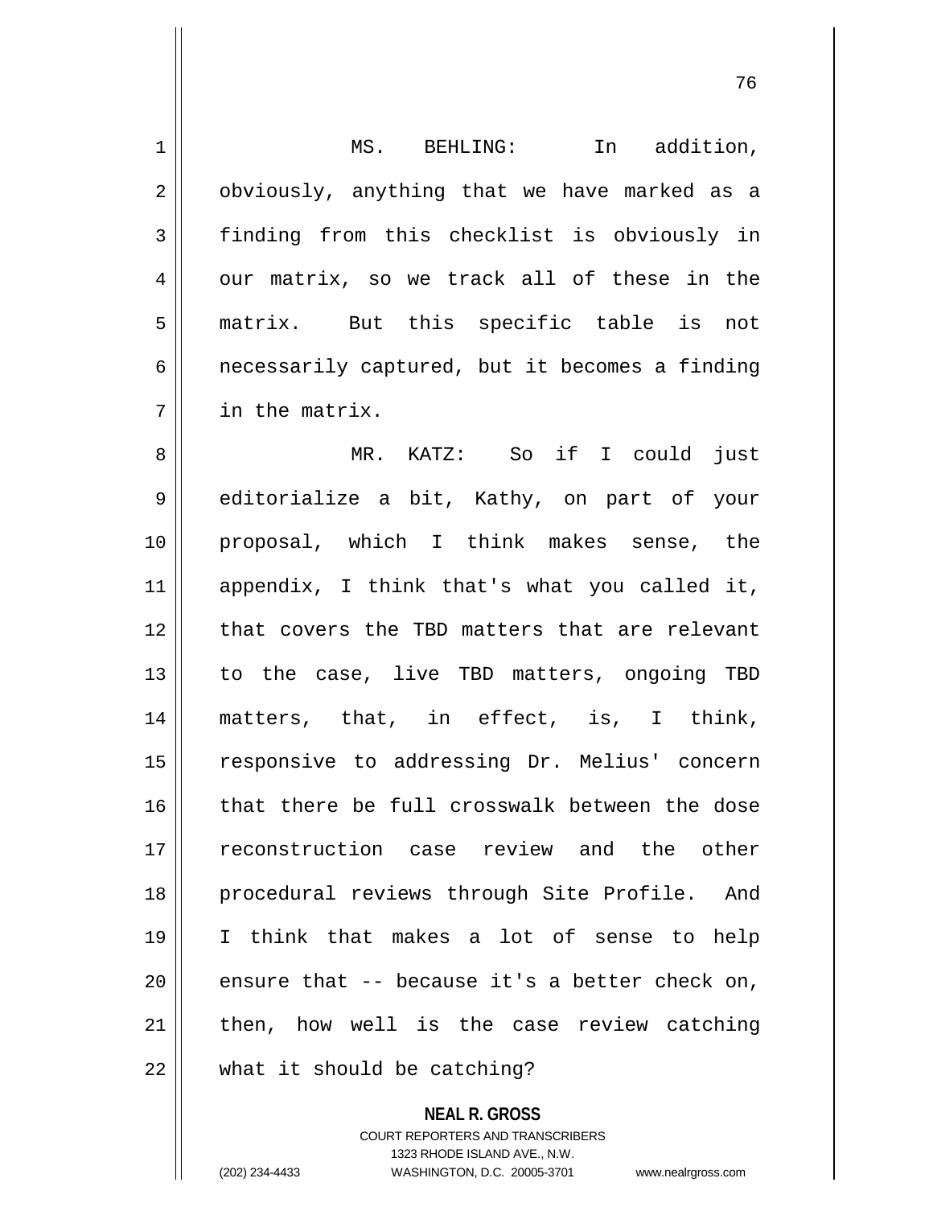MS. BEHLING: In addition, obviously, anything that we have marked as a finding from this checklist is obviously in our matrix, so we track all of these in the matrix. But this specific table is not necessarily captured, but it becomes a finding in the matrix.

MR. KATZ: So if I could just editorialize a bit, Kathy, on part of your proposal, which I think makes sense, the appendix, I think that's what you called it, that covers the TBD matters that are relevant to the case, live TBD matters, ongoing TBD matters, that, in effect, is, I think, responsive to addressing Dr. Melius' concern that there be full crosswalk between the dose reconstruction case review and the other procedural reviews through Site Profile. And I think that makes a lot of sense to help ensure that -- because it's a better check on, then, how well is the case review catching what it should be catching?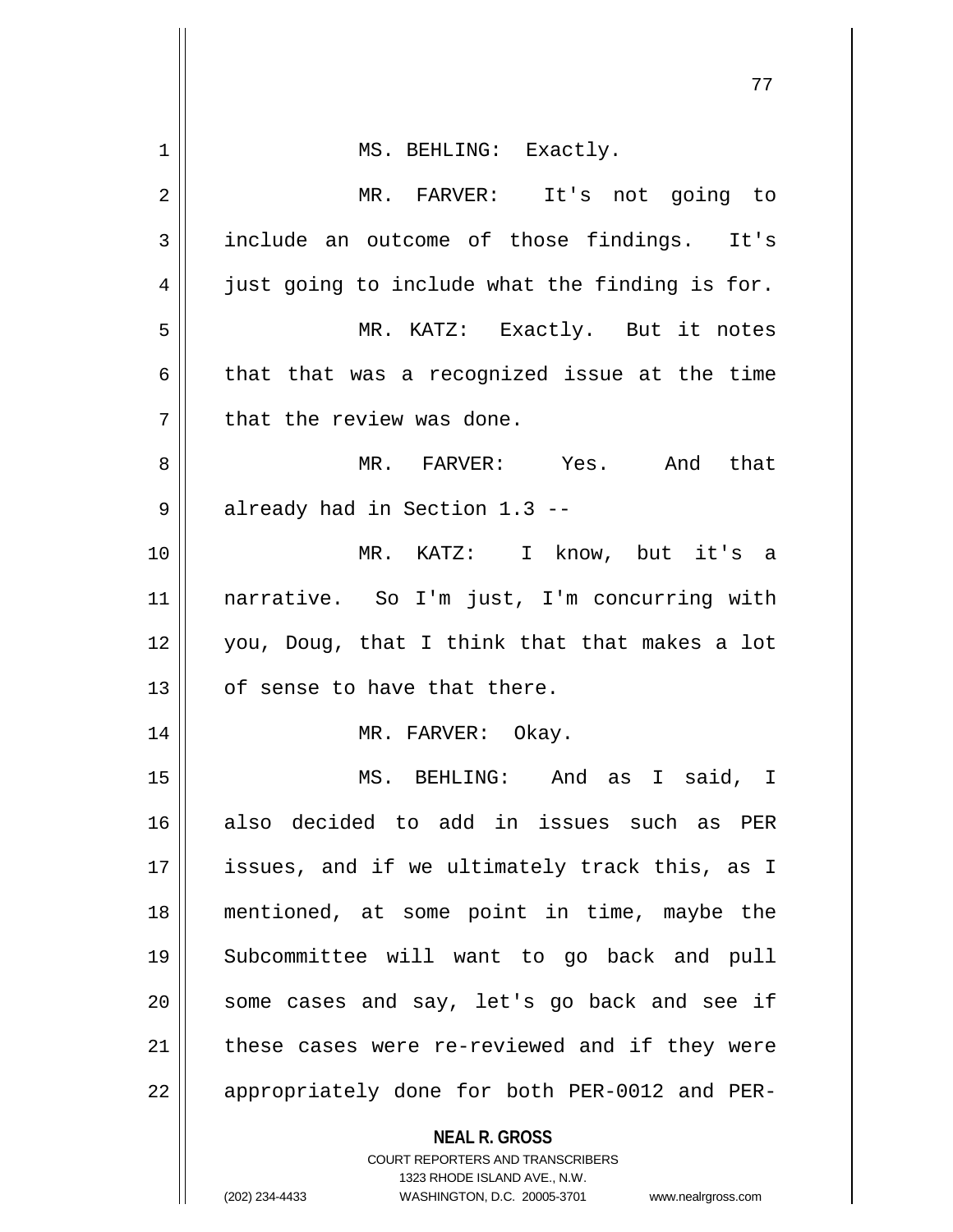MS. BEHLING: Exactly.

MR. FARVER: It's not going to include an outcome of those findings. It's just going to include what the finding is for.

MR. KATZ: Exactly. But it notes that that was a recognized issue at the time that the review was done.

MR. FARVER: Yes. And that already had in Section 1.3 --

MR. KATZ: I know, but it's a narrative. So I'm just, I'm concurring with you, Doug, that I think that that makes a lot of sense to have that there.

MR. FARVER: Okay.

MS. BEHLING: And as I said, I also decided to add in issues such as PER issues, and if we ultimately track this, as I mentioned, at some point in time, maybe the Subcommittee will want to go back and pull some cases and say, let's go back and see if these cases were re-reviewed and if they were appropriately done for both PER-0012 and PER-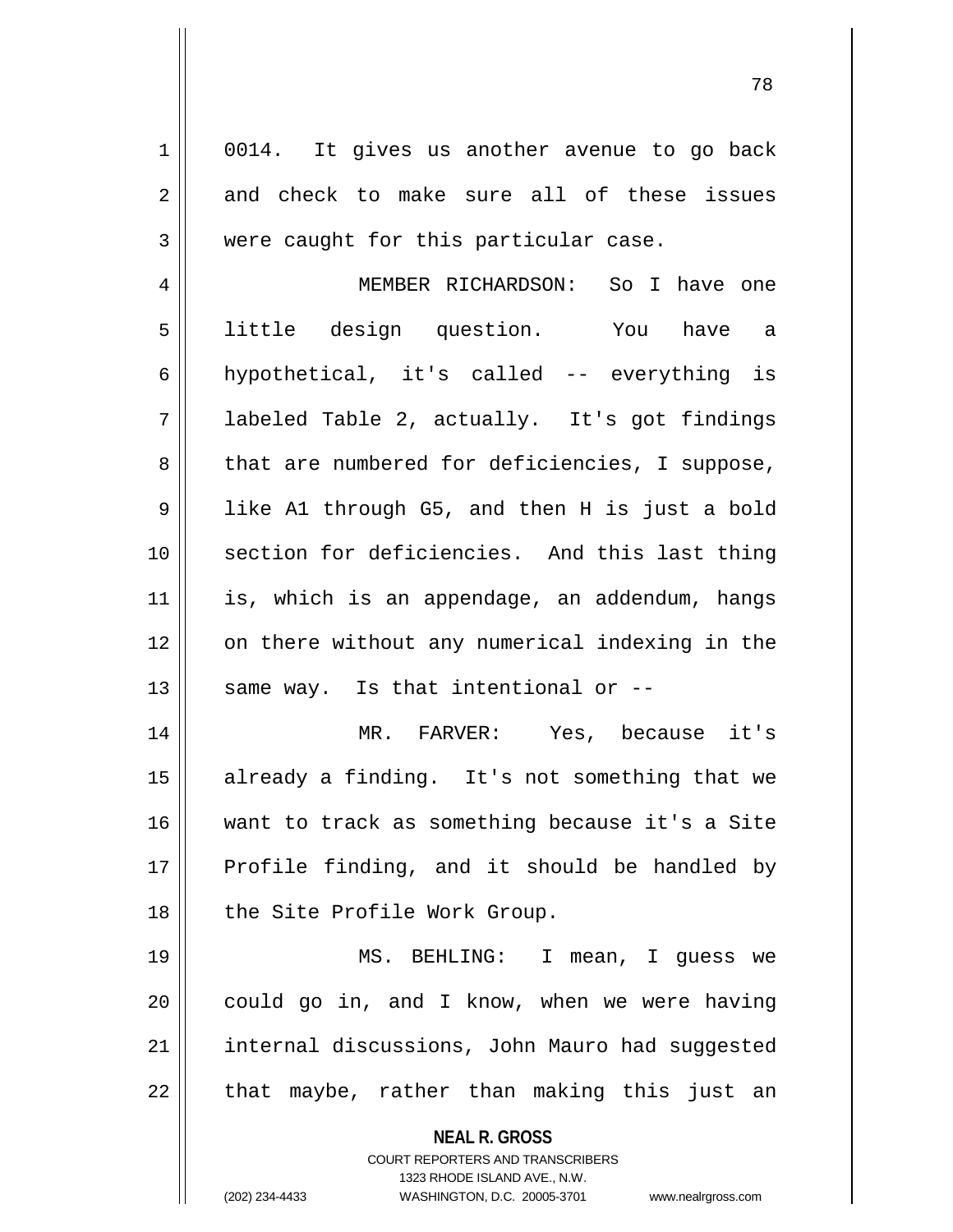0014. It gives us another avenue to go back and check to make sure all of these issues were caught for this particular case.

MEMBER RICHARDSON: So I have one little design question. You have a hypothetical, it's called -- everything is labeled Table 2, actually. It's got findings that are numbered for deficiencies, I suppose, like A1 through G5, and then H is just a bold section for deficiencies. And this last thing is, which is an appendage, an addendum, hangs on there without any numerical indexing in the same way. Is that intentional or --

MR. FARVER: Yes, because it's already a finding. It's not something that we want to track as something because it's a Site Profile finding, and it should be handled by the Site Profile Work Group.

MS. BEHLING: I mean, I guess we could go in, and I know, when we were having internal discussions, John Mauro had suggested that maybe, rather than making this just an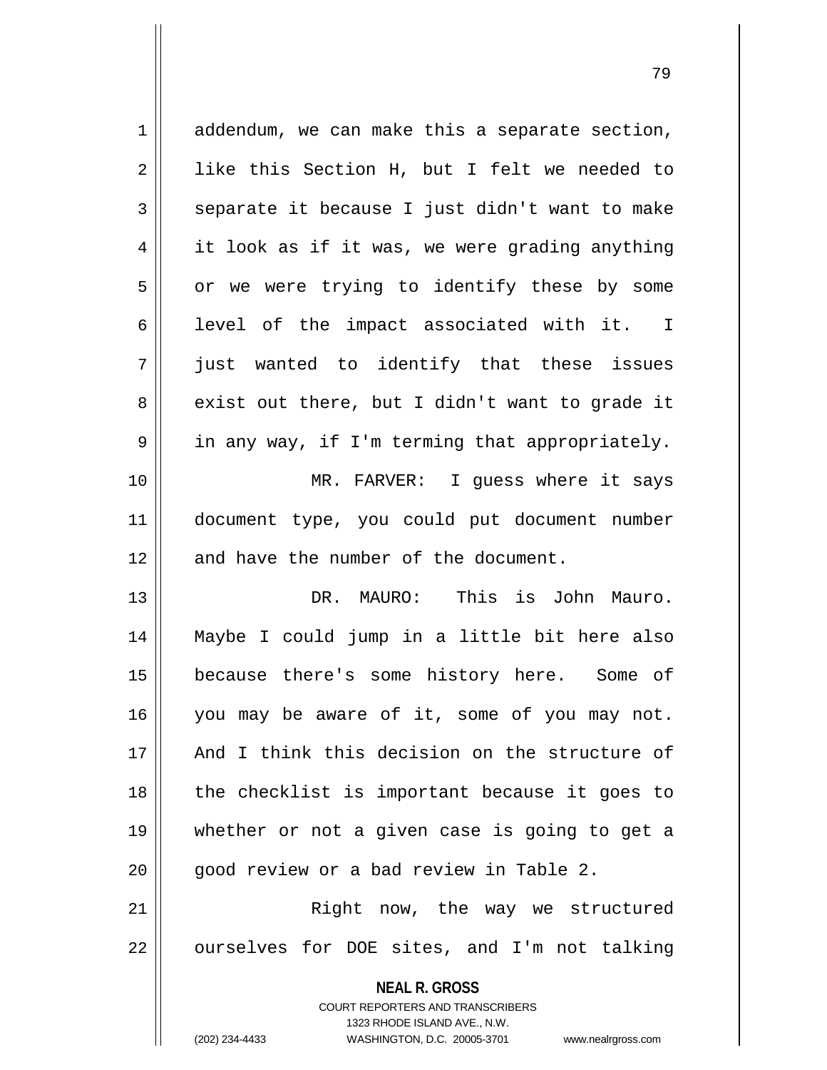addendum, we can make this a separate section, like this Section H, but I felt we needed to separate it because I just didn't want to make it look as if it was, we were grading anything or we were trying to identify these by some level of the impact associated with it. I just wanted to identify that these issues exist out there, but I didn't want to grade it in any way, if I'm terming that appropriately.

MR. FARVER: I guess where it says document type, you could put document number and have the number of the document.

DR. MAURO: This is John Mauro. Maybe I could jump in a little bit here also because there's some history here. Some of you may be aware of it, some of you may not. And I think this decision on the structure of the checklist is important because it goes to whether or not a given case is going to get a good review or a bad review in Table 2.

Right now, the way we structured ourselves for DOE sites, and I'm not talking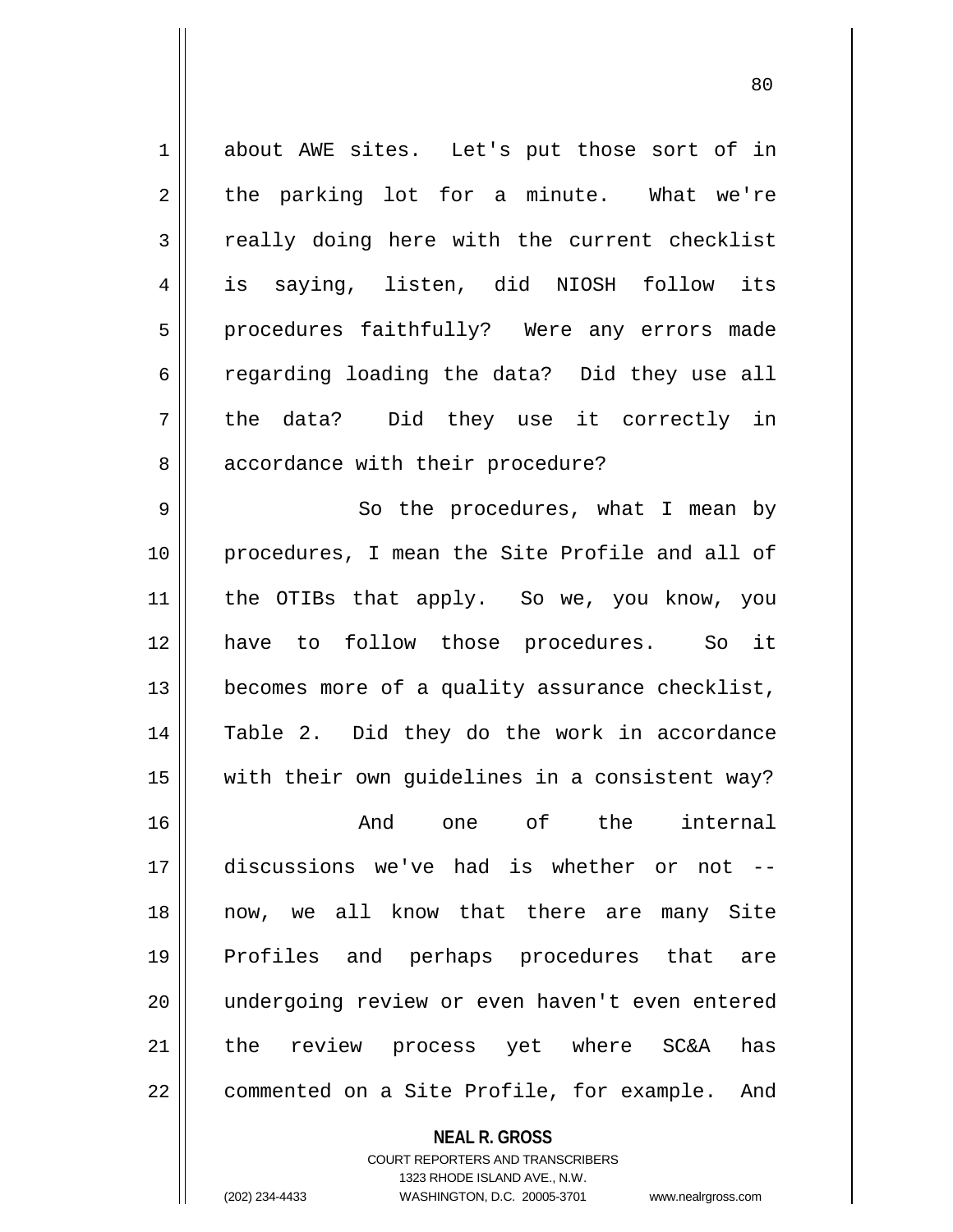about AWE sites. Let's put those sort of in the parking lot for a minute. What we're really doing here with the current checklist is saying, listen, did NIOSH follow its procedures faithfully? Were any errors made regarding loading the data? Did they use all the data? Did they use it correctly in accordance with their procedure?

So the procedures, what I mean by procedures, I mean the Site Profile and all of the OTIBs that apply. So we, you know, you have to follow those procedures. So it becomes more of a quality assurance checklist, Table 2. Did they do the work in accordance with their own guidelines in a consistent way?

And one of the internal discussions we've had is whether or not -- now, we all know that there are many Site Profiles and perhaps procedures that are undergoing review or even haven't even entered the review process yet where SC&A has commented on a Site Profile, for example. And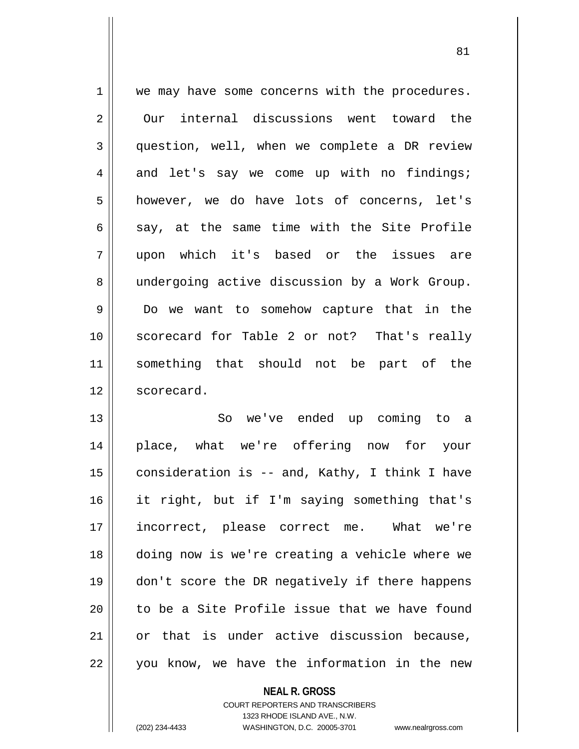we may have some concerns with the procedures. Our internal discussions went toward the question, well, when we complete a DR review and let's say we come up with no findings; however, we do have lots of concerns, let's say, at the same time with the Site Profile upon which it's based or the issues are undergoing active discussion by a Work Group. Do we want to somehow capture that in the scorecard for Table 2 or not? That's really something that should not be part of the scorecard.

So we've ended up coming to a place, what we're offering now for your consideration is -- and, Kathy, I think I have it right, but if I'm saying something that's incorrect, please correct me. What we're doing now is we're creating a vehicle where we don't score the DR negatively if there happens to be a Site Profile issue that we have found or that is under active discussion because, you know, we have the information in the new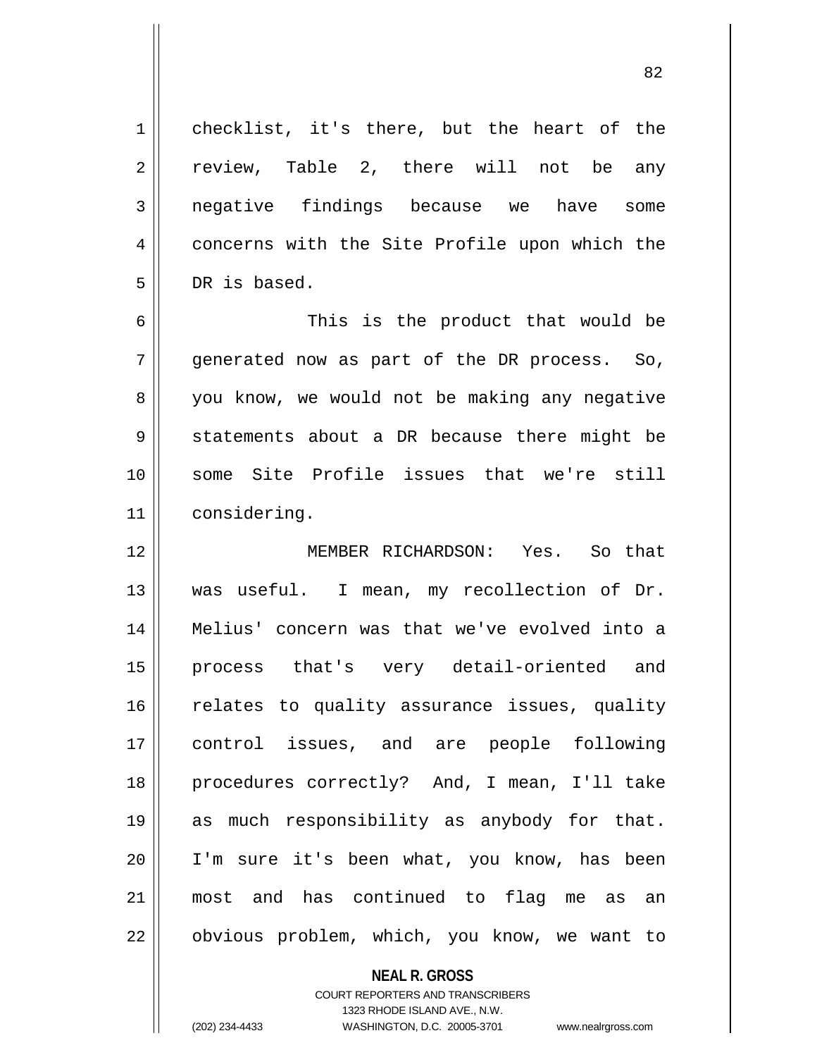checklist, it's there, but the heart of the review, Table 2, there will not be any negative findings because we have some concerns with the Site Profile upon which the DR is based.

This is the product that would be generated now as part of the DR process. So, you know, we would not be making any negative statements about a DR because there might be some Site Profile issues that we're still considering.

MEMBER RICHARDSON: Yes. So that was useful. I mean, my recollection of Dr. Melius' concern was that we've evolved into a process that's very detail-oriented and relates to quality assurance issues, quality control issues, and are people following procedures correctly? And, I mean, I'll take as much responsibility as anybody for that. I'm sure it's been what, you know, has been most and has continued to flag me as an obvious problem, which, you know, we want to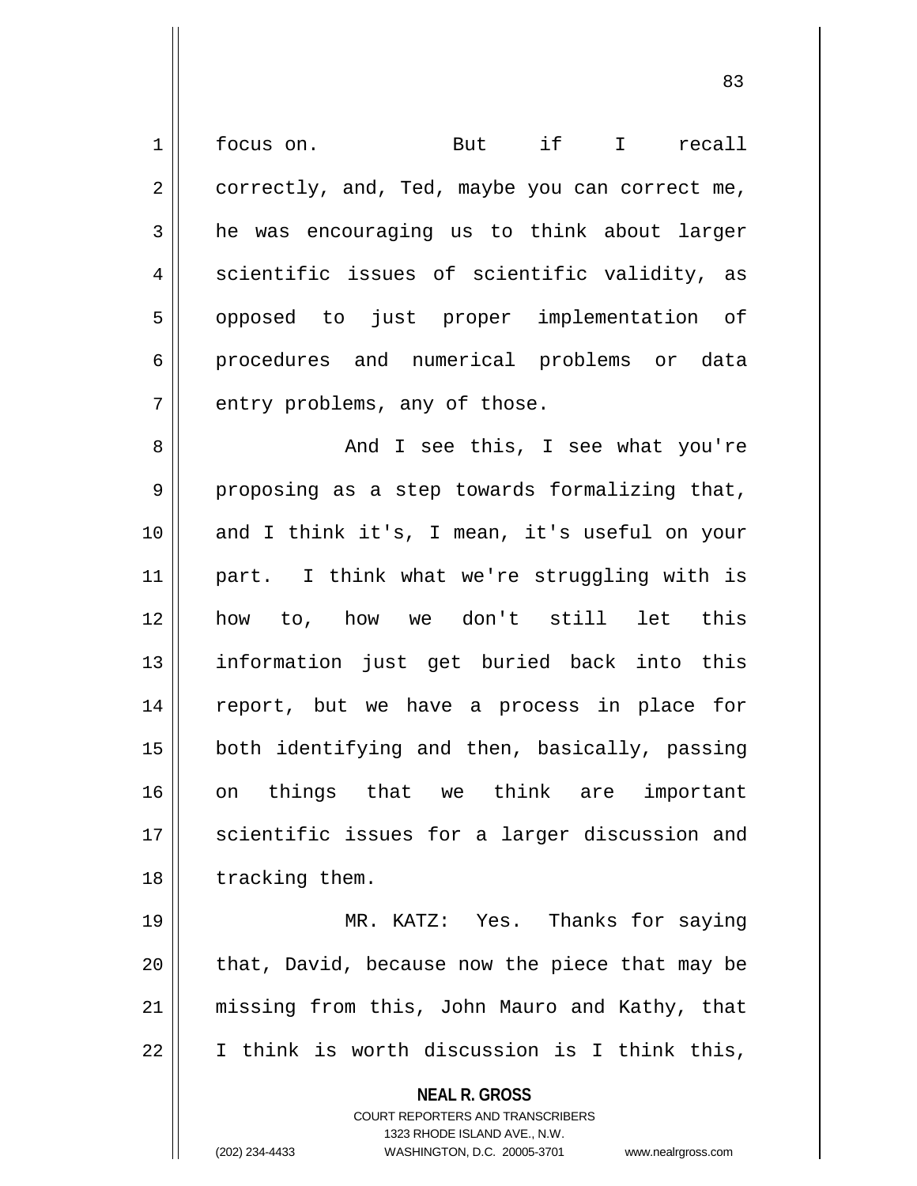focus on. But if I recall correctly, and, Ted, maybe you can correct me, he was encouraging us to think about larger scientific issues of scientific validity, as opposed to just proper implementation of procedures and numerical problems or data entry problems, any of those.

And I see this, I see what you're proposing as a step towards formalizing that, and I think it's, I mean, it's useful on your part. I think what we're struggling with is how to, how we don't still let this information just get buried back into this report, but we have a process in place for both identifying and then, basically, passing on things that we think are important scientific issues for a larger discussion and tracking them.

MR. KATZ: Yes. Thanks for saying that, David, because now the piece that may be missing from this, John Mauro and Kathy, that I think is worth discussion is I think this,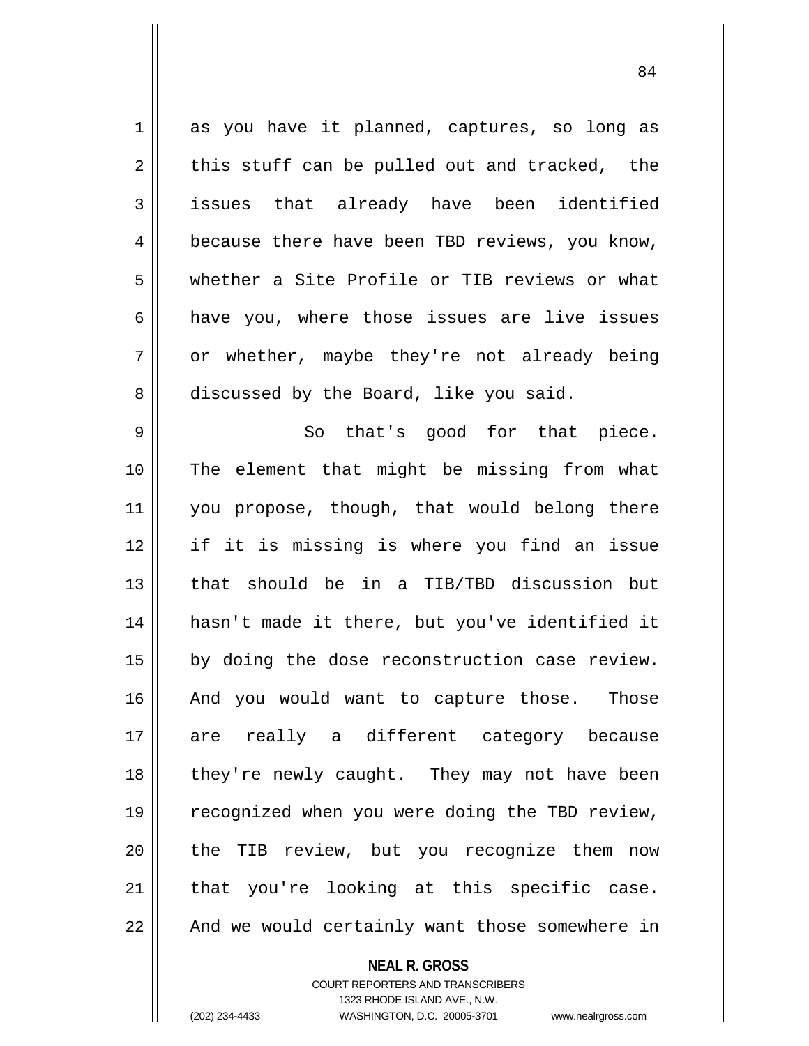as you have it planned, captures, so long as this stuff can be pulled out and tracked, the issues that already have been identified because there have been TBD reviews, you know, whether a Site Profile or TIB reviews or what have you, where those issues are live issues or whether, maybe they're not already being discussed by the Board, like you said.

So that's good for that piece. The element that might be missing from what you propose, though, that would belong there if it is missing is where you find an issue that should be in a TIB/TBD discussion but hasn't made it there, but you've identified it by doing the dose reconstruction case review. And you would want to capture those. Those are really a different category because they're newly caught. They may not have been recognized when you were doing the TBD review, the TIB review, but you recognize them now that you're looking at this specific case. And we would certainly want those somewhere in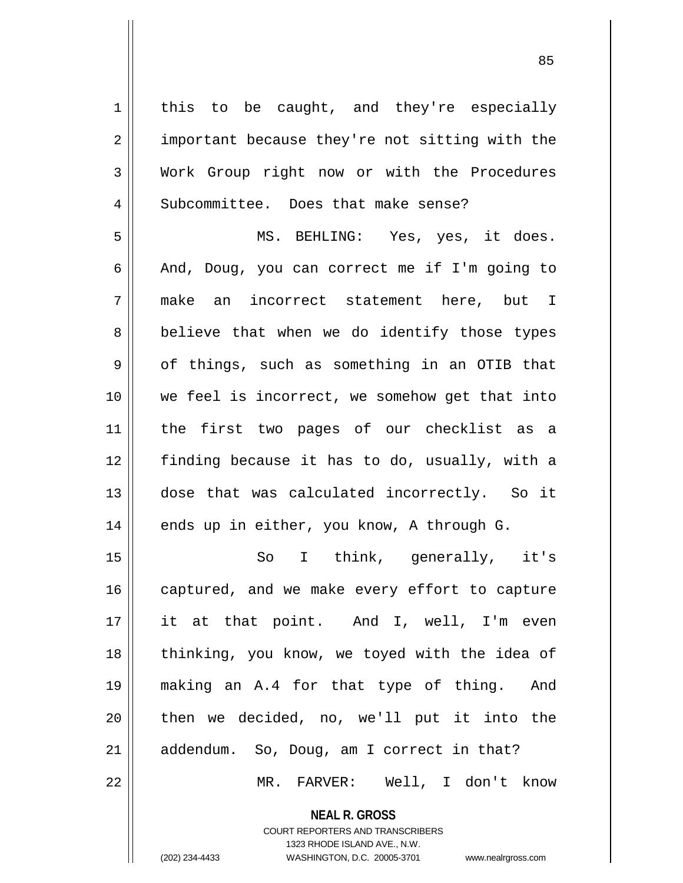this to be caught, and they're especially important because they're not sitting with the Work Group right now or with the Procedures Subcommittee. Does that make sense?

MS. BEHLING: Yes, yes, it does. And, Doug, you can correct me if I'm going to make an incorrect statement here, but I believe that when we do identify those types of things, such as something in an OTIB that we feel is incorrect, we somehow get that into the first two pages of our checklist as a finding because it has to do, usually, with a dose that was calculated incorrectly. So it ends up in either, you know, A through G.

So I think, generally, it's captured, and we make every effort to capture it at that point. And I, well, I'm even thinking, you know, we toyed with the idea of making an A.4 for that type of thing. And then we decided, no, we'll put it into the addendum. So, Doug, am I correct in that?

MR. FARVER: Well, I don't know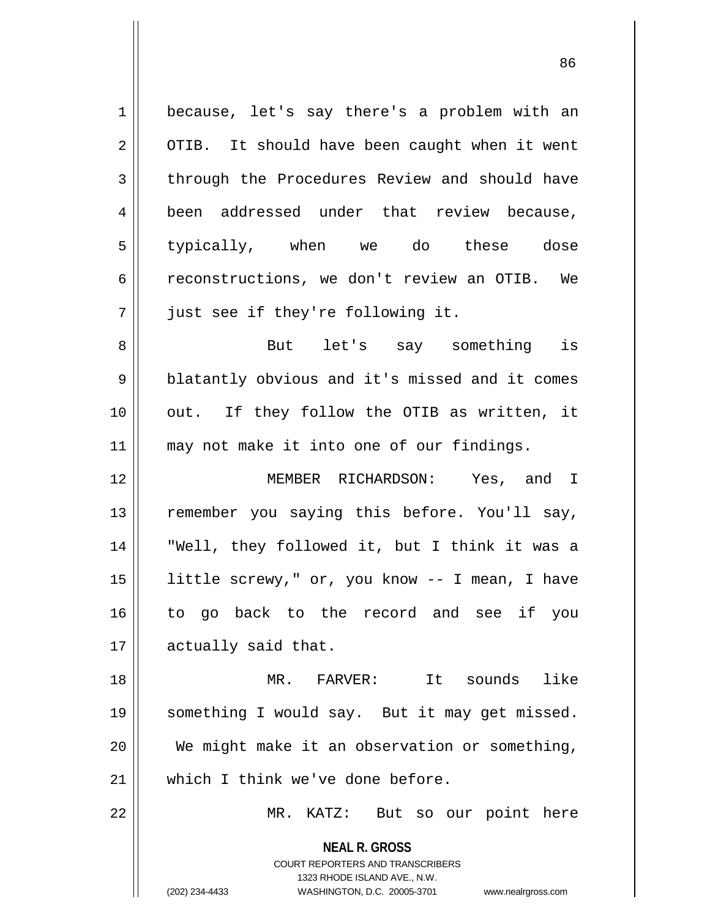because, let's say there's a problem with an OTIB. It should have been caught when it went through the Procedures Review and should have been addressed under that review because, typically, when we do these dose reconstructions, we don't review an OTIB. We just see if they're following it.

But let's say something is blatantly obvious and it's missed and it comes out. If they follow the OTIB as written, it may not make it into one of our findings.

MEMBER RICHARDSON: Yes, and I remember you saying this before. You'll say, "Well, they followed it, but I think it was a little screwy," or, you know -- I mean, I have to go back to the record and see if you actually said that.

MR. FARVER: It sounds like something I would say. But it may get missed. We might make it an observation or something, which I think we've done before.

MR. KATZ: But so our point here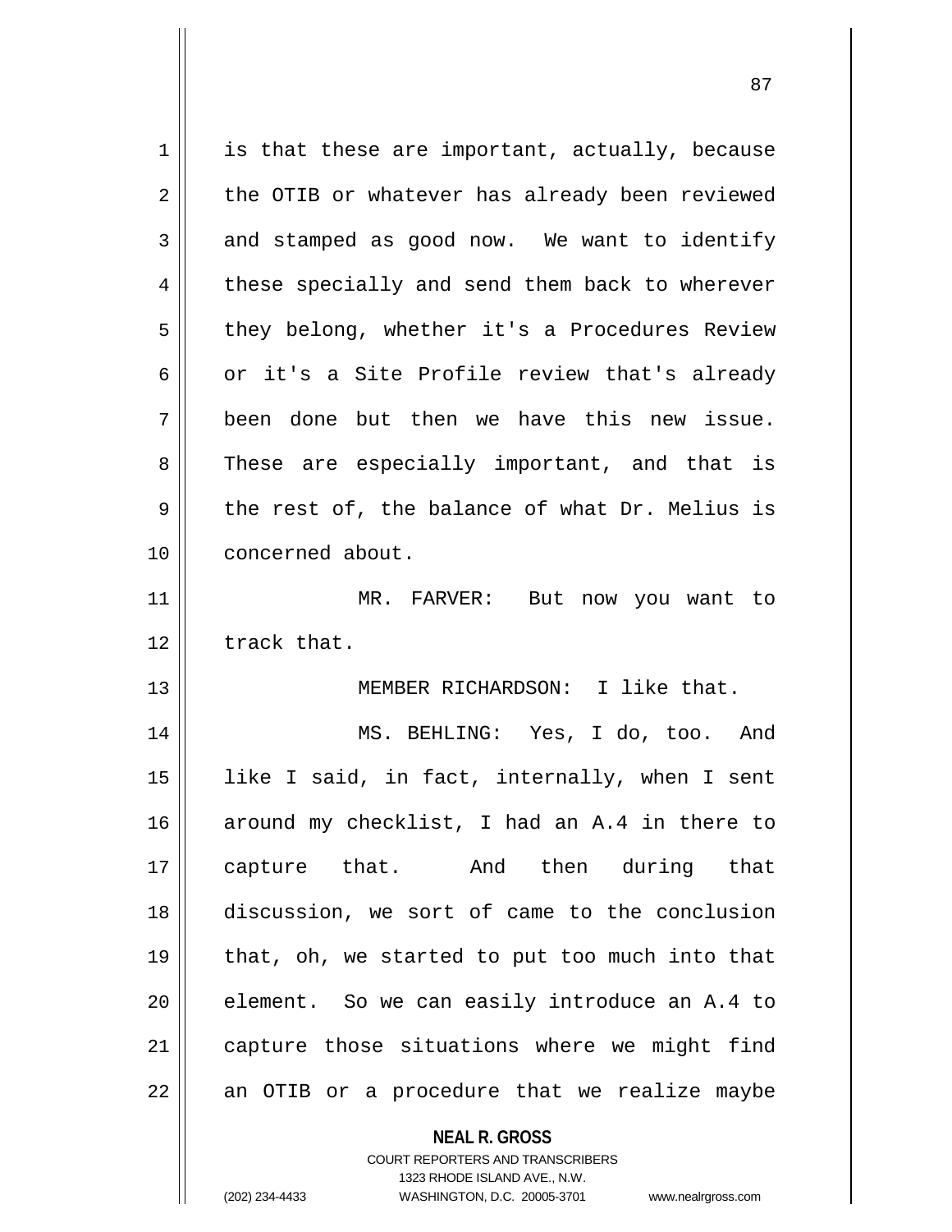is that these are important, actually, because the OTIB or whatever has already been reviewed and stamped as good now. We want to identify these specially and send them back to wherever they belong, whether it's a Procedures Review or it's a Site Profile review that's already been done but then we have this new issue. These are especially important, and that is the rest of, the balance of what Dr. Melius is concerned about.

MR. FARVER: But now you want to track that.

MEMBER RICHARDSON: I like that.

MS. BEHLING: Yes, I do, too. And like I said, in fact, internally, when I sent around my checklist, I had an A.4 in there to capture that. And then during that discussion, we sort of came to the conclusion that, oh, we started to put too much into that element. So we can easily introduce an A.4 to capture those situations where we might find an OTIB or a procedure that we realize maybe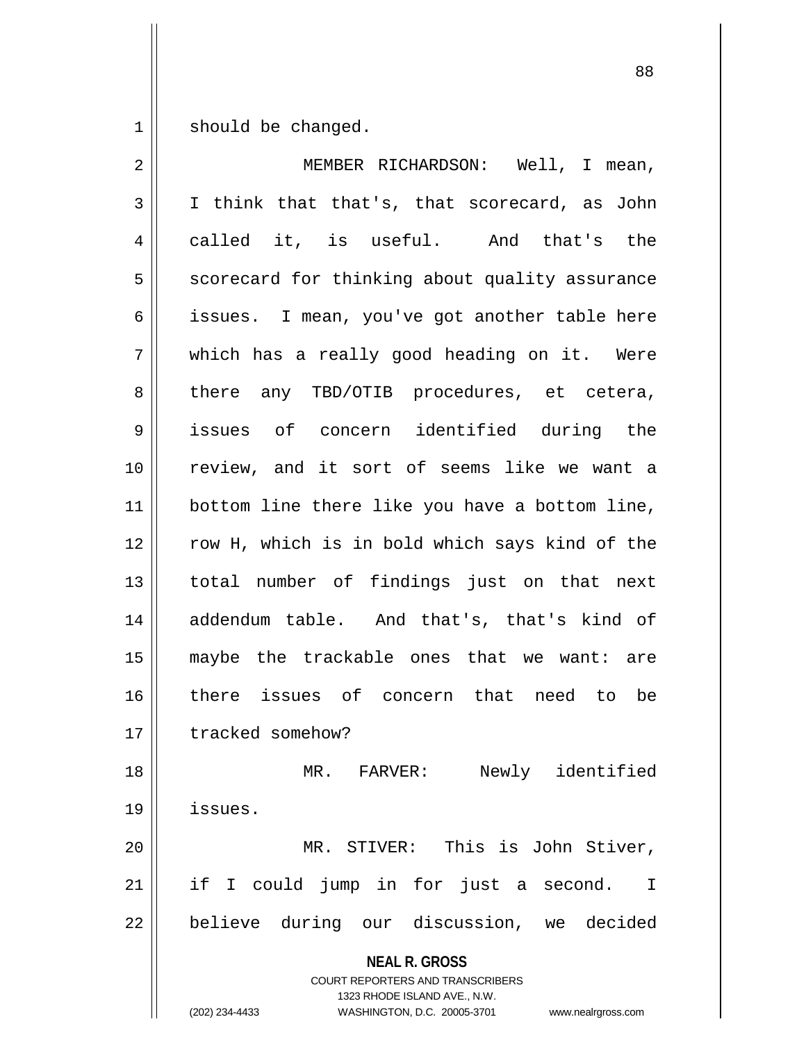should be changed.

MEMBER RICHARDSON: Well, I mean, I think that that's, that scorecard, as John called it, is useful. And that's the scorecard for thinking about quality assurance issues. I mean, you've got another table here which has a really good heading on it. Were there any TBD/OTIB procedures, et cetera, issues of concern identified during the review, and it sort of seems like we want a bottom line there like you have a bottom line, row H, which is in bold which says kind of the total number of findings just on that next addendum table. And that's, that's kind of maybe the trackable ones that we want: are there issues of concern that need to be tracked somehow?

MR. FARVER: Newly identified issues.

MR. STIVER: This is John Stiver, if I could jump in for just a second. I believe during our discussion, we decided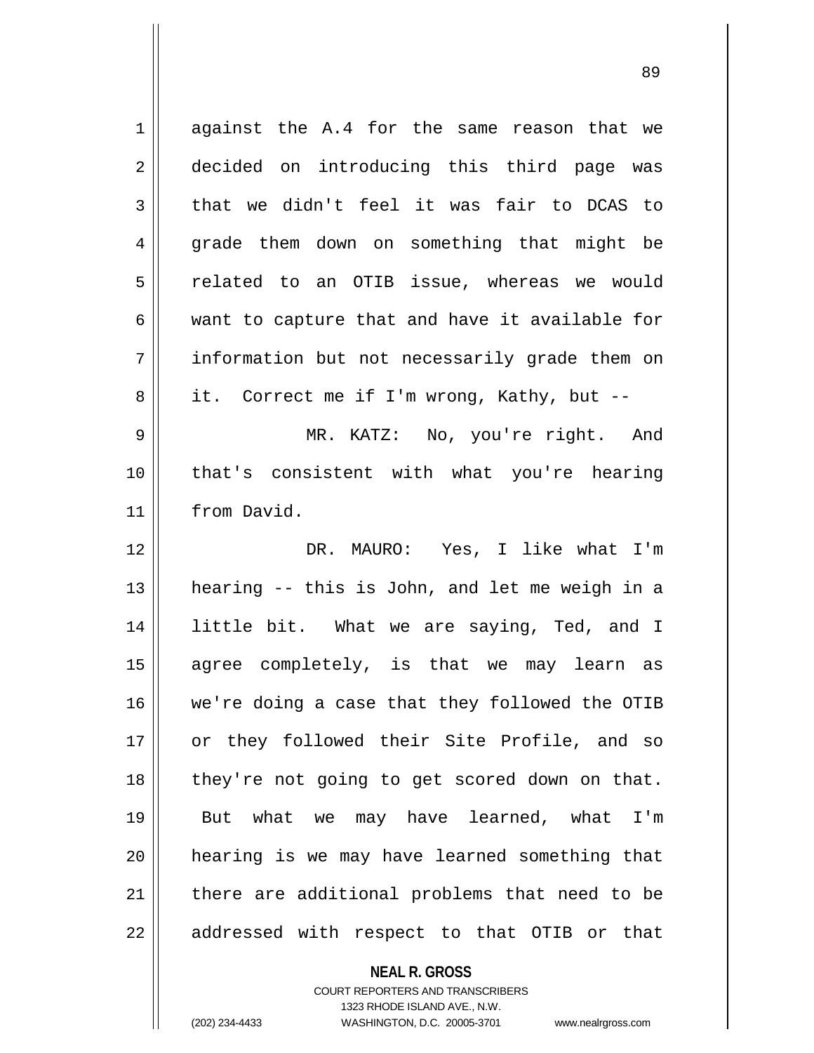against the A.4 for the same reason that we decided on introducing this third page was that we didn't feel it was fair to DCAS to grade them down on something that might be related to an OTIB issue, whereas we would want to capture that and have it available for information but not necessarily grade them on it. Correct me if I'm wrong, Kathy, but --

MR. KATZ: No, you're right. And that's consistent with what you're hearing from David.

DR. MAURO: Yes, I like what I'm hearing -- this is John, and let me weigh in a little bit. What we are saying, Ted, and I agree completely, is that we may learn as we're doing a case that they followed the OTIB or they followed their Site Profile, and so they're not going to get scored down on that. But what we may have learned, what I'm hearing is we may have learned something that there are additional problems that need to be addressed with respect to that OTIB or that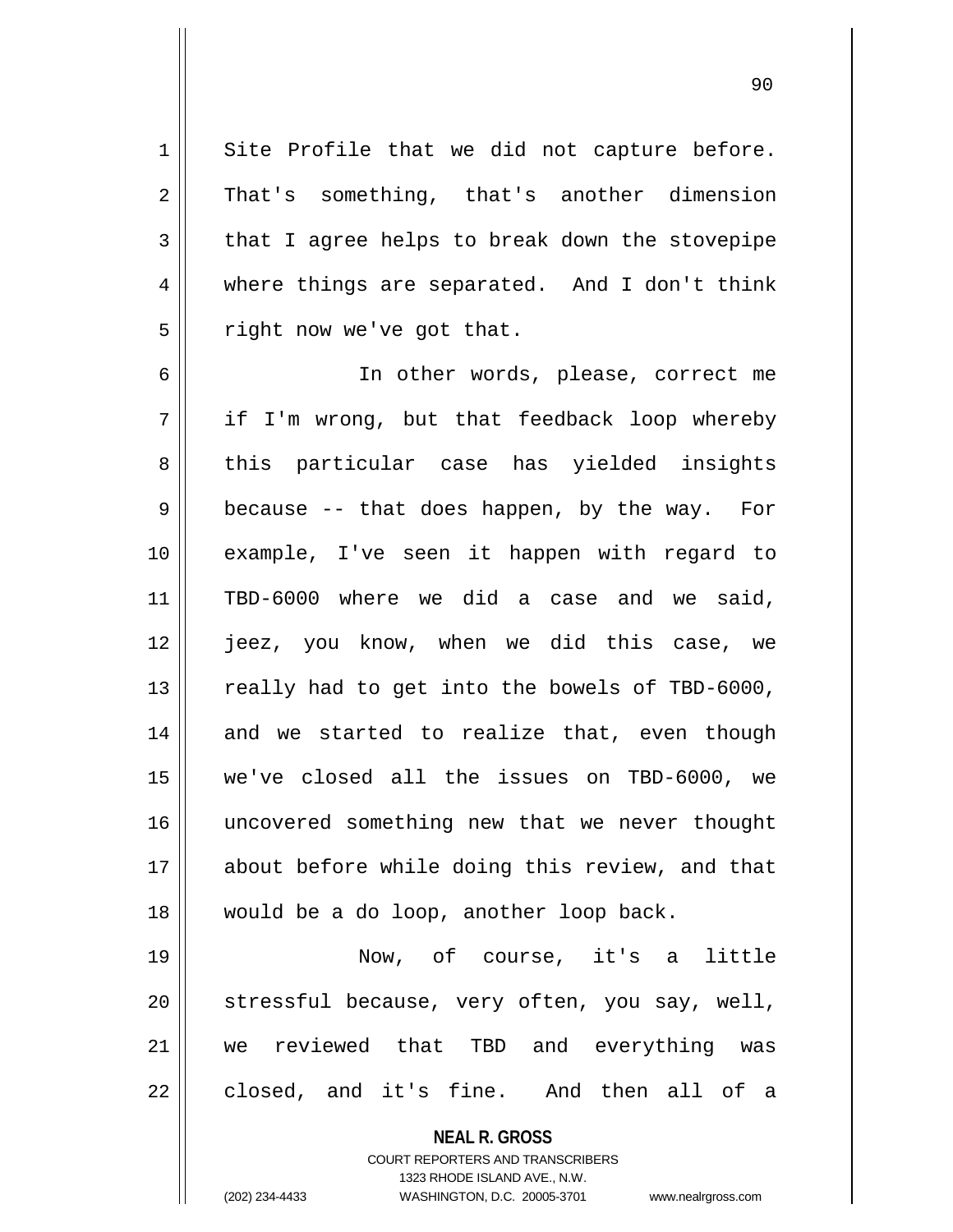Site Profile that we did not capture before. That's something, that's another dimension that I agree helps to break down the stovepipe where things are separated. And I don't think right now we've got that.

In other words, please, correct me if I'm wrong, but that feedback loop whereby this particular case has yielded insights because -- that does happen, by the way. For example, I've seen it happen with regard to TBD-6000 where we did a case and we said, jeez, you know, when we did this case, we really had to get into the bowels of TBD-6000, and we started to realize that, even though we've closed all the issues on TBD-6000, we uncovered something new that we never thought about before while doing this review, and that would be a do loop, another loop back.

Now, of course, it's a little stressful because, very often, you say, well, we reviewed that TBD and everything was closed, and it's fine. And then all of a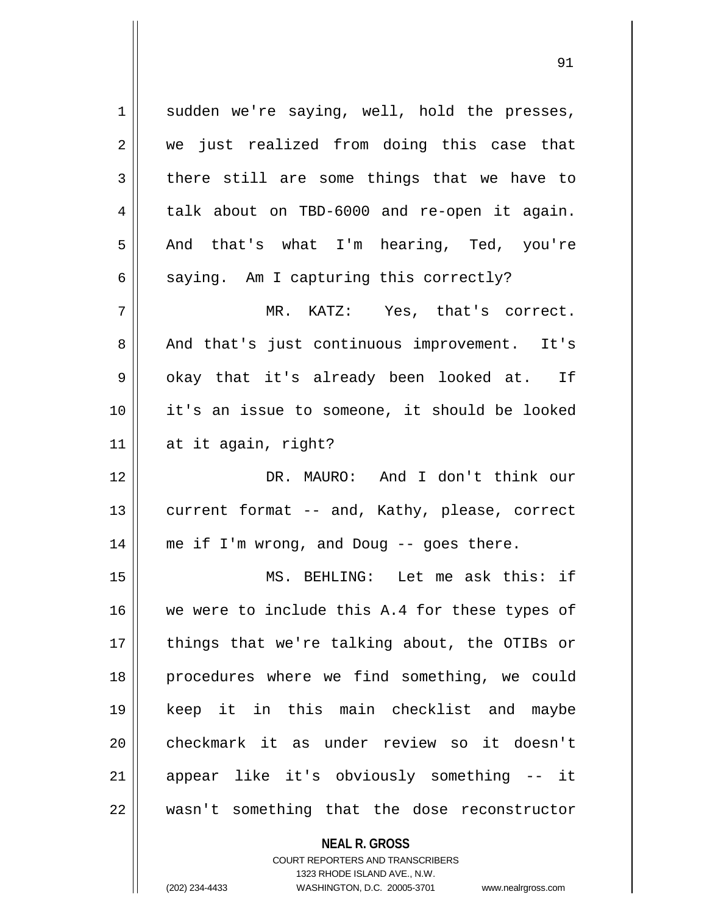sudden we're saying, well, hold the presses, we just realized from doing this case that there still are some things that we have to talk about on TBD-6000 and re-open it again. And that's what I'm hearing, Ted, you're saying. Am I capturing this correctly?

MR. KATZ: Yes, that's correct. And that's just continuous improvement. It's okay that it's already been looked at. If it's an issue to someone, it should be looked at it again, right?

DR. MAURO: And I don't think our current format -- and, Kathy, please, correct me if I'm wrong, and Doug -- goes there.

MS. BEHLING: Let me ask this: if we were to include this A.4 for these types of things that we're talking about, the OTIBs or procedures where we find something, we could keep it in this main checklist and maybe checkmark it as under review so it doesn't appear like it's obviously something -- it wasn't something that the dose reconstructor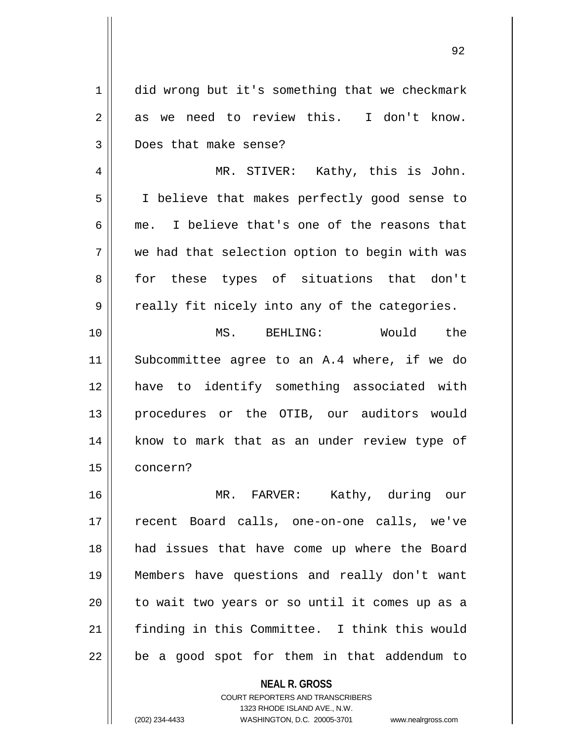did wrong but it's something that we checkmark as we need to review this. I don't know. Does that make sense?

MR. STIVER: Kathy, this is John. I believe that makes perfectly good sense to me. I believe that's one of the reasons that we had that selection option to begin with was for these types of situations that don't really fit nicely into any of the categories.

MS. BEHLING: Would the Subcommittee agree to an A.4 where, if we do have to identify something associated with procedures or the OTIB, our auditors would know to mark that as an under review type of concern?

MR. FARVER: Kathy, during our recent Board calls, one-on-one calls, we've had issues that have come up where the Board Members have questions and really don't want to wait two years or so until it comes up as a finding in this Committee. I think this would be a good spot for them in that addendum to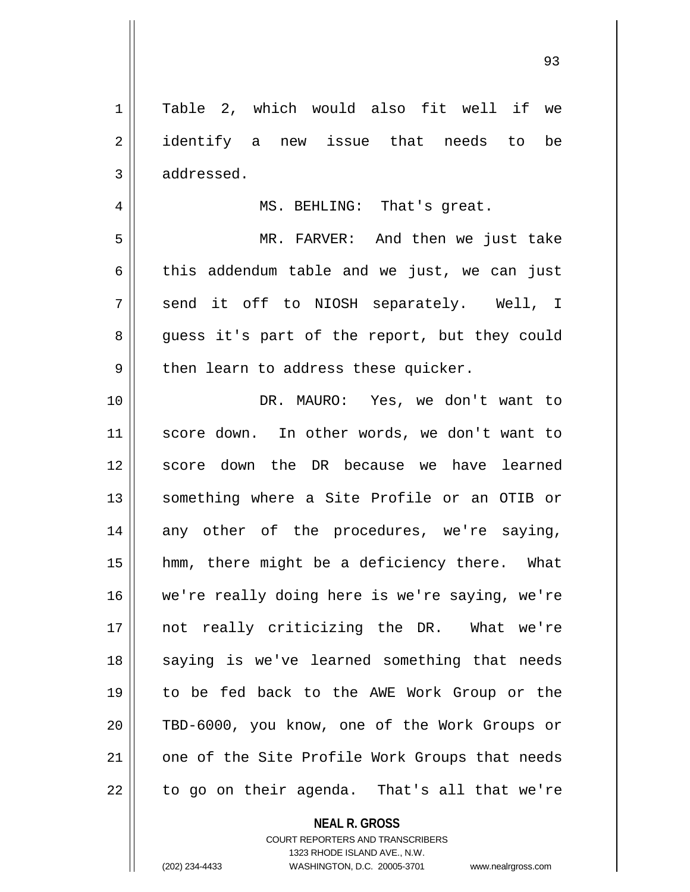Table 2, which would also fit well if we identify a new issue that needs to be addressed.

MS. BEHLING: That's great.

MR. FARVER: And then we just take this addendum table and we just, we can just send it off to NIOSH separately. Well, I guess it's part of the report, but they could then learn to address these quicker.

DR. MAURO: Yes, we don't want to score down. In other words, we don't want to score down the DR because we have learned something where a Site Profile or an OTIB or any other of the procedures, we're saying, hmm, there might be a deficiency there. What we're really doing here is we're saying, we're not really criticizing the DR. What we're saying is we've learned something that needs to be fed back to the AWE Work Group or the TBD-6000, you know, one of the Work Groups or one of the Site Profile Work Groups that needs to go on their agenda. That's all that we're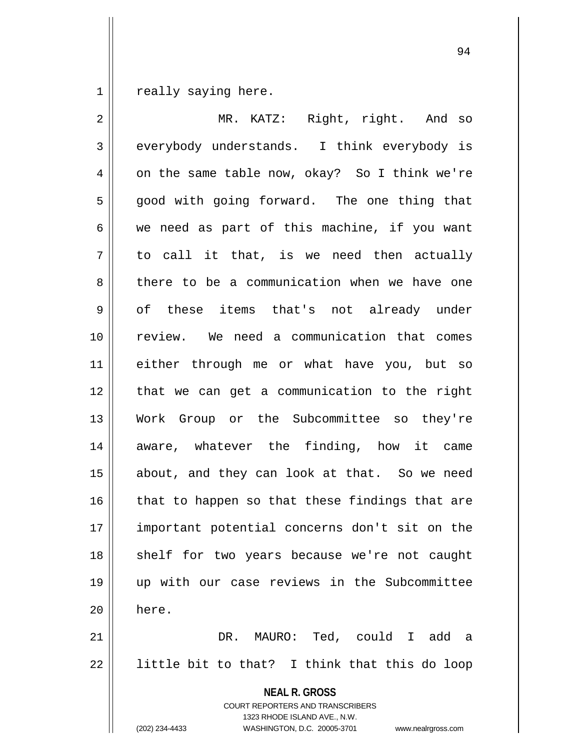really saying here.

MR. KATZ: Right, right. And so everybody understands. I think everybody is on the same table now, okay? So I think we're good with going forward. The one thing that we need as part of this machine, if you want to call it that, is we need then actually there to be a communication when we have one of these items that's not already under review. We need a communication that comes either through me or what have you, but so that we can get a communication to the right Work Group or the Subcommittee so they're aware, whatever the finding, how it came about, and they can look at that. So we need that to happen so that these findings that are important potential concerns don't sit on the shelf for two years because we're not caught up with our case reviews in the Subcommittee here.

DR. MAURO: Ted, could I add a little bit to that? I think that this do loop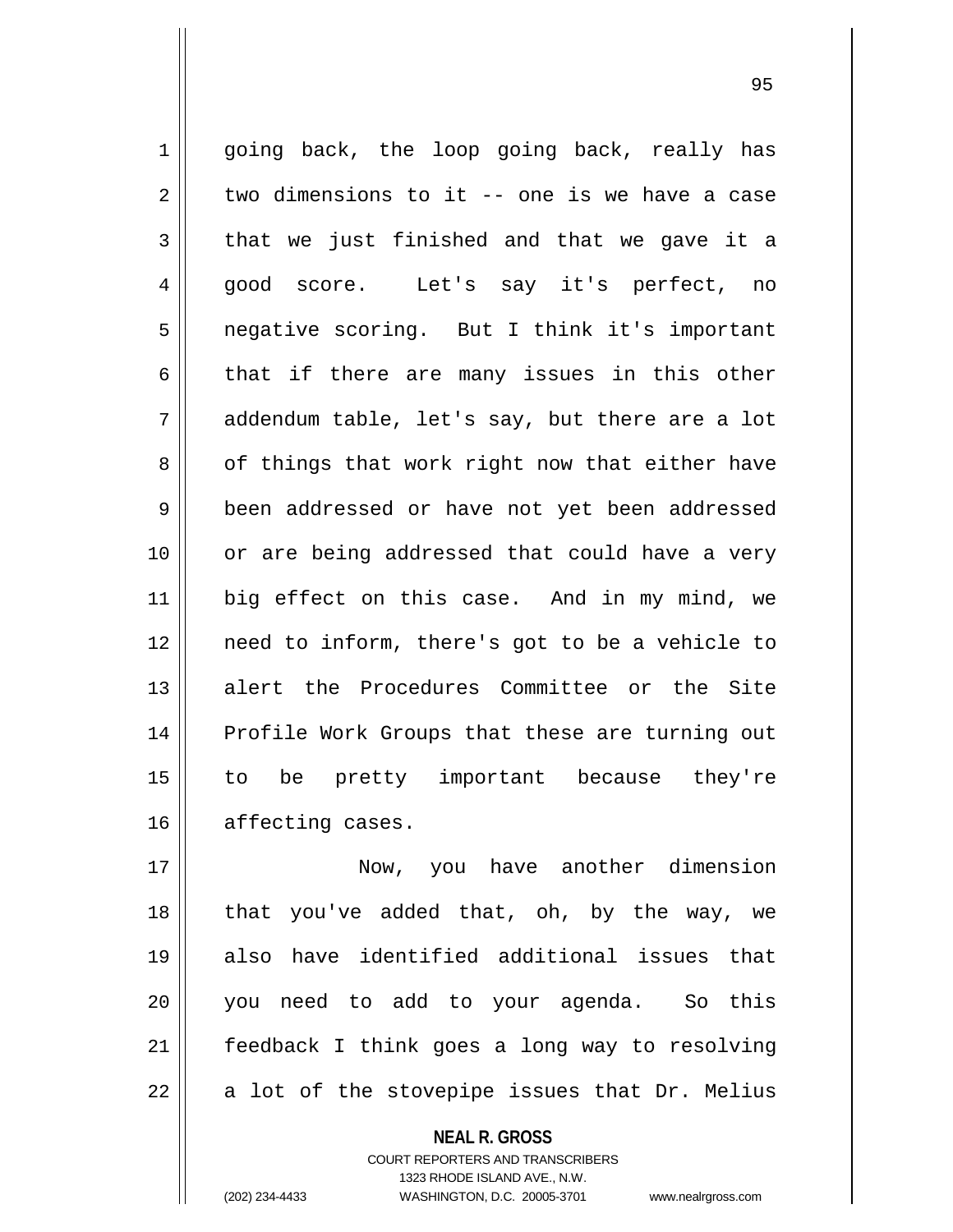going back, the loop going back, really has two dimensions to it -- one is we have a case that we just finished and that we gave it a good score. Let's say it's perfect, no negative scoring. But I think it's important that if there are many issues in this other addendum table, let's say, but there are a lot of things that work right now that either have been addressed or have not yet been addressed or are being addressed that could have a very big effect on this case. And in my mind, we need to inform, there's got to be a vehicle to alert the Procedures Committee or the Site Profile Work Groups that these are turning out to be pretty important because they're affecting cases.

Now, you have another dimension that you've added that, oh, by the way, we also have identified additional issues that you need to add to your agenda. So this feedback I think goes a long way to resolving a lot of the stovepipe issues that Dr. Melius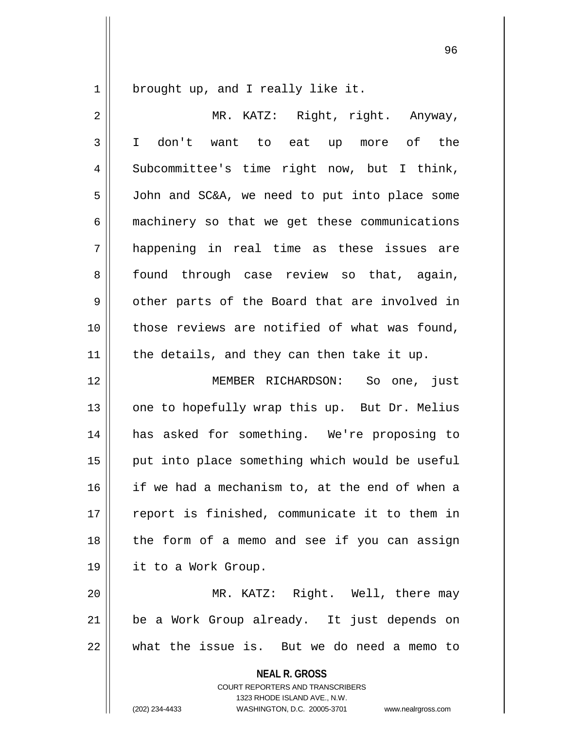brought up, and I really like it.

MR. KATZ: Right, right. Anyway, I don't want to eat up more of the Subcommittee's time right now, but I think, John and SC&A, we need to put into place some machinery so that we get these communications happening in real time as these issues are found through case review so that, again, other parts of the Board that are involved in those reviews are notified of what was found, the details, and they can then take it up.

MEMBER RICHARDSON: So one, just one to hopefully wrap this up. But Dr. Melius has asked for something. We're proposing to put into place something which would be useful if we had a mechanism to, at the end of when a report is finished, communicate it to them in the form of a memo and see if you can assign it to a Work Group.

MR. KATZ: Right. Well, there may be a Work Group already. It just depends on what the issue is. But we do need a memo to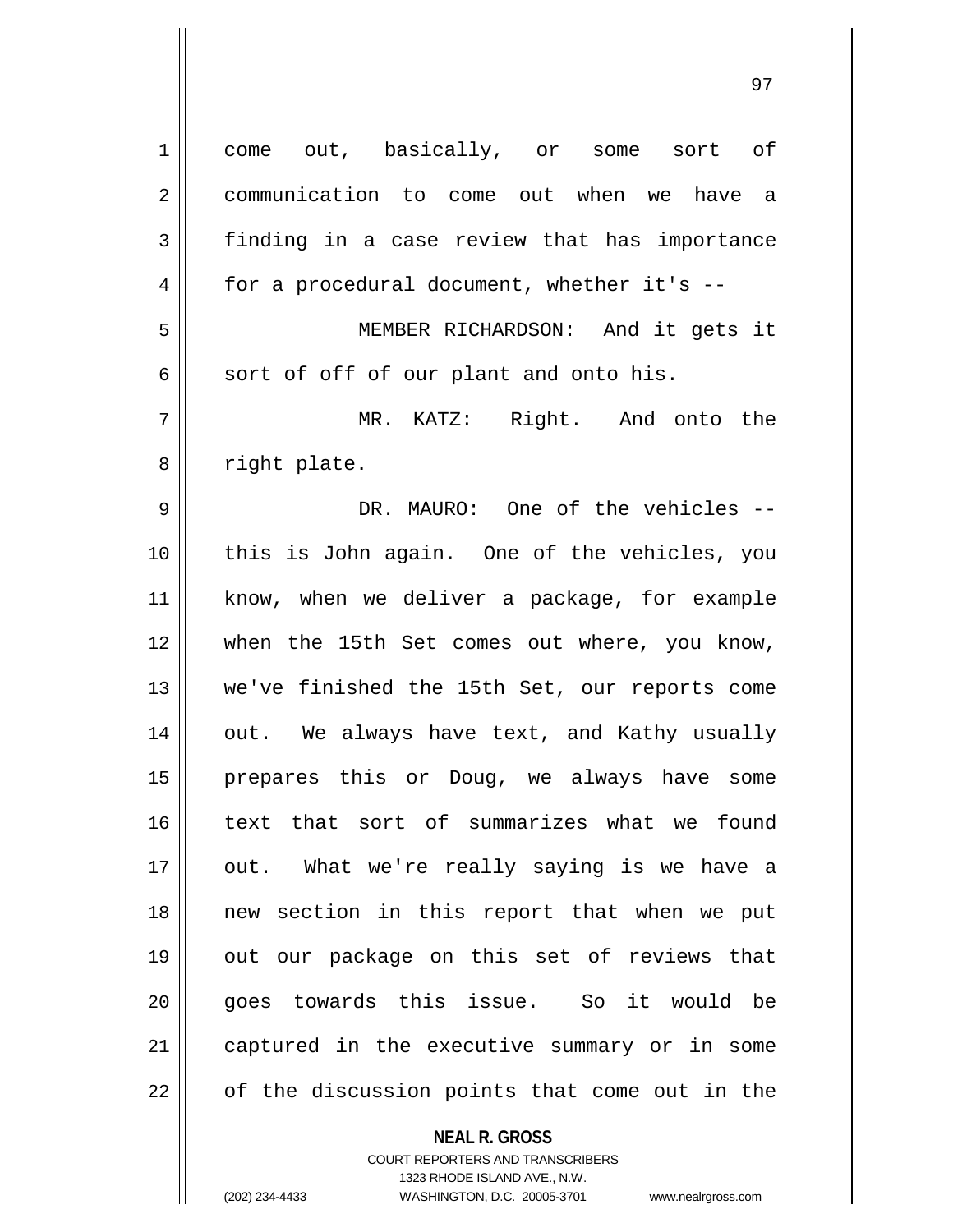come out, basically, or some sort of communication to come out when we have a finding in a case review that has importance for a procedural document, whether it's --

MEMBER RICHARDSON: And it gets it sort of off of our plant and onto his.

MR. KATZ: Right. And onto the right plate.

DR. MAURO: One of the vehicles -- this is John again. One of the vehicles, you know, when we deliver a package, for example when the 15th Set comes out where, you know, we've finished the 15th Set, our reports come out. We always have text, and Kathy usually prepares this or Doug, we always have some text that sort of summarizes what we found out. What we're really saying is we have a new section in this report that when we put out our package on this set of reviews that goes towards this issue. So it would be captured in the executive summary or in some of the discussion points that come out in the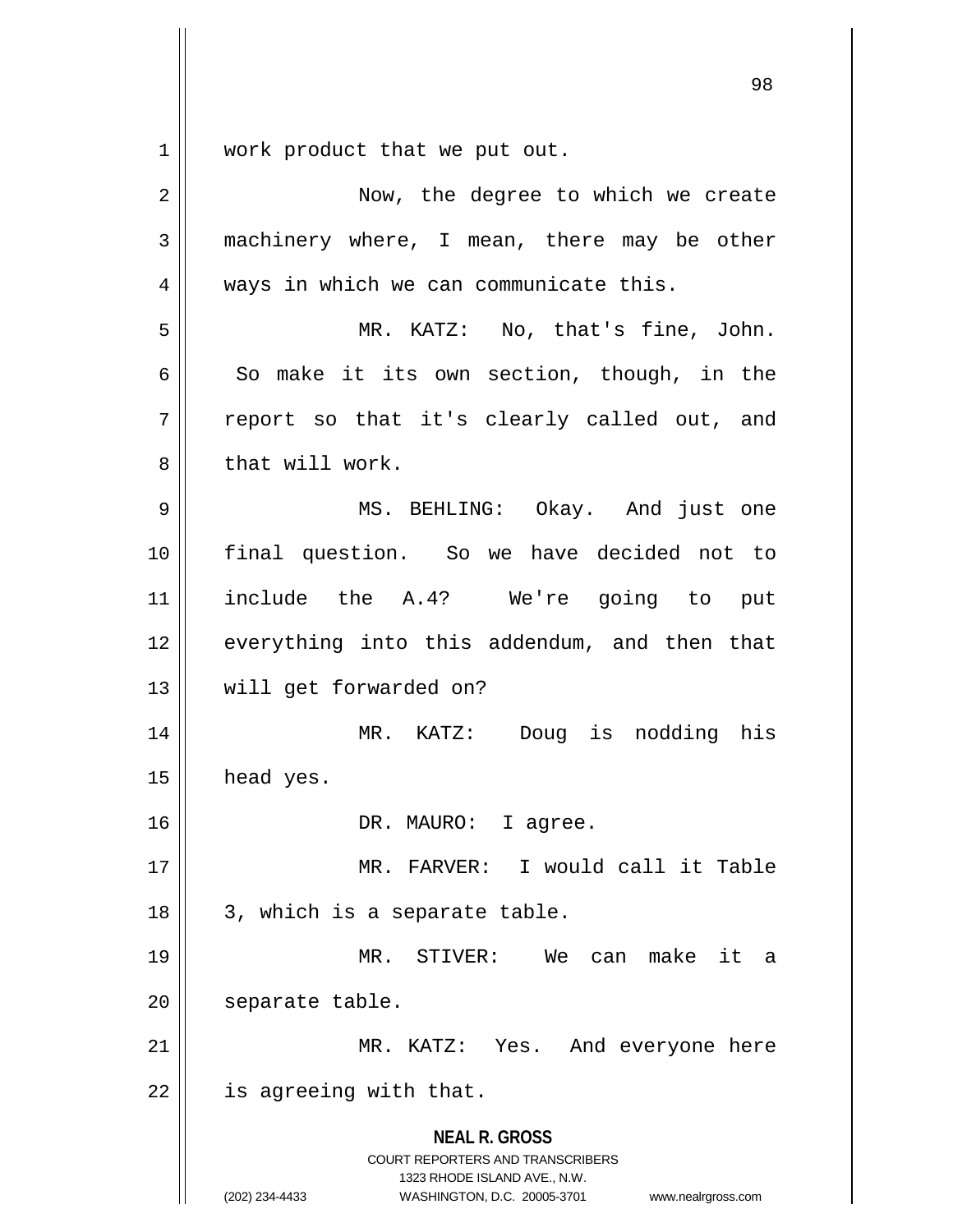work product that we put out.

Now, the degree to which we create machinery where, I mean, there may be other ways in which we can communicate this.

MR. KATZ: No, that's fine, John. So make it its own section, though, in the report so that it's clearly called out, and that will work.

MS. BEHLING: Okay. And just one final question. So we have decided not to include the A.4? We're going to put everything into this addendum, and then that will get forwarded on?

MR. KATZ: Doug is nodding his head yes.

DR. MAURO: I agree.

MR. FARVER: I would call it Table 3, which is a separate table.

MR. STIVER: We can make it a separate table.

MR. KATZ: Yes. And everyone here is agreeing with that.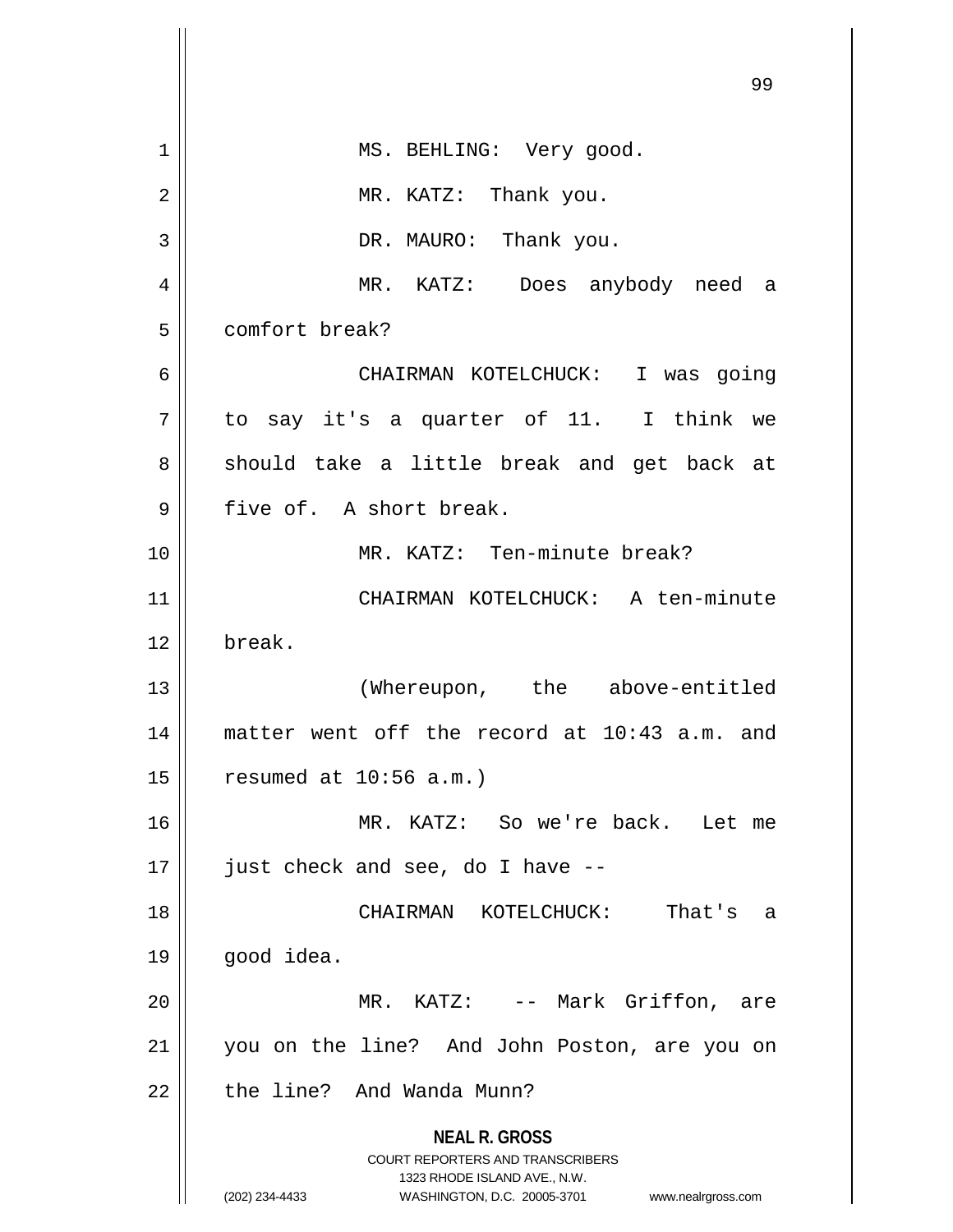MS. BEHLING: Very good.

MR. KATZ: Thank you.

DR. MAURO: Thank you.

MR. KATZ: Does anybody need a comfort break?

CHAIRMAN KOTELCHUCK: I was going to say it's a quarter of 11. I think we should take a little break and get back at five of. A short break.

MR. KATZ: Ten-minute break?

CHAIRMAN KOTELCHUCK: A ten-minute break.

(Whereupon, the above-entitled matter went off the record at 10:43 a.m. and resumed at 10:56 a.m.)

MR. KATZ: So we're back. Let me just check and see, do I have --

CHAIRMAN KOTELCHUCK: That's a good idea.

MR. KATZ: -- Mark Griffon, are you on the line? And John Poston, are you on the line? And Wanda Munn?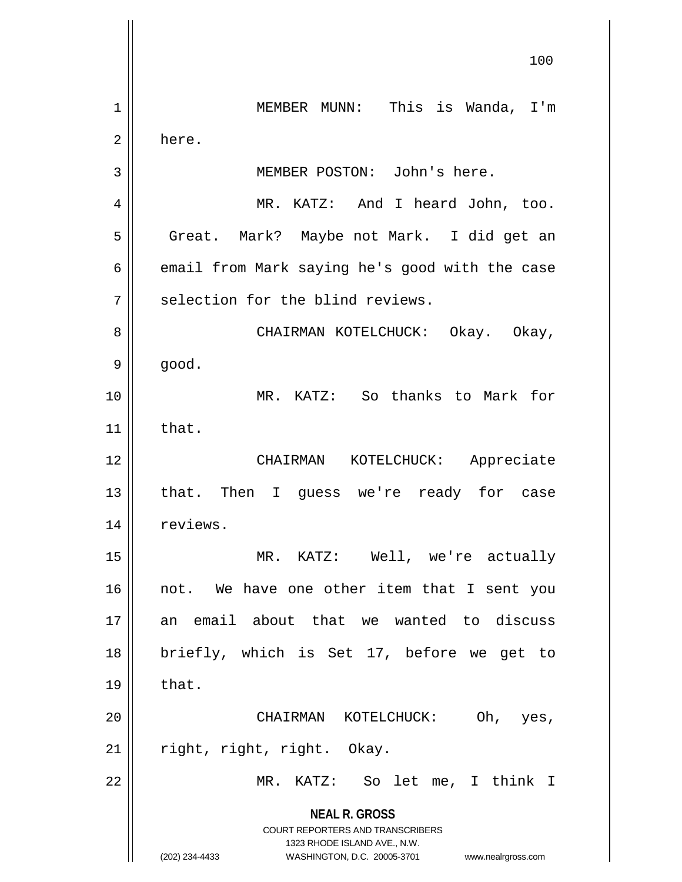MEMBER MUNN: This is Wanda, I'm here.

MEMBER POSTON: John's here.

MR. KATZ: And I heard John, too. Great. Mark? Maybe not Mark. I did get an email from Mark saying he's good with the case selection for the blind reviews.

CHAIRMAN KOTELCHUCK: Okay. Okay, good.

MR. KATZ: So thanks to Mark for that.

CHAIRMAN KOTELCHUCK: Appreciate that. Then I guess we're ready for case reviews.

MR. KATZ: Well, we're actually not. We have one other item that I sent you an email about that we wanted to discuss briefly, which is Set 17, before we get to that.

CHAIRMAN KOTELCHUCK: Oh, yes, right, right, right. Okay.

MR. KATZ: So let me, I think I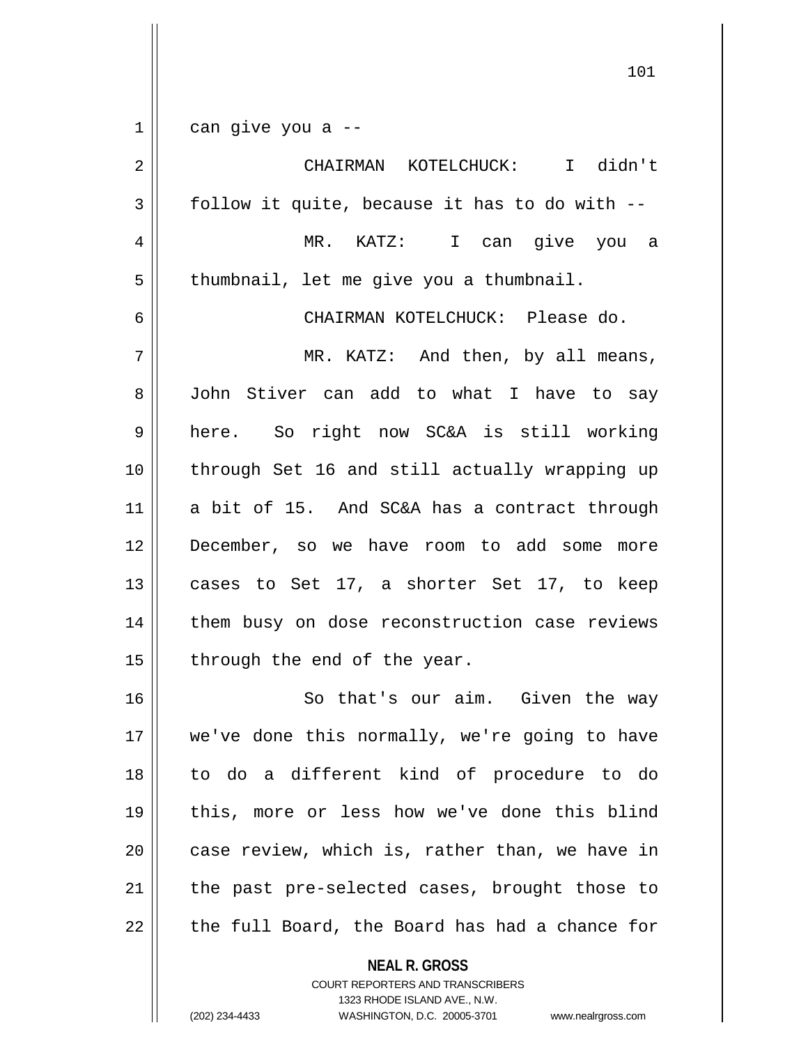can give you a --

CHAIRMAN KOTELCHUCK: I didn't follow it quite, because it has to do with --

MR. KATZ: I can give you a thumbnail, let me give you a thumbnail.

CHAIRMAN KOTELCHUCK: Please do.

MR. KATZ: And then, by all means, John Stiver can add to what I have to say here. So right now SC&A is still working through Set 16 and still actually wrapping up a bit of 15. And SC&A has a contract through December, so we have room to add some more cases to Set 17, a shorter Set 17, to keep them busy on dose reconstruction case reviews through the end of the year.

So that's our aim. Given the way we've done this normally, we're going to have to do a different kind of procedure to do this, more or less how we've done this blind case review, which is, rather than, we have in the past pre-selected cases, brought those to the full Board, the Board has had a chance for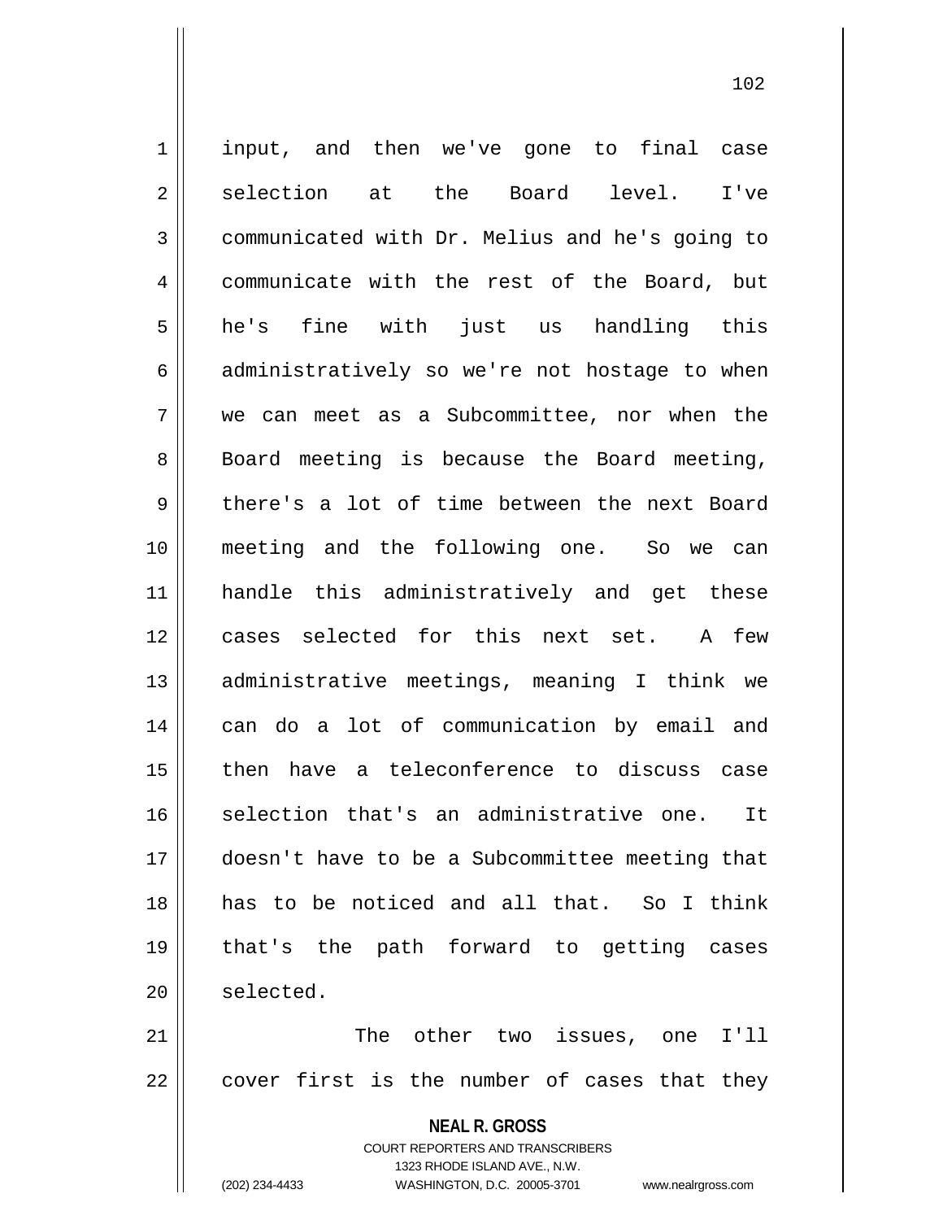input, and then we've gone to final case selection at the Board level. I've communicated with Dr. Melius and he's going to communicate with the rest of the Board, but he's fine with just us handling this administratively so we're not hostage to when we can meet as a Subcommittee, nor when the Board meeting is because the Board meeting, there's a lot of time between the next Board meeting and the following one. So we can handle this administratively and get these cases selected for this next set. A few administrative meetings, meaning I think we can do a lot of communication by email and then have a teleconference to discuss case selection that's an administrative one. It doesn't have to be a Subcommittee meeting that has to be noticed and all that. So I think that's the path forward to getting cases selected.

The other two issues, one I'll cover first is the number of cases that they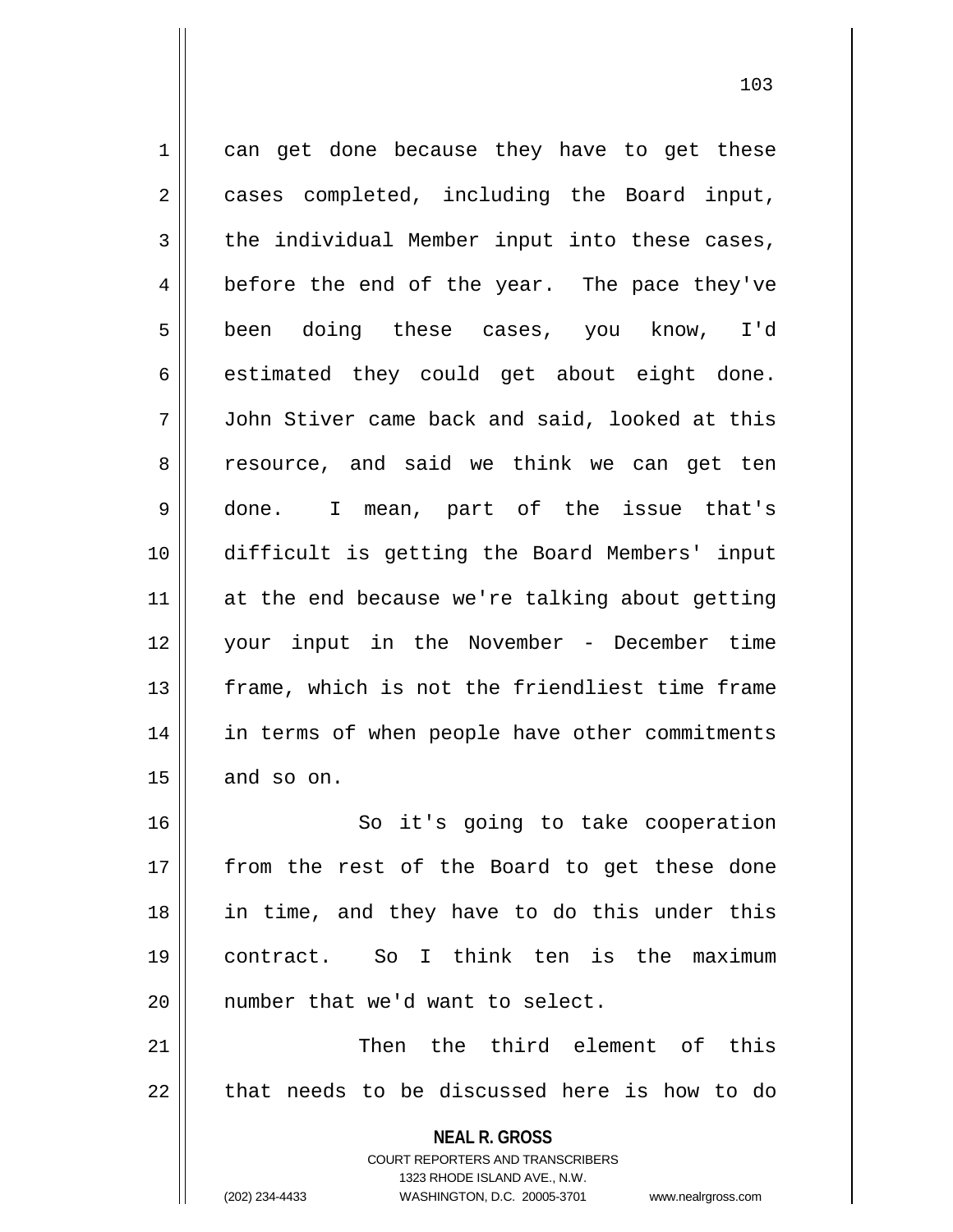can get done because they have to get these cases completed, including the Board input, the individual Member input into these cases, before the end of the year. The pace they've been doing these cases, you know, I'd estimated they could get about eight done. John Stiver came back and said, looked at this resource, and said we think we can get ten done. I mean, part of the issue that's difficult is getting the Board Members' input at the end because we're talking about getting your input in the November - December time frame, which is not the friendliest time frame in terms of when people have other commitments and so on.

So it's going to take cooperation from the rest of the Board to get these done in time, and they have to do this under this contract. So I think ten is the maximum number that we'd want to select.

Then the third element of this that needs to be discussed here is how to do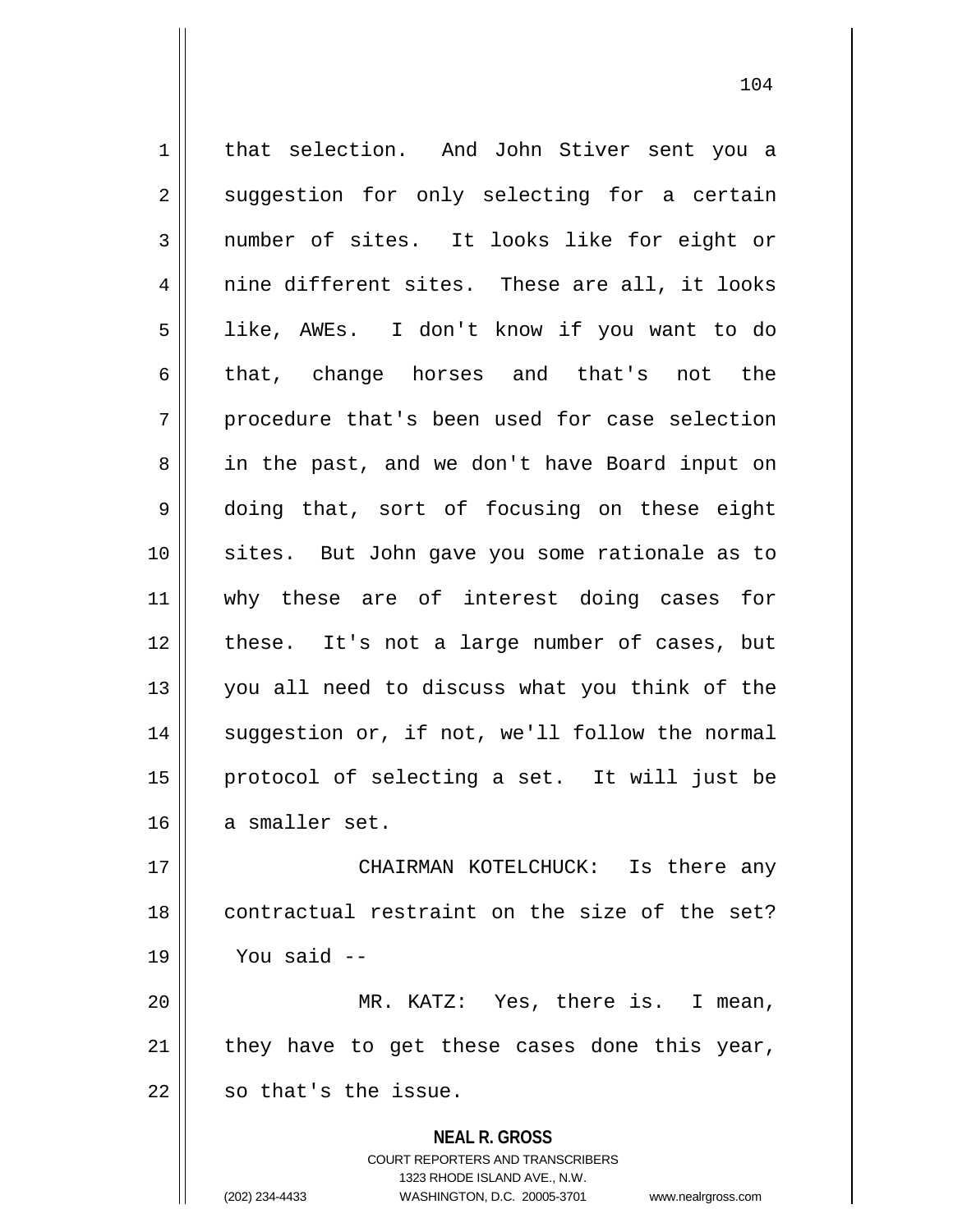that selection. And John Stiver sent you a suggestion for only selecting for a certain number of sites. It looks like for eight or nine different sites. These are all, it looks like, AWEs. I don't know if you want to do that, change horses and that's not the procedure that's been used for case selection in the past, and we don't have Board input on doing that, sort of focusing on these eight sites. But John gave you some rationale as to why these are of interest doing cases for these. It's not a large number of cases, but you all need to discuss what you think of the suggestion or, if not, we'll follow the normal protocol of selecting a set. It will just be a smaller set.

CHAIRMAN KOTELCHUCK: Is there any contractual restraint on the size of the set? You said --

MR. KATZ: Yes, there is. I mean, they have to get these cases done this year, so that's the issue.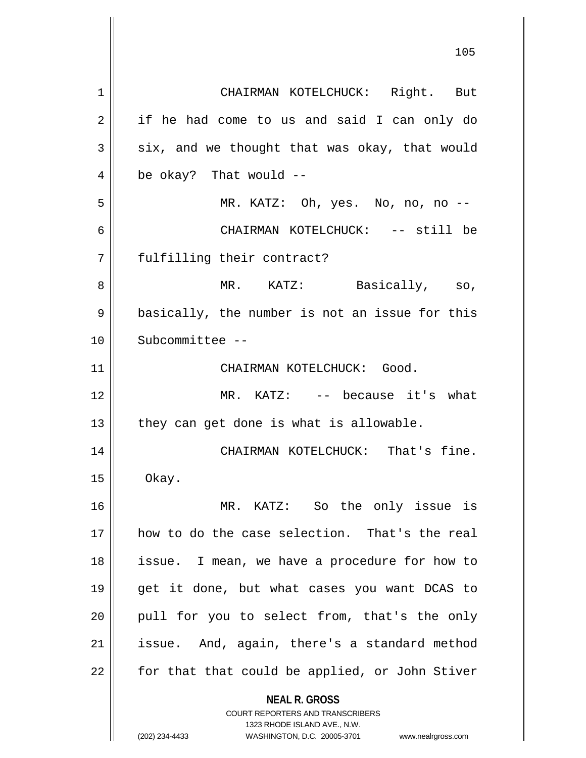CHAIRMAN KOTELCHUCK: Right. But if he had come to us and said I can only do six, and we thought that was okay, that would be okay? That would --

MR. KATZ: Oh, yes. No, no, no --

CHAIRMAN KOTELCHUCK: -- still be fulfilling their contract?

MR. KATZ: Basically, so, basically, the number is not an issue for this Subcommittee --

CHAIRMAN KOTELCHUCK: Good.

MR. KATZ: -- because it's what they can get done is what is allowable.

CHAIRMAN KOTELCHUCK: That's fine. Okay.

MR. KATZ: So the only issue is how to do the case selection. That's the real issue. I mean, we have a procedure for how to get it done, but what cases you want DCAS to pull for you to select from, that's the only issue. And, again, there's a standard method for that that could be applied, or John Stiver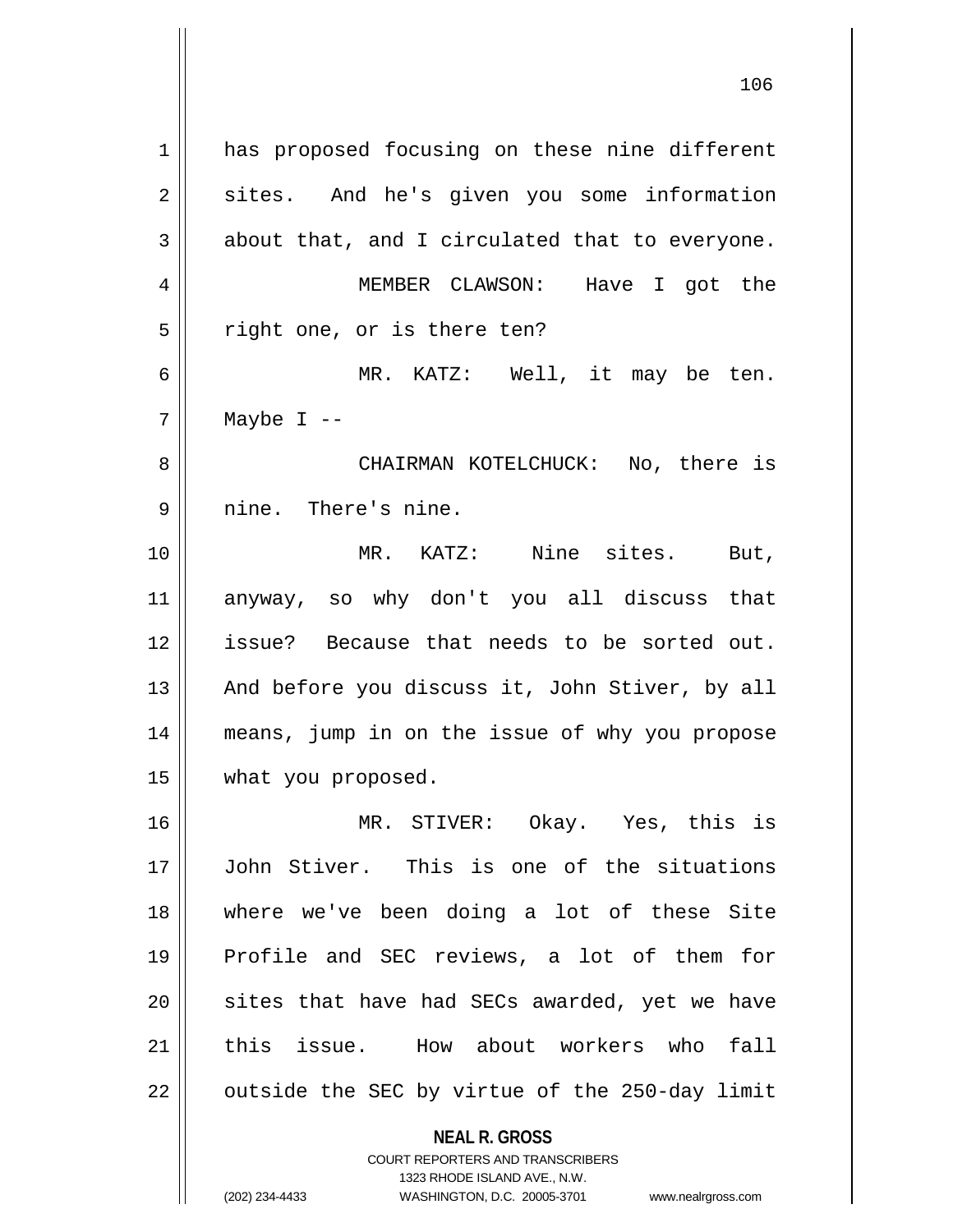has proposed focusing on these nine different sites. And he's given you some information about that, and I circulated that to everyone.

MEMBER CLAWSON: Have I got the right one, or is there ten?

MR. KATZ: Well, it may be ten. Maybe I --

CHAIRMAN KOTELCHUCK: No, there is nine. There's nine.

MR. KATZ: Nine sites. But, anyway, so why don't you all discuss that issue? Because that needs to be sorted out. And before you discuss it, John Stiver, by all means, jump in on the issue of why you propose what you proposed.

MR. STIVER: Okay. Yes, this is John Stiver. This is one of the situations where we've been doing a lot of these Site Profile and SEC reviews, a lot of them for sites that have had SECs awarded, yet we have this issue. How about workers who fall outside the SEC by virtue of the 250-day limit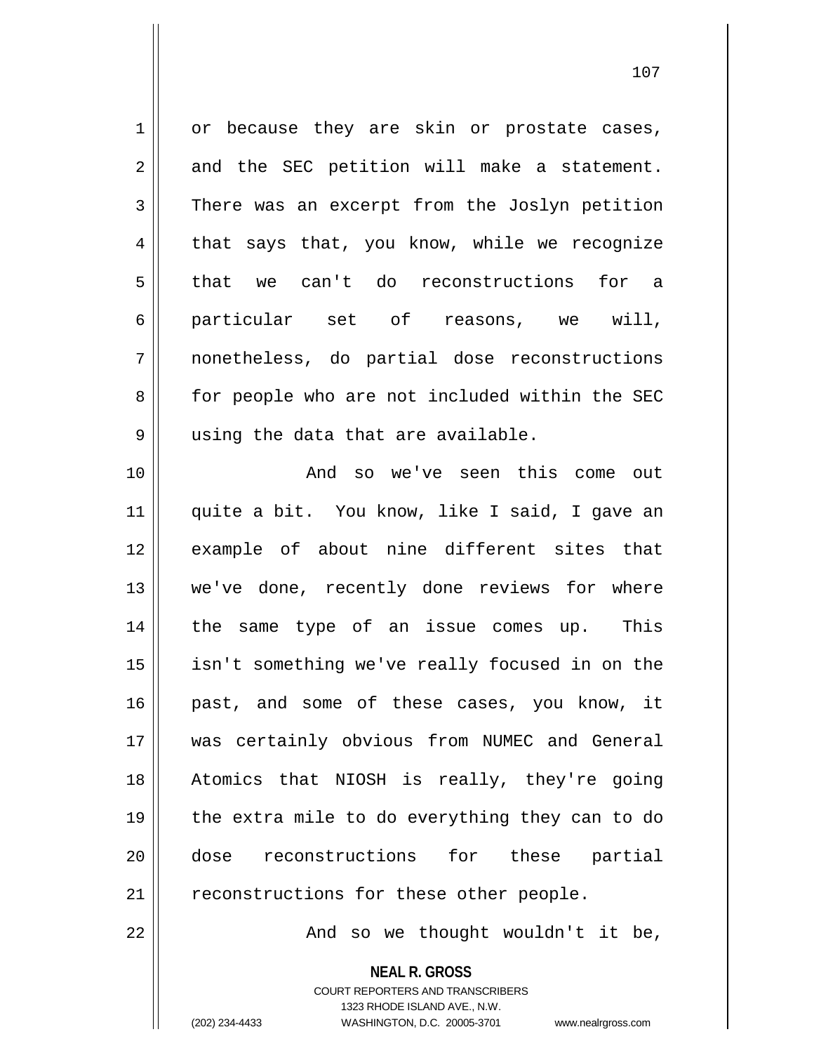or because they are skin or prostate cases, and the SEC petition will make a statement. There was an excerpt from the Joslyn petition that says that, you know, while we recognize that we can't do reconstructions for a particular set of reasons, we will, nonetheless, do partial dose reconstructions for people who are not included within the SEC using the data that are available.

And so we've seen this come out quite a bit. You know, like I said, I gave an example of about nine different sites that we've done, recently done reviews for where the same type of an issue comes up. This isn't something we've really focused in on the past, and some of these cases, you know, it was certainly obvious from NUMEC and General Atomics that NIOSH is really, they're going the extra mile to do everything they can to do dose reconstructions for these partial reconstructions for these other people.

And so we thought wouldn't it be,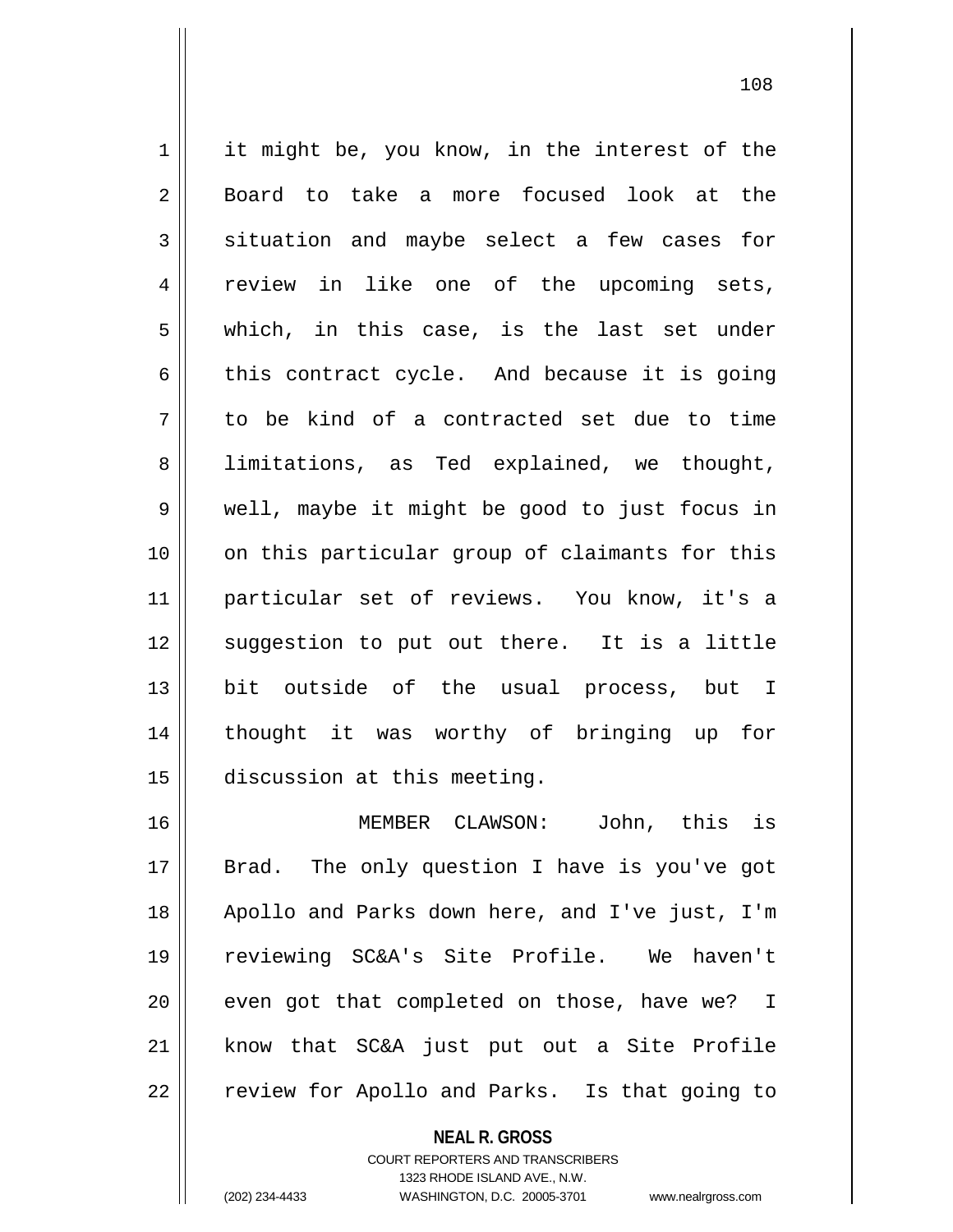it might be, you know, in the interest of the Board to take a more focused look at the situation and maybe select a few cases for review in like one of the upcoming sets, which, in this case, is the last set under this contract cycle. And because it is going to be kind of a contracted set due to time limitations, as Ted explained, we thought, well, maybe it might be good to just focus in on this particular group of claimants for this particular set of reviews. You know, it's a suggestion to put out there. It is a little bit outside of the usual process, but I thought it was worthy of bringing up for discussion at this meeting.

MEMBER CLAWSON: John, this is Brad. The only question I have is you've got Apollo and Parks down here, and I've just, I'm reviewing SC&A's Site Profile. We haven't even got that completed on those, have we? I know that SC&A just put out a Site Profile review for Apollo and Parks. Is that going to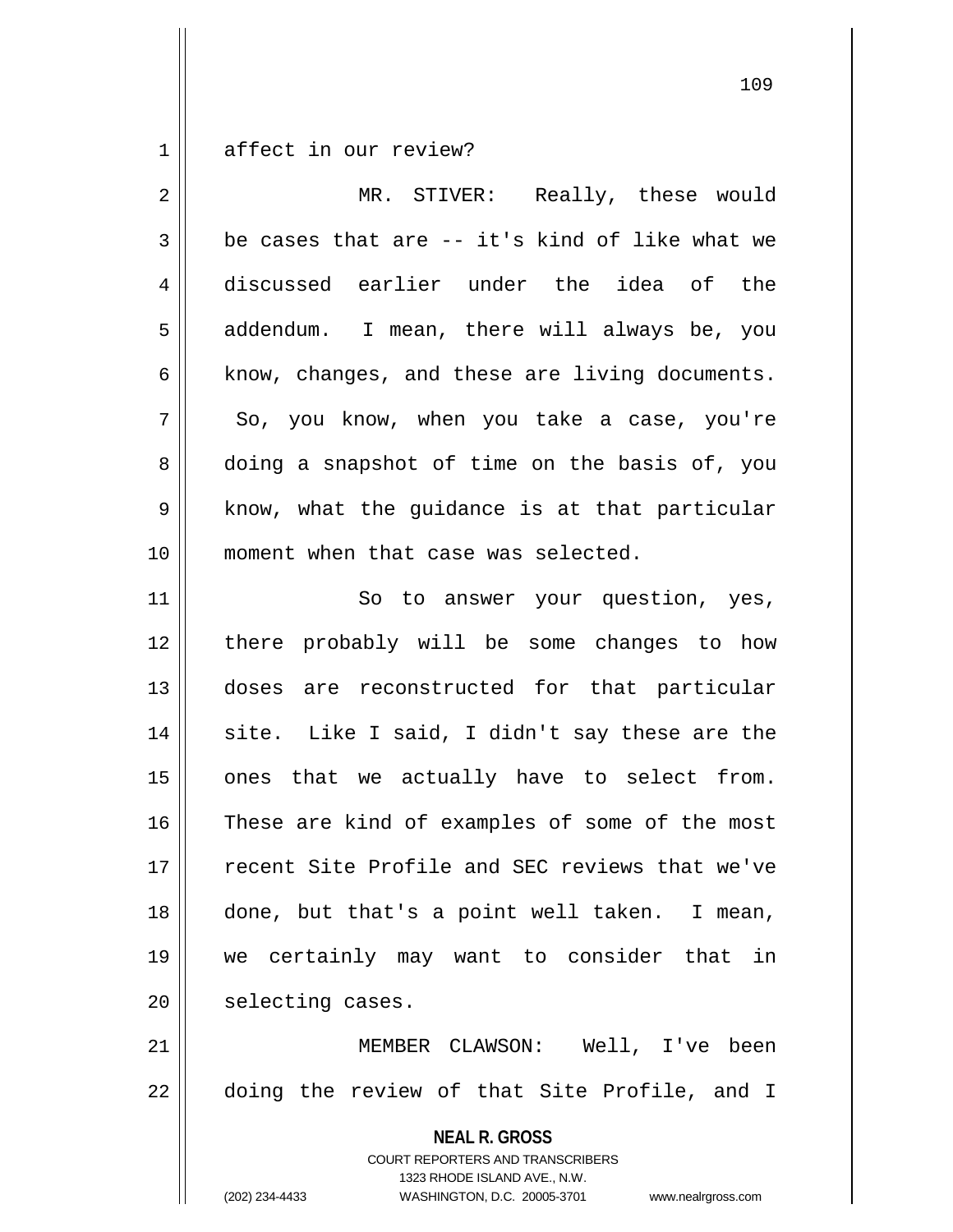affect in our review?

MR. STIVER: Really, these would be cases that are -- it's kind of like what we discussed earlier under the idea of the addendum. I mean, there will always be, you know, changes, and these are living documents. So, you know, when you take a case, you're doing a snapshot of time on the basis of, you know, what the guidance is at that particular moment when that case was selected.

So to answer your question, yes, there probably will be some changes to how doses are reconstructed for that particular site. Like I said, I didn't say these are the ones that we actually have to select from. These are kind of examples of some of the most recent Site Profile and SEC reviews that we've done, but that's a point well taken. I mean, we certainly may want to consider that in selecting cases.

MEMBER CLAWSON: Well, I've been doing the review of that Site Profile, and I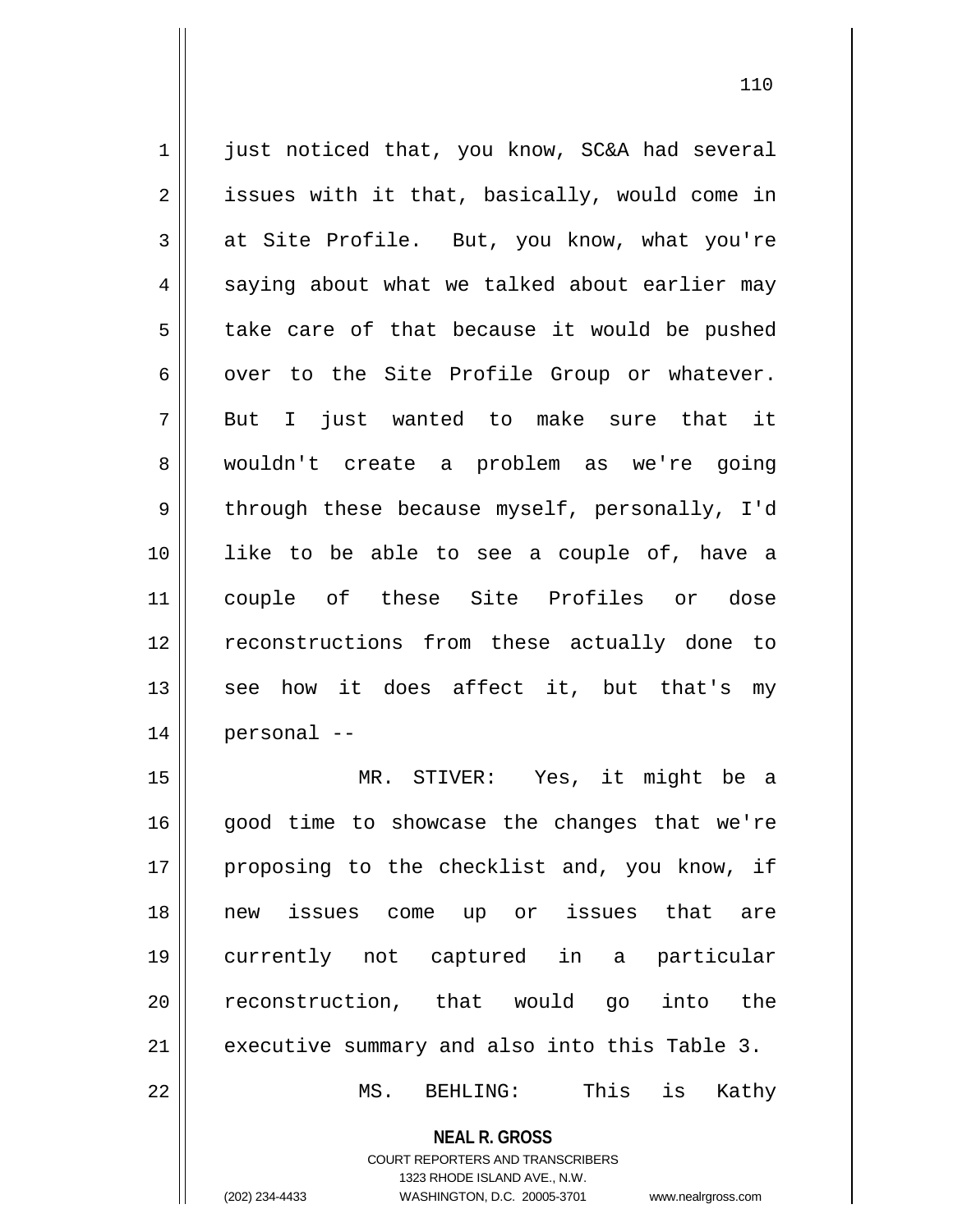just noticed that, you know, SC&A had several issues with it that, basically, would come in at Site Profile. But, you know, what you're saying about what we talked about earlier may take care of that because it would be pushed over to the Site Profile Group or whatever. But I just wanted to make sure that it wouldn't create a problem as we're going through these because myself, personally, I'd like to be able to see a couple of, have a couple of these Site Profiles or dose reconstructions from these actually done to see how it does affect it, but that's my personal --

MR. STIVER: Yes, it might be a good time to showcase the changes that we're proposing to the checklist and, you know, if new issues come up or issues that are currently not captured in a particular reconstruction, that would go into the executive summary and also into this Table 3.

MS. BEHLING: This is Kathy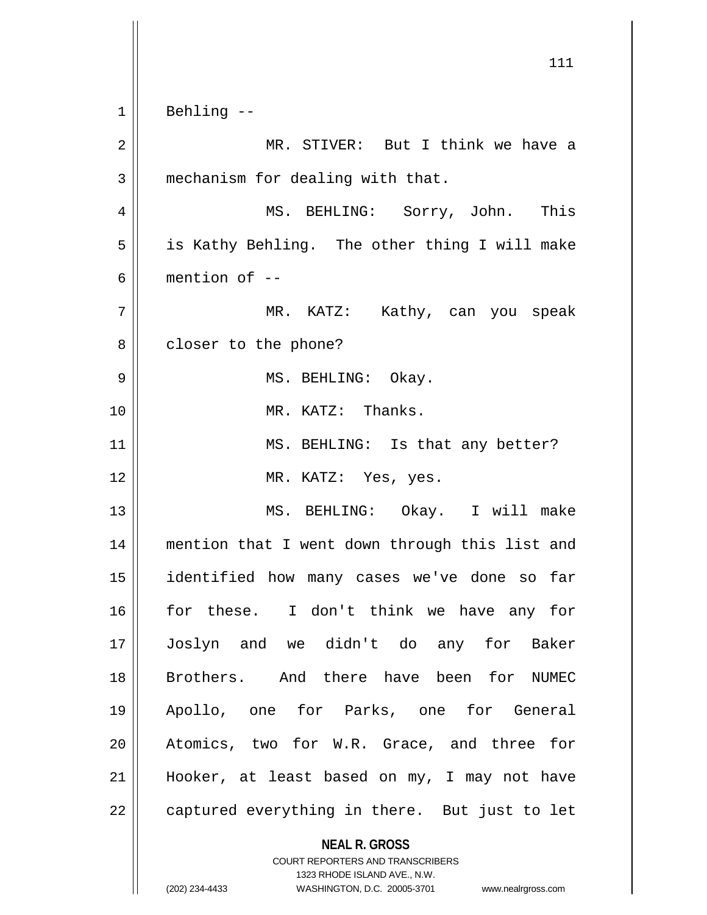Behling --

MR. STIVER: But I think we have a mechanism for dealing with that.

MS. BEHLING: Sorry, John. This is Kathy Behling. The other thing I will make mention of --

MR. KATZ: Kathy, can you speak closer to the phone?

MS. BEHLING: Okay.

MR. KATZ: Thanks.

MS. BEHLING: Is that any better?

MR. KATZ: Yes, yes.

MS. BEHLING: Okay. I will make mention that I went down through this list and identified how many cases we've done so far for these. I don't think we have any for Joslyn and we didn't do any for Baker Brothers. And there have been for NUMEC Apollo, one for Parks, one for General Atomics, two for W.R. Grace, and three for Hooker, at least based on my, I may not have captured everything in there. But just to let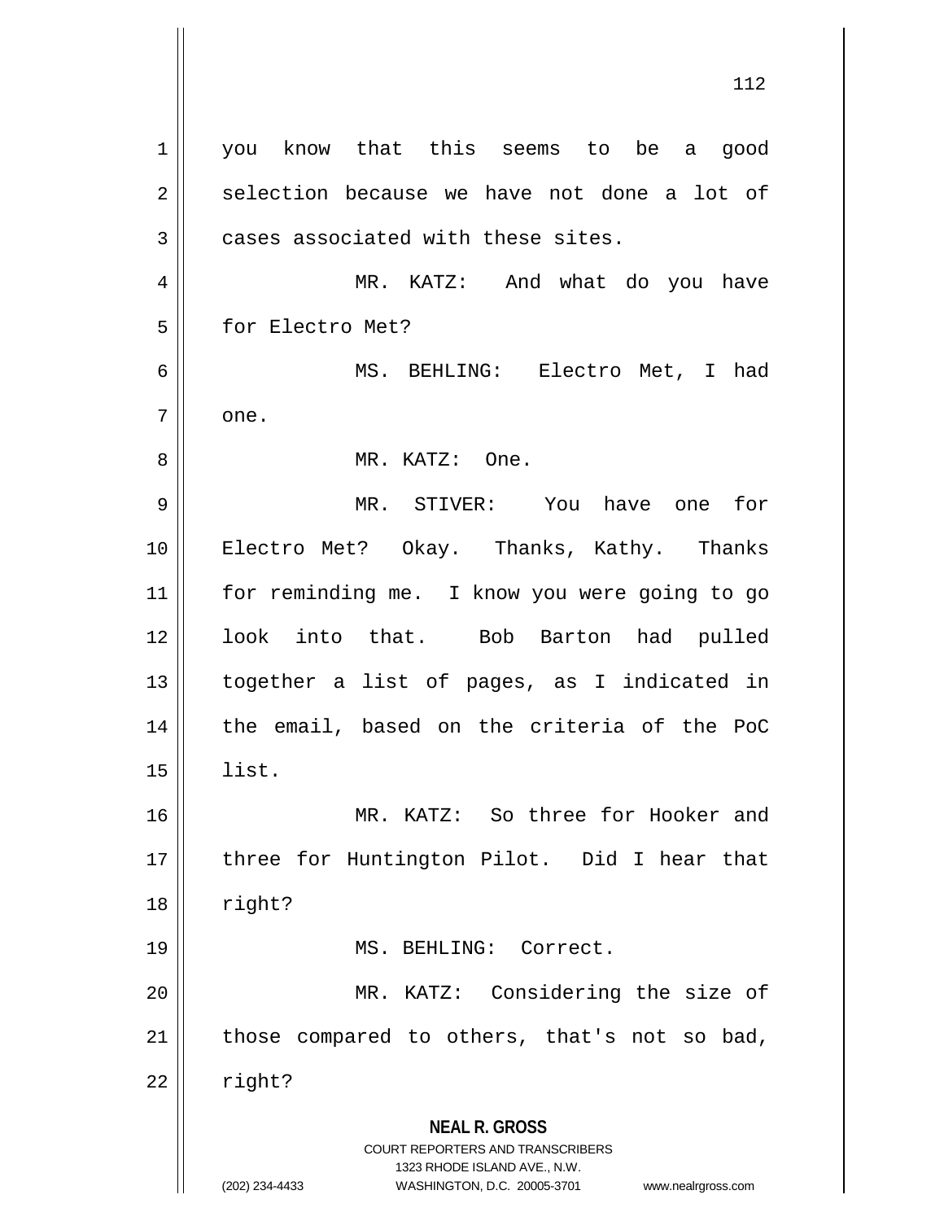you know that this seems to be a good selection because we have not done a lot of cases associated with these sites.

MR. KATZ: And what do you have for Electro Met?

MS. BEHLING: Electro Met, I had one.

MR. KATZ: One.

MR. STIVER: You have one for Electro Met? Okay. Thanks, Kathy. Thanks for reminding me. I know you were going to go look into that. Bob Barton had pulled together a list of pages, as I indicated in the email, based on the criteria of the PoC list.

MR. KATZ: So three for Hooker and three for Huntington Pilot. Did I hear that right?

MS. BEHLING: Correct.

MR. KATZ: Considering the size of those compared to others, that's not so bad, right?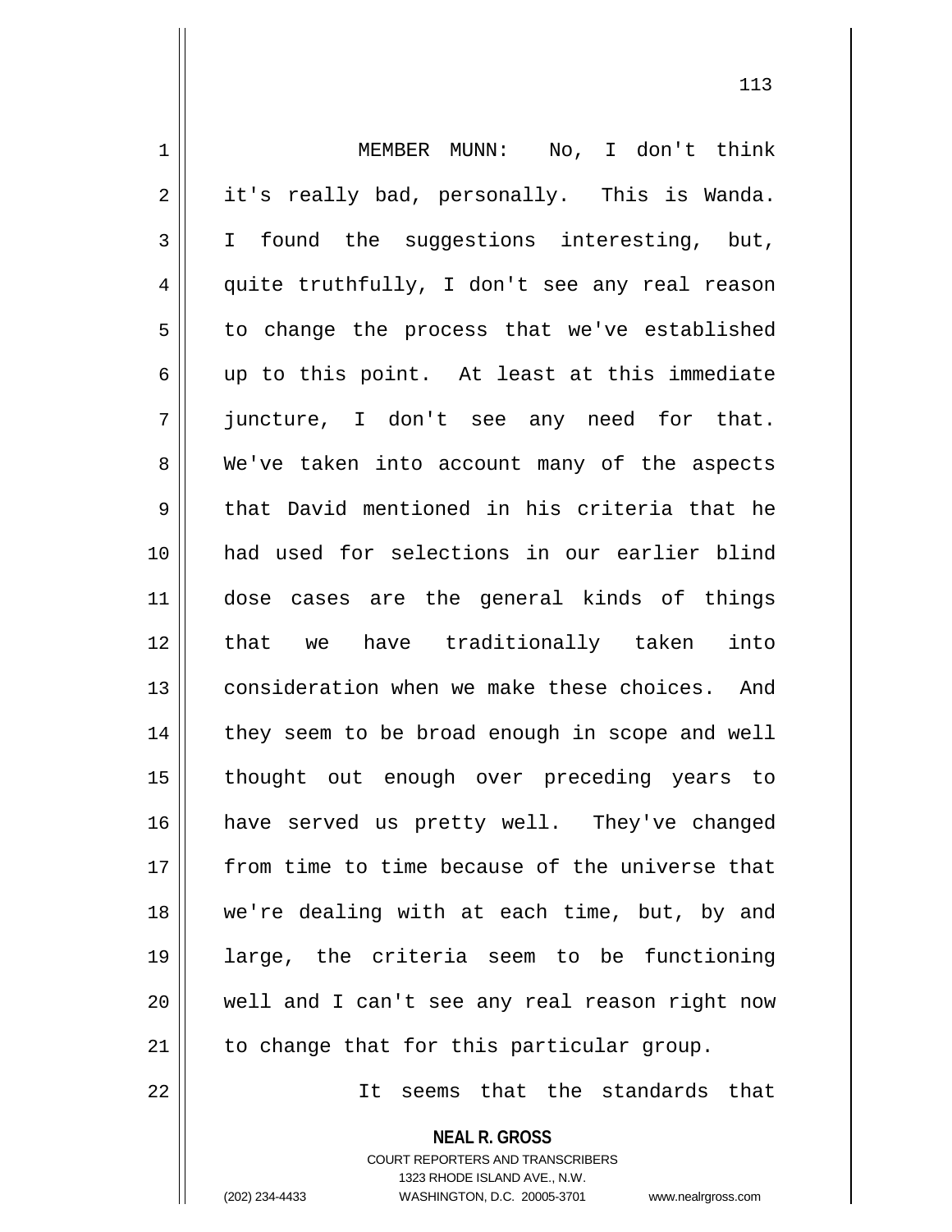MEMBER MUNN: No, I don't think it's really bad, personally. This is Wanda. I found the suggestions interesting, but, quite truthfully, I don't see any real reason to change the process that we've established up to this point. At least at this immediate juncture, I don't see any need for that. We've taken into account many of the aspects that David mentioned in his criteria that he had used for selections in our earlier blind dose cases are the general kinds of things that we have traditionally taken into consideration when we make these choices. And they seem to be broad enough in scope and well thought out enough over preceding years to have served us pretty well. They've changed from time to time because of the universe that we're dealing with at each time, but, by and large, the criteria seem to be functioning well and I can't see any real reason right now to change that for this particular group.

It seems that the standards that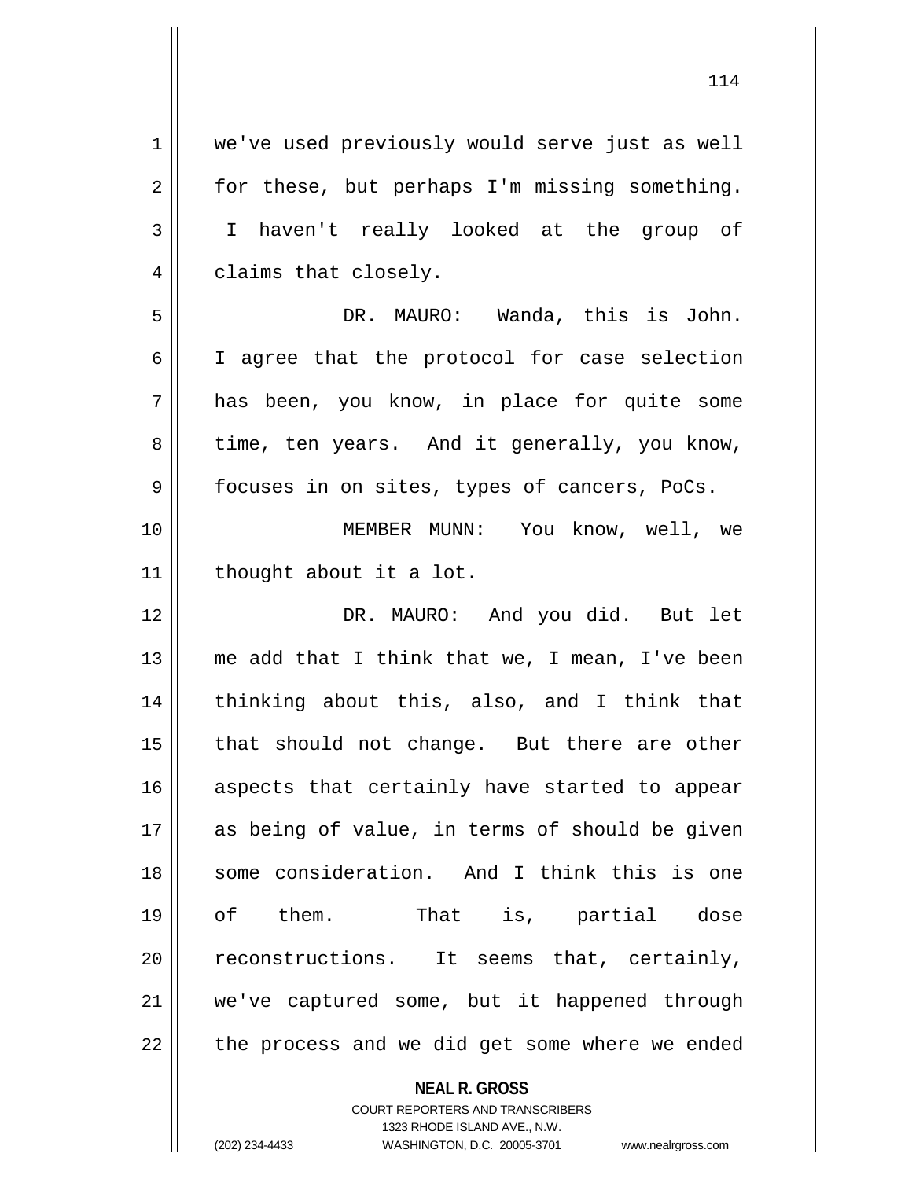we've used previously would serve just as well for these, but perhaps I'm missing something. I haven't really looked at the group of claims that closely.

DR. MAURO: Wanda, this is John. I agree that the protocol for case selection has been, you know, in place for quite some time, ten years. And it generally, you know, focuses in on sites, types of cancers, PoCs.

MEMBER MUNN: You know, well, we thought about it a lot.

DR. MAURO: And you did. But let me add that I think that we, I mean, I've been thinking about this, also, and I think that that should not change. But there are other aspects that certainly have started to appear as being of value, in terms of should be given some consideration. And I think this is one of them. That is, partial dose reconstructions. It seems that, certainly, we've captured some, but it happened through the process and we did get some where we ended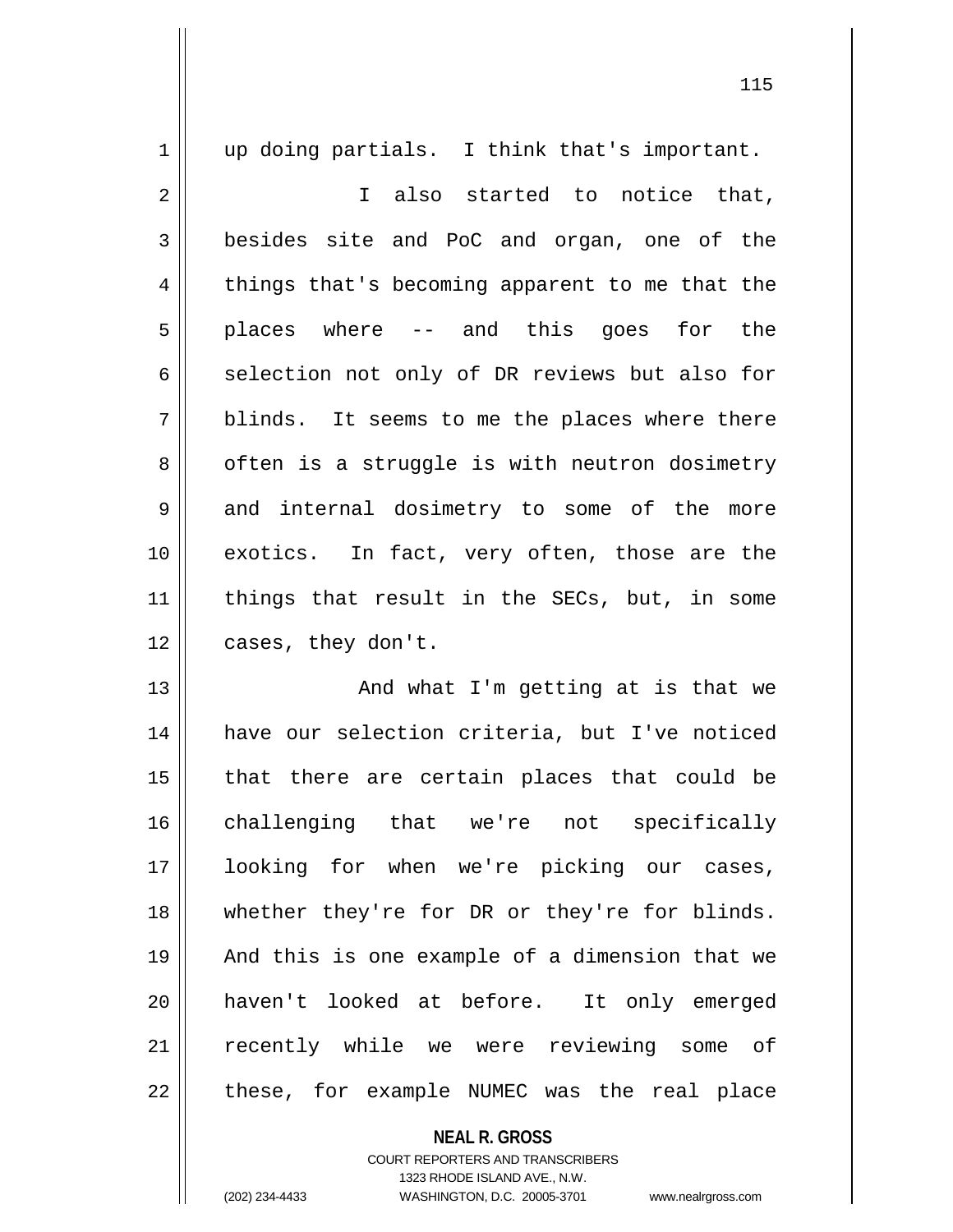up doing partials. I think that's important.

I also started to notice that, besides site and PoC and organ, one of the things that's becoming apparent to me that the places where -- and this goes for the selection not only of DR reviews but also for blinds. It seems to me the places where there often is a struggle is with neutron dosimetry and internal dosimetry to some of the more exotics. In fact, very often, those are the things that result in the SECs, but, in some cases, they don't.

And what I'm getting at is that we have our selection criteria, but I've noticed that there are certain places that could be challenging that we're not specifically looking for when we're picking our cases, whether they're for DR or they're for blinds. And this is one example of a dimension that we haven't looked at before. It only emerged recently while we were reviewing some of these, for example NUMEC was the real place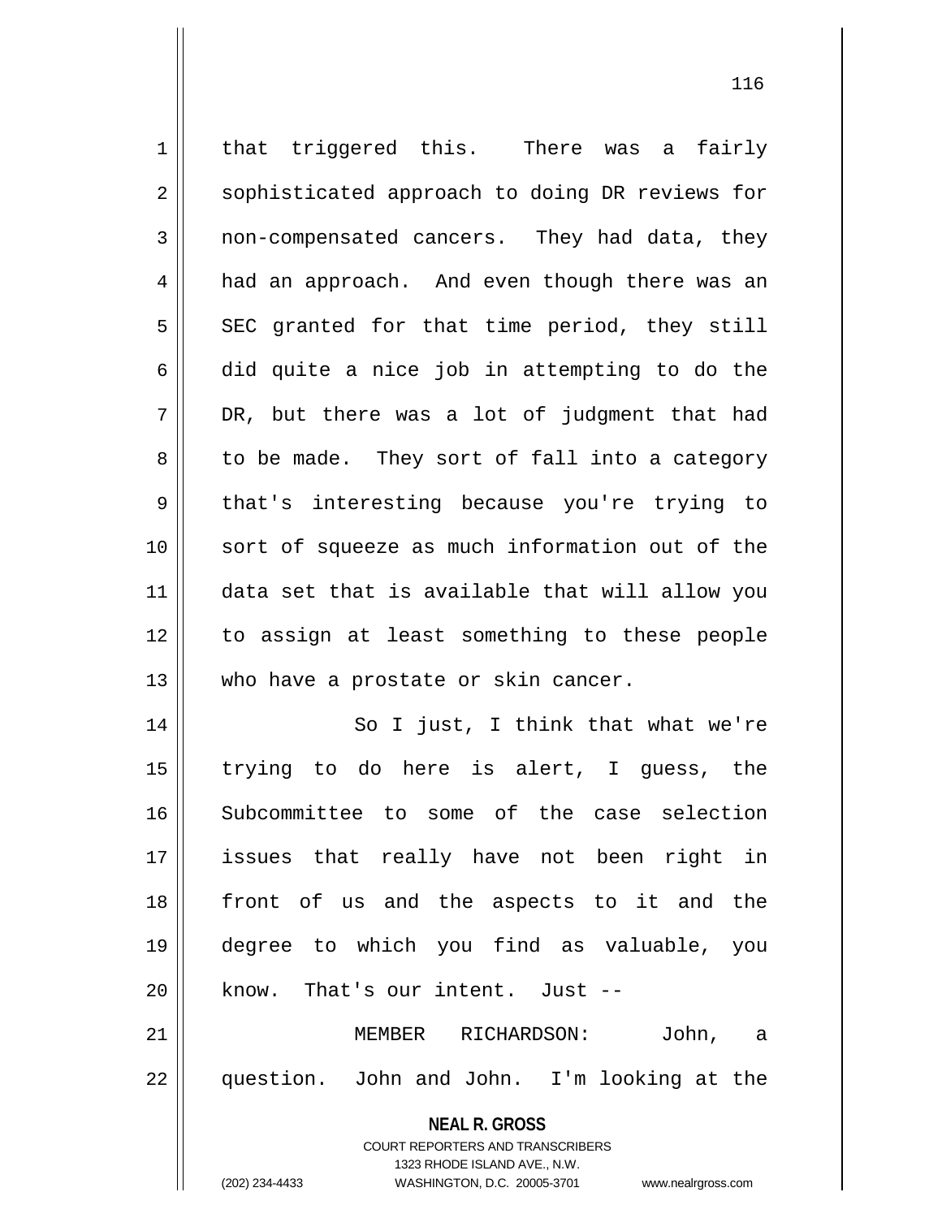that triggered this. There was a fairly sophisticated approach to doing DR reviews for non-compensated cancers. They had data, they had an approach. And even though there was an SEC granted for that time period, they still did quite a nice job in attempting to do the DR, but there was a lot of judgment that had to be made. They sort of fall into a category that's interesting because you're trying to sort of squeeze as much information out of the data set that is available that will allow you to assign at least something to these people who have a prostate or skin cancer.

So I just, I think that what we're trying to do here is alert, I guess, the Subcommittee to some of the case selection issues that really have not been right in front of us and the aspects to it and the degree to which you find as valuable, you know. That's our intent. Just --

MEMBER RICHARDSON: John, a question. John and John. I'm looking at the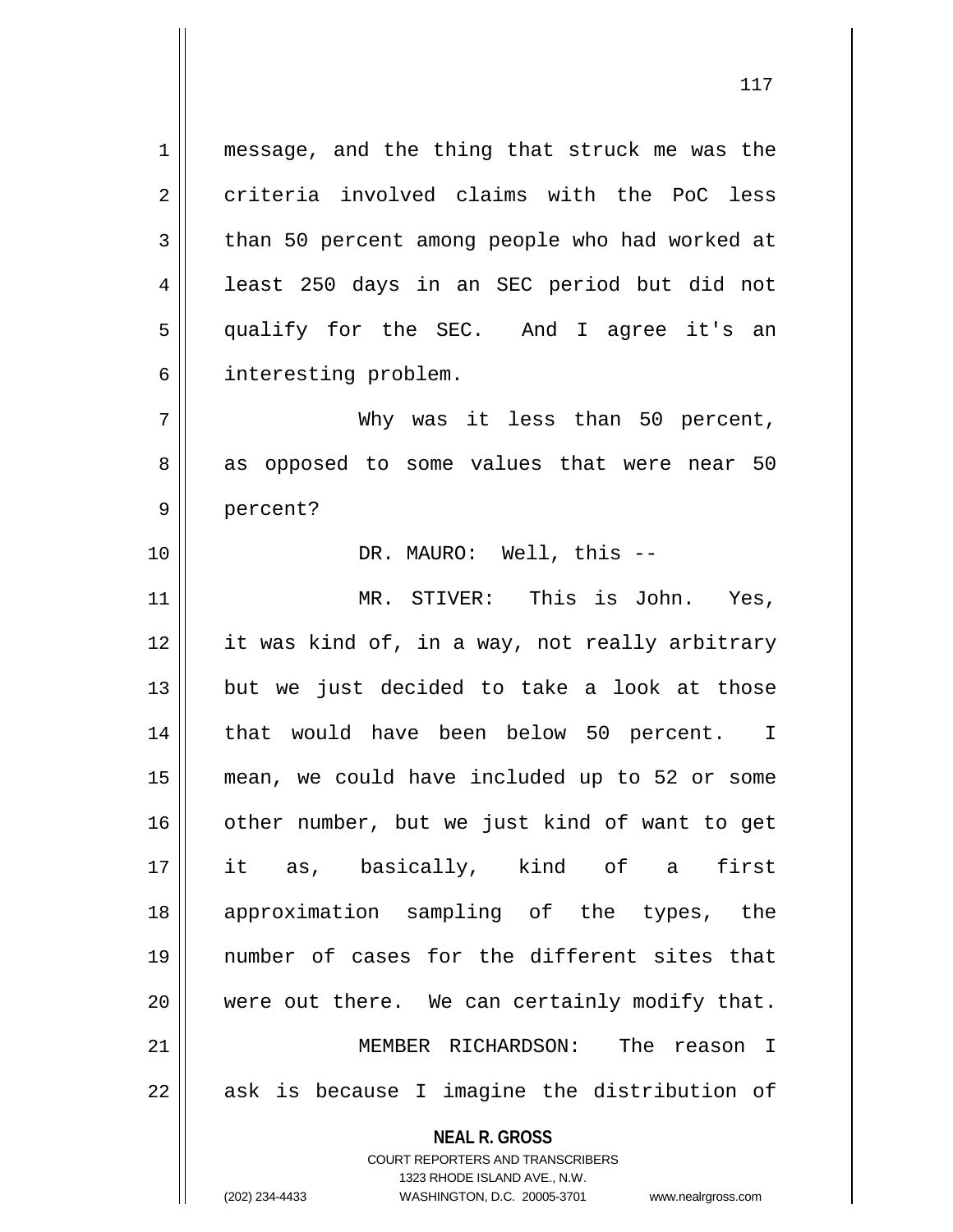message, and the thing that struck me was the criteria involved claims with the PoC less than 50 percent among people who had worked at least 250 days in an SEC period but did not qualify for the SEC. And I agree it's an interesting problem.

Why was it less than 50 percent, as opposed to some values that were near 50 percent?

DR. MAURO: Well, this --

MR. STIVER: This is John. Yes, it was kind of, in a way, not really arbitrary but we just decided to take a look at those that would have been below 50 percent. I mean, we could have included up to 52 or some other number, but we just kind of want to get it as, basically, kind of a first approximation sampling of the types, the number of cases for the different sites that were out there. We can certainly modify that.

MEMBER RICHARDSON: The reason I ask is because I imagine the distribution of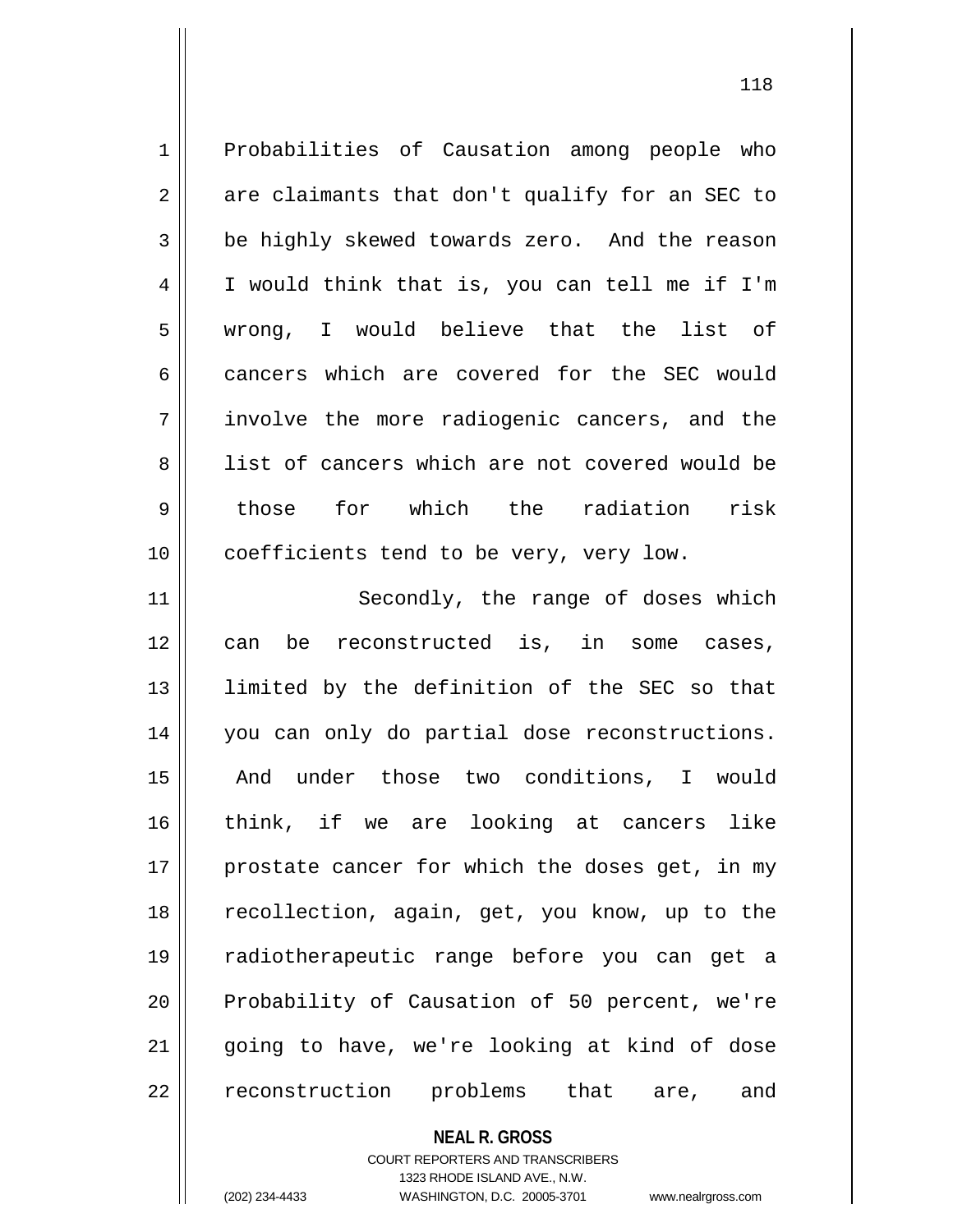Probabilities of Causation among people who are claimants that don't qualify for an SEC to be highly skewed towards zero. And the reason I would think that is, you can tell me if I'm wrong, I would believe that the list of cancers which are covered for the SEC would involve the more radiogenic cancers, and the list of cancers which are not covered would be those for which the radiation risk coefficients tend to be very, very low.

Secondly, the range of doses which can be reconstructed is, in some cases, limited by the definition of the SEC so that you can only do partial dose reconstructions. And under those two conditions, I would think, if we are looking at cancers like prostate cancer for which the doses get, in my recollection, again, get, you know, up to the radiotherapeutic range before you can get a Probability of Causation of 50 percent, we're going to have, we're looking at kind of dose reconstruction problems that are, and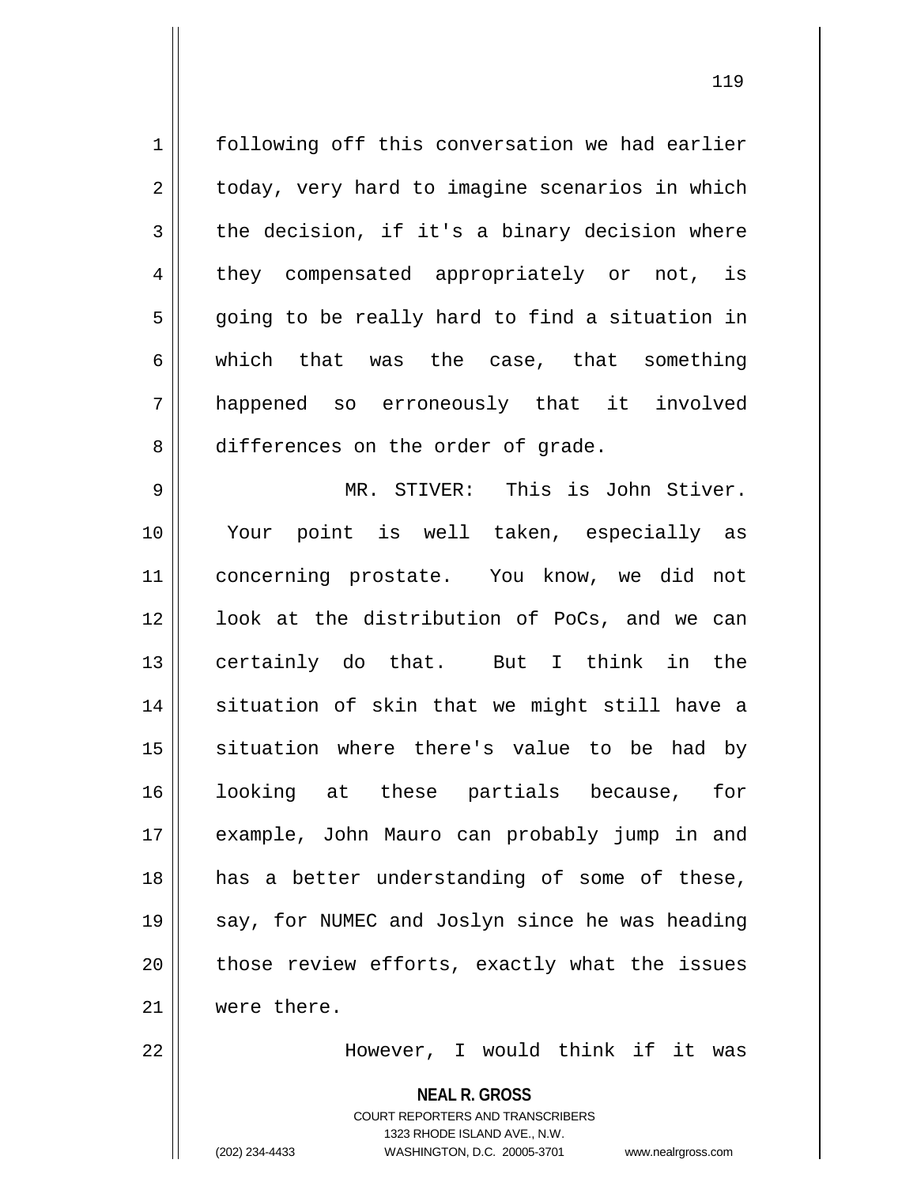following off this conversation we had earlier today, very hard to imagine scenarios in which the decision, if it's a binary decision where they compensated appropriately or not, is going to be really hard to find a situation in which that was the case, that something happened so erroneously that it involved differences on the order of grade.

MR. STIVER: This is John Stiver. Your point is well taken, especially as concerning prostate. You know, we did not look at the distribution of PoCs, and we can certainly do that. But I think in the situation of skin that we might still have a situation where there's value to be had by looking at these partials because, for example, John Mauro can probably jump in and has a better understanding of some of these, say, for NUMEC and Joslyn since he was heading those review efforts, exactly what the issues were there.

However, I would think if it was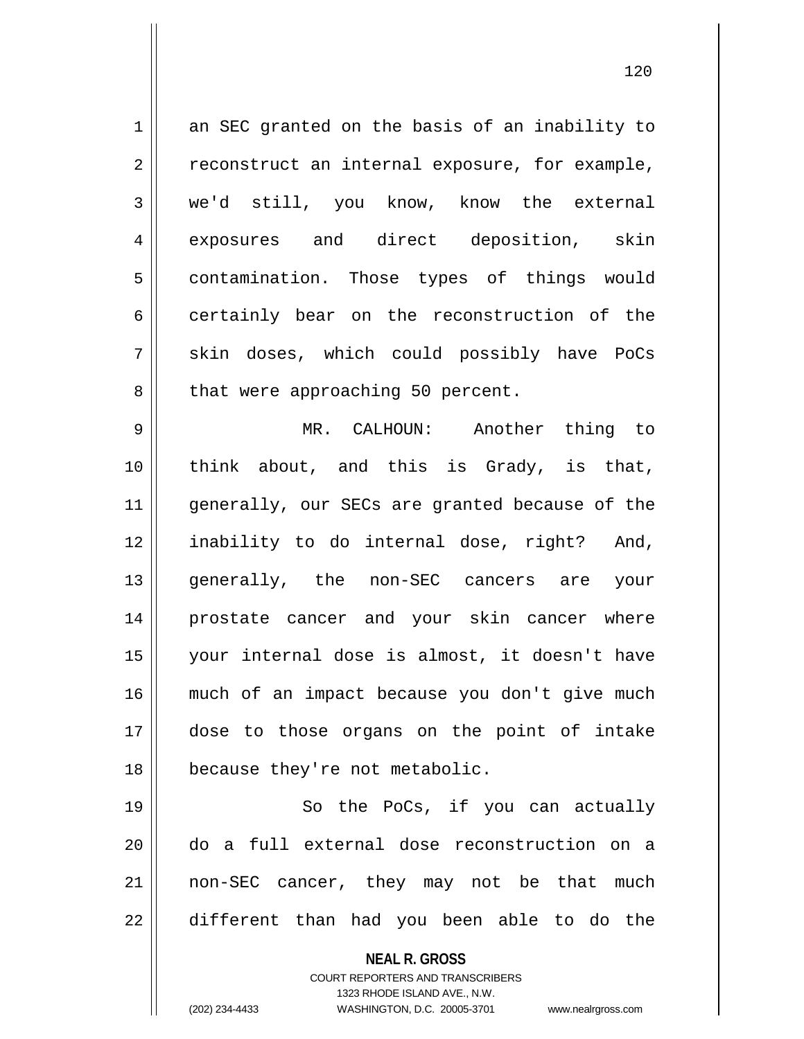an SEC granted on the basis of an inability to reconstruct an internal exposure, for example, we'd still, you know, know the external exposures and direct deposition, skin contamination. Those types of things would certainly bear on the reconstruction of the skin doses, which could possibly have PoCs that were approaching 50 percent.

MR. CALHOUN: Another thing to think about, and this is Grady, is that, generally, our SECs are granted because of the inability to do internal dose, right? And, generally, the non-SEC cancers are your prostate cancer and your skin cancer where your internal dose is almost, it doesn't have much of an impact because you don't give much dose to those organs on the point of intake because they're not metabolic.

So the PoCs, if you can actually do a full external dose reconstruction on a non-SEC cancer, they may not be that much different than had you been able to do the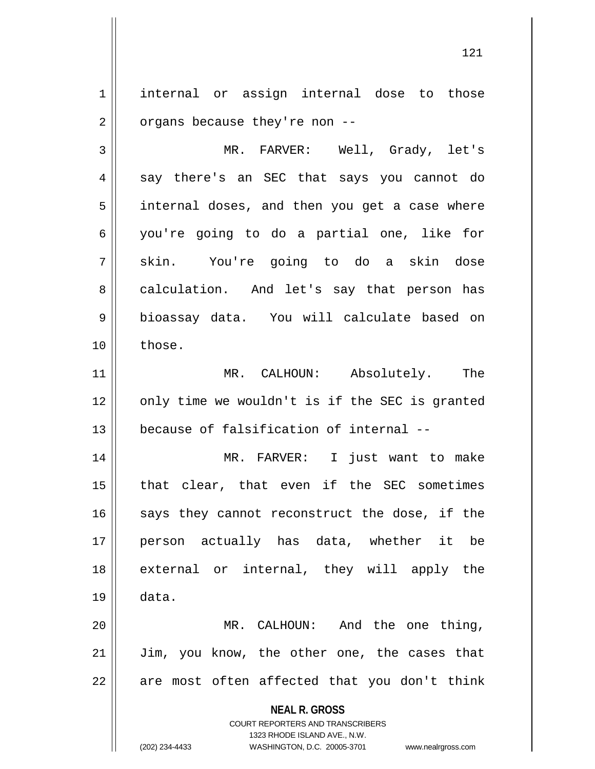internal or assign internal dose to those organs because they're non --

MR. FARVER: Well, Grady, let's say there's an SEC that says you cannot do internal doses, and then you get a case where you're going to do a partial one, like for skin. You're going to do a skin dose calculation. And let's say that person has bioassay data. You will calculate based on those.

MR. CALHOUN: Absolutely. The only time we wouldn't is if the SEC is granted because of falsification of internal --

MR. FARVER: I just want to make that clear, that even if the SEC sometimes says they cannot reconstruct the dose, if the person actually has data, whether it be external or internal, they will apply the data.

MR. CALHOUN: And the one thing, Jim, you know, the other one, the cases that are most often affected that you don't think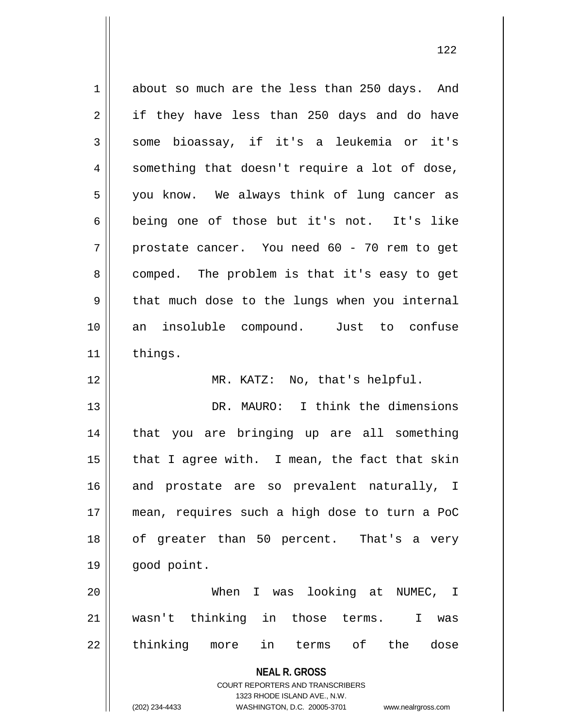about so much are the less than 250 days. And if they have less than 250 days and do have some bioassay, if it's a leukemia or it's something that doesn't require a lot of dose, you know. We always think of lung cancer as being one of those but it's not. It's like prostate cancer. You need 60 - 70 rem to get comped. The problem is that it's easy to get that much dose to the lungs when you internal an insoluble compound. Just to confuse things.

MR. KATZ: No, that's helpful.

DR. MAURO: I think the dimensions that you are bringing up are all something that I agree with. I mean, the fact that skin and prostate are so prevalent naturally, I mean, requires such a high dose to turn a PoC of greater than 50 percent. That's a very good point.

When I was looking at NUMEC, I wasn't thinking in those terms. I was thinking more in terms of the dose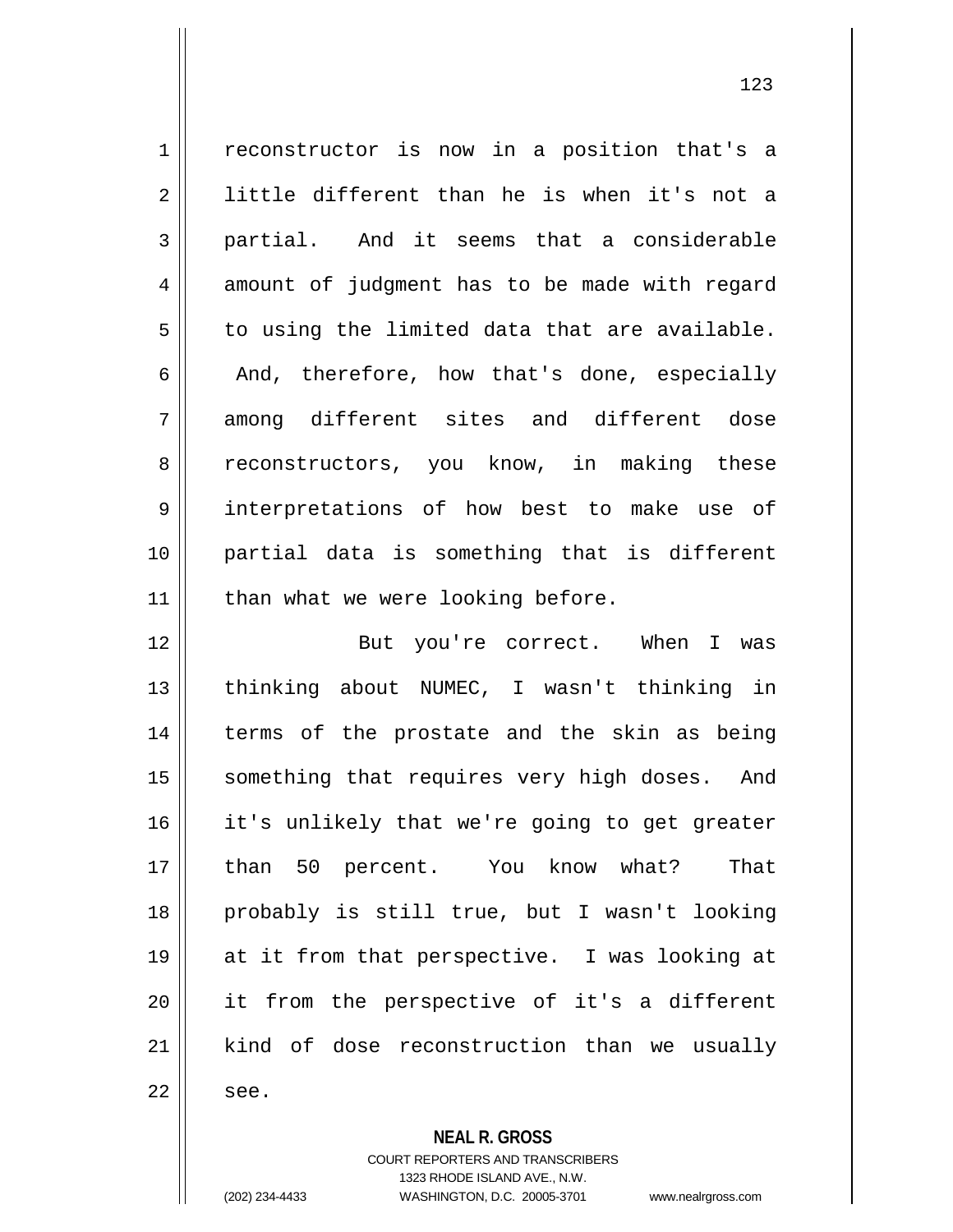reconstructor is now in a position that's a little different than he is when it's not a partial. And it seems that a considerable amount of judgment has to be made with regard to using the limited data that are available. And, therefore, how that's done, especially among different sites and different dose reconstructors, you know, in making these interpretations of how best to make use of partial data is something that is different than what we were looking before.

But you're correct. When I was thinking about NUMEC, I wasn't thinking in terms of the prostate and the skin as being something that requires very high doses. And it's unlikely that we're going to get greater than 50 percent. You know what? That probably is still true, but I wasn't looking at it from that perspective. I was looking at it from the perspective of it's a different kind of dose reconstruction than we usually see.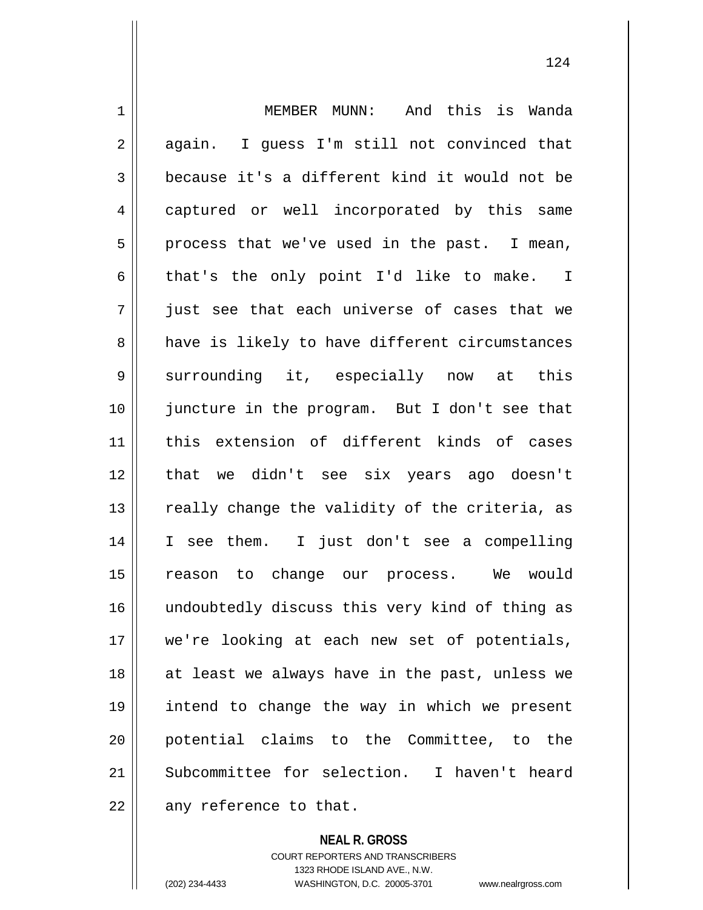MEMBER MUNN: And this is Wanda again. I guess I'm still not convinced that because it's a different kind it would not be captured or well incorporated by this same process that we've used in the past. I mean, that's the only point I'd like to make. I just see that each universe of cases that we have is likely to have different circumstances surrounding it, especially now at this juncture in the program. But I don't see that this extension of different kinds of cases that we didn't see six years ago doesn't really change the validity of the criteria, as I see them. I just don't see a compelling reason to change our process. We would undoubtedly discuss this very kind of thing as we're looking at each new set of potentials, at least we always have in the past, unless we intend to change the way in which we present potential claims to the Committee, to the Subcommittee for selection. I haven't heard any reference to that.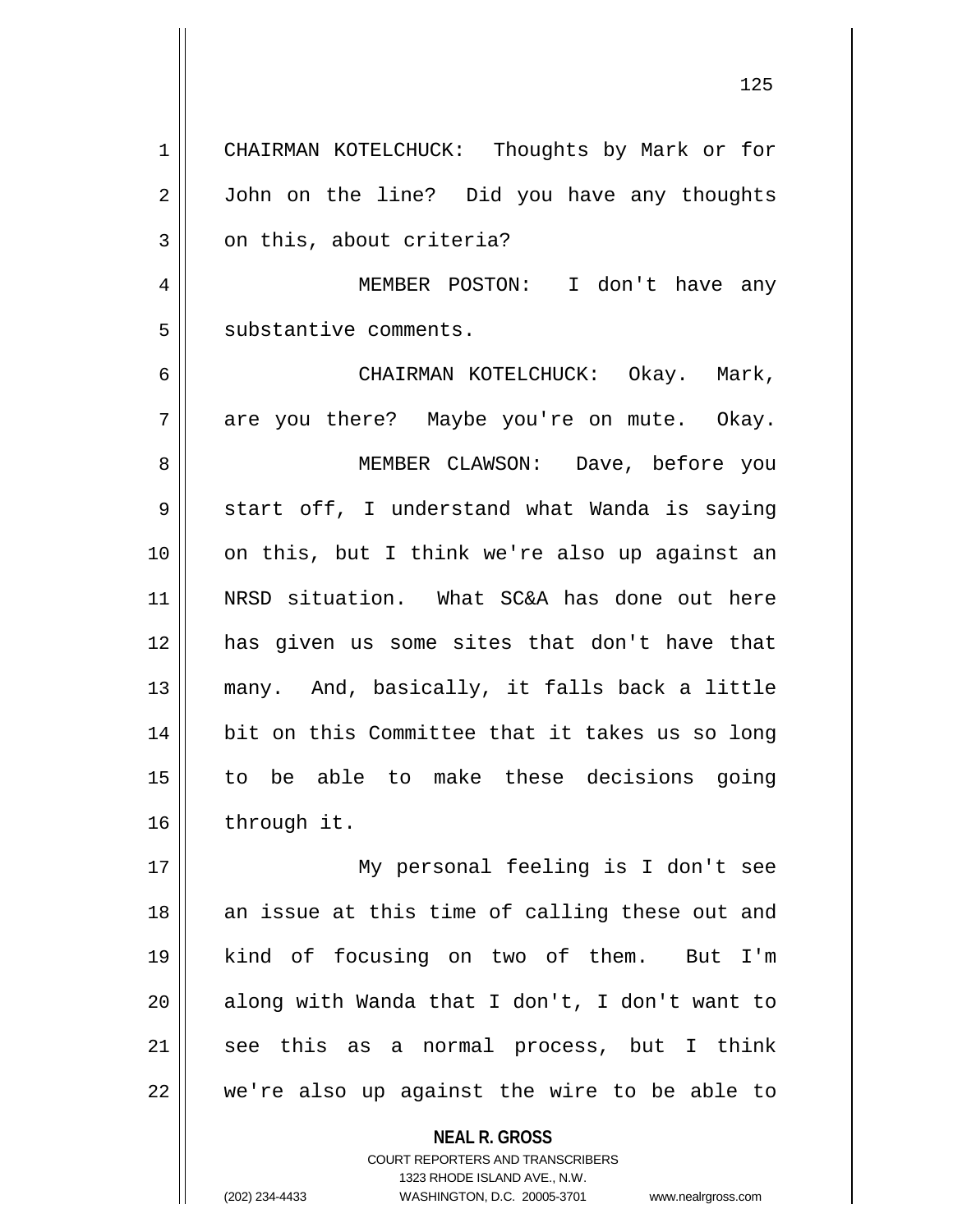CHAIRMAN KOTELCHUCK: Thoughts by Mark or for John on the line? Did you have any thoughts on this, about criteria?

MEMBER POSTON: I don't have any substantive comments.

CHAIRMAN KOTELCHUCK: Okay. Mark, are you there? Maybe you're on mute. Okay.

MEMBER CLAWSON: Dave, before you start off, I understand what Wanda is saying on this, but I think we're also up against an NRSD situation. What SC&A has done out here has given us some sites that don't have that many. And, basically, it falls back a little bit on this Committee that it takes us so long to be able to make these decisions going through it.

My personal feeling is I don't see an issue at this time of calling these out and kind of focusing on two of them. But I'm along with Wanda that I don't, I don't want to see this as a normal process, but I think we're also up against the wire to be able to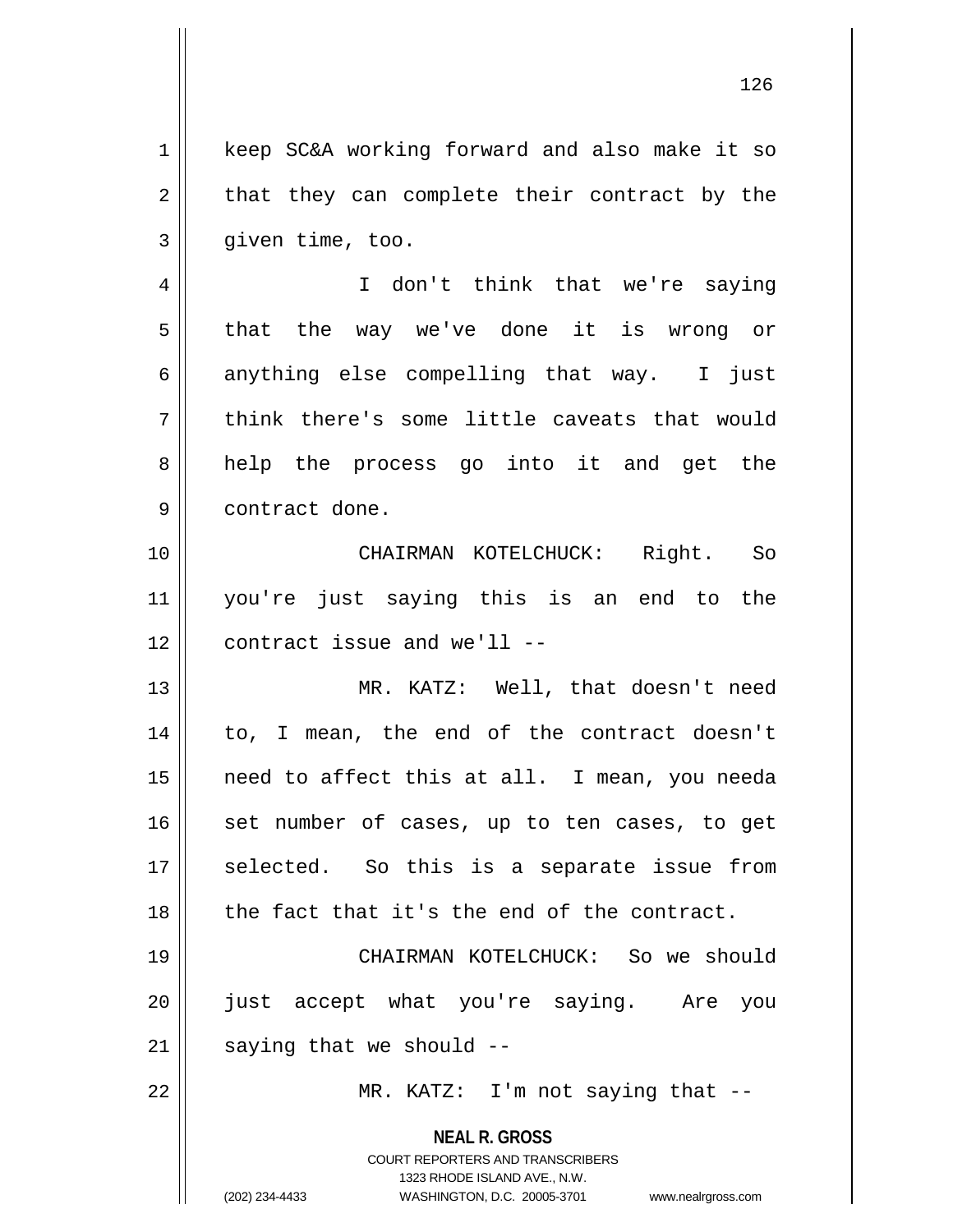keep SC&A working forward and also make it so that they can complete their contract by the given time, too.

I don't think that we're saying that the way we've done it is wrong or anything else compelling that way. I just think there's some little caveats that would help the process go into it and get the contract done.

CHAIRMAN KOTELCHUCK: Right. So you're just saying this is an end to the contract issue and we'll --

MR. KATZ: Well, that doesn't need to, I mean, the end of the contract doesn't need to affect this at all. I mean, you needa set number of cases, up to ten cases, to get selected. So this is a separate issue from the fact that it's the end of the contract.

CHAIRMAN KOTELCHUCK: So we should just accept what you're saying. Are you saying that we should --

MR. KATZ: I'm not saying that --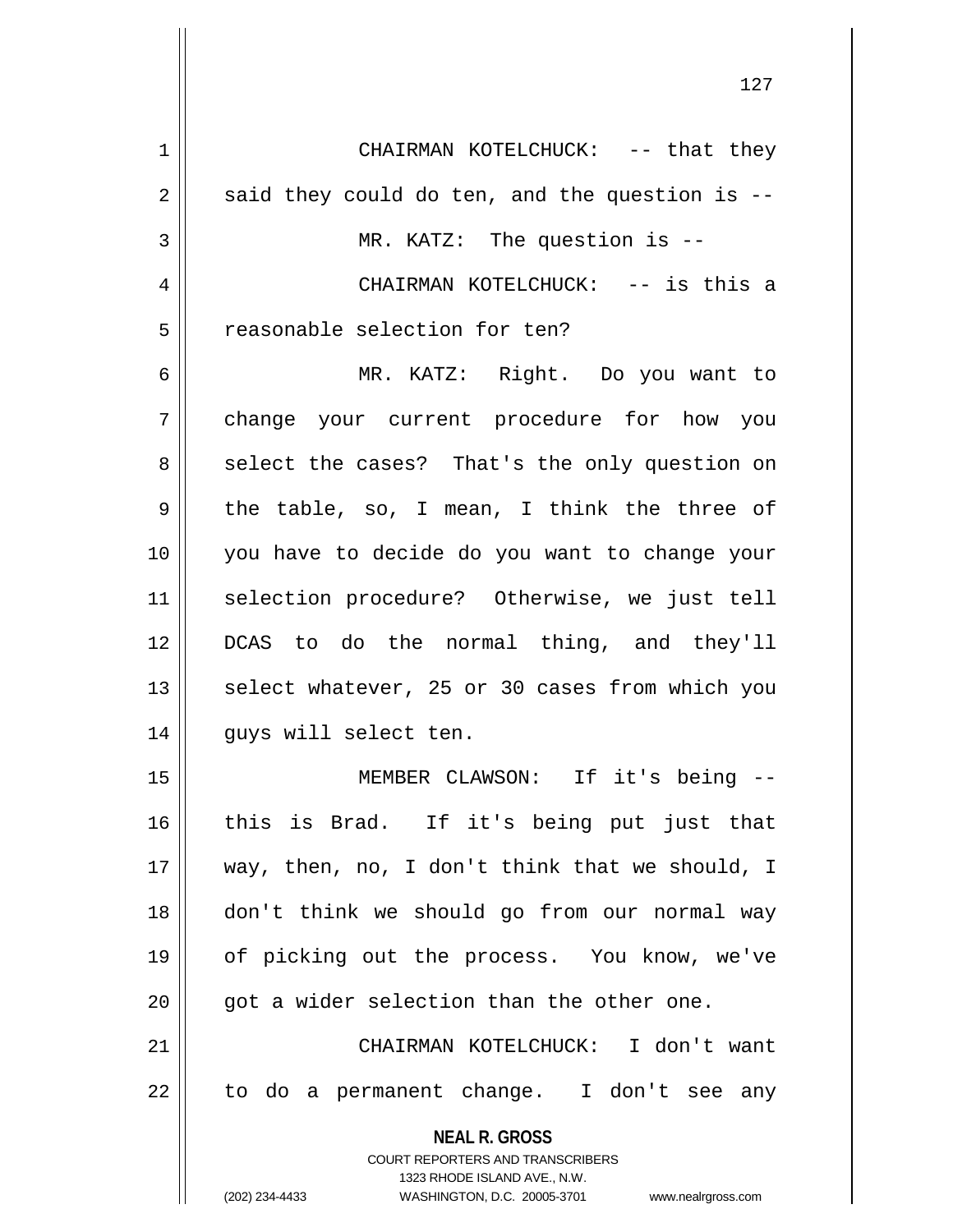CHAIRMAN KOTELCHUCK: -- that they said they could do ten, and the question is --

MR. KATZ: The question is --

CHAIRMAN KOTELCHUCK: -- is this a reasonable selection for ten?

MR. KATZ: Right. Do you want to change your current procedure for how you select the cases? That's the only question on the table, so, I mean, I think the three of you have to decide do you want to change your selection procedure? Otherwise, we just tell DCAS to do the normal thing, and they'll select whatever, 25 or 30 cases from which you guys will select ten.

MEMBER CLAWSON: If it's being -- this is Brad. If it's being put just that way, then, no, I don't think that we should, I don't think we should go from our normal way of picking out the process. You know, we've got a wider selection than the other one.

CHAIRMAN KOTELCHUCK: I don't want to do a permanent change. I don't see any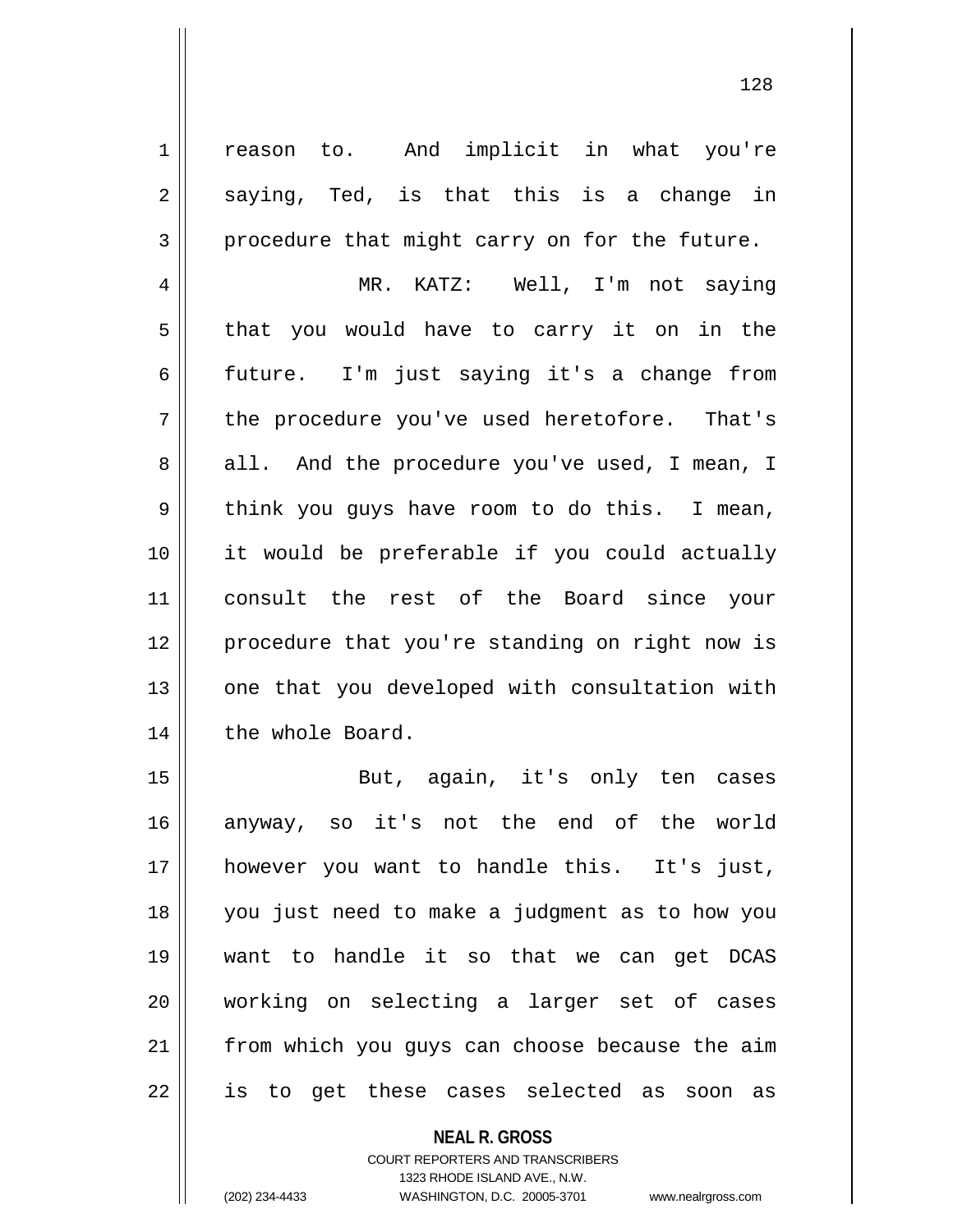reason to. And implicit in what you're saying, Ted, is that this is a change in procedure that might carry on for the future.

MR. KATZ: Well, I'm not saying that you would have to carry it on in the future. I'm just saying it's a change from the procedure you've used heretofore. That's all. And the procedure you've used, I mean, I think you guys have room to do this. I mean, it would be preferable if you could actually consult the rest of the Board since your procedure that you're standing on right now is one that you developed with consultation with the whole Board.

But, again, it's only ten cases anyway, so it's not the end of the world however you want to handle this. It's just, you just need to make a judgment as to how you want to handle it so that we can get DCAS working on selecting a larger set of cases from which you guys can choose because the aim is to get these cases selected as soon as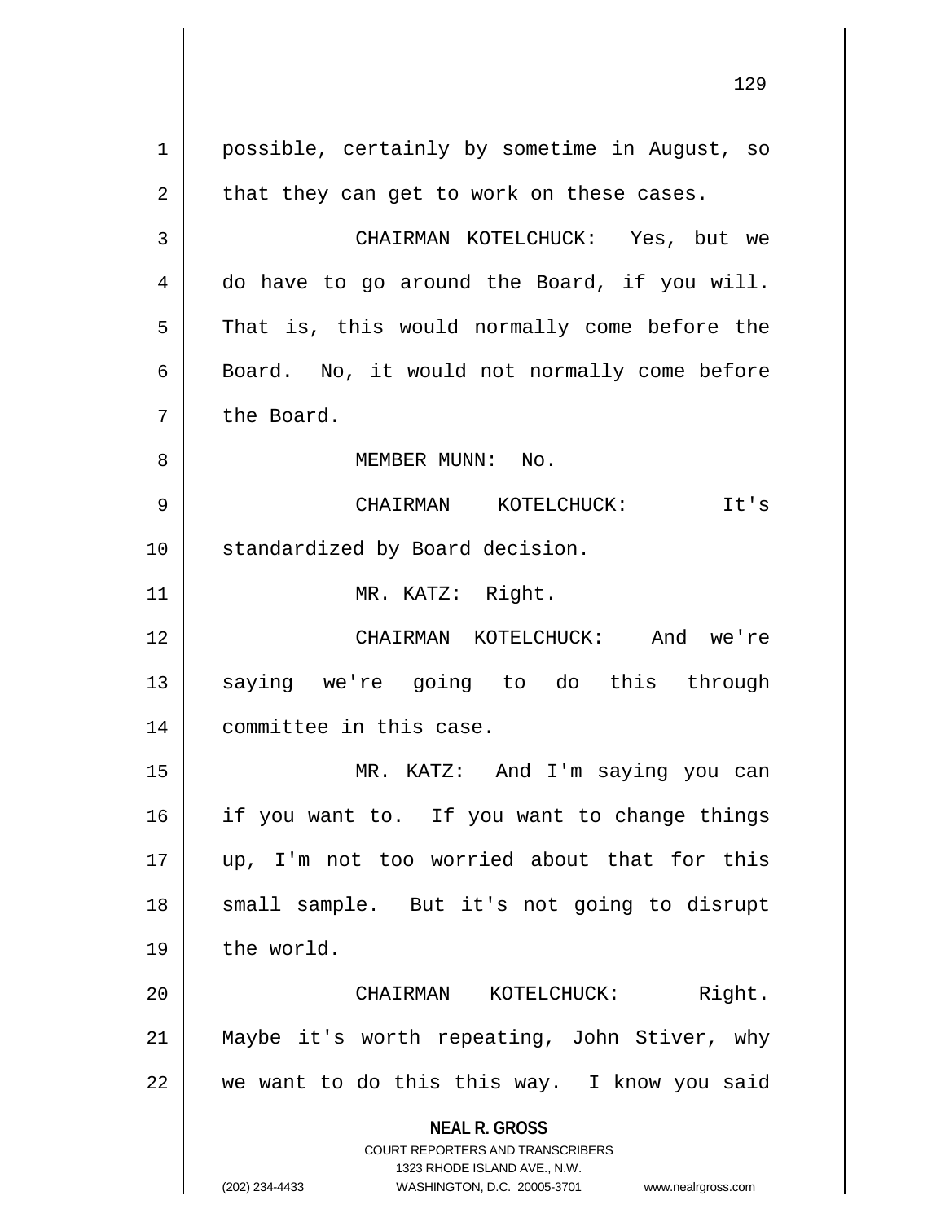possible, certainly by sometime in August, so that they can get to work on these cases.

CHAIRMAN KOTELCHUCK: Yes, but we do have to go around the Board, if you will. That is, this would normally come before the Board. No, it would not normally come before the Board.

MEMBER MUNN: No.

CHAIRMAN KOTELCHUCK: It's standardized by Board decision.

MR. KATZ: Right.

CHAIRMAN KOTELCHUCK: And we're saying we're going to do this through committee in this case.

MR. KATZ: And I'm saying you can if you want to. If you want to change things up, I'm not too worried about that for this small sample. But it's not going to disrupt the world.

CHAIRMAN KOTELCHUCK: Right. Maybe it's worth repeating, John Stiver, why we want to do this this way. I know you said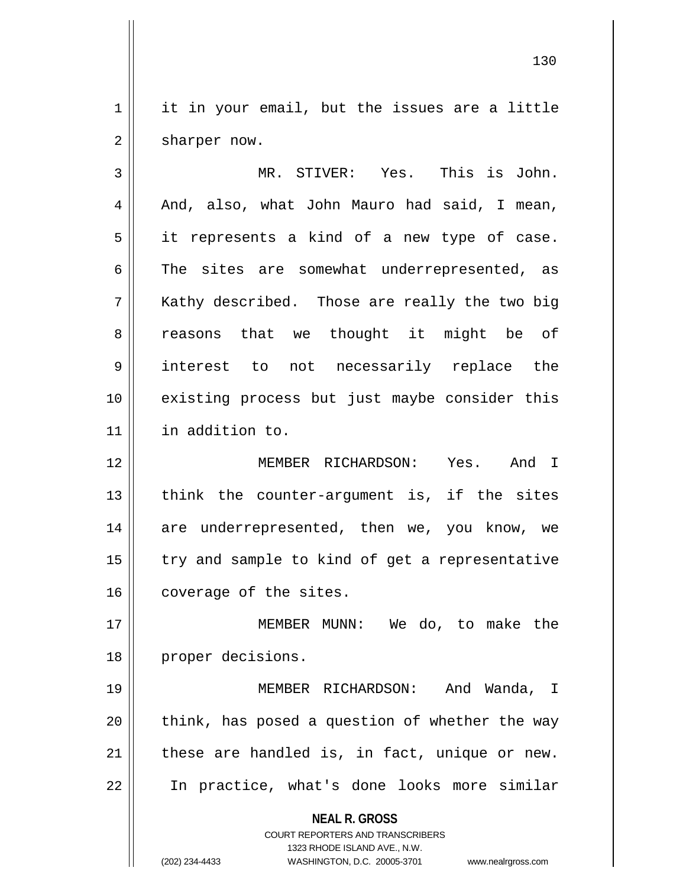it in your email, but the issues are a little sharper now.

MR. STIVER: Yes. This is John. And, also, what John Mauro had said, I mean, it represents a kind of a new type of case. The sites are somewhat underrepresented, as Kathy described. Those are really the two big reasons that we thought it might be of interest to not necessarily replace the existing process but just maybe consider this in addition to.

MEMBER RICHARDSON: Yes. And I think the counter-argument is, if the sites are underrepresented, then we, you know, we try and sample to kind of get a representative coverage of the sites.

MEMBER MUNN: We do, to make the proper decisions.

MEMBER RICHARDSON: And Wanda, I think, has posed a question of whether the way these are handled is, in fact, unique or new. In practice, what's done looks more similar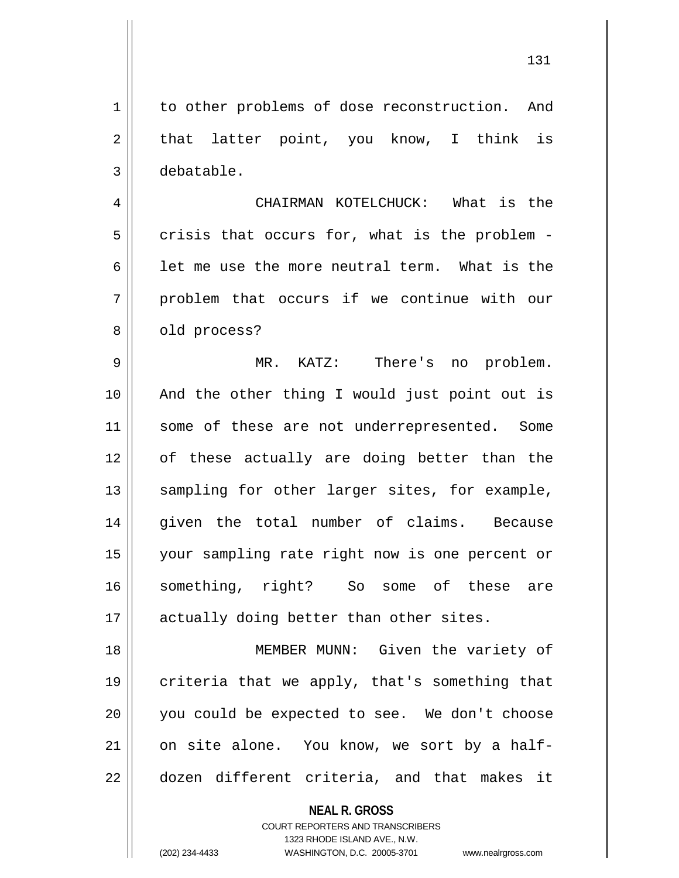to other problems of dose reconstruction. And that latter point, you know, I think is debatable.

CHAIRMAN KOTELCHUCK: What is the crisis that occurs for, what is the problem - let me use the more neutral term. What is the problem that occurs if we continue with our old process?

MR. KATZ: There's no problem. And the other thing I would just point out is some of these are not underrepresented. Some of these actually are doing better than the sampling for other larger sites, for example, given the total number of claims. Because your sampling rate right now is one percent or something, right? So some of these are actually doing better than other sites.

MEMBER MUNN: Given the variety of criteria that we apply, that's something that you could be expected to see. We don't choose on site alone. You know, we sort by a half-dozen different criteria, and that makes it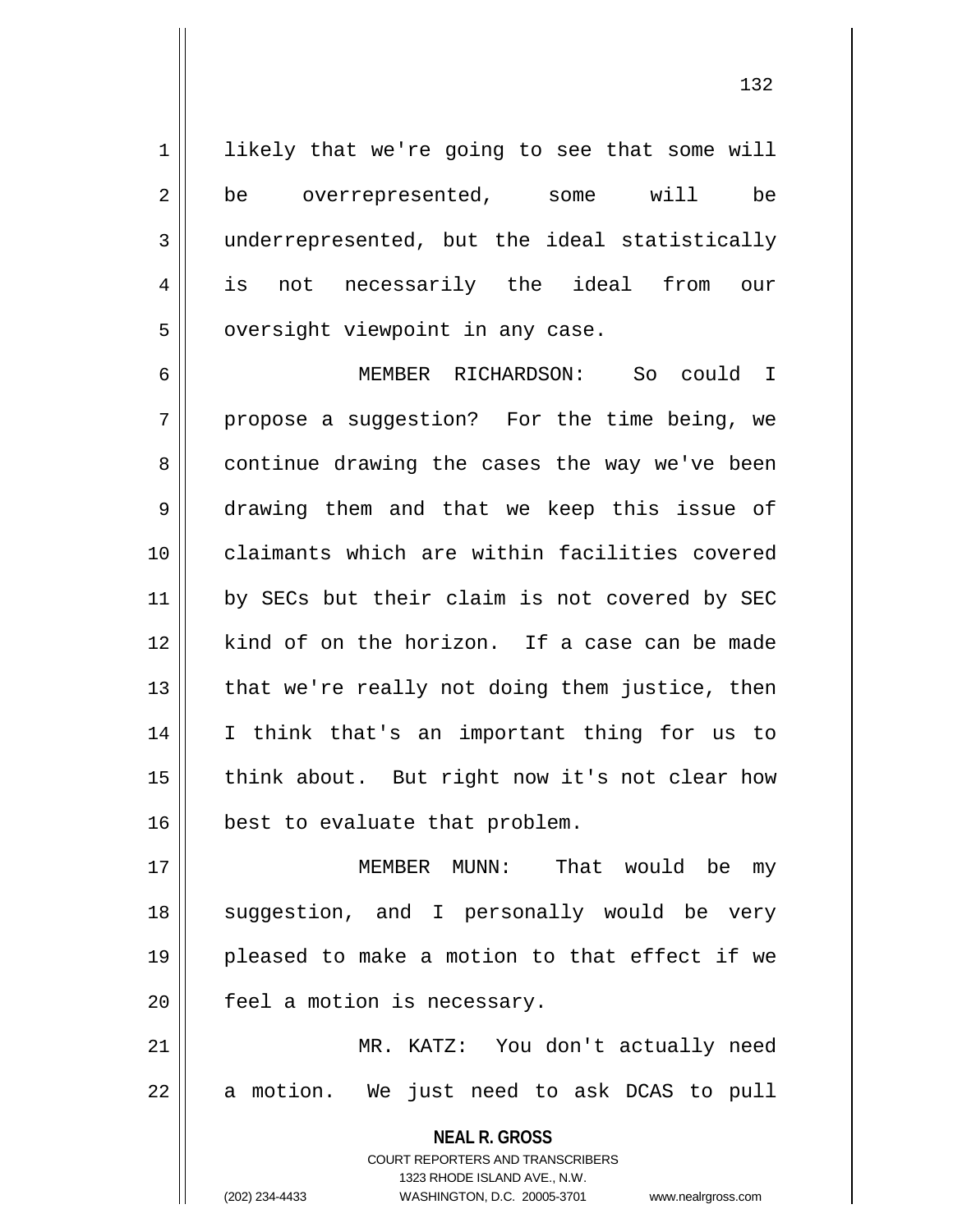likely that we're going to see that some will be overrepresented, some will be underrepresented, but the ideal statistically is not necessarily the ideal from our oversight viewpoint in any case.

MEMBER RICHARDSON: So could I propose a suggestion? For the time being, we continue drawing the cases the way we've been drawing them and that we keep this issue of claimants which are within facilities covered by SECs but their claim is not covered by SEC kind of on the horizon. If a case can be made that we're really not doing them justice, then I think that's an important thing for us to think about. But right now it's not clear how best to evaluate that problem.

MEMBER MUNN: That would be my suggestion, and I personally would be very pleased to make a motion to that effect if we feel a motion is necessary.

MR. KATZ: You don't actually need a motion. We just need to ask DCAS to pull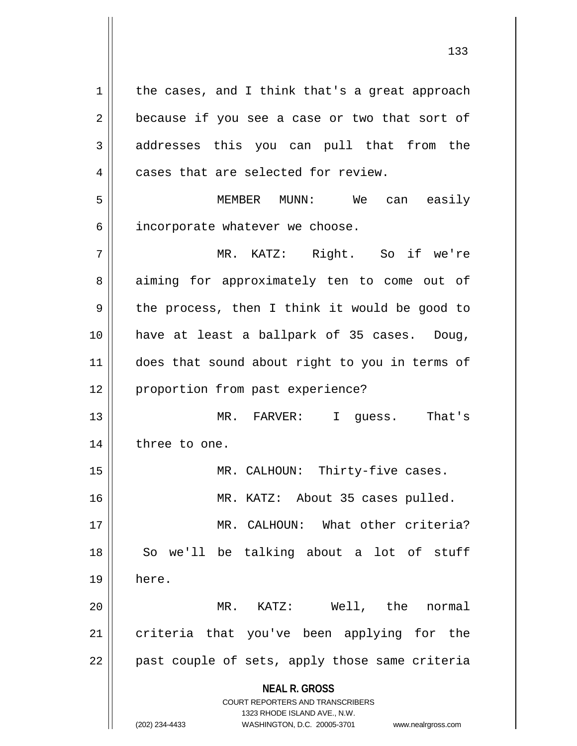the cases, and I think that's a great approach because if you see a case or two that sort of addresses this you can pull that from the cases that are selected for review.

MEMBER MUNN: We can easily incorporate whatever we choose.

MR. KATZ: Right. So if we're aiming for approximately ten to come out of the process, then I think it would be good to have at least a ballpark of 35 cases. Doug, does that sound about right to you in terms of proportion from past experience?

MR. FARVER: I guess. That's three to one.

MR. CALHOUN: Thirty-five cases.

MR. KATZ: About 35 cases pulled.

MR. CALHOUN: What other criteria? So we'll be talking about a lot of stuff here.

MR. KATZ: Well, the normal criteria that you've been applying for the past couple of sets, apply those same criteria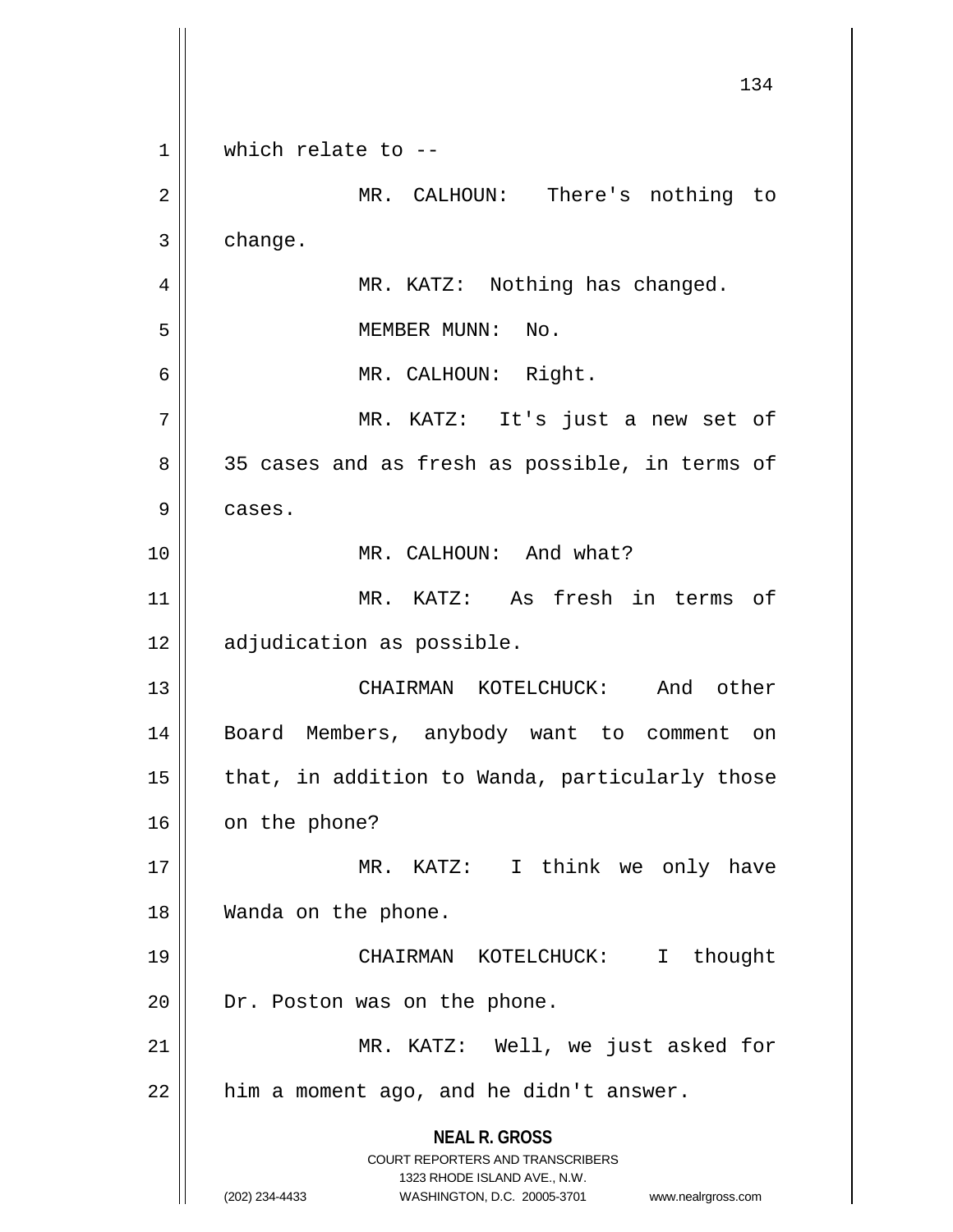which relate to --

MR. CALHOUN: There's nothing to change.

MR. KATZ: Nothing has changed.

MEMBER MUNN: No.

MR. CALHOUN: Right.

MR. KATZ: It's just a new set of 35 cases and as fresh as possible, in terms of cases.

MR. CALHOUN: And what?

MR. KATZ: As fresh in terms of adjudication as possible.

CHAIRMAN KOTELCHUCK: And other Board Members, anybody want to comment on that, in addition to Wanda, particularly those on the phone?

MR. KATZ: I think we only have Wanda on the phone.

CHAIRMAN KOTELCHUCK: I thought Dr. Poston was on the phone.

MR. KATZ: Well, we just asked for him a moment ago, and he didn't answer.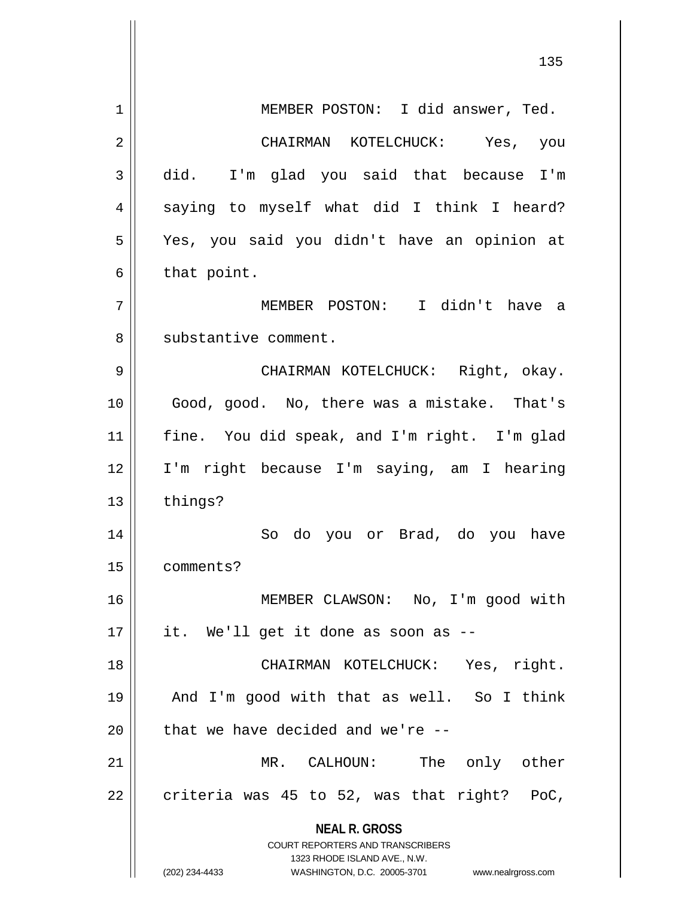MEMBER POSTON: I did answer, Ted.

CHAIRMAN KOTELCHUCK: Yes, you did. I'm glad you said that because I'm saying to myself what did I think I heard? Yes, you said you didn't have an opinion at that point.

MEMBER POSTON: I didn't have a substantive comment.

CHAIRMAN KOTELCHUCK: Right, okay. Good, good. No, there was a mistake. That's fine. You did speak, and I'm right. I'm glad I'm right because I'm saying, am I hearing things?

So do you or Brad, do you have comments?

MEMBER CLAWSON: No, I'm good with it. We'll get it done as soon as --

CHAIRMAN KOTELCHUCK: Yes, right. And I'm good with that as well. So I think that we have decided and we're --

MR. CALHOUN: The only other criteria was 45 to 52, was that right? PoC,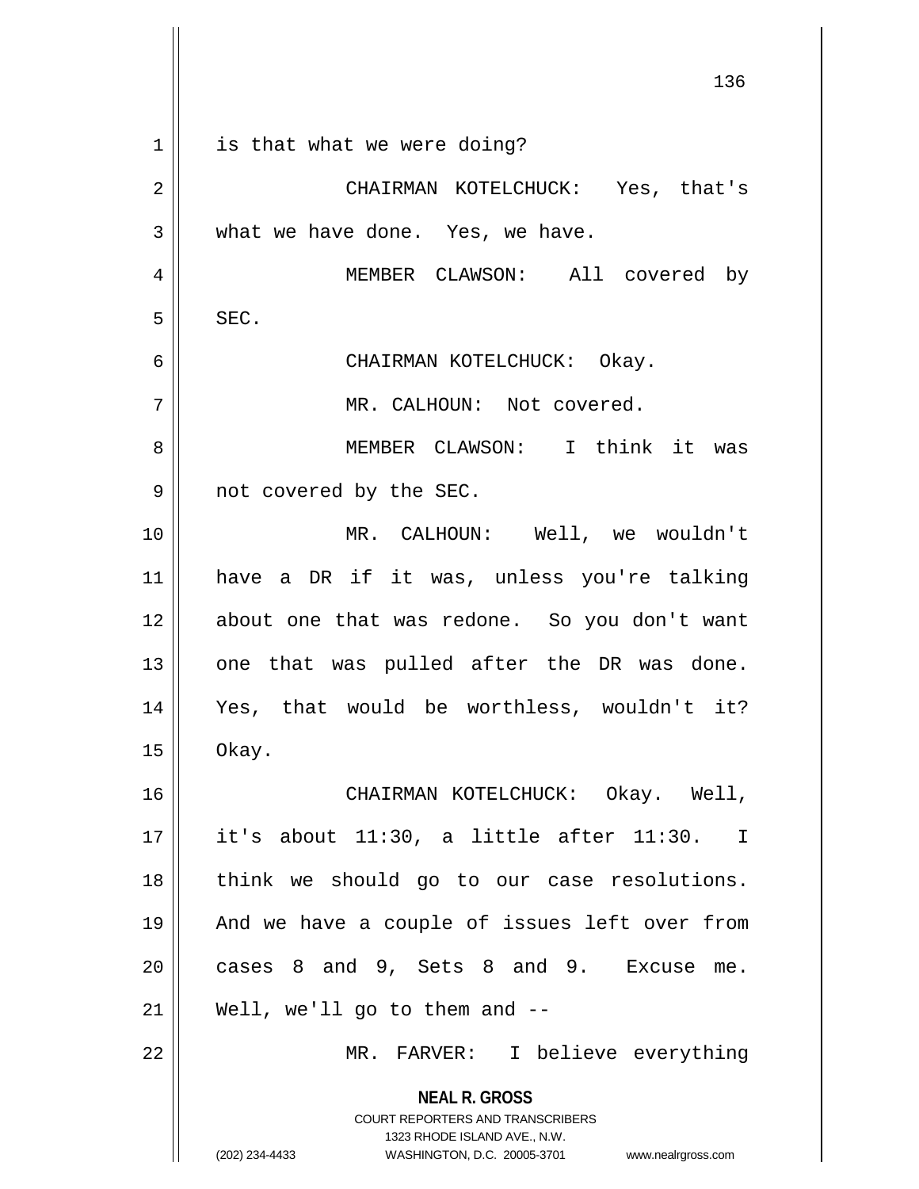is that what we were doing?

CHAIRMAN KOTELCHUCK: Yes, that's what we have done. Yes, we have.

MEMBER CLAWSON: All covered by SEC.

CHAIRMAN KOTELCHUCK: Okay.

MR. CALHOUN: Not covered.

MEMBER CLAWSON: I think it was not covered by the SEC.

MR. CALHOUN: Well, we wouldn't have a DR if it was, unless you're talking about one that was redone. So you don't want one that was pulled after the DR was done. Yes, that would be worthless, wouldn't it? Okay.

CHAIRMAN KOTELCHUCK: Okay. Well, it's about 11:30, a little after 11:30. I think we should go to our case resolutions. And we have a couple of issues left over from cases 8 and 9, Sets 8 and 9. Excuse me. Well, we'll go to them and --

MR. FARVER: I believe everything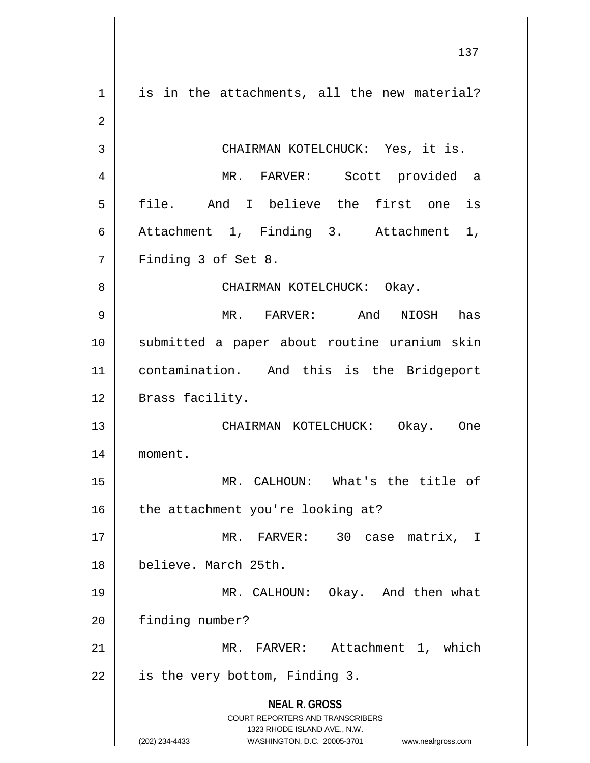is in the attachments, all the new material?

CHAIRMAN KOTELCHUCK: Yes, it is.

MR. FARVER: Scott provided a file. And I believe the first one is Attachment 1, Finding 3. Attachment 1, Finding 3 of Set 8.

CHAIRMAN KOTELCHUCK: Okay.

MR. FARVER: And NIOSH has submitted a paper about routine uranium skin contamination. And this is the Bridgeport Brass facility.

CHAIRMAN KOTELCHUCK: Okay. One moment.

MR. CALHOUN: What's the title of the attachment you're looking at?

MR. FARVER: 30 case matrix, I believe. March 25th.

MR. CALHOUN: Okay. And then what finding number?

MR. FARVER: Attachment 1, which is the very bottom, Finding 3.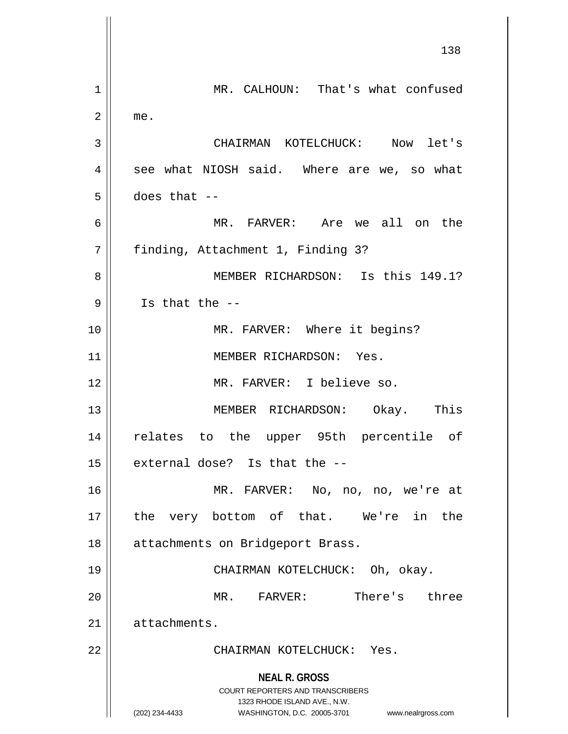MR. CALHOUN: That's what confused me.

CHAIRMAN KOTELCHUCK: Now let's see what NIOSH said. Where are we, so what does that --

MR. FARVER: Are we all on the finding, Attachment 1, Finding 3?

MEMBER RICHARDSON: Is this 149.1? Is that the --

MR. FARVER: Where it begins?

MEMBER RICHARDSON: Yes.

MR. FARVER: I believe so.

MEMBER RICHARDSON: Okay. This relates to the upper 95th percentile of external dose? Is that the --

MR. FARVER: No, no, no, we're at the very bottom of that. We're in the attachments on Bridgeport Brass.

CHAIRMAN KOTELCHUCK: Oh, okay.

MR. FARVER: There's three attachments.

CHAIRMAN KOTELCHUCK: Yes.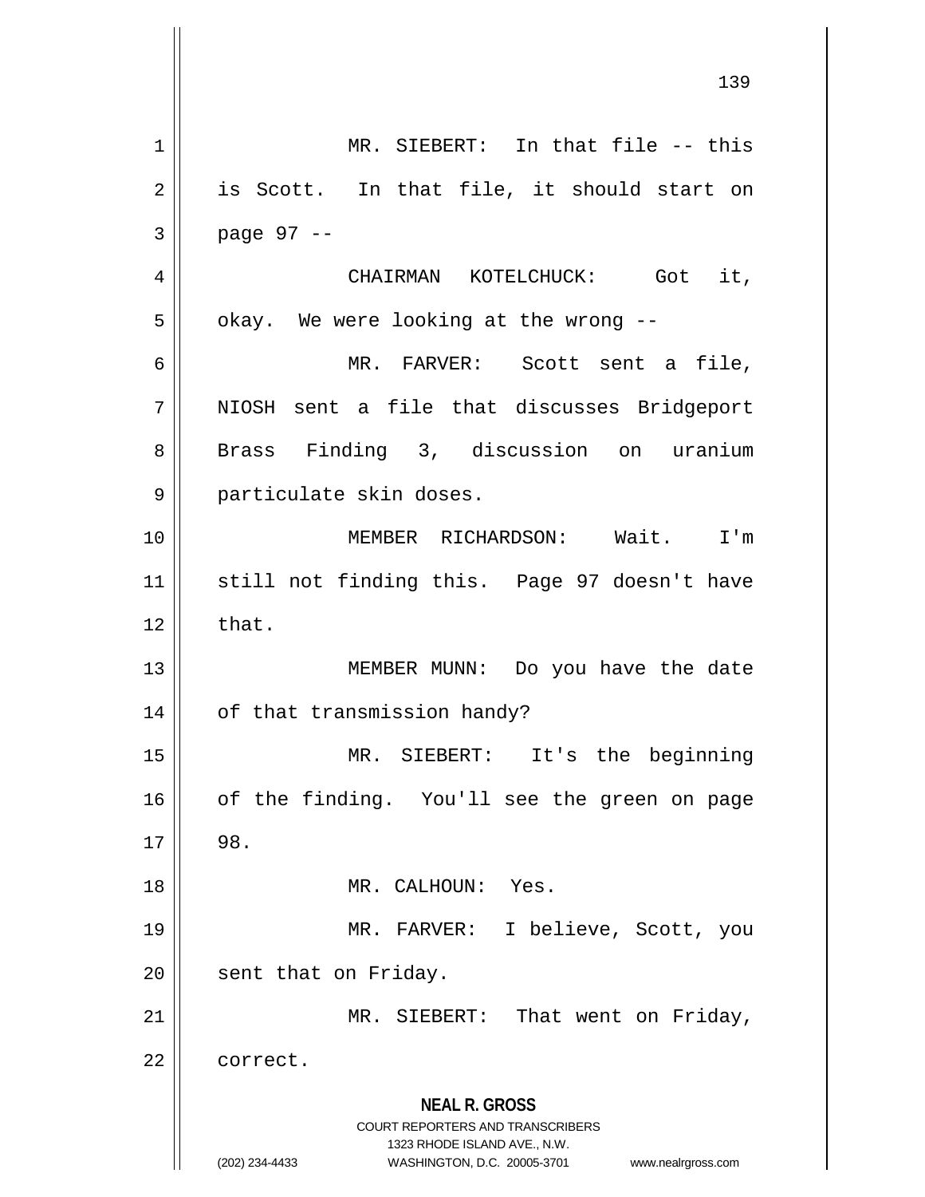MR. SIEBERT: In that file -- this is Scott. In that file, it should start on page 97 --

CHAIRMAN KOTELCHUCK: Got it, okay. We were looking at the wrong --

MR. FARVER: Scott sent a file, NIOSH sent a file that discusses Bridgeport Brass Finding 3, discussion on uranium particulate skin doses.

MEMBER RICHARDSON: Wait. I'm still not finding this. Page 97 doesn't have that.

MEMBER MUNN: Do you have the date of that transmission handy?

MR. SIEBERT: It's the beginning of the finding. You'll see the green on page 98.

MR. CALHOUN: Yes.

MR. FARVER: I believe, Scott, you sent that on Friday.

MR. SIEBERT: That went on Friday, correct.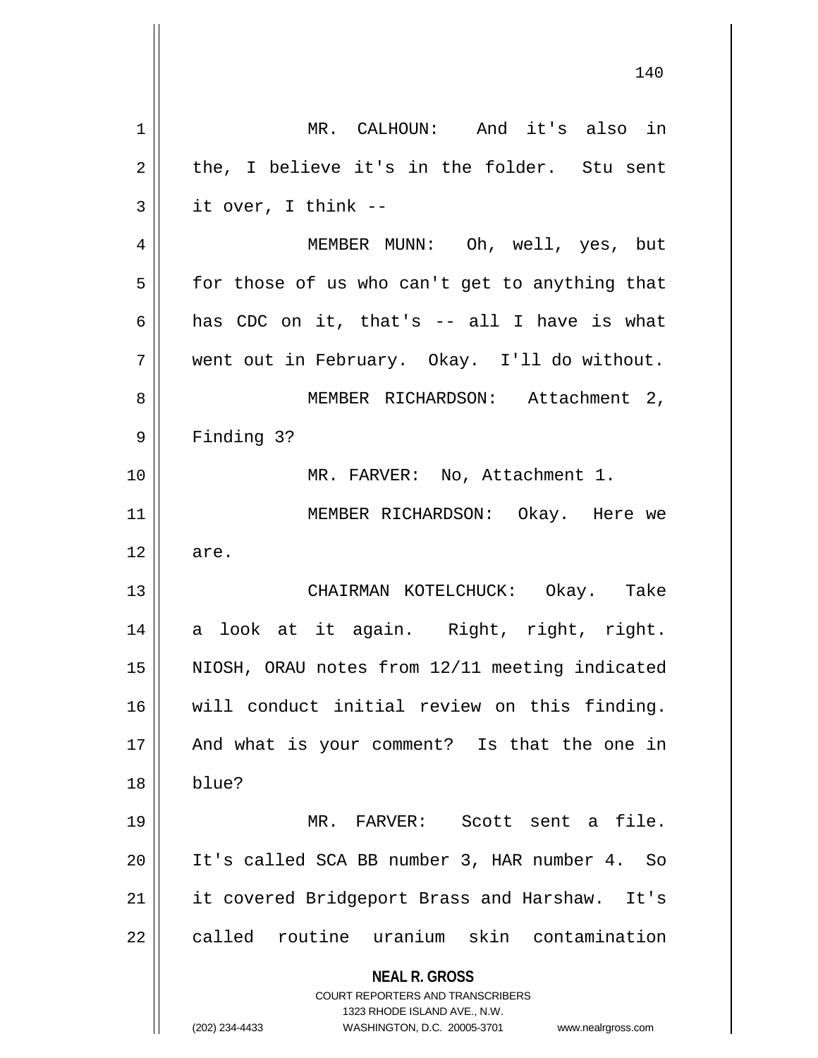MR. CALHOUN: And it's also in the, I believe it's in the folder. Stu sent it over, I think --

MEMBER MUNN: Oh, well, yes, but for those of us who can't get to anything that has CDC on it, that's -- all I have is what went out in February. Okay. I'll do without.

MEMBER RICHARDSON: Attachment 2, Finding 3?

MR. FARVER: No, Attachment 1.

MEMBER RICHARDSON: Okay. Here we are.

CHAIRMAN KOTELCHUCK: Okay. Take a look at it again. Right, right, right. NIOSH, ORAU notes from 12/11 meeting indicated will conduct initial review on this finding. And what is your comment? Is that the one in blue?

MR. FARVER: Scott sent a file. It's called SCA BB number 3, HAR number 4. So it covered Bridgeport Brass and Harshaw. It's called routine uranium skin contamination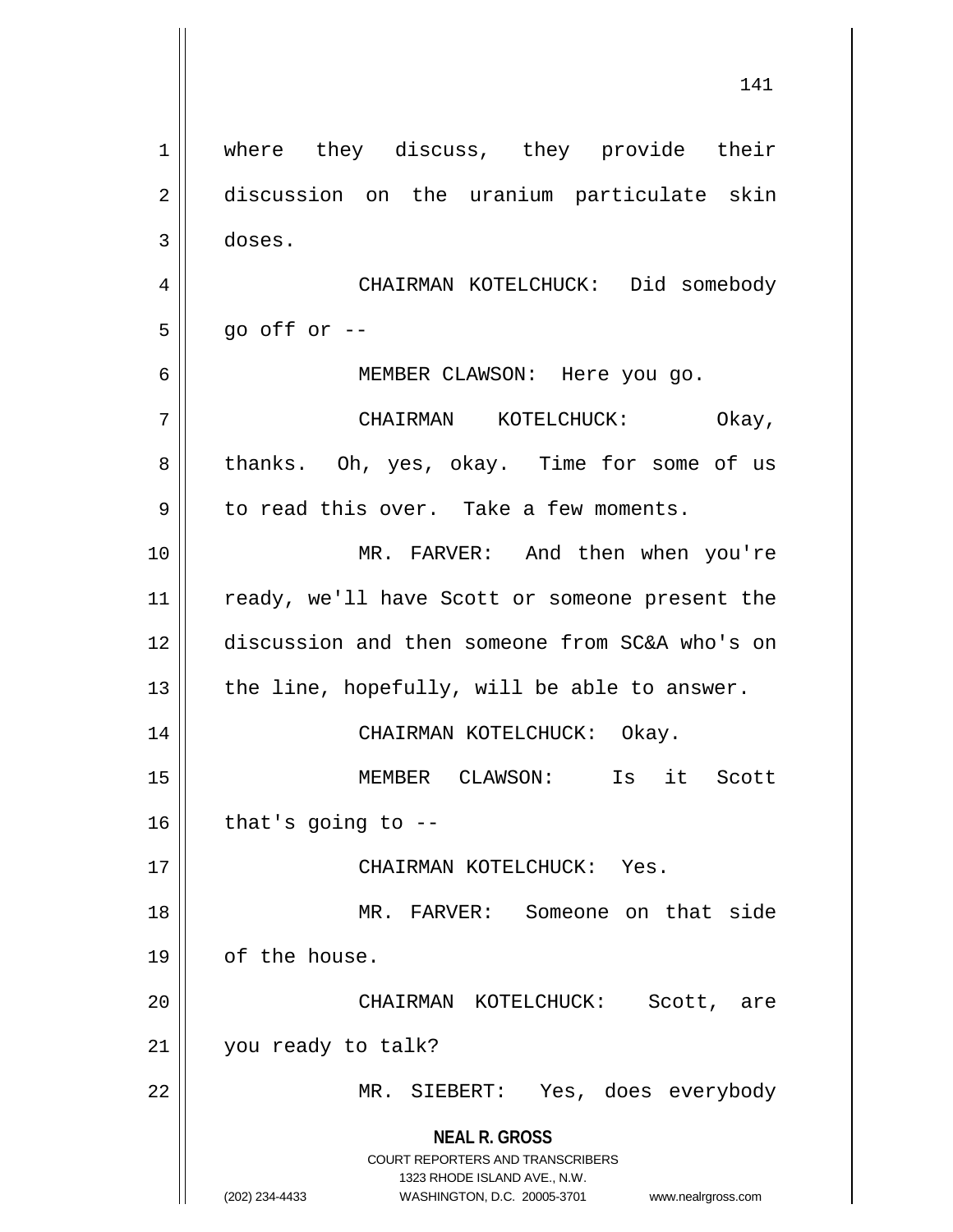where they discuss, they provide their discussion on the uranium particulate skin doses.

CHAIRMAN KOTELCHUCK: Did somebody go off or --

MEMBER CLAWSON: Here you go.

CHAIRMAN KOTELCHUCK: Okay, thanks. Oh, yes, okay. Time for some of us to read this over. Take a few moments.

MR. FARVER: And then when you're ready, we'll have Scott or someone present the discussion and then someone from SC&A who's on the line, hopefully, will be able to answer.

CHAIRMAN KOTELCHUCK: Okay.

MEMBER CLAWSON: Is it Scott that's going to --

CHAIRMAN KOTELCHUCK: Yes.

MR. FARVER: Someone on that side of the house.

CHAIRMAN KOTELCHUCK: Scott, are you ready to talk?

MR. SIEBERT: Yes, does everybody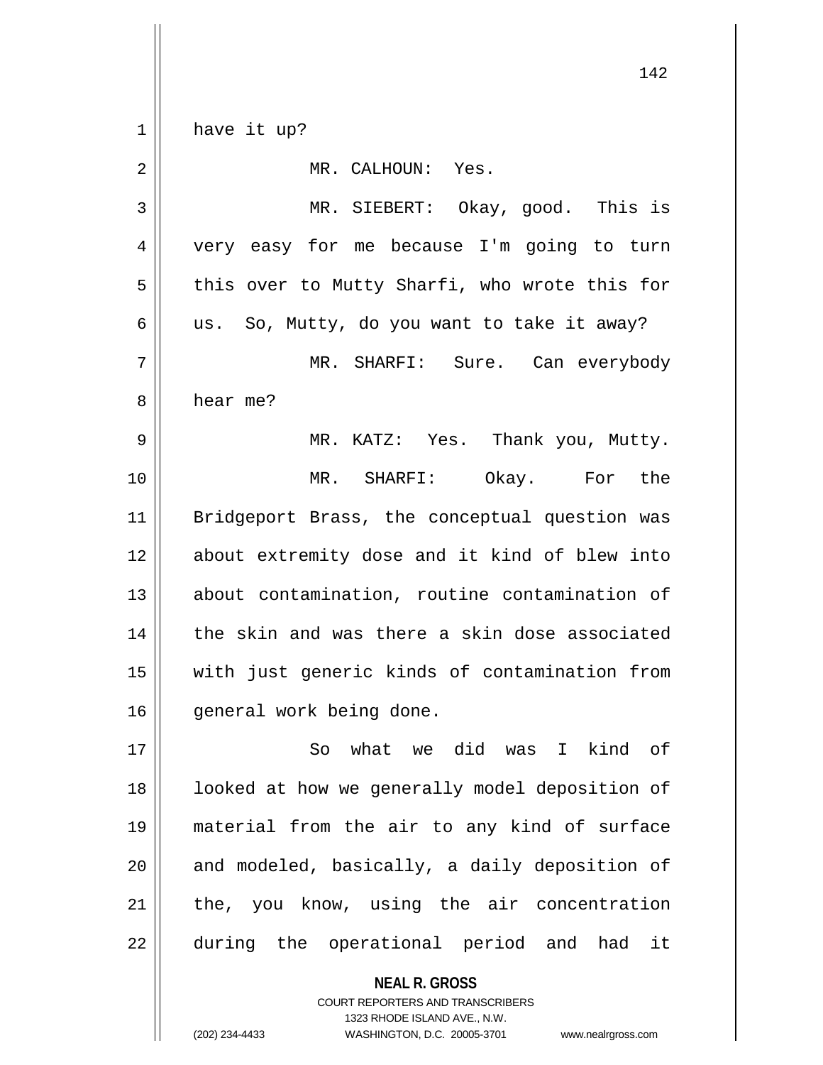have it up?

MR. CALHOUN: Yes.

MR. SIEBERT: Okay, good. This is very easy for me because I'm going to turn this over to Mutty Sharfi, who wrote this for us. So, Mutty, do you want to take it away?

MR. SHARFI: Sure. Can everybody hear me?

MR. KATZ: Yes. Thank you, Mutty.

MR. SHARFI: Okay. For the Bridgeport Brass, the conceptual question was about extremity dose and it kind of blew into about contamination, routine contamination of the skin and was there a skin dose associated with just generic kinds of contamination from general work being done.

So what we did was I kind of looked at how we generally model deposition of material from the air to any kind of surface and modeled, basically, a daily deposition of the, you know, using the air concentration during the operational period and had it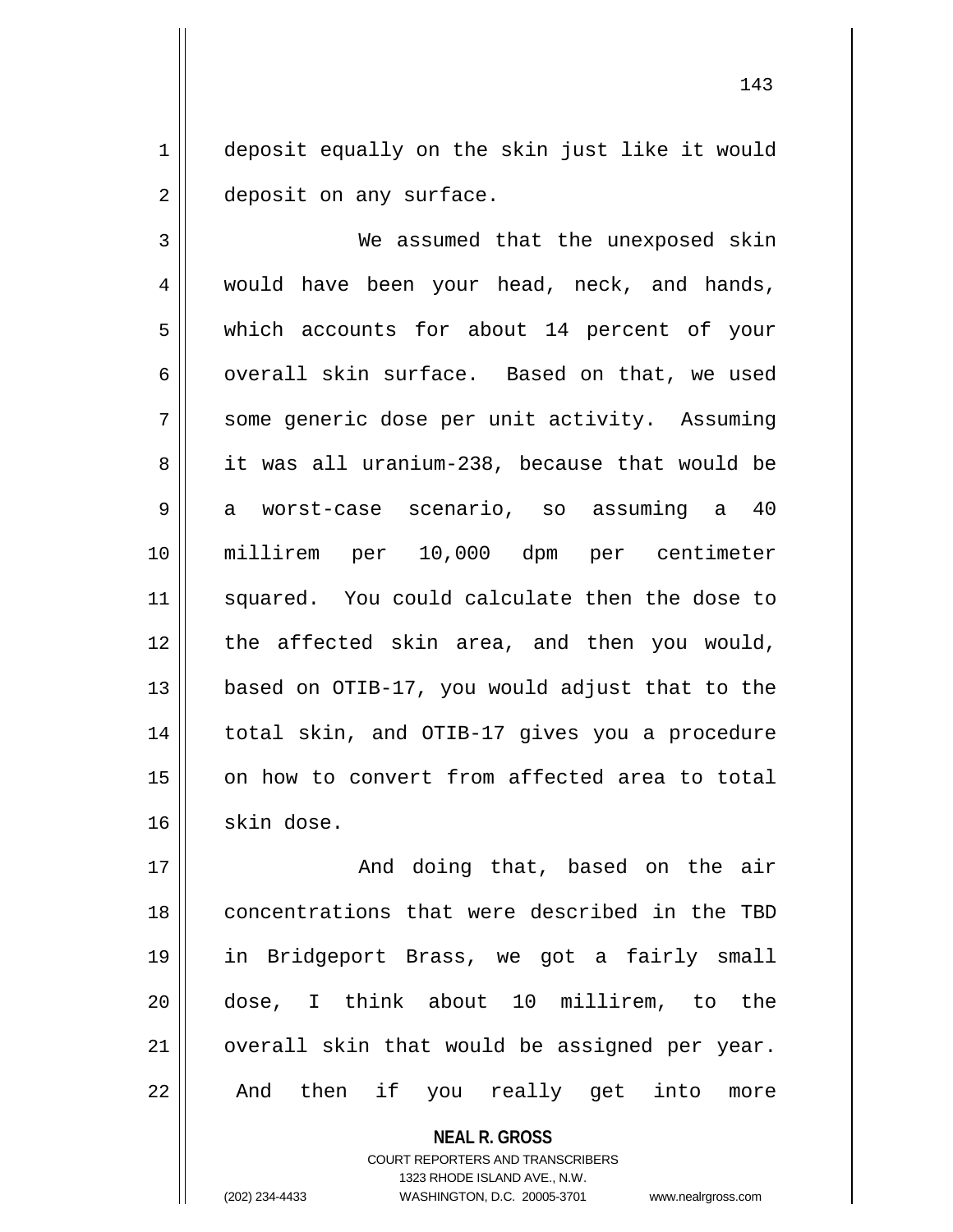deposit equally on the skin just like it would deposit on any surface.

We assumed that the unexposed skin would have been your head, neck, and hands, which accounts for about 14 percent of your overall skin surface. Based on that, we used some generic dose per unit activity. Assuming it was all uranium-238, because that would be a worst-case scenario, so assuming a 40 millirem per 10,000 dpm per centimeter squared. You could calculate then the dose to the affected skin area, and then you would, based on OTIB-17, you would adjust that to the total skin, and OTIB-17 gives you a procedure on how to convert from affected area to total skin dose.

And doing that, based on the air concentrations that were described in the TBD in Bridgeport Brass, we got a fairly small dose, I think about 10 millirem, to the overall skin that would be assigned per year. And then if you really get into more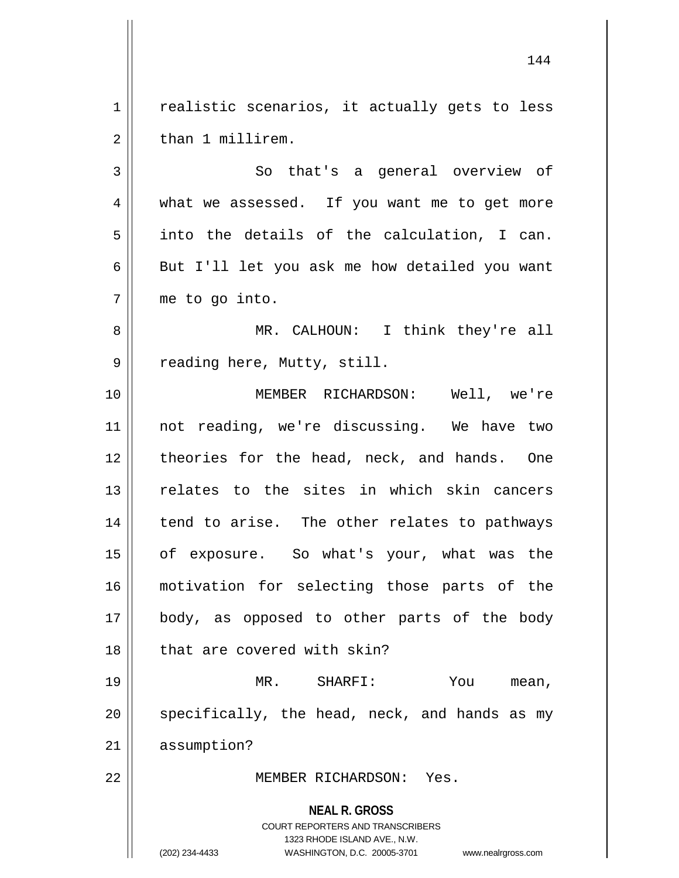realistic scenarios, it actually gets to less than 1 millirem.

So that's a general overview of what we assessed. If you want me to get more into the details of the calculation, I can. But I'll let you ask me how detailed you want me to go into.

MR. CALHOUN: I think they're all reading here, Mutty, still.

MEMBER RICHARDSON: Well, we're not reading, we're discussing. We have two theories for the head, neck, and hands. One relates to the sites in which skin cancers tend to arise. The other relates to pathways of exposure. So what's your, what was the motivation for selecting those parts of the body, as opposed to other parts of the body that are covered with skin?

MR. SHARFI: You mean, specifically, the head, neck, and hands as my assumption?

MEMBER RICHARDSON: Yes.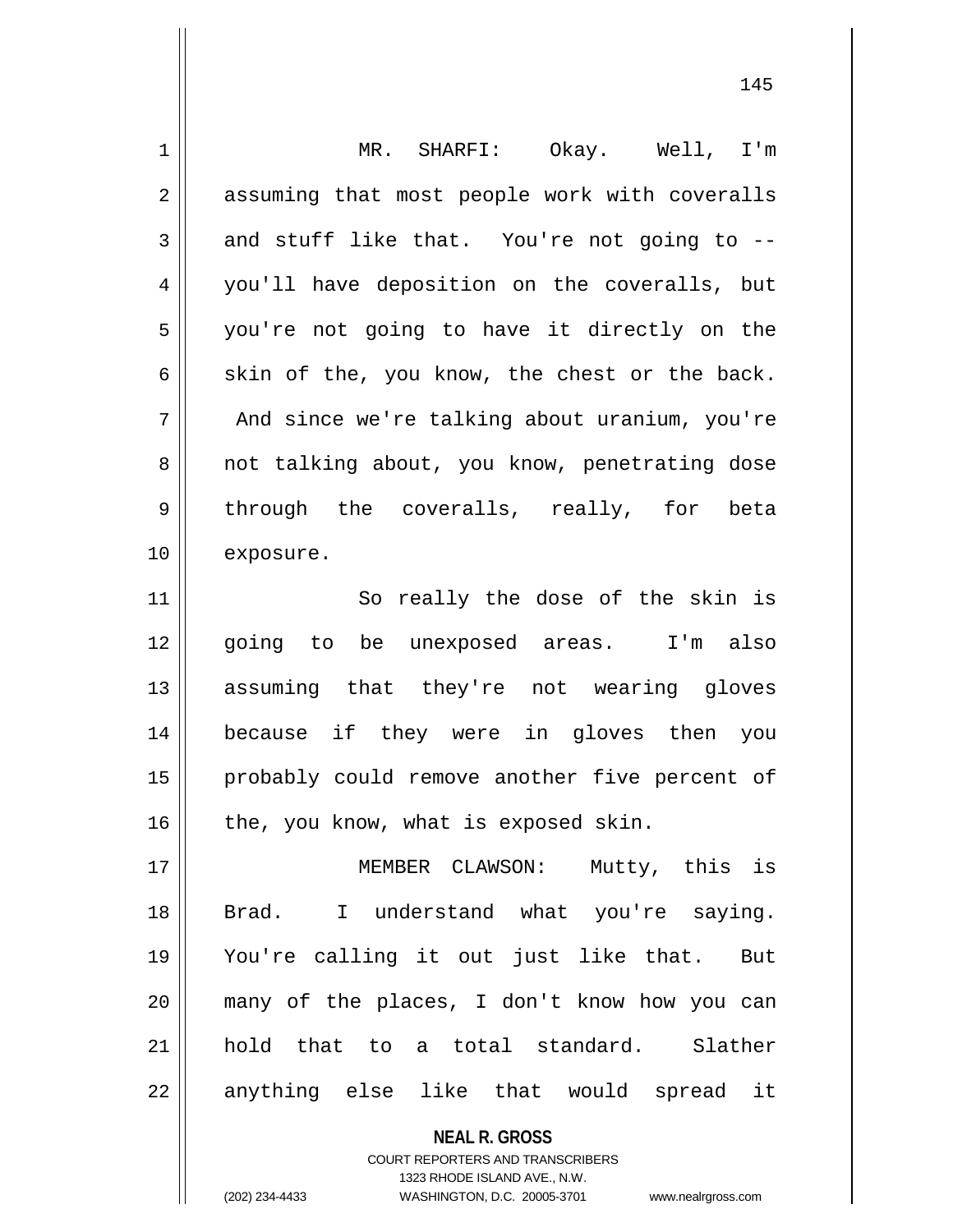MR. SHARFI: Okay. Well, I'm assuming that most people work with coveralls and stuff like that. You're not going to -- you'll have deposition on the coveralls, but you're not going to have it directly on the skin of the, you know, the chest or the back. And since we're talking about uranium, you're not talking about, you know, penetrating dose through the coveralls, really, for beta exposure.

So really the dose of the skin is going to be unexposed areas. I'm also assuming that they're not wearing gloves because if they were in gloves then you probably could remove another five percent of the, you know, what is exposed skin.

MEMBER CLAWSON: Mutty, this is Brad. I understand what you're saying. You're calling it out just like that. But many of the places, I don't know how you can hold that to a total standard. Slather anything else like that would spread it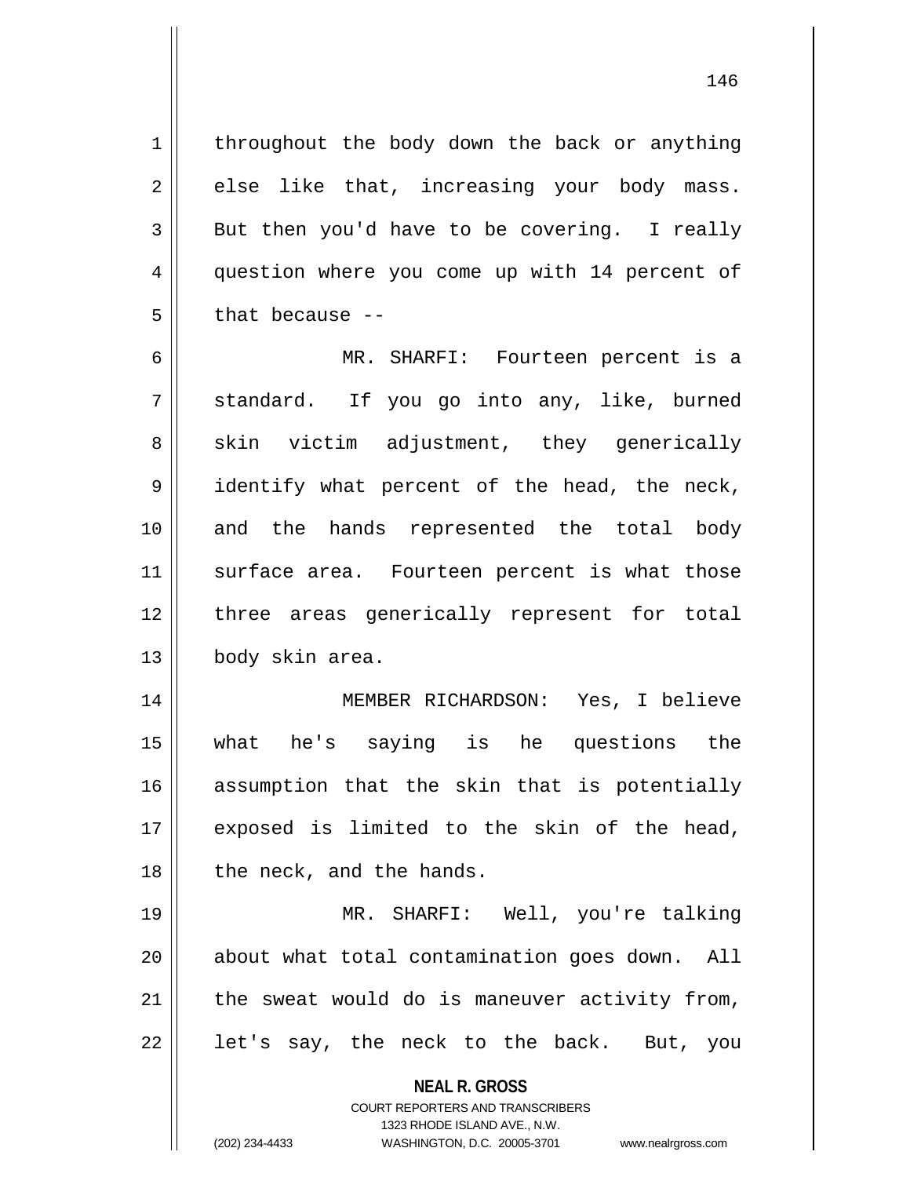throughout the body down the back or anything else like that, increasing your body mass. But then you'd have to be covering. I really question where you come up with 14 percent of that because --

MR. SHARFI: Fourteen percent is a standard. If you go into any, like, burned skin victim adjustment, they generically identify what percent of the head, the neck, and the hands represented the total body surface area. Fourteen percent is what those three areas generically represent for total body skin area.

MEMBER RICHARDSON: Yes, I believe what he's saying is he questions the assumption that the skin that is potentially exposed is limited to the skin of the head, the neck, and the hands.

MR. SHARFI: Well, you're talking about what total contamination goes down. All the sweat would do is maneuver activity from, let's say, the neck to the back. But, you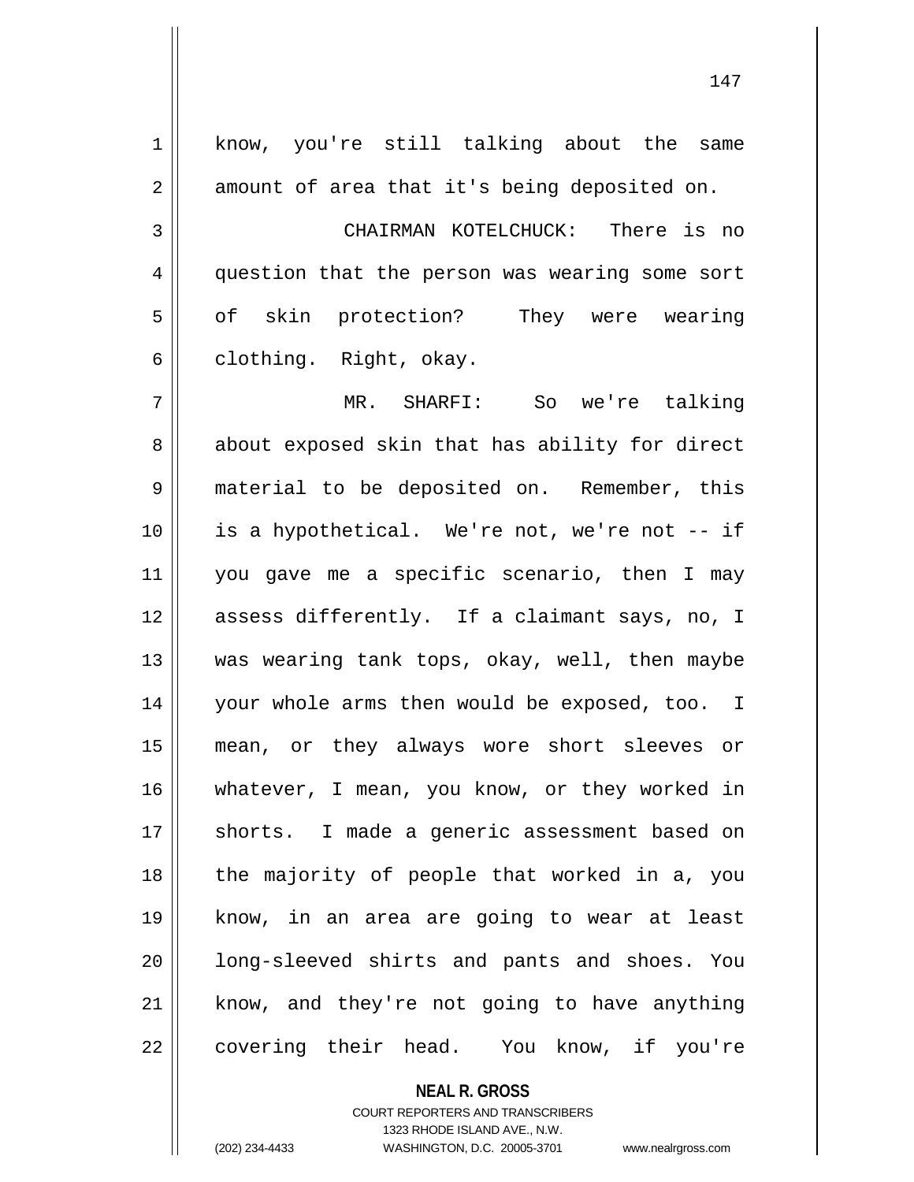know, you're still talking about the same amount of area that it's being deposited on.

CHAIRMAN KOTELCHUCK: There is no question that the person was wearing some sort of skin protection? They were wearing clothing. Right, okay.

MR. SHARFI: So we're talking about exposed skin that has ability for direct material to be deposited on. Remember, this is a hypothetical. We're not, we're not -- if you gave me a specific scenario, then I may assess differently. If a claimant says, no, I was wearing tank tops, okay, well, then maybe your whole arms then would be exposed, too. I mean, or they always wore short sleeves or whatever, I mean, you know, or they worked in shorts. I made a generic assessment based on the majority of people that worked in a, you know, in an area are going to wear at least long-sleeved shirts and pants and shoes. You know, and they're not going to have anything covering their head. You know, if you're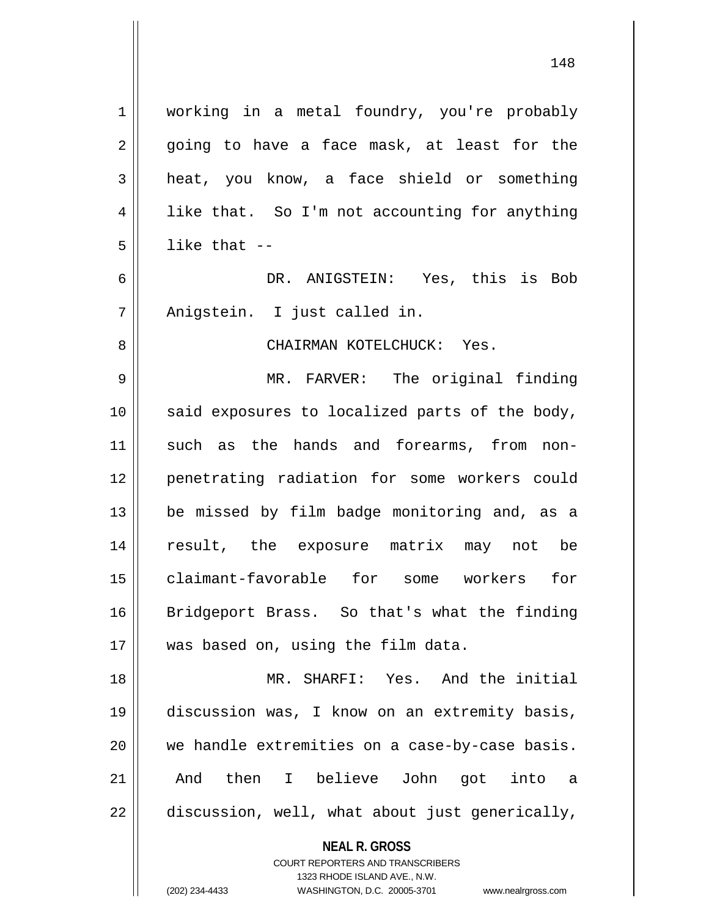working in a metal foundry, you're probably going to have a face mask, at least for the heat, you know, a face shield or something like that. So I'm not accounting for anything like that --

DR. ANIGSTEIN: Yes, this is Bob Anigstein. I just called in.

CHAIRMAN KOTELCHUCK: Yes.

MR. FARVER: The original finding said exposures to localized parts of the body, such as the hands and forearms, from non-penetrating radiation for some workers could be missed by film badge monitoring and, as a result, the exposure matrix may not be claimant-favorable for some workers for Bridgeport Brass. So that's what the finding was based on, using the film data.

MR. SHARFI: Yes. And the initial discussion was, I know on an extremity basis, we handle extremities on a case-by-case basis. And then I believe John got into a discussion, well, what about just generically,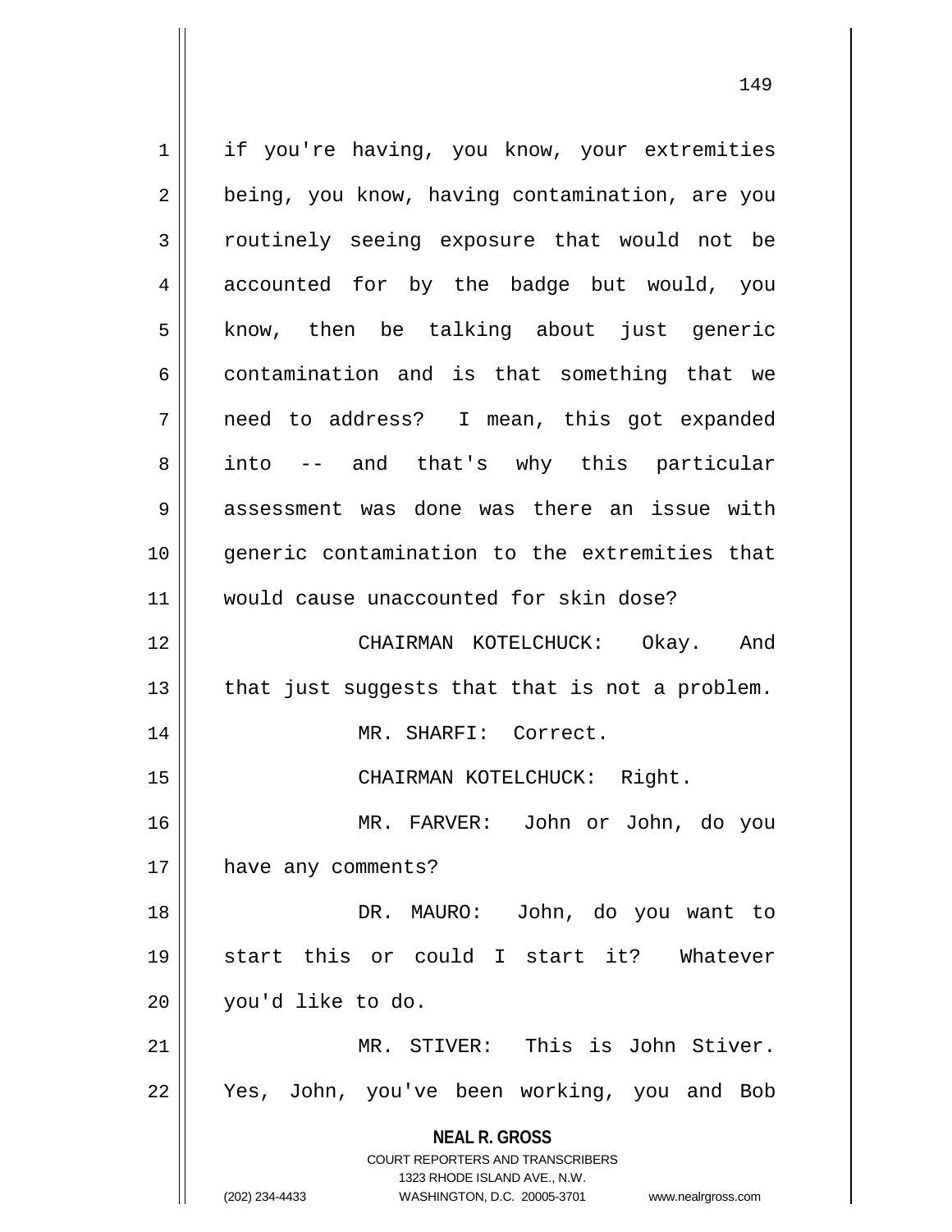if you're having, you know, your extremities being, you know, having contamination, are you routinely seeing exposure that would not be accounted for by the badge but would, you know, then be talking about just generic contamination and is that something that we need to address? I mean, this got expanded into -- and that's why this particular assessment was done was there an issue with generic contamination to the extremities that would cause unaccounted for skin dose?

CHAIRMAN KOTELCHUCK: Okay. And that just suggests that that is not a problem.

MR. SHARFI: Correct.

CHAIRMAN KOTELCHUCK: Right.

MR. FARVER: John or John, do you have any comments?

DR. MAURO: John, do you want to start this or could I start it? Whatever you'd like to do.

MR. STIVER: This is John Stiver. Yes, John, you've been working, you and Bob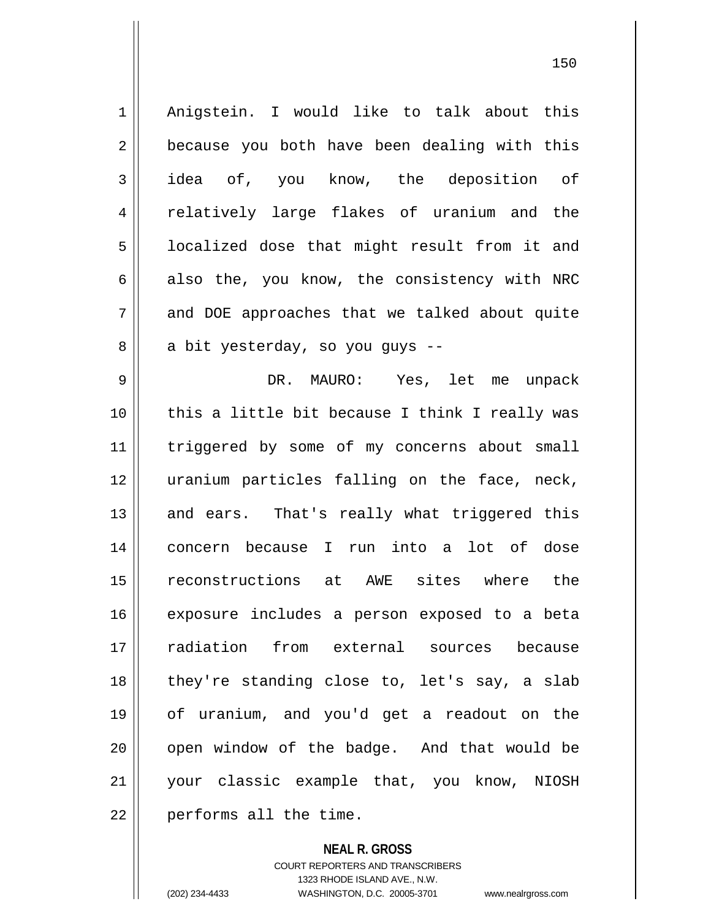Anigstein. I would like to talk about this because you both have been dealing with this idea of, you know, the deposition of relatively large flakes of uranium and the localized dose that might result from it and also the, you know, the consistency with NRC and DOE approaches that we talked about quite a bit yesterday, so you guys --

DR. MAURO: Yes, let me unpack this a little bit because I think I really was triggered by some of my concerns about small uranium particles falling on the face, neck, and ears. That's really what triggered this concern because I run into a lot of dose reconstructions at AWE sites where the exposure includes a person exposed to a beta radiation from external sources because they're standing close to, let's say, a slab of uranium, and you'd get a readout on the open window of the badge. And that would be your classic example that, you know, NIOSH performs all the time.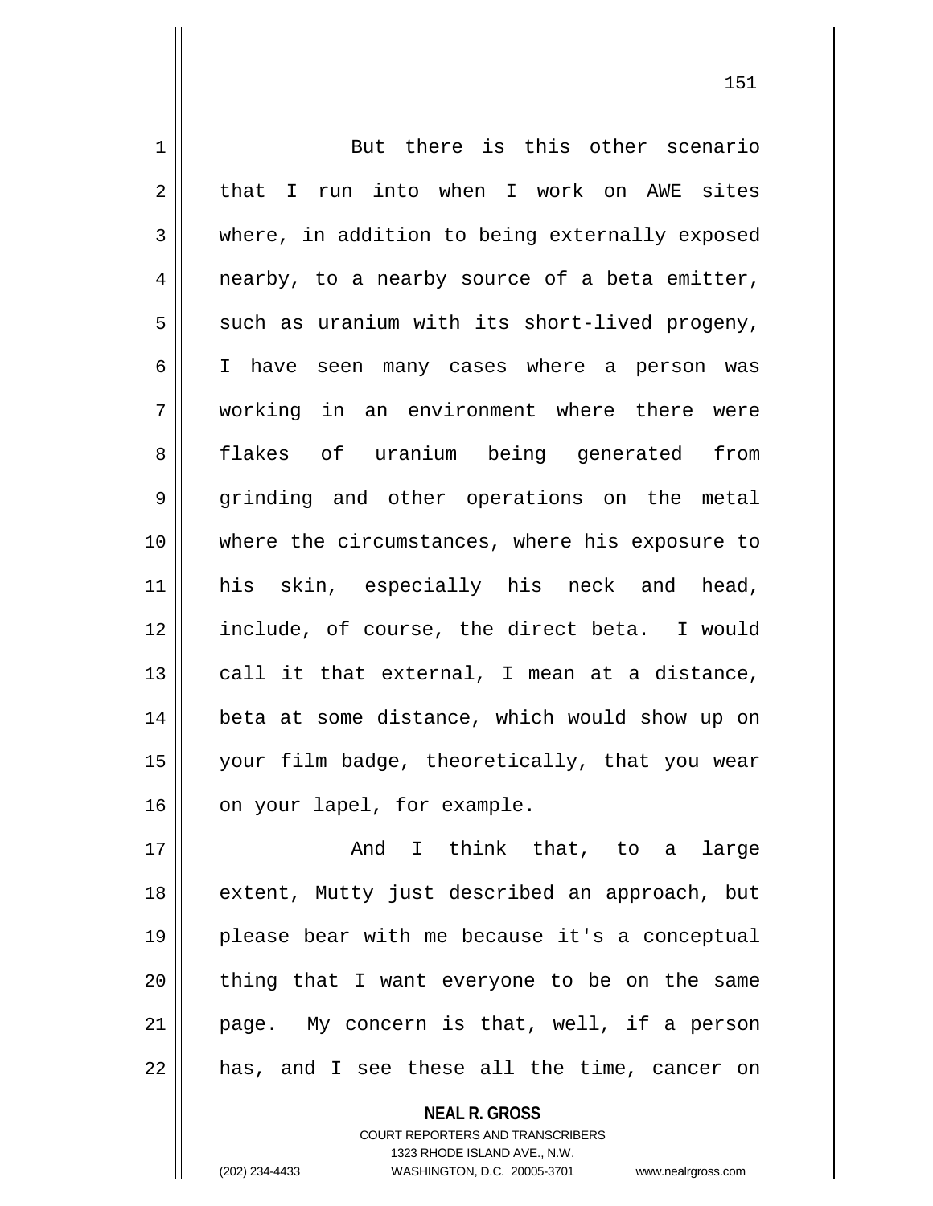But there is this other scenario that I run into when I work on AWE sites where, in addition to being externally exposed nearby, to a nearby source of a beta emitter, such as uranium with its short-lived progeny, I have seen many cases where a person was working in an environment where there were flakes of uranium being generated from grinding and other operations on the metal where the circumstances, where his exposure to his skin, especially his neck and head, include, of course, the direct beta. I would call it that external, I mean at a distance, beta at some distance, which would show up on your film badge, theoretically, that you wear on your lapel, for example.

And I think that, to a large extent, Mutty just described an approach, but please bear with me because it's a conceptual thing that I want everyone to be on the same page. My concern is that, well, if a person has, and I see these all the time, cancer on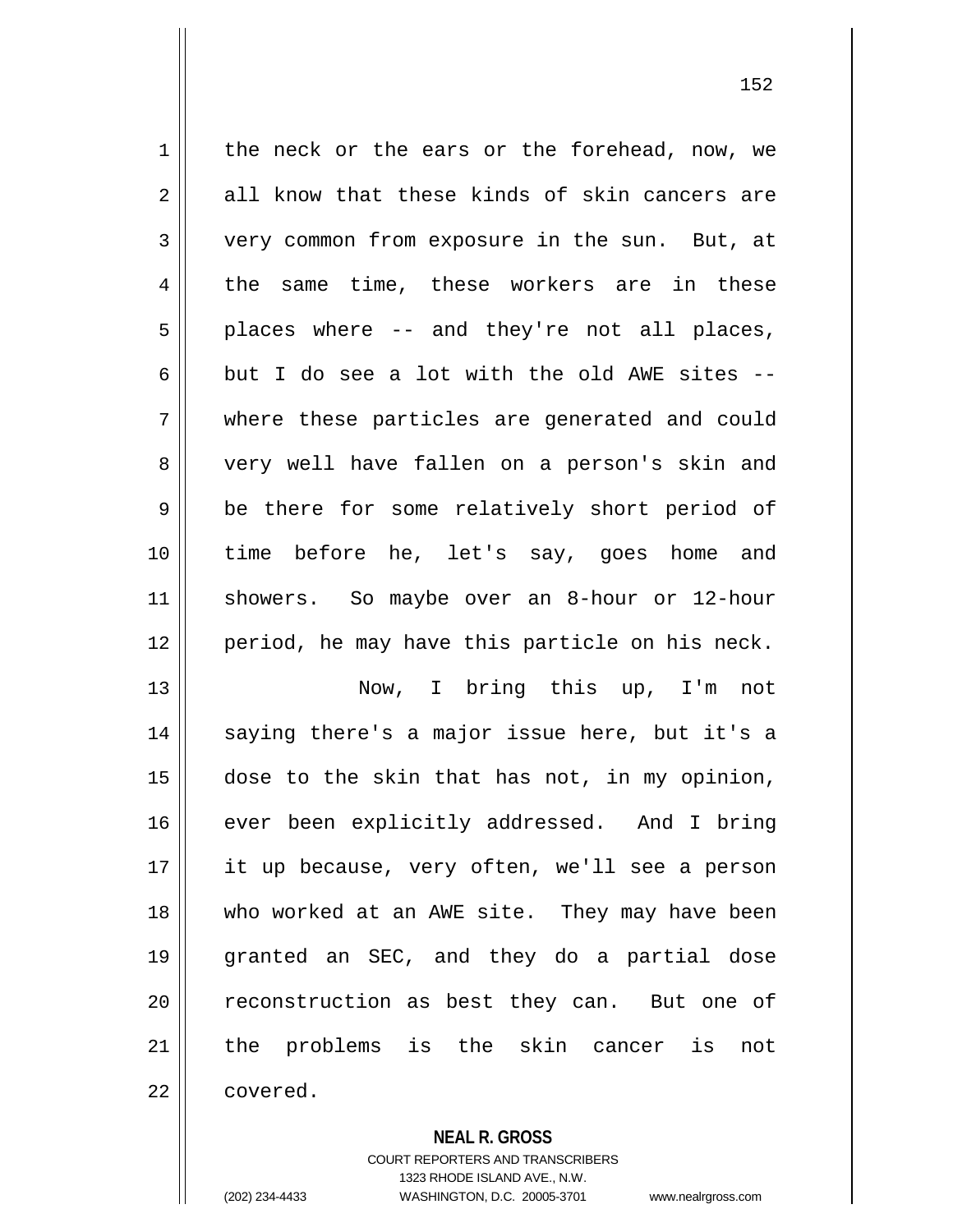the neck or the ears or the forehead, now, we all know that these kinds of skin cancers are very common from exposure in the sun. But, at the same time, these workers are in these places where -- and they're not all places, but I do see a lot with the old AWE sites -- where these particles are generated and could very well have fallen on a person's skin and be there for some relatively short period of time before he, let's say, goes home and showers. So maybe over an 8-hour or 12-hour period, he may have this particle on his neck.

Now, I bring this up, I'm not saying there's a major issue here, but it's a dose to the skin that has not, in my opinion, ever been explicitly addressed. And I bring it up because, very often, we'll see a person who worked at an AWE site. They may have been granted an SEC, and they do a partial dose reconstruction as best they can. But one of the problems is the skin cancer is not covered.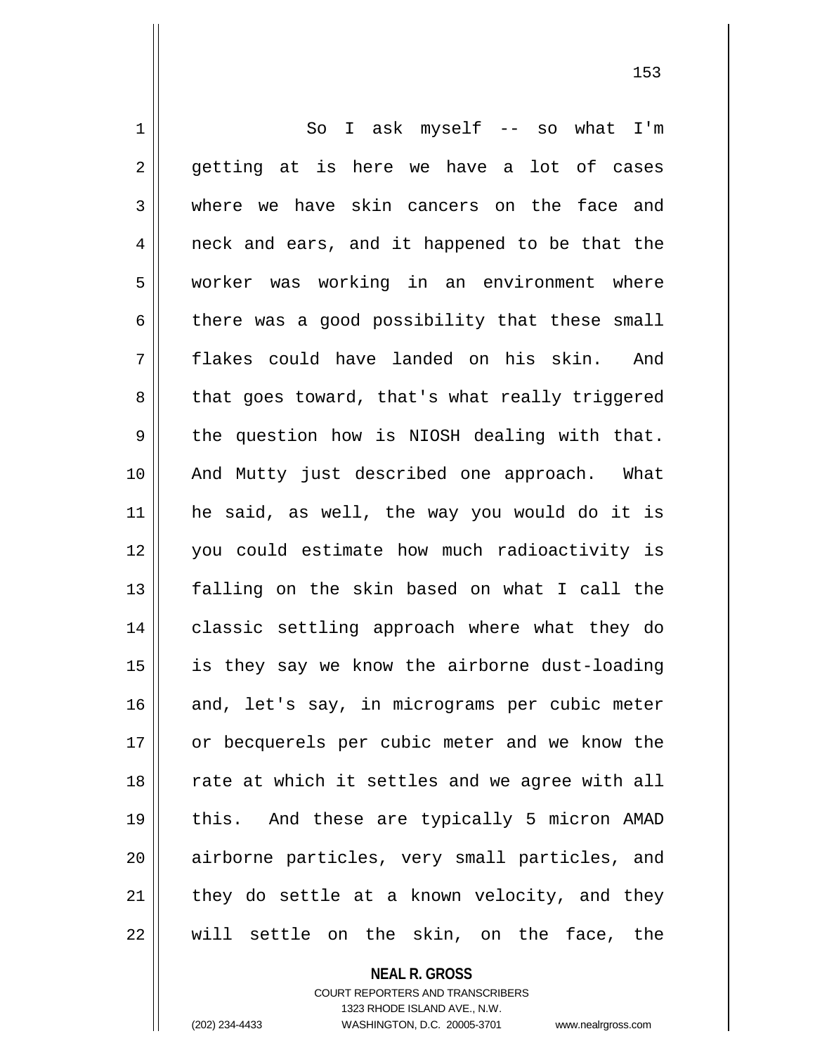So I ask myself -- so what I'm getting at is here we have a lot of cases where we have skin cancers on the face and neck and ears, and it happened to be that the worker was working in an environment where there was a good possibility that these small flakes could have landed on his skin. And that goes toward, that's what really triggered the question how is NIOSH dealing with that. And Mutty just described one approach. What he said, as well, the way you would do it is you could estimate how much radioactivity is falling on the skin based on what I call the classic settling approach where what they do is they say we know the airborne dust-loading and, let's say, in micrograms per cubic meter or becquerels per cubic meter and we know the rate at which it settles and we agree with all this. And these are typically 5 micron AMAD airborne particles, very small particles, and they do settle at a known velocity, and they will settle on the skin, on the face, the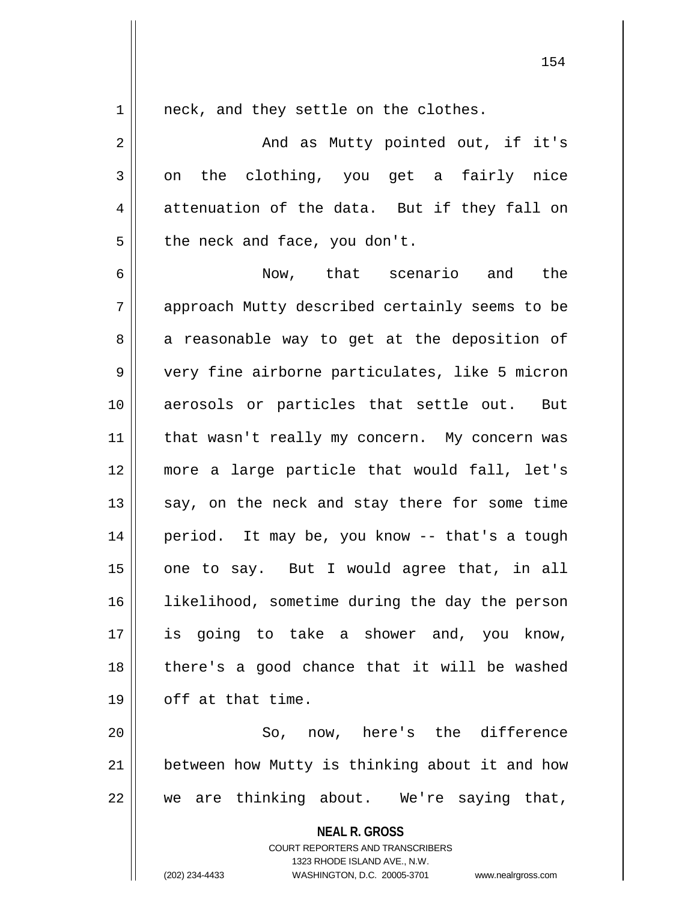neck, and they settle on the clothes.

And as Mutty pointed out, if it's on the clothing, you get a fairly nice attenuation of the data. But if they fall on the neck and face, you don't.

Now, that scenario and the approach Mutty described certainly seems to be a reasonable way to get at the deposition of very fine airborne particulates, like 5 micron aerosols or particles that settle out. But that wasn't really my concern. My concern was more a large particle that would fall, let's say, on the neck and stay there for some time period. It may be, you know -- that's a tough one to say. But I would agree that, in all likelihood, sometime during the day the person is going to take a shower and, you know, there's a good chance that it will be washed off at that time.

So, now, here's the difference between how Mutty is thinking about it and how we are thinking about. We're saying that,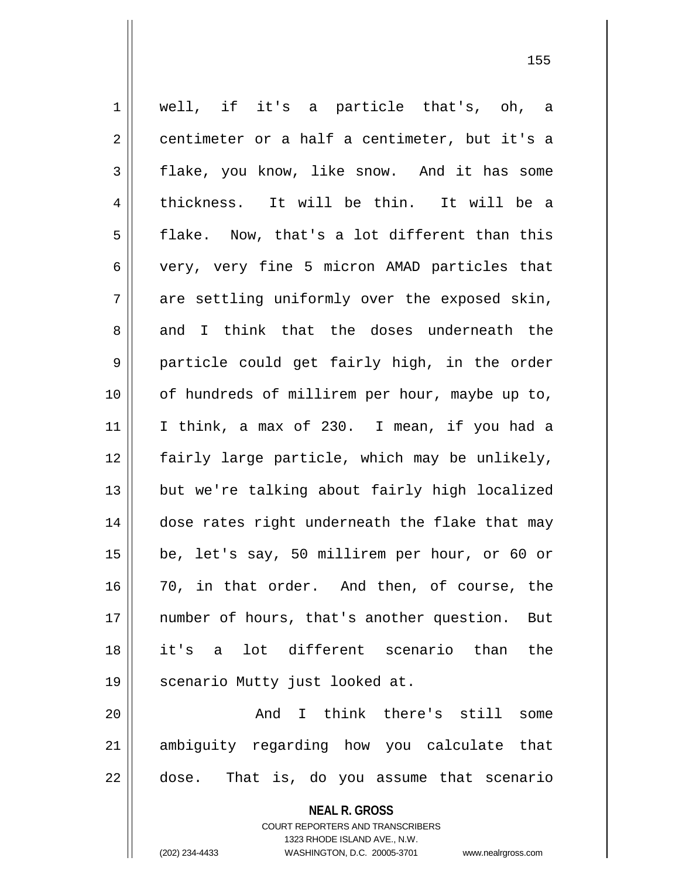well, if it's a particle that's, oh, a centimeter or a half a centimeter, but it's a flake, you know, like snow. And it has some thickness. It will be thin. It will be a flake. Now, that's a lot different than this very, very fine 5 micron AMAD particles that are settling uniformly over the exposed skin, and I think that the doses underneath the particle could get fairly high, in the order of hundreds of millirem per hour, maybe up to, I think, a max of 230. I mean, if you had a fairly large particle, which may be unlikely, but we're talking about fairly high localized dose rates right underneath the flake that may be, let's say, 50 millirem per hour, or 60 or 70, in that order. And then, of course, the number of hours, that's another question. But it's a lot different scenario than the scenario Mutty just looked at.

And I think there's still some ambiguity regarding how you calculate that dose. That is, do you assume that scenario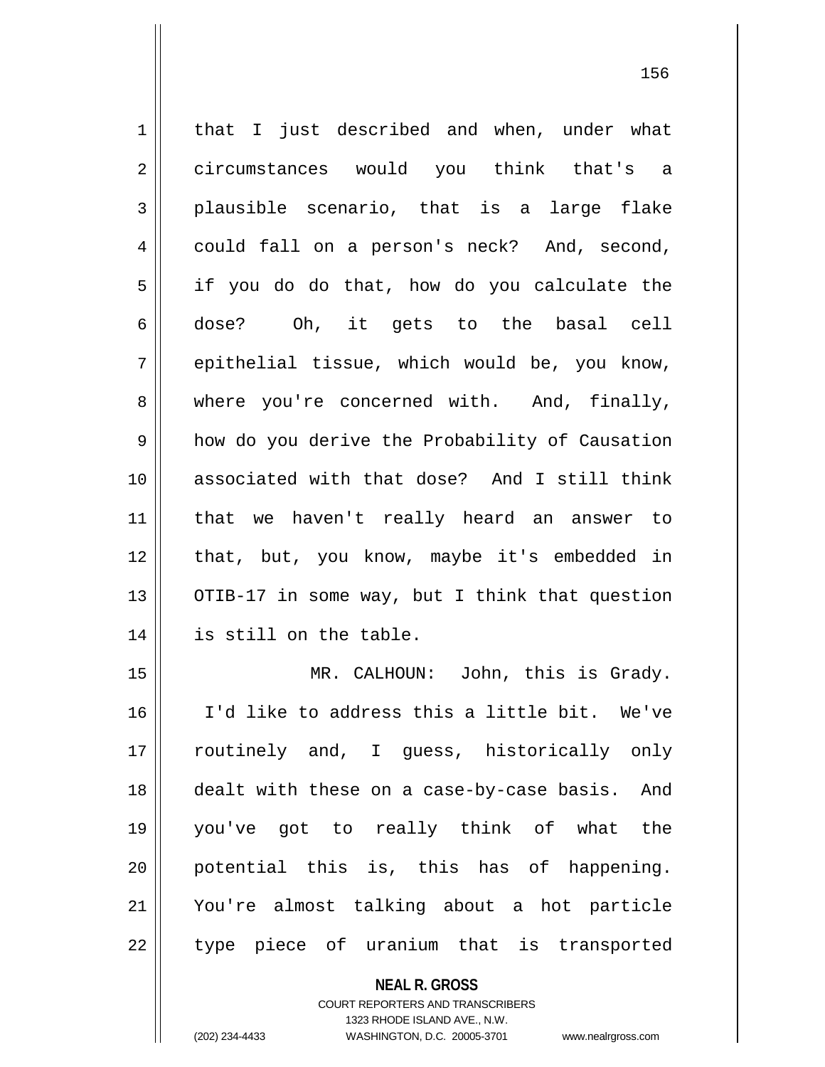that I just described and when, under what circumstances would you think that's a plausible scenario, that is a large flake could fall on a person's neck? And, second, if you do do that, how do you calculate the dose? Oh, it gets to the basal cell epithelial tissue, which would be, you know, where you're concerned with. And, finally, how do you derive the Probability of Causation associated with that dose? And I still think that we haven't really heard an answer to that, but, you know, maybe it's embedded in OTIB-17 in some way, but I think that question is still on the table.

MR. CALHOUN: John, this is Grady. I'd like to address this a little bit. We've routinely and, I guess, historically only dealt with these on a case-by-case basis. And you've got to really think of what the potential this is, this has of happening. You're almost talking about a hot particle type piece of uranium that is transported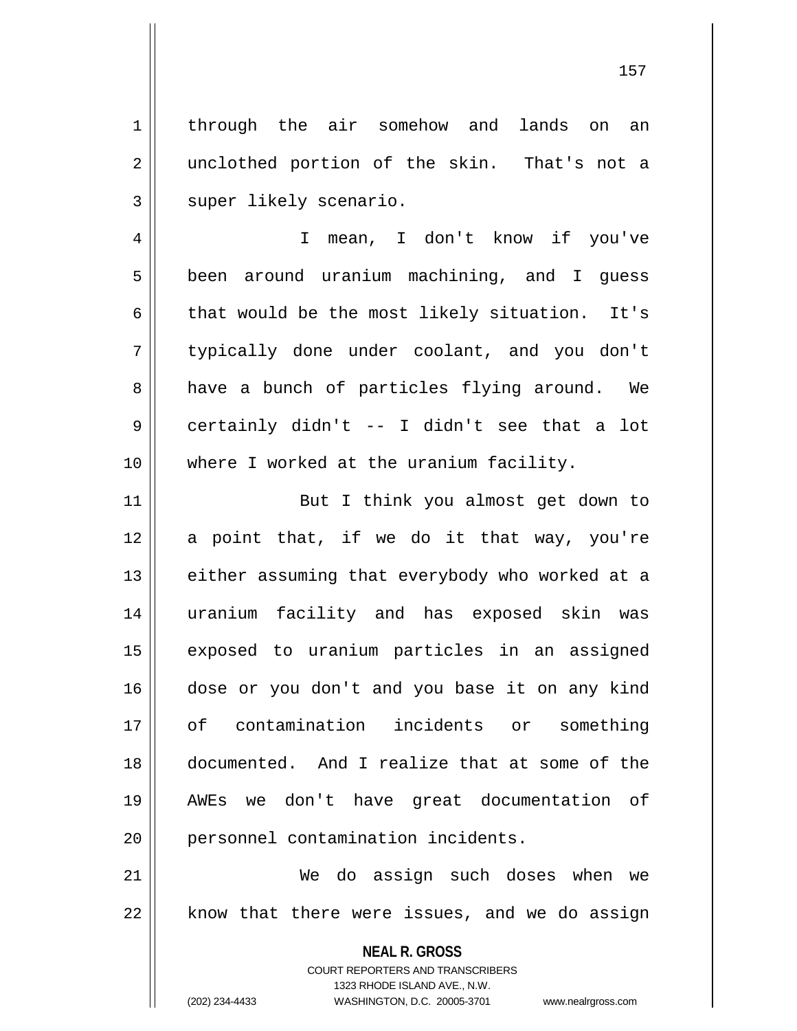through the air somehow and lands on an unclothed portion of the skin. That's not a super likely scenario.

I mean, I don't know if you've been around uranium machining, and I guess that would be the most likely situation. It's typically done under coolant, and you don't have a bunch of particles flying around. We certainly didn't -- I didn't see that a lot where I worked at the uranium facility.

But I think you almost get down to a point that, if we do it that way, you're either assuming that everybody who worked at a uranium facility and has exposed skin was exposed to uranium particles in an assigned dose or you don't and you base it on any kind of contamination incidents or something documented. And I realize that at some of the AWEs we don't have great documentation of personnel contamination incidents.

We do assign such doses when we know that there were issues, and we do assign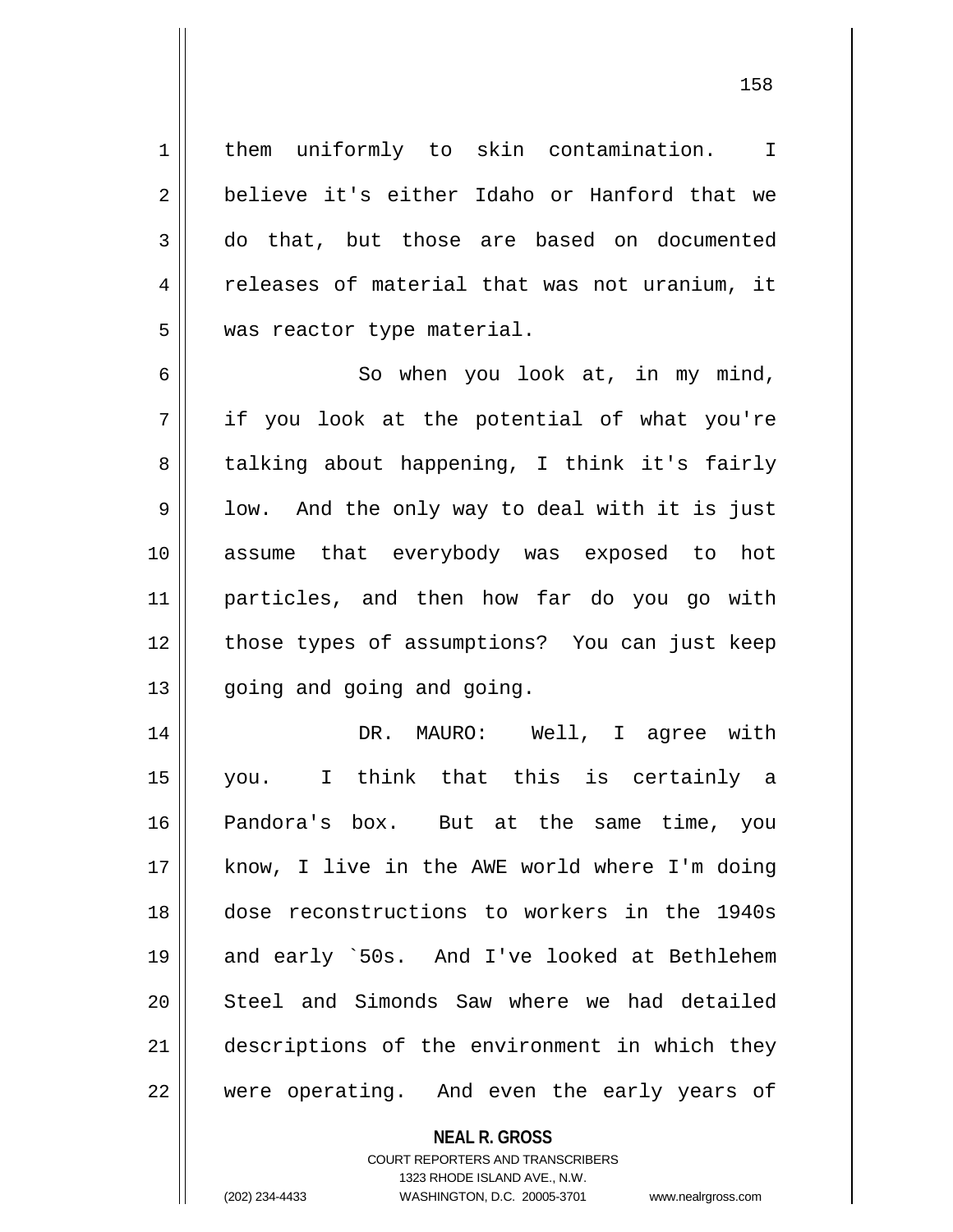them uniformly to skin contamination. I believe it's either Idaho or Hanford that we do that, but those are based on documented releases of material that was not uranium, it was reactor type material.

So when you look at, in my mind, if you look at the potential of what you're talking about happening, I think it's fairly low. And the only way to deal with it is just assume that everybody was exposed to hot particles, and then how far do you go with those types of assumptions? You can just keep going and going and going.

DR. MAURO: Well, I agree with you. I think that this is certainly a Pandora's box. But at the same time, you know, I live in the AWE world where I'm doing dose reconstructions to workers in the 1940s and early `50s. And I've looked at Bethlehem Steel and Simonds Saw where we had detailed descriptions of the environment in which they were operating. And even the early years of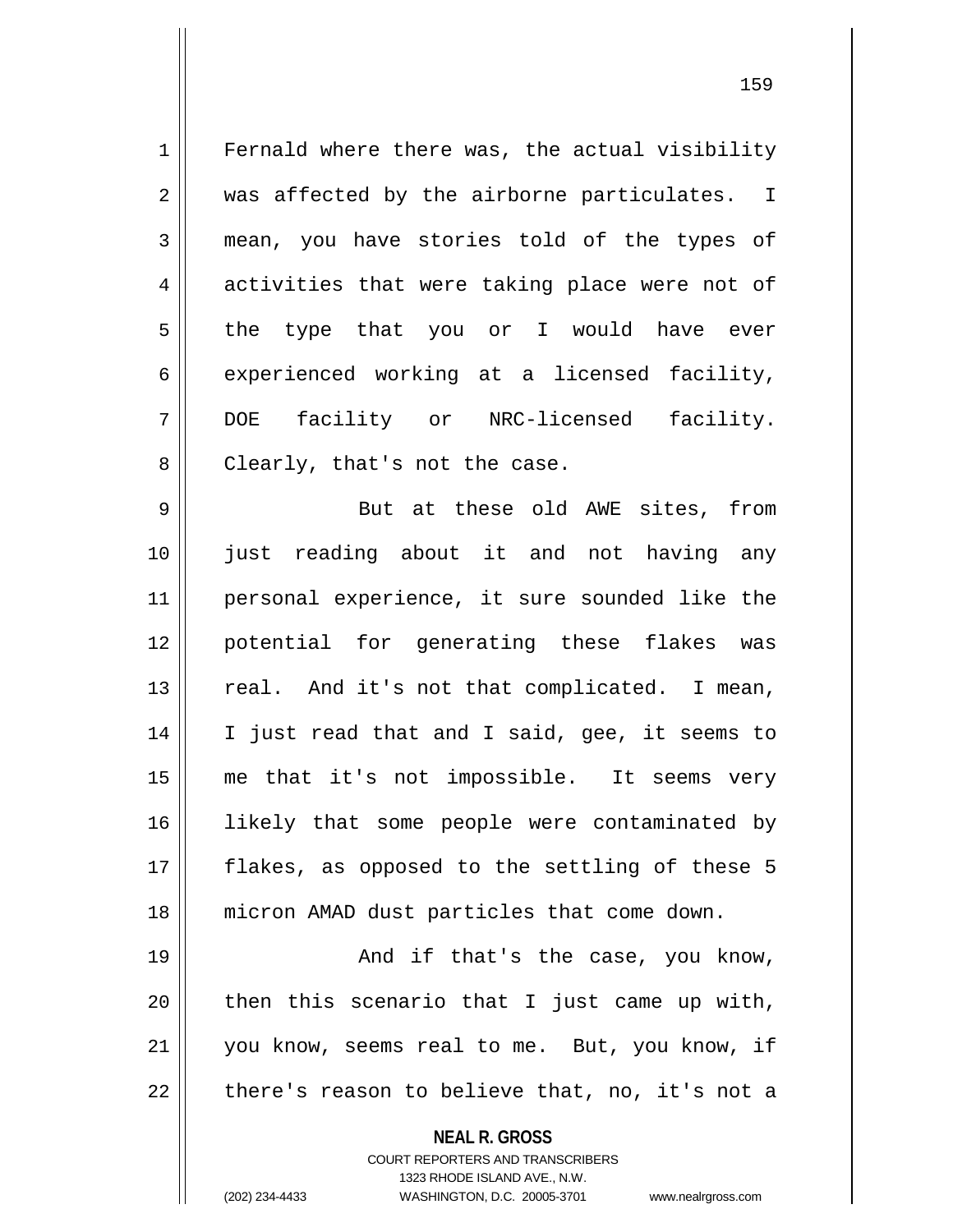Fernald where there was, the actual visibility was affected by the airborne particulates. I mean, you have stories told of the types of activities that were taking place were not of the type that you or I would have ever experienced working at a licensed facility, DOE facility or NRC-licensed facility. Clearly, that's not the case.

But at these old AWE sites, from just reading about it and not having any personal experience, it sure sounded like the potential for generating these flakes was real. And it's not that complicated. I mean, I just read that and I said, gee, it seems to me that it's not impossible. It seems very likely that some people were contaminated by flakes, as opposed to the settling of these 5 micron AMAD dust particles that come down.

And if that's the case, you know, then this scenario that I just came up with, you know, seems real to me. But, you know, if there's reason to believe that, no, it's not a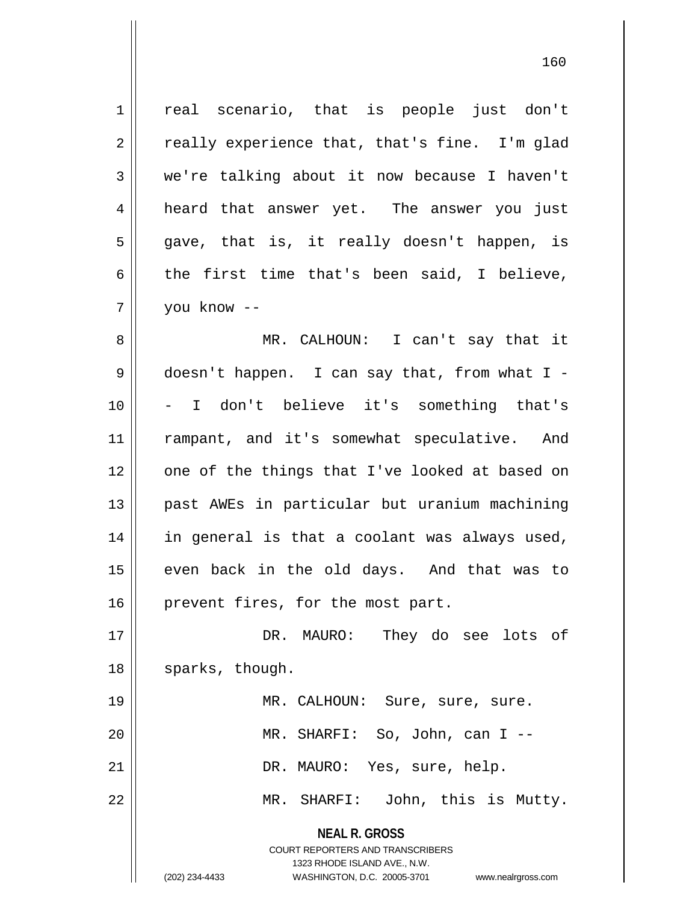real scenario, that is people just don't really experience that, that's fine. I'm glad we're talking about it now because I haven't heard that answer yet. The answer you just gave, that is, it really doesn't happen, is the first time that's been said, I believe, you know --

MR. CALHOUN: I can't say that it doesn't happen. I can say that, from what I -- I don't believe it's something that's rampant, and it's somewhat speculative. And one of the things that I've looked at based on past AWEs in particular but uranium machining in general is that a coolant was always used, even back in the old days. And that was to prevent fires, for the most part.

DR. MAURO: They do see lots of sparks, though.

MR. CALHOUN: Sure, sure, sure.

MR. SHARFI: So, John, can I --

DR. MAURO: Yes, sure, help.

MR. SHARFI: John, this is Mutty.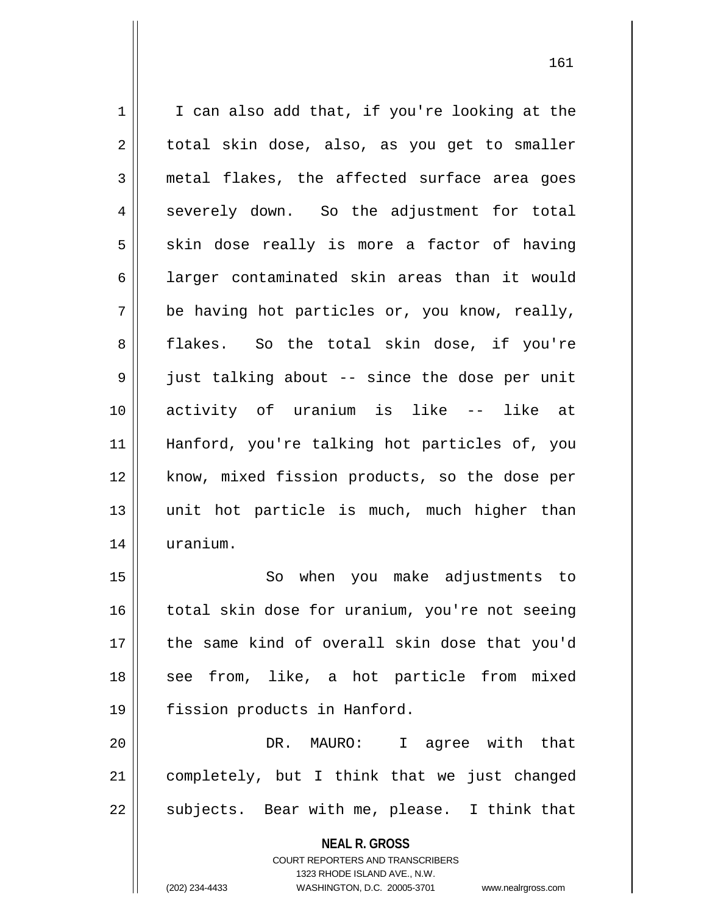I can also add that, if you're looking at the total skin dose, also, as you get to smaller metal flakes, the affected surface area goes severely down. So the adjustment for total skin dose really is more a factor of having larger contaminated skin areas than it would be having hot particles or, you know, really, flakes. So the total skin dose, if you're just talking about -- since the dose per unit activity of uranium is like -- like at Hanford, you're talking hot particles of, you know, mixed fission products, so the dose per unit hot particle is much, much higher than uranium.

So when you make adjustments to total skin dose for uranium, you're not seeing the same kind of overall skin dose that you'd see from, like, a hot particle from mixed fission products in Hanford.

DR. MAURO: I agree with that completely, but I think that we just changed subjects. Bear with me, please. I think that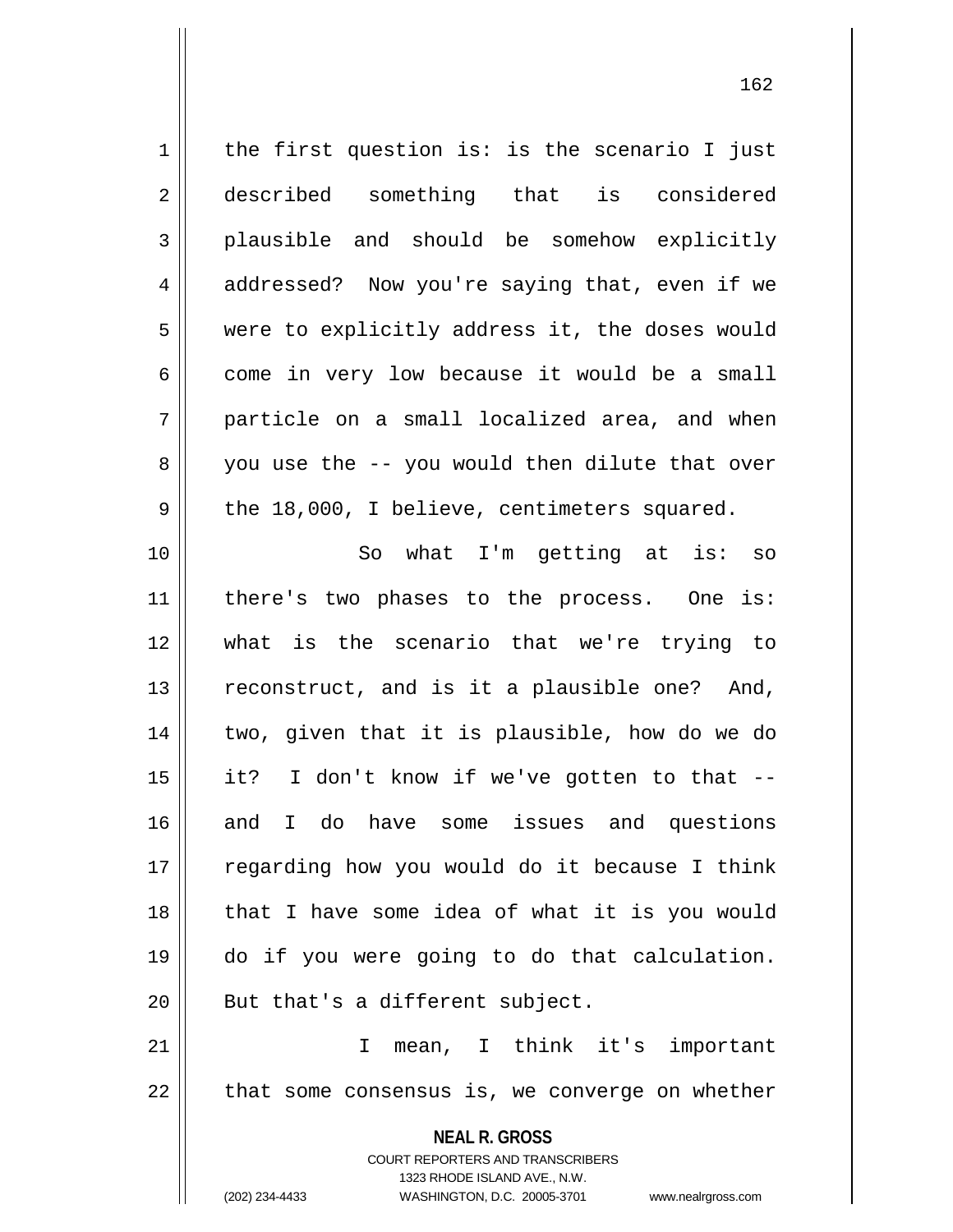the first question is: is the scenario I just described something that is considered plausible and should be somehow explicitly addressed? Now you're saying that, even if we were to explicitly address it, the doses would come in very low because it would be a small particle on a small localized area, and when you use the -- you would then dilute that over the 18,000, I believe, centimeters squared.

So what I'm getting at is: so there's two phases to the process. One is: what is the scenario that we're trying to reconstruct, and is it a plausible one? And, two, given that it is plausible, how do we do it? I don't know if we've gotten to that -- and I do have some issues and questions regarding how you would do it because I think that I have some idea of what it is you would do if you were going to do that calculation. But that's a different subject.

I mean, I think it's important that some consensus is, we converge on whether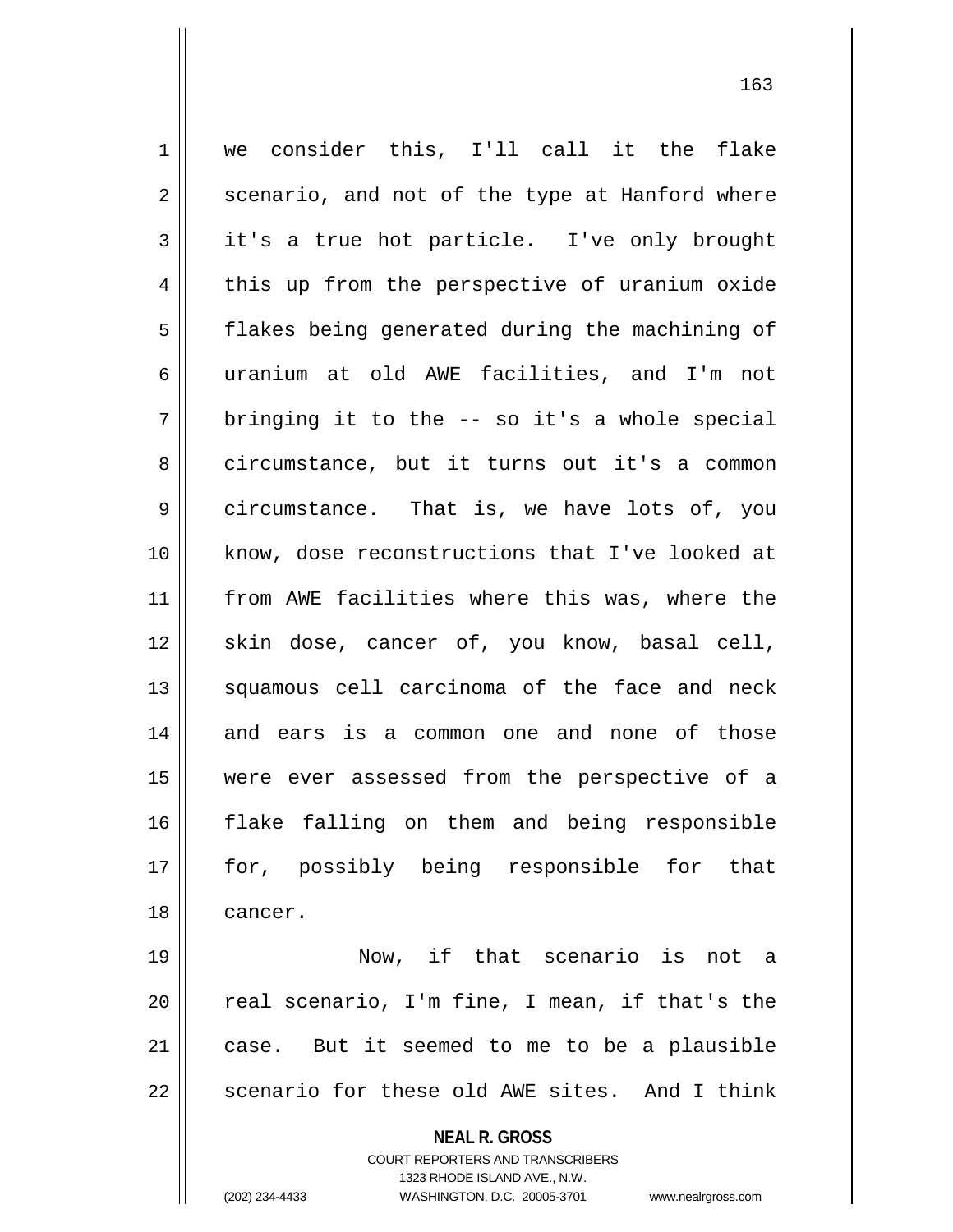we consider this, I'll call it the flake scenario, and not of the type at Hanford where it's a true hot particle. I've only brought this up from the perspective of uranium oxide flakes being generated during the machining of uranium at old AWE facilities, and I'm not bringing it to the -- so it's a whole special circumstance, but it turns out it's a common circumstance. That is, we have lots of, you know, dose reconstructions that I've looked at from AWE facilities where this was, where the skin dose, cancer of, you know, basal cell, squamous cell carcinoma of the face and neck and ears is a common one and none of those were ever assessed from the perspective of a flake falling on them and being responsible for, possibly being responsible for that cancer.

Now, if that scenario is not a real scenario, I'm fine, I mean, if that's the case. But it seemed to me to be a plausible scenario for these old AWE sites. And I think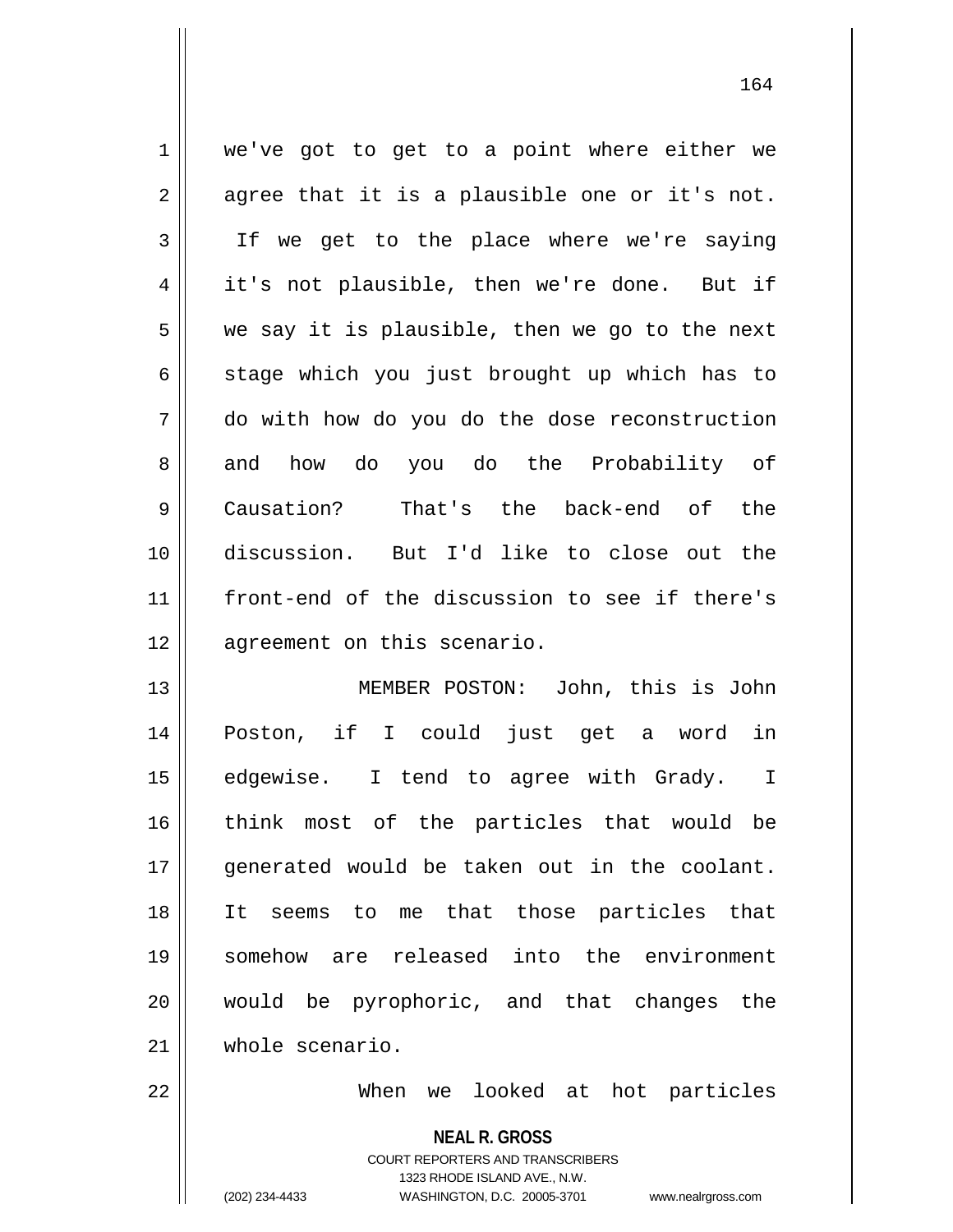we've got to get to a point where either we agree that it is a plausible one or it's not. If we get to the place where we're saying it's not plausible, then we're done. But if we say it is plausible, then we go to the next stage which you just brought up which has to do with how do you do the dose reconstruction and how do you do the Probability of Causation? That's the back-end of the discussion. But I'd like to close out the front-end of the discussion to see if there's agreement on this scenario.

MEMBER POSTON: John, this is John Poston, if I could just get a word in edgewise. I tend to agree with Grady. I think most of the particles that would be generated would be taken out in the coolant. It seems to me that those particles that somehow are released into the environment would be pyrophoric, and that changes the whole scenario.

When we looked at hot particles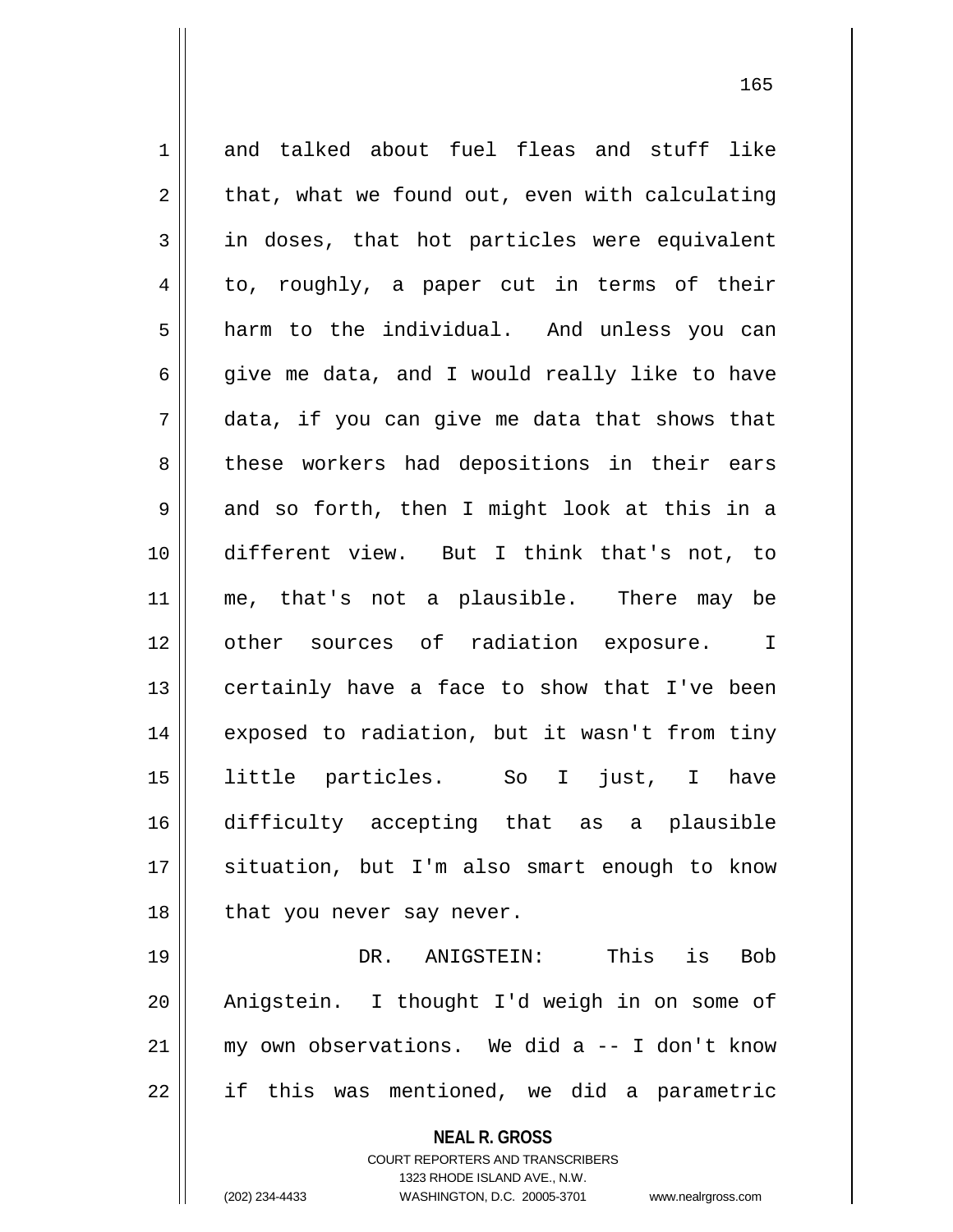and talked about fuel fleas and stuff like that, what we found out, even with calculating in doses, that hot particles were equivalent to, roughly, a paper cut in terms of their harm to the individual. And unless you can give me data, and I would really like to have data, if you can give me data that shows that these workers had depositions in their ears and so forth, then I might look at this in a different view. But I think that's not, to me, that's not a plausible. There may be other sources of radiation exposure. I certainly have a face to show that I've been exposed to radiation, but it wasn't from tiny little particles. So I just, I have difficulty accepting that as a plausible situation, but I'm also smart enough to know that you never say never.

DR. ANIGSTEIN: This is Bob Anigstein. I thought I'd weigh in on some of my own observations. We did a -- I don't know if this was mentioned, we did a parametric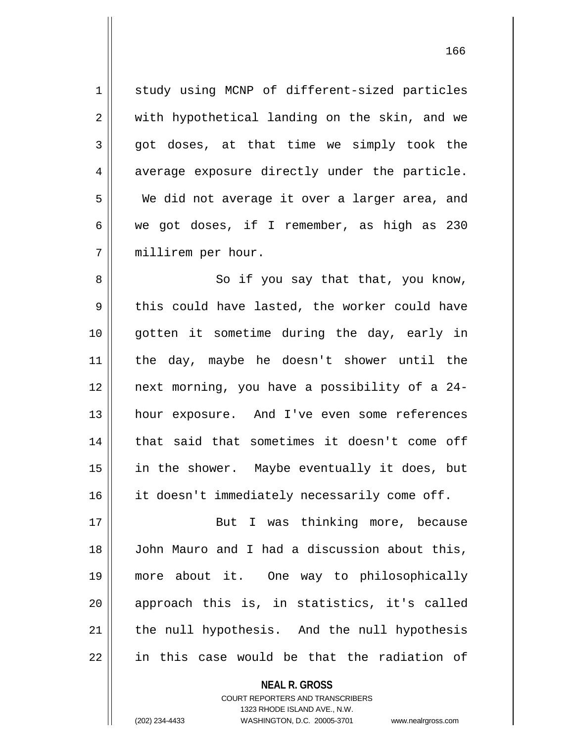study using MCNP of different-sized particles with hypothetical landing on the skin, and we got doses, at that time we simply took the average exposure directly under the particle. We did not average it over a larger area, and we got doses, if I remember, as high as 230 millirem per hour.

So if you say that that, you know, this could have lasted, the worker could have gotten it sometime during the day, early in the day, maybe he doesn't shower until the next morning, you have a possibility of a 24-hour exposure. And I've even some references that said that sometimes it doesn't come off in the shower. Maybe eventually it does, but it doesn't immediately necessarily come off.

But I was thinking more, because John Mauro and I had a discussion about this, more about it. One way to philosophically approach this is, in statistics, it's called the null hypothesis. And the null hypothesis in this case would be that the radiation of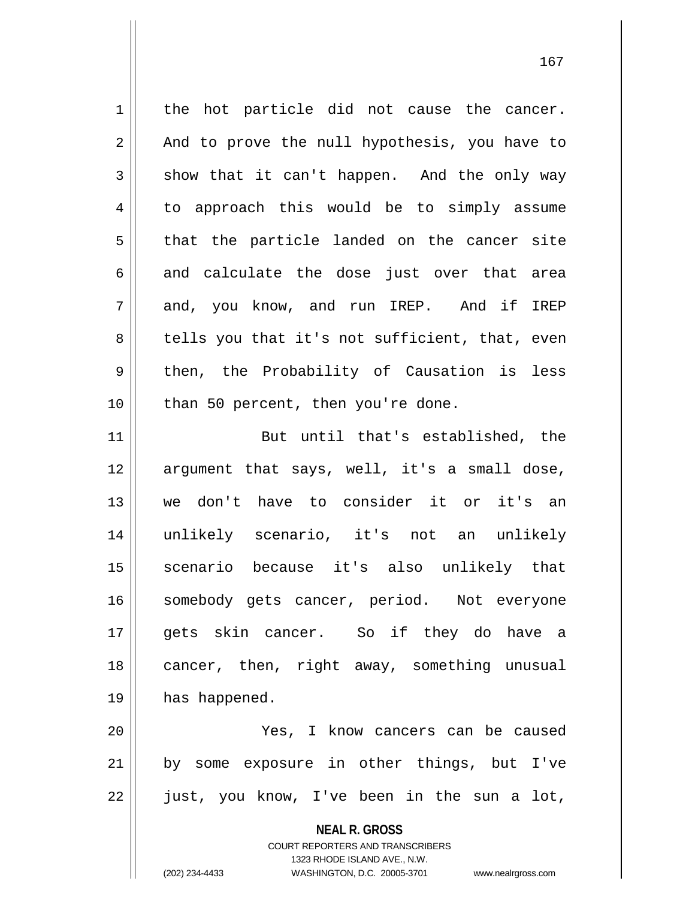the hot particle did not cause the cancer. And to prove the null hypothesis, you have to show that it can't happen. And the only way to approach this would be to simply assume that the particle landed on the cancer site and calculate the dose just over that area and, you know, and run IREP. And if IREP tells you that it's not sufficient, that, even then, the Probability of Causation is less than 50 percent, then you're done.

But until that's established, the argument that says, well, it's a small dose, we don't have to consider it or it's an unlikely scenario, it's not an unlikely scenario because it's also unlikely that somebody gets cancer, period. Not everyone gets skin cancer. So if they do have a cancer, then, right away, something unusual has happened.

Yes, I know cancers can be caused by some exposure in other things, but I've just, you know, I've been in the sun a lot,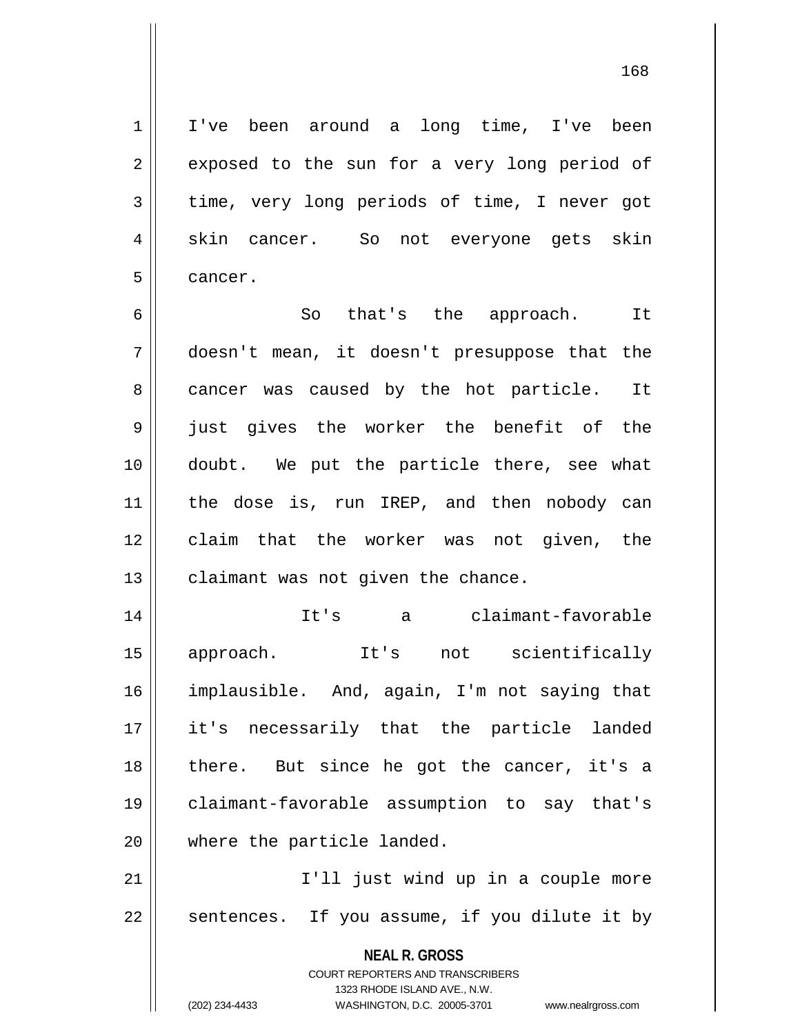I've been around a long time, I've been exposed to the sun for a very long period of time, very long periods of time, I never got skin cancer. So not everyone gets skin cancer.

So that's the approach. It doesn't mean, it doesn't presuppose that the cancer was caused by the hot particle. It just gives the worker the benefit of the doubt. We put the particle there, see what the dose is, run IREP, and then nobody can claim that the worker was not given, the claimant was not given the chance.

It's a claimant-favorable approach. It's not scientifically implausible. And, again, I'm not saying that it's necessarily that the particle landed there. But since he got the cancer, it's a claimant-favorable assumption to say that's where the particle landed.

I'll just wind up in a couple more sentences. If you assume, if you dilute it by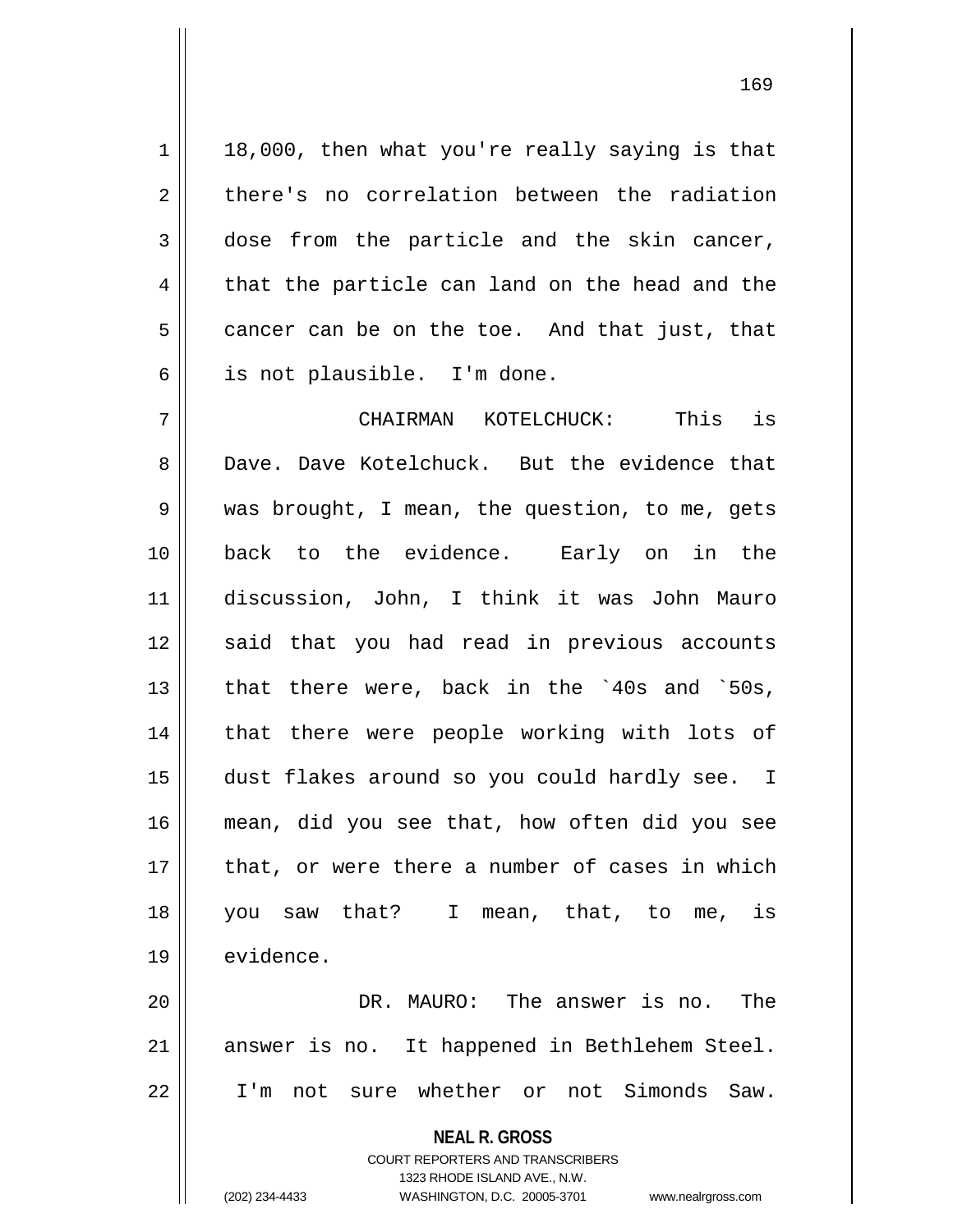18,000, then what you're really saying is that there's no correlation between the radiation dose from the particle and the skin cancer, that the particle can land on the head and the cancer can be on the toe. And that just, that is not plausible. I'm done.

CHAIRMAN KOTELCHUCK: This is Dave. Dave Kotelchuck. But the evidence that was brought, I mean, the question, to me, gets back to the evidence. Early on in the discussion, John, I think it was John Mauro said that you had read in previous accounts that there were, back in the `40s and `50s, that there were people working with lots of dust flakes around so you could hardly see. I mean, did you see that, how often did you see that, or were there a number of cases in which you saw that? I mean, that, to me, is evidence.

DR. MAURO: The answer is no. The answer is no. It happened in Bethlehem Steel. I'm not sure whether or not Simonds Saw.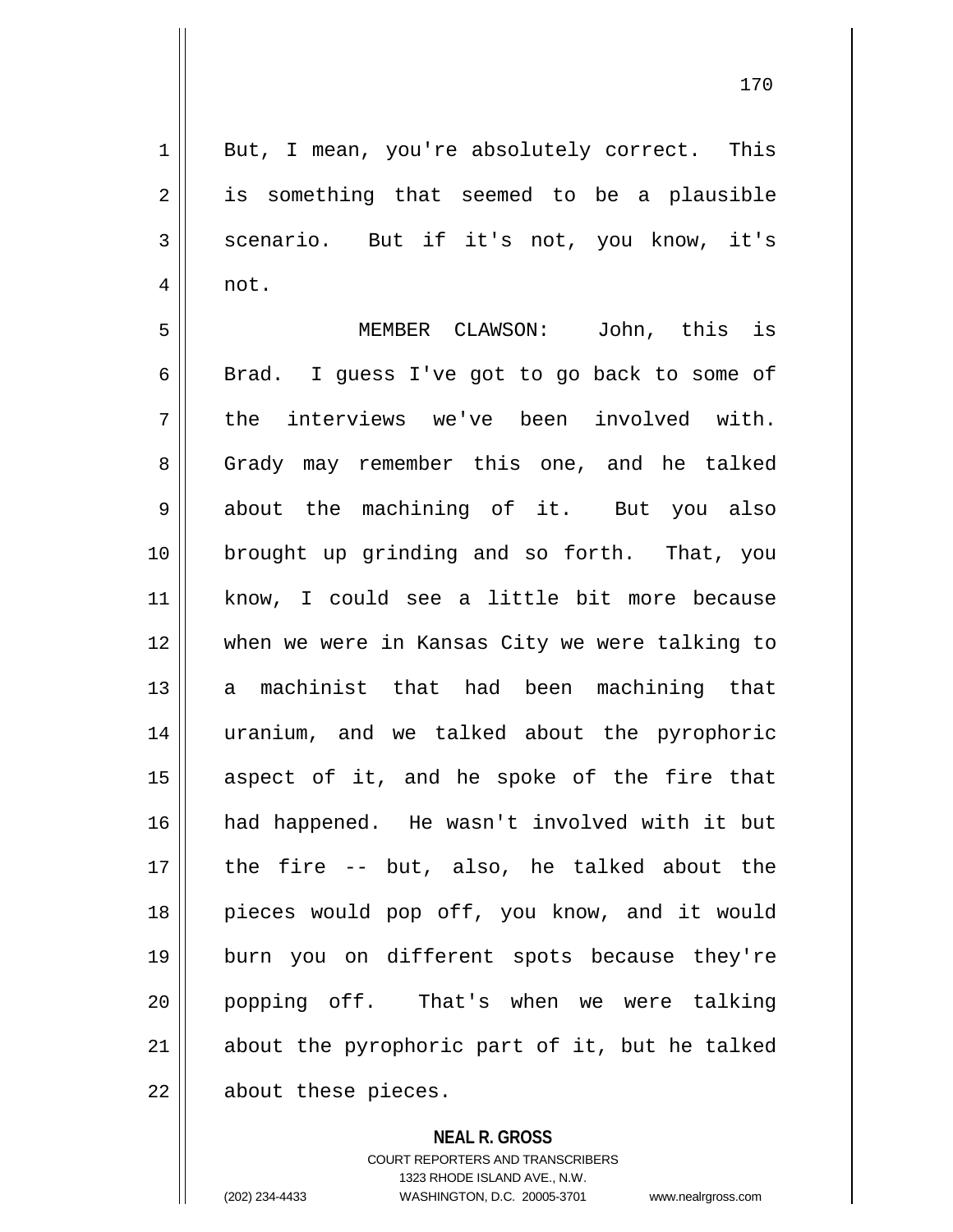But, I mean, you're absolutely correct. This is something that seemed to be a plausible scenario. But if it's not, you know, it's not.

MEMBER CLAWSON: John, this is Brad. I guess I've got to go back to some of the interviews we've been involved with. Grady may remember this one, and he talked about the machining of it. But you also brought up grinding and so forth. That, you know, I could see a little bit more because when we were in Kansas City we were talking to a machinist that had been machining that uranium, and we talked about the pyrophoric aspect of it, and he spoke of the fire that had happened. He wasn't involved with it but the fire -- but, also, he talked about the pieces would pop off, you know, and it would burn you on different spots because they're popping off. That's when we were talking about the pyrophoric part of it, but he talked about these pieces.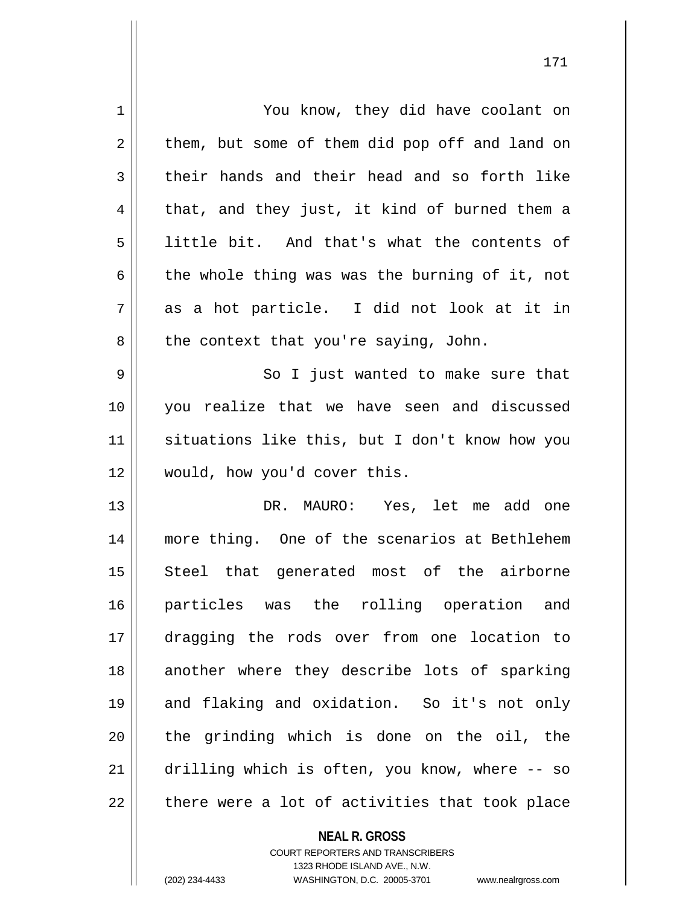You know, they did have coolant on them, but some of them did pop off and land on their hands and their head and so forth like that, and they just, it kind of burned them a little bit. And that's what the contents of the whole thing was was the burning of it, not as a hot particle. I did not look at it in the context that you're saying, John.

So I just wanted to make sure that you realize that we have seen and discussed situations like this, but I don't know how you would, how you'd cover this.

DR. MAURO: Yes, let me add one more thing. One of the scenarios at Bethlehem Steel that generated most of the airborne particles was the rolling operation and dragging the rods over from one location to another where they describe lots of sparking and flaking and oxidation. So it's not only the grinding which is done on the oil, the drilling which is often, you know, where -- so there were a lot of activities that took place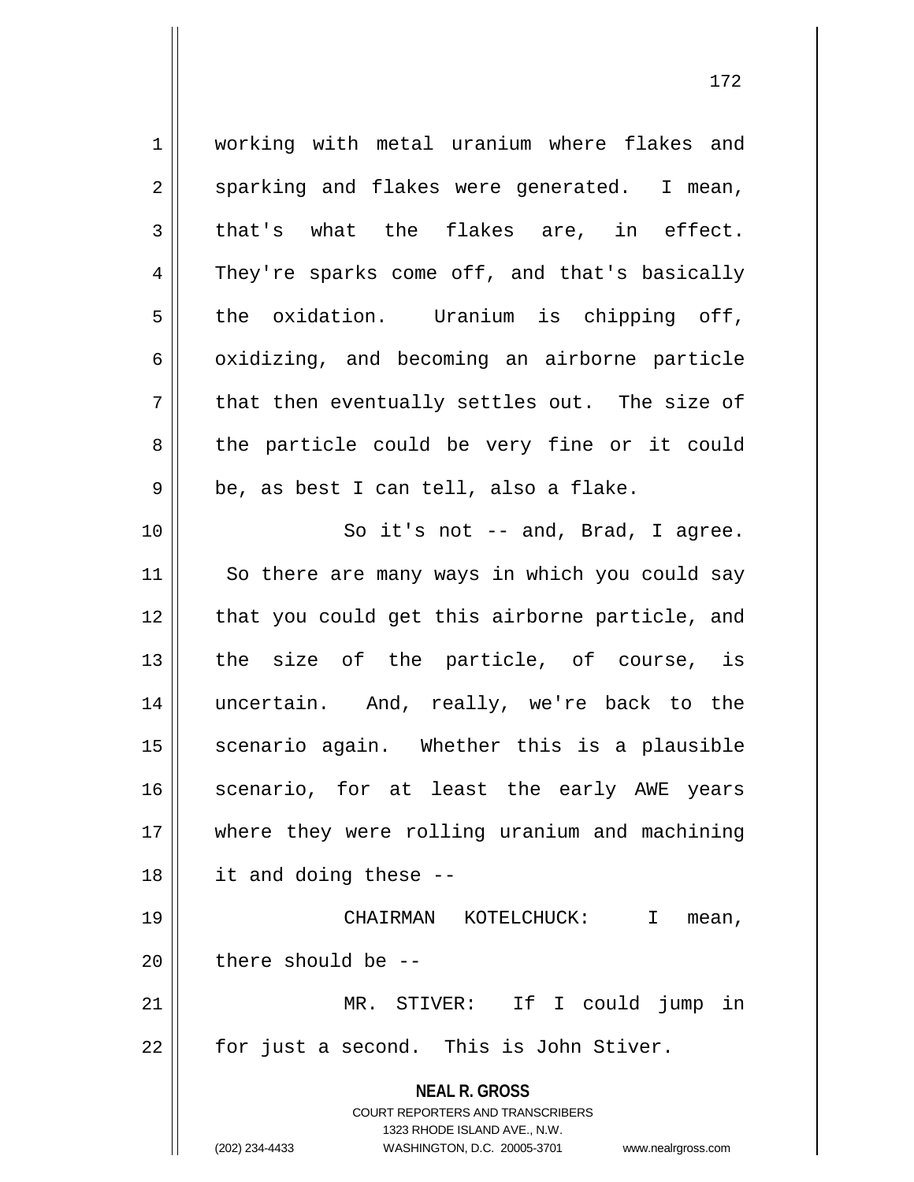working with metal uranium where flakes and sparking and flakes were generated. I mean, that's what the flakes are, in effect. They're sparks come off, and that's basically the oxidation. Uranium is chipping off, oxidizing, and becoming an airborne particle that then eventually settles out. The size of the particle could be very fine or it could be, as best I can tell, also a flake.

So it's not -- and, Brad, I agree. So there are many ways in which you could say that you could get this airborne particle, and the size of the particle, of course, is uncertain. And, really, we're back to the scenario again. Whether this is a plausible scenario, for at least the early AWE years where they were rolling uranium and machining it and doing these --

CHAIRMAN KOTELCHUCK: I mean, there should be --

MR. STIVER: If I could jump in for just a second. This is John Stiver.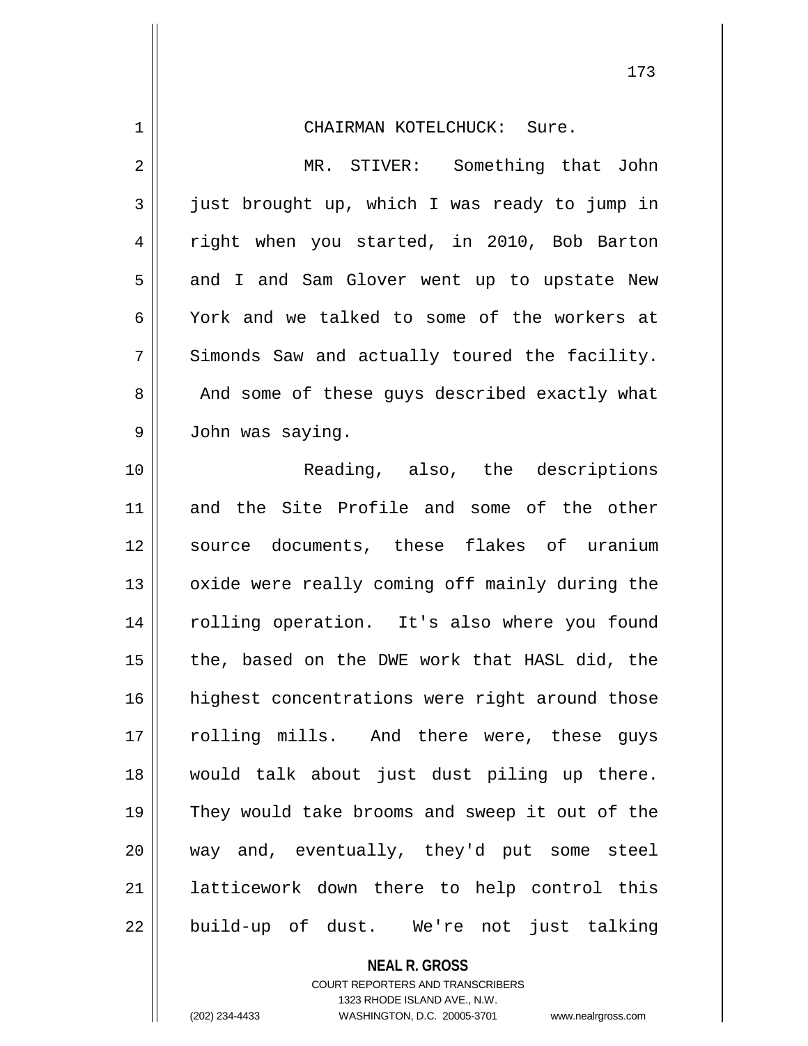CHAIRMAN KOTELCHUCK: Sure.

MR. STIVER: Something that John just brought up, which I was ready to jump in right when you started, in 2010, Bob Barton and I and Sam Glover went up to upstate New York and we talked to some of the workers at Simonds Saw and actually toured the facility. And some of these guys described exactly what John was saying.

Reading, also, the descriptions and the Site Profile and some of the other source documents, these flakes of uranium oxide were really coming off mainly during the rolling operation. It's also where you found the, based on the DWE work that HASL did, the highest concentrations were right around those rolling mills. And there were, these guys would talk about just dust piling up there. They would take brooms and sweep it out of the way and, eventually, they'd put some steel latticework down there to help control this build-up of dust. We're not just talking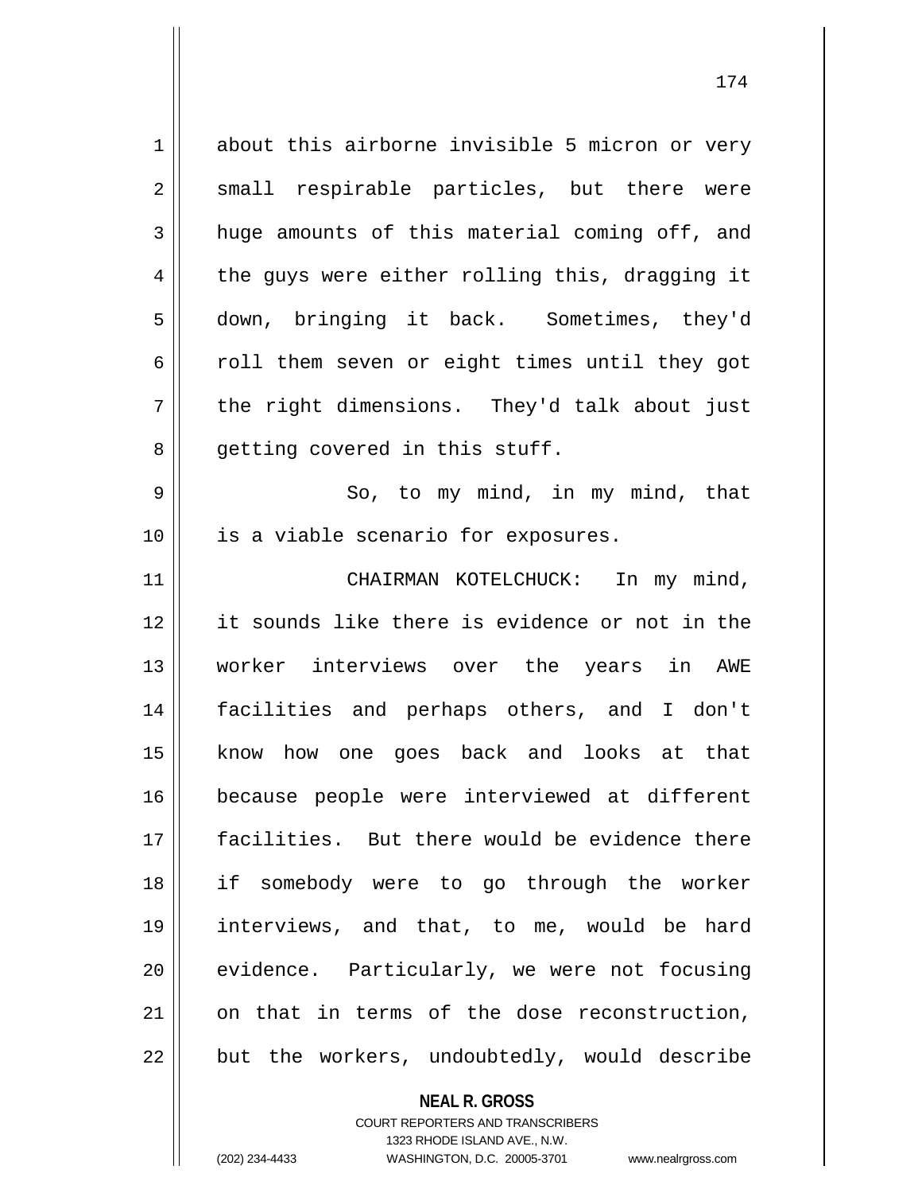about this airborne invisible 5 micron or very small respirable particles, but there were huge amounts of this material coming off, and the guys were either rolling this, dragging it down, bringing it back. Sometimes, they'd roll them seven or eight times until they got the right dimensions. They'd talk about just getting covered in this stuff.

So, to my mind, in my mind, that is a viable scenario for exposures.

CHAIRMAN KOTELCHUCK: In my mind, it sounds like there is evidence or not in the worker interviews over the years in AWE facilities and perhaps others, and I don't know how one goes back and looks at that because people were interviewed at different facilities. But there would be evidence there if somebody were to go through the worker interviews, and that, to me, would be hard evidence. Particularly, we were not focusing on that in terms of the dose reconstruction, but the workers, undoubtedly, would describe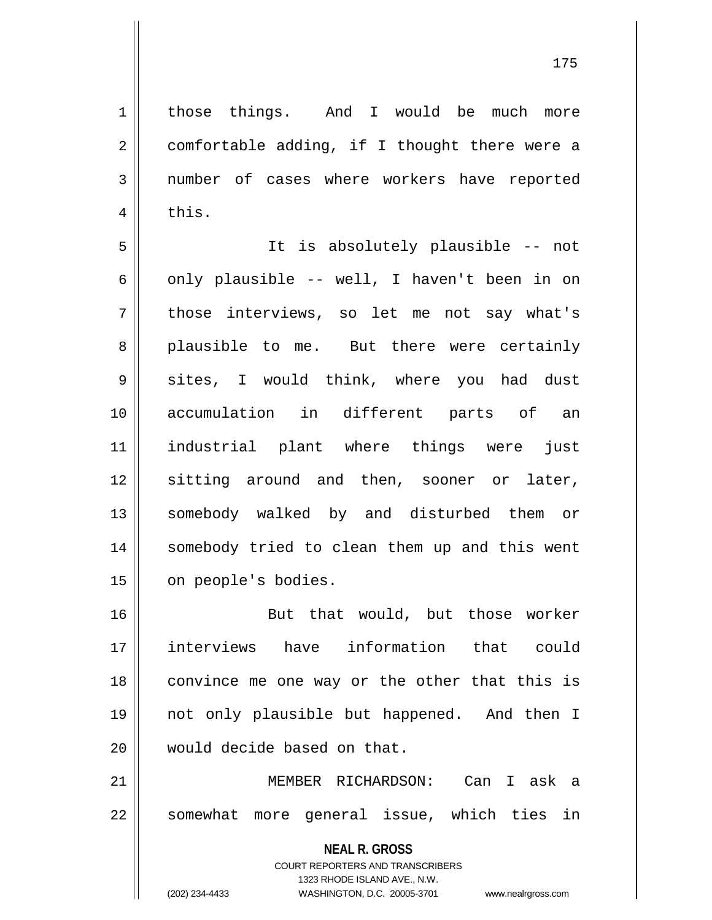those things. And I would be much more comfortable adding, if I thought there were a number of cases where workers have reported this.

It is absolutely plausible -- not only plausible -- well, I haven't been in on those interviews, so let me not say what's plausible to me. But there were certainly sites, I would think, where you had dust accumulation in different parts of an industrial plant where things were just sitting around and then, sooner or later, somebody walked by and disturbed them or somebody tried to clean them up and this went on people's bodies.

But that would, but those worker interviews have information that could convince me one way or the other that this is not only plausible but happened. And then I would decide based on that.

MEMBER RICHARDSON: Can I ask a somewhat more general issue, which ties in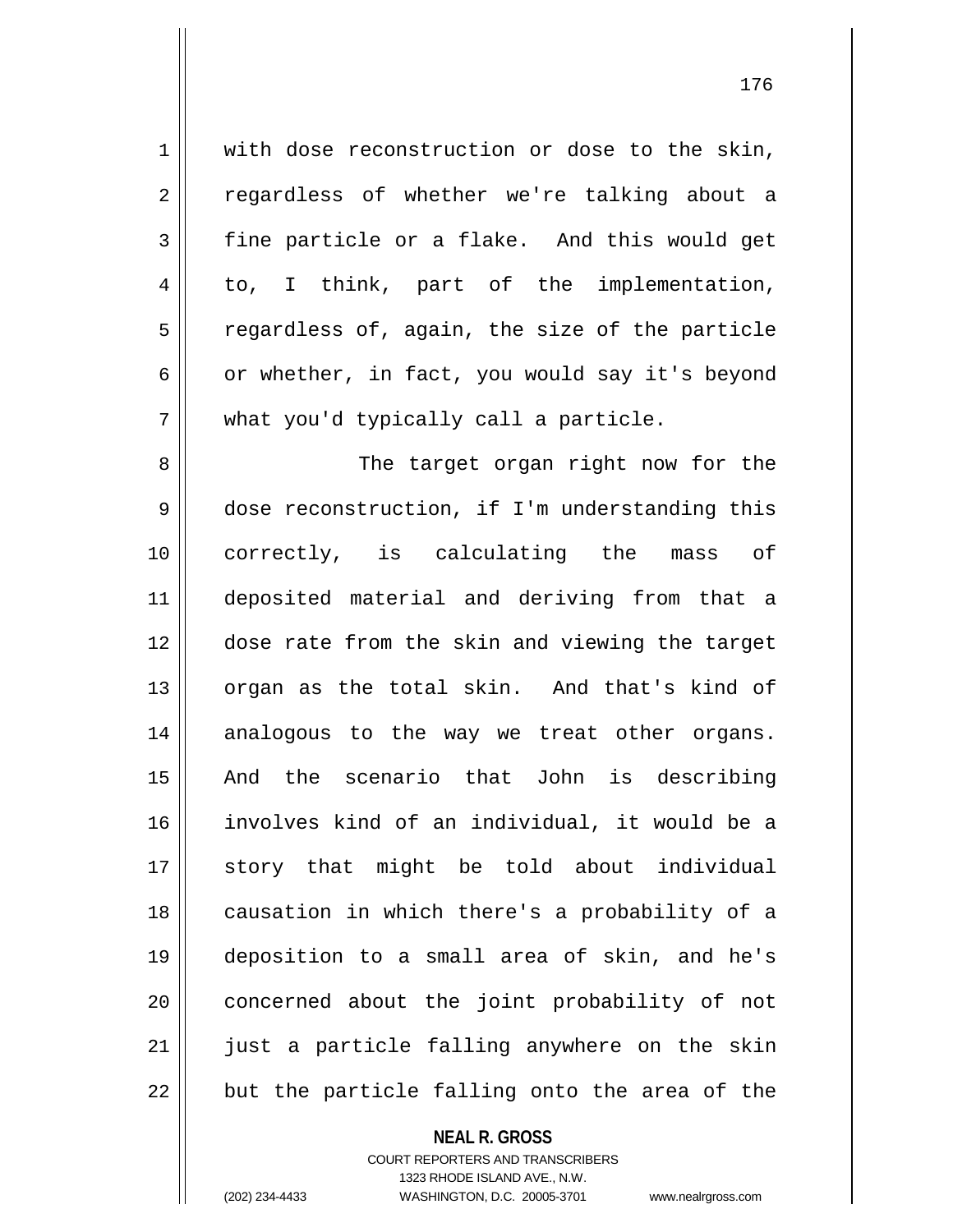with dose reconstruction or dose to the skin, regardless of whether we're talking about a fine particle or a flake. And this would get to, I think, part of the implementation, regardless of, again, the size of the particle or whether, in fact, you would say it's beyond what you'd typically call a particle.

The target organ right now for the dose reconstruction, if I'm understanding this correctly, is calculating the mass of deposited material and deriving from that a dose rate from the skin and viewing the target organ as the total skin. And that's kind of analogous to the way we treat other organs. And the scenario that John is describing involves kind of an individual, it would be a story that might be told about individual causation in which there's a probability of a deposition to a small area of skin, and he's concerned about the joint probability of not just a particle falling anywhere on the skin but the particle falling onto the area of the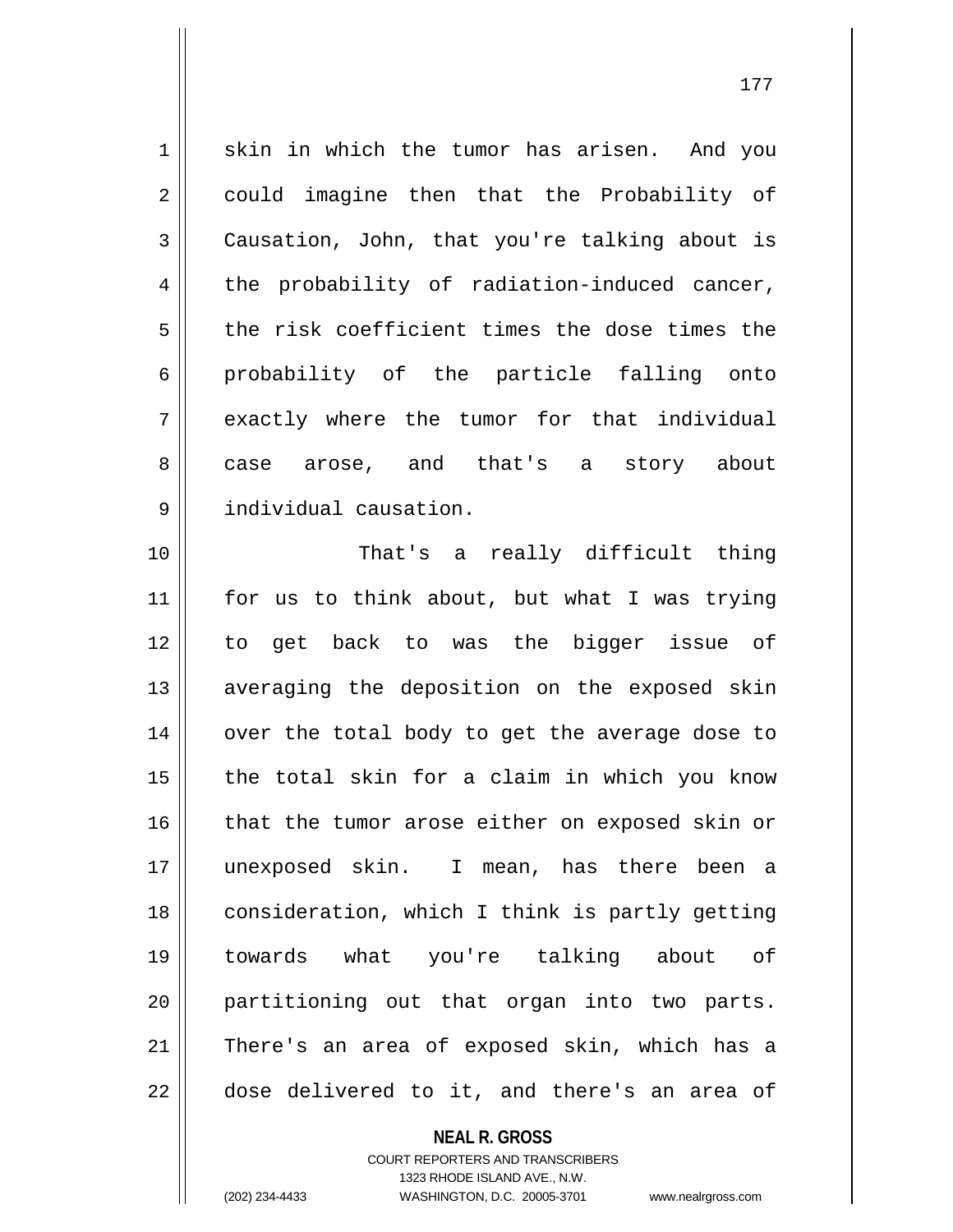skin in which the tumor has arisen. And you could imagine then that the Probability of Causation, John, that you're talking about is the probability of radiation-induced cancer, the risk coefficient times the dose times the probability of the particle falling onto exactly where the tumor for that individual case arose, and that's a story about individual causation.

That's a really difficult thing for us to think about, but what I was trying to get back to was the bigger issue of averaging the deposition on the exposed skin over the total body to get the average dose to the total skin for a claim in which you know that the tumor arose either on exposed skin or unexposed skin. I mean, has there been a consideration, which I think is partly getting towards what you're talking about of partitioning out that organ into two parts. There's an area of exposed skin, which has a dose delivered to it, and there's an area of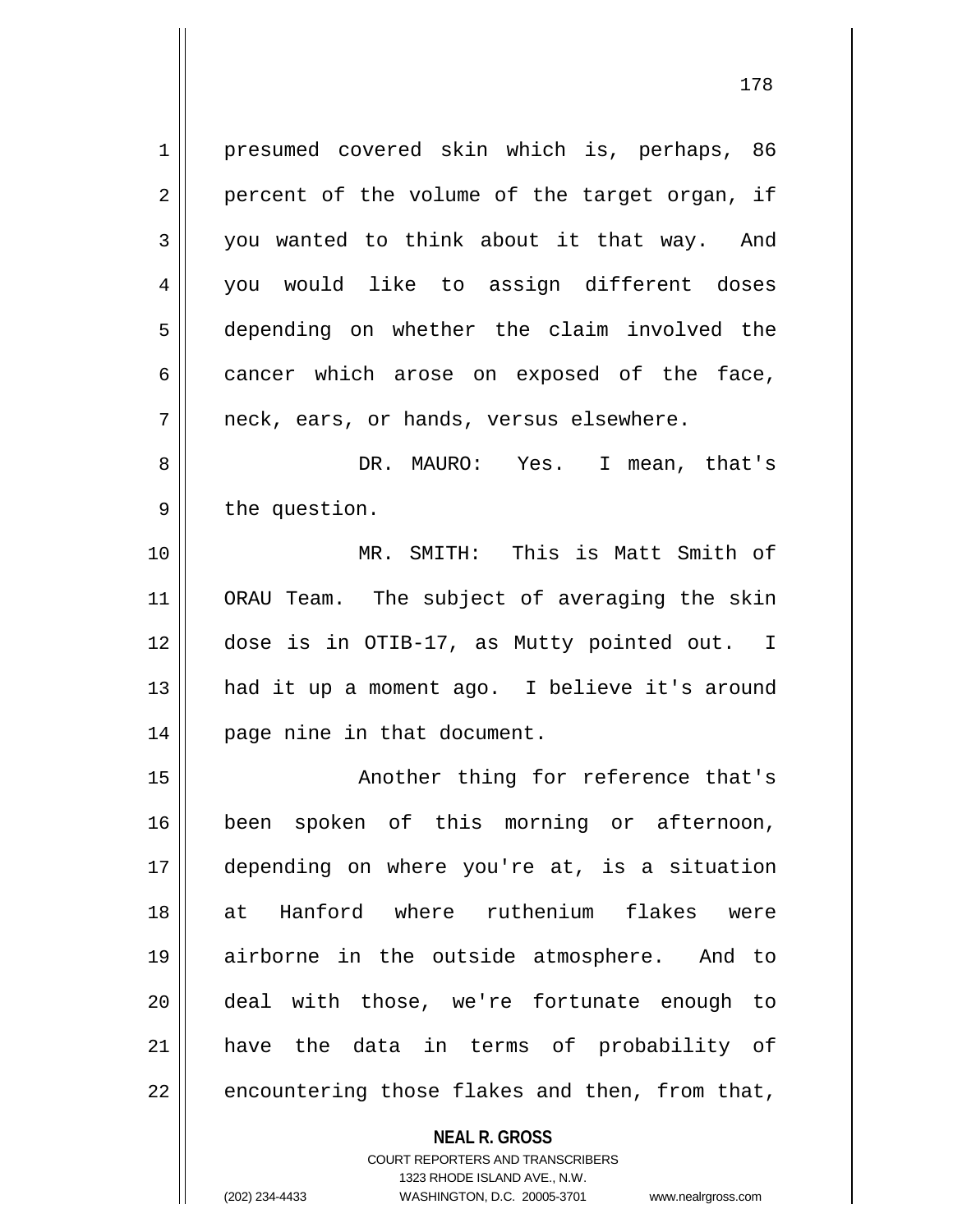presumed covered skin which is, perhaps, 86 percent of the volume of the target organ, if you wanted to think about it that way. And you would like to assign different doses depending on whether the claim involved the cancer which arose on exposed of the face, neck, ears, or hands, versus elsewhere.

DR. MAURO: Yes. I mean, that's the question.

MR. SMITH: This is Matt Smith of ORAU Team. The subject of averaging the skin dose is in OTIB-17, as Mutty pointed out. I had it up a moment ago. I believe it's around page nine in that document.

Another thing for reference that's been spoken of this morning or afternoon, depending on where you're at, is a situation at Hanford where ruthenium flakes were airborne in the outside atmosphere. And to deal with those, we're fortunate enough to have the data in terms of probability of encountering those flakes and then, from that,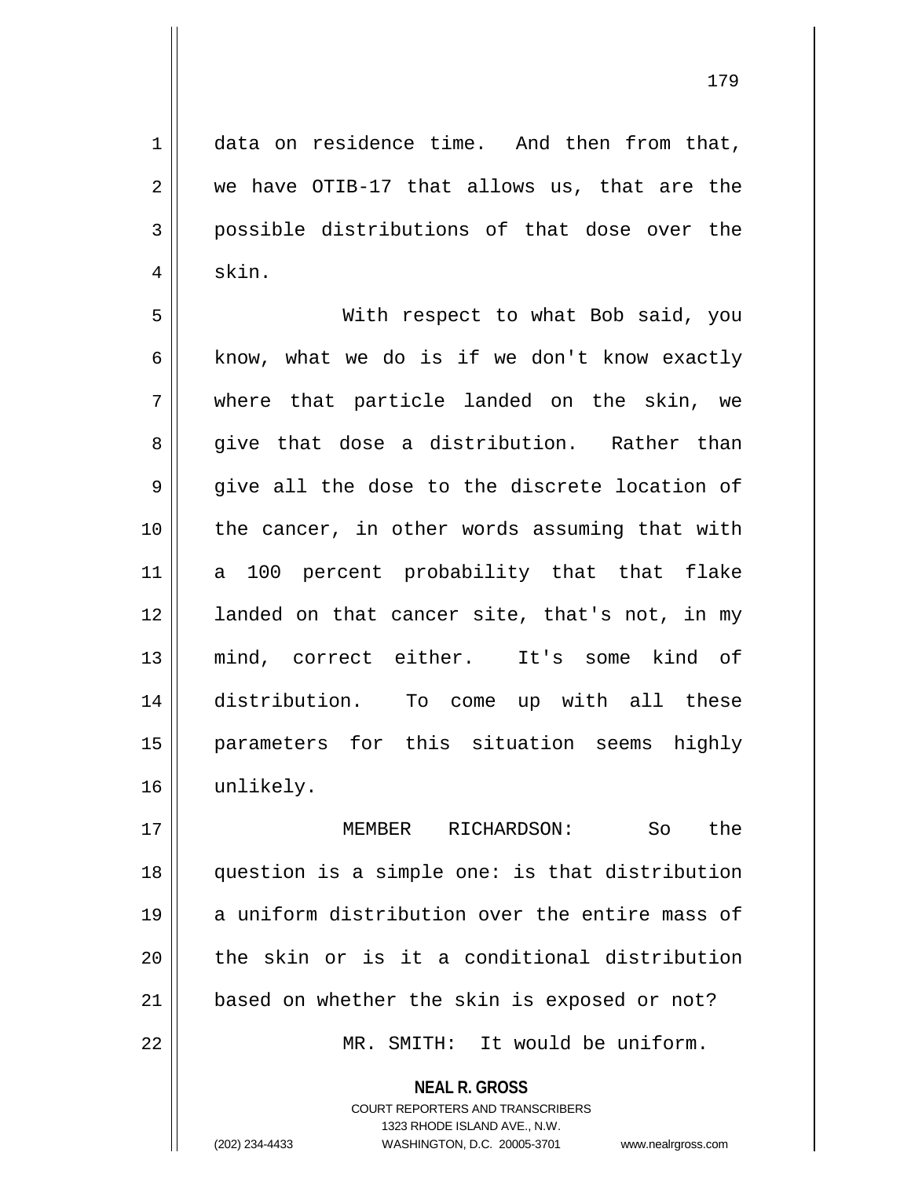data on residence time. And then from that, we have OTIB-17 that allows us, that are the possible distributions of that dose over the skin.

With respect to what Bob said, you know, what we do is if we don't know exactly where that particle landed on the skin, we give that dose a distribution. Rather than give all the dose to the discrete location of the cancer, in other words assuming that with a 100 percent probability that that flake landed on that cancer site, that's not, in my mind, correct either. It's some kind of distribution. To come up with all these parameters for this situation seems highly unlikely.

MEMBER RICHARDSON: So the question is a simple one: is that distribution a uniform distribution over the entire mass of the skin or is it a conditional distribution based on whether the skin is exposed or not?

MR. SMITH: It would be uniform.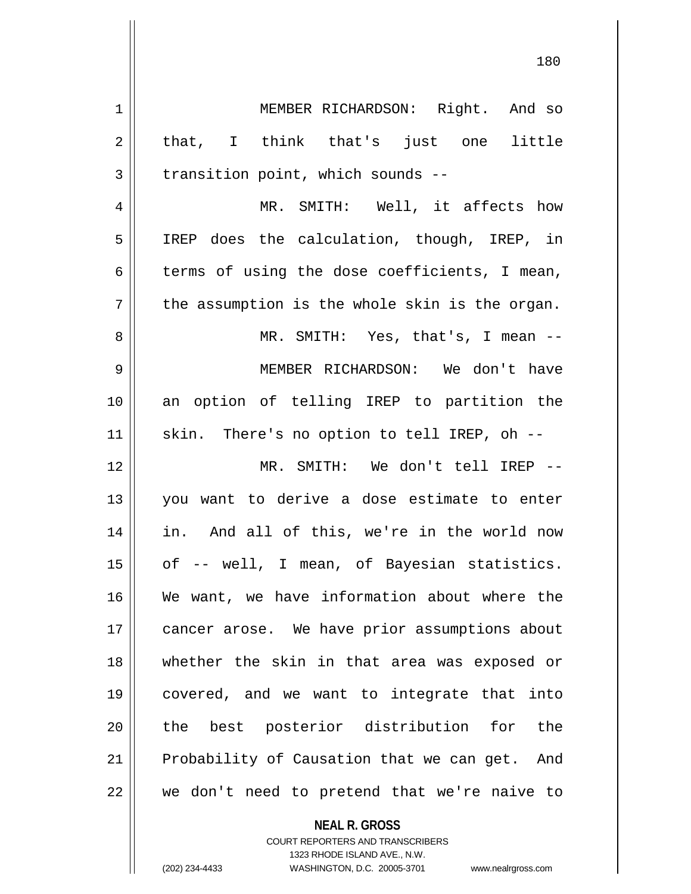MEMBER RICHARDSON: Right. And so that, I think that's just one little transition point, which sounds --

MR. SMITH: Well, it affects how IREP does the calculation, though, IREP, in terms of using the dose coefficients, I mean, the assumption is the whole skin is the organ.

MR. SMITH: Yes, that's, I mean --

MEMBER RICHARDSON: We don't have an option of telling IREP to partition the skin. There's no option to tell IREP, oh --

MR. SMITH: We don't tell IREP -- you want to derive a dose estimate to enter in. And all of this, we're in the world now of -- well, I mean, of Bayesian statistics. We want, we have information about where the cancer arose. We have prior assumptions about whether the skin in that area was exposed or covered, and we want to integrate that into the best posterior distribution for the Probability of Causation that we can get. And we don't need to pretend that we're naive to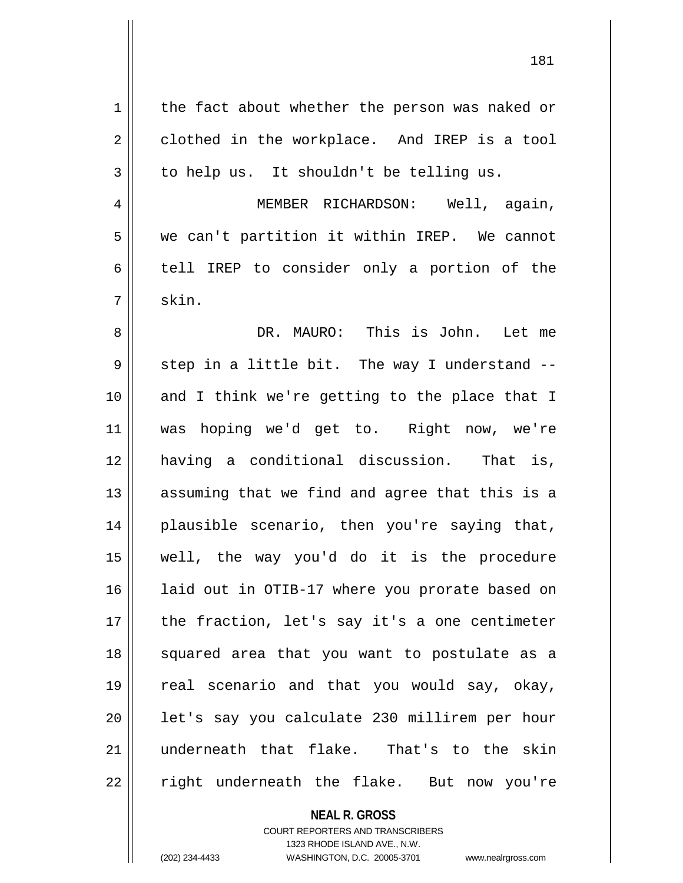the fact about whether the person was naked or clothed in the workplace. And IREP is a tool to help us. It shouldn't be telling us.

MEMBER RICHARDSON: Well, again, we can't partition it within IREP. We cannot tell IREP to consider only a portion of the skin.

DR. MAURO: This is John. Let me step in a little bit. The way I understand -- and I think we're getting to the place that I was hoping we'd get to. Right now, we're having a conditional discussion. That is, assuming that we find and agree that this is a plausible scenario, then you're saying that, well, the way you'd do it is the procedure laid out in OTIB-17 where you prorate based on the fraction, let's say it's a one centimeter squared area that you want to postulate as a real scenario and that you would say, okay, let's say you calculate 230 millirem per hour underneath that flake. That's to the skin right underneath the flake. But now you're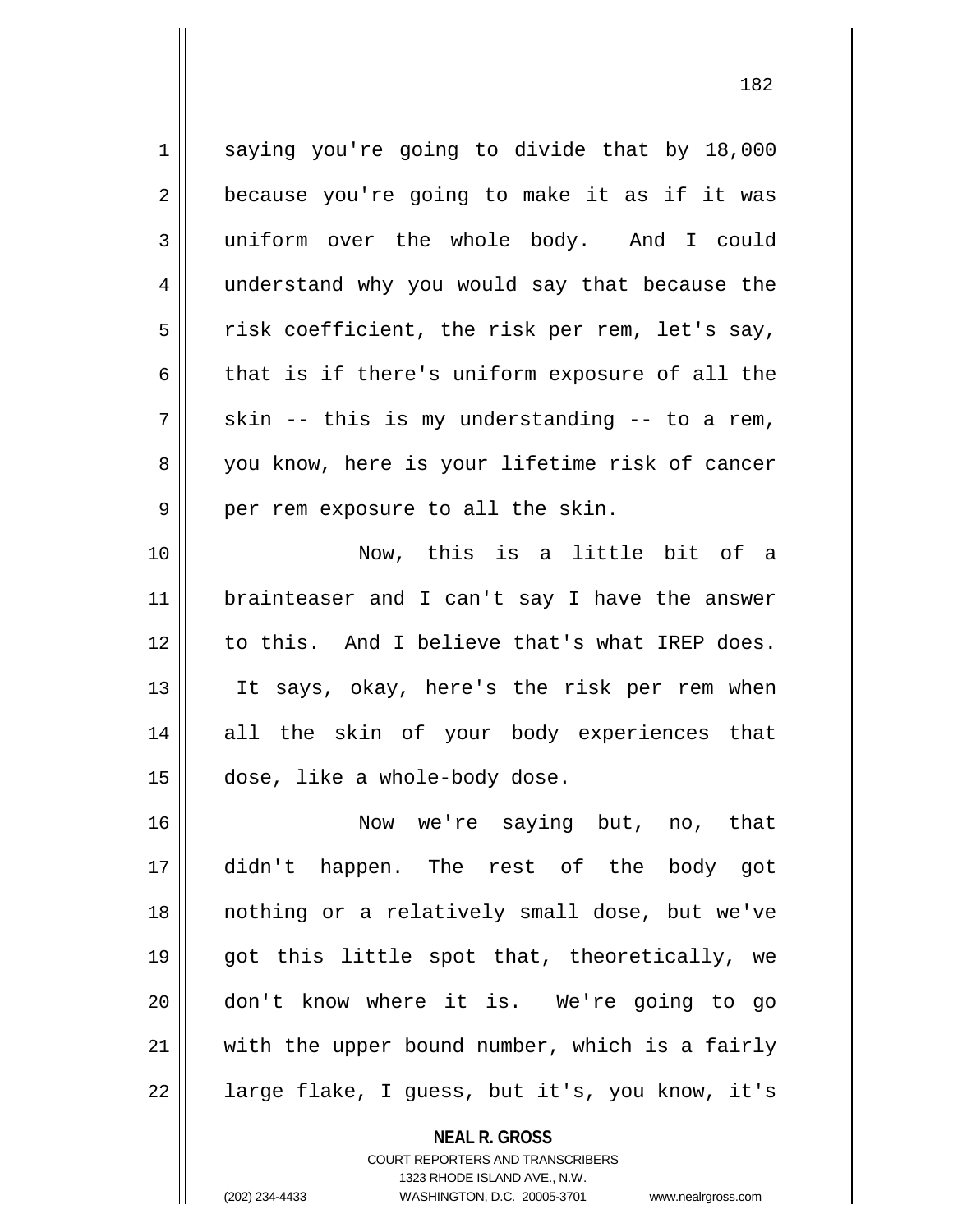saying you're going to divide that by 18,000 because you're going to make it as if it was uniform over the whole body. And I could understand why you would say that because the risk coefficient, the risk per rem, let's say, that is if there's uniform exposure of all the skin -- this is my understanding -- to a rem, you know, here is your lifetime risk of cancer per rem exposure to all the skin.

Now, this is a little bit of a brainteaser and I can't say I have the answer to this. And I believe that's what IREP does. It says, okay, here's the risk per rem when all the skin of your body experiences that dose, like a whole-body dose.

Now we're saying but, no, that didn't happen. The rest of the body got nothing or a relatively small dose, but we've got this little spot that, theoretically, we don't know where it is. We're going to go with the upper bound number, which is a fairly large flake, I guess, but it's, you know, it's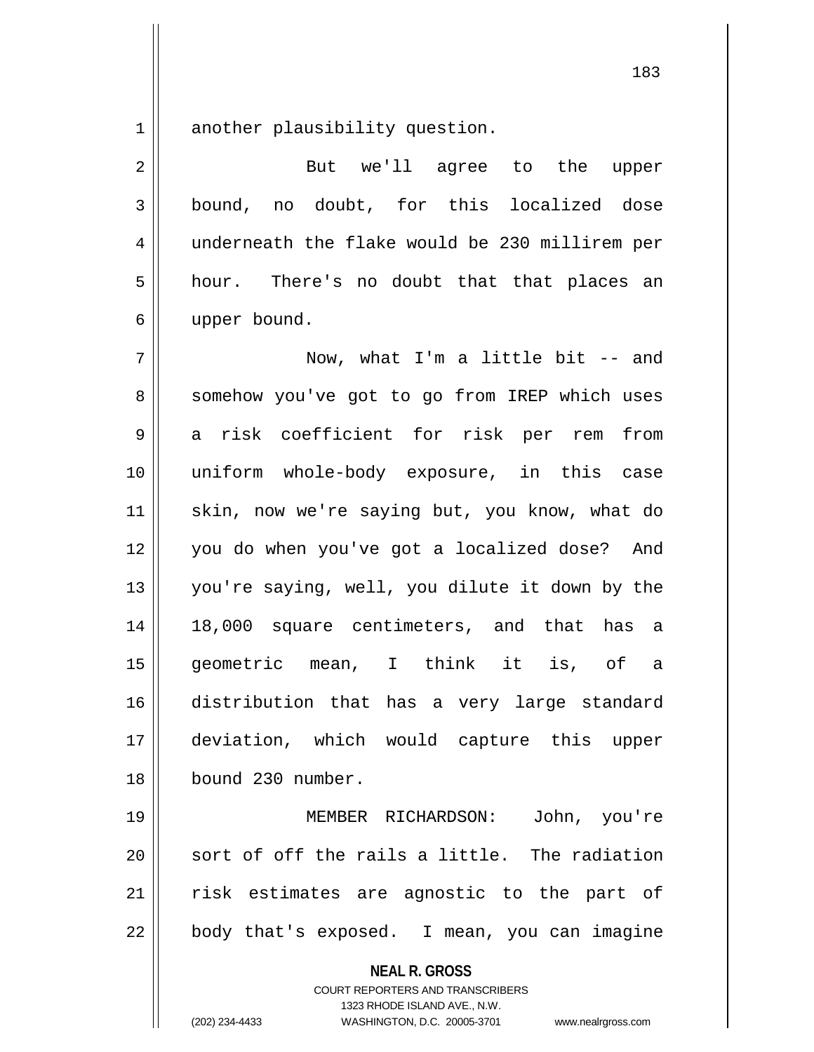another plausibility question.

But we'll agree to the upper bound, no doubt, for this localized dose underneath the flake would be 230 millirem per hour. There's no doubt that that places an upper bound.

Now, what I'm a little bit -- and somehow you've got to go from IREP which uses a risk coefficient for risk per rem from uniform whole-body exposure, in this case skin, now we're saying but, you know, what do you do when you've got a localized dose? And you're saying, well, you dilute it down by the 18,000 square centimeters, and that has a geometric mean, I think it is, of a distribution that has a very large standard deviation, which would capture this upper bound 230 number.

MEMBER RICHARDSON: John, you're sort of off the rails a little. The radiation risk estimates are agnostic to the part of body that's exposed. I mean, you can imagine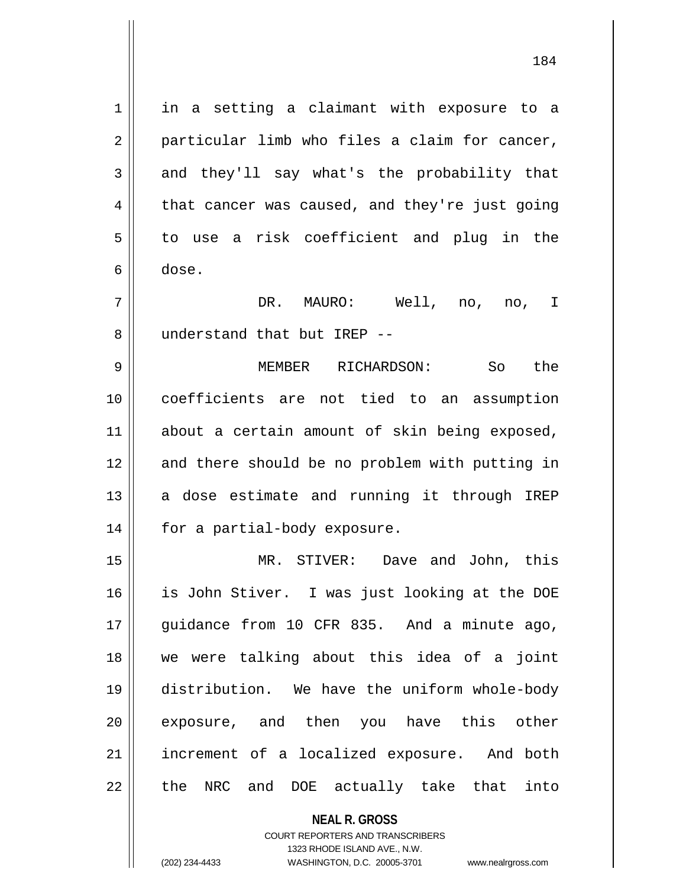in a setting a claimant with exposure to a particular limb who files a claim for cancer, and they'll say what's the probability that that cancer was caused, and they're just going to use a risk coefficient and plug in the dose.

DR. MAURO: Well, no, no, I understand that but IREP --

MEMBER RICHARDSON: So the coefficients are not tied to an assumption about a certain amount of skin being exposed, and there should be no problem with putting in a dose estimate and running it through IREP for a partial-body exposure.

MR. STIVER: Dave and John, this is John Stiver. I was just looking at the DOE guidance from 10 CFR 835. And a minute ago, we were talking about this idea of a joint distribution. We have the uniform whole-body exposure, and then you have this other increment of a localized exposure. And both the NRC and DOE actually take that into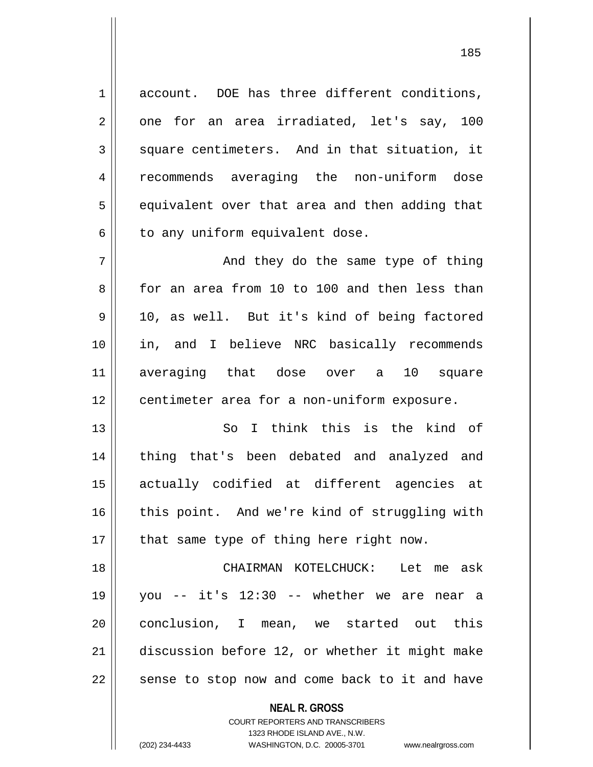account. DOE has three different conditions, one for an area irradiated, let's say, 100 square centimeters. And in that situation, it recommends averaging the non-uniform dose equivalent over that area and then adding that to any uniform equivalent dose.

And they do the same type of thing for an area from 10 to 100 and then less than 10, as well. But it's kind of being factored in, and I believe NRC basically recommends averaging that dose over a 10 square centimeter area for a non-uniform exposure.

So I think this is the kind of thing that's been debated and analyzed and actually codified at different agencies at this point. And we're kind of struggling with that same type of thing here right now.

CHAIRMAN KOTELCHUCK: Let me ask you -- it's 12:30 -- whether we are near a conclusion, I mean, we started out this discussion before 12, or whether it might make sense to stop now and come back to it and have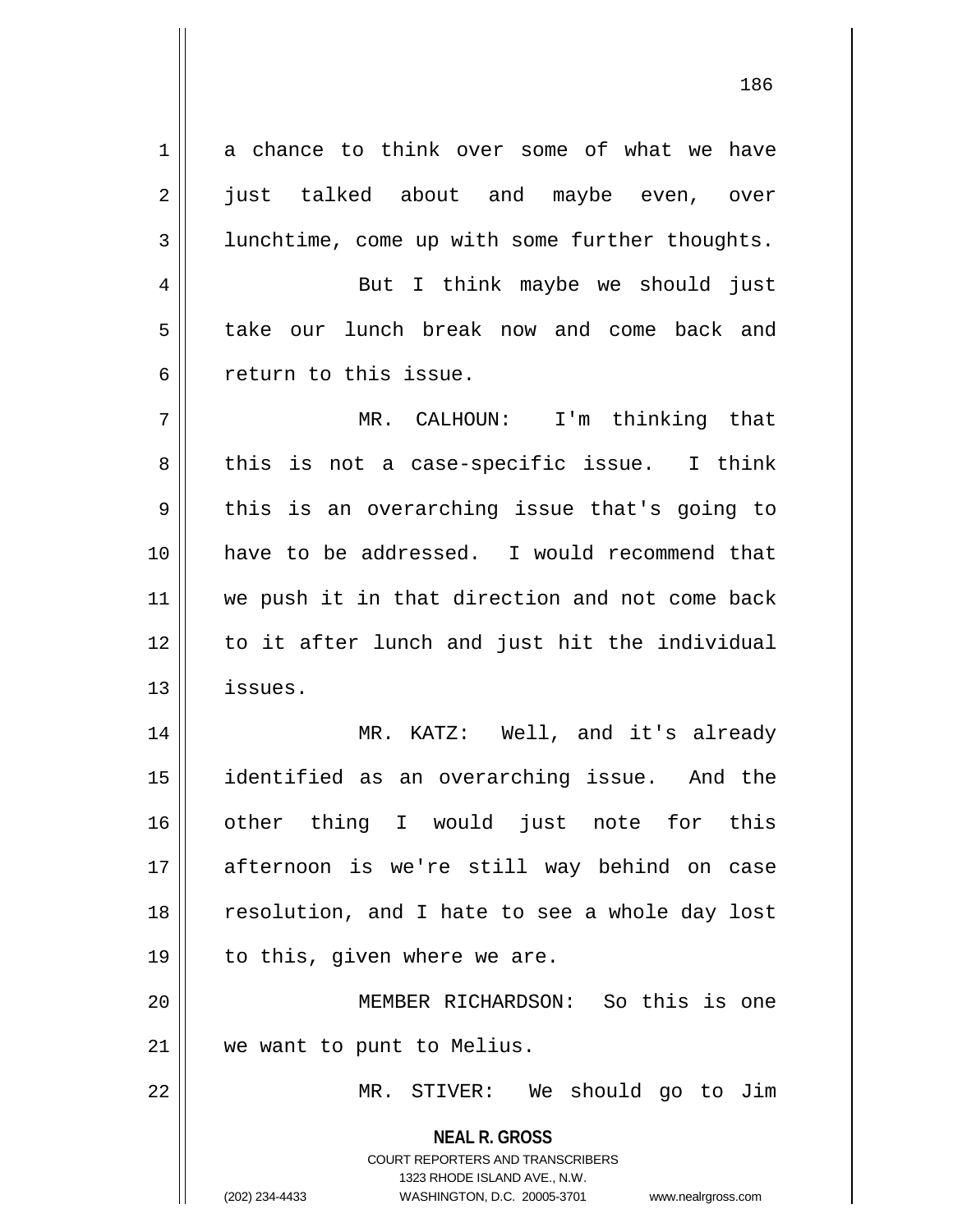a chance to think over some of what we have just talked about and maybe even, over lunchtime, come up with some further thoughts.

But I think maybe we should just take our lunch break now and come back and return to this issue.

MR. CALHOUN: I'm thinking that this is not a case-specific issue. I think this is an overarching issue that's going to have to be addressed. I would recommend that we push it in that direction and not come back to it after lunch and just hit the individual issues.

MR. KATZ: Well, and it's already identified as an overarching issue. And the other thing I would just note for this afternoon is we're still way behind on case resolution, and I hate to see a whole day lost to this, given where we are.

MEMBER RICHARDSON: So this is one we want to punt to Melius.

MR. STIVER: We should go to Jim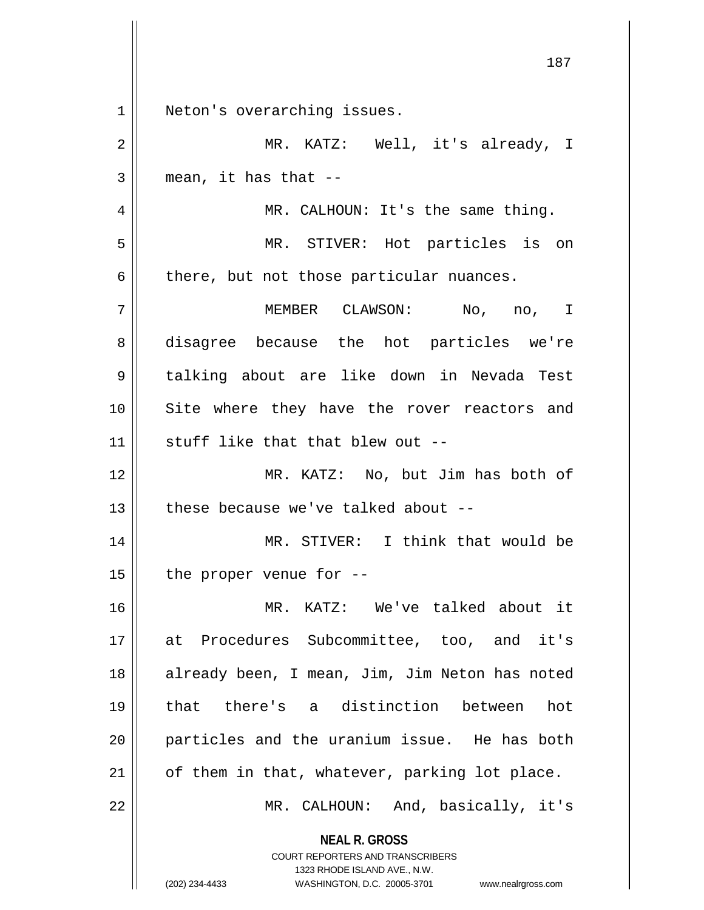Neton's overarching issues.

MR. KATZ: Well, it's already, I mean, it has that --

MR. CALHOUN: It's the same thing.

MR. STIVER: Hot particles is on there, but not those particular nuances.

MEMBER CLAWSON: No, no, I disagree because the hot particles we're talking about are like down in Nevada Test Site where they have the rover reactors and stuff like that that blew out --

MR. KATZ: No, but Jim has both of these because we've talked about --

MR. STIVER: I think that would be the proper venue for --

MR. KATZ: We've talked about it at Procedures Subcommittee, too, and it's already been, I mean, Jim, Jim Neton has noted that there's a distinction between hot particles and the uranium issue. He has both of them in that, whatever, parking lot place.

MR. CALHOUN: And, basically, it's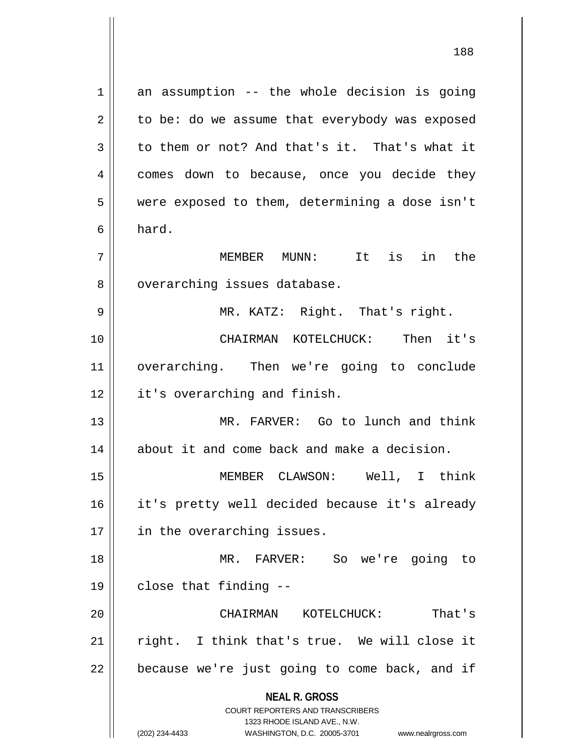an assumption -- the whole decision is going to be: do we assume that everybody was exposed to them or not? And that's it. That's what it comes down to because, once you decide they were exposed to them, determining a dose isn't hard.

MEMBER MUNN: It is in the overarching issues database.

MR. KATZ: Right. That's right.

CHAIRMAN KOTELCHUCK: Then it's overarching. Then we're going to conclude it's overarching and finish.

MR. FARVER: Go to lunch and think about it and come back and make a decision.

MEMBER CLAWSON: Well, I think it's pretty well decided because it's already in the overarching issues.

MR. FARVER: So we're going to close that finding --

CHAIRMAN KOTELCHUCK: That's right. I think that's true. We will close it because we're just going to come back, and if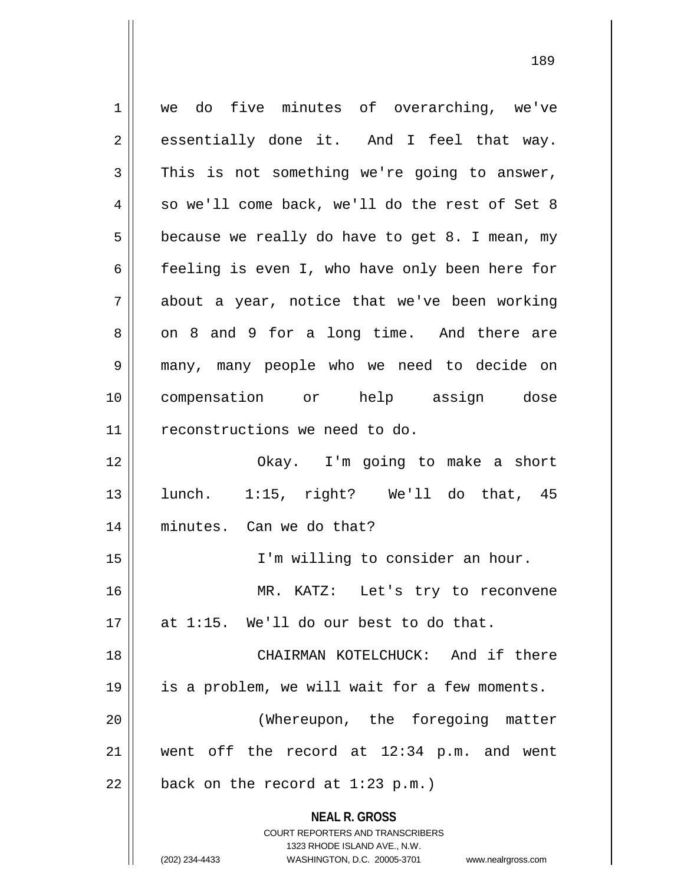we do five minutes of overarching, we've essentially done it. And I feel that way. This is not something we're going to answer, so we'll come back, we'll do the rest of Set 8 because we really do have to get 8. I mean, my feeling is even I, who have only been here for about a year, notice that we've been working on 8 and 9 for a long time. And there are many, many people who we need to decide on compensation or help assign dose reconstructions we need to do.

Okay. I'm going to make a short lunch. 1:15, right? We'll do that, 45 minutes. Can we do that?

I'm willing to consider an hour.

MR. KATZ: Let's try to reconvene at 1:15. We'll do our best to do that.

CHAIRMAN KOTELCHUCK: And if there is a problem, we will wait for a few moments.

(Whereupon, the foregoing matter went off the record at 12:34 p.m. and went back on the record at 1:23 p.m.)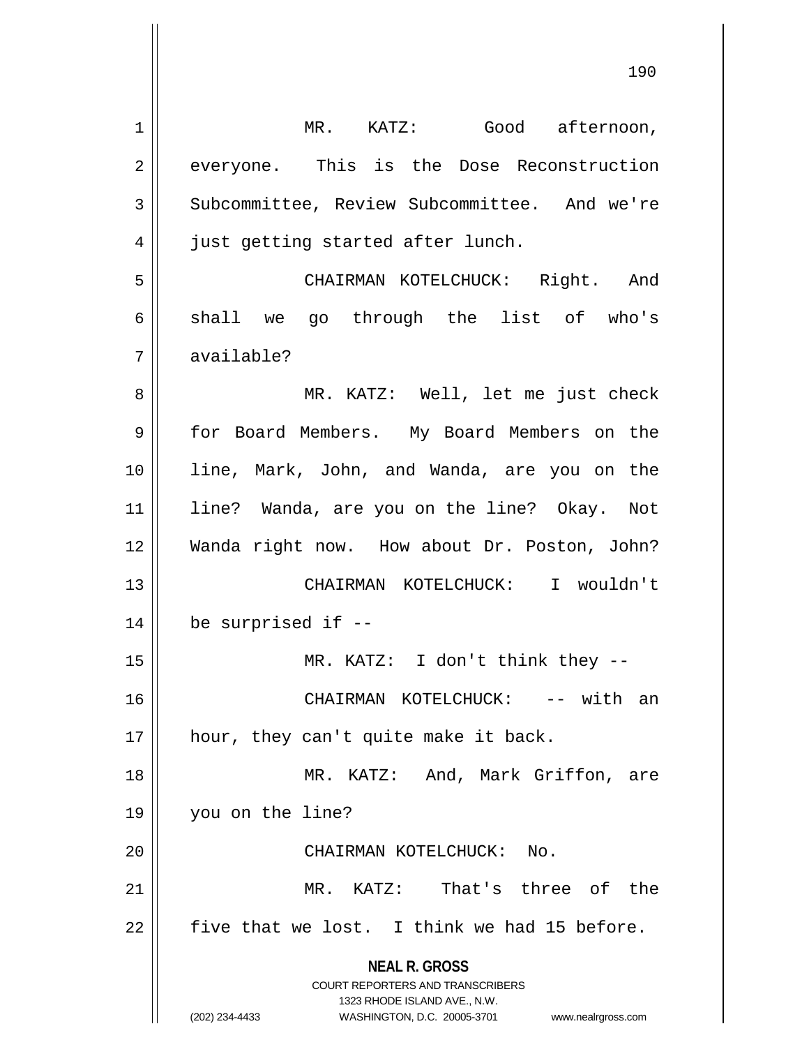MR. KATZ: Good afternoon, everyone. This is the Dose Reconstruction Subcommittee, Review Subcommittee. And we're just getting started after lunch.

CHAIRMAN KOTELCHUCK: Right. And shall we go through the list of who's available?

MR. KATZ: Well, let me just check for Board Members. My Board Members on the line, Mark, John, and Wanda, are you on the line? Wanda, are you on the line? Okay. Not Wanda right now. How about Dr. Poston, John?

CHAIRMAN KOTELCHUCK: I wouldn't be surprised if --

MR. KATZ: I don't think they --

CHAIRMAN KOTELCHUCK: -- with an hour, they can't quite make it back.

MR. KATZ: And, Mark Griffon, are you on the line?

CHAIRMAN KOTELCHUCK: No.

MR. KATZ: That's three of the five that we lost. I think we had 15 before.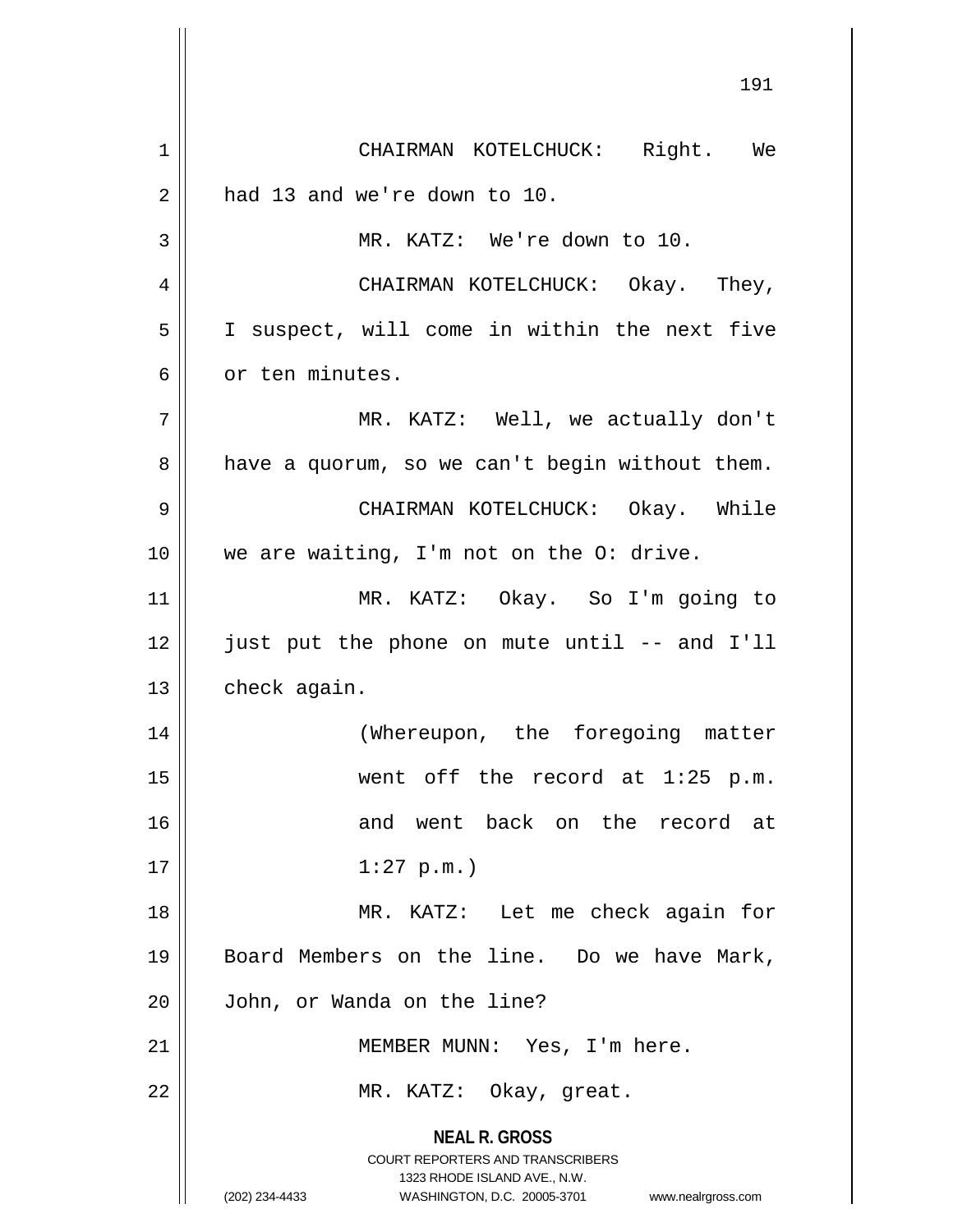CHAIRMAN KOTELCHUCK: Right. We had 13 and we're down to 10.

MR. KATZ: We're down to 10.

CHAIRMAN KOTELCHUCK: Okay. They, I suspect, will come in within the next five or ten minutes.

MR. KATZ: Well, we actually don't have a quorum, so we can't begin without them.

CHAIRMAN KOTELCHUCK: Okay. While we are waiting, I'm not on the O: drive.

MR. KATZ: Okay. So I'm going to just put the phone on mute until -- and I'll check again.

(Whereupon, the foregoing matter went off the record at 1:25 p.m. and went back on the record at 1:27 p.m.)

MR. KATZ: Let me check again for Board Members on the line. Do we have Mark, John, or Wanda on the line?

MEMBER MUNN: Yes, I'm here.

MR. KATZ: Okay, great.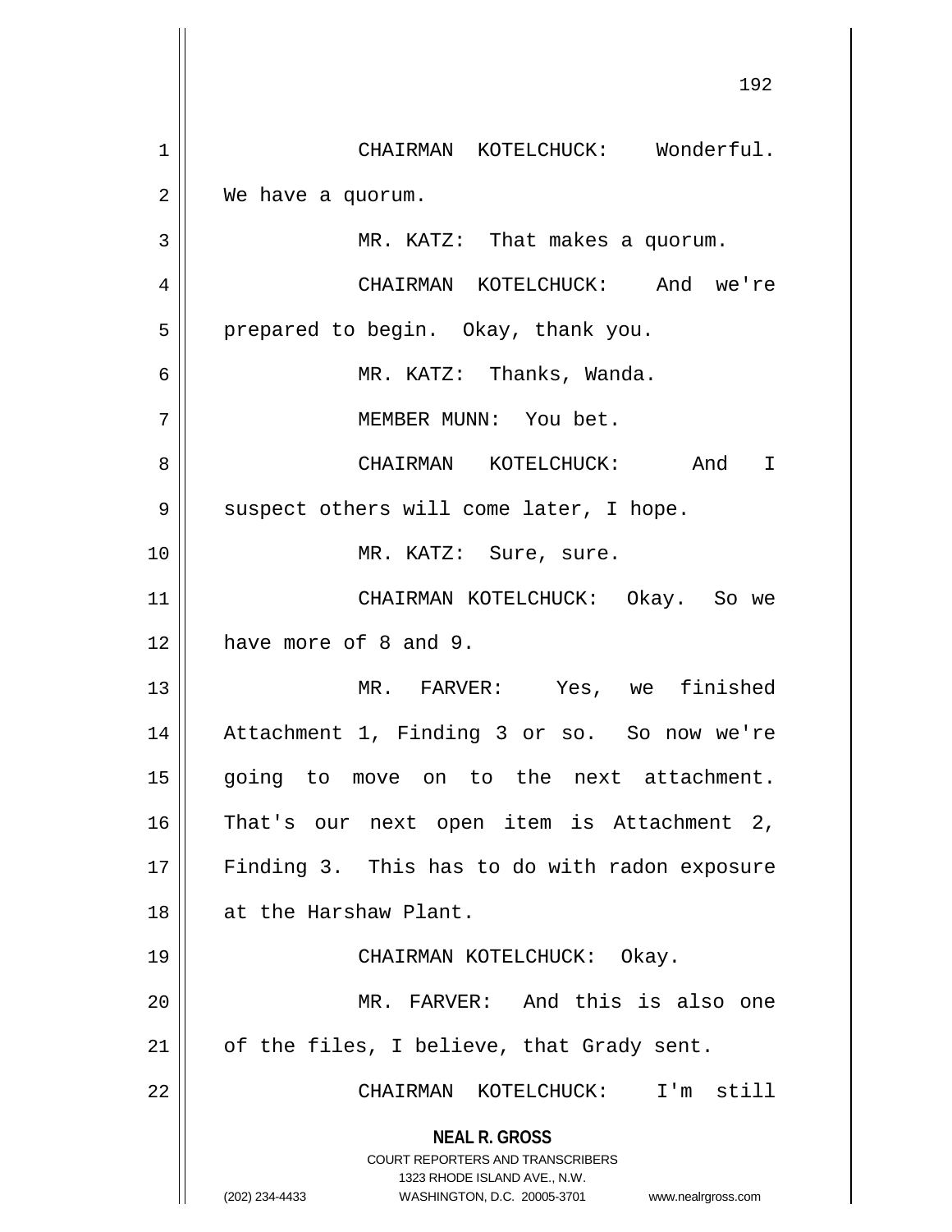CHAIRMAN KOTELCHUCK: Wonderful. We have a quorum.

MR. KATZ: That makes a quorum.

CHAIRMAN KOTELCHUCK: And we're prepared to begin. Okay, thank you.

MR. KATZ: Thanks, Wanda.

MEMBER MUNN: You bet.

CHAIRMAN KOTELCHUCK: And I suspect others will come later, I hope.

MR. KATZ: Sure, sure.

CHAIRMAN KOTELCHUCK: Okay. So we have more of 8 and 9.

MR. FARVER: Yes, we finished Attachment 1, Finding 3 or so. So now we're going to move on to the next attachment. That's our next open item is Attachment 2, Finding 3. This has to do with radon exposure at the Harshaw Plant.

CHAIRMAN KOTELCHUCK: Okay.

MR. FARVER: And this is also one of the files, I believe, that Grady sent.

CHAIRMAN KOTELCHUCK: I'm still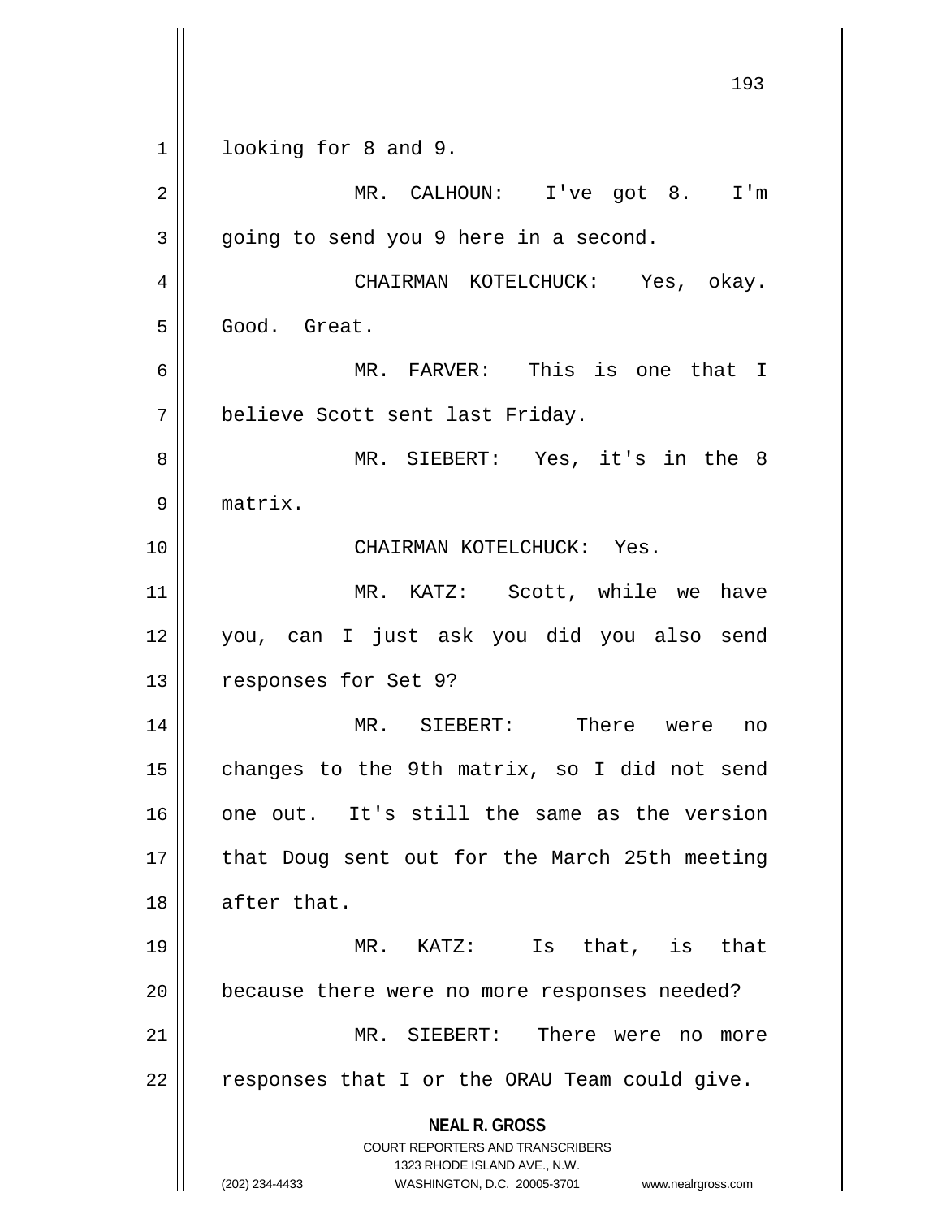looking for 8 and 9.

MR. CALHOUN: I've got 8. I'm going to send you 9 here in a second.

CHAIRMAN KOTELCHUCK: Yes, okay. Good. Great.

MR. FARVER: This is one that I believe Scott sent last Friday.

MR. SIEBERT: Yes, it's in the 8 matrix.

CHAIRMAN KOTELCHUCK: Yes.

MR. KATZ: Scott, while we have you, can I just ask you did you also send responses for Set 9?

MR. SIEBERT: There were no changes to the 9th matrix, so I did not send one out. It's still the same as the version that Doug sent out for the March 25th meeting after that.

MR. KATZ: Is that, is that because there were no more responses needed?

MR. SIEBERT: There were no more responses that I or the ORAU Team could give.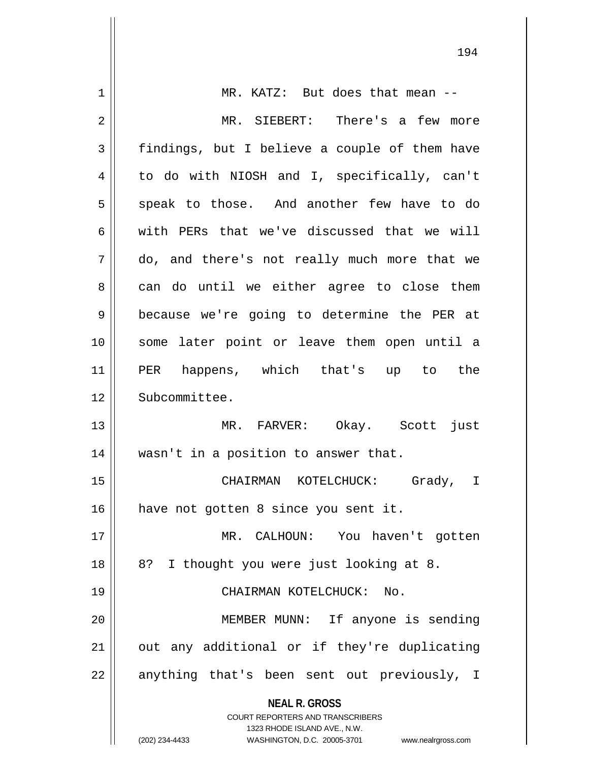MR. KATZ: But does that mean --

MR. SIEBERT: There's a few more findings, but I believe a couple of them have to do with NIOSH and I, specifically, can't speak to those. And another few have to do with PERs that we've discussed that we will do, and there's not really much more that we can do until we either agree to close them because we're going to determine the PER at some later point or leave them open until a PER happens, which that's up to the Subcommittee.

MR. FARVER: Okay. Scott just wasn't in a position to answer that.

CHAIRMAN KOTELCHUCK: Grady, I have not gotten 8 since you sent it.

MR. CALHOUN: You haven't gotten 8? I thought you were just looking at 8.

CHAIRMAN KOTELCHUCK: No.

MEMBER MUNN: If anyone is sending out any additional or if they're duplicating anything that's been sent out previously, I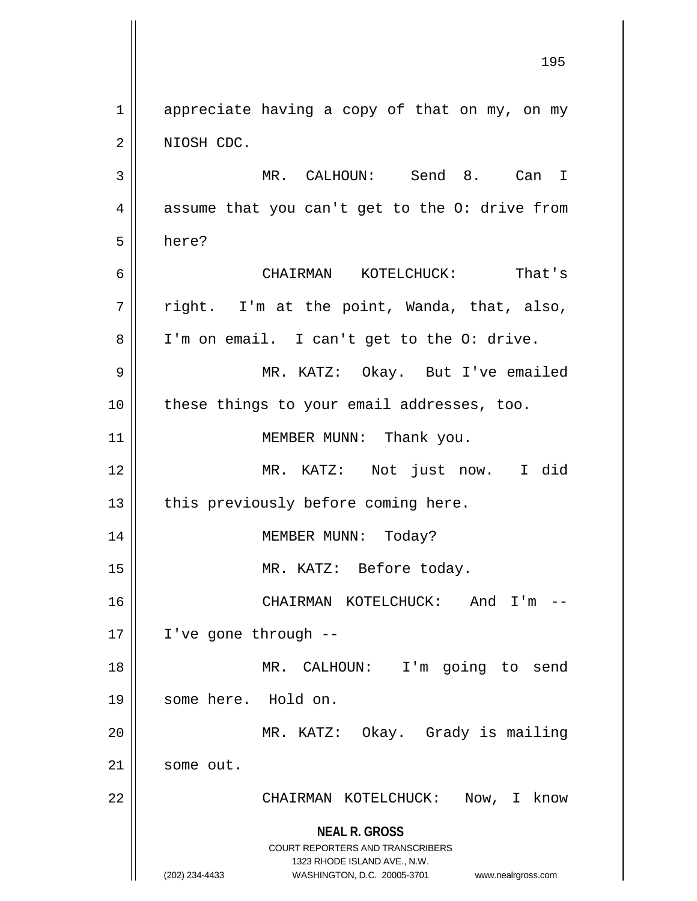appreciate having a copy of that on my, on my NIOSH CDC.

MR. CALHOUN: Send 8. Can I assume that you can't get to the O: drive from here?

CHAIRMAN KOTELCHUCK: That's right. I'm at the point, Wanda, that, also, I'm on email. I can't get to the O: drive.

MR. KATZ: Okay. But I've emailed these things to your email addresses, too.

MEMBER MUNN: Thank you.

MR. KATZ: Not just now. I did this previously before coming here.

MEMBER MUNN: Today?

MR. KATZ: Before today.

CHAIRMAN KOTELCHUCK: And I'm -- I've gone through --

MR. CALHOUN: I'm going to send some here. Hold on.

MR. KATZ: Okay. Grady is mailing some out.

CHAIRMAN KOTELCHUCK: Now, I know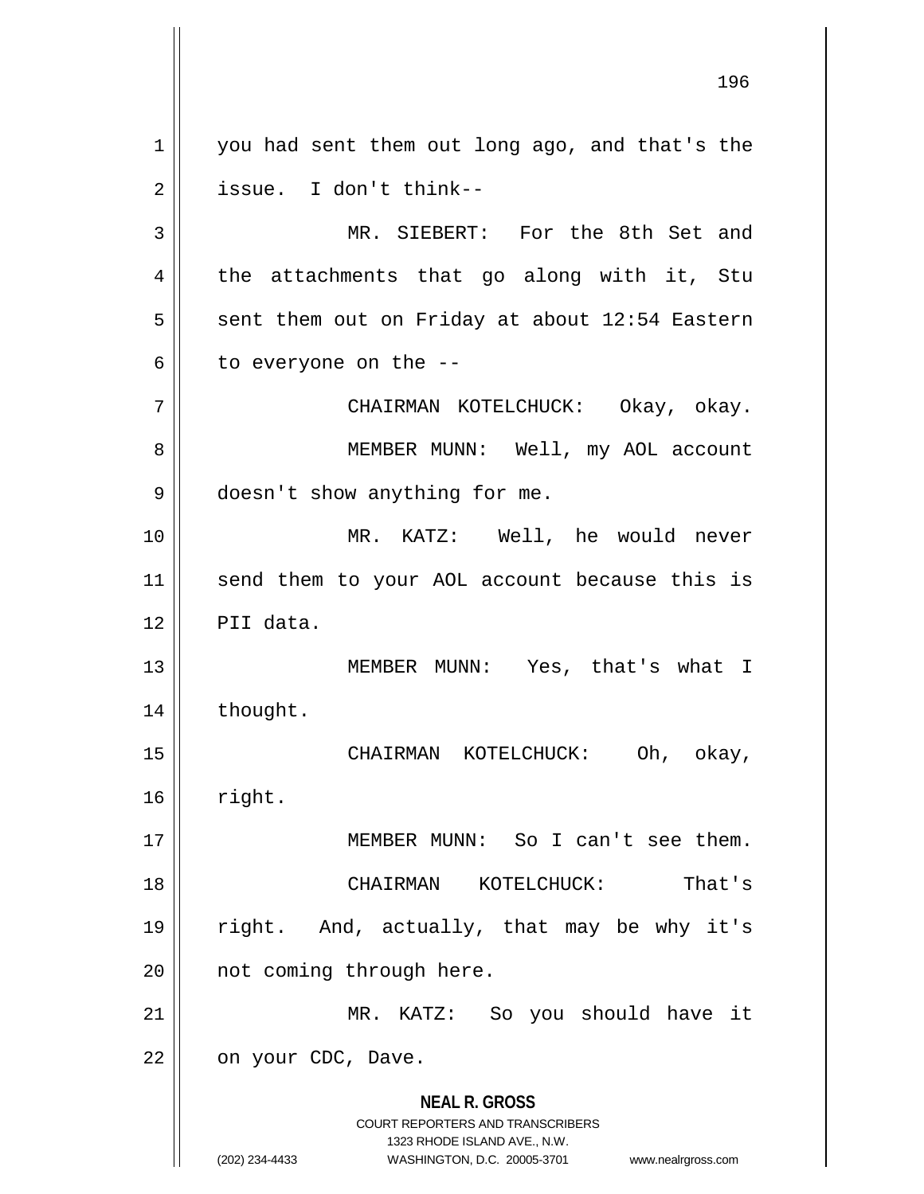you had sent them out long ago, and that's the issue. I don't think--

MR. SIEBERT: For the 8th Set and the attachments that go along with it, Stu sent them out on Friday at about 12:54 Eastern to everyone on the --

CHAIRMAN KOTELCHUCK: Okay, okay.

MEMBER MUNN: Well, my AOL account doesn't show anything for me.

MR. KATZ: Well, he would never send them to your AOL account because this is PII data.

MEMBER MUNN: Yes, that's what I thought.

CHAIRMAN KOTELCHUCK: Oh, okay, right.

MEMBER MUNN: So I can't see them.

CHAIRMAN KOTELCHUCK: That's right. And, actually, that may be why it's not coming through here.

MR. KATZ: So you should have it on your CDC, Dave.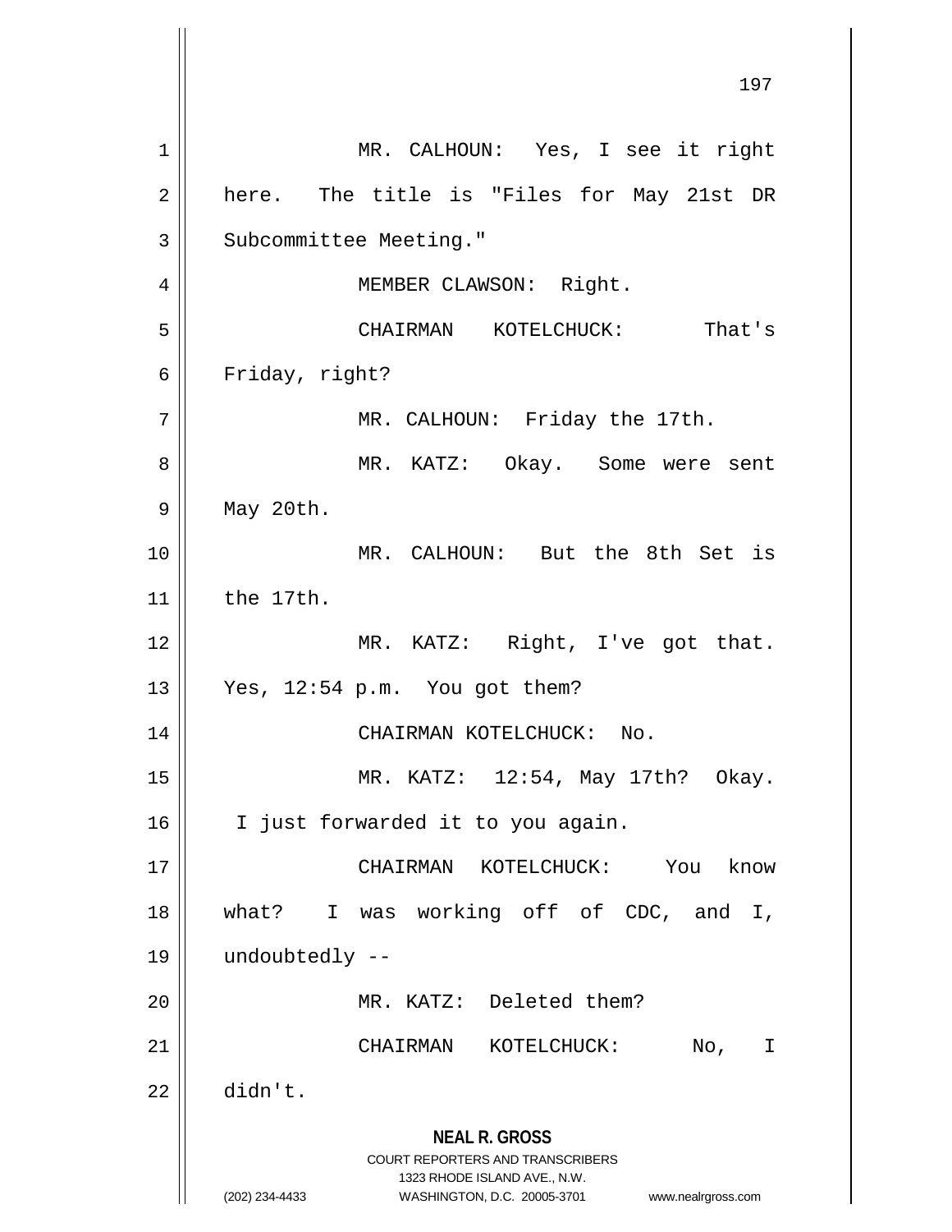MR. CALHOUN: Yes, I see it right here. The title is "Files for May 21st DR Subcommittee Meeting."

MEMBER CLAWSON: Right.

CHAIRMAN KOTELCHUCK: That's Friday, right?

MR. CALHOUN: Friday the 17th.

MR. KATZ: Okay. Some were sent May 20th.

MR. CALHOUN: But the 8th Set is the 17th.

MR. KATZ: Right, I've got that. Yes, 12:54 p.m. You got them?

CHAIRMAN KOTELCHUCK: No.

MR. KATZ: 12:54, May 17th? Okay. I just forwarded it to you again.

CHAIRMAN KOTELCHUCK: You know what? I was working off of CDC, and I, undoubtedly --

MR. KATZ: Deleted them?

CHAIRMAN KOTELCHUCK: No, I didn't.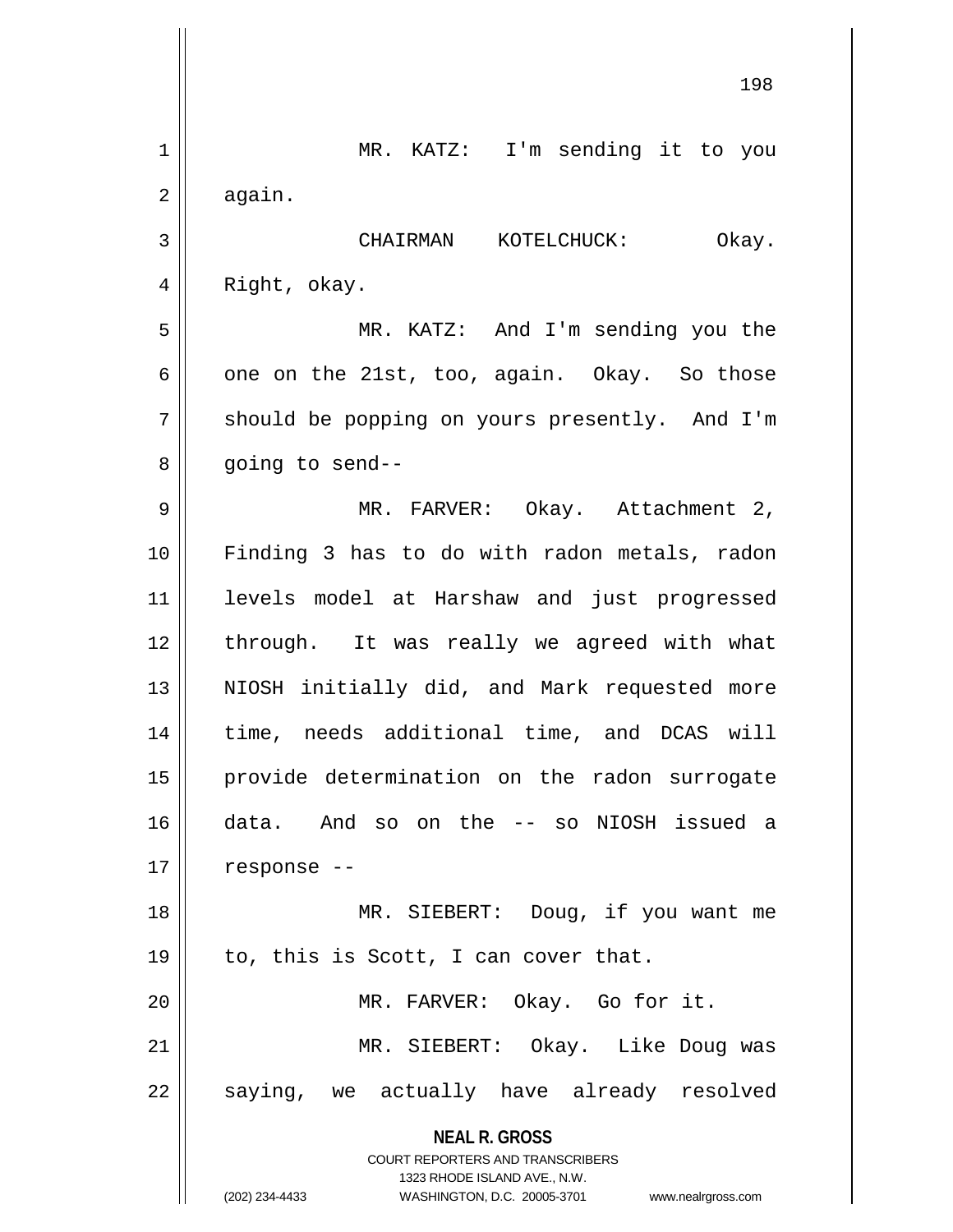MR. KATZ: I'm sending it to you again.

CHAIRMAN KOTELCHUCK: Okay. Right, okay.

MR. KATZ: And I'm sending you the one on the 21st, too, again. Okay. So those should be popping on yours presently. And I'm going to send--

MR. FARVER: Okay. Attachment 2, Finding 3 has to do with radon metals, radon levels model at Harshaw and just progressed through. It was really we agreed with what NIOSH initially did, and Mark requested more time, needs additional time, and DCAS will provide determination on the radon surrogate data. And so on the -- so NIOSH issued a response --

MR. SIEBERT: Doug, if you want me to, this is Scott, I can cover that.

MR. FARVER: Okay. Go for it.

MR. SIEBERT: Okay. Like Doug was saying, we actually have already resolved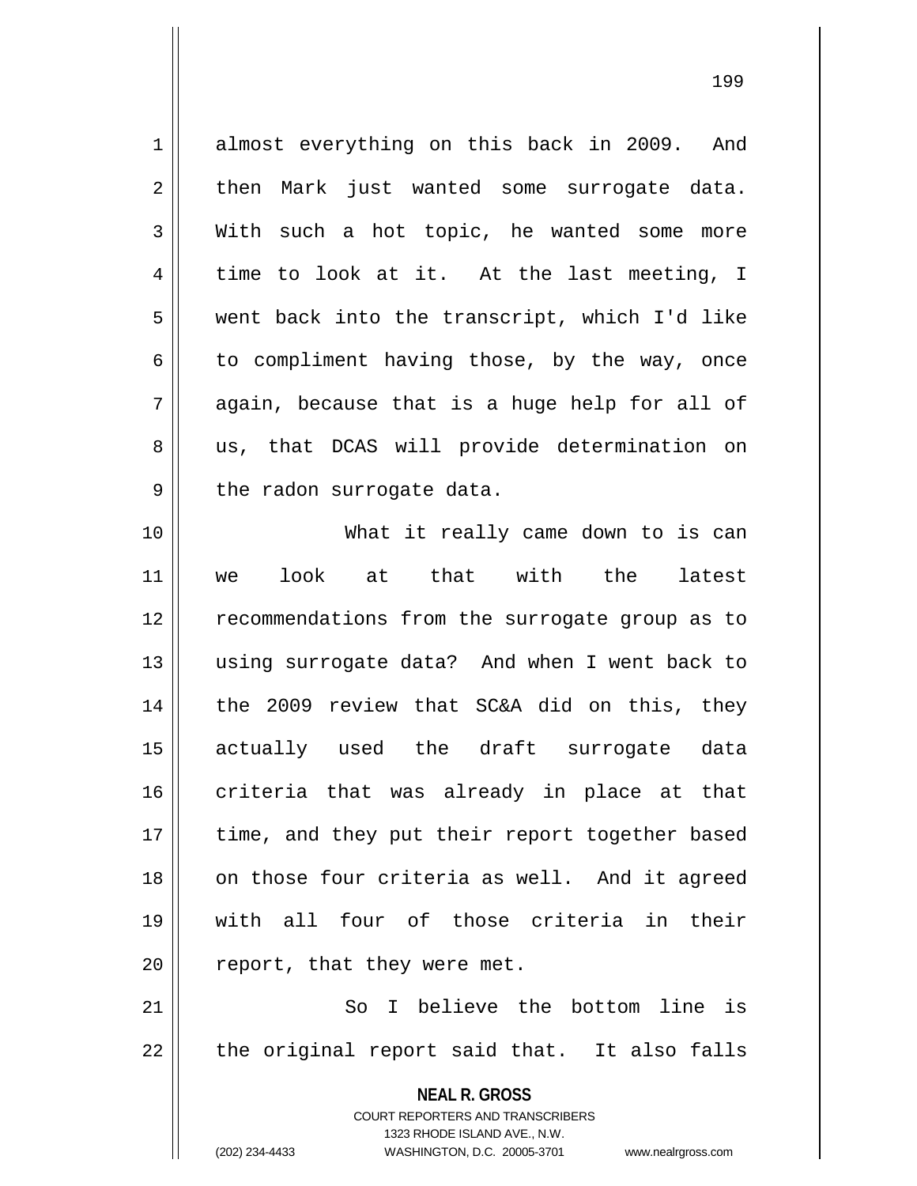almost everything on this back in 2009. And then Mark just wanted some surrogate data. With such a hot topic, he wanted some more time to look at it. At the last meeting, I went back into the transcript, which I'd like to compliment having those, by the way, once again, because that is a huge help for all of us, that DCAS will provide determination on the radon surrogate data.

What it really came down to is can we look at that with the latest recommendations from the surrogate group as to using surrogate data? And when I went back to the 2009 review that SC&A did on this, they actually used the draft surrogate data criteria that was already in place at that time, and they put their report together based on those four criteria as well. And it agreed with all four of those criteria in their report, that they were met.

So I believe the bottom line is the original report said that. It also falls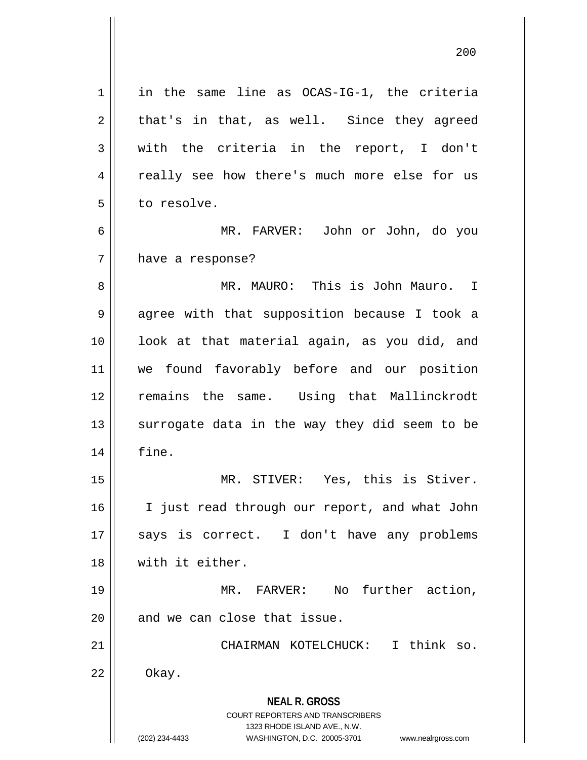in the same line as OCAS-IG-1, the criteria that's in that, as well. Since they agreed with the criteria in the report, I don't really see how there's much more else for us to resolve.

MR. FARVER: John or John, do you have a response?

MR. MAURO: This is John Mauro. I agree with that supposition because I took a look at that material again, as you did, and we found favorably before and our position remains the same. Using that Mallinckrodt surrogate data in the way they did seem to be fine.

MR. STIVER: Yes, this is Stiver. I just read through our report, and what John says is correct. I don't have any problems with it either.

MR. FARVER: No further action, and we can close that issue.

CHAIRMAN KOTELCHUCK: I think so. Okay.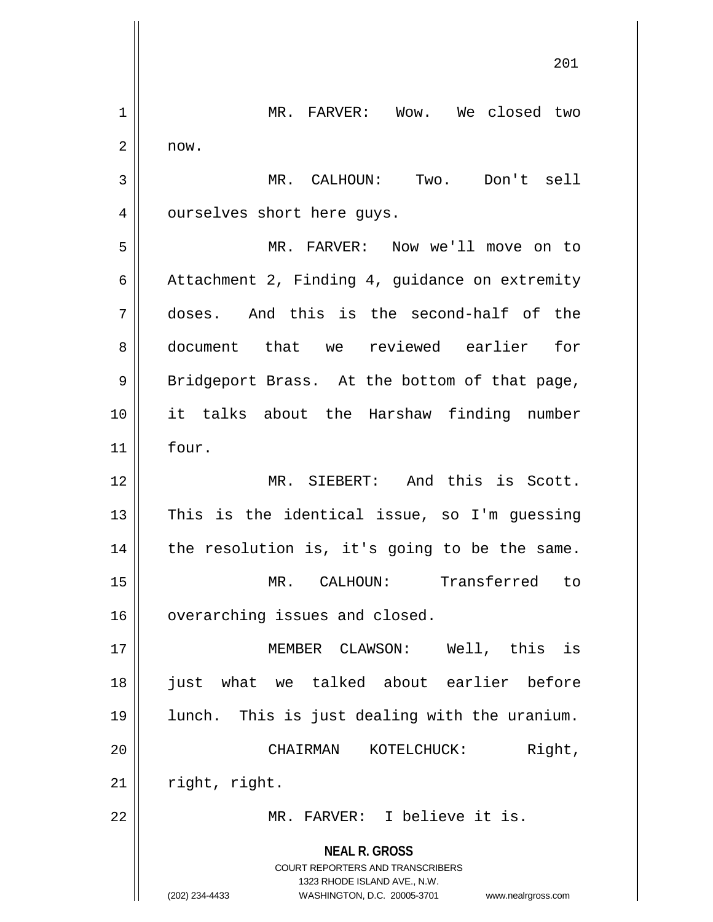MR. FARVER: Wow. We closed two now.

MR. CALHOUN: Two. Don't sell ourselves short here guys.

MR. FARVER: Now we'll move on to Attachment 2, Finding 4, guidance on extremity doses. And this is the second-half of the document that we reviewed earlier for Bridgeport Brass. At the bottom of that page, it talks about the Harshaw finding number four.

MR. SIEBERT: And this is Scott. This is the identical issue, so I'm guessing the resolution is, it's going to be the same.

MR. CALHOUN: Transferred to overarching issues and closed.

MEMBER CLAWSON: Well, this is just what we talked about earlier before lunch. This is just dealing with the uranium.

CHAIRMAN KOTELCHUCK: Right, right, right.

MR. FARVER: I believe it is.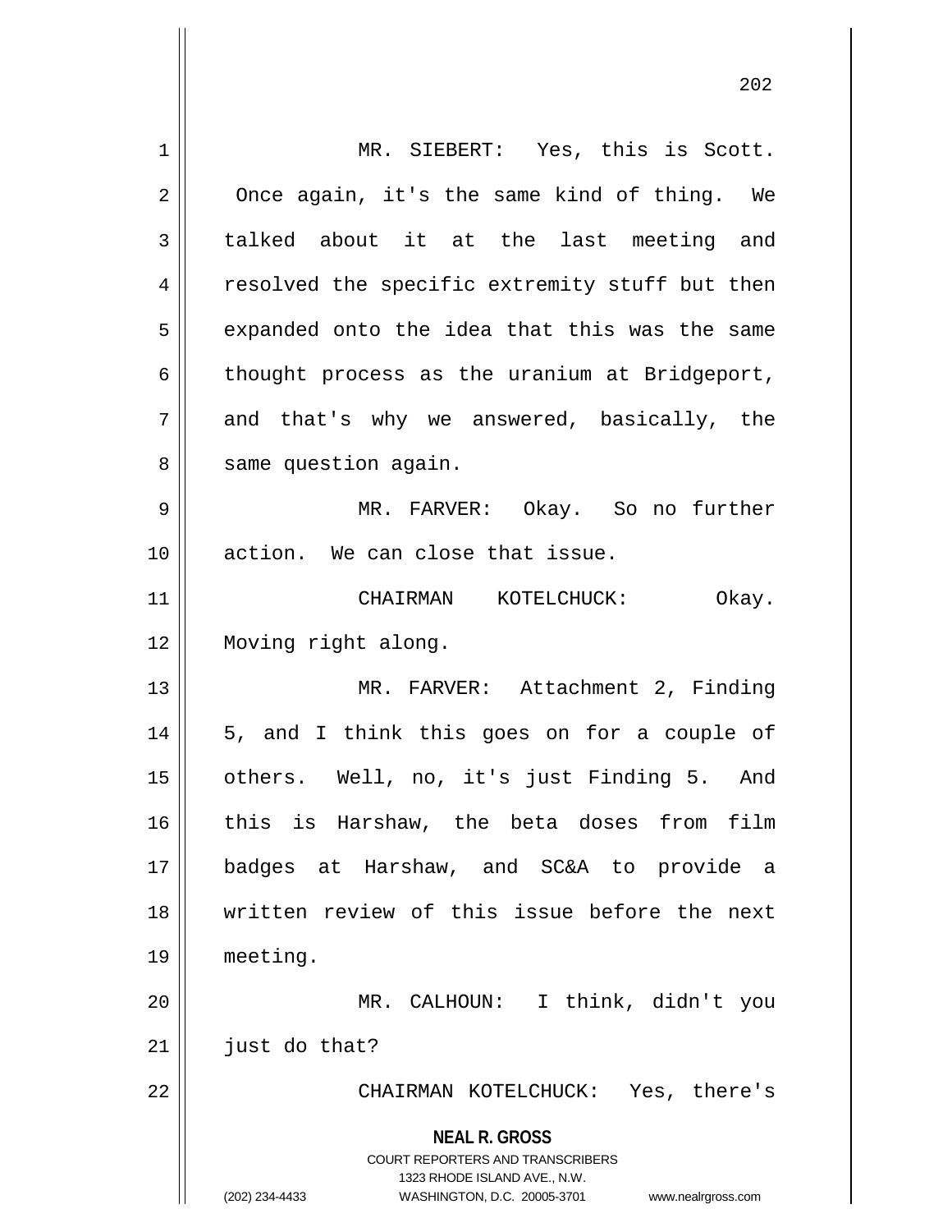MR. SIEBERT: Yes, this is Scott. Once again, it's the same kind of thing. We talked about it at the last meeting and resolved the specific extremity stuff but then expanded onto the idea that this was the same thought process as the uranium at Bridgeport, and that's why we answered, basically, the same question again.

MR. FARVER: Okay. So no further action. We can close that issue.

CHAIRMAN KOTELCHUCK: Okay. Moving right along.

MR. FARVER: Attachment 2, Finding 5, and I think this goes on for a couple of others. Well, no, it's just Finding 5. And this is Harshaw, the beta doses from film badges at Harshaw, and SC&A to provide a written review of this issue before the next meeting.

MR. CALHOUN: I think, didn't you just do that?

CHAIRMAN KOTELCHUCK: Yes, there's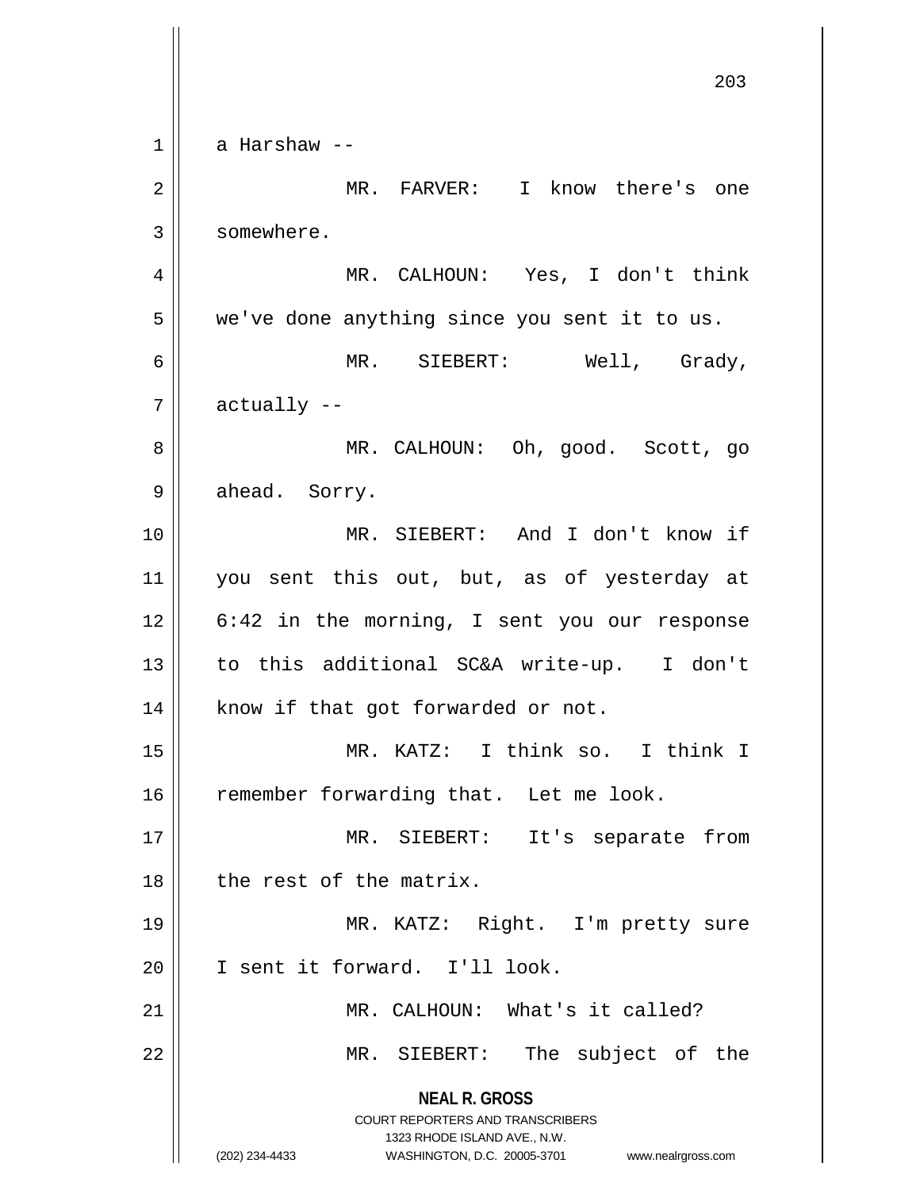a Harshaw --

MR. FARVER: I know there's one somewhere.

MR. CALHOUN: Yes, I don't think we've done anything since you sent it to us.

MR. SIEBERT: Well, Grady, actually --

MR. CALHOUN: Oh, good. Scott, go ahead. Sorry.

MR. SIEBERT: And I don't know if you sent this out, but, as of yesterday at 6:42 in the morning, I sent you our response to this additional SC&A write-up. I don't know if that got forwarded or not.

MR. KATZ: I think so. I think I remember forwarding that. Let me look.

MR. SIEBERT: It's separate from the rest of the matrix.

MR. KATZ: Right. I'm pretty sure I sent it forward. I'll look.

MR. CALHOUN: What's it called?

MR. SIEBERT: The subject of the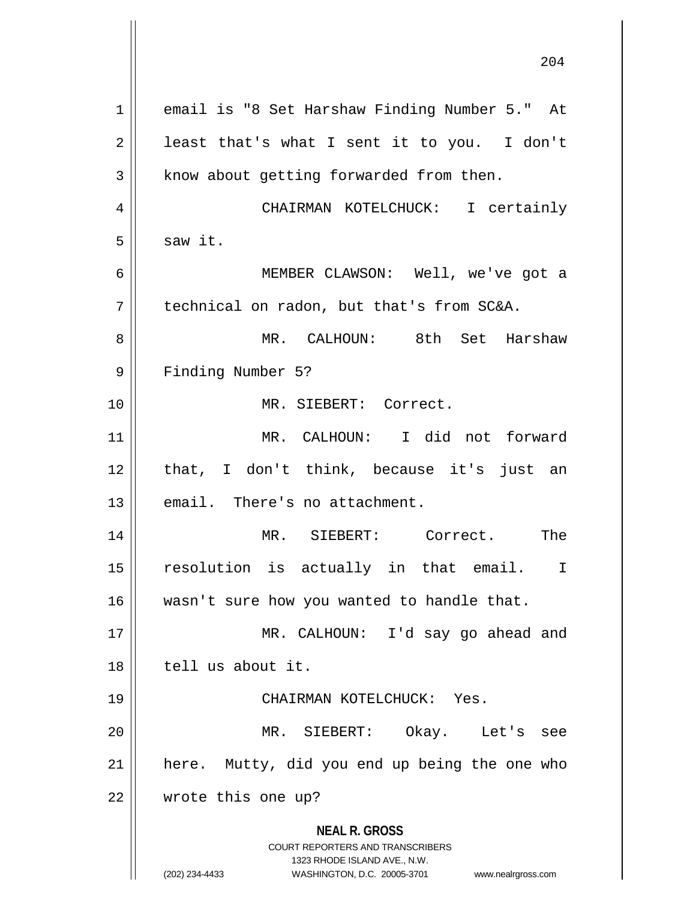email is "8 Set Harshaw Finding Number 5." At least that's what I sent it to you. I don't know about getting forwarded from then.

CHAIRMAN KOTELCHUCK: I certainly saw it.

MEMBER CLAWSON: Well, we've got a technical on radon, but that's from SC&A.

MR. CALHOUN: 8th Set Harshaw Finding Number 5?

MR. SIEBERT: Correct.

MR. CALHOUN: I did not forward that, I don't think, because it's just an email. There's no attachment.

MR. SIEBERT: Correct. The resolution is actually in that email. I wasn't sure how you wanted to handle that.

MR. CALHOUN: I'd say go ahead and tell us about it.

CHAIRMAN KOTELCHUCK: Yes.

MR. SIEBERT: Okay. Let's see here. Mutty, did you end up being the one who wrote this one up?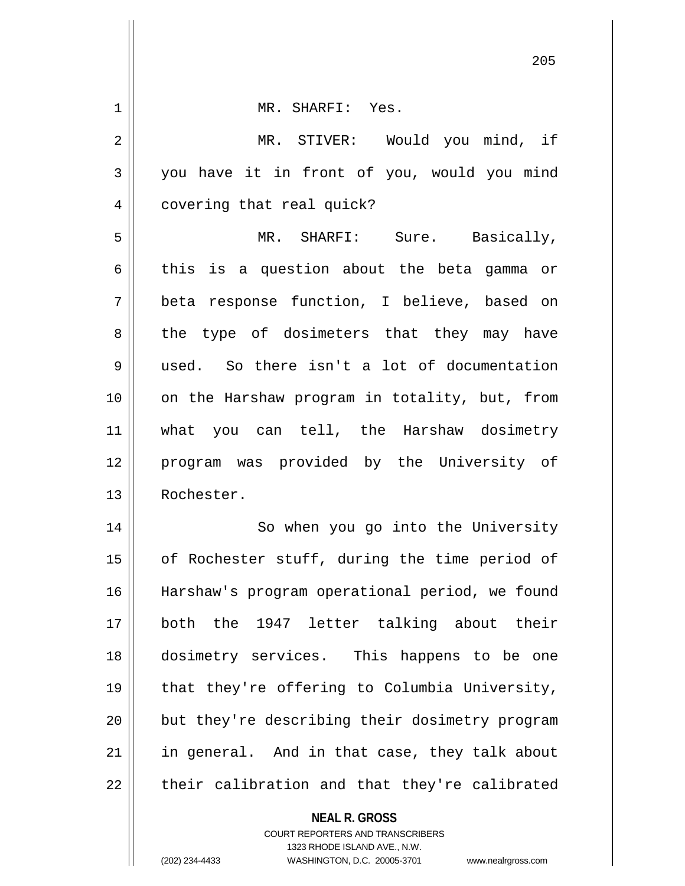MR. SHARFI: Yes.

MR. STIVER: Would you mind, if you have it in front of you, would you mind covering that real quick?

MR. SHARFI: Sure. Basically, this is a question about the beta gamma or beta response function, I believe, based on the type of dosimeters that they may have used. So there isn't a lot of documentation on the Harshaw program in totality, but, from what you can tell, the Harshaw dosimetry program was provided by the University of Rochester.

So when you go into the University of Rochester stuff, during the time period of Harshaw's program operational period, we found both the 1947 letter talking about their dosimetry services. This happens to be one that they're offering to Columbia University, but they're describing their dosimetry program in general. And in that case, they talk about their calibration and that they're calibrated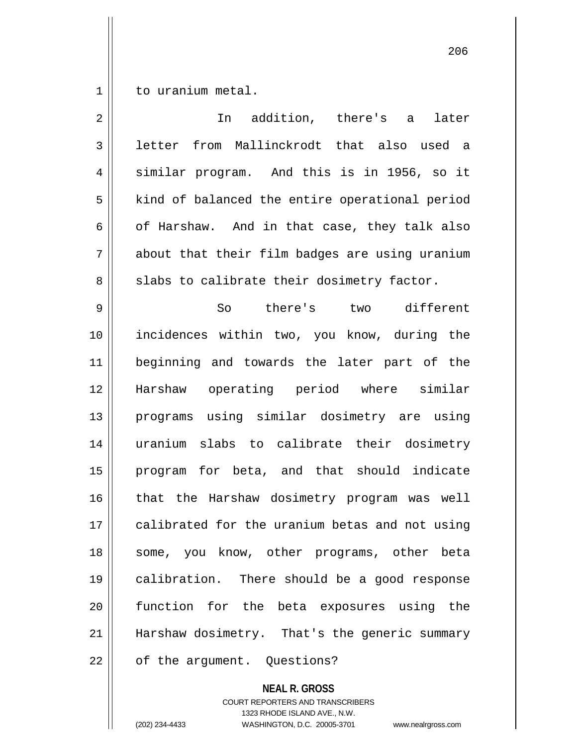to uranium metal.

In addition, there's a later letter from Mallinckrodt that also used a similar program. And this is in 1956, so it kind of balanced the entire operational period of Harshaw. And in that case, they talk also about that their film badges are using uranium slabs to calibrate their dosimetry factor.

So there's two different incidences within two, you know, during the beginning and towards the later part of the Harshaw operating period where similar programs using similar dosimetry are using uranium slabs to calibrate their dosimetry program for beta, and that should indicate that the Harshaw dosimetry program was well calibrated for the uranium betas and not using some, you know, other programs, other beta calibration. There should be a good response function for the beta exposures using the Harshaw dosimetry. That's the generic summary of the argument. Questions?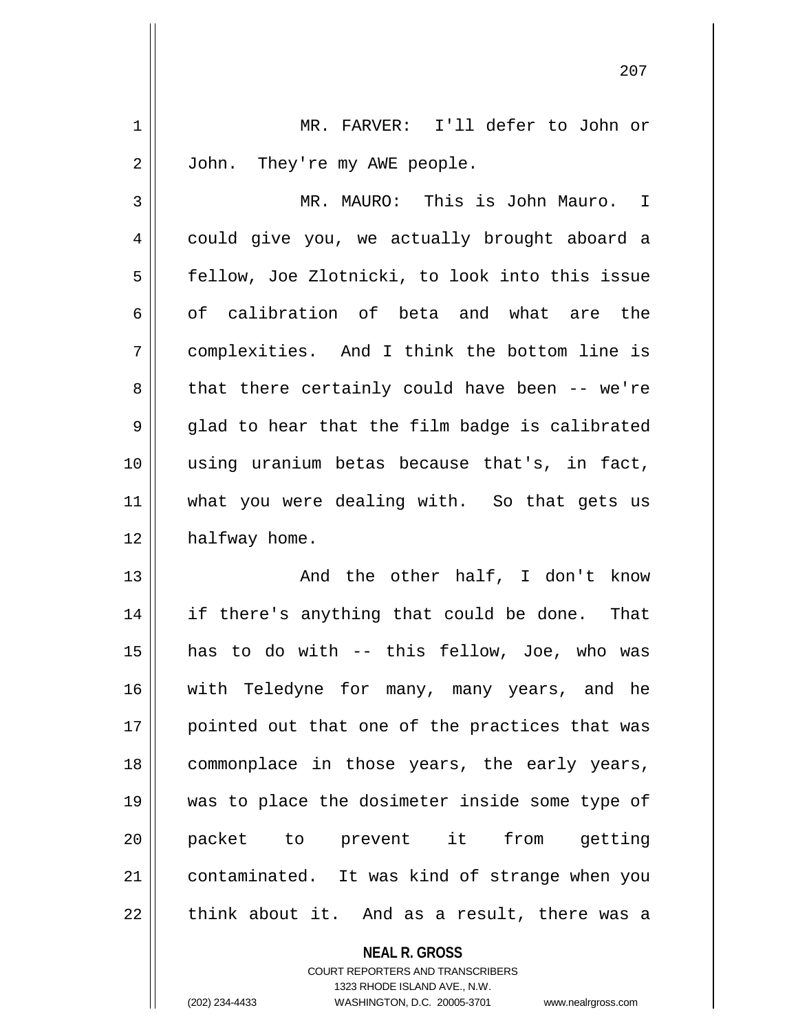MR. FARVER: I'll defer to John or John. They're my AWE people.

MR. MAURO: This is John Mauro. I could give you, we actually brought aboard a fellow, Joe Zlotnicki, to look into this issue of calibration of beta and what are the complexities. And I think the bottom line is that there certainly could have been -- we're glad to hear that the film badge is calibrated using uranium betas because that's, in fact, what you were dealing with. So that gets us halfway home.

And the other half, I don't know if there's anything that could be done. That has to do with -- this fellow, Joe, who was with Teledyne for many, many years, and he pointed out that one of the practices that was commonplace in those years, the early years, was to place the dosimeter inside some type of packet to prevent it from getting contaminated. It was kind of strange when you think about it. And as a result, there was a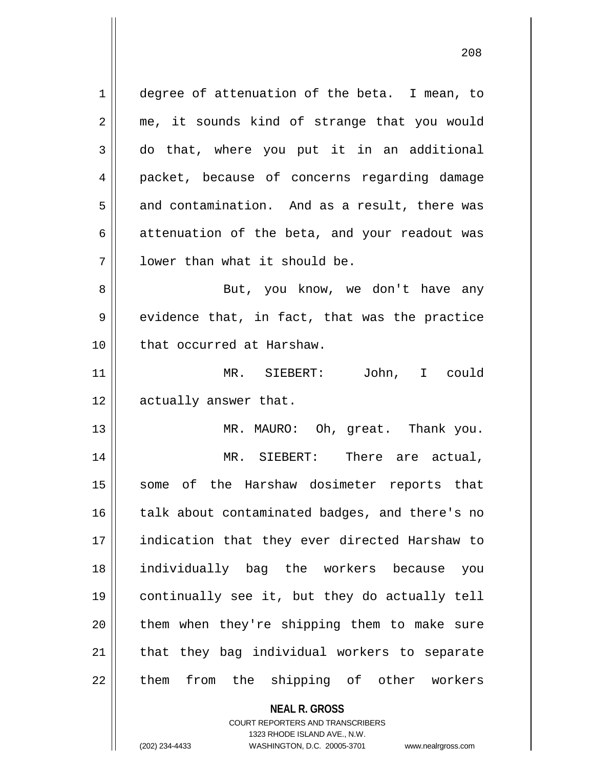degree of attenuation of the beta. I mean, to me, it sounds kind of strange that you would do that, where you put it in an additional packet, because of concerns regarding damage and contamination. And as a result, there was attenuation of the beta, and your readout was lower than what it should be.

But, you know, we don't have any evidence that, in fact, that was the practice that occurred at Harshaw.

MR. SIEBERT: John, I could actually answer that.

MR. MAURO: Oh, great. Thank you.

MR. SIEBERT: There are actual, some of the Harshaw dosimeter reports that talk about contaminated badges, and there's no indication that they ever directed Harshaw to individually bag the workers because you continually see it, but they do actually tell them when they're shipping them to make sure that they bag individual workers to separate them from the shipping of other workers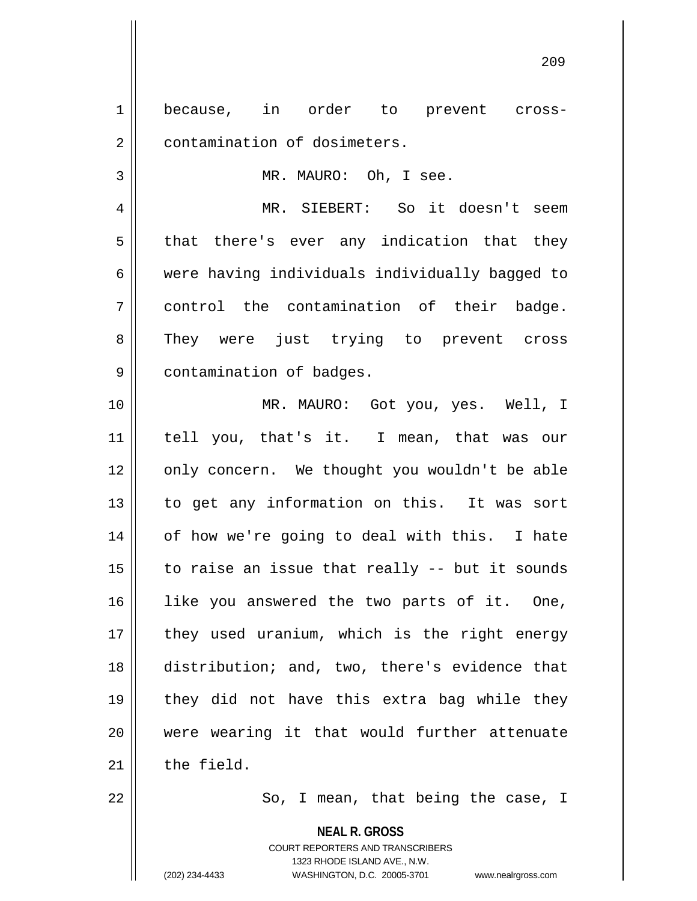because, in order to prevent cross-contamination of dosimeters.

MR. MAURO: Oh, I see.

MR. SIEBERT: So it doesn't seem that there's ever any indication that they were having individuals individually bagged to control the contamination of their badge. They were just trying to prevent cross contamination of badges.

MR. MAURO: Got you, yes. Well, I tell you, that's it. I mean, that was our only concern. We thought you wouldn't be able to get any information on this. It was sort of how we're going to deal with this. I hate to raise an issue that really -- but it sounds like you answered the two parts of it. One, they used uranium, which is the right energy distribution; and, two, there's evidence that they did not have this extra bag while they were wearing it that would further attenuate the field.

So, I mean, that being the case, I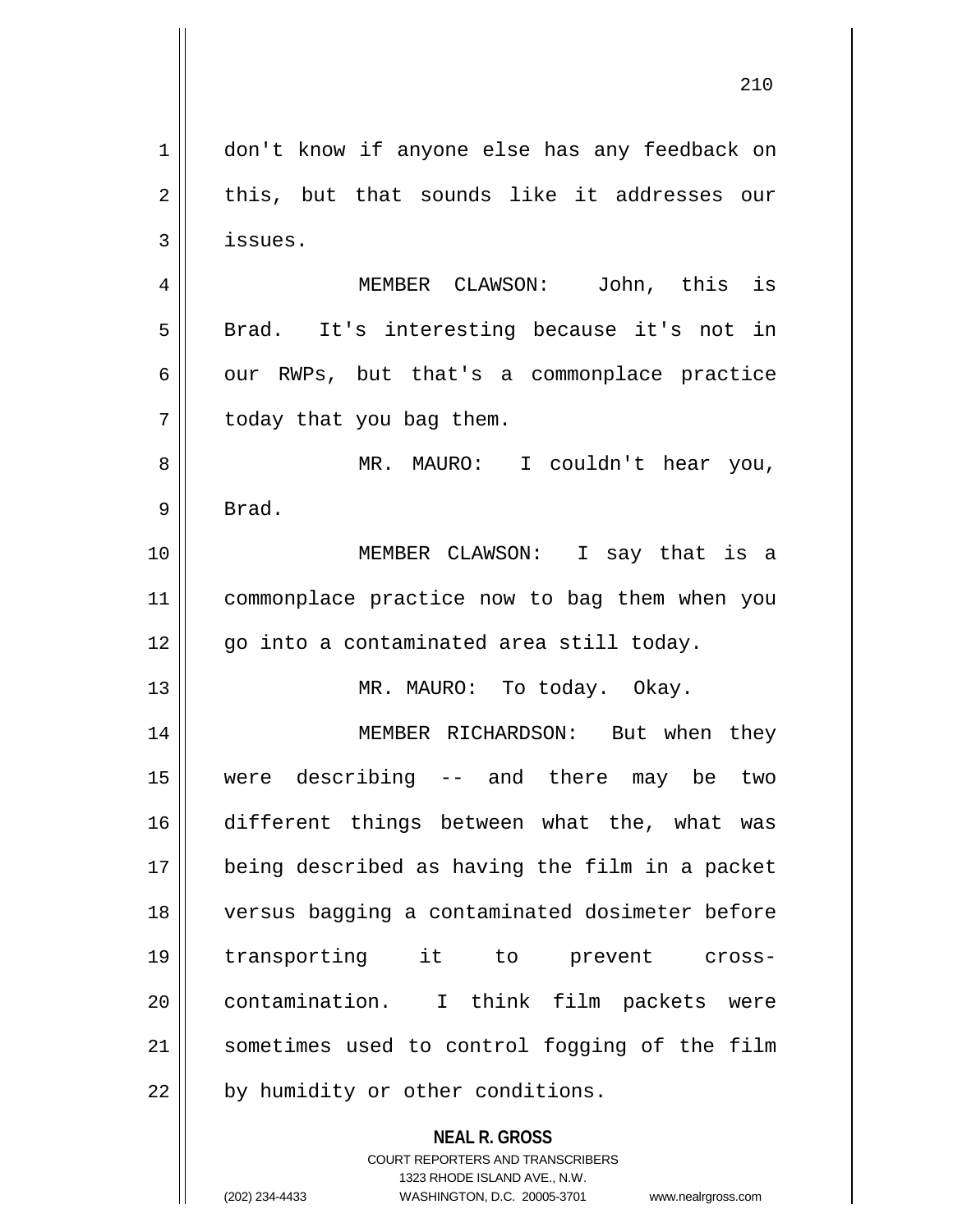don't know if anyone else has any feedback on this, but that sounds like it addresses our issues.

MEMBER CLAWSON: John, this is Brad. It's interesting because it's not in our RWPs, but that's a commonplace practice today that you bag them.

MR. MAURO: I couldn't hear you, Brad.

MEMBER CLAWSON: I say that is a commonplace practice now to bag them when you go into a contaminated area still today.

MR. MAURO: To today. Okay.

MEMBER RICHARDSON: But when they were describing -- and there may be two different things between what the, what was being described as having the film in a packet versus bagging a contaminated dosimeter before transporting it to prevent cross-contamination. I think film packets were sometimes used to control fogging of the film by humidity or other conditions.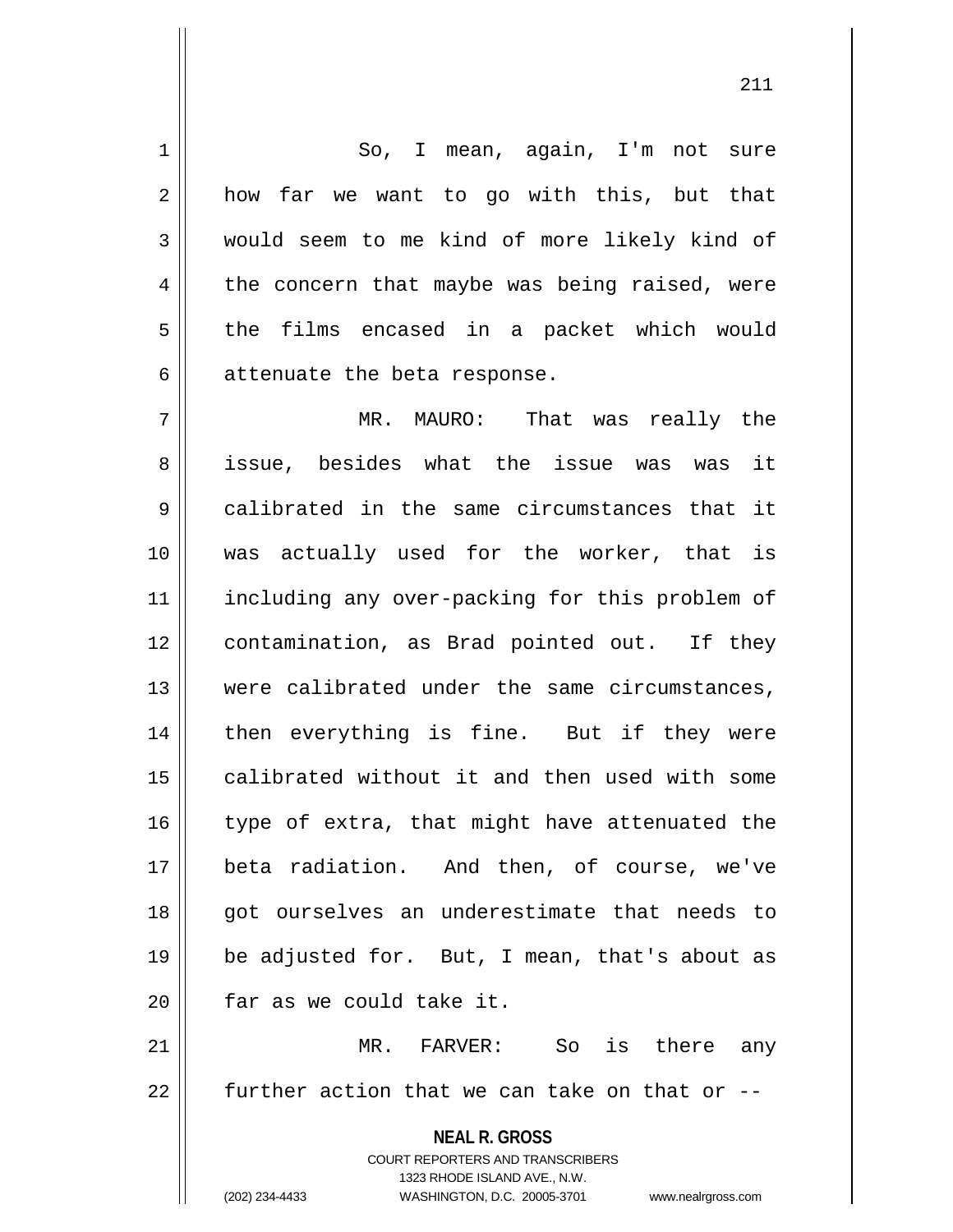So, I mean, again, I'm not sure how far we want to go with this, but that would seem to me kind of more likely kind of the concern that maybe was being raised, were the films encased in a packet which would attenuate the beta response.

MR. MAURO: That was really the issue, besides what the issue was was it calibrated in the same circumstances that it was actually used for the worker, that is including any over-packing for this problem of contamination, as Brad pointed out. If they were calibrated under the same circumstances, then everything is fine. But if they were calibrated without it and then used with some type of extra, that might have attenuated the beta radiation. And then, of course, we've got ourselves an underestimate that needs to be adjusted for. But, I mean, that's about as far as we could take it.

MR. FARVER: So is there any further action that we can take on that or --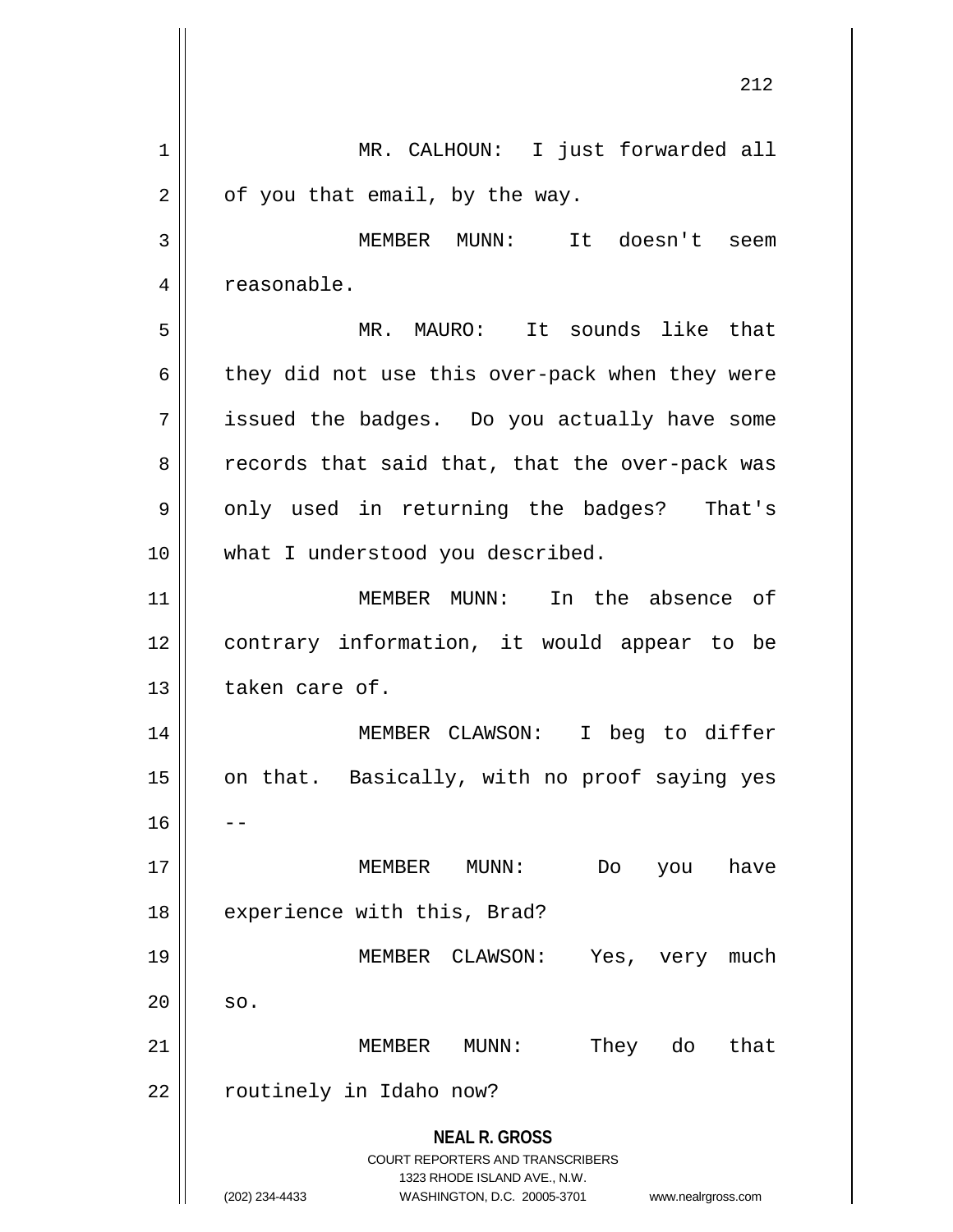MR. CALHOUN: I just forwarded all of you that email, by the way.

MEMBER MUNN: It doesn't seem reasonable.

MR. MAURO: It sounds like that they did not use this over-pack when they were issued the badges. Do you actually have some records that said that, that the over-pack was only used in returning the badges? That's what I understood you described.

MEMBER MUNN: In the absence of contrary information, it would appear to be taken care of.

MEMBER CLAWSON: I beg to differ on that. Basically, with no proof saying yes --

MEMBER MUNN: Do you have experience with this, Brad?

MEMBER CLAWSON: Yes, very much so.

MEMBER MUNN: They do that routinely in Idaho now?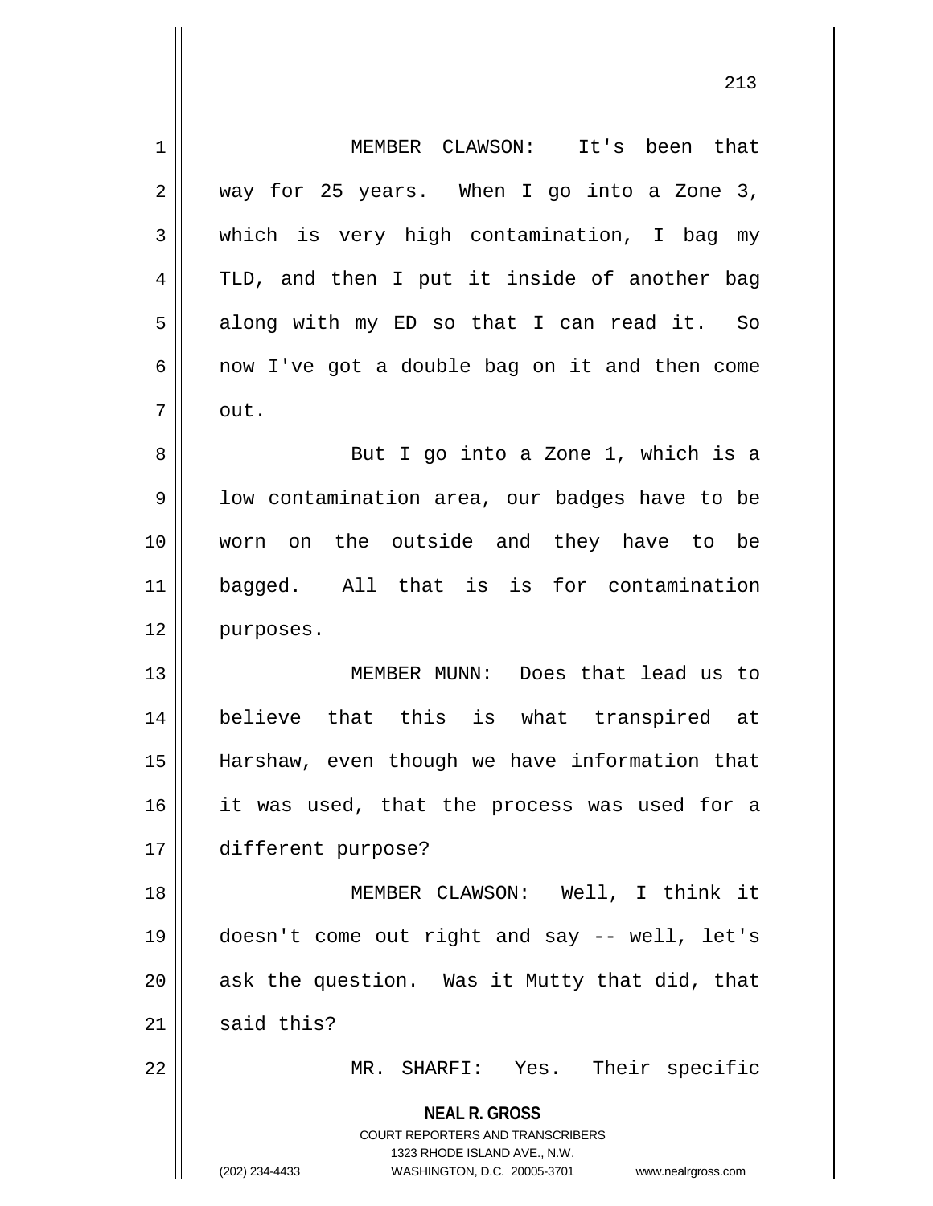MEMBER CLAWSON: It's been that way for 25 years. When I go into a Zone 3, which is very high contamination, I bag my TLD, and then I put it inside of another bag along with my ED so that I can read it. So now I've got a double bag on it and then come out.

But I go into a Zone 1, which is a low contamination area, our badges have to be worn on the outside and they have to be bagged. All that is is for contamination purposes.

MEMBER MUNN: Does that lead us to believe that this is what transpired at Harshaw, even though we have information that it was used, that the process was used for a different purpose?

MEMBER CLAWSON: Well, I think it doesn't come out right and say -- well, let's ask the question. Was it Mutty that did, that said this?

MR. SHARFI: Yes. Their specific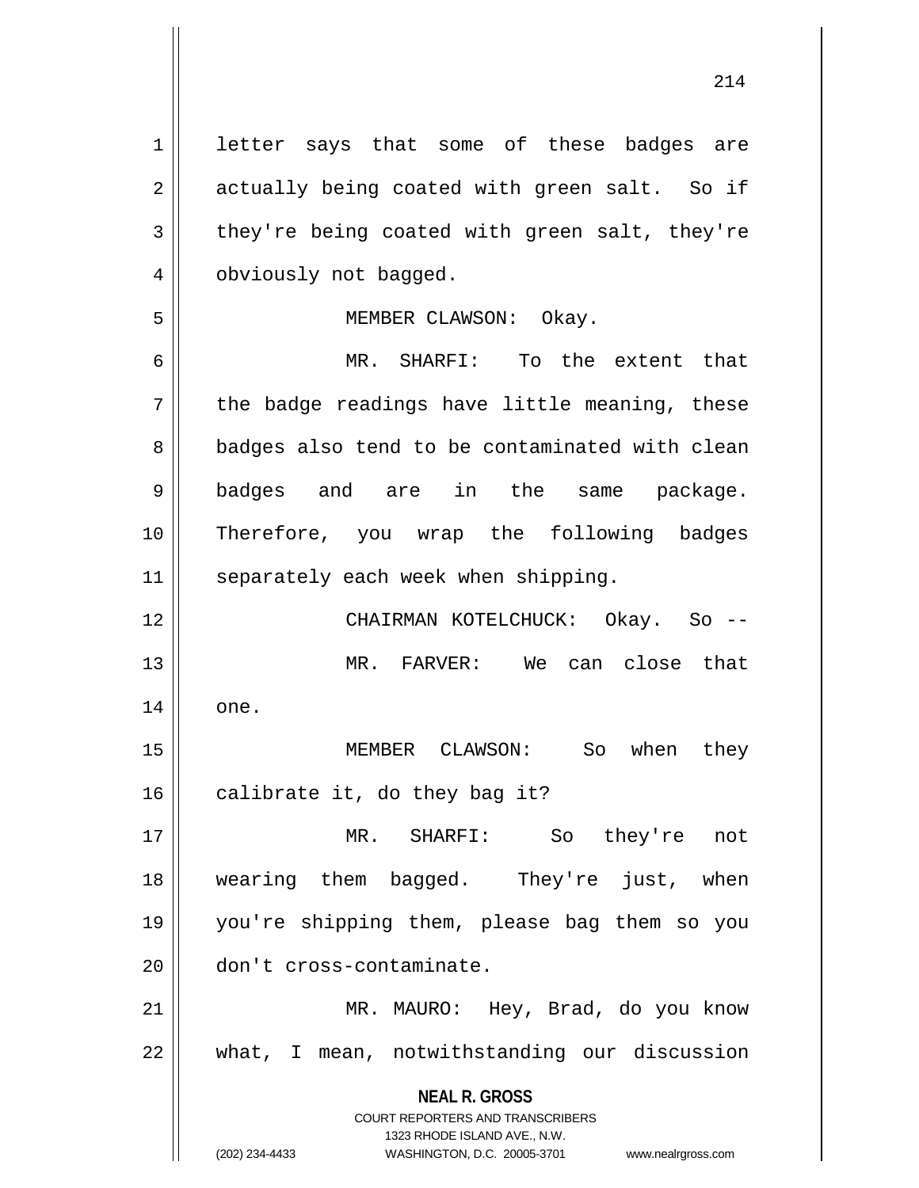letter says that some of these badges are actually being coated with green salt. So if they're being coated with green salt, they're obviously not bagged.

MEMBER CLAWSON: Okay.

MR. SHARFI: To the extent that the badge readings have little meaning, these badges also tend to be contaminated with clean badges and are in the same package. Therefore, you wrap the following badges separately each week when shipping.

CHAIRMAN KOTELCHUCK: Okay. So --

MR. FARVER: We can close that one.

MEMBER CLAWSON: So when they calibrate it, do they bag it?

MR. SHARFI: So they're not wearing them bagged. They're just, when you're shipping them, please bag them so you don't cross-contaminate.

MR. MAURO: Hey, Brad, do you know what, I mean, notwithstanding our discussion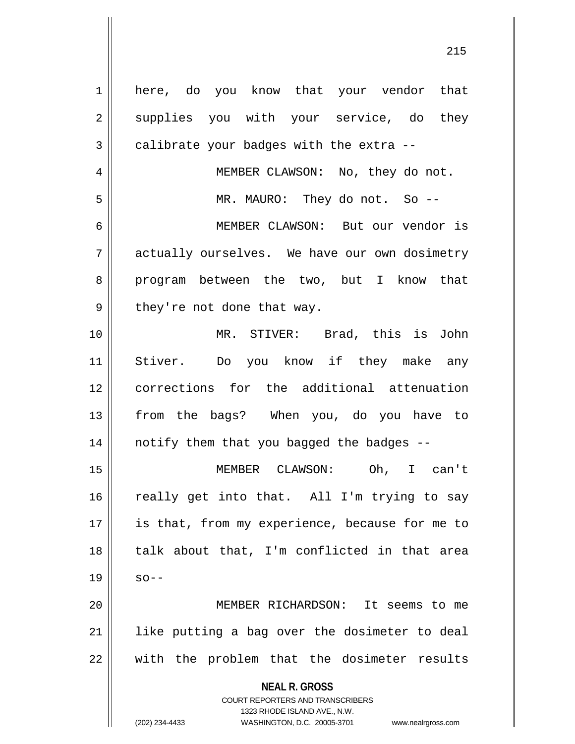here, do you know that your vendor that supplies you with your service, do they calibrate your badges with the extra --

MEMBER CLAWSON: No, they do not.

MR. MAURO: They do not. So --

MEMBER CLAWSON: But our vendor is actually ourselves. We have our own dosimetry program between the two, but I know that they're not done that way.

MR. STIVER: Brad, this is John Stiver. Do you know if they make any corrections for the additional attenuation from the bags? When you, do you have to notify them that you bagged the badges --

MEMBER CLAWSON: Oh, I can't really get into that. All I'm trying to say is that, from my experience, because for me to talk about that, I'm conflicted in that area so--

MEMBER RICHARDSON: It seems to me like putting a bag over the dosimeter to deal with the problem that the dosimeter results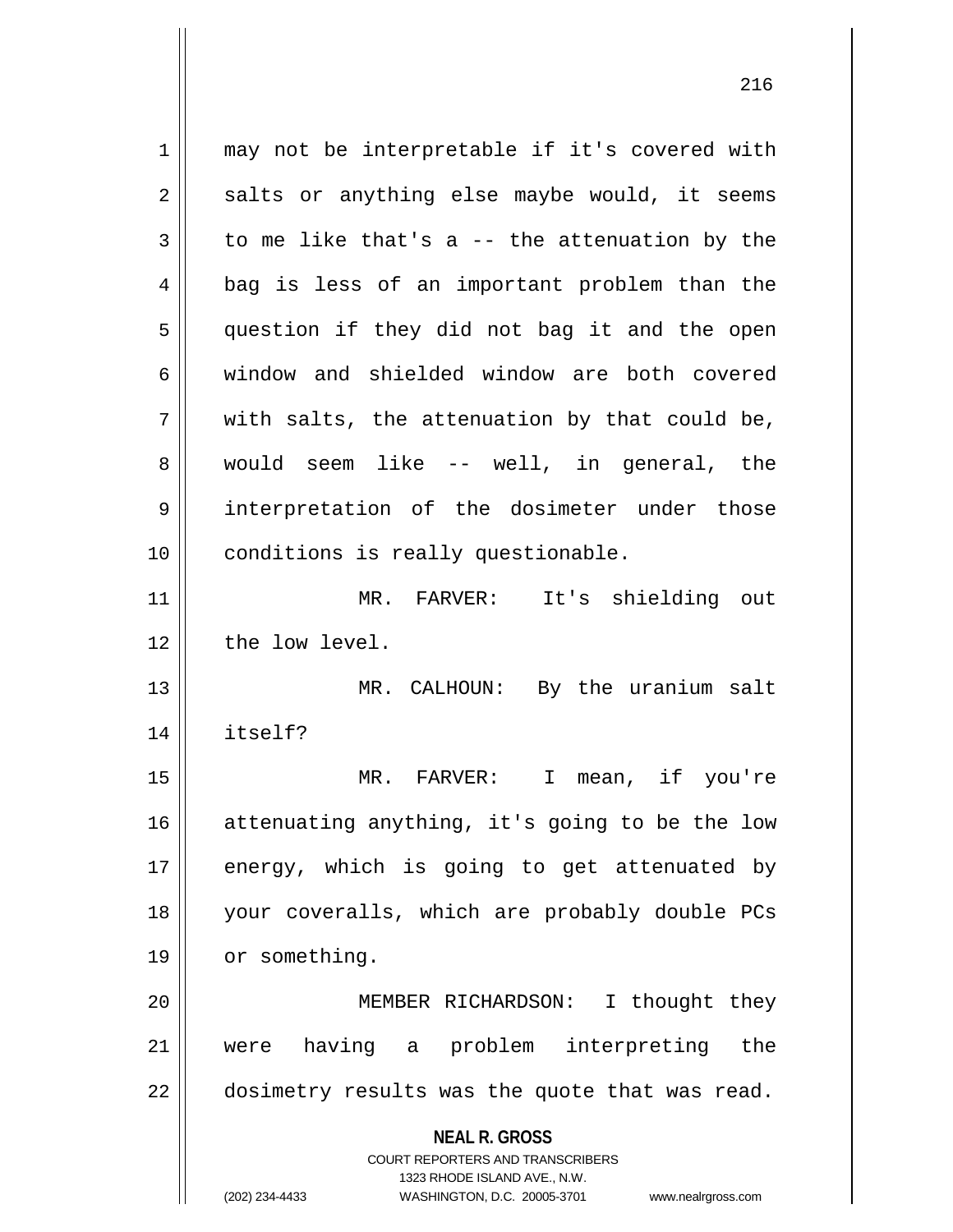may not be interpretable if it's covered with salts or anything else maybe would, it seems to me like that's a -- the attenuation by the bag is less of an important problem than the question if they did not bag it and the open window and shielded window are both covered with salts, the attenuation by that could be, would seem like -- well, in general, the interpretation of the dosimeter under those conditions is really questionable.

MR. FARVER: It's shielding out the low level.

MR. CALHOUN: By the uranium salt itself?

MR. FARVER: I mean, if you're attenuating anything, it's going to be the low energy, which is going to get attenuated by your coveralls, which are probably double PCs or something.

MEMBER RICHARDSON: I thought they were having a problem interpreting the dosimetry results was the quote that was read.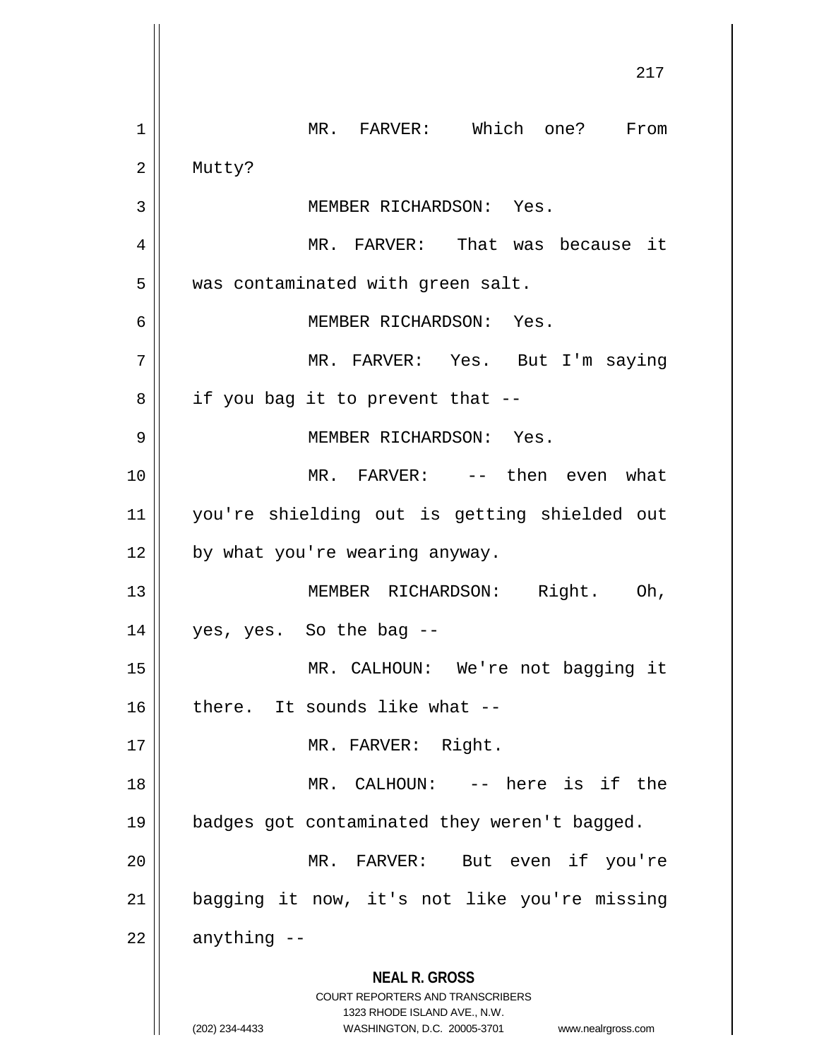MR. FARVER: Which one? From Mutty?

MEMBER RICHARDSON: Yes.

MR. FARVER: That was because it was contaminated with green salt.

MEMBER RICHARDSON: Yes.

MR. FARVER: Yes. But I'm saying if you bag it to prevent that --

MEMBER RICHARDSON: Yes.

MR. FARVER: -- then even what you're shielding out is getting shielded out by what you're wearing anyway.

MEMBER RICHARDSON: Right. Oh, yes, yes. So the bag --

MR. CALHOUN: We're not bagging it there. It sounds like what --

MR. FARVER: Right.

MR. CALHOUN: -- here is if the badges got contaminated they weren't bagged.

MR. FARVER: But even if you're bagging it now, it's not like you're missing anything --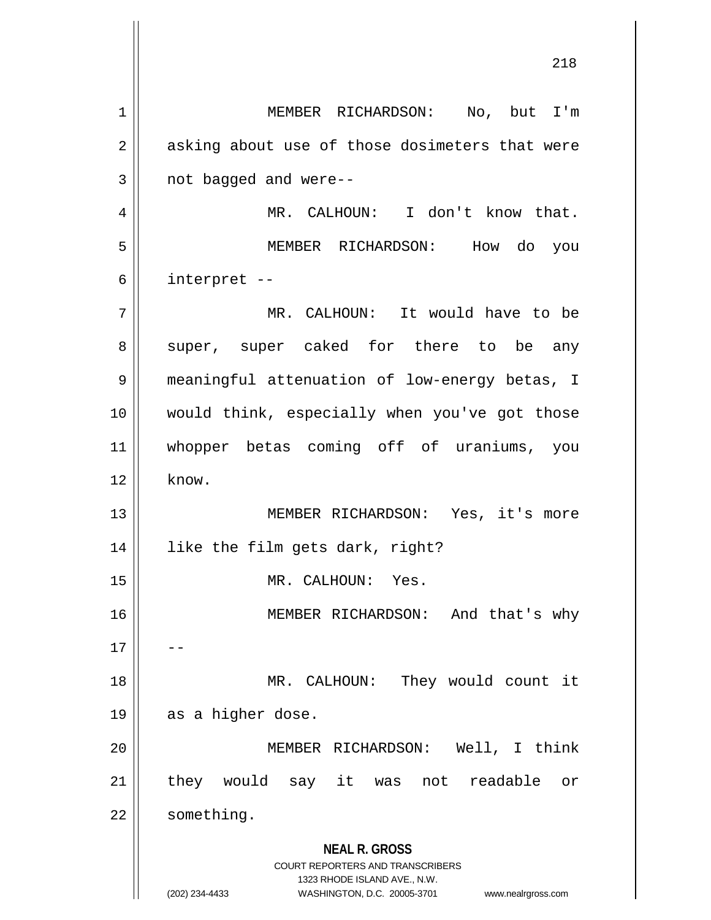MEMBER RICHARDSON: No, but I'm asking about use of those dosimeters that were not bagged and were--

MR. CALHOUN: I don't know that.

MEMBER RICHARDSON: How do you interpret --

MR. CALHOUN: It would have to be super, super caked for there to be any meaningful attenuation of low-energy betas, I would think, especially when you've got those whopper betas coming off of uraniums, you know.

MEMBER RICHARDSON: Yes, it's more like the film gets dark, right?

MR. CALHOUN: Yes.

MEMBER RICHARDSON: And that's why --

MR. CALHOUN: They would count it as a higher dose.

MEMBER RICHARDSON: Well, I think they would say it was not readable or something.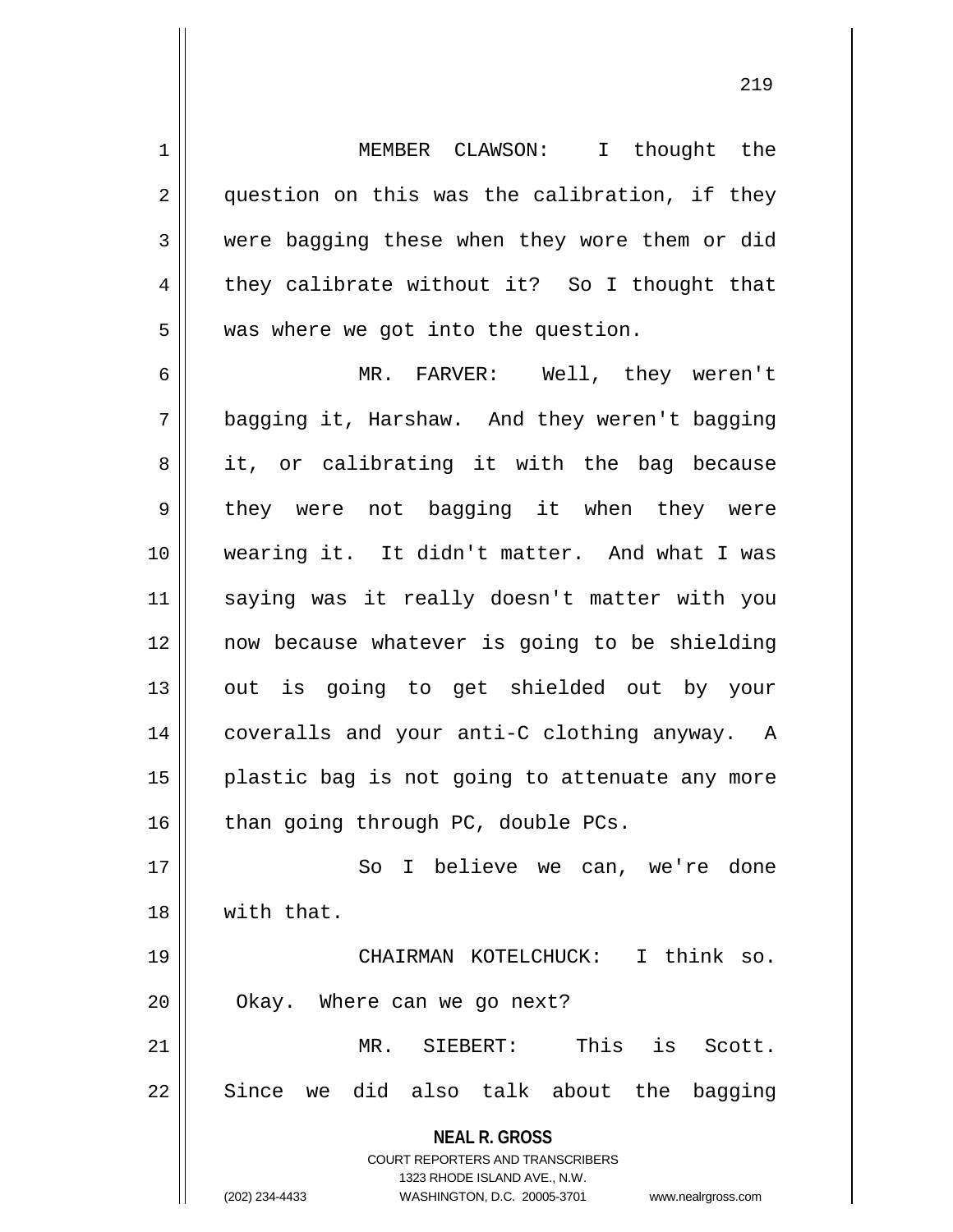MEMBER CLAWSON: I thought the question on this was the calibration, if they were bagging these when they wore them or did they calibrate without it? So I thought that was where we got into the question.

MR. FARVER: Well, they weren't bagging it, Harshaw. And they weren't bagging it, or calibrating it with the bag because they were not bagging it when they were wearing it. It didn't matter. And what I was saying was it really doesn't matter with you now because whatever is going to be shielding out is going to get shielded out by your coveralls and your anti-C clothing anyway. A plastic bag is not going to attenuate any more than going through PC, double PCs.

So I believe we can, we're done with that.

CHAIRMAN KOTELCHUCK: I think so. Okay. Where can we go next?

MR. SIEBERT: This is Scott. Since we did also talk about the bagging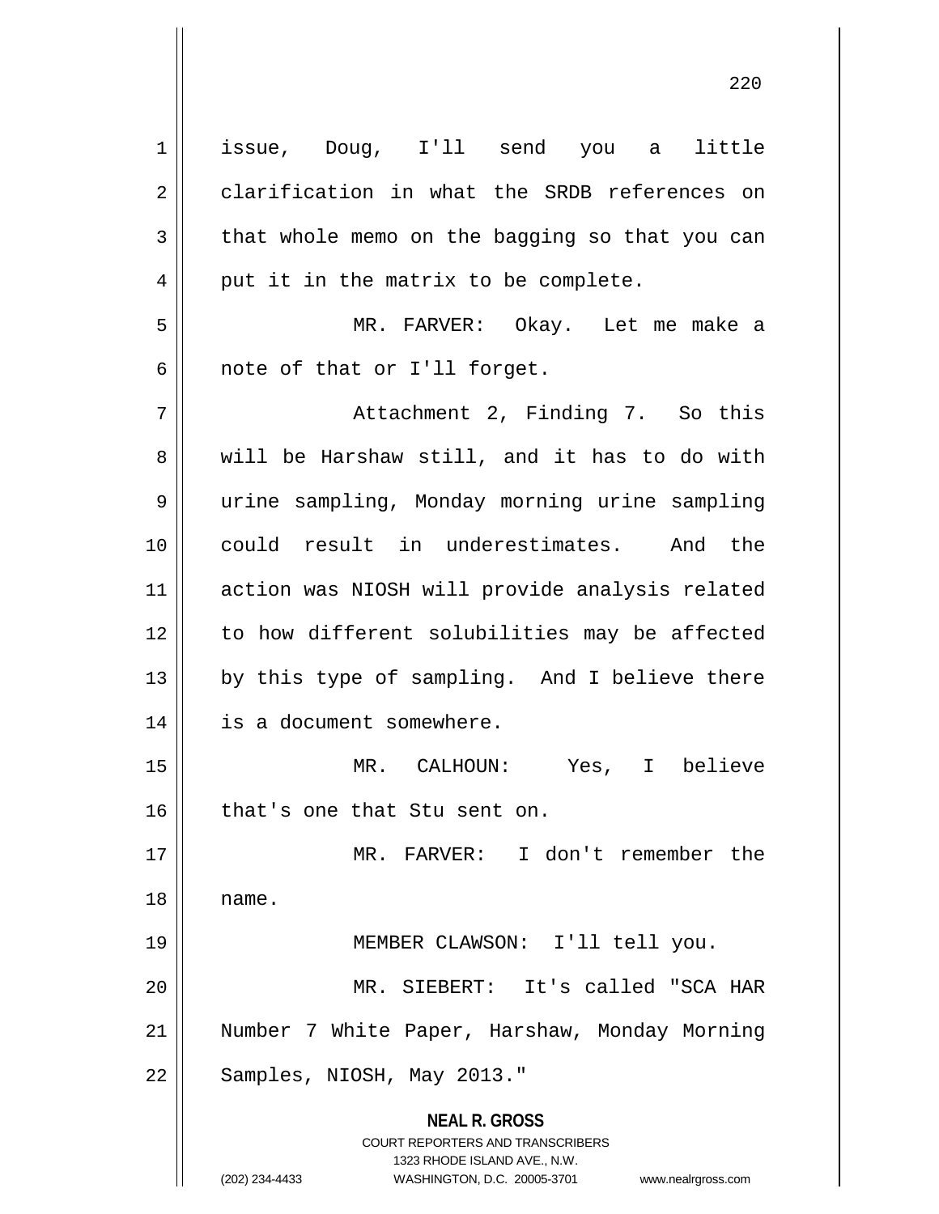issue, Doug, I'll send you a little clarification in what the SRDB references on that whole memo on the bagging so that you can put it in the matrix to be complete.

MR. FARVER: Okay. Let me make a note of that or I'll forget.

Attachment 2, Finding 7. So this will be Harshaw still, and it has to do with urine sampling, Monday morning urine sampling could result in underestimates. And the action was NIOSH will provide analysis related to how different solubilities may be affected by this type of sampling. And I believe there is a document somewhere.

MR. CALHOUN: Yes, I believe that's one that Stu sent on.

MR. FARVER: I don't remember the name.

MEMBER CLAWSON: I'll tell you.

MR. SIEBERT: It's called "SCA HAR Number 7 White Paper, Harshaw, Monday Morning Samples, NIOSH, May 2013."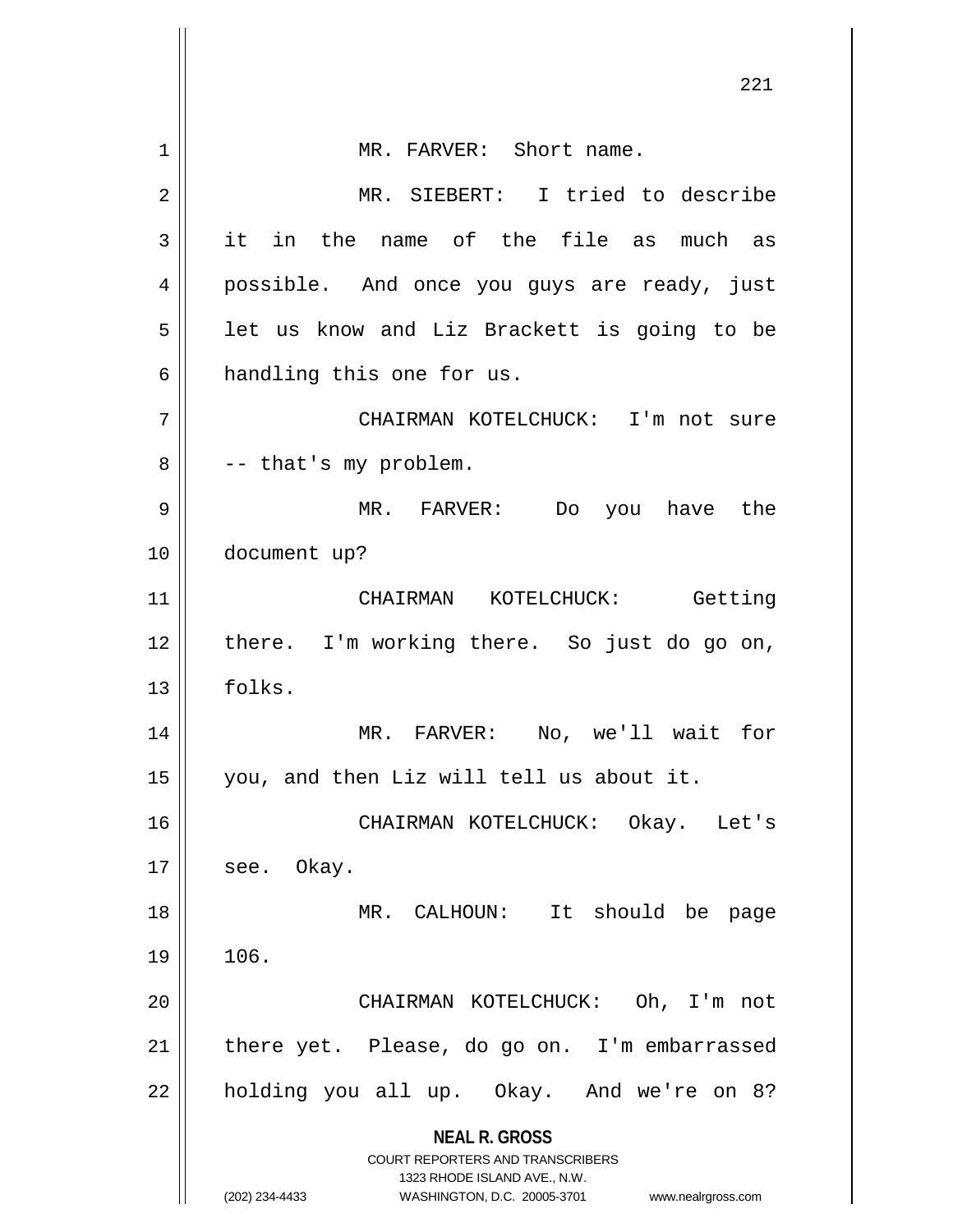MR. FARVER: Short name.

MR. SIEBERT: I tried to describe it in the name of the file as much as possible. And once you guys are ready, just let us know and Liz Brackett is going to be handling this one for us.

CHAIRMAN KOTELCHUCK: I'm not sure -- that's my problem.

MR. FARVER: Do you have the document up?

CHAIRMAN KOTELCHUCK: Getting there. I'm working there. So just do go on, folks.

MR. FARVER: No, we'll wait for you, and then Liz will tell us about it.

CHAIRMAN KOTELCHUCK: Okay. Let's see. Okay.

MR. CALHOUN: It should be page 106.

CHAIRMAN KOTELCHUCK: Oh, I'm not there yet. Please, do go on. I'm embarrassed holding you all up. Okay. And we're on 8?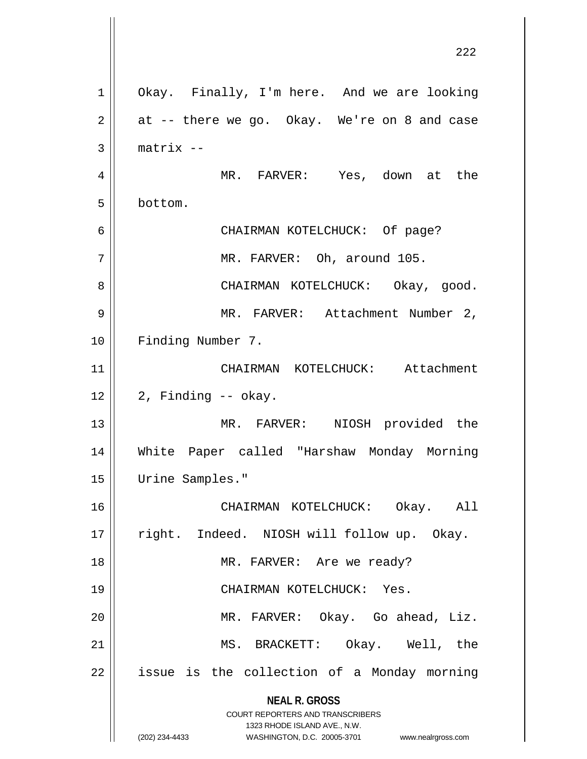Okay. Finally, I'm here. And we are looking at -- there we go. Okay. We're on 8 and case matrix --

MR. FARVER: Yes, down at the bottom.

CHAIRMAN KOTELCHUCK: Of page?

MR. FARVER: Oh, around 105.

CHAIRMAN KOTELCHUCK: Okay, good.

MR. FARVER: Attachment Number 2, Finding Number 7.

CHAIRMAN KOTELCHUCK: Attachment 2, Finding -- okay.

MR. FARVER: NIOSH provided the White Paper called "Harshaw Monday Morning Urine Samples."

CHAIRMAN KOTELCHUCK: Okay. All right. Indeed. NIOSH will follow up. Okay.

MR. FARVER: Are we ready?

CHAIRMAN KOTELCHUCK: Yes.

MR. FARVER: Okay. Go ahead, Liz.

MS. BRACKETT: Okay. Well, the issue is the collection of a Monday morning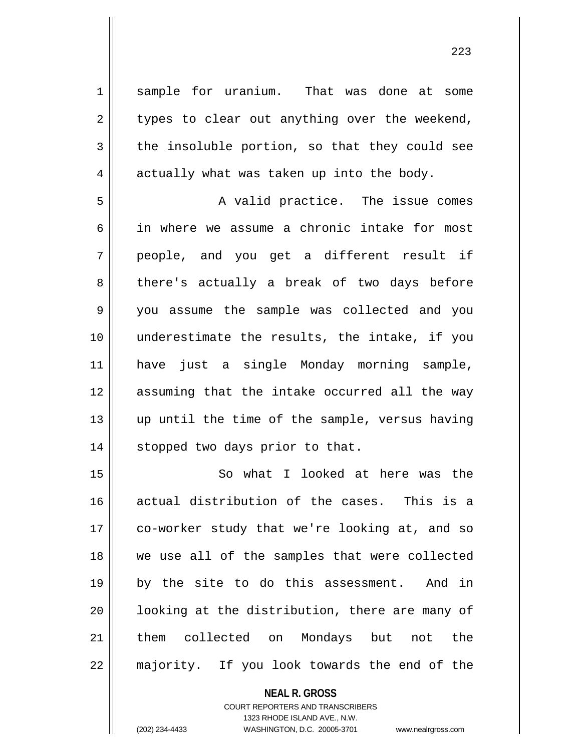sample for uranium. That was done at some types to clear out anything over the weekend, the insoluble portion, so that they could see actually what was taken up into the body.

A valid practice. The issue comes in where we assume a chronic intake for most people, and you get a different result if there's actually a break of two days before you assume the sample was collected and you underestimate the results, the intake, if you have just a single Monday morning sample, assuming that the intake occurred all the way up until the time of the sample, versus having stopped two days prior to that.

So what I looked at here was the actual distribution of the cases. This is a co-worker study that we're looking at, and so we use all of the samples that were collected by the site to do this assessment. And in looking at the distribution, there are many of them collected on Mondays but not the majority. If you look towards the end of the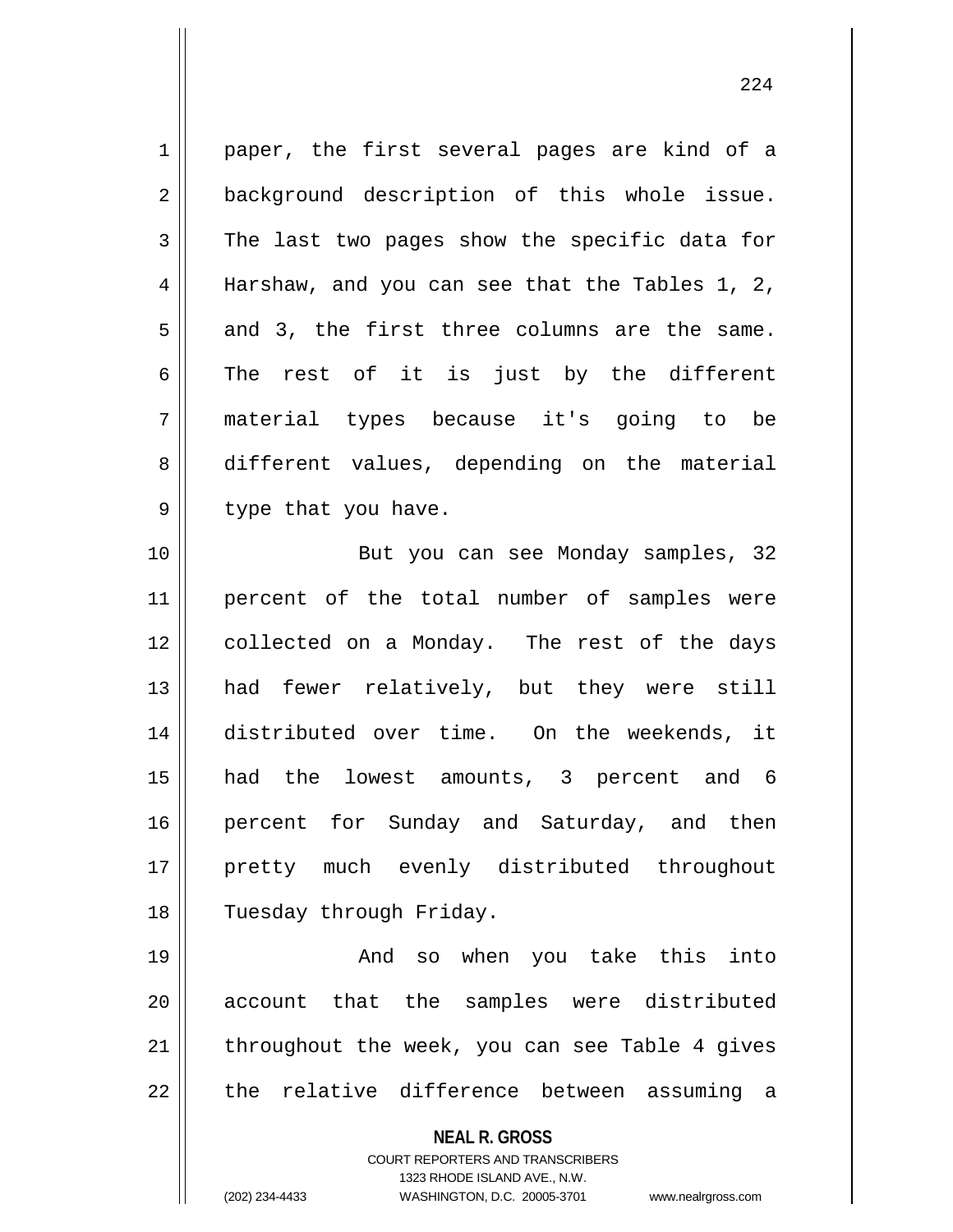paper, the first several pages are kind of a background description of this whole issue. The last two pages show the specific data for Harshaw, and you can see that the Tables 1, 2, and 3, the first three columns are the same. The rest of it is just by the different material types because it's going to be different values, depending on the material type that you have.

But you can see Monday samples, 32 percent of the total number of samples were collected on a Monday. The rest of the days had fewer relatively, but they were still distributed over time. On the weekends, it had the lowest amounts, 3 percent and 6 percent for Sunday and Saturday, and then pretty much evenly distributed throughout Tuesday through Friday.

And so when you take this into account that the samples were distributed throughout the week, you can see Table 4 gives the relative difference between assuming a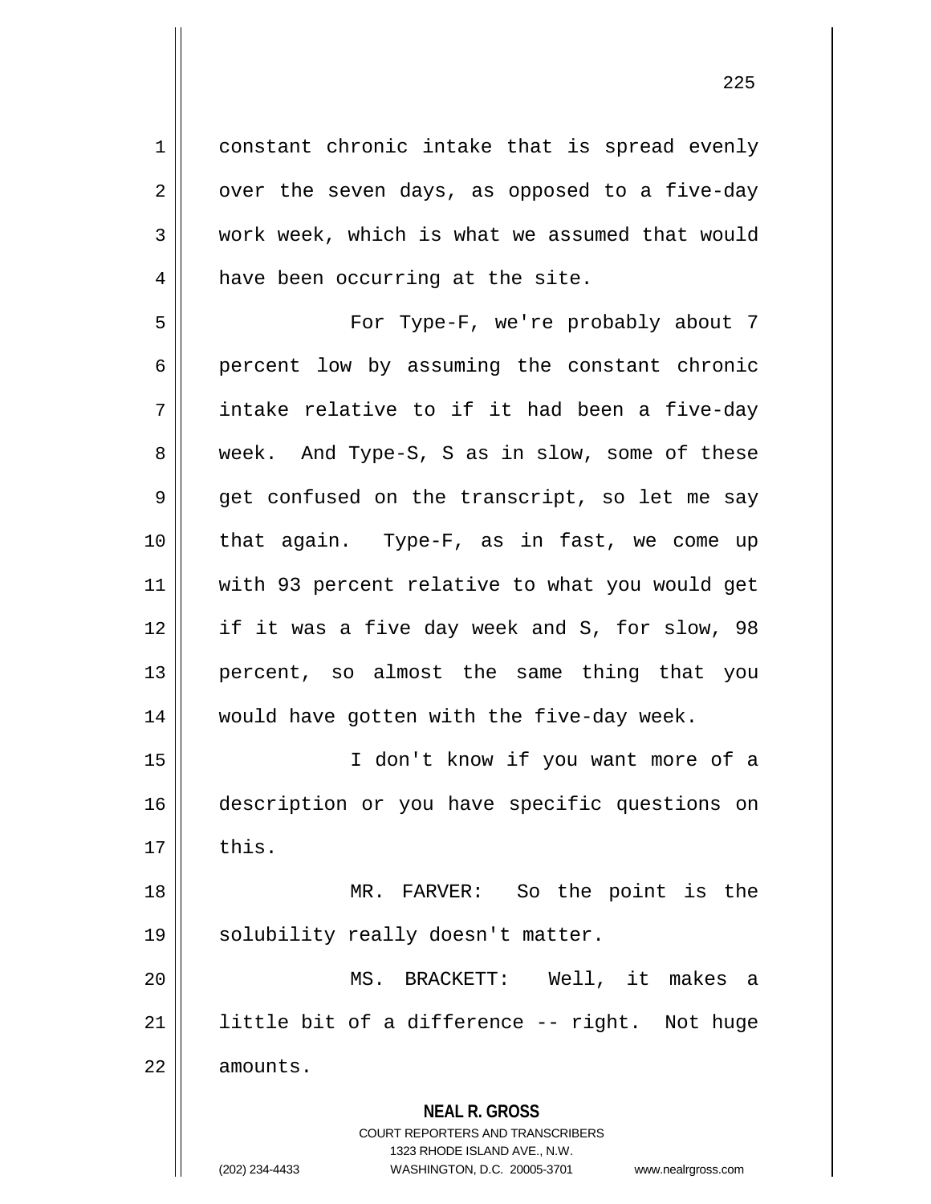constant chronic intake that is spread evenly over the seven days, as opposed to a five-day work week, which is what we assumed that would have been occurring at the site.

For Type-F, we're probably about 7 percent low by assuming the constant chronic intake relative to if it had been a five-day week. And Type-S, S as in slow, some of these get confused on the transcript, so let me say that again. Type-F, as in fast, we come up with 93 percent relative to what you would get if it was a five day week and S, for slow, 98 percent, so almost the same thing that you would have gotten with the five-day week.

I don't know if you want more of a description or you have specific questions on this.

MR. FARVER: So the point is the solubility really doesn't matter.

MS. BRACKETT: Well, it makes a little bit of a difference -- right. Not huge amounts.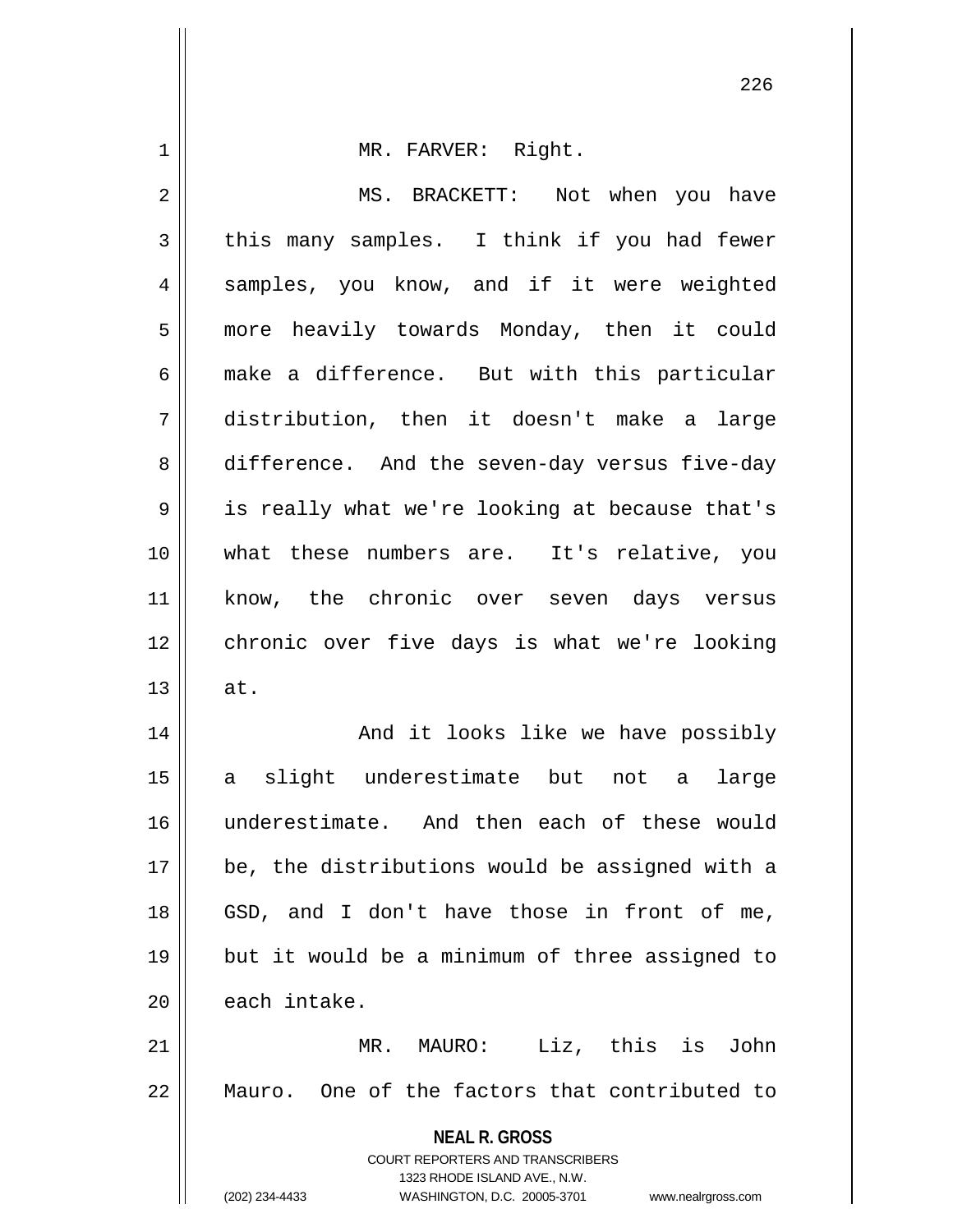MR. FARVER: Right.

MS. BRACKETT: Not when you have this many samples. I think if you had fewer samples, you know, and if it were weighted more heavily towards Monday, then it could make a difference. But with this particular distribution, then it doesn't make a large difference. And the seven-day versus five-day is really what we're looking at because that's what these numbers are. It's relative, you know, the chronic over seven days versus chronic over five days is what we're looking at.

And it looks like we have possibly a slight underestimate but not a large underestimate. And then each of these would be, the distributions would be assigned with a GSD, and I don't have those in front of me, but it would be a minimum of three assigned to each intake.

MR. MAURO: Liz, this is John Mauro. One of the factors that contributed to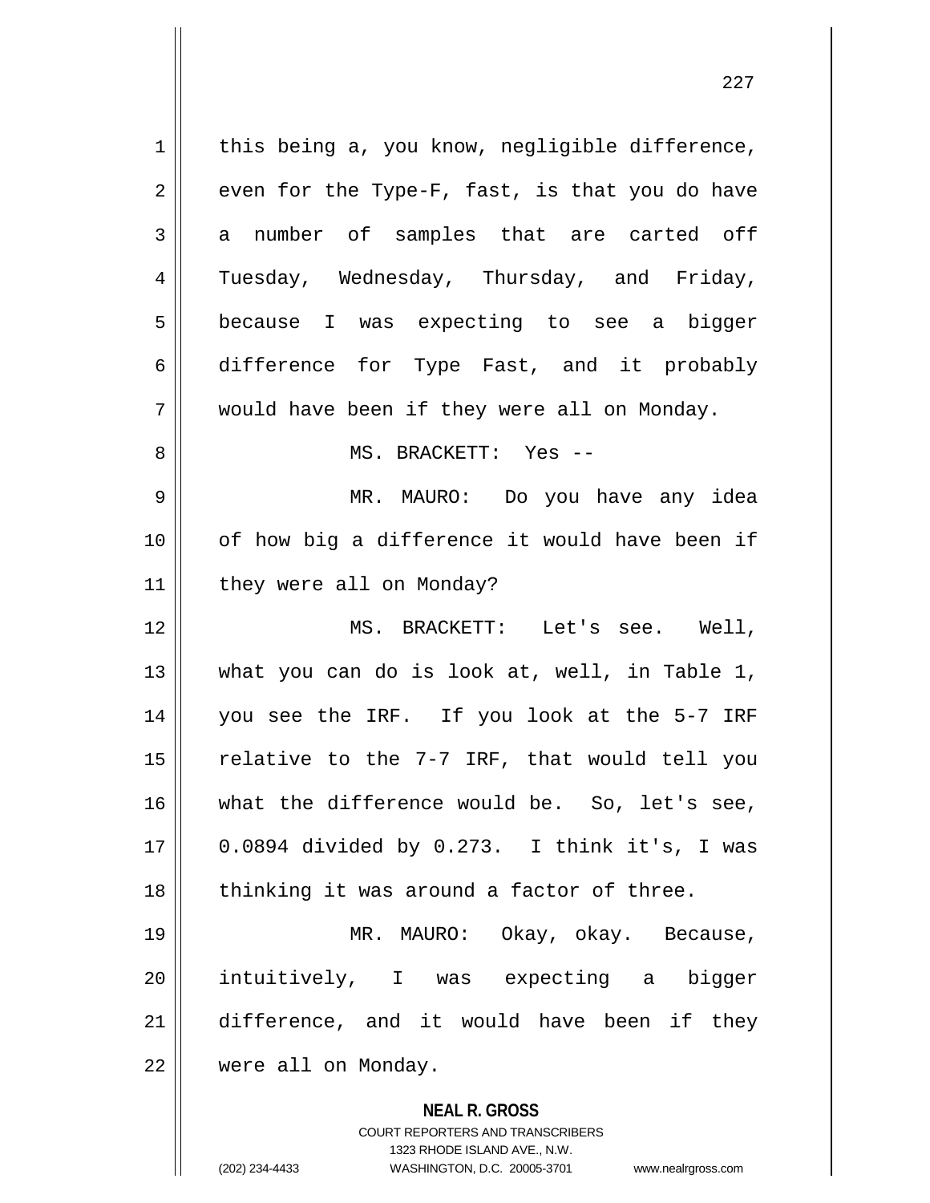this being a, you know, negligible difference, even for the Type-F, fast, is that you do have a number of samples that are carted off Tuesday, Wednesday, Thursday, and Friday, because I was expecting to see a bigger difference for Type Fast, and it probably would have been if they were all on Monday.

MS. BRACKETT: Yes --

MR. MAURO: Do you have any idea of how big a difference it would have been if they were all on Monday?

MS. BRACKETT: Let's see. Well, what you can do is look at, well, in Table 1, you see the IRF. If you look at the 5-7 IRF relative to the 7-7 IRF, that would tell you what the difference would be. So, let's see, 0.0894 divided by 0.273. I think it's, I was thinking it was around a factor of three.

MR. MAURO: Okay, okay. Because, intuitively, I was expecting a bigger difference, and it would have been if they were all on Monday.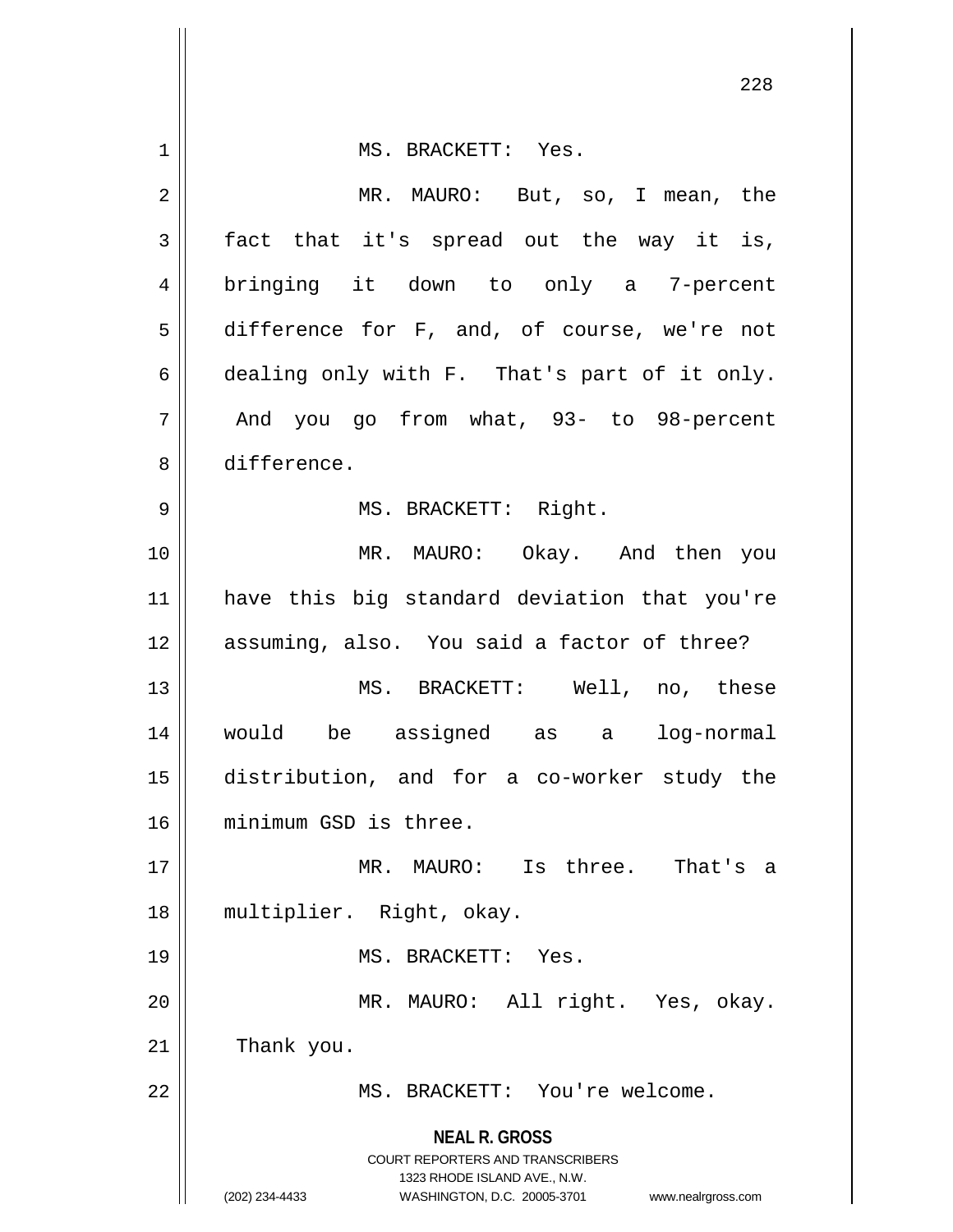MS. BRACKETT: Yes.

MR. MAURO: But, so, I mean, the fact that it's spread out the way it is, bringing it down to only a 7-percent difference for F, and, of course, we're not dealing only with F. That's part of it only. And you go from what, 93- to 98-percent difference.

MS. BRACKETT: Right.

MR. MAURO: Okay. And then you have this big standard deviation that you're assuming, also. You said a factor of three?

MS. BRACKETT: Well, no, these would be assigned as a log-normal distribution, and for a co-worker study the minimum GSD is three.

MR. MAURO: Is three. That's a multiplier. Right, okay.

MS. BRACKETT: Yes.

MR. MAURO: All right. Yes, okay. Thank you.

MS. BRACKETT: You're welcome.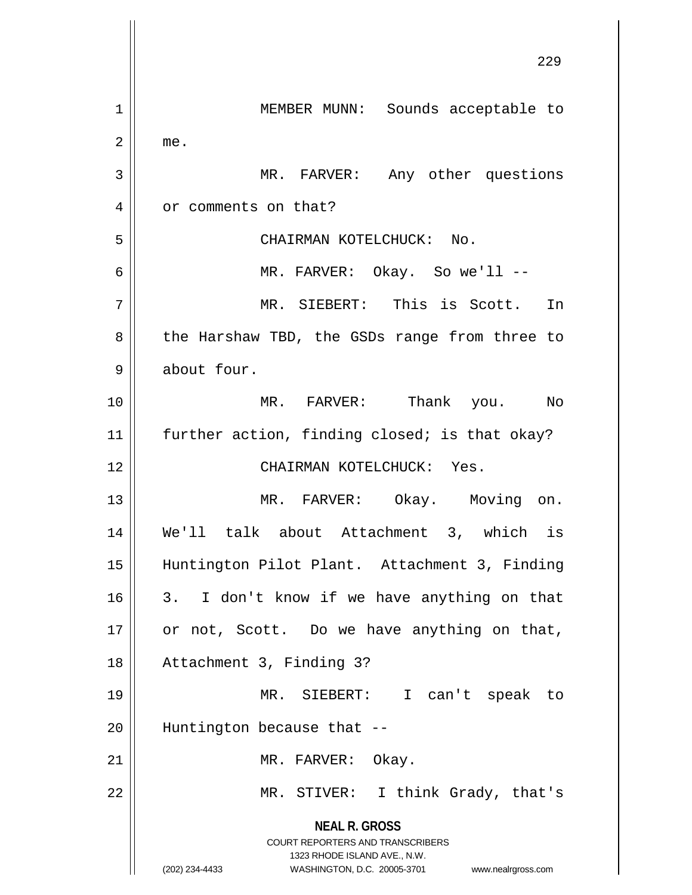MEMBER MUNN: Sounds acceptable to me.

MR. FARVER: Any other questions or comments on that?

CHAIRMAN KOTELCHUCK: No.

MR. FARVER: Okay. So we'll --

MR. SIEBERT: This is Scott. In the Harshaw TBD, the GSDs range from three to about four.

MR. FARVER: Thank you. No further action, finding closed; is that okay?

CHAIRMAN KOTELCHUCK: Yes.

MR. FARVER: Okay. Moving on. We'll talk about Attachment 3, which is Huntington Pilot Plant. Attachment 3, Finding 3. I don't know if we have anything on that or not, Scott. Do we have anything on that, Attachment 3, Finding 3?

MR. SIEBERT: I can't speak to Huntington because that --

MR. FARVER: Okay.

MR. STIVER: I think Grady, that's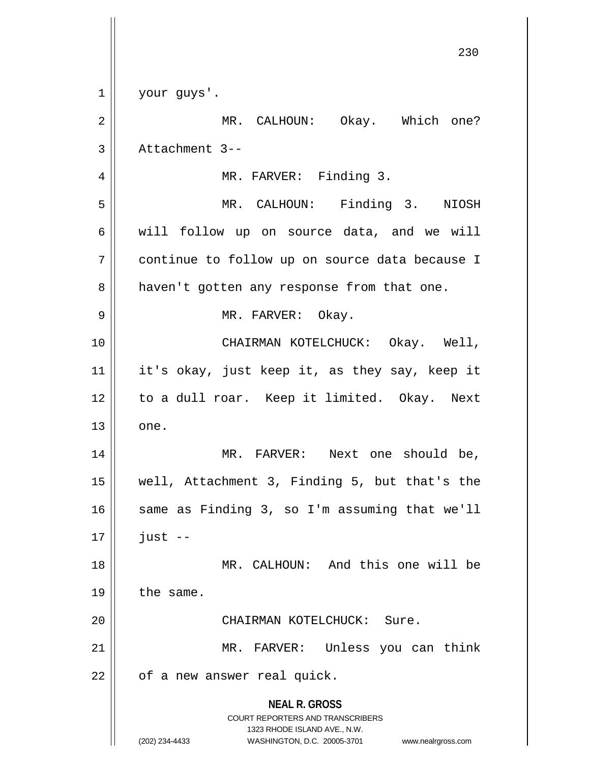your guys'.

MR. CALHOUN: Okay. Which one? Attachment 3--

MR. FARVER: Finding 3.

MR. CALHOUN: Finding 3. NIOSH will follow up on source data, and we will continue to follow up on source data because I haven't gotten any response from that one.

MR. FARVER: Okay.

CHAIRMAN KOTELCHUCK: Okay. Well, it's okay, just keep it, as they say, keep it to a dull roar. Keep it limited. Okay. Next one.

MR. FARVER: Next one should be, well, Attachment 3, Finding 5, but that's the same as Finding 3, so I'm assuming that we'll just --

MR. CALHOUN: And this one will be the same.

CHAIRMAN KOTELCHUCK: Sure.

MR. FARVER: Unless you can think of a new answer real quick.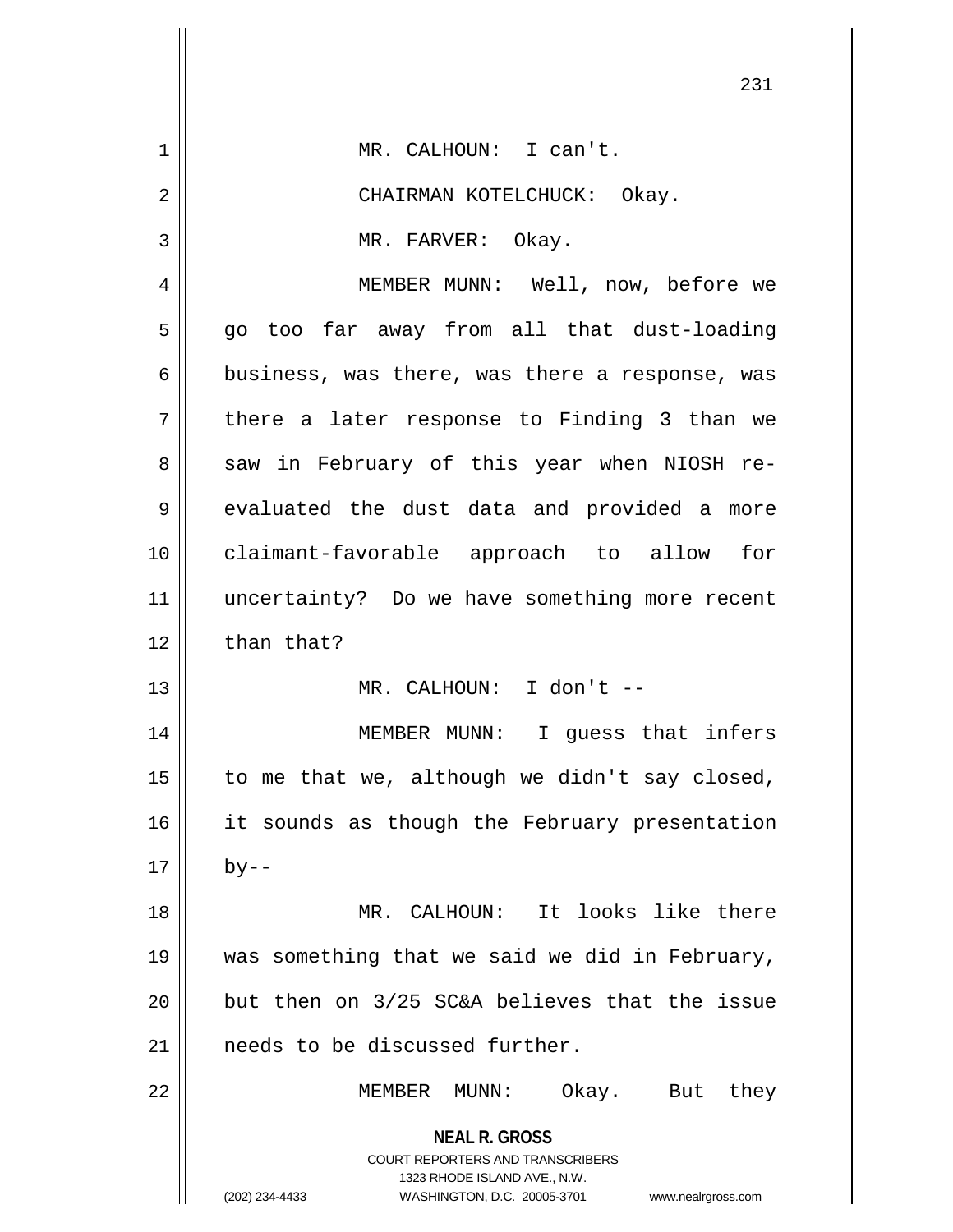MR. CALHOUN: I can't.

CHAIRMAN KOTELCHUCK: Okay.

MR. FARVER: Okay.

MEMBER MUNN: Well, now, before we go too far away from all that dust-loading business, was there, was there a response, was there a later response to Finding 3 than we saw in February of this year when NIOSH re-evaluated the dust data and provided a more claimant-favorable approach to allow for uncertainty? Do we have something more recent than that?

MR. CALHOUN: I don't --

MEMBER MUNN: I guess that infers to me that we, although we didn't say closed, it sounds as though the February presentation by--

MR. CALHOUN: It looks like there was something that we said we did in February, but then on 3/25 SC&A believes that the issue needs to be discussed further.

MEMBER MUNN: Okay. But they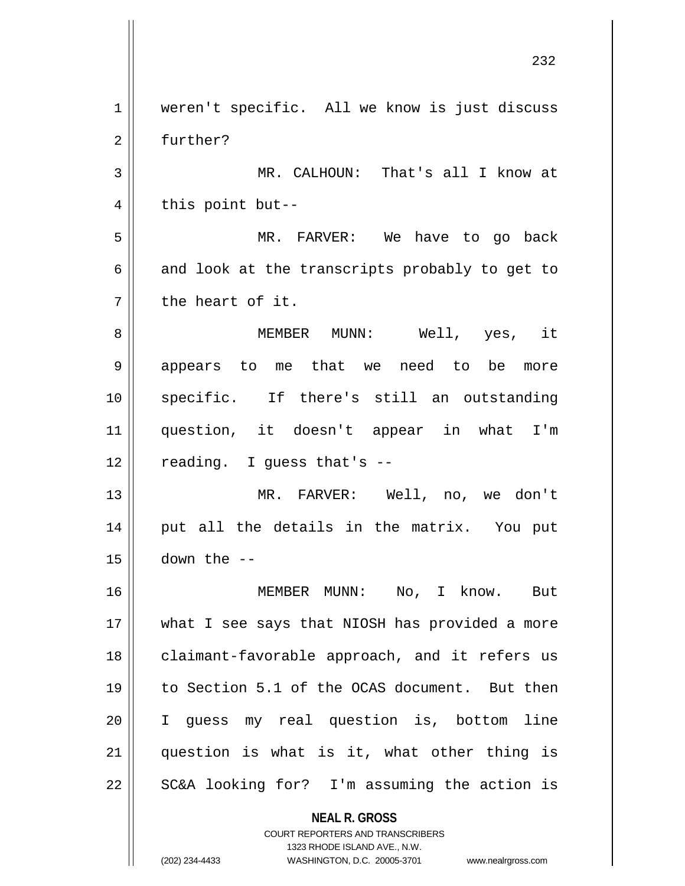weren't specific. All we know is just discuss further?

MR. CALHOUN: That's all I know at this point but--

MR. FARVER: We have to go back and look at the transcripts probably to get to the heart of it.

MEMBER MUNN: Well, yes, it appears to me that we need to be more specific. If there's still an outstanding question, it doesn't appear in what I'm reading. I guess that's --

MR. FARVER: Well, no, we don't put all the details in the matrix. You put down the --

MEMBER MUNN: No, I know. But what I see says that NIOSH has provided a more claimant-favorable approach, and it refers us to Section 5.1 of the OCAS document. But then I guess my real question is, bottom line question is what is it, what other thing is SC&A looking for? I'm assuming the action is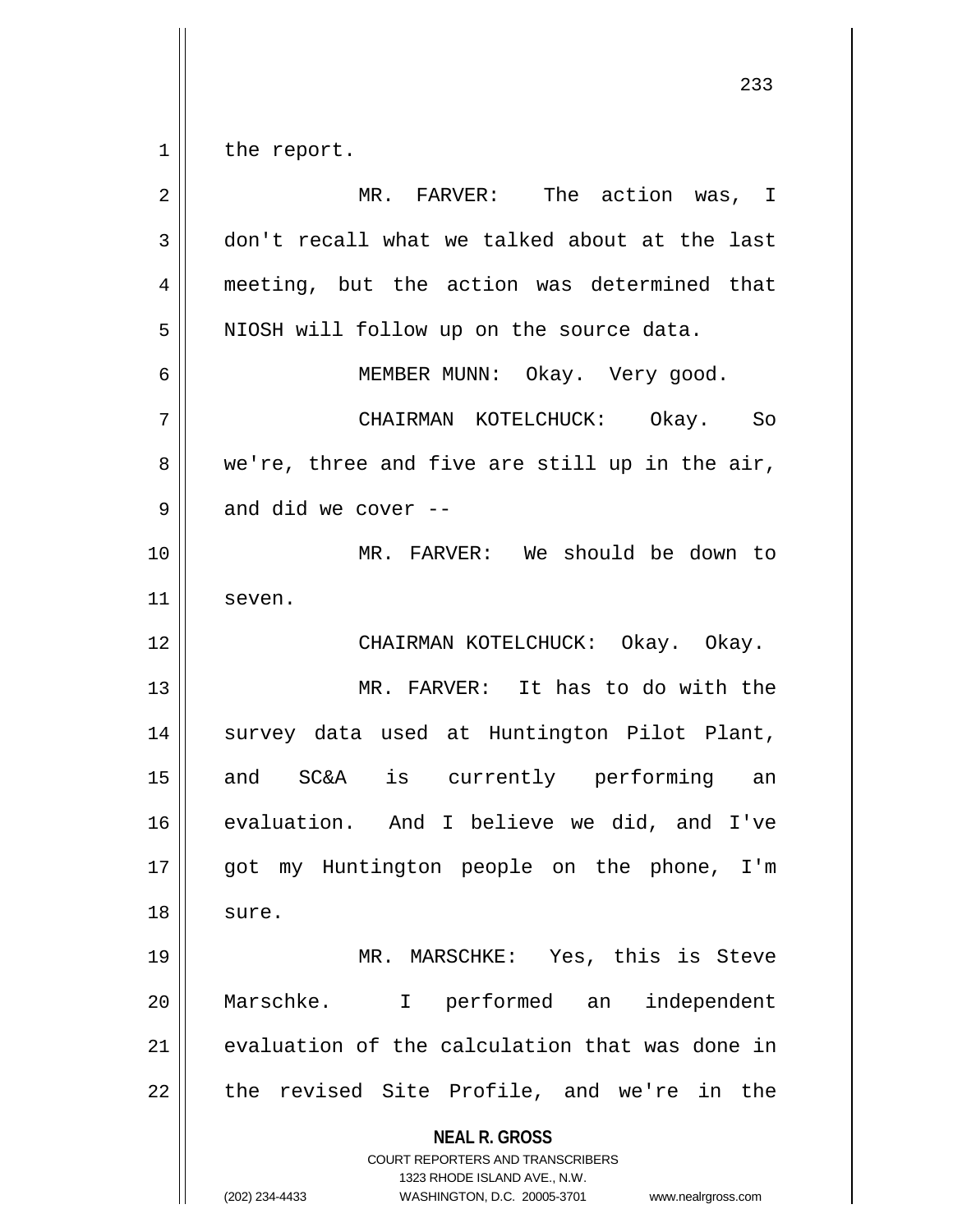the report.

MR. FARVER: The action was, I don't recall what we talked about at the last meeting, but the action was determined that NIOSH will follow up on the source data.

MEMBER MUNN: Okay. Very good.

CHAIRMAN KOTELCHUCK: Okay. So we're, three and five are still up in the air, and did we cover --

MR. FARVER: We should be down to seven.

CHAIRMAN KOTELCHUCK: Okay. Okay.

MR. FARVER: It has to do with the survey data used at Huntington Pilot Plant, and SC&A is currently performing an evaluation. And I believe we did, and I've got my Huntington people on the phone, I'm sure.

MR. MARSCHKE: Yes, this is Steve Marschke. I performed an independent evaluation of the calculation that was done in the revised Site Profile, and we're in the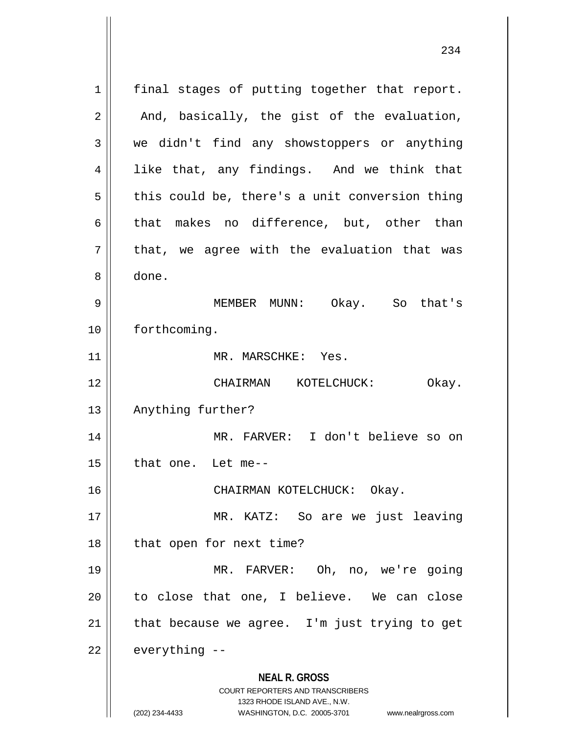final stages of putting together that report. And, basically, the gist of the evaluation, we didn't find any showstoppers or anything like that, any findings. And we think that this could be, there's a unit conversion thing that makes no difference, but, other than that, we agree with the evaluation that was done.

MEMBER MUNN: Okay. So that's forthcoming.

MR. MARSCHKE: Yes.

CHAIRMAN KOTELCHUCK: Okay. Anything further?

MR. FARVER: I don't believe so on that one. Let me--

CHAIRMAN KOTELCHUCK: Okay.

MR. KATZ: So are we just leaving that open for next time?

MR. FARVER: Oh, no, we're going to close that one, I believe. We can close that because we agree. I'm just trying to get everything --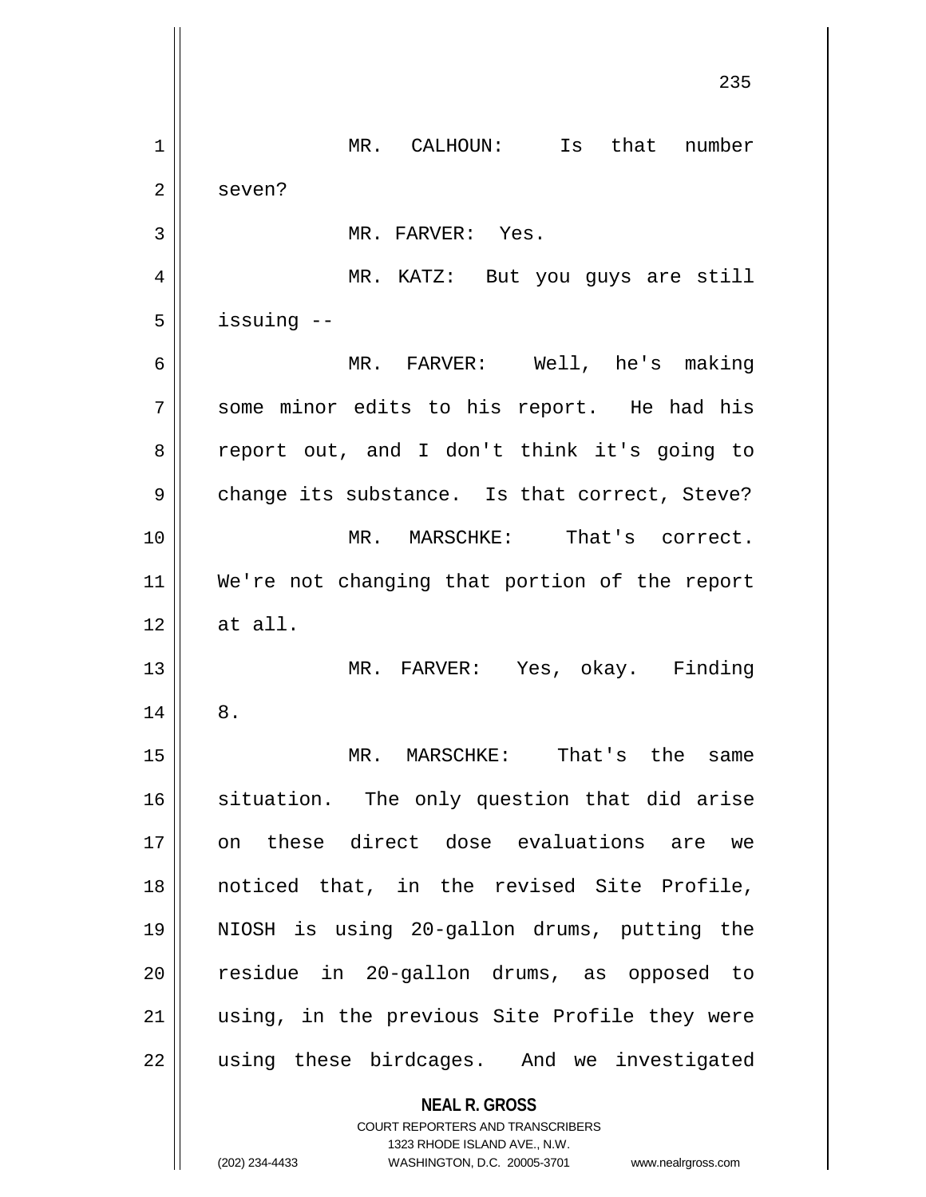MR. CALHOUN: Is that number seven?

MR. FARVER: Yes.

MR. KATZ: But you guys are still issuing --

MR. FARVER: Well, he's making some minor edits to his report. He had his report out, and I don't think it's going to change its substance. Is that correct, Steve?

MR. MARSCHKE: That's correct. We're not changing that portion of the report at all.

MR. FARVER: Yes, okay. Finding 8.

MR. MARSCHKE: That's the same situation. The only question that did arise on these direct dose evaluations are we noticed that, in the revised Site Profile, NIOSH is using 20-gallon drums, putting the residue in 20-gallon drums, as opposed to using, in the previous Site Profile they were using these birdcages. And we investigated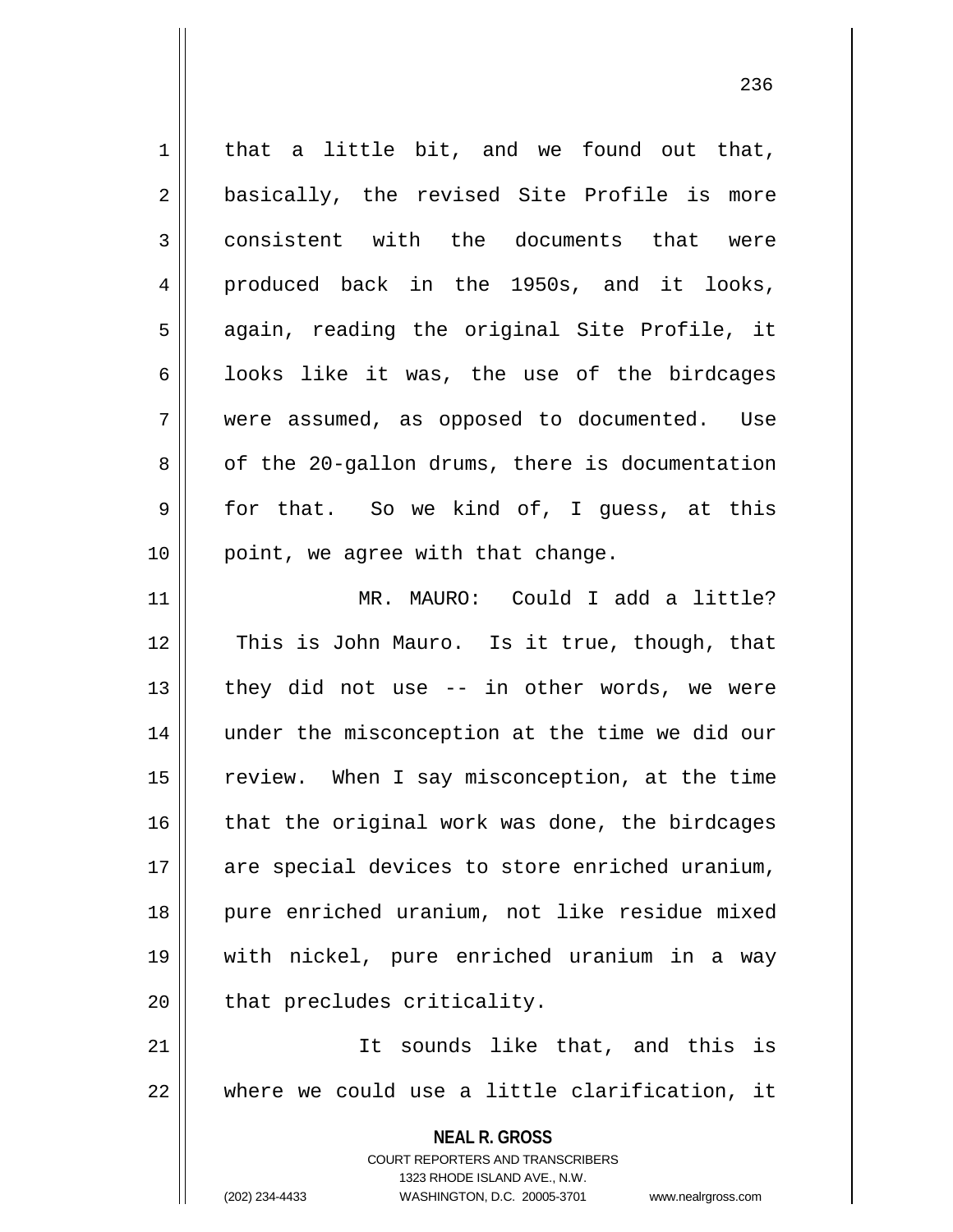that a little bit, and we found out that, basically, the revised Site Profile is more consistent with the documents that were produced back in the 1950s, and it looks, again, reading the original Site Profile, it looks like it was, the use of the birdcages were assumed, as opposed to documented. Use of the 20-gallon drums, there is documentation for that. So we kind of, I guess, at this point, we agree with that change.

MR. MAURO: Could I add a little? This is John Mauro. Is it true, though, that they did not use -- in other words, we were under the misconception at the time we did our review. When I say misconception, at the time that the original work was done, the birdcages are special devices to store enriched uranium, pure enriched uranium, not like residue mixed with nickel, pure enriched uranium in a way that precludes criticality.

It sounds like that, and this is where we could use a little clarification, it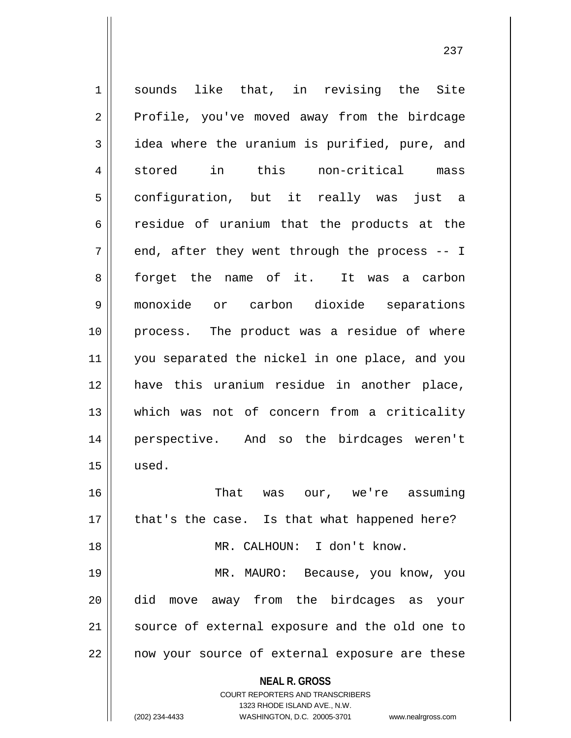sounds like that, in revising the Site Profile, you've moved away from the birdcage idea where the uranium is purified, pure, and stored in this non-critical mass configuration, but it really was just a residue of uranium that the products at the end, after they went through the process -- I forget the name of it. It was a carbon monoxide or carbon dioxide separations process. The product was a residue of where you separated the nickel in one place, and you have this uranium residue in another place, which was not of concern from a criticality perspective. And so the birdcages weren't used.

That was our, we're assuming that's the case. Is that what happened here?

MR. CALHOUN: I don't know.

MR. MAURO: Because, you know, you did move away from the birdcages as your source of external exposure and the old one to now your source of external exposure are these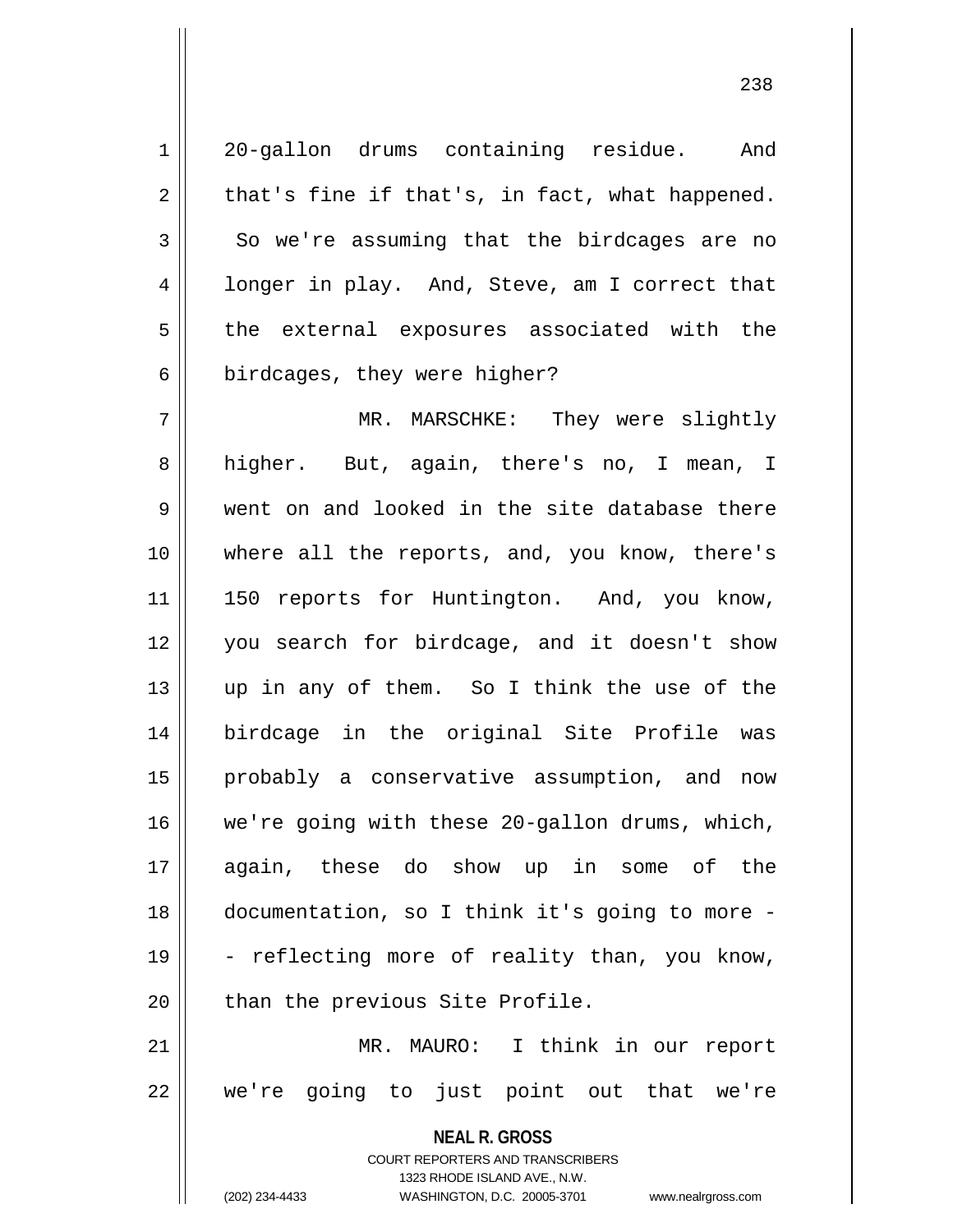20-gallon drums containing residue. And that's fine if that's, in fact, what happened. So we're assuming that the birdcages are no longer in play. And, Steve, am I correct that the external exposures associated with the birdcages, they were higher?

MR. MARSCHKE: They were slightly higher. But, again, there's no, I mean, I went on and looked in the site database there where all the reports, and, you know, there's 150 reports for Huntington. And, you know, you search for birdcage, and it doesn't show up in any of them. So I think the use of the birdcage in the original Site Profile was probably a conservative assumption, and now we're going with these 20-gallon drums, which, again, these do show up in some of the documentation, so I think it's going to more -- reflecting more of reality than, you know, than the previous Site Profile.

MR. MAURO: I think in our report we're going to just point out that we're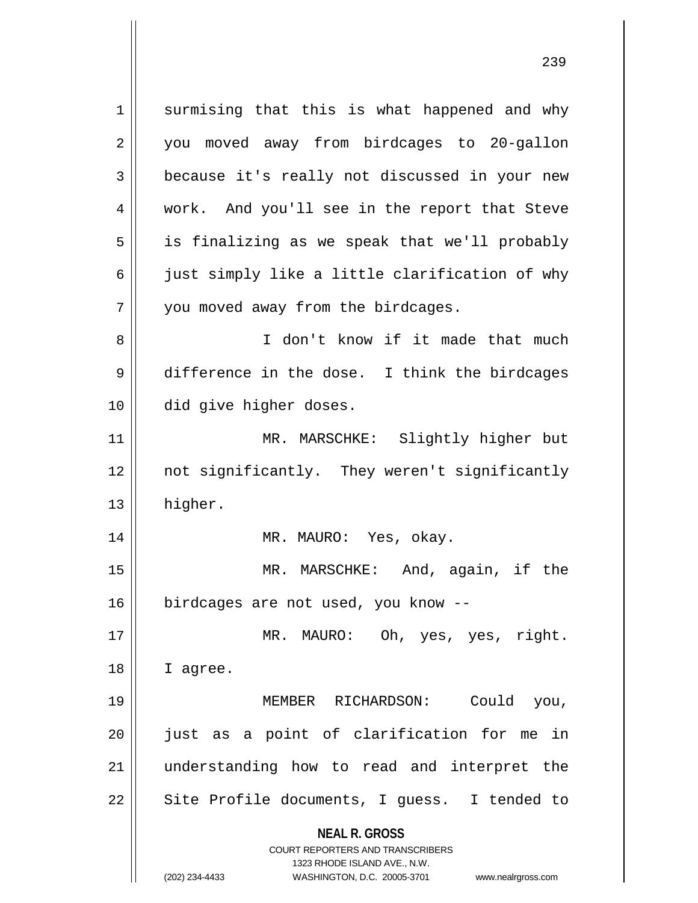surmising that this is what happened and why you moved away from birdcages to 20-gallon because it's really not discussed in your new work. And you'll see in the report that Steve is finalizing as we speak that we'll probably just simply like a little clarification of why you moved away from the birdcages.

I don't know if it made that much difference in the dose. I think the birdcages did give higher doses.

MR. MARSCHKE: Slightly higher but not significantly. They weren't significantly higher.

MR. MAURO: Yes, okay.

MR. MARSCHKE: And, again, if the birdcages are not used, you know --

MR. MAURO: Oh, yes, yes, right. I agree.

MEMBER RICHARDSON: Could you, just as a point of clarification for me in understanding how to read and interpret the Site Profile documents, I guess. I tended to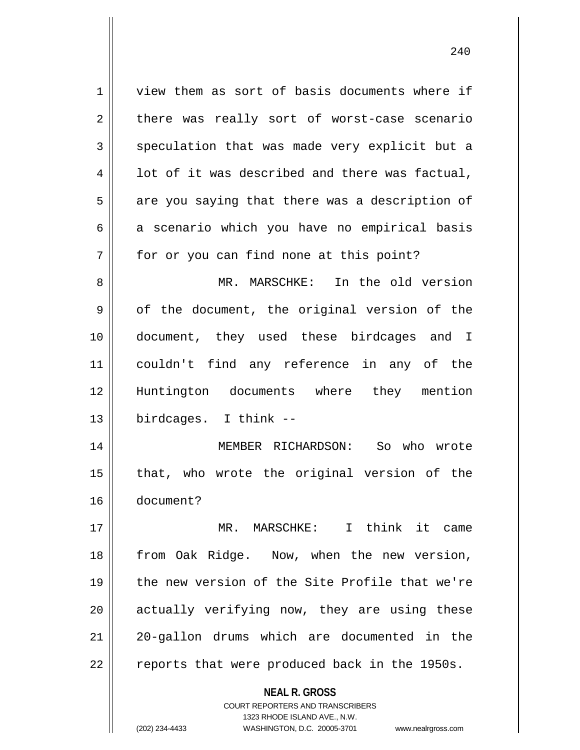view them as sort of basis documents where if there was really sort of worst-case scenario speculation that was made very explicit but a lot of it was described and there was factual, are you saying that there was a description of a scenario which you have no empirical basis for or you can find none at this point?

MR. MARSCHKE: In the old version of the document, the original version of the document, they used these birdcages and I couldn't find any reference in any of the Huntington documents where they mention birdcages. I think --

MEMBER RICHARDSON: So who wrote that, who wrote the original version of the document?

MR. MARSCHKE: I think it came from Oak Ridge. Now, when the new version, the new version of the Site Profile that we're actually verifying now, they are using these 20-gallon drums which are documented in the reports that were produced back in the 1950s.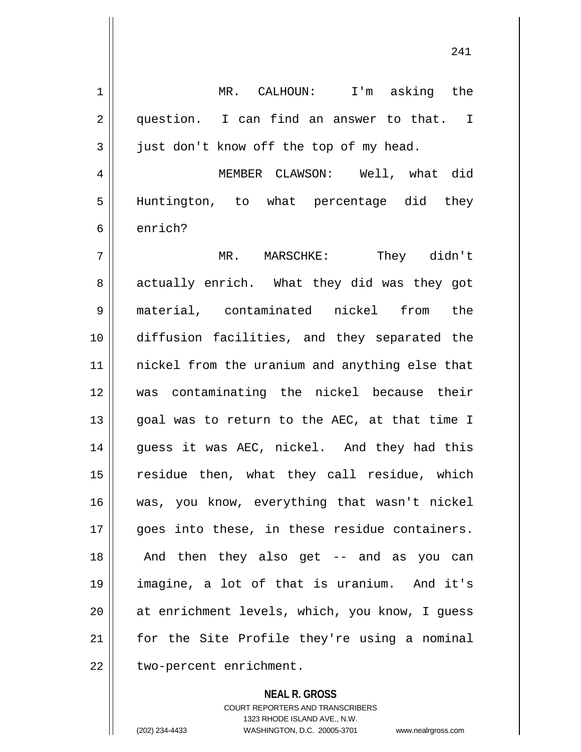MR. CALHOUN: I'm asking the question. I can find an answer to that. I just don't know off the top of my head.

MEMBER CLAWSON: Well, what did Huntington, to what percentage did they enrich?

MR. MARSCHKE: They didn't actually enrich. What they did was they got material, contaminated nickel from the diffusion facilities, and they separated the nickel from the uranium and anything else that was contaminating the nickel because their goal was to return to the AEC, at that time I guess it was AEC, nickel. And they had this residue then, what they call residue, which was, you know, everything that wasn't nickel goes into these, in these residue containers. And then they also get -- and as you can imagine, a lot of that is uranium. And it's at enrichment levels, which, you know, I guess for the Site Profile they're using a nominal two-percent enrichment.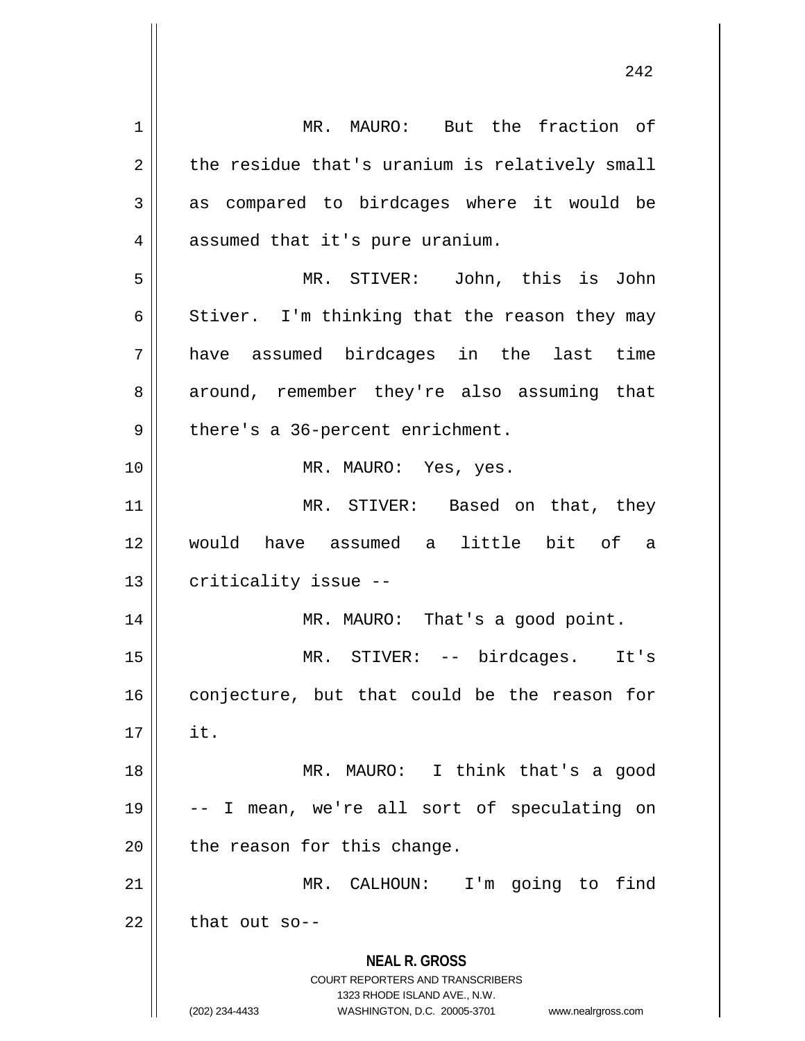MR. MAURO: But the fraction of the residue that's uranium is relatively small as compared to birdcages where it would be assumed that it's pure uranium.

MR. STIVER: John, this is John Stiver. I'm thinking that the reason they may have assumed birdcages in the last time around, remember they're also assuming that there's a 36-percent enrichment.

MR. MAURO: Yes, yes.

MR. STIVER: Based on that, they would have assumed a little bit of a criticality issue --

MR. MAURO: That's a good point.

MR. STIVER: -- birdcages. It's conjecture, but that could be the reason for it.

MR. MAURO: I think that's a good -- I mean, we're all sort of speculating on the reason for this change.

MR. CALHOUN: I'm going to find that out so--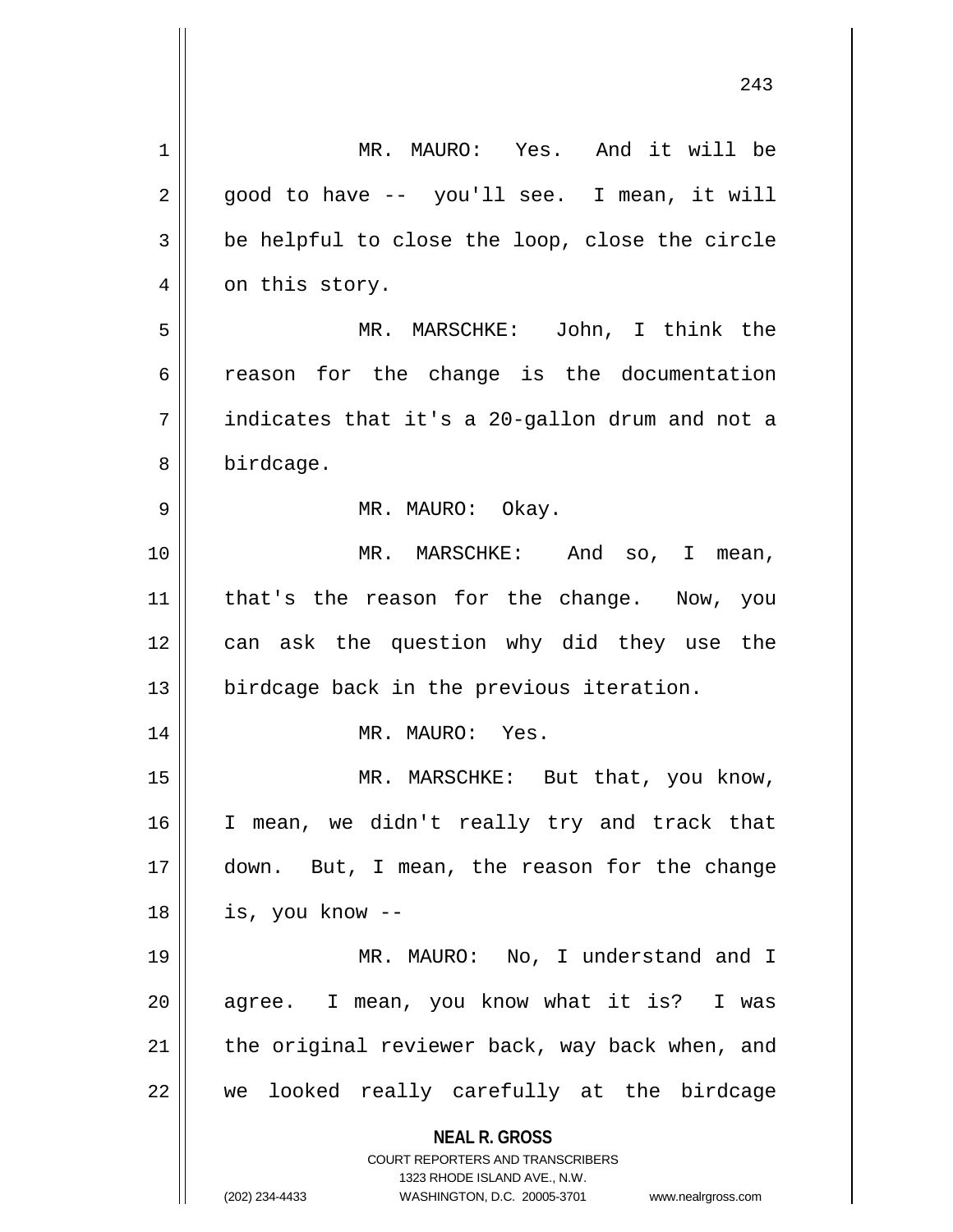MR. MAURO: Yes. And it will be good to have -- you'll see. I mean, it will be helpful to close the loop, close the circle on this story.

MR. MARSCHKE: John, I think the reason for the change is the documentation indicates that it's a 20-gallon drum and not a birdcage.

MR. MAURO: Okay.

MR. MARSCHKE: And so, I mean, that's the reason for the change. Now, you can ask the question why did they use the birdcage back in the previous iteration.

MR. MAURO: Yes.

MR. MARSCHKE: But that, you know, I mean, we didn't really try and track that down. But, I mean, the reason for the change is, you know --

MR. MAURO: No, I understand and I agree. I mean, you know what it is? I was the original reviewer back, way back when, and we looked really carefully at the birdcage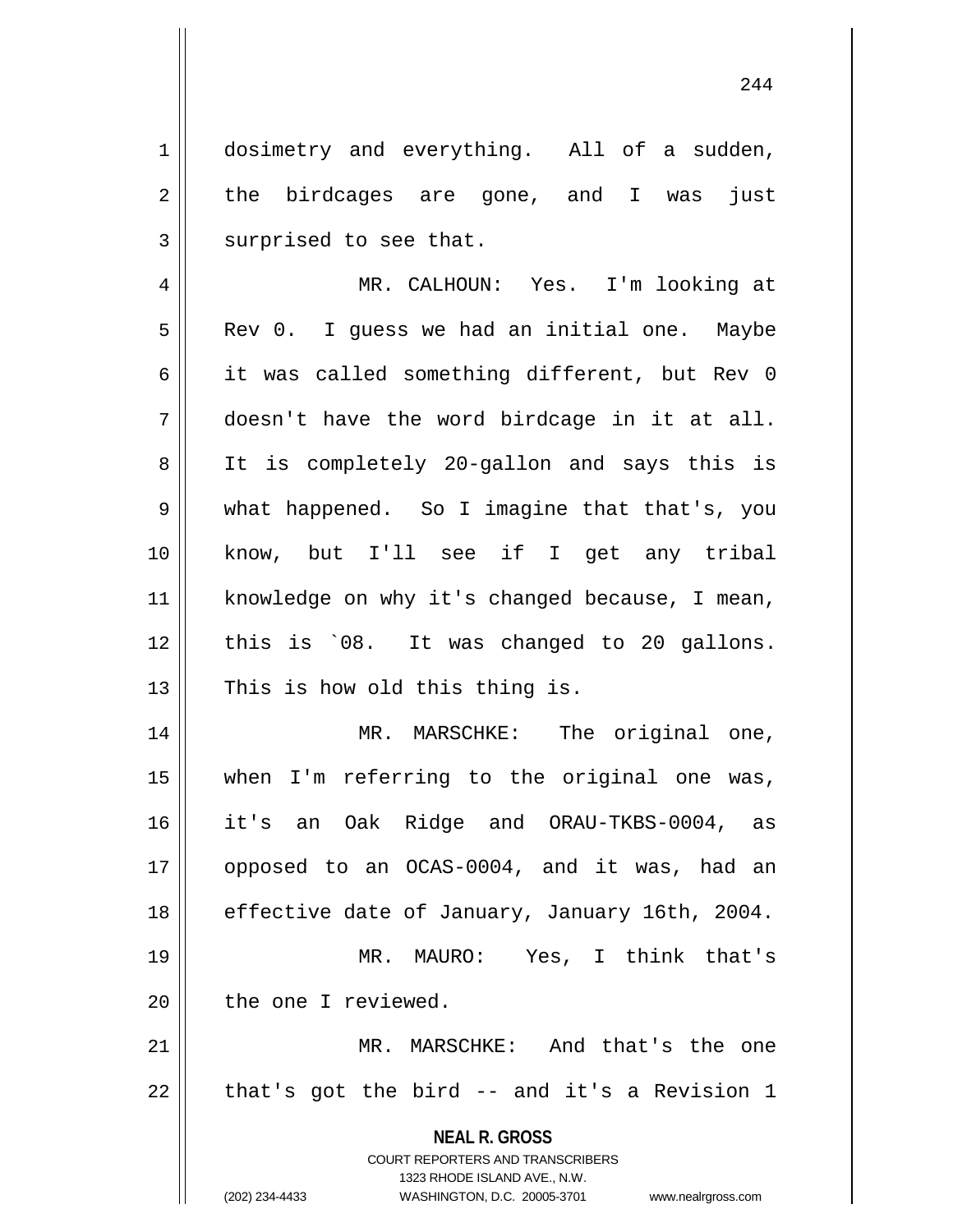dosimetry and everything. All of a sudden, the birdcages are gone, and I was just surprised to see that.

MR. CALHOUN: Yes. I'm looking at Rev 0. I guess we had an initial one. Maybe it was called something different, but Rev 0 doesn't have the word birdcage in it at all. It is completely 20-gallon and says this is what happened. So I imagine that that's, you know, but I'll see if I get any tribal knowledge on why it's changed because, I mean, this is `08. It was changed to 20 gallons. This is how old this thing is.

MR. MARSCHKE: The original one, when I'm referring to the original one was, it's an Oak Ridge and ORAU-TKBS-0004, as opposed to an OCAS-0004, and it was, had an effective date of January, January 16th, 2004.

MR. MAURO: Yes, I think that's the one I reviewed.

MR. MARSCHKE: And that's the one that's got the bird -- and it's a Revision 1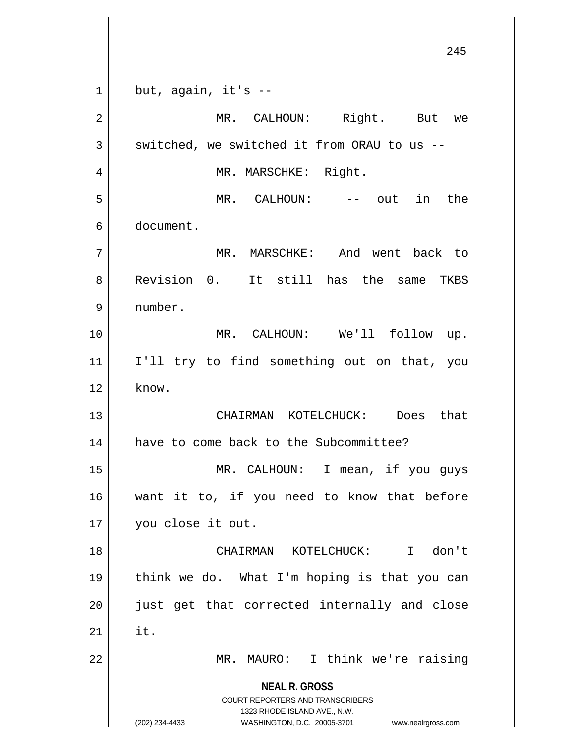but, again, it's --

MR. CALHOUN: Right. But we switched, we switched it from ORAU to us --

MR. MARSCHKE: Right.

MR. CALHOUN: -- out in the document.

MR. MARSCHKE: And went back to Revision 0. It still has the same TKBS number.

MR. CALHOUN: We'll follow up. I'll try to find something out on that, you know.

CHAIRMAN KOTELCHUCK: Does that have to come back to the Subcommittee?

MR. CALHOUN: I mean, if you guys want it to, if you need to know that before you close it out.

CHAIRMAN KOTELCHUCK: I don't think we do. What I'm hoping is that you can just get that corrected internally and close it.

MR. MAURO: I think we're raising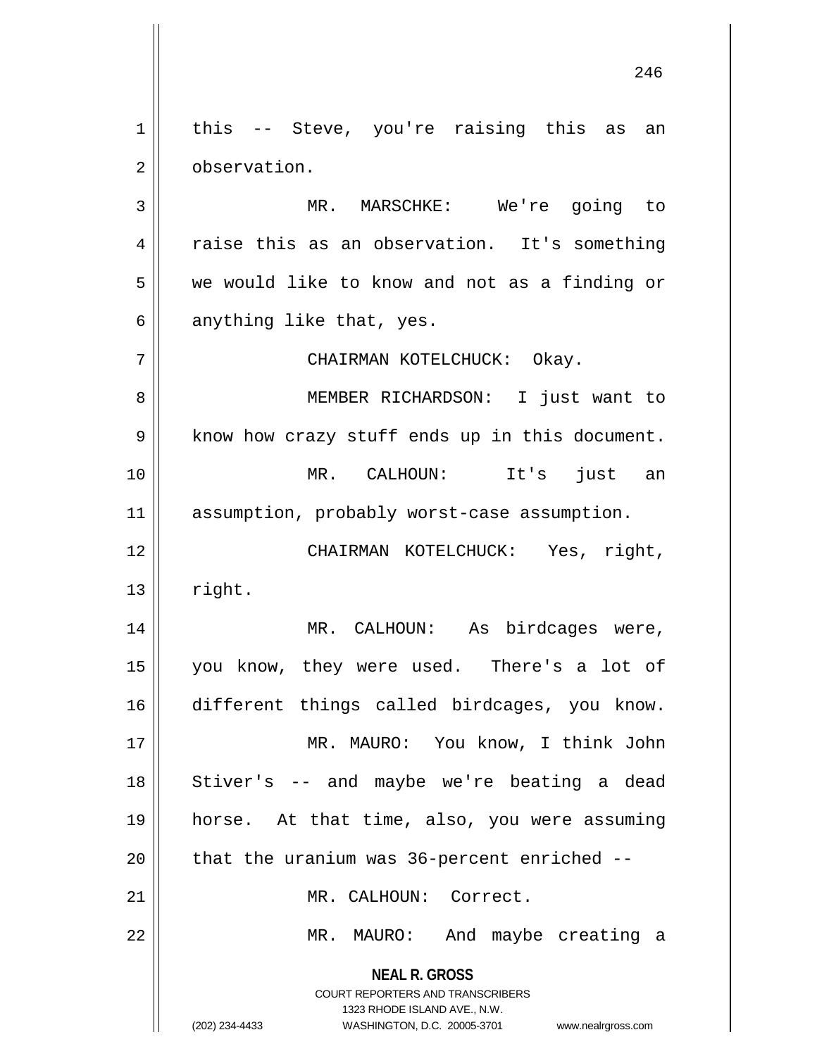this -- Steve, you're raising this as an observation.

MR. MARSCHKE: We're going to raise this as an observation. It's something we would like to know and not as a finding or anything like that, yes.

CHAIRMAN KOTELCHUCK: Okay.

MEMBER RICHARDSON: I just want to know how crazy stuff ends up in this document.

MR. CALHOUN: It's just an assumption, probably worst-case assumption.

CHAIRMAN KOTELCHUCK: Yes, right, right.

MR. CALHOUN: As birdcages were, you know, they were used. There's a lot of different things called birdcages, you know.

MR. MAURO: You know, I think John Stiver's -- and maybe we're beating a dead horse. At that time, also, you were assuming that the uranium was 36-percent enriched --

MR. CALHOUN: Correct.

MR. MAURO: And maybe creating a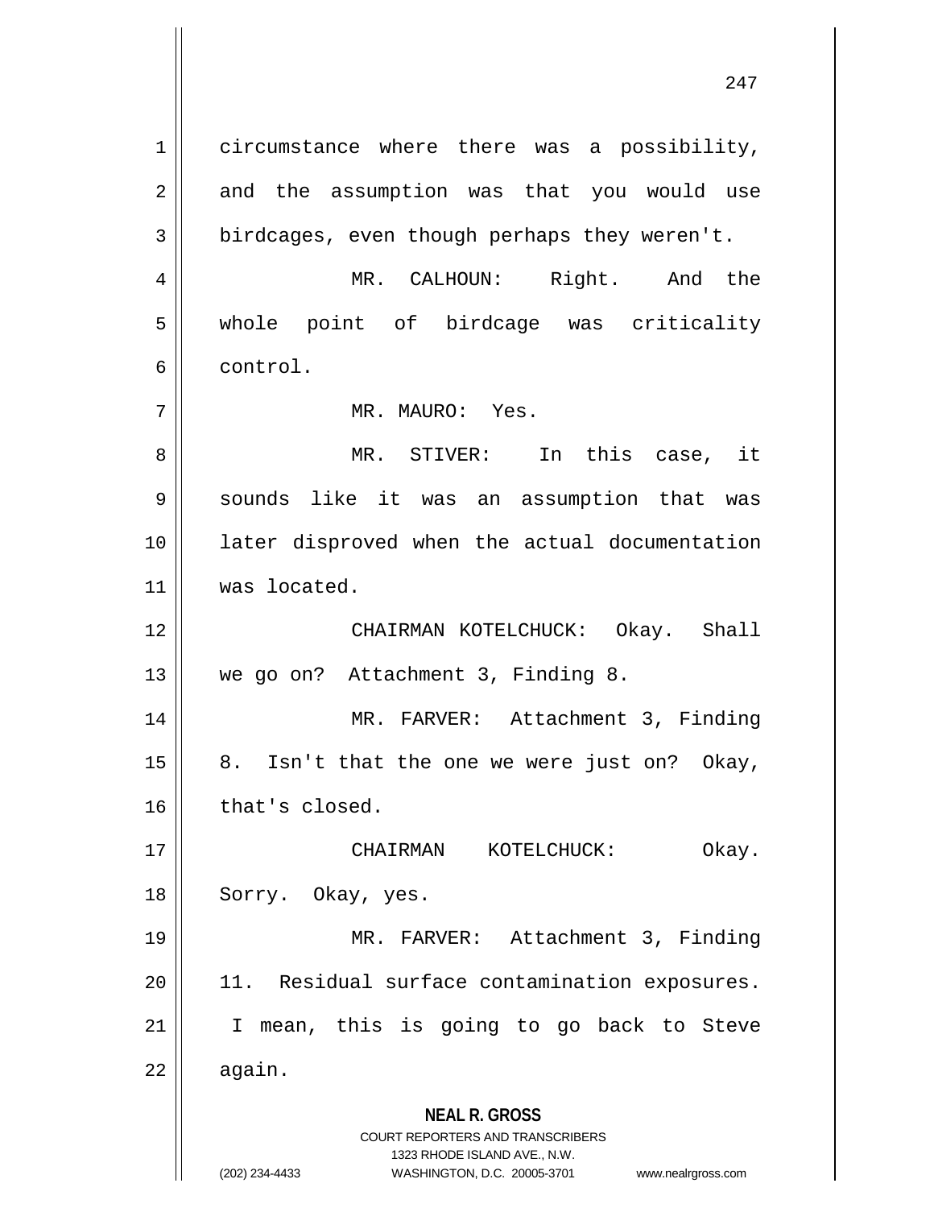circumstance where there was a possibility, and the assumption was that you would use birdcages, even though perhaps they weren't.

MR. CALHOUN: Right. And the whole point of birdcage was criticality control.

MR. MAURO: Yes.

MR. STIVER: In this case, it sounds like it was an assumption that was later disproved when the actual documentation was located.

CHAIRMAN KOTELCHUCK: Okay. Shall we go on? Attachment 3, Finding 8.

MR. FARVER: Attachment 3, Finding 8. Isn't that the one we were just on? Okay, that's closed.

CHAIRMAN KOTELCHUCK: Okay. Sorry. Okay, yes.

MR. FARVER: Attachment 3, Finding 11. Residual surface contamination exposures. I mean, this is going to go back to Steve again.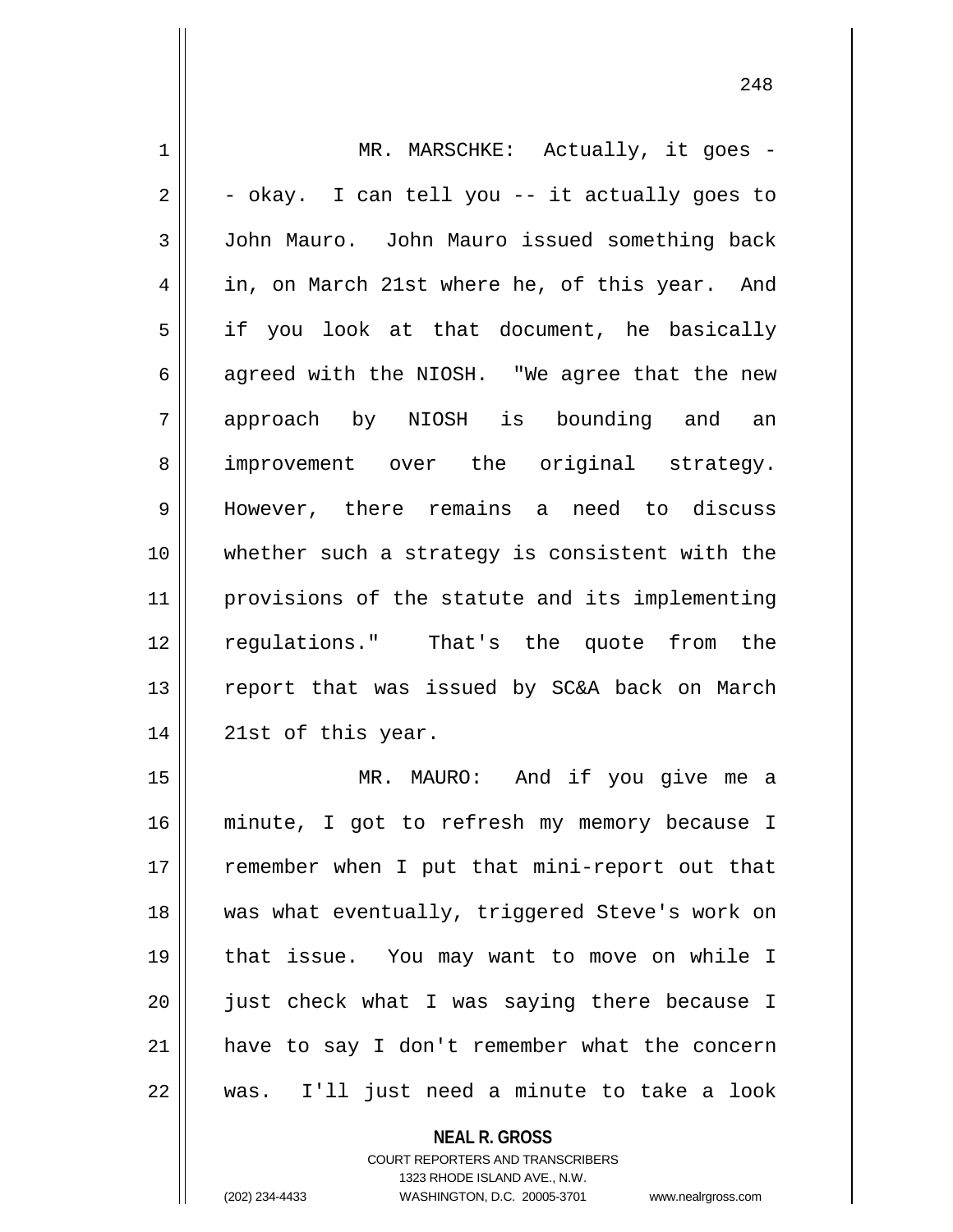MR. MARSCHKE: Actually, it goes -- okay. I can tell you -- it actually goes to John Mauro. John Mauro issued something back in, on March 21st where he, of this year. And if you look at that document, he basically agreed with the NIOSH. "We agree that the new approach by NIOSH is bounding and an improvement over the original strategy. However, there remains a need to discuss whether such a strategy is consistent with the provisions of the statute and its implementing regulations." That's the quote from the report that was issued by SC&A back on March 21st of this year.

MR. MAURO: And if you give me a minute, I got to refresh my memory because I remember when I put that mini-report out that was what eventually, triggered Steve's work on that issue. You may want to move on while I just check what I was saying there because I have to say I don't remember what the concern was. I'll just need a minute to take a look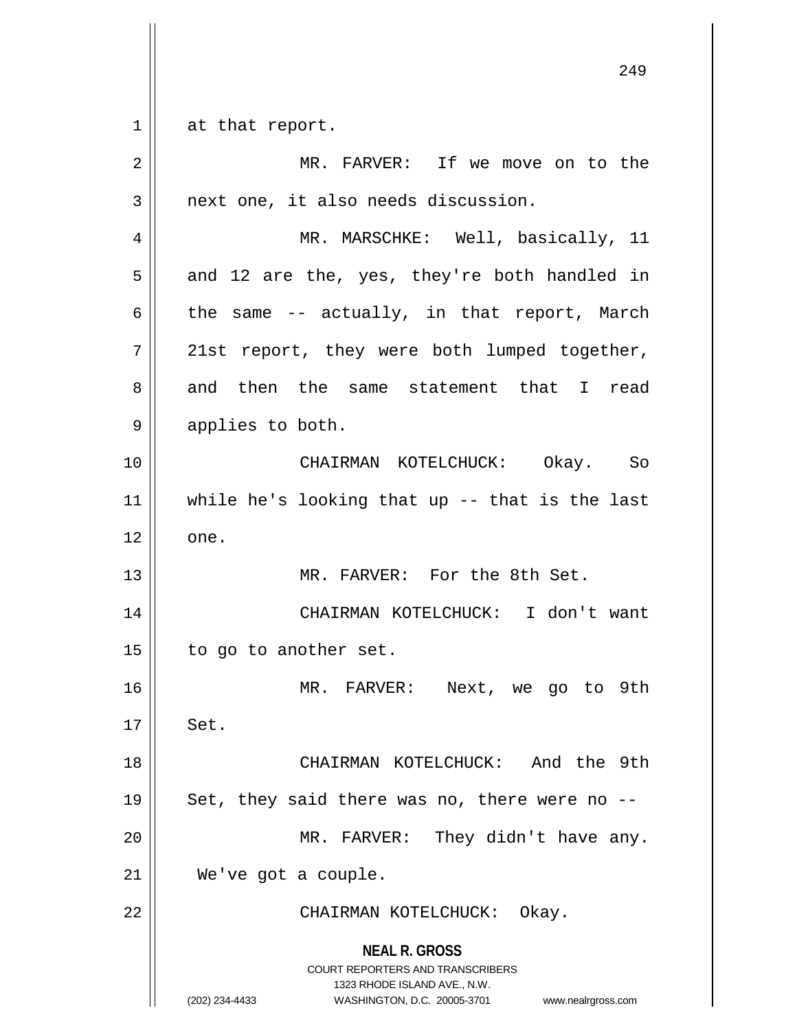at that report.

MR. FARVER: If we move on to the next one, it also needs discussion.

MR. MARSCHKE: Well, basically, 11 and 12 are the, yes, they're both handled in the same -- actually, in that report, March 21st report, they were both lumped together, and then the same statement that I read applies to both.

CHAIRMAN KOTELCHUCK: Okay. So while he's looking that up -- that is the last one.

MR. FARVER: For the 8th Set.

CHAIRMAN KOTELCHUCK: I don't want to go to another set.

MR. FARVER: Next, we go to 9th Set.

CHAIRMAN KOTELCHUCK: And the 9th Set, they said there was no, there were no --

MR. FARVER: They didn't have any. We've got a couple.

CHAIRMAN KOTELCHUCK: Okay.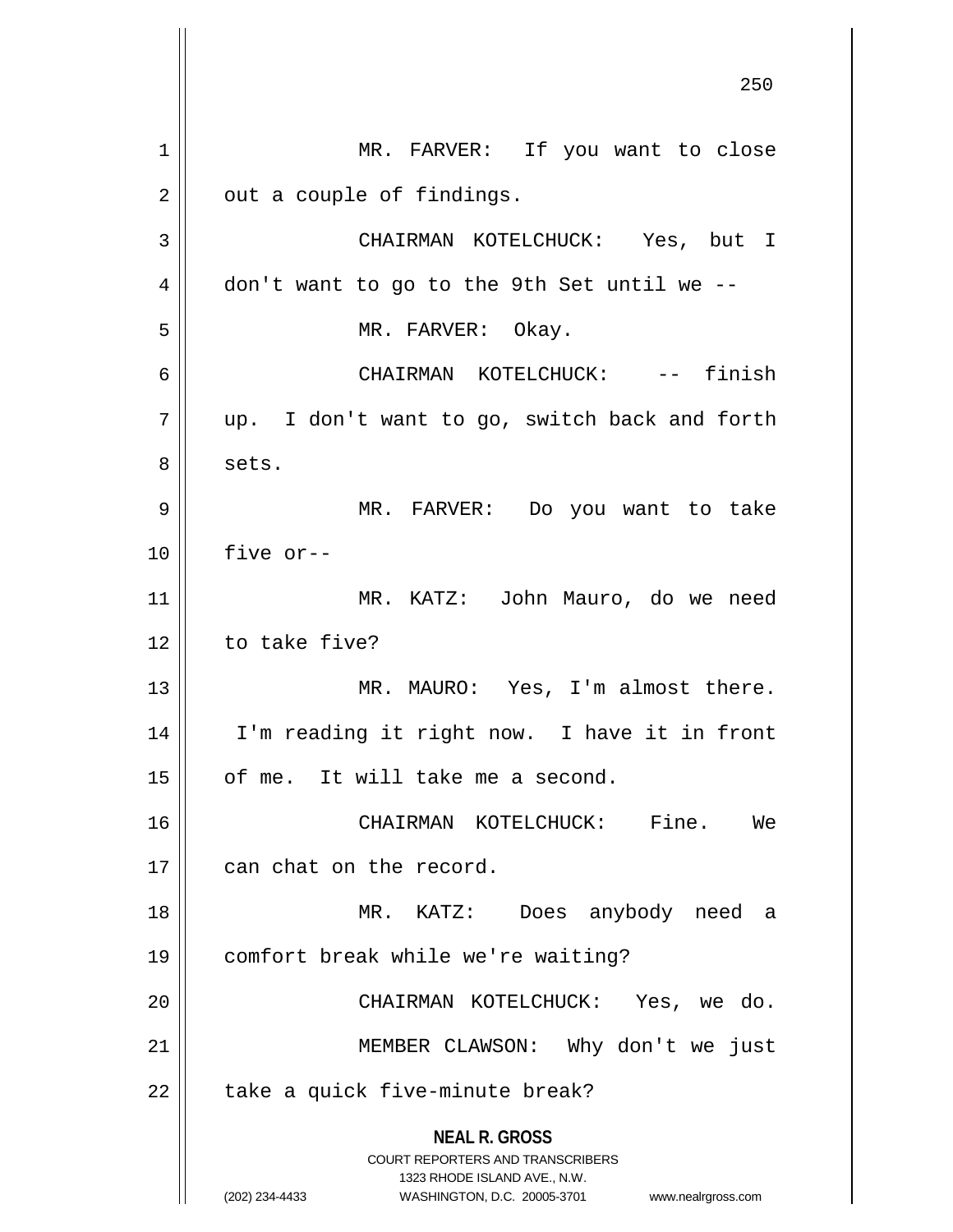MR. FARVER: If you want to close out a couple of findings.

CHAIRMAN KOTELCHUCK: Yes, but I don't want to go to the 9th Set until we --

MR. FARVER: Okay.

CHAIRMAN KOTELCHUCK: -- finish up. I don't want to go, switch back and forth sets.

MR. FARVER: Do you want to take five or--

MR. KATZ: John Mauro, do we need to take five?

MR. MAURO: Yes, I'm almost there. I'm reading it right now. I have it in front of me. It will take me a second.

CHAIRMAN KOTELCHUCK: Fine. We can chat on the record.

MR. KATZ: Does anybody need a comfort break while we're waiting?

CHAIRMAN KOTELCHUCK: Yes, we do.

MEMBER CLAWSON: Why don't we just take a quick five-minute break?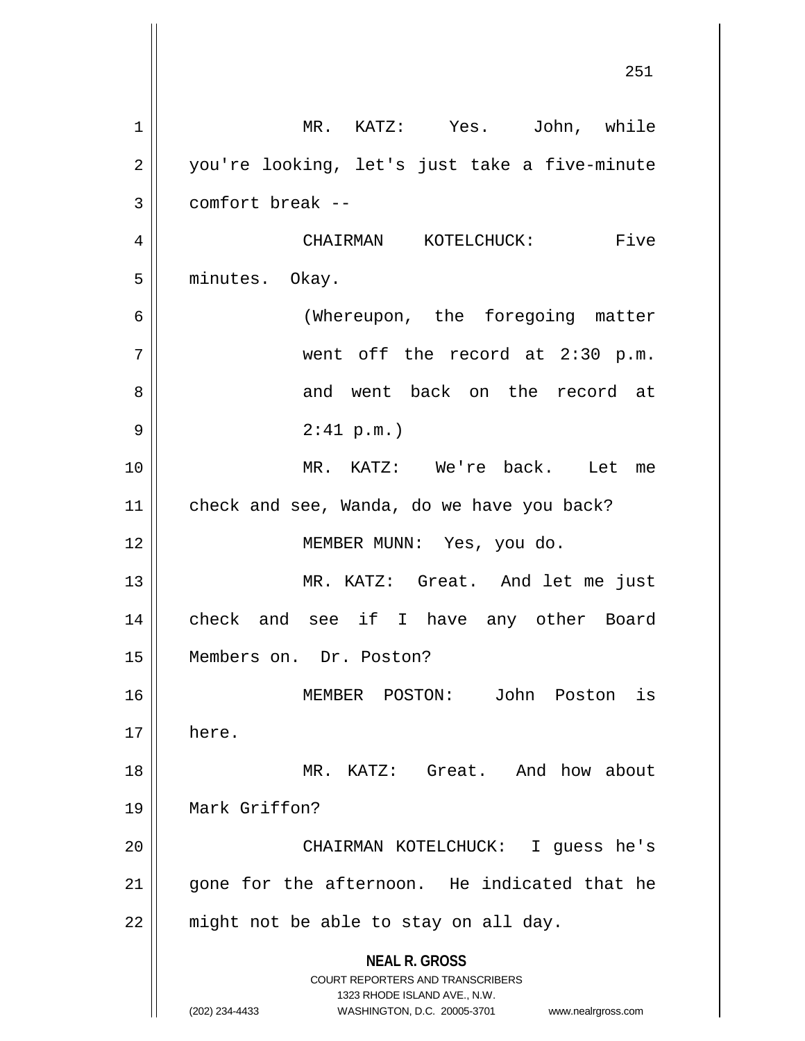MR. KATZ: Yes. John, while you're looking, let's just take a five-minute comfort break --

CHAIRMAN KOTELCHUCK: Five minutes. Okay.

(Whereupon, the foregoing matter went off the record at 2:30 p.m. and went back on the record at 2:41 p.m.)

MR. KATZ: We're back. Let me check and see, Wanda, do we have you back?

MEMBER MUNN: Yes, you do.

MR. KATZ: Great. And let me just check and see if I have any other Board Members on. Dr. Poston?

MEMBER POSTON: John Poston is here.

MR. KATZ: Great. And how about Mark Griffon?

CHAIRMAN KOTELCHUCK: I guess he's gone for the afternoon. He indicated that he might not be able to stay on all day.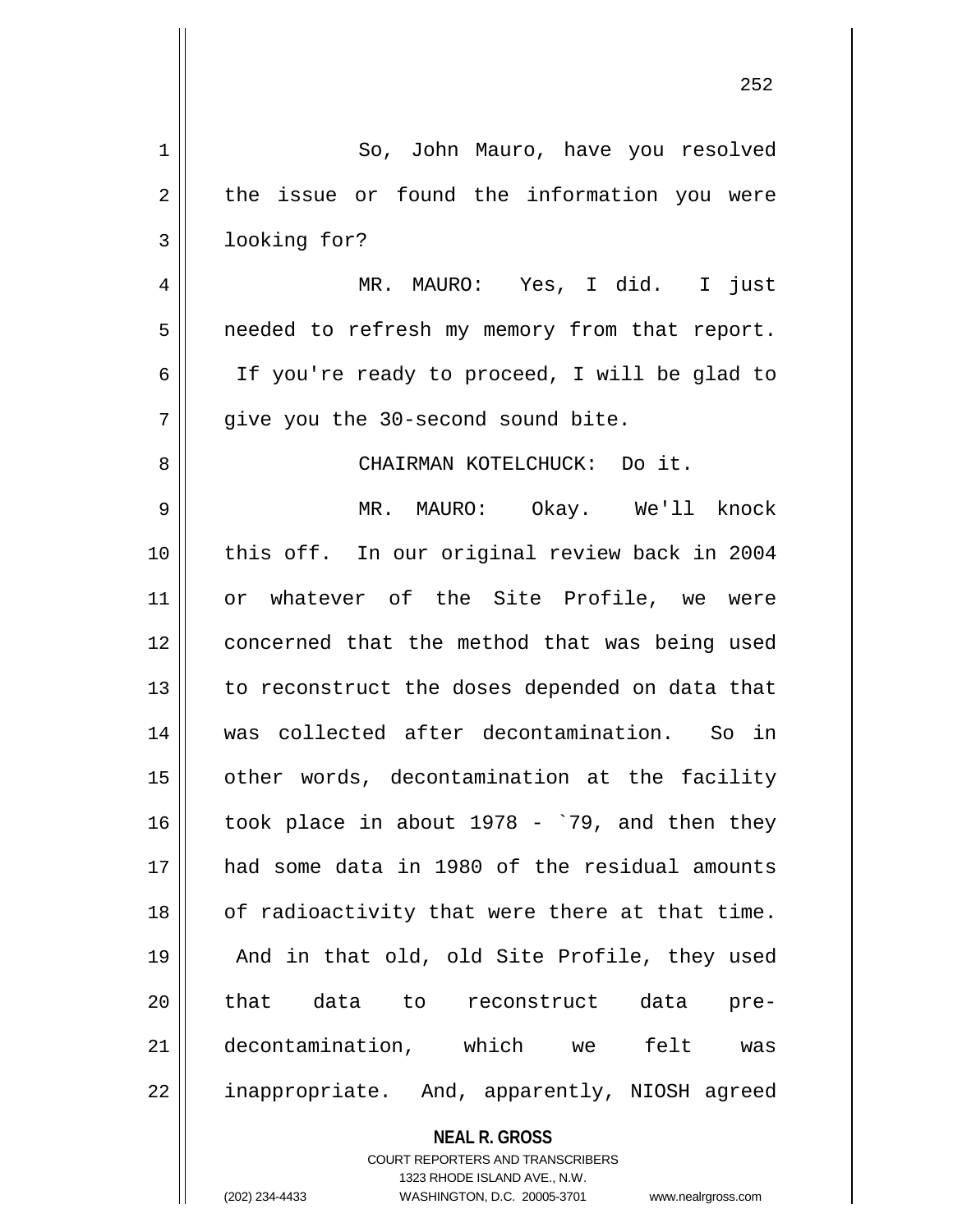So, John Mauro, have you resolved the issue or found the information you were looking for?

MR. MAURO: Yes, I did. I just needed to refresh my memory from that report. If you're ready to proceed, I will be glad to give you the 30-second sound bite.

CHAIRMAN KOTELCHUCK: Do it.

MR. MAURO: Okay. We'll knock this off. In our original review back in 2004 or whatever of the Site Profile, we were concerned that the method that was being used to reconstruct the doses depended on data that was collected after decontamination. So in other words, decontamination at the facility took place in about 1978 - `79, and then they had some data in 1980 of the residual amounts of radioactivity that were there at that time. And in that old, old Site Profile, they used that data to reconstruct data pre-decontamination, which we felt was inappropriate. And, apparently, NIOSH agreed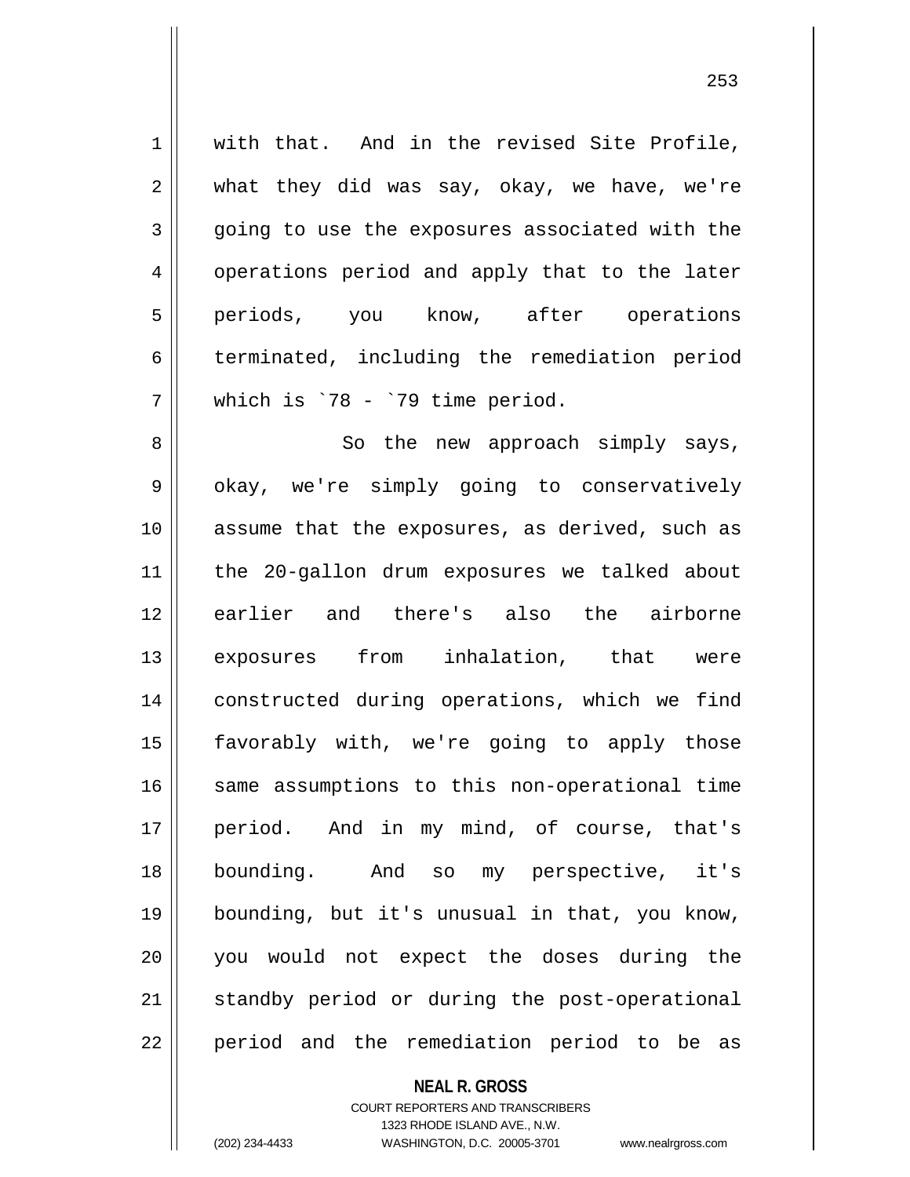with that. And in the revised Site Profile, what they did was say, okay, we have, we're going to use the exposures associated with the operations period and apply that to the later periods, you know, after operations terminated, including the remediation period which is `78 - `79 time period.

So the new approach simply says, okay, we're simply going to conservatively assume that the exposures, as derived, such as the 20-gallon drum exposures we talked about earlier and there's also the airborne exposures from inhalation, that were constructed during operations, which we find favorably with, we're going to apply those same assumptions to this non-operational time period. And in my mind, of course, that's bounding. And so my perspective, it's bounding, but it's unusual in that, you know, you would not expect the doses during the standby period or during the post-operational period and the remediation period to be as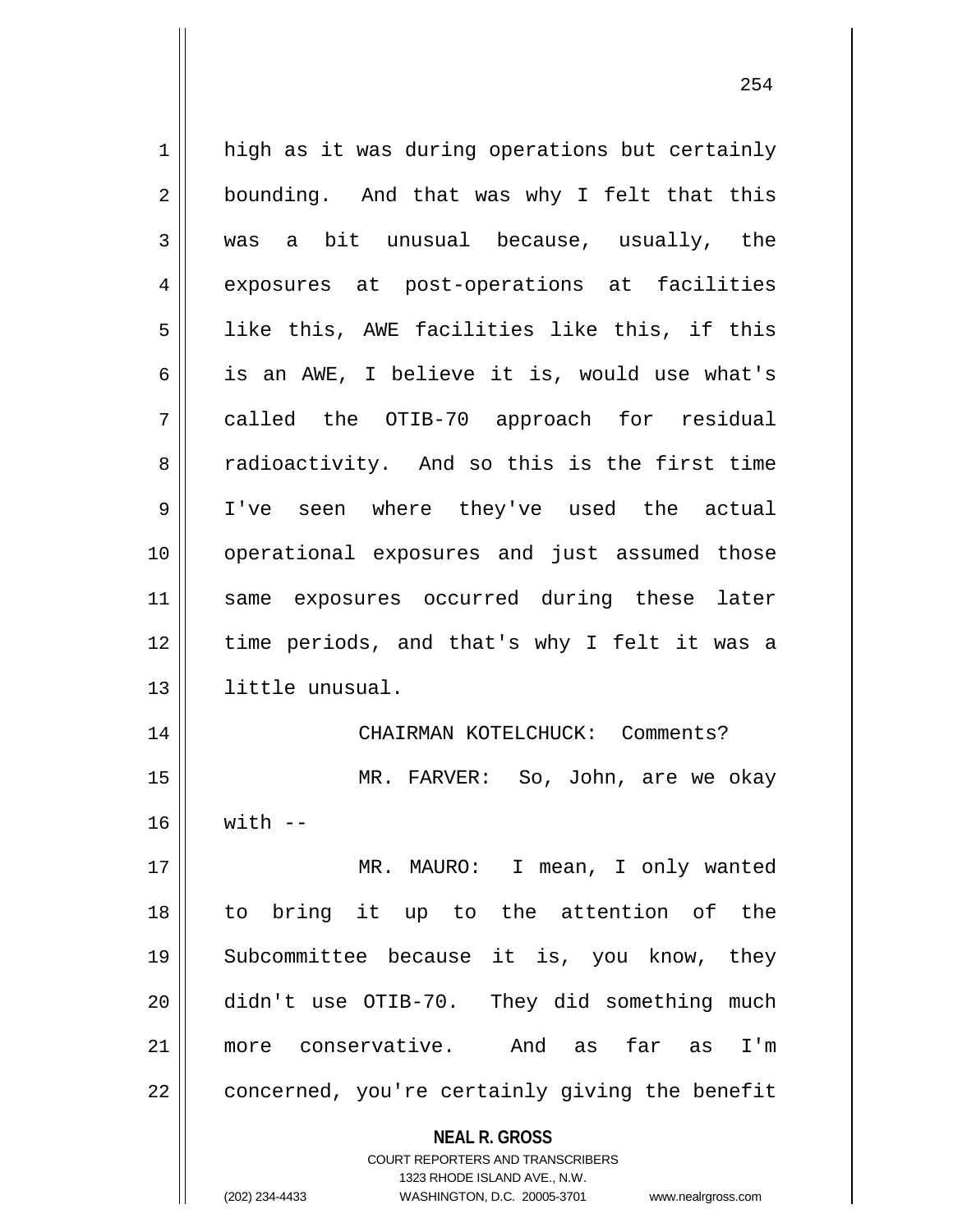high as it was during operations but certainly bounding. And that was why I felt that this was a bit unusual because, usually, the exposures at post-operations at facilities like this, AWE facilities like this, if this is an AWE, I believe it is, would use what's called the OTIB-70 approach for residual radioactivity. And so this is the first time I've seen where they've used the actual operational exposures and just assumed those same exposures occurred during these later time periods, and that's why I felt it was a little unusual.

CHAIRMAN KOTELCHUCK: Comments?

MR. FARVER: So, John, are we okay with --

MR. MAURO: I mean, I only wanted to bring it up to the attention of the Subcommittee because it is, you know, they didn't use OTIB-70. They did something much more conservative. And as far as I'm concerned, you're certainly giving the benefit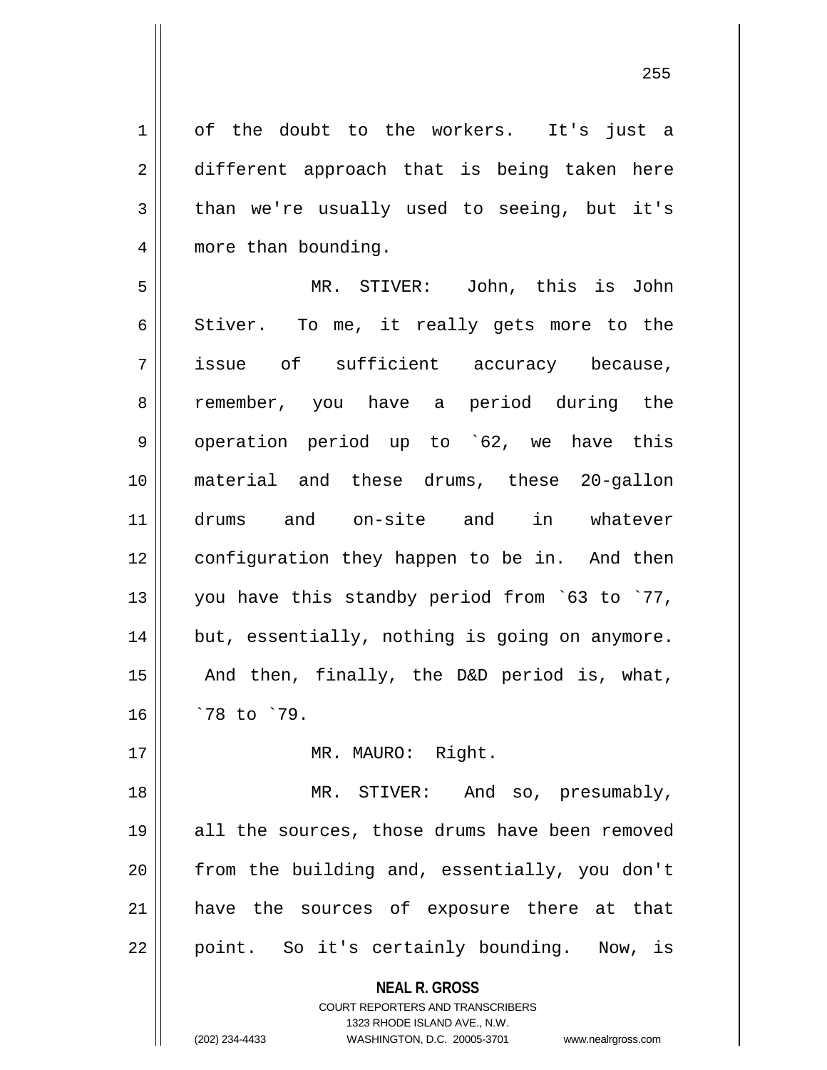of the doubt to the workers. It's just a different approach that is being taken here than we're usually used to seeing, but it's more than bounding.

MR. STIVER: John, this is John Stiver. To me, it really gets more to the issue of sufficient accuracy because, remember, you have a period during the operation period up to `62, we have this material and these drums, these 20-gallon drums and on-site and in whatever configuration they happen to be in. And then you have this standby period from `63 to `77, but, essentially, nothing is going on anymore. And then, finally, the D&D period is, what, `78 to `79.

MR. MAURO: Right.

MR. STIVER: And so, presumably, all the sources, those drums have been removed from the building and, essentially, you don't have the sources of exposure there at that point. So it's certainly bounding. Now, is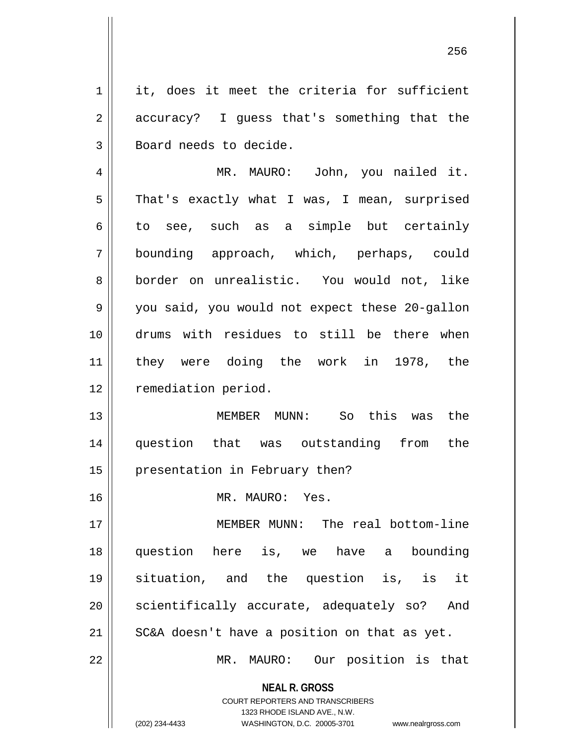it, does it meet the criteria for sufficient accuracy? I guess that's something that the Board needs to decide.

MR. MAURO: John, you nailed it. That's exactly what I was, I mean, surprised to see, such as a simple but certainly bounding approach, which, perhaps, could border on unrealistic. You would not, like you said, you would not expect these 20-gallon drums with residues to still be there when they were doing the work in 1978, the remediation period.

MEMBER MUNN: So this was the question that was outstanding from the presentation in February then?

MR. MAURO: Yes.

MEMBER MUNN: The real bottom-line question here is, we have a bounding situation, and the question is, is it scientifically accurate, adequately so? And SC&A doesn't have a position on that as yet.

MR. MAURO: Our position is that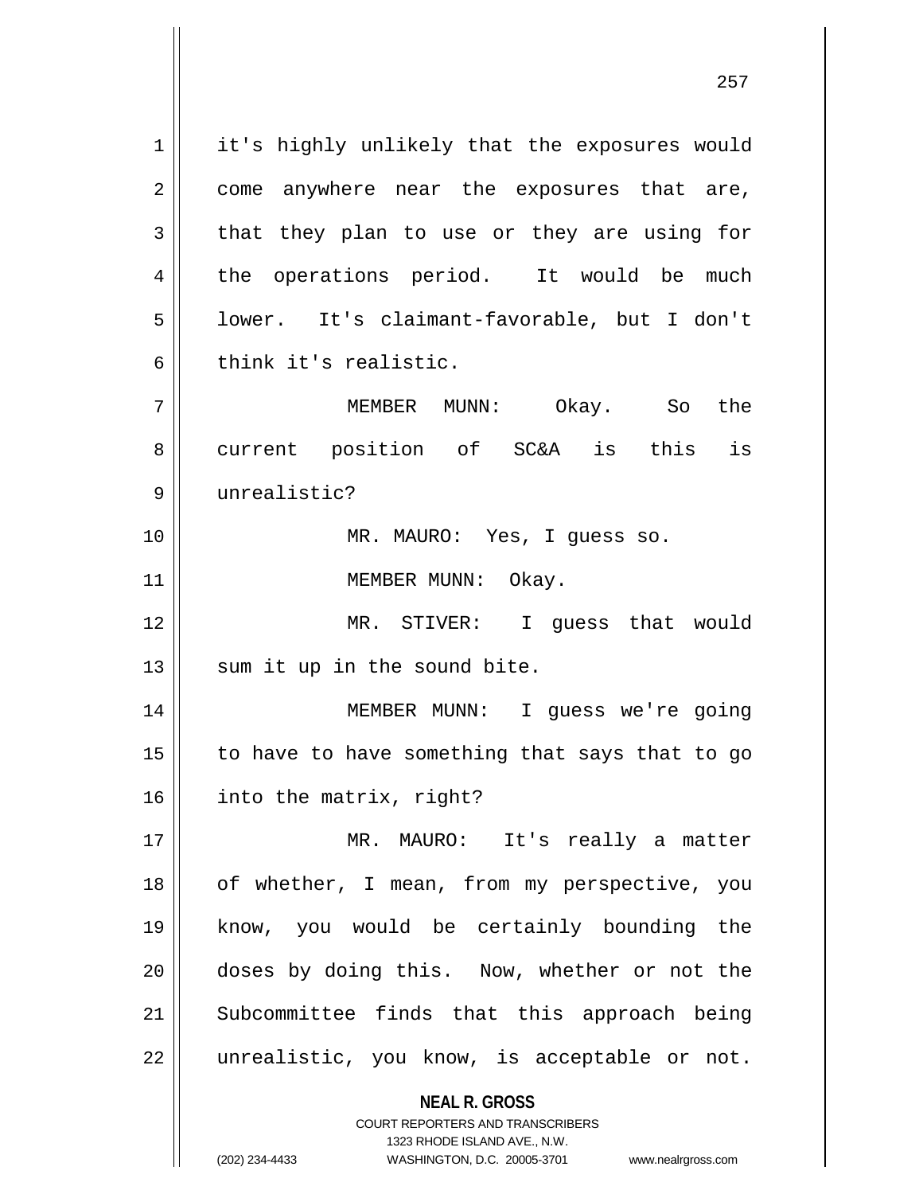it's highly unlikely that the exposures would come anywhere near the exposures that are, that they plan to use or they are using for the operations period. It would be much lower. It's claimant-favorable, but I don't think it's realistic.

MEMBER MUNN: Okay. So the current position of SC&A is this is unrealistic?

MR. MAURO: Yes, I guess so.

MEMBER MUNN: Okay.

MR. STIVER: I guess that would sum it up in the sound bite.

MEMBER MUNN: I guess we're going to have to have something that says that to go into the matrix, right?

MR. MAURO: It's really a matter of whether, I mean, from my perspective, you know, you would be certainly bounding the doses by doing this. Now, whether or not the Subcommittee finds that this approach being unrealistic, you know, is acceptable or not.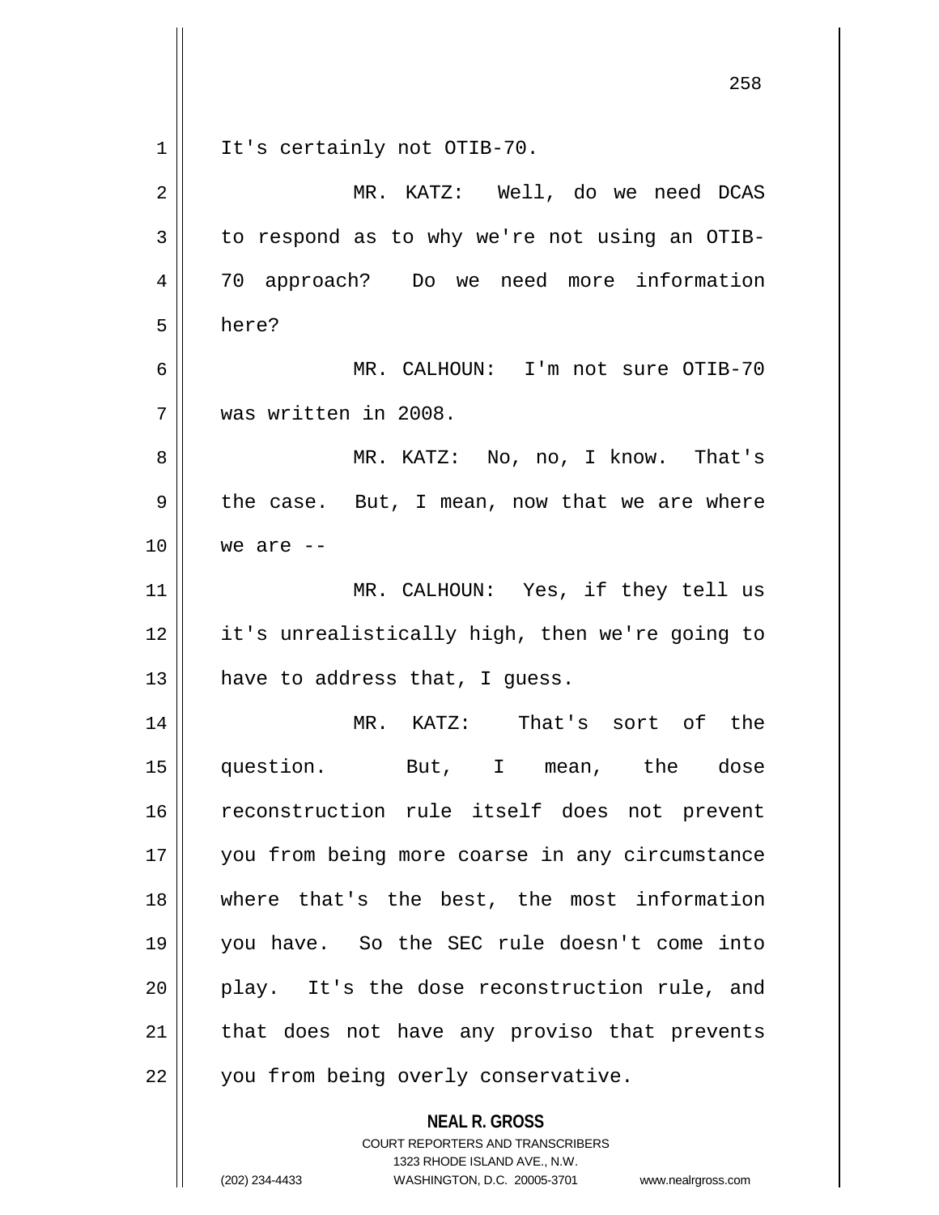It's certainly not OTIB-70.

MR. KATZ: Well, do we need DCAS to respond as to why we're not using an OTIB-70 approach? Do we need more information here?

MR. CALHOUN: I'm not sure OTIB-70 was written in 2008.

MR. KATZ: No, no, I know. That's the case. But, I mean, now that we are where we are --

MR. CALHOUN: Yes, if they tell us it's unrealistically high, then we're going to have to address that, I guess.

MR. KATZ: That's sort of the question. But, I mean, the dose reconstruction rule itself does not prevent you from being more coarse in any circumstance where that's the best, the most information you have. So the SEC rule doesn't come into play. It's the dose reconstruction rule, and that does not have any proviso that prevents you from being overly conservative.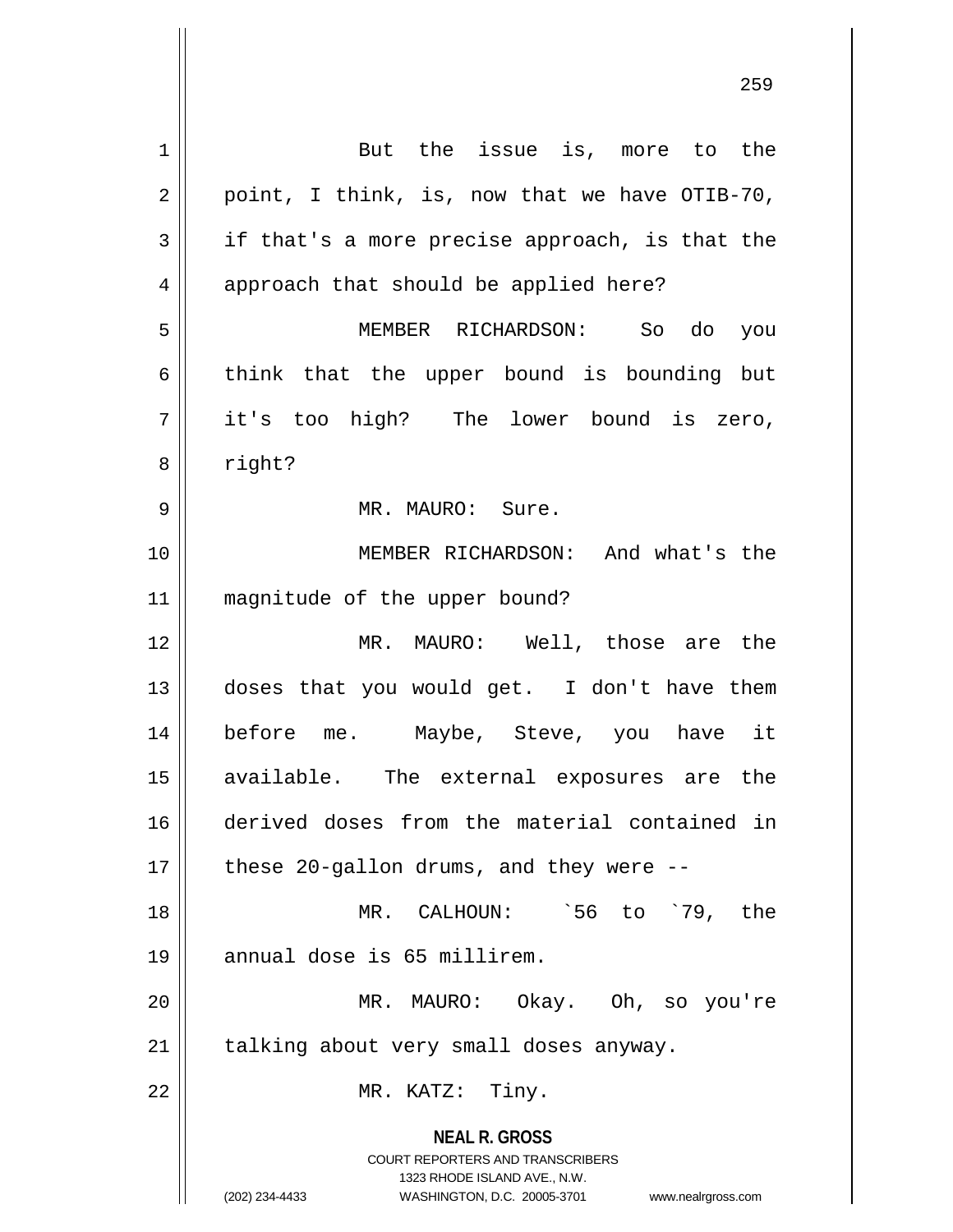But the issue is, more to the point, I think, is, now that we have OTIB-70, if that's a more precise approach, is that the approach that should be applied here?

MEMBER RICHARDSON: So do you think that the upper bound is bounding but it's too high? The lower bound is zero, right?

MR. MAURO: Sure.

MEMBER RICHARDSON: And what's the magnitude of the upper bound?

MR. MAURO: Well, those are the doses that you would get. I don't have them before me. Maybe, Steve, you have it available. The external exposures are the derived doses from the material contained in these 20-gallon drums, and they were --

MR. CALHOUN: `56 to `79, the annual dose is 65 millirem.

MR. MAURO: Okay. Oh, so you're talking about very small doses anyway.

MR. KATZ: Tiny.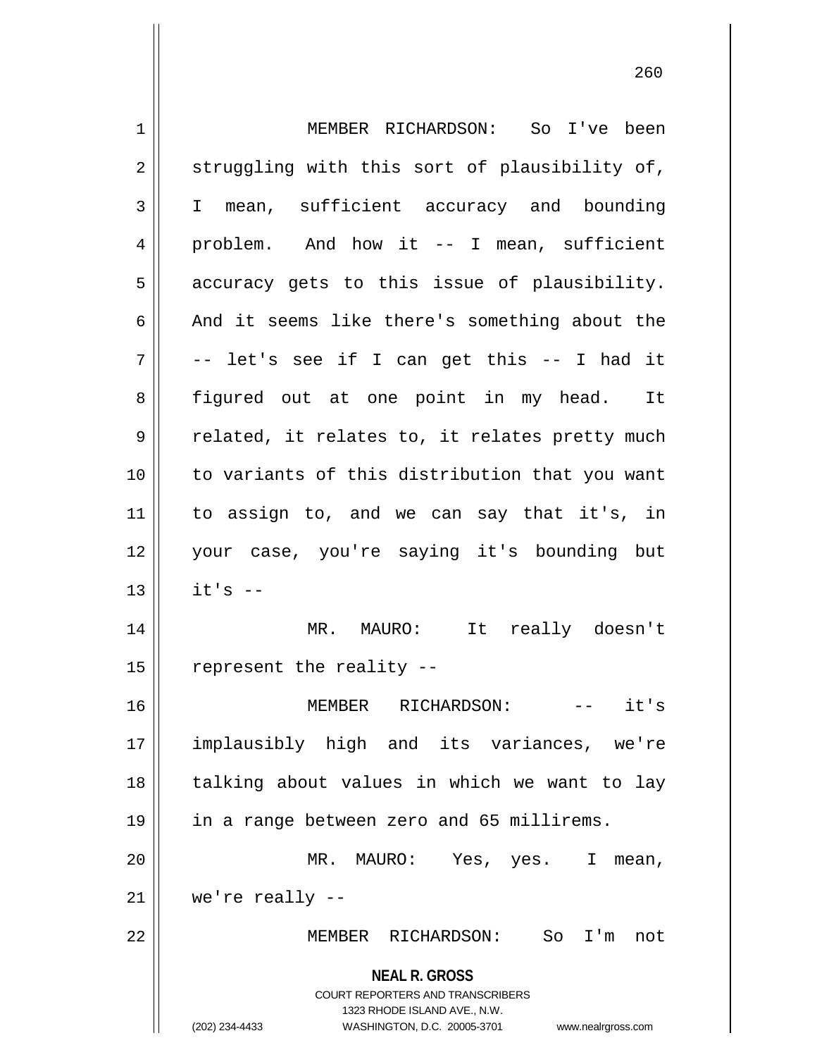MEMBER RICHARDSON: So I've been struggling with this sort of plausibility of, I mean, sufficient accuracy and bounding problem. And how it -- I mean, sufficient accuracy gets to this issue of plausibility. And it seems like there's something about the -- let's see if I can get this -- I had it figured out at one point in my head. It related, it relates to, it relates pretty much to variants of this distribution that you want to assign to, and we can say that it's, in your case, you're saying it's bounding but it's --

MR. MAURO: It really doesn't represent the reality --

MEMBER RICHARDSON: -- it's implausibly high and its variances, we're talking about values in which we want to lay in a range between zero and 65 millirems.

MR. MAURO: Yes, yes. I mean, we're really --

MEMBER RICHARDSON: So I'm not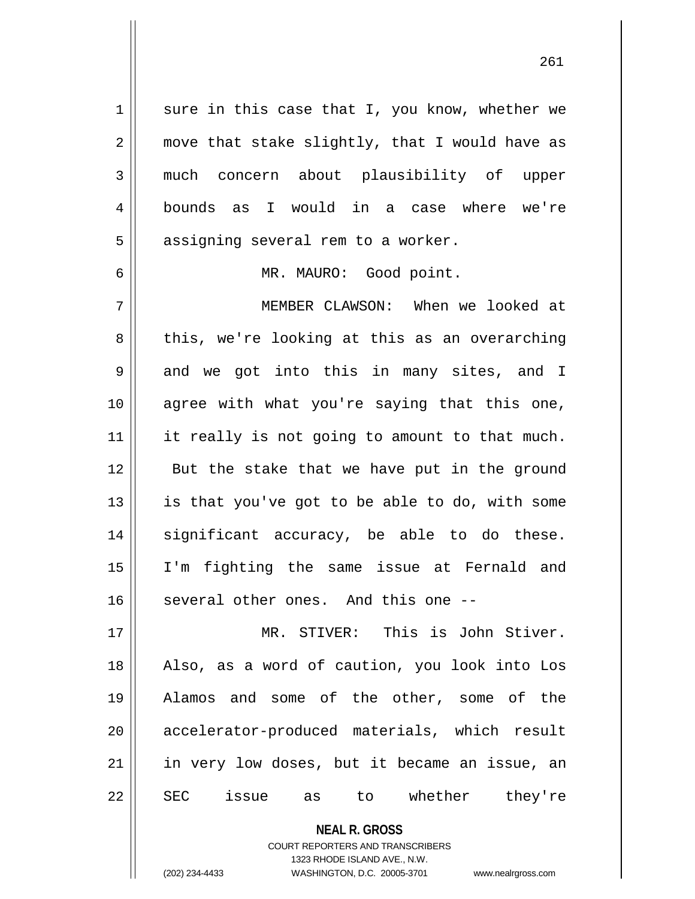sure in this case that I, you know, whether we move that stake slightly, that I would have as much concern about plausibility of upper bounds as I would in a case where we're assigning several rem to a worker.

MR. MAURO: Good point.

MEMBER CLAWSON: When we looked at this, we're looking at this as an overarching and we got into this in many sites, and I agree with what you're saying that this one, it really is not going to amount to that much. But the stake that we have put in the ground is that you've got to be able to do, with some significant accuracy, be able to do these. I'm fighting the same issue at Fernald and several other ones. And this one --

MR. STIVER: This is John Stiver. Also, as a word of caution, you look into Los Alamos and some of the other, some of the accelerator-produced materials, which result in very low doses, but it became an issue, an SEC issue as to whether they're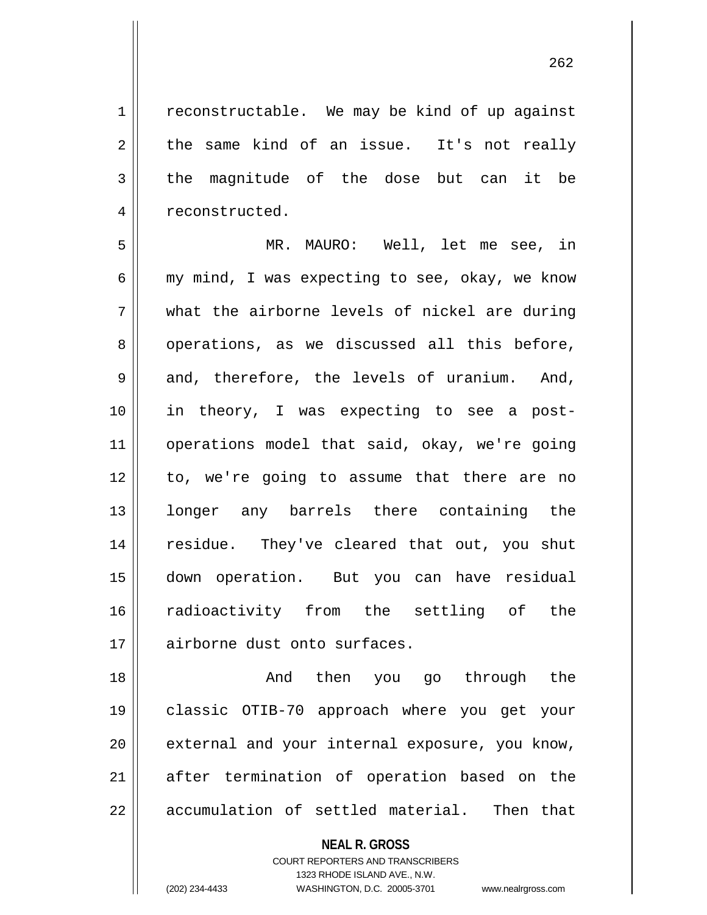reconstructable. We may be kind of up against the same kind of an issue. It's not really the magnitude of the dose but can it be reconstructed.

MR. MAURO: Well, let me see, in my mind, I was expecting to see, okay, we know what the airborne levels of nickel are during operations, as we discussed all this before, and, therefore, the levels of uranium. And, in theory, I was expecting to see a post-operations model that said, okay, we're going to, we're going to assume that there are no longer any barrels there containing the residue. They've cleared that out, you shut down operation. But you can have residual radioactivity from the settling of the airborne dust onto surfaces.

And then you go through the classic OTIB-70 approach where you get your external and your internal exposure, you know, after termination of operation based on the accumulation of settled material. Then that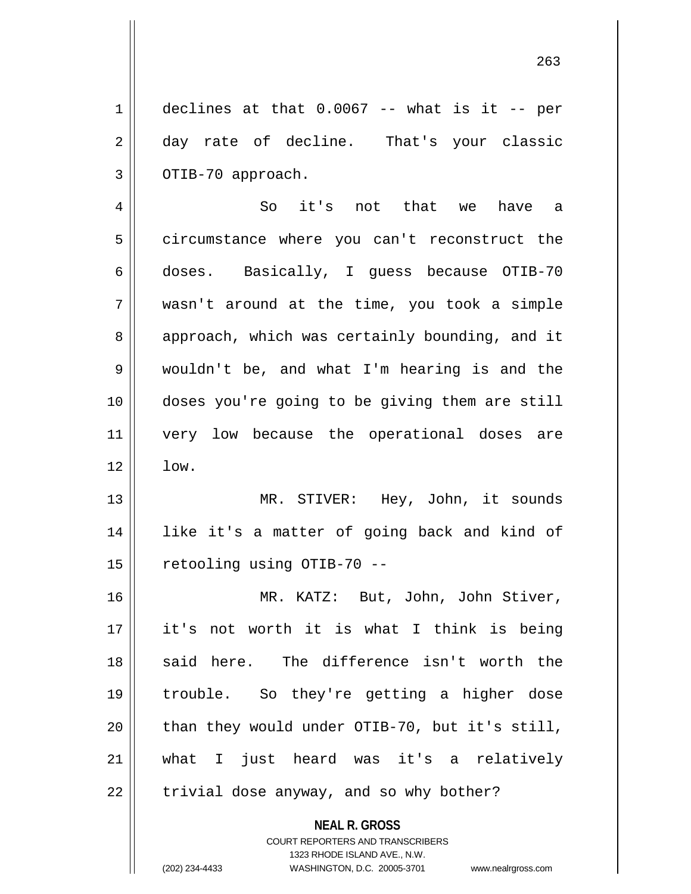declines at that 0.0067 -- what is it -- per day rate of decline. That's your classic OTIB-70 approach.

So it's not that we have a circumstance where you can't reconstruct the doses. Basically, I guess because OTIB-70 wasn't around at the time, you took a simple approach, which was certainly bounding, and it wouldn't be, and what I'm hearing is and the doses you're going to be giving them are still very low because the operational doses are low.

MR. STIVER: Hey, John, it sounds like it's a matter of going back and kind of retooling using OTIB-70 --

MR. KATZ: But, John, John Stiver, it's not worth it is what I think is being said here. The difference isn't worth the trouble. So they're getting a higher dose than they would under OTIB-70, but it's still, what I just heard was it's a relatively trivial dose anyway, and so why bother?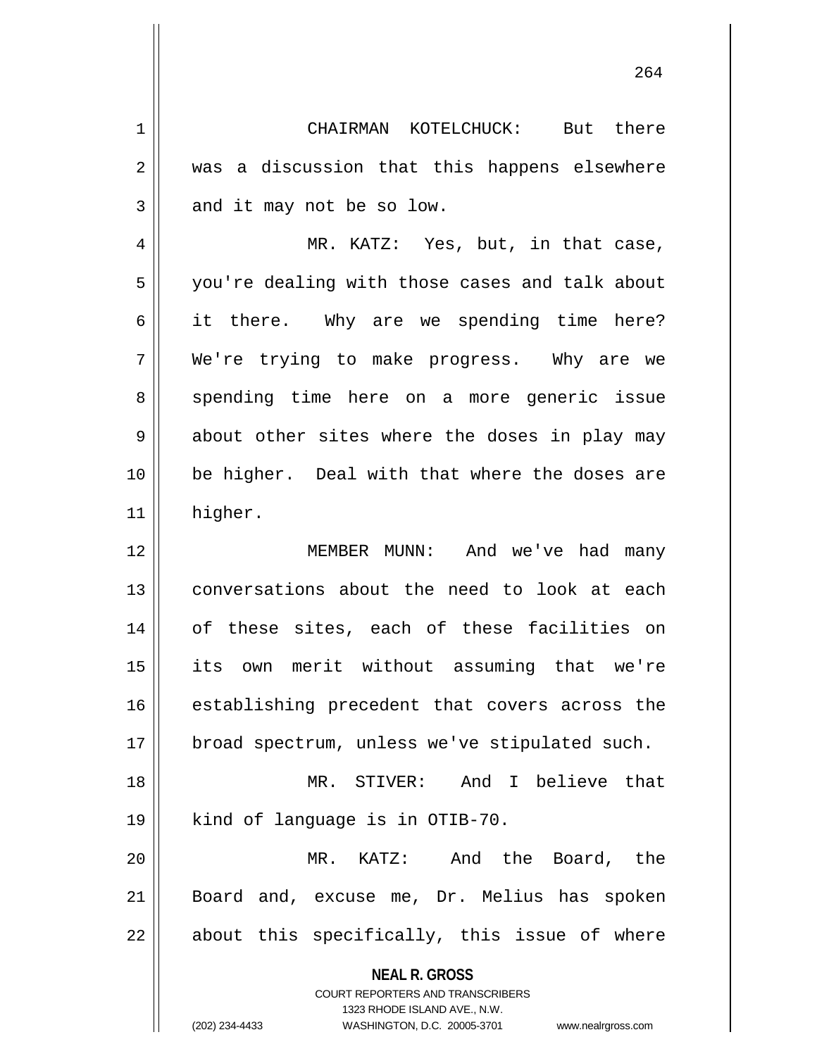CHAIRMAN KOTELCHUCK: But there was a discussion that this happens elsewhere and it may not be so low.

MR. KATZ: Yes, but, in that case, you're dealing with those cases and talk about it there. Why are we spending time here? We're trying to make progress. Why are we spending time here on a more generic issue about other sites where the doses in play may be higher. Deal with that where the doses are higher.

MEMBER MUNN: And we've had many conversations about the need to look at each of these sites, each of these facilities on its own merit without assuming that we're establishing precedent that covers across the broad spectrum, unless we've stipulated such.

MR. STIVER: And I believe that kind of language is in OTIB-70.

MR. KATZ: And the Board, the Board and, excuse me, Dr. Melius has spoken about this specifically, this issue of where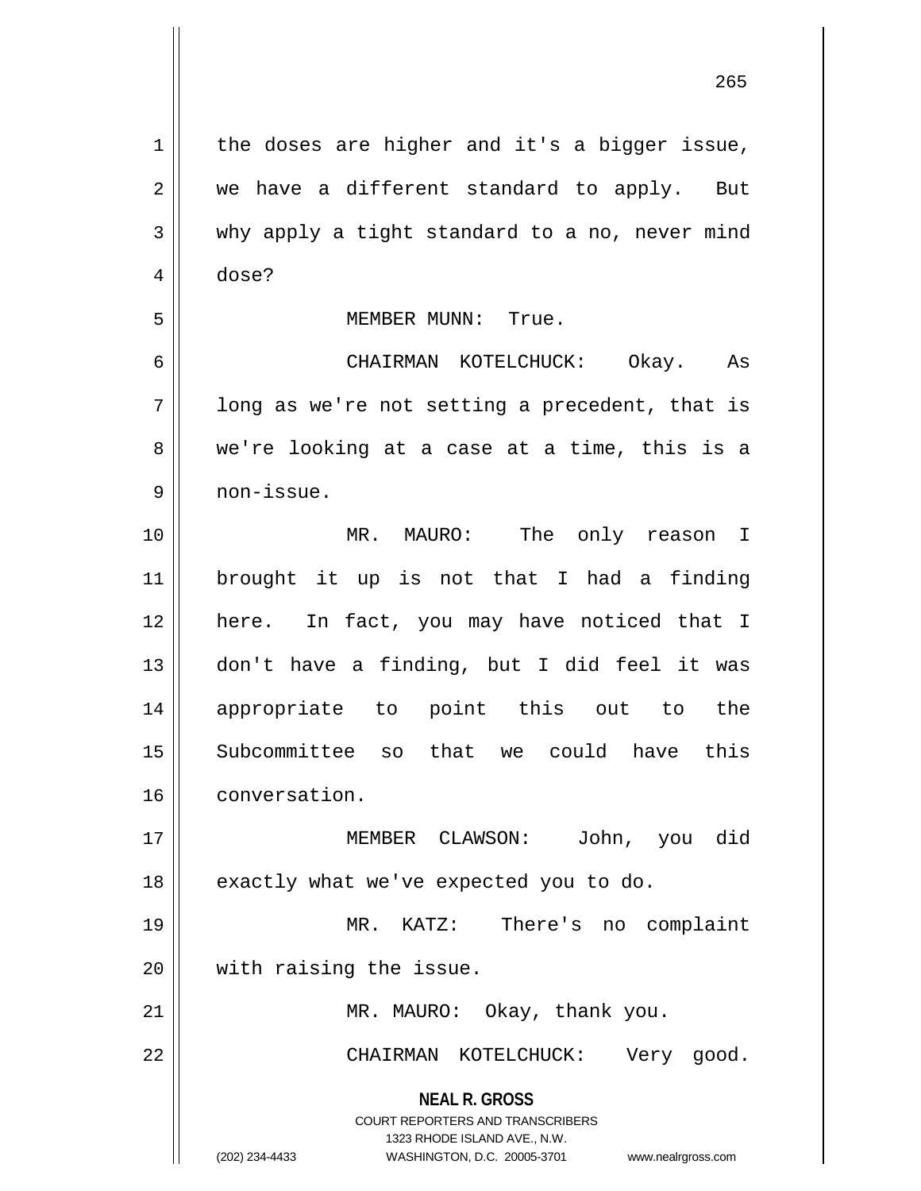the doses are higher and it's a bigger issue, we have a different standard to apply. But why apply a tight standard to a no, never mind dose?

MEMBER MUNN: True.

CHAIRMAN KOTELCHUCK: Okay. As long as we're not setting a precedent, that is we're looking at a case at a time, this is a non-issue.

MR. MAURO: The only reason I brought it up is not that I had a finding here. In fact, you may have noticed that I don't have a finding, but I did feel it was appropriate to point this out to the Subcommittee so that we could have this conversation.

MEMBER CLAWSON: John, you did exactly what we've expected you to do.

MR. KATZ: There's no complaint with raising the issue.

MR. MAURO: Okay, thank you.

CHAIRMAN KOTELCHUCK: Very good.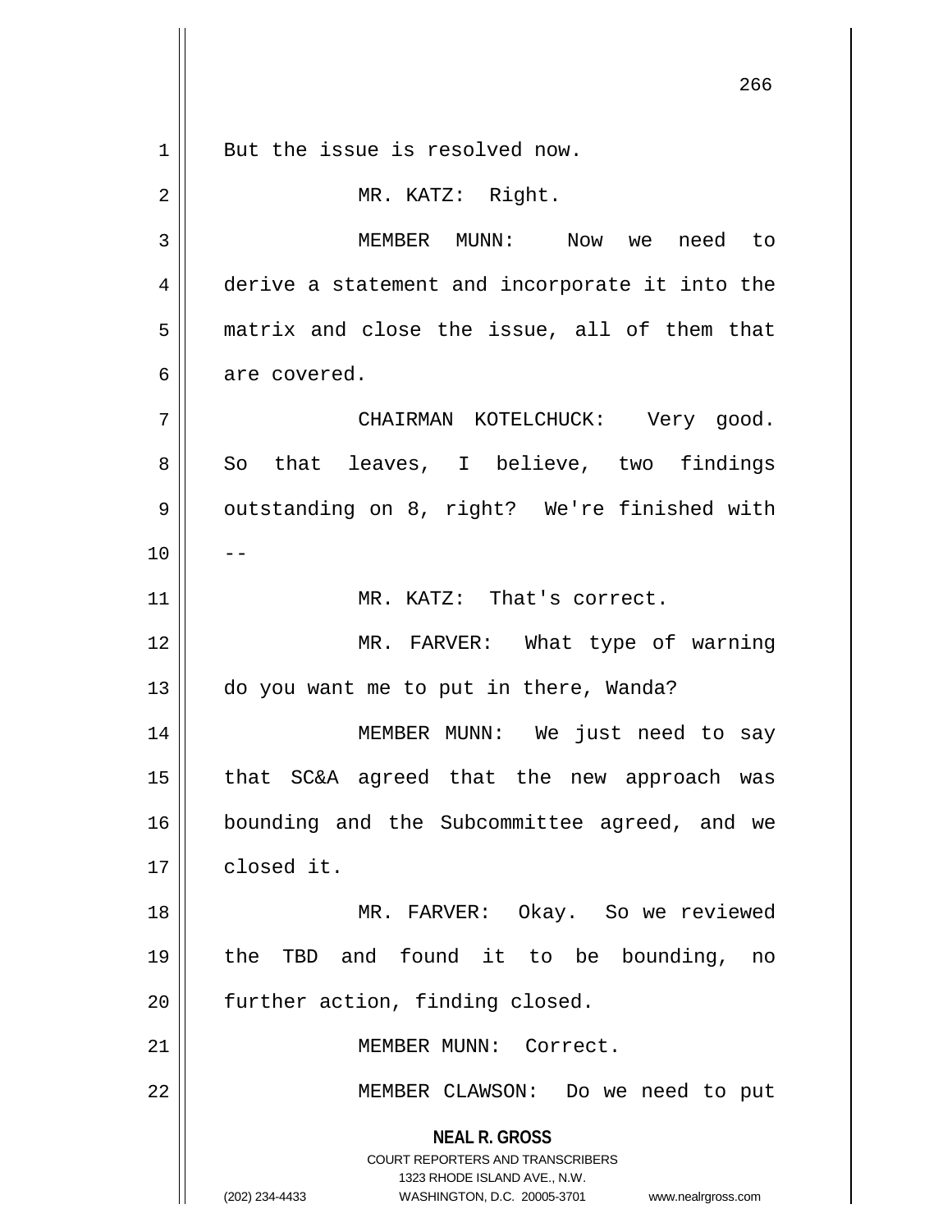But the issue is resolved now.

MR. KATZ: Right.

MEMBER MUNN: Now we need to derive a statement and incorporate it into the matrix and close the issue, all of them that are covered.

CHAIRMAN KOTELCHUCK: Very good. So that leaves, I believe, two findings outstanding on 8, right? We're finished with --

MR. KATZ: That's correct.

MR. FARVER: What type of warning do you want me to put in there, Wanda?

MEMBER MUNN: We just need to say that SC&A agreed that the new approach was bounding and the Subcommittee agreed, and we closed it.

MR. FARVER: Okay. So we reviewed the TBD and found it to be bounding, no further action, finding closed.

MEMBER MUNN: Correct.

MEMBER CLAWSON: Do we need to put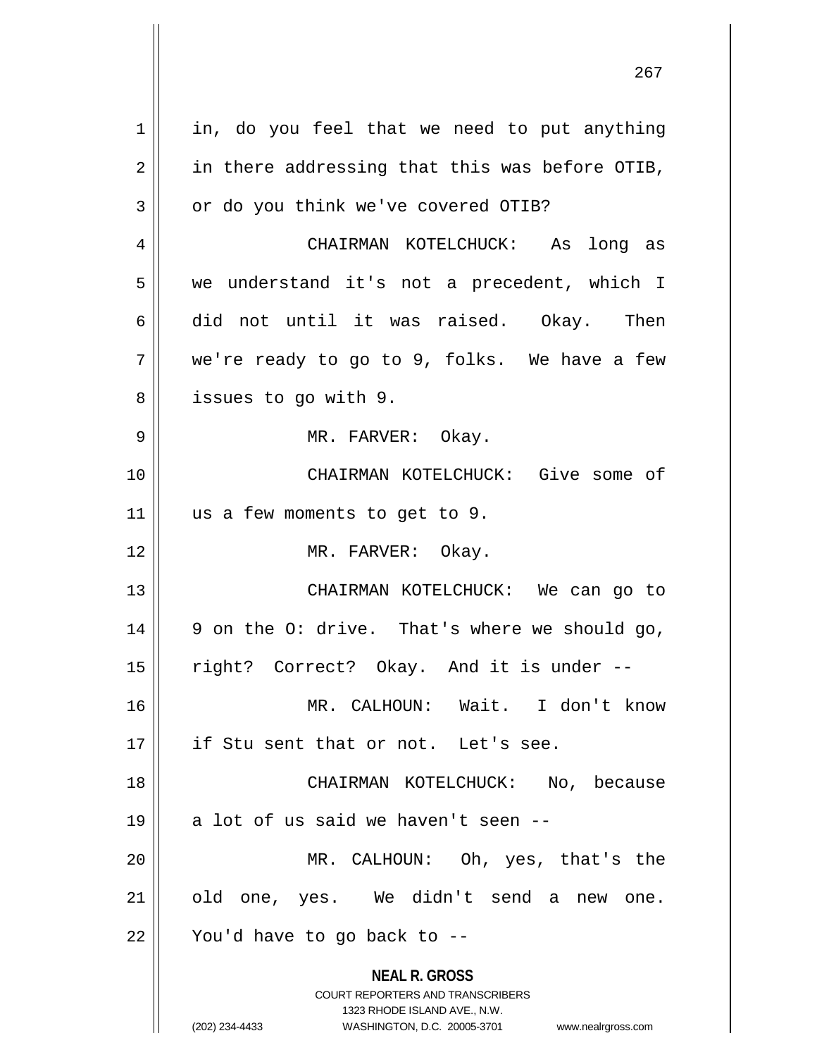in, do you feel that we need to put anything in there addressing that this was before OTIB, or do you think we've covered OTIB?

CHAIRMAN KOTELCHUCK: As long as we understand it's not a precedent, which I did not until it was raised. Okay. Then we're ready to go to 9, folks. We have a few issues to go with 9.

MR. FARVER: Okay.

CHAIRMAN KOTELCHUCK: Give some of us a few moments to get to 9.

MR. FARVER: Okay.

CHAIRMAN KOTELCHUCK: We can go to 9 on the O: drive. That's where we should go, right? Correct? Okay. And it is under --

MR. CALHOUN: Wait. I don't know if Stu sent that or not. Let's see.

CHAIRMAN KOTELCHUCK: No, because a lot of us said we haven't seen --

MR. CALHOUN: Oh, yes, that's the old one, yes. We didn't send a new one. You'd have to go back to --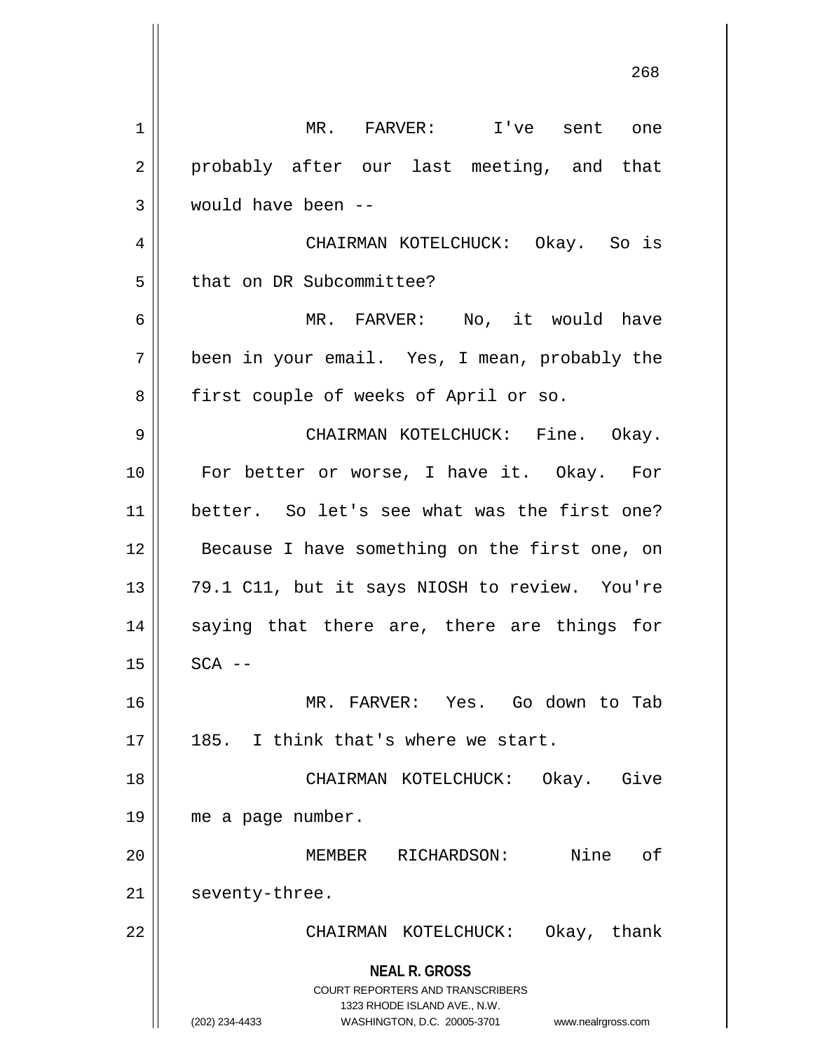MR. FARVER: I've sent one probably after our last meeting, and that would have been --

CHAIRMAN KOTELCHUCK: Okay. So is that on DR Subcommittee?

MR. FARVER: No, it would have been in your email. Yes, I mean, probably the first couple of weeks of April or so.

CHAIRMAN KOTELCHUCK: Fine. Okay. For better or worse, I have it. Okay. For better. So let's see what was the first one? Because I have something on the first one, on 79.1 C11, but it says NIOSH to review. You're saying that there are, there are things for SCA --

MR. FARVER: Yes. Go down to Tab 185. I think that's where we start.

CHAIRMAN KOTELCHUCK: Okay. Give me a page number.

MEMBER RICHARDSON: Nine of seventy-three.

CHAIRMAN KOTELCHUCK: Okay, thank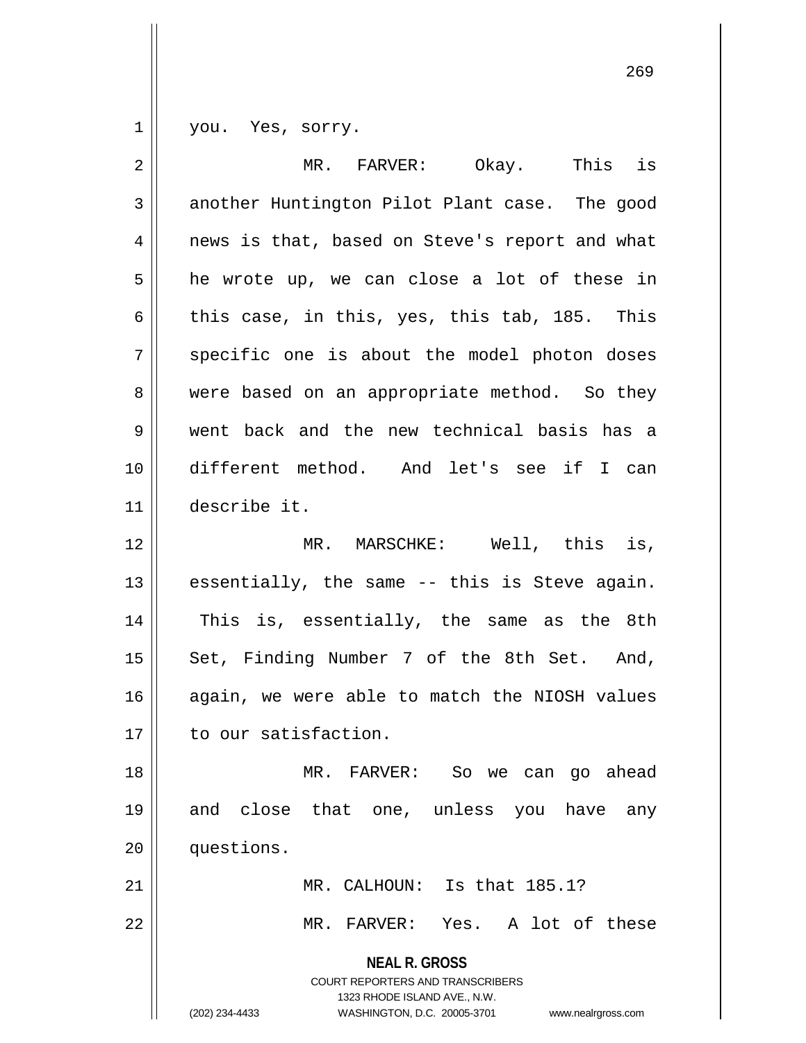you. Yes, sorry.

MR. FARVER: Okay. This is another Huntington Pilot Plant case. The good news is that, based on Steve's report and what he wrote up, we can close a lot of these in this case, in this, yes, this tab, 185. This specific one is about the model photon doses were based on an appropriate method. So they went back and the new technical basis has a different method. And let's see if I can describe it.

MR. MARSCHKE: Well, this is, essentially, the same -- this is Steve again. This is, essentially, the same as the 8th Set, Finding Number 7 of the 8th Set. And, again, we were able to match the NIOSH values to our satisfaction.

MR. FARVER: So we can go ahead and close that one, unless you have any questions.

MR. CALHOUN: Is that 185.1?

MR. FARVER: Yes. A lot of these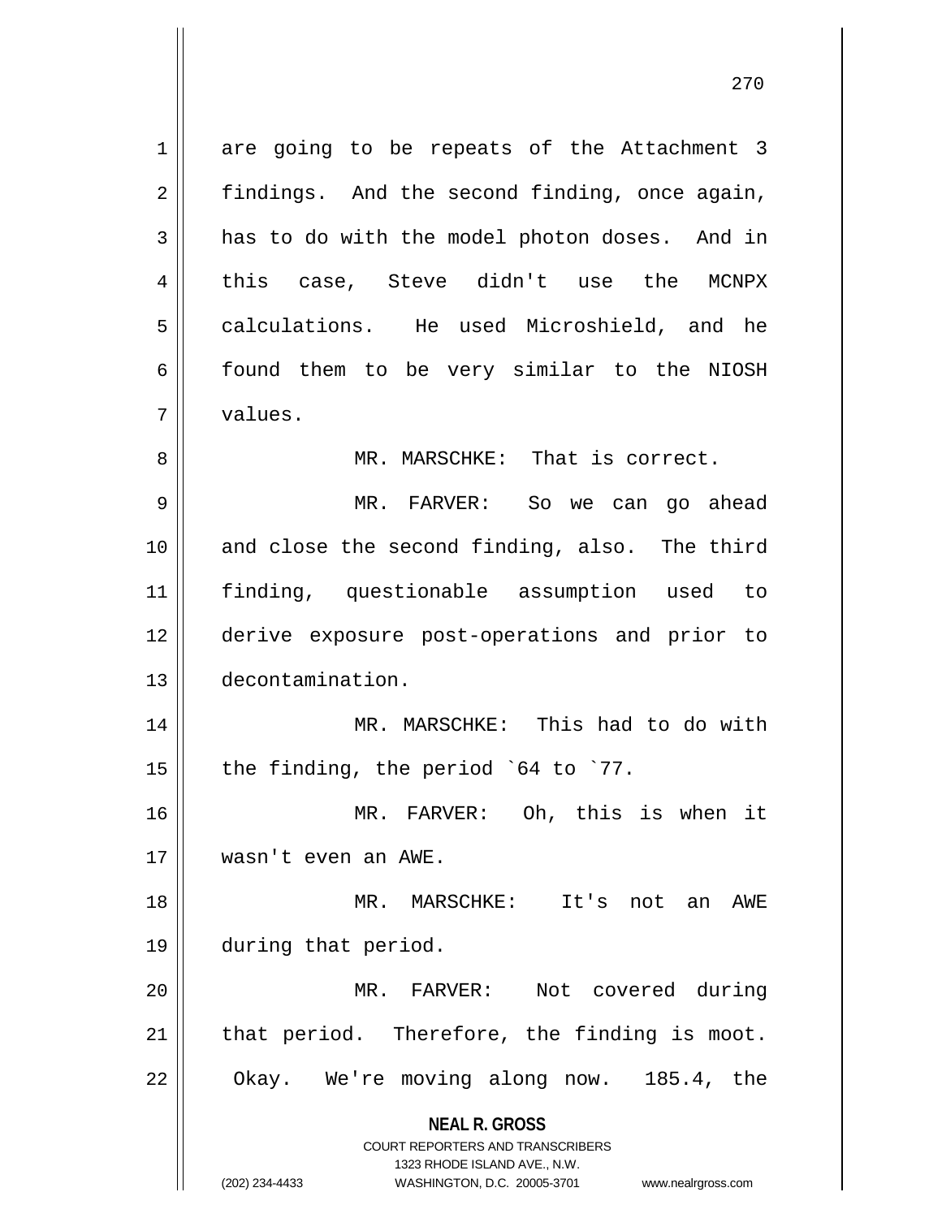are going to be repeats of the Attachment 3 findings. And the second finding, once again, has to do with the model photon doses. And in this case, Steve didn't use the MCNPX calculations. He used Microshield, and he found them to be very similar to the NIOSH values.

MR. MARSCHKE: That is correct.

MR. FARVER: So we can go ahead and close the second finding, also. The third finding, questionable assumption used to derive exposure post-operations and prior to decontamination.

MR. MARSCHKE: This had to do with the finding, the period `64 to `77.

MR. FARVER: Oh, this is when it wasn't even an AWE.

MR. MARSCHKE: It's not an AWE during that period.

MR. FARVER: Not covered during that period. Therefore, the finding is moot. Okay. We're moving along now. 185.4, the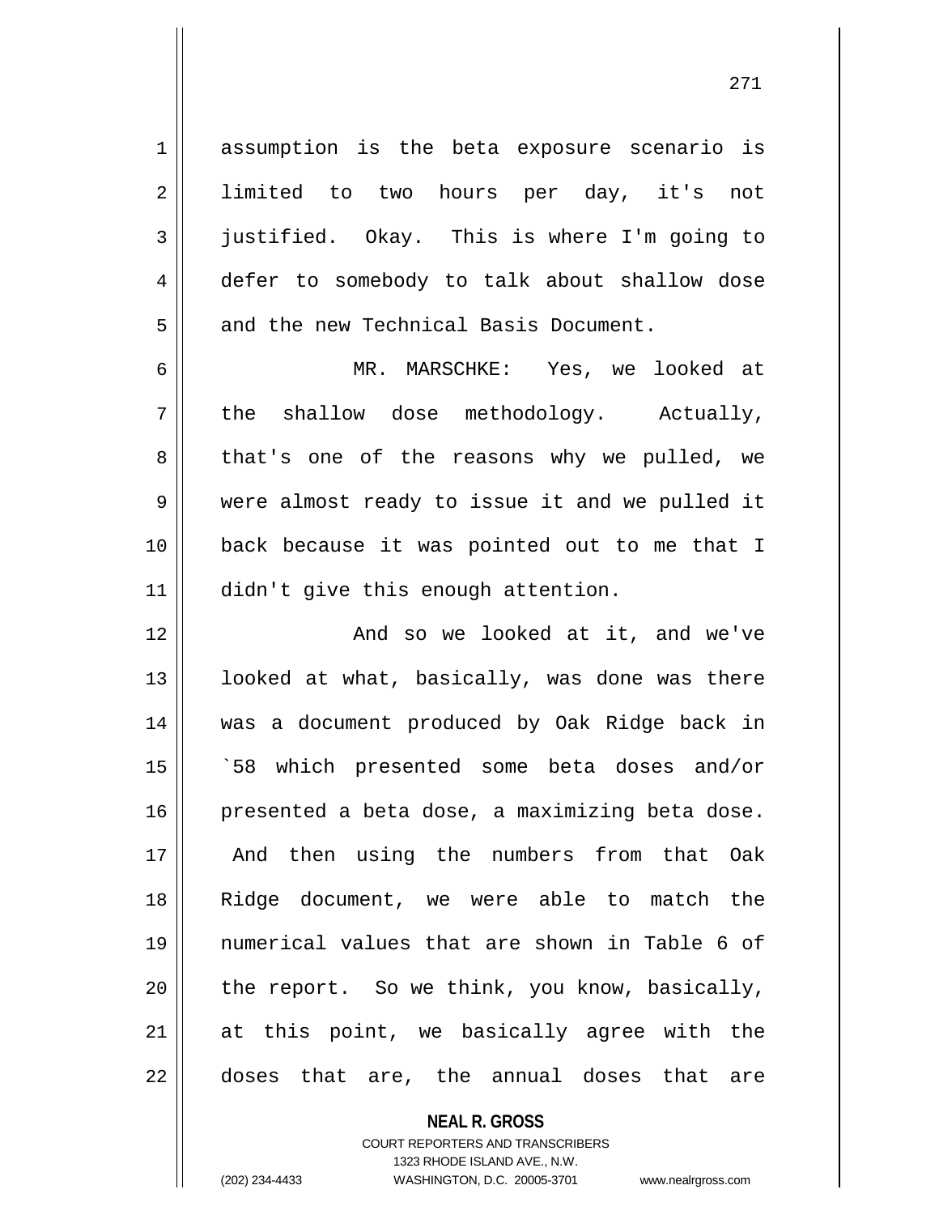assumption is the beta exposure scenario is limited to two hours per day, it's not justified. Okay. This is where I'm going to defer to somebody to talk about shallow dose and the new Technical Basis Document.

MR. MARSCHKE: Yes, we looked at the shallow dose methodology. Actually, that's one of the reasons why we pulled, we were almost ready to issue it and we pulled it back because it was pointed out to me that I didn't give this enough attention.

And so we looked at it, and we've looked at what, basically, was done was there was a document produced by Oak Ridge back in `58 which presented some beta doses and/or presented a beta dose, a maximizing beta dose. And then using the numbers from that Oak Ridge document, we were able to match the numerical values that are shown in Table 6 of the report. So we think, you know, basically, at this point, we basically agree with the doses that are, the annual doses that are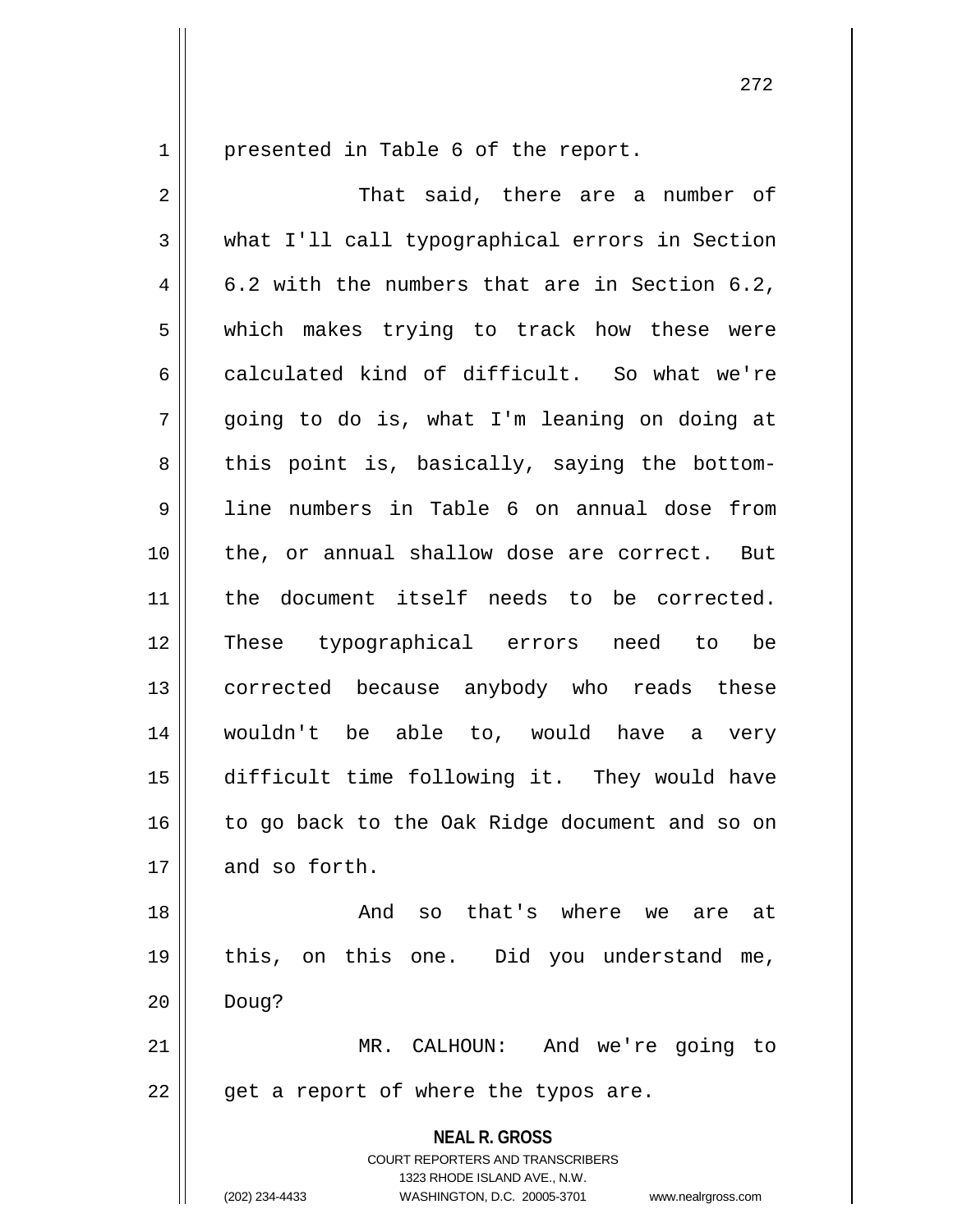presented in Table 6 of the report.

That said, there are a number of what I'll call typographical errors in Section 6.2 with the numbers that are in Section 6.2, which makes trying to track how these were calculated kind of difficult. So what we're going to do is, what I'm leaning on doing at this point is, basically, saying the bottom-line numbers in Table 6 on annual dose from the, or annual shallow dose are correct. But the document itself needs to be corrected. These typographical errors need to be corrected because anybody who reads these wouldn't be able to, would have a very difficult time following it. They would have to go back to the Oak Ridge document and so on and so forth.

And so that's where we are at this, on this one. Did you understand me, Doug?

MR. CALHOUN: And we're going to get a report of where the typos are.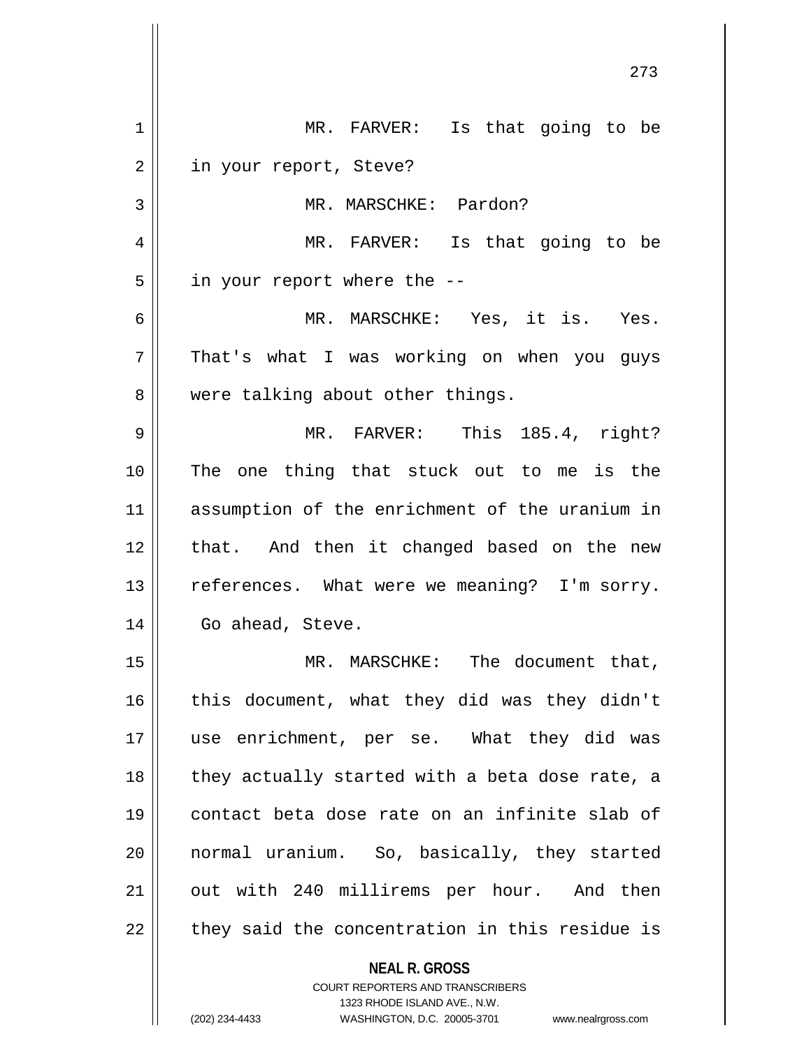MR. FARVER: Is that going to be in your report, Steve?

MR. MARSCHKE: Pardon?

MR. FARVER: Is that going to be in your report where the --

MR. MARSCHKE: Yes, it is. Yes. That's what I was working on when you guys were talking about other things.

MR. FARVER: This 185.4, right? The one thing that stuck out to me is the assumption of the enrichment of the uranium in that. And then it changed based on the new references. What were we meaning? I'm sorry. Go ahead, Steve.

MR. MARSCHKE: The document that, this document, what they did was they didn't use enrichment, per se. What they did was they actually started with a beta dose rate, a contact beta dose rate on an infinite slab of normal uranium. So, basically, they started out with 240 millirems per hour. And then they said the concentration in this residue is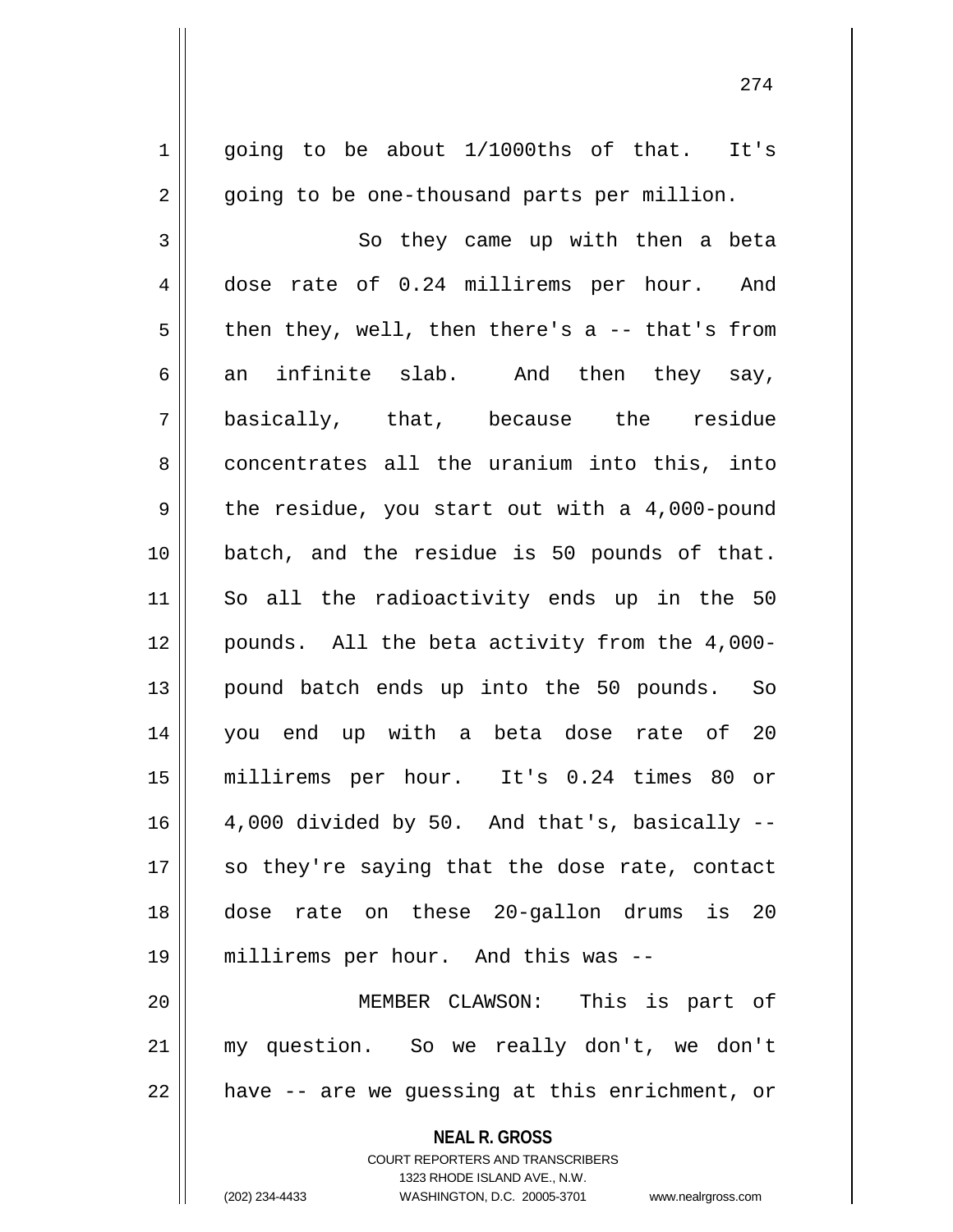going to be about 1/1000ths of that. It's going to be one-thousand parts per million.

So they came up with then a beta dose rate of 0.24 millirems per hour. And then they, well, then there's a -- that's from an infinite slab. And then they say, basically, that, because the residue concentrates all the uranium into this, into the residue, you start out with a 4,000-pound batch, and the residue is 50 pounds of that. So all the radioactivity ends up in the 50 pounds. All the beta activity from the 4,000-pound batch ends up into the 50 pounds. So you end up with a beta dose rate of 20 millirems per hour. It's 0.24 times 80 or 4,000 divided by 50. And that's, basically -- so they're saying that the dose rate, contact dose rate on these 20-gallon drums is 20 millirems per hour. And this was --

MEMBER CLAWSON: This is part of my question. So we really don't, we don't have -- are we guessing at this enrichment, or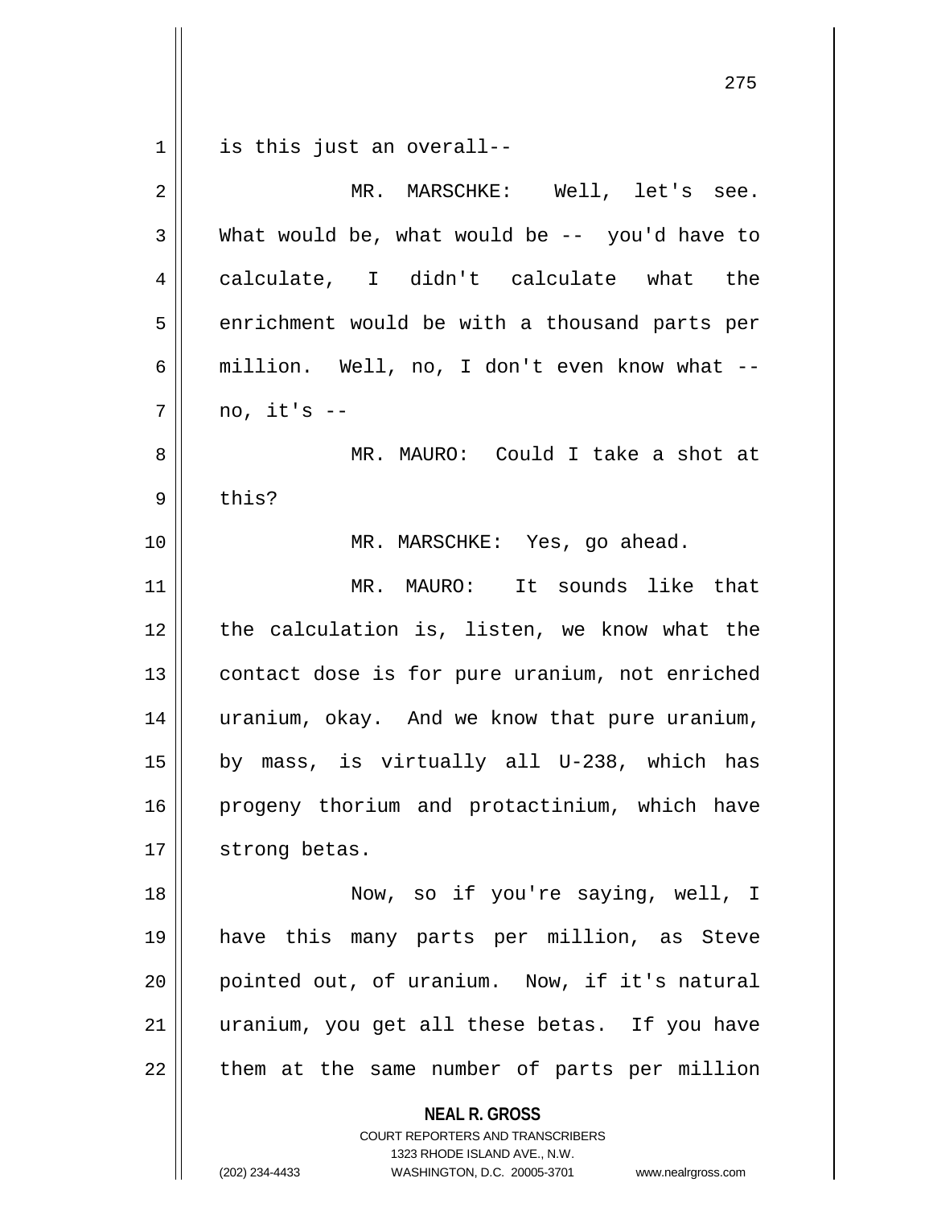is this just an overall--

MR. MARSCHKE: Well, let's see. What would be, what would be -- you'd have to calculate, I didn't calculate what the enrichment would be with a thousand parts per million. Well, no, I don't even know what -- no, it's --

MR. MAURO: Could I take a shot at this?

MR. MARSCHKE: Yes, go ahead.

MR. MAURO: It sounds like that the calculation is, listen, we know what the contact dose is for pure uranium, not enriched uranium, okay. And we know that pure uranium, by mass, is virtually all U-238, which has progeny thorium and protactinium, which have strong betas.

Now, so if you're saying, well, I have this many parts per million, as Steve pointed out, of uranium. Now, if it's natural uranium, you get all these betas. If you have them at the same number of parts per million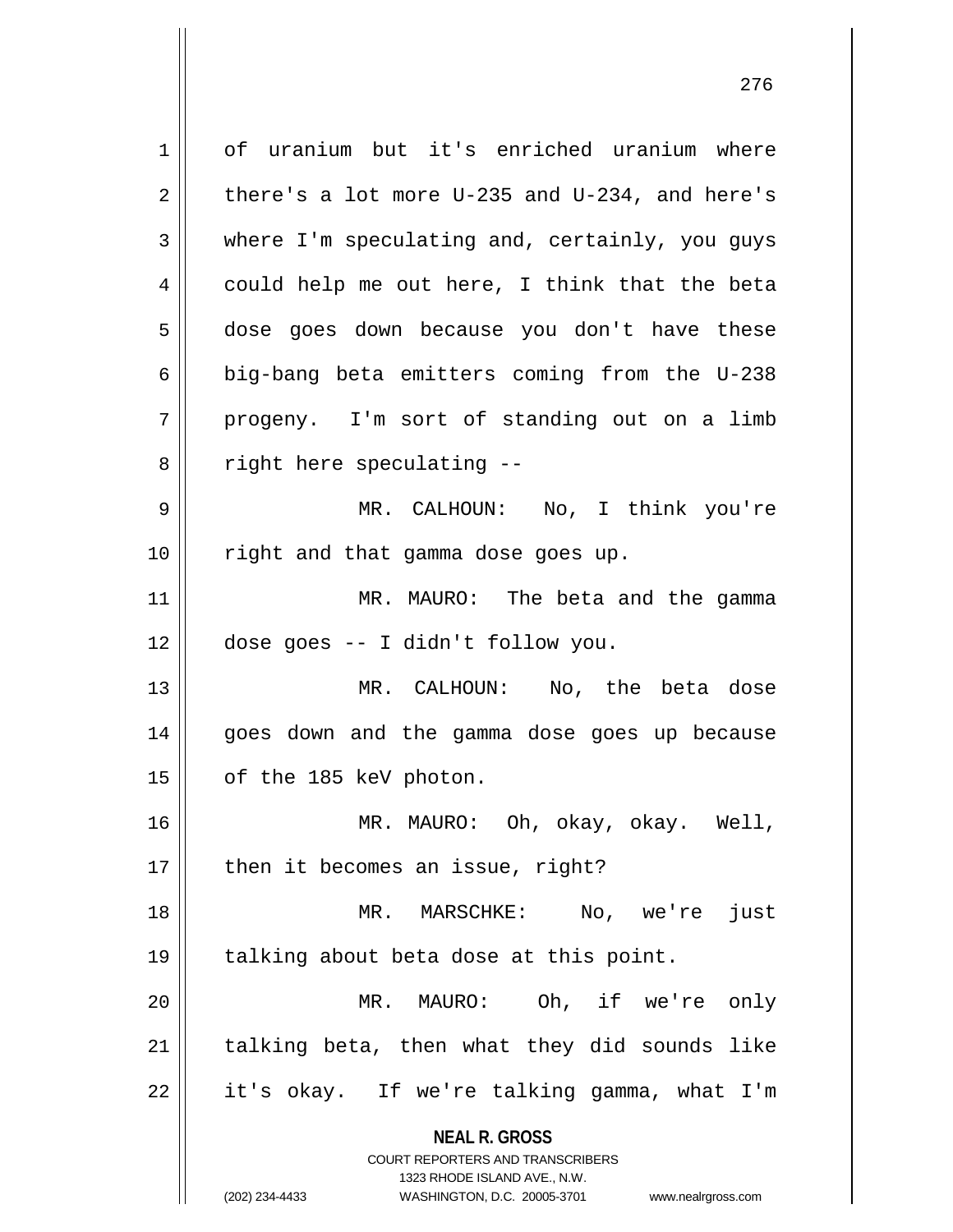of uranium but it's enriched uranium where there's a lot more U-235 and U-234, and here's where I'm speculating and, certainly, you guys could help me out here, I think that the beta dose goes down because you don't have these big-bang beta emitters coming from the U-238 progeny. I'm sort of standing out on a limb right here speculating --

MR. CALHOUN: No, I think you're right and that gamma dose goes up.

MR. MAURO: The beta and the gamma dose goes -- I didn't follow you.

MR. CALHOUN: No, the beta dose goes down and the gamma dose goes up because of the 185 keV photon.

MR. MAURO: Oh, okay, okay. Well, then it becomes an issue, right?

MR. MARSCHKE: No, we're just talking about beta dose at this point.

MR. MAURO: Oh, if we're only talking beta, then what they did sounds like it's okay. If we're talking gamma, what I'm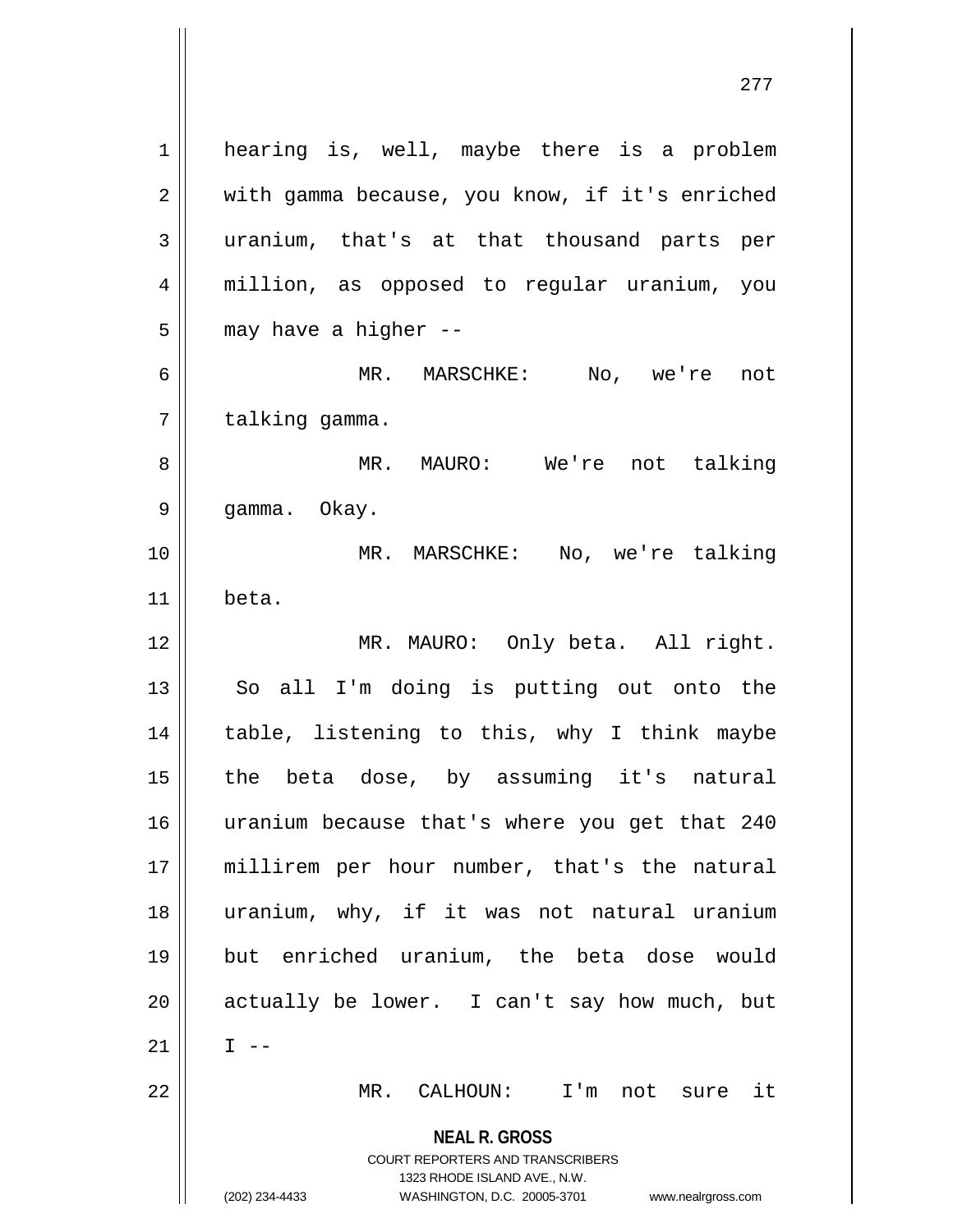hearing is, well, maybe there is a problem with gamma because, you know, if it's enriched uranium, that's at that thousand parts per million, as opposed to regular uranium, you may have a higher --

MR. MARSCHKE: No, we're not talking gamma.

MR. MAURO: We're not talking gamma. Okay.

MR. MARSCHKE: No, we're talking beta.

MR. MAURO: Only beta. All right. So all I'm doing is putting out onto the table, listening to this, why I think maybe the beta dose, by assuming it's natural uranium because that's where you get that 240 millirem per hour number, that's the natural uranium, why, if it was not natural uranium but enriched uranium, the beta dose would actually be lower. I can't say how much, but I --

MR. CALHOUN: I'm not sure it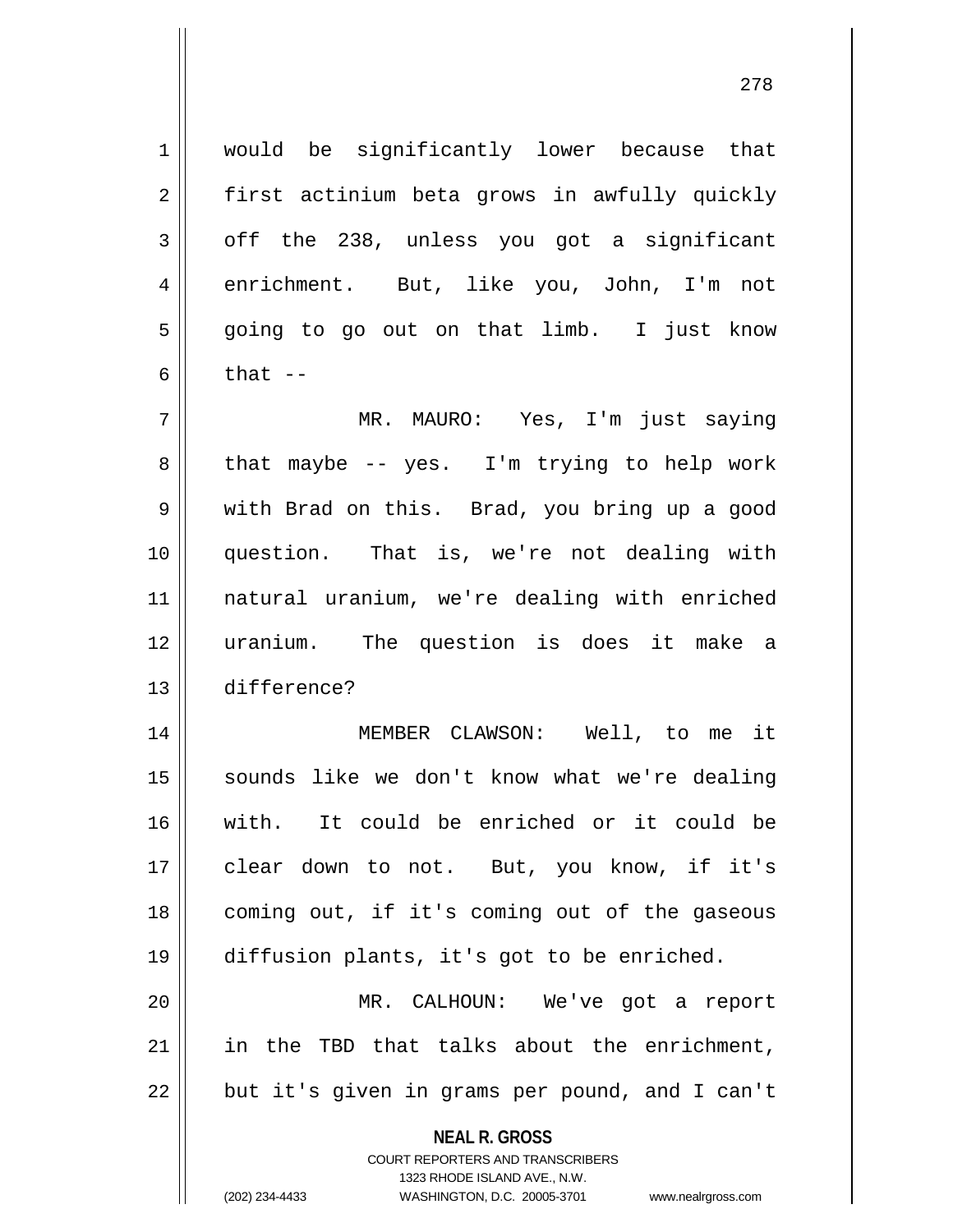would be significantly lower because that first actinium beta grows in awfully quickly off the 238, unless you got a significant enrichment. But, like you, John, I'm not going to go out on that limb. I just know that --

MR. MAURO: Yes, I'm just saying that maybe -- yes. I'm trying to help work with Brad on this. Brad, you bring up a good question. That is, we're not dealing with natural uranium, we're dealing with enriched uranium. The question is does it make a difference?

MEMBER CLAWSON: Well, to me it sounds like we don't know what we're dealing with. It could be enriched or it could be clear down to not. But, you know, if it's coming out, if it's coming out of the gaseous diffusion plants, it's got to be enriched.

MR. CALHOUN: We've got a report in the TBD that talks about the enrichment, but it's given in grams per pound, and I can't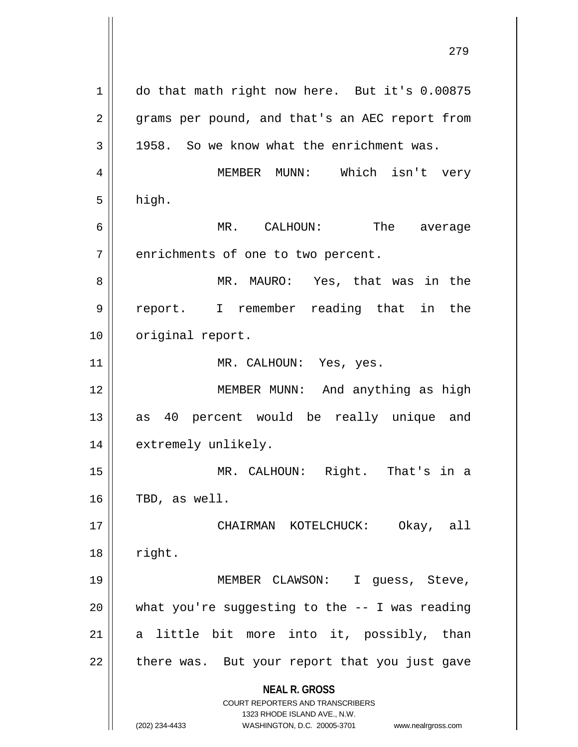do that math right now here. But it's 0.00875 grams per pound, and that's an AEC report from 1958. So we know what the enrichment was.

MEMBER MUNN: Which isn't very high.

MR. CALHOUN: The average enrichments of one to two percent.

MR. MAURO: Yes, that was in the report. I remember reading that in the original report.

MR. CALHOUN: Yes, yes.

MEMBER MUNN: And anything as high as 40 percent would be really unique and extremely unlikely.

MR. CALHOUN: Right. That's in a TBD, as well.

CHAIRMAN KOTELCHUCK: Okay, all right.

MEMBER CLAWSON: I guess, Steve, what you're suggesting to the -- I was reading a little bit more into it, possibly, than there was. But your report that you just gave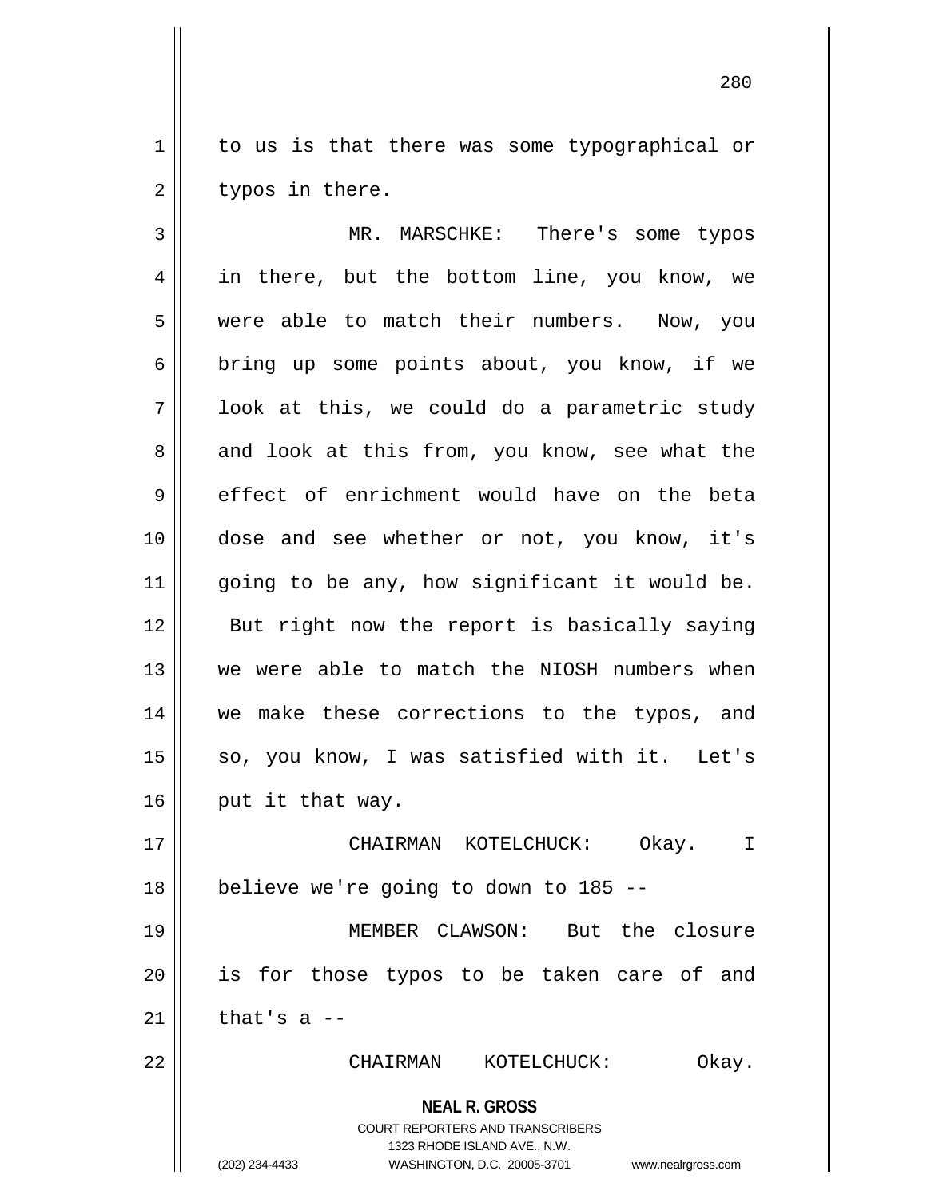to us is that there was some typographical or typos in there.

MR. MARSCHKE: There's some typos in there, but the bottom line, you know, we were able to match their numbers. Now, you bring up some points about, you know, if we look at this, we could do a parametric study and look at this from, you know, see what the effect of enrichment would have on the beta dose and see whether or not, you know, it's going to be any, how significant it would be. But right now the report is basically saying we were able to match the NIOSH numbers when we make these corrections to the typos, and so, you know, I was satisfied with it. Let's put it that way.

CHAIRMAN KOTELCHUCK: Okay. I believe we're going to down to 185 --

MEMBER CLAWSON: But the closure is for those typos to be taken care of and that's a --

CHAIRMAN KOTELCHUCK: Okay.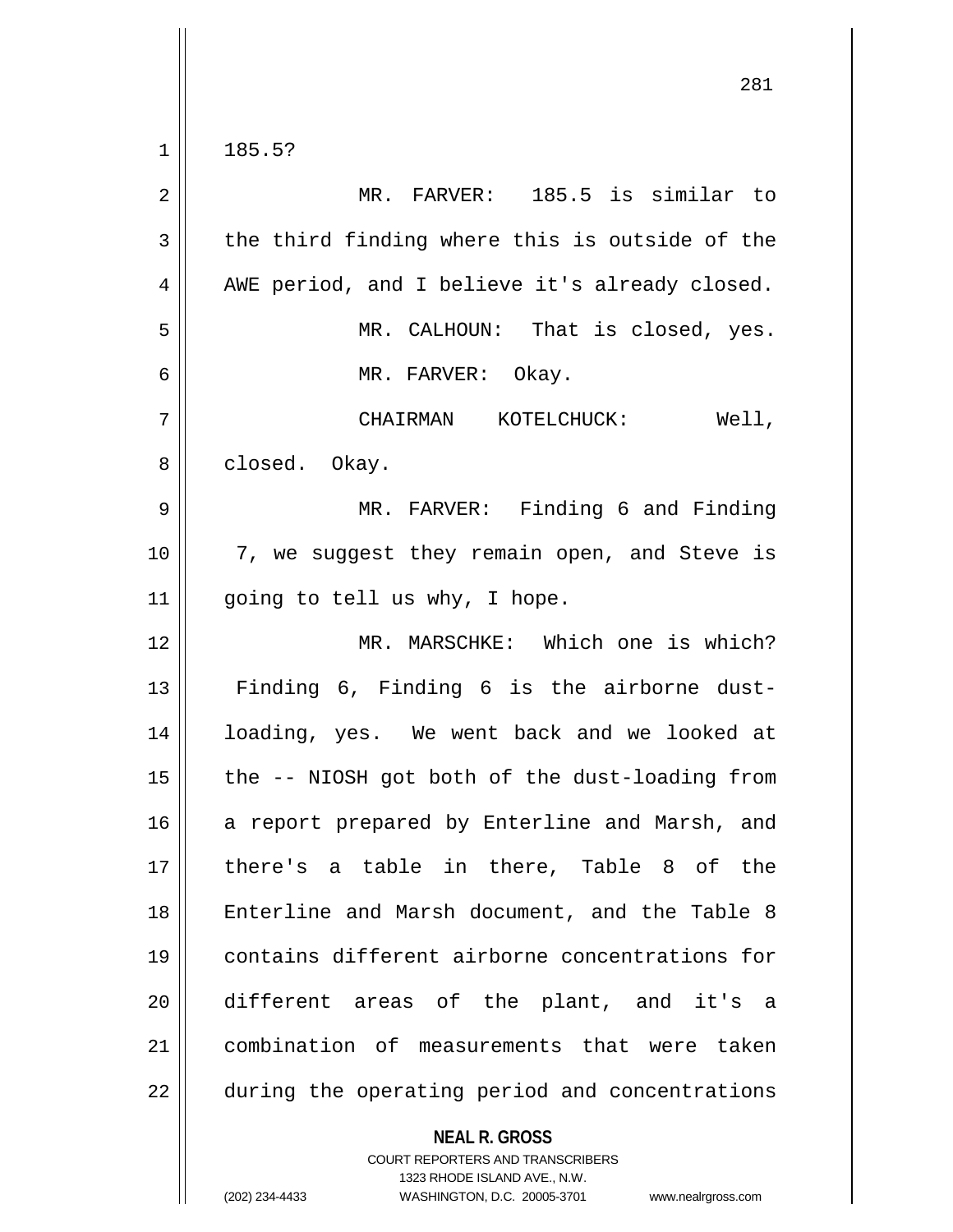185.5?

MR. FARVER: 185.5 is similar to the third finding where this is outside of the AWE period, and I believe it's already closed.

MR. CALHOUN: That is closed, yes.

MR. FARVER: Okay.

CHAIRMAN KOTELCHUCK: Well, closed. Okay.

MR. FARVER: Finding 6 and Finding 7, we suggest they remain open, and Steve is going to tell us why, I hope.

MR. MARSCHKE: Which one is which? Finding 6, Finding 6 is the airborne dust-loading, yes. We went back and we looked at the -- NIOSH got both of the dust-loading from a report prepared by Enterline and Marsh, and there's a table in there, Table 8 of the Enterline and Marsh document, and the Table 8 contains different airborne concentrations for different areas of the plant, and it's a combination of measurements that were taken during the operating period and concentrations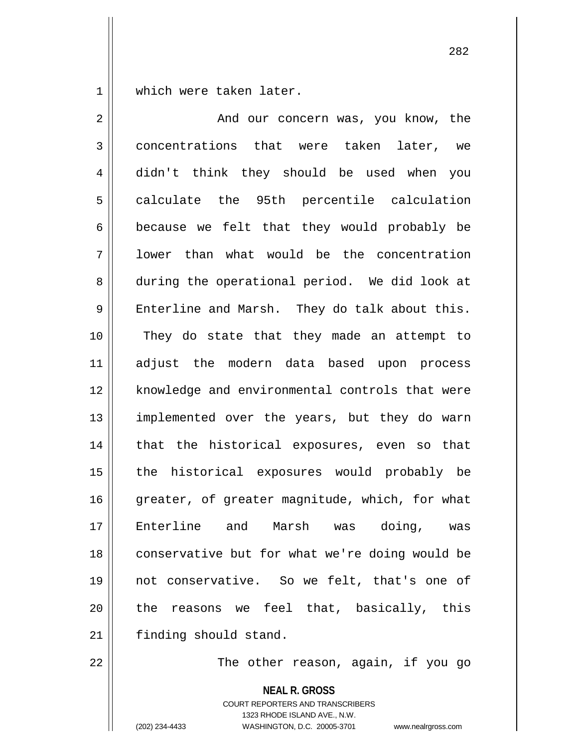which were taken later.

And our concern was, you know, the concentrations that were taken later, we didn't think they should be used when you calculate the 95th percentile calculation because we felt that they would probably be lower than what would be the concentration during the operational period. We did look at Enterline and Marsh. They do talk about this. They do state that they made an attempt to adjust the modern data based upon process knowledge and environmental controls that were implemented over the years, but they do warn that the historical exposures, even so that the historical exposures would probably be greater, of greater magnitude, which, for what Enterline and Marsh was doing, was conservative but for what we're doing would be not conservative. So we felt, that's one of the reasons we feel that, basically, this finding should stand.

The other reason, again, if you go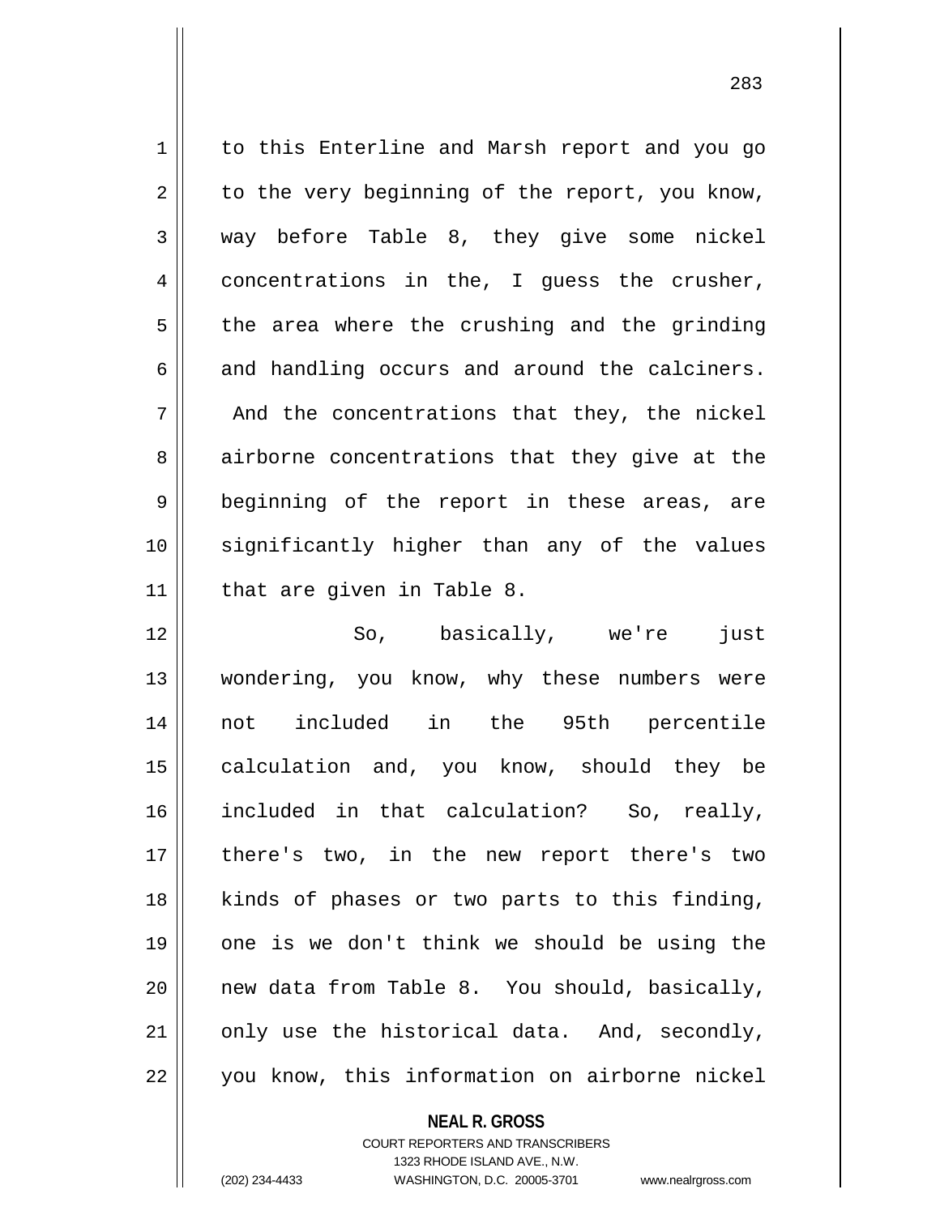to this Enterline and Marsh report and you go to the very beginning of the report, you know, way before Table 8, they give some nickel concentrations in the, I guess the crusher, the area where the crushing and the grinding and handling occurs and around the calciners. And the concentrations that they, the nickel airborne concentrations that they give at the beginning of the report in these areas, are significantly higher than any of the values that are given in Table 8.

So, basically, we're just wondering, you know, why these numbers were not included in the 95th percentile calculation and, you know, should they be included in that calculation? So, really, there's two, in the new report there's two kinds of phases or two parts to this finding, one is we don't think we should be using the new data from Table 8. You should, basically, only use the historical data. And, secondly, you know, this information on airborne nickel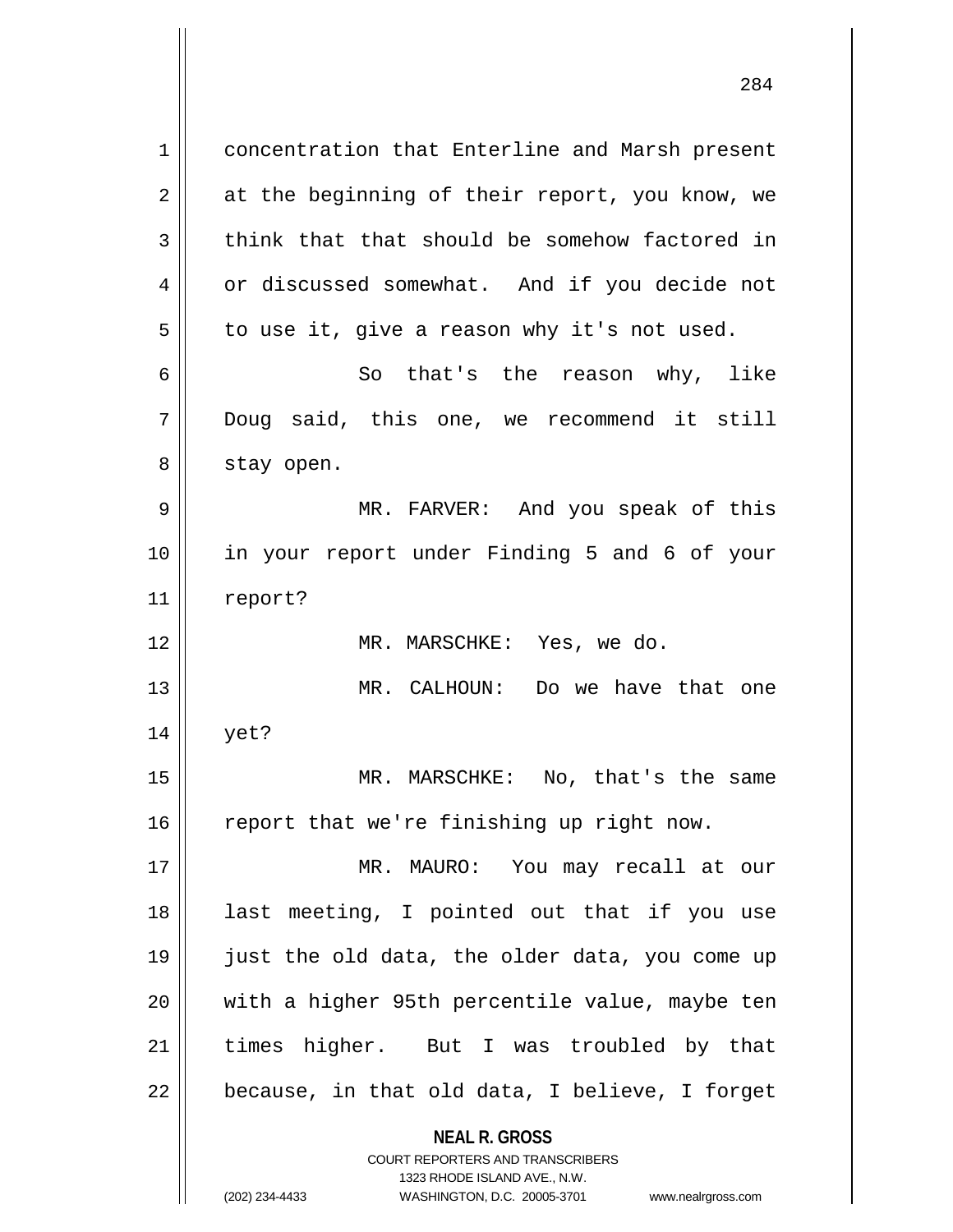concentration that Enterline and Marsh present at the beginning of their report, you know, we think that that should be somehow factored in or discussed somewhat. And if you decide not to use it, give a reason why it's not used.

So that's the reason why, like Doug said, this one, we recommend it still stay open.

MR. FARVER: And you speak of this in your report under Finding 5 and 6 of your report?

MR. MARSCHKE: Yes, we do.

MR. CALHOUN: Do we have that one yet?

MR. MARSCHKE: No, that's the same report that we're finishing up right now.

MR. MAURO: You may recall at our last meeting, I pointed out that if you use just the old data, the older data, you come up with a higher 95th percentile value, maybe ten times higher. But I was troubled by that because, in that old data, I believe, I forget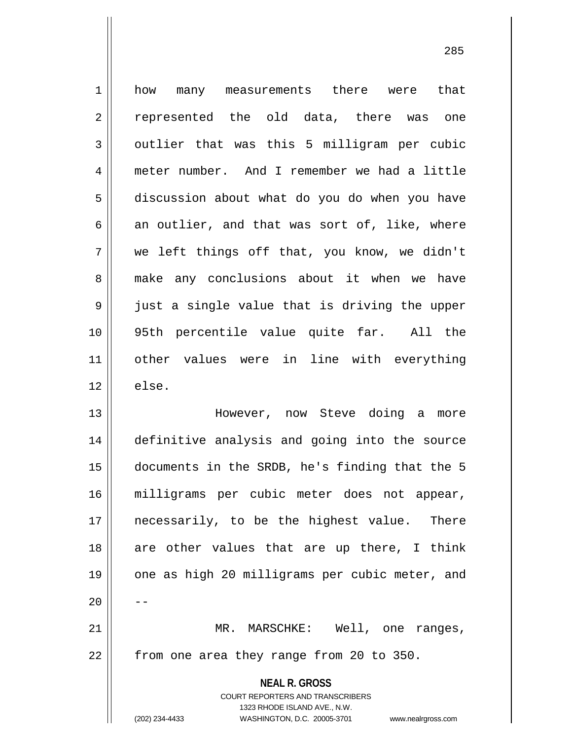how many measurements there were that represented the old data, there was one outlier that was this 5 milligram per cubic meter number. And I remember we had a little discussion about what do you do when you have an outlier, and that was sort of, like, where we left things off that, you know, we didn't make any conclusions about it when we have just a single value that is driving the upper 95th percentile value quite far. All the other values were in line with everything else.

However, now Steve doing a more definitive analysis and going into the source documents in the SRDB, he's finding that the 5 milligrams per cubic meter does not appear, necessarily, to be the highest value. There are other values that are up there, I think one as high 20 milligrams per cubic meter, and --

MR. MARSCHKE: Well, one ranges, from one area they range from 20 to 350.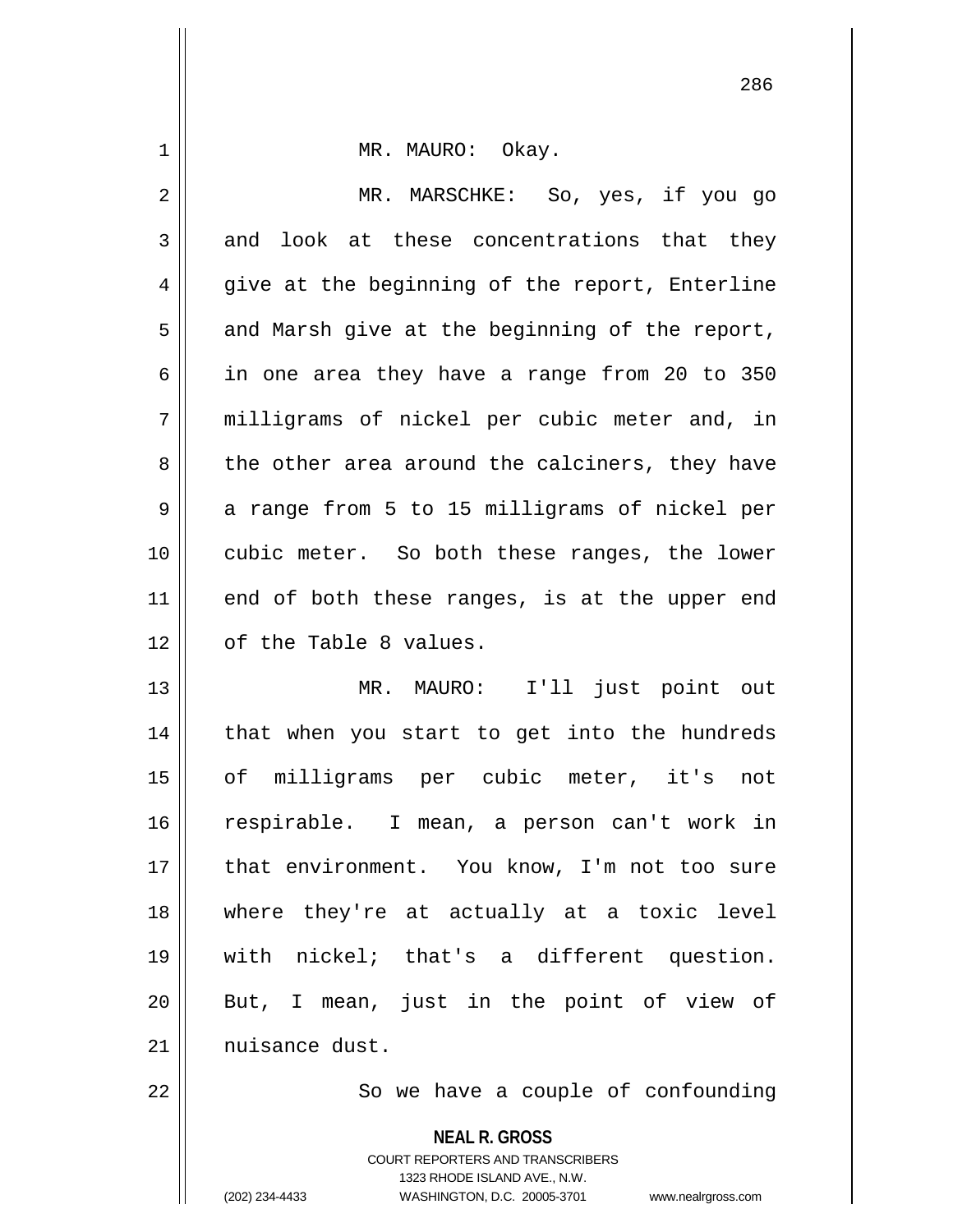MR. MAURO: Okay.

MR. MARSCHKE: So, yes, if you go and look at these concentrations that they give at the beginning of the report, Enterline and Marsh give at the beginning of the report, in one area they have a range from 20 to 350 milligrams of nickel per cubic meter and, in the other area around the calciners, they have a range from 5 to 15 milligrams of nickel per cubic meter. So both these ranges, the lower end of both these ranges, is at the upper end of the Table 8 values.

MR. MAURO: I'll just point out that when you start to get into the hundreds of milligrams per cubic meter, it's not respirable. I mean, a person can't work in that environment. You know, I'm not too sure where they're at actually at a toxic level with nickel; that's a different question. But, I mean, just in the point of view of nuisance dust.

So we have a couple of confounding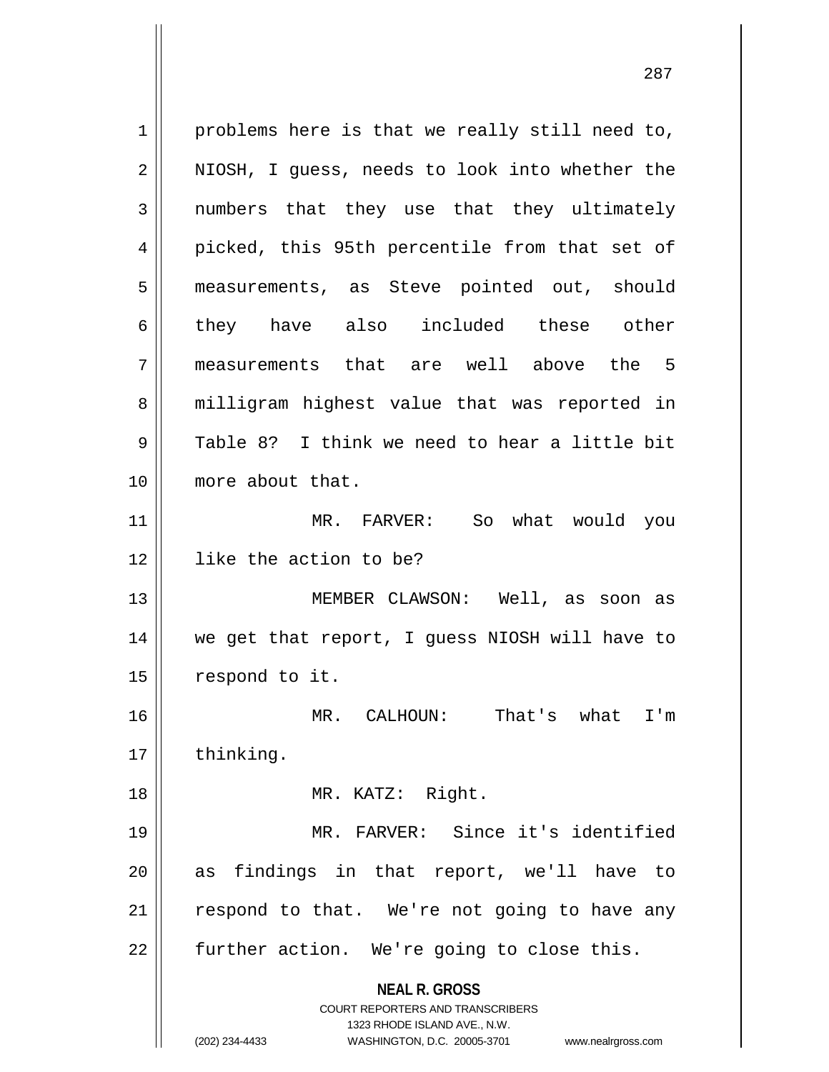problems here is that we really still need to, NIOSH, I guess, needs to look into whether the numbers that they use that they ultimately picked, this 95th percentile from that set of measurements, as Steve pointed out, should they have also included these other measurements that are well above the 5 milligram highest value that was reported in Table 8? I think we need to hear a little bit more about that.

MR. FARVER: So what would you like the action to be?

MEMBER CLAWSON: Well, as soon as we get that report, I guess NIOSH will have to respond to it.

MR. CALHOUN: That's what I'm thinking.

MR. KATZ: Right.

MR. FARVER: Since it's identified as findings in that report, we'll have to respond to that. We're not going to have any further action. We're going to close this.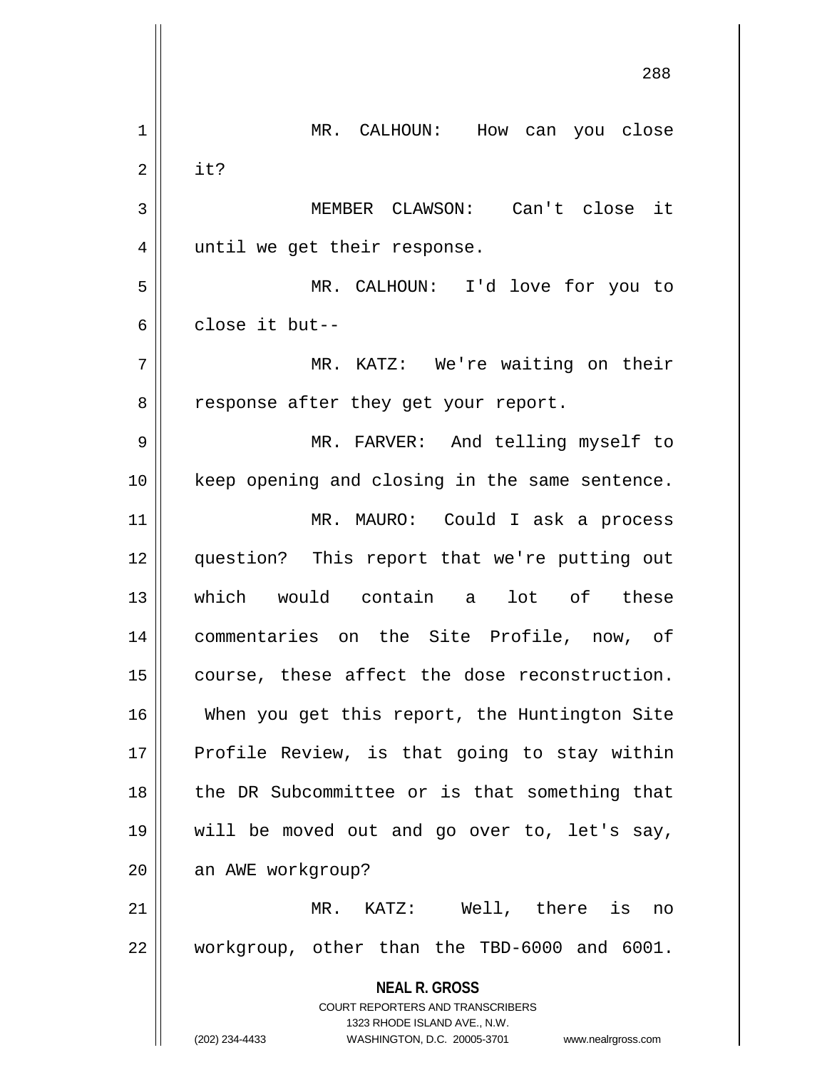MR. CALHOUN: How can you close it?

MEMBER CLAWSON: Can't close it until we get their response.

MR. CALHOUN: I'd love for you to close it but--

MR. KATZ: We're waiting on their response after they get your report.

MR. FARVER: And telling myself to keep opening and closing in the same sentence.

MR. MAURO: Could I ask a process question? This report that we're putting out which would contain a lot of these commentaries on the Site Profile, now, of course, these affect the dose reconstruction. When you get this report, the Huntington Site Profile Review, is that going to stay within the DR Subcommittee or is that something that will be moved out and go over to, let's say, an AWE workgroup?

MR. KATZ: Well, there is no workgroup, other than the TBD-6000 and 6001.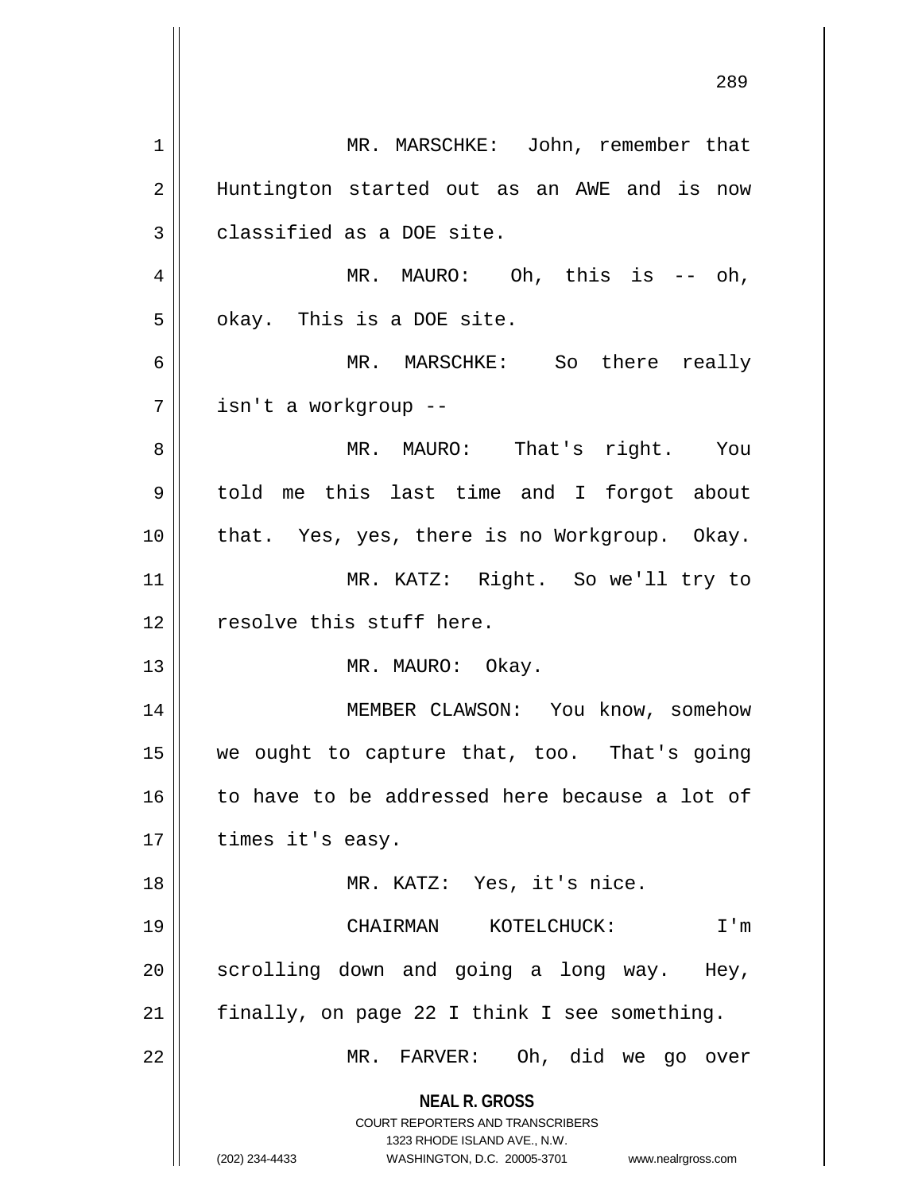MR. MARSCHKE: John, remember that Huntington started out as an AWE and is now classified as a DOE site.

MR. MAURO: Oh, this is -- oh, okay. This is a DOE site.

MR. MARSCHKE: So there really isn't a workgroup --

MR. MAURO: That's right. You told me this last time and I forgot about that. Yes, yes, there is no Workgroup. Okay.

MR. KATZ: Right. So we'll try to resolve this stuff here.

MR. MAURO: Okay.

MEMBER CLAWSON: You know, somehow we ought to capture that, too. That's going to have to be addressed here because a lot of times it's easy.

MR. KATZ: Yes, it's nice.

CHAIRMAN KOTELCHUCK: I'm scrolling down and going a long way. Hey, finally, on page 22 I think I see something.

MR. FARVER: Oh, did we go over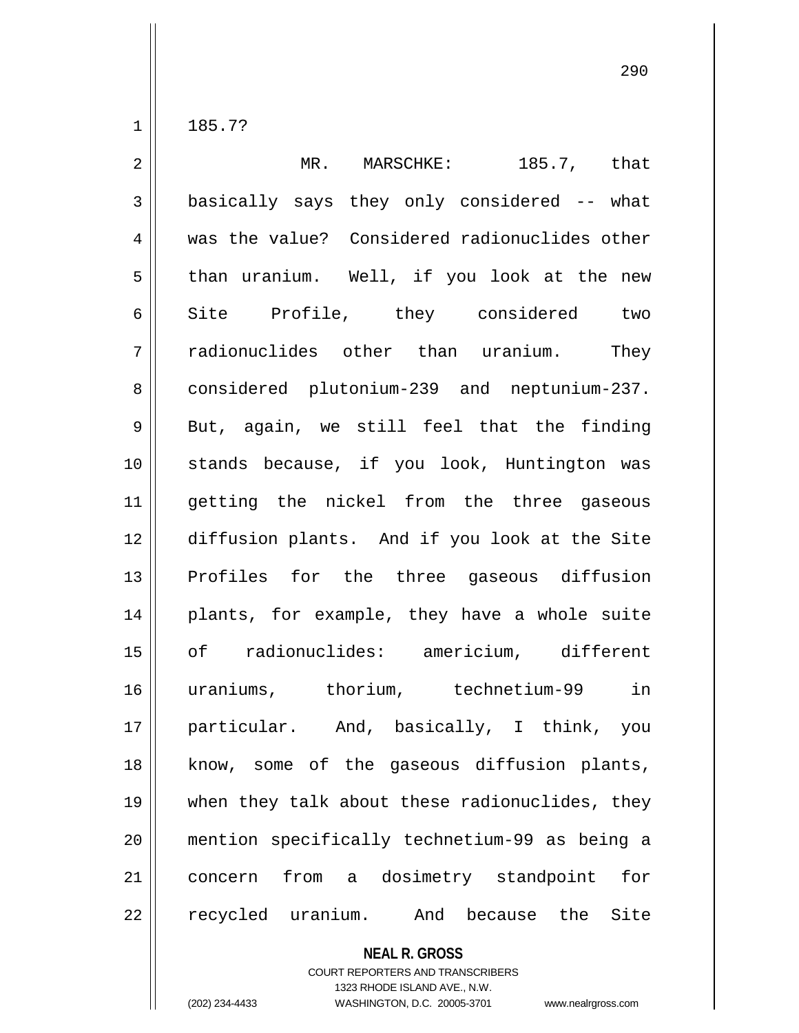185.7?

MR. MARSCHKE: 185.7, that basically says they only considered -- what was the value? Considered radionuclides other than uranium. Well, if you look at the new Site Profile, they considered two radionuclides other than uranium. They considered plutonium-239 and neptunium-237. But, again, we still feel that the finding stands because, if you look, Huntington was getting the nickel from the three gaseous diffusion plants. And if you look at the Site Profiles for the three gaseous diffusion plants, for example, they have a whole suite of radionuclides: americium, different uraniums, thorium, technetium-99 in particular. And, basically, I think, you know, some of the gaseous diffusion plants, when they talk about these radionuclides, they mention specifically technetium-99 as being a concern from a dosimetry standpoint for recycled uranium. And because the Site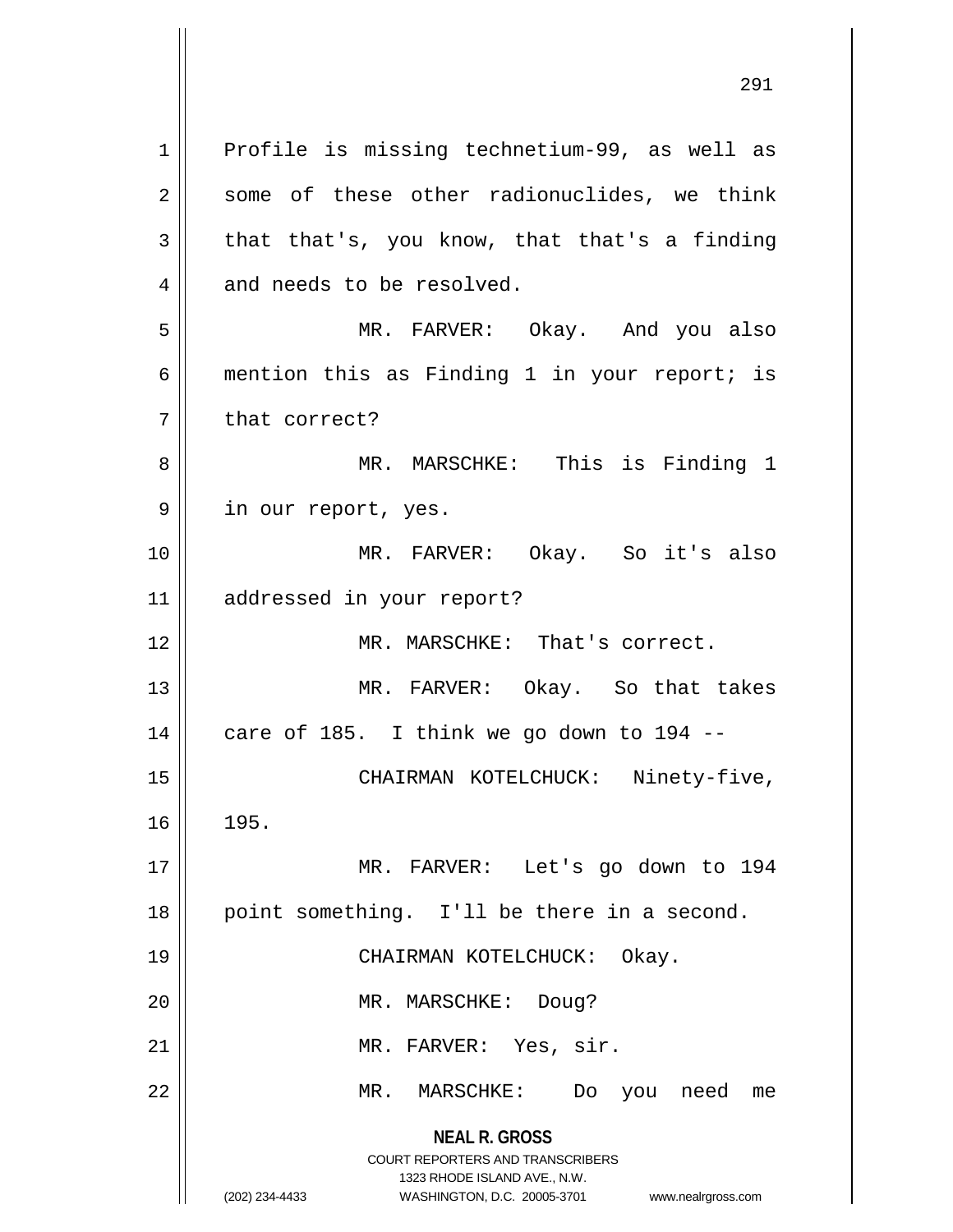Profile is missing technetium-99, as well as some of these other radionuclides, we think that that's, you know, that that's a finding and needs to be resolved.

MR. FARVER: Okay. And you also mention this as Finding 1 in your report; is that correct?

MR. MARSCHKE: This is Finding 1 in our report, yes.

MR. FARVER: Okay. So it's also addressed in your report?

MR. MARSCHKE: That's correct.

MR. FARVER: Okay. So that takes care of 185. I think we go down to 194 --

CHAIRMAN KOTELCHUCK: Ninety-five, 195.

MR. FARVER: Let's go down to 194 point something. I'll be there in a second.

CHAIRMAN KOTELCHUCK: Okay.

MR. MARSCHKE: Doug?

MR. FARVER: Yes, sir.

MR. MARSCHKE: Do you need me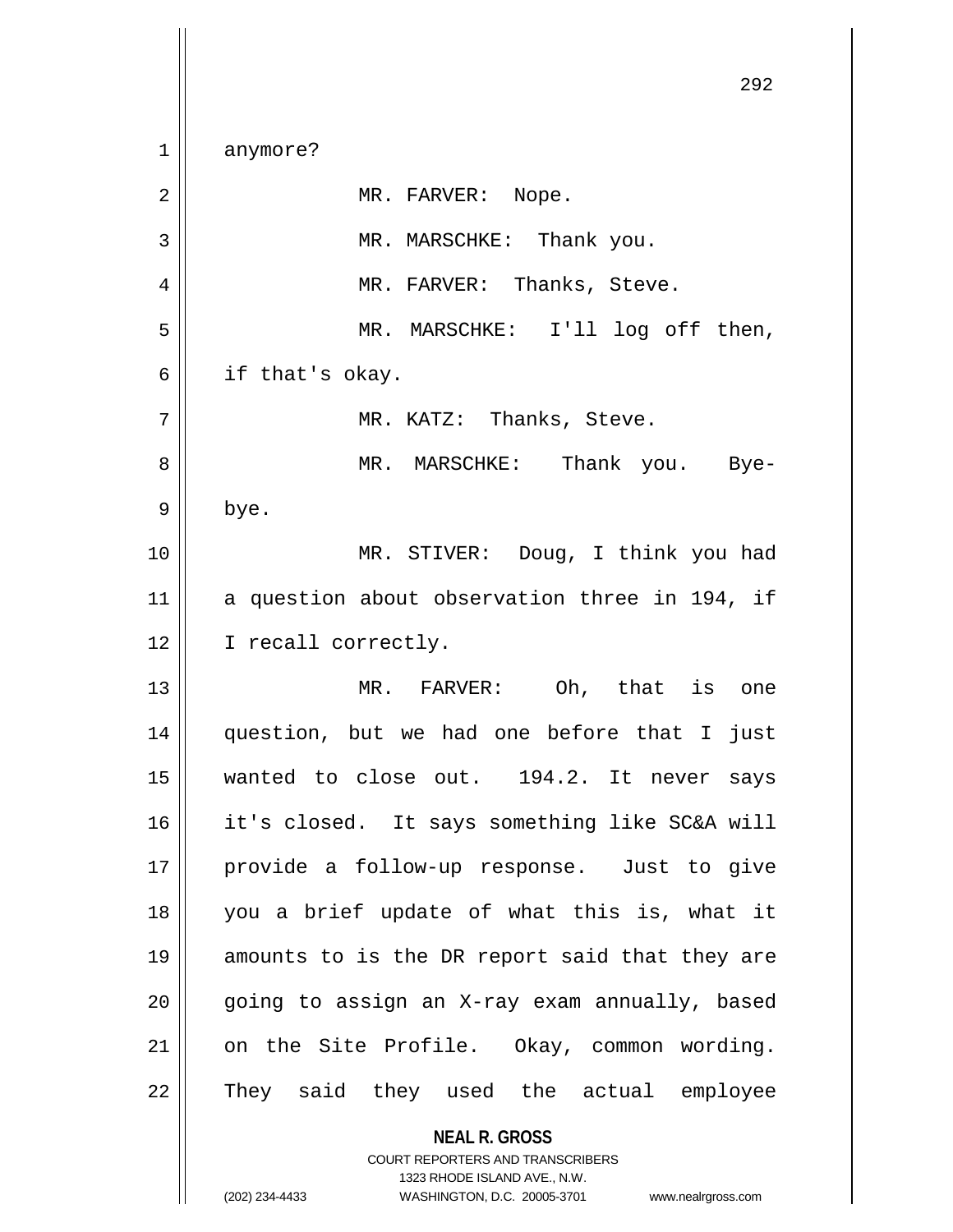anymore?

MR. FARVER: Nope.

MR. MARSCHKE: Thank you.

MR. FARVER: Thanks, Steve.

MR. MARSCHKE: I'll log off then, if that's okay.

MR. KATZ: Thanks, Steve.

MR. MARSCHKE: Thank you. Bye-bye.

MR. STIVER: Doug, I think you had a question about observation three in 194, if I recall correctly.

MR. FARVER: Oh, that is one question, but we had one before that I just wanted to close out. 194.2. It never says it's closed. It says something like SC&A will provide a follow-up response. Just to give you a brief update of what this is, what it amounts to is the DR report said that they are going to assign an X-ray exam annually, based on the Site Profile. Okay, common wording. They said they used the actual employee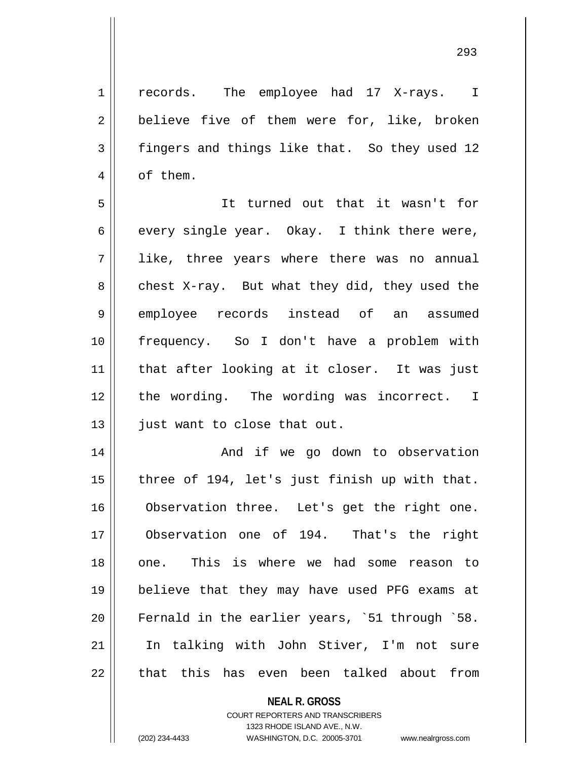records. The employee had 17 X-rays. I believe five of them were for, like, broken fingers and things like that. So they used 12 of them.

It turned out that it wasn't for every single year. Okay. I think there were, like, three years where there was no annual chest X-ray. But what they did, they used the employee records instead of an assumed frequency. So I don't have a problem with that after looking at it closer. It was just the wording. The wording was incorrect. I just want to close that out.

And if we go down to observation three of 194, let's just finish up with that. Observation three. Let's get the right one. Observation one of 194. That's the right one. This is where we had some reason to believe that they may have used PFG exams at Fernald in the earlier years, `51 through `58. In talking with John Stiver, I'm not sure that this has even been talked about from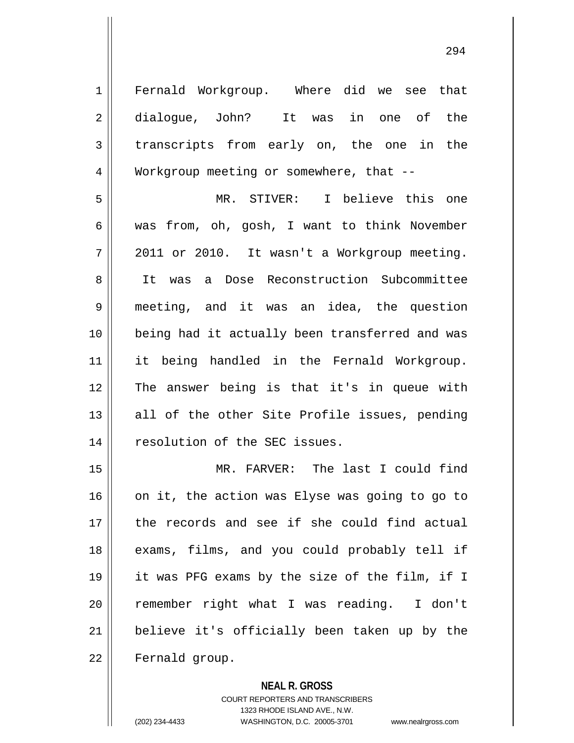Fernald Workgroup. Where did we see that dialogue, John? It was in one of the transcripts from early on, the one in the Workgroup meeting or somewhere, that --

MR. STIVER: I believe this one was from, oh, gosh, I want to think November 2011 or 2010. It wasn't a Workgroup meeting. It was a Dose Reconstruction Subcommittee meeting, and it was an idea, the question being had it actually been transferred and was it being handled in the Fernald Workgroup. The answer being is that it's in queue with all of the other Site Profile issues, pending resolution of the SEC issues.

MR. FARVER: The last I could find on it, the action was Elyse was going to go to the records and see if she could find actual exams, films, and you could probably tell if it was PFG exams by the size of the film, if I remember right what I was reading. I don't believe it's officially been taken up by the Fernald group.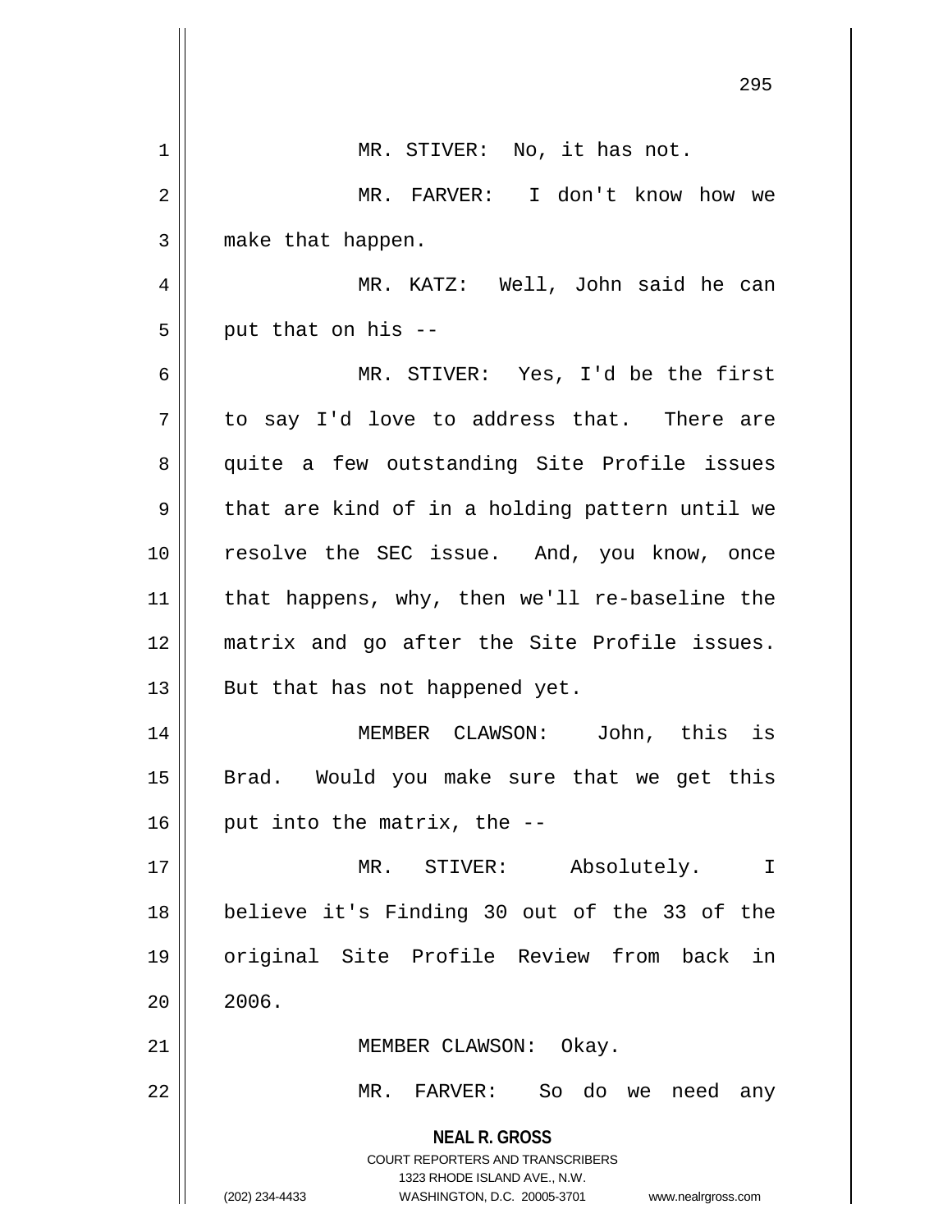MR. STIVER: No, it has not.

MR. FARVER: I don't know how we make that happen.

MR. KATZ: Well, John said he can put that on his --

MR. STIVER: Yes, I'd be the first to say I'd love to address that. There are quite a few outstanding Site Profile issues that are kind of in a holding pattern until we resolve the SEC issue. And, you know, once that happens, why, then we'll re-baseline the matrix and go after the Site Profile issues. But that has not happened yet.

MEMBER CLAWSON: John, this is Brad. Would you make sure that we get this put into the matrix, the --

MR. STIVER: Absolutely. I believe it's Finding 30 out of the 33 of the original Site Profile Review from back in 2006.

MEMBER CLAWSON: Okay.

MR. FARVER: So do we need any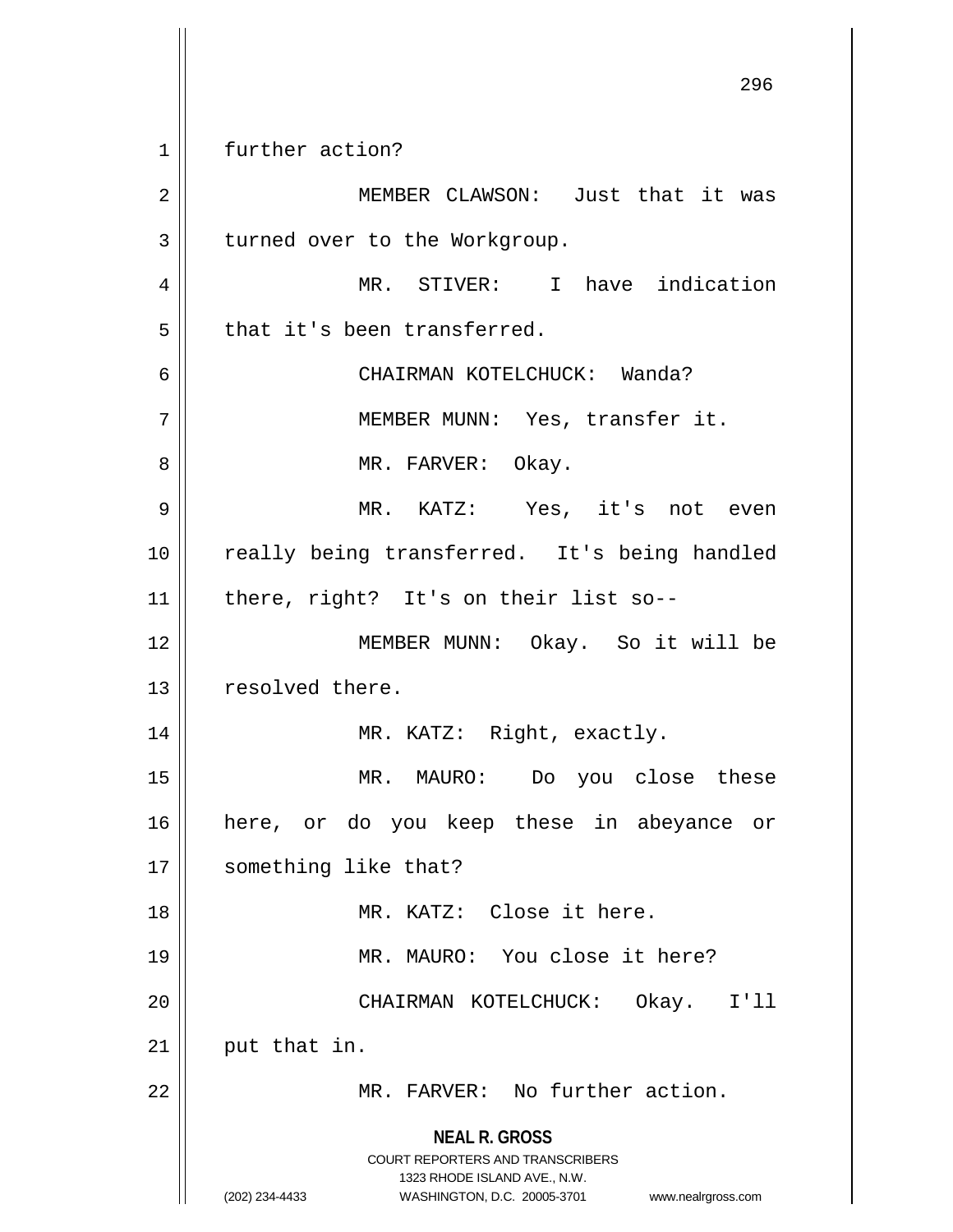further action?

MEMBER CLAWSON: Just that it was turned over to the Workgroup.

MR. STIVER: I have indication that it's been transferred.

CHAIRMAN KOTELCHUCK: Wanda?

MEMBER MUNN: Yes, transfer it.

MR. FARVER: Okay.

MR. KATZ: Yes, it's not even really being transferred. It's being handled there, right? It's on their list so--

MEMBER MUNN: Okay. So it will be resolved there.

MR. KATZ: Right, exactly.

MR. MAURO: Do you close these here, or do you keep these in abeyance or something like that?

MR. KATZ: Close it here.

MR. MAURO: You close it here?

CHAIRMAN KOTELCHUCK: Okay. I'll put that in.

MR. FARVER: No further action.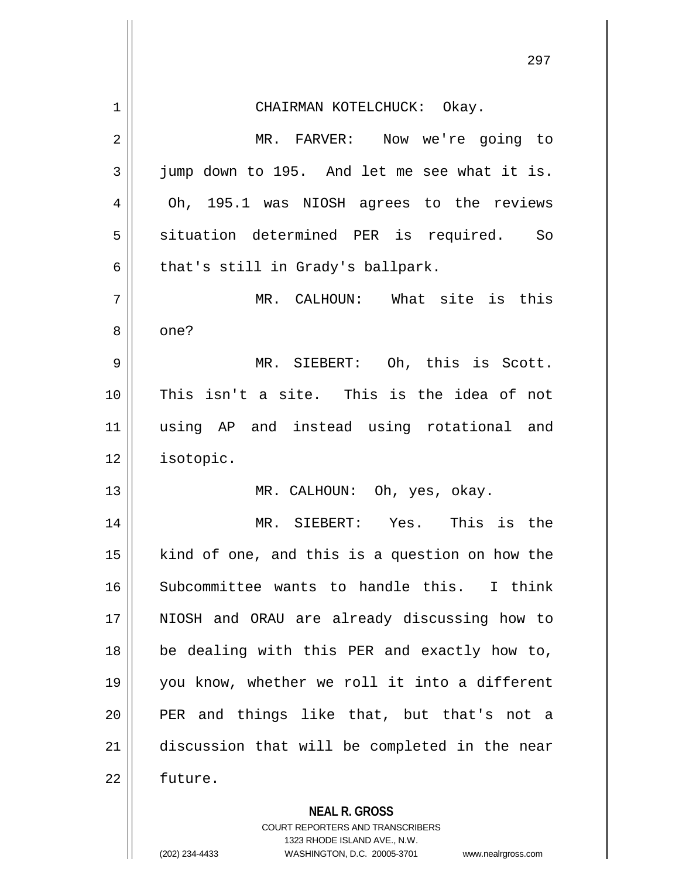CHAIRMAN KOTELCHUCK: Okay.

MR. FARVER: Now we're going to jump down to 195. And let me see what it is. Oh, 195.1 was NIOSH agrees to the reviews situation determined PER is required. So that's still in Grady's ballpark.

MR. CALHOUN: What site is this one?

MR. SIEBERT: Oh, this is Scott. This isn't a site. This is the idea of not using AP and instead using rotational and isotopic.

MR. CALHOUN: Oh, yes, okay.

MR. SIEBERT: Yes. This is the kind of one, and this is a question on how the Subcommittee wants to handle this. I think NIOSH and ORAU are already discussing how to be dealing with this PER and exactly how to, you know, whether we roll it into a different PER and things like that, but that's not a discussion that will be completed in the near future.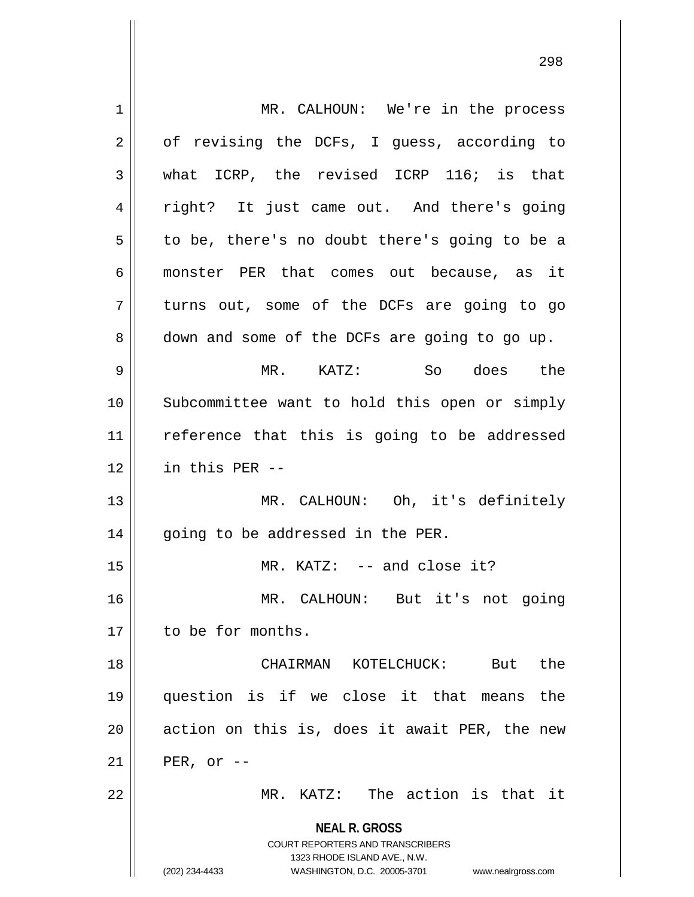MR. CALHOUN: We're in the process of revising the DCFs, I guess, according to what ICRP, the revised ICRP 116; is that right? It just came out. And there's going to be, there's no doubt there's going to be a monster PER that comes out because, as it turns out, some of the DCFs are going to go down and some of the DCFs are going to go up.

MR. KATZ: So does the Subcommittee want to hold this open or simply reference that this is going to be addressed in this PER --

MR. CALHOUN: Oh, it's definitely going to be addressed in the PER.

MR. KATZ: -- and close it?

MR. CALHOUN: But it's not going to be for months.

CHAIRMAN KOTELCHUCK: But the question is if we close it that means the action on this is, does it await PER, the new PER, or --

MR. KATZ: The action is that it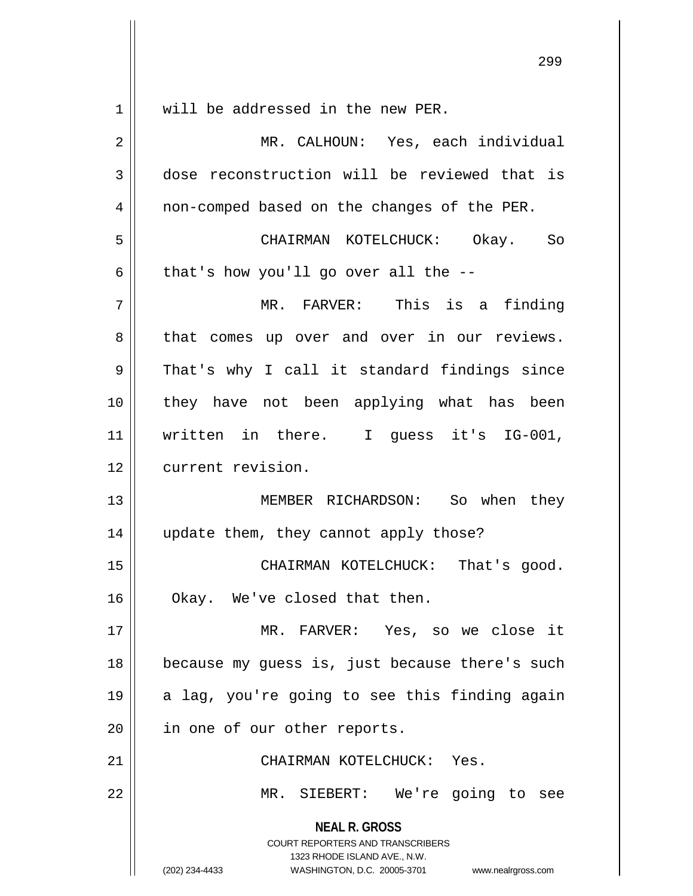will be addressed in the new PER.

MR. CALHOUN: Yes, each individual dose reconstruction will be reviewed that is non-comped based on the changes of the PER.

CHAIRMAN KOTELCHUCK: Okay. So that's how you'll go over all the --

MR. FARVER: This is a finding that comes up over and over in our reviews. That's why I call it standard findings since they have not been applying what has been written in there. I guess it's IG-001, current revision.

MEMBER RICHARDSON: So when they update them, they cannot apply those?

CHAIRMAN KOTELCHUCK: That's good. Okay. We've closed that then.

MR. FARVER: Yes, so we close it because my guess is, just because there's such a lag, you're going to see this finding again in one of our other reports.

CHAIRMAN KOTELCHUCK: Yes.

MR. SIEBERT: We're going to see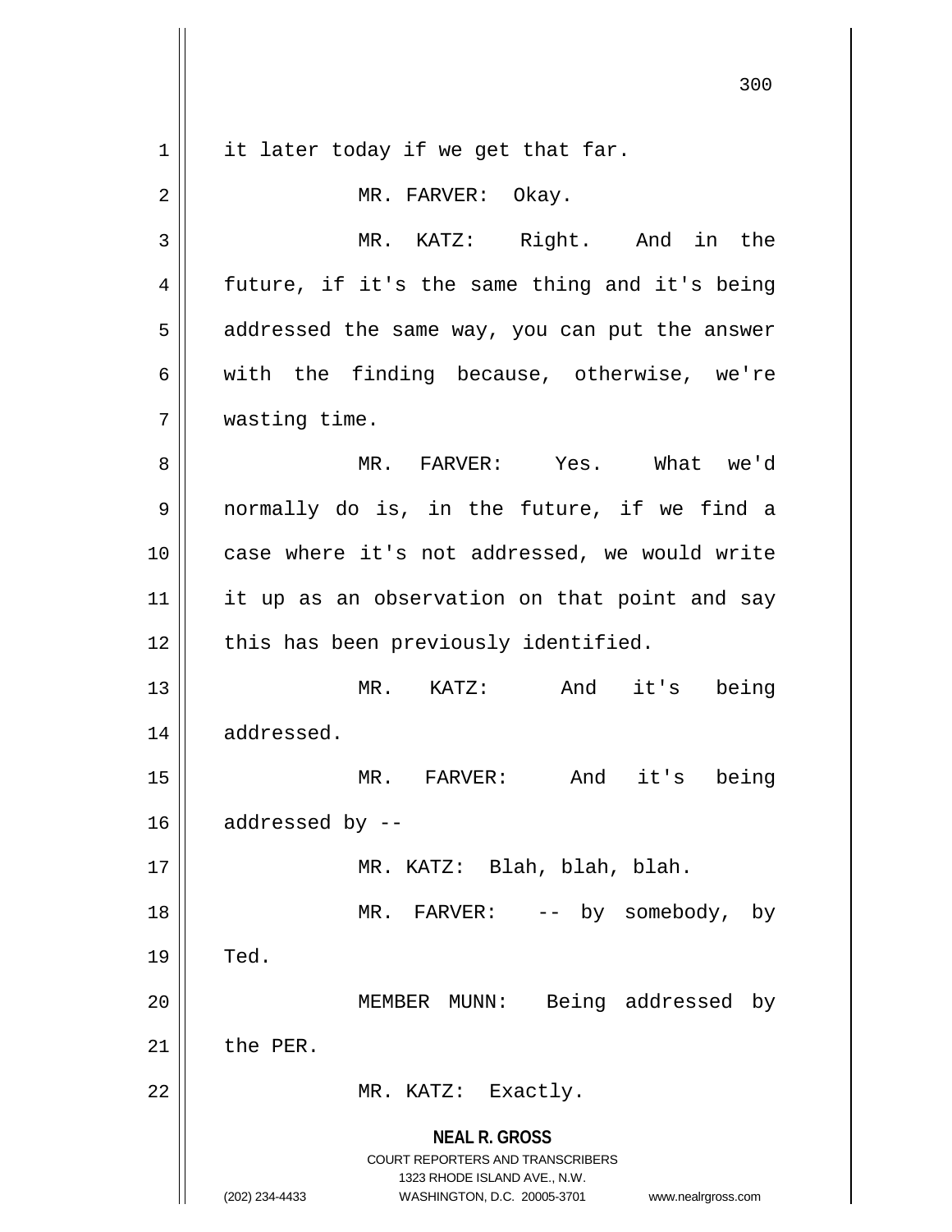it later today if we get that far.

MR. FARVER: Okay.

MR. KATZ: Right. And in the future, if it's the same thing and it's being addressed the same way, you can put the answer with the finding because, otherwise, we're wasting time.

MR. FARVER: Yes. What we'd normally do is, in the future, if we find a case where it's not addressed, we would write it up as an observation on that point and say this has been previously identified.

MR. KATZ: And it's being addressed.

MR. FARVER: And it's being addressed by --

MR. KATZ: Blah, blah, blah.

MR. FARVER: -- by somebody, by Ted.

MEMBER MUNN: Being addressed by the PER.

MR. KATZ: Exactly.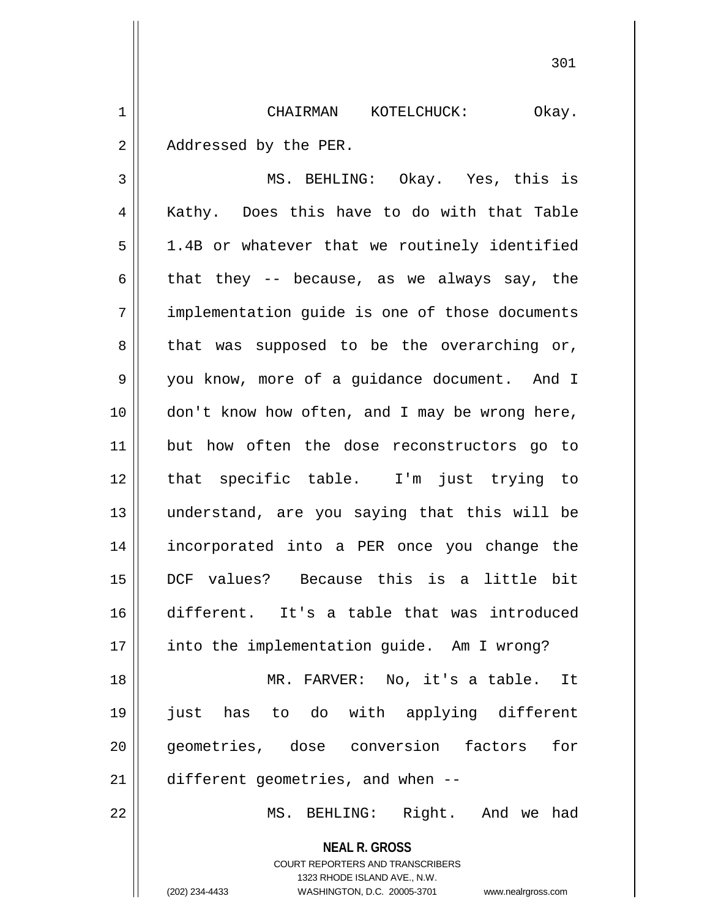CHAIRMAN KOTELCHUCK: Okay. Addressed by the PER.

MS. BEHLING: Okay. Yes, this is Kathy. Does this have to do with that Table 1.4B or whatever that we routinely identified that they -- because, as we always say, the implementation guide is one of those documents that was supposed to be the overarching or, you know, more of a guidance document. And I don't know how often, and I may be wrong here, but how often the dose reconstructors go to that specific table. I'm just trying to understand, are you saying that this will be incorporated into a PER once you change the DCF values? Because this is a little bit different. It's a table that was introduced into the implementation guide. Am I wrong?

MR. FARVER: No, it's a table. It just has to do with applying different geometries, dose conversion factors for different geometries, and when --

MS. BEHLING: Right. And we had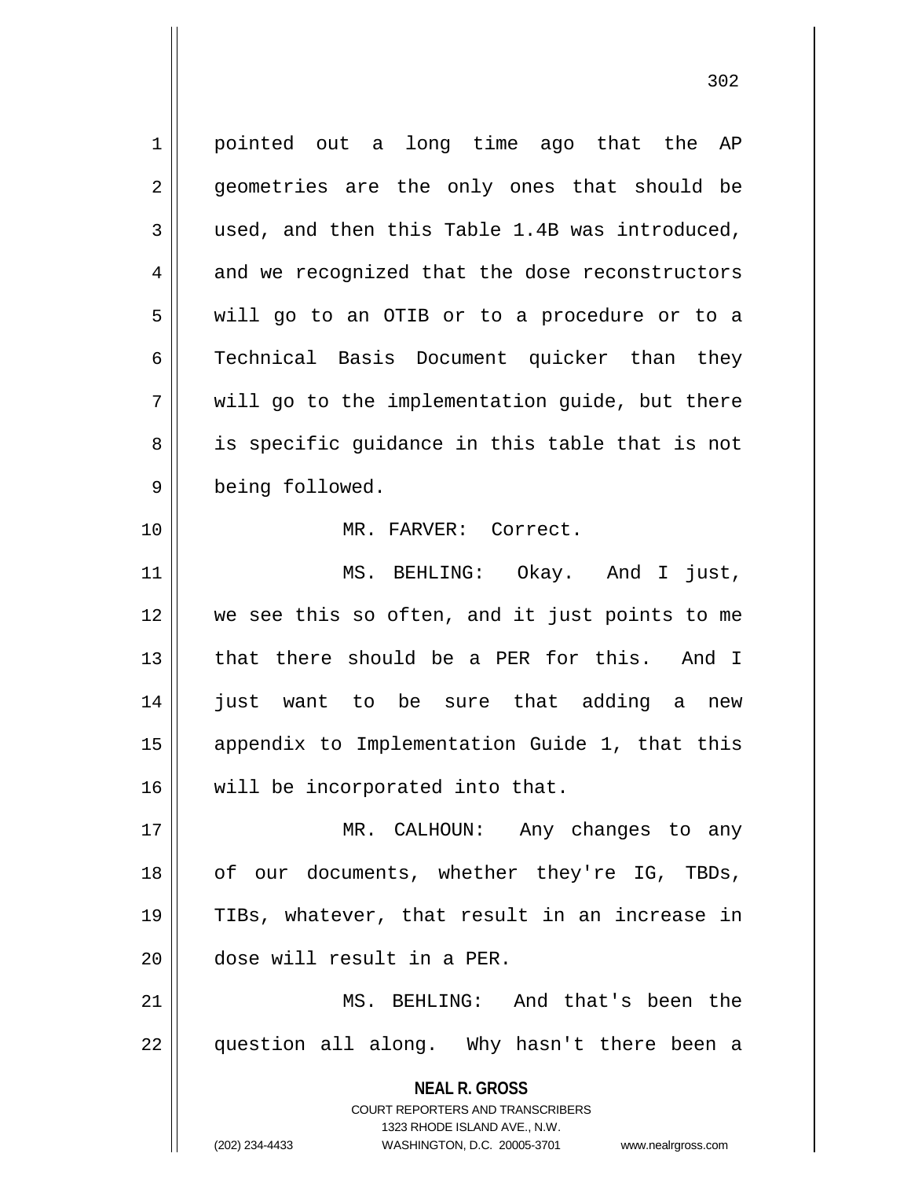pointed out a long time ago that the AP geometries are the only ones that should be used, and then this Table 1.4B was introduced, and we recognized that the dose reconstructors will go to an OTIB or to a procedure or to a Technical Basis Document quicker than they will go to the implementation guide, but there is specific guidance in this table that is not being followed.

MR. FARVER: Correct.

MS. BEHLING: Okay. And I just, we see this so often, and it just points to me that there should be a PER for this. And I just want to be sure that adding a new appendix to Implementation Guide 1, that this will be incorporated into that.

MR. CALHOUN: Any changes to any of our documents, whether they're IG, TBDs, TIBs, whatever, that result in an increase in dose will result in a PER.

MS. BEHLING: And that's been the question all along. Why hasn't there been a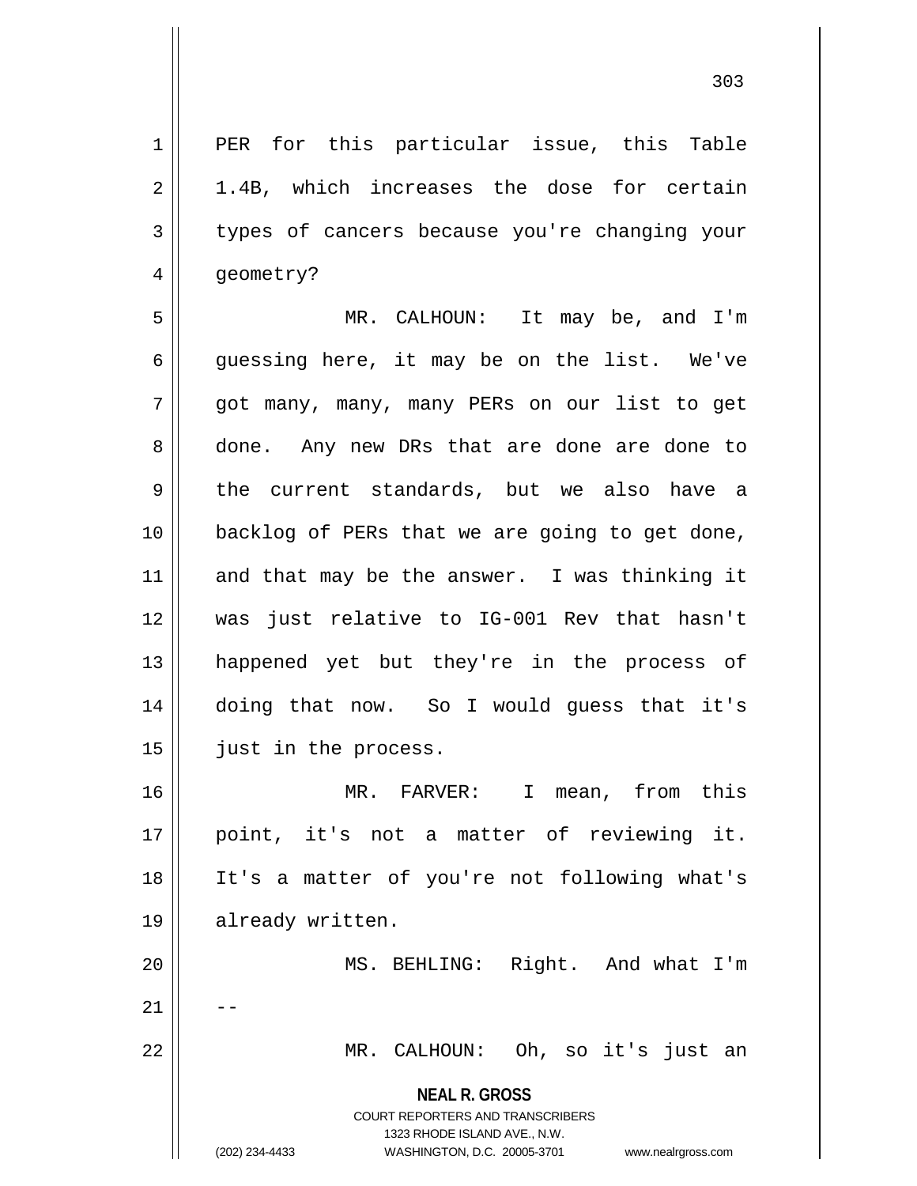PER for this particular issue, this Table 1.4B, which increases the dose for certain types of cancers because you're changing your geometry?

MR. CALHOUN: It may be, and I'm guessing here, it may be on the list. We've got many, many, many PERs on our list to get done. Any new DRs that are done are done to the current standards, but we also have a backlog of PERs that we are going to get done, and that may be the answer. I was thinking it was just relative to IG-001 Rev that hasn't happened yet but they're in the process of doing that now. So I would guess that it's just in the process.

MR. FARVER: I mean, from this point, it's not a matter of reviewing it. It's a matter of you're not following what's already written.

MS. BEHLING: Right. And what I'm --

MR. CALHOUN: Oh, so it's just an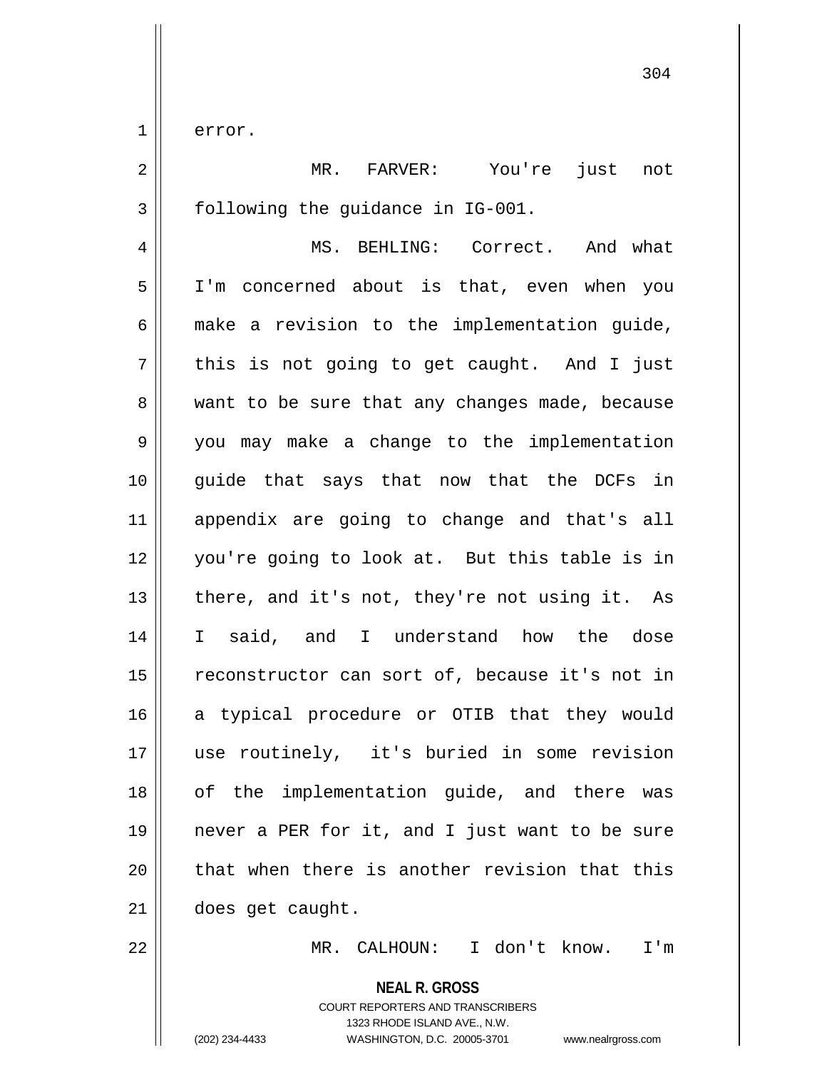error.

MR. FARVER: You're just not following the guidance in IG-001.

MS. BEHLING: Correct. And what I'm concerned about is that, even when you make a revision to the implementation guide, this is not going to get caught. And I just want to be sure that any changes made, because you may make a change to the implementation guide that says that now that the DCFs in appendix are going to change and that's all you're going to look at. But this table is in there, and it's not, they're not using it. As I said, and I understand how the dose reconstructor can sort of, because it's not in a typical procedure or OTIB that they would use routinely, it's buried in some revision of the implementation guide, and there was never a PER for it, and I just want to be sure that when there is another revision that this does get caught.

MR. CALHOUN: I don't know. I'm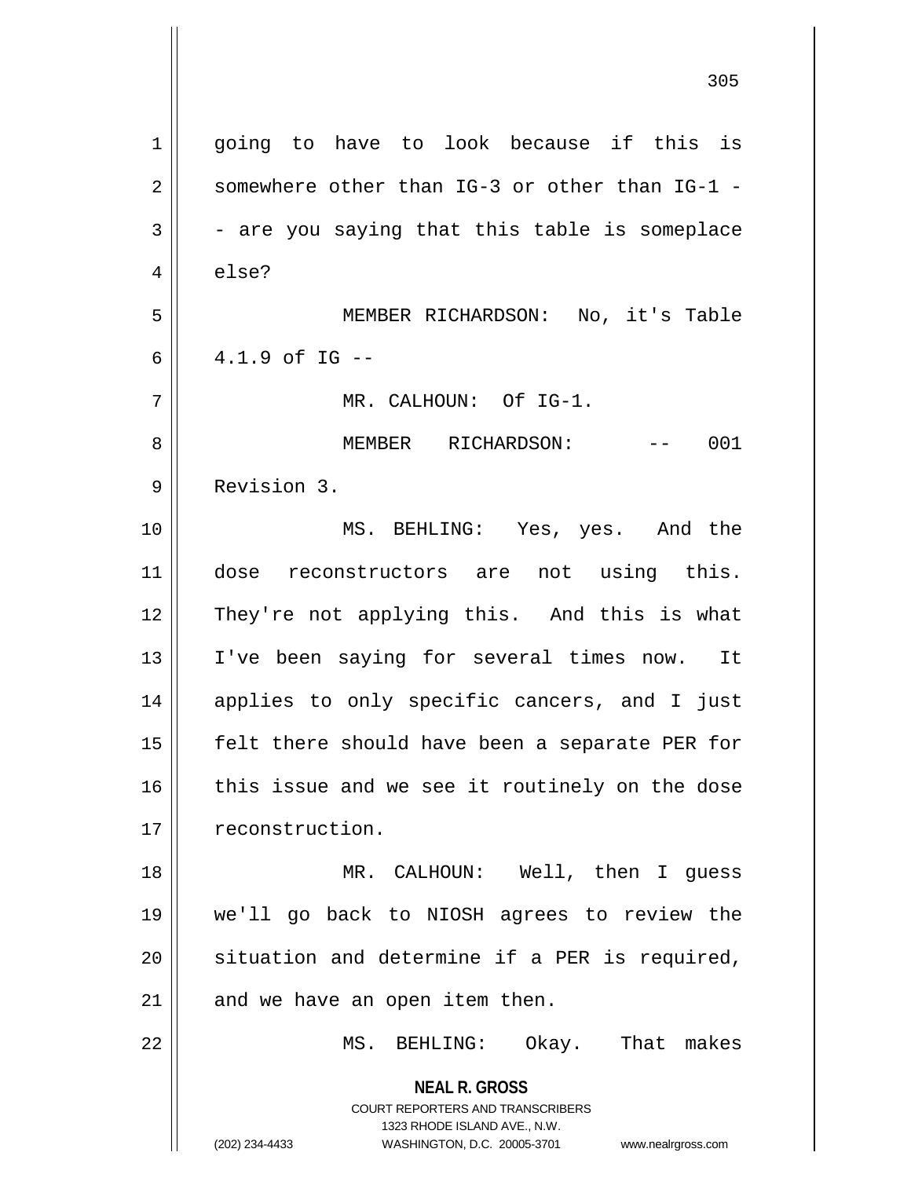going to have to look because if this is somewhere other than IG-3 or other than IG-1 -- are you saying that this table is someplace else?

MEMBER RICHARDSON: No, it's Table 4.1.9 of IG --

MR. CALHOUN: Of IG-1.

MEMBER RICHARDSON: -- 001 Revision 3.

MS. BEHLING: Yes, yes. And the dose reconstructors are not using this. They're not applying this. And this is what I've been saying for several times now. It applies to only specific cancers, and I just felt there should have been a separate PER for this issue and we see it routinely on the dose reconstruction.

MR. CALHOUN: Well, then I guess we'll go back to NIOSH agrees to review the situation and determine if a PER is required, and we have an open item then.

MS. BEHLING: Okay. That makes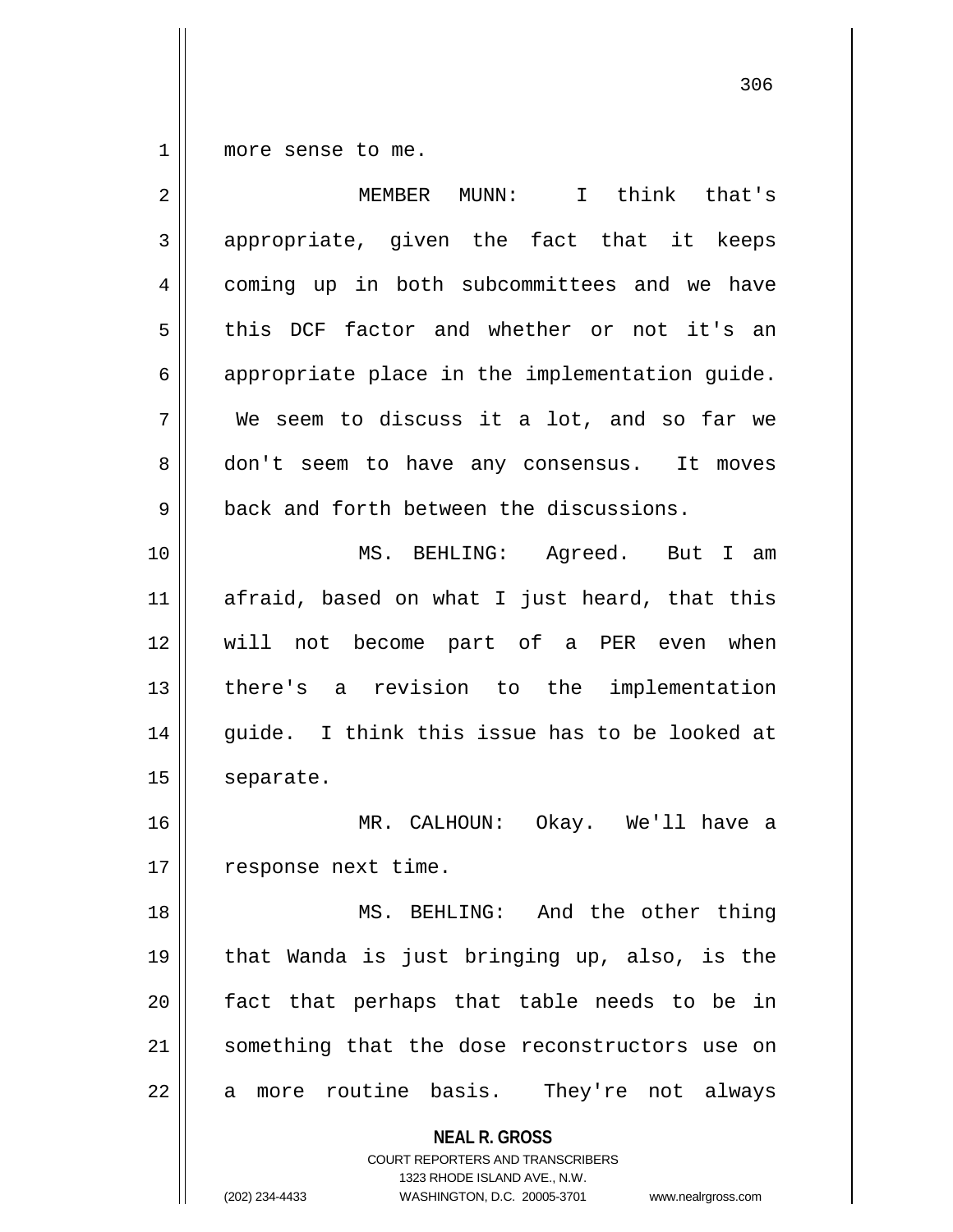more sense to me.

MEMBER MUNN: I think that's appropriate, given the fact that it keeps coming up in both subcommittees and we have this DCF factor and whether or not it's an appropriate place in the implementation guide. We seem to discuss it a lot, and so far we don't seem to have any consensus. It moves back and forth between the discussions.

MS. BEHLING: Agreed. But I am afraid, based on what I just heard, that this will not become part of a PER even when there's a revision to the implementation guide. I think this issue has to be looked at separate.

MR. CALHOUN: Okay. We'll have a response next time.

MS. BEHLING: And the other thing that Wanda is just bringing up, also, is the fact that perhaps that table needs to be in something that the dose reconstructors use on a more routine basis. They're not always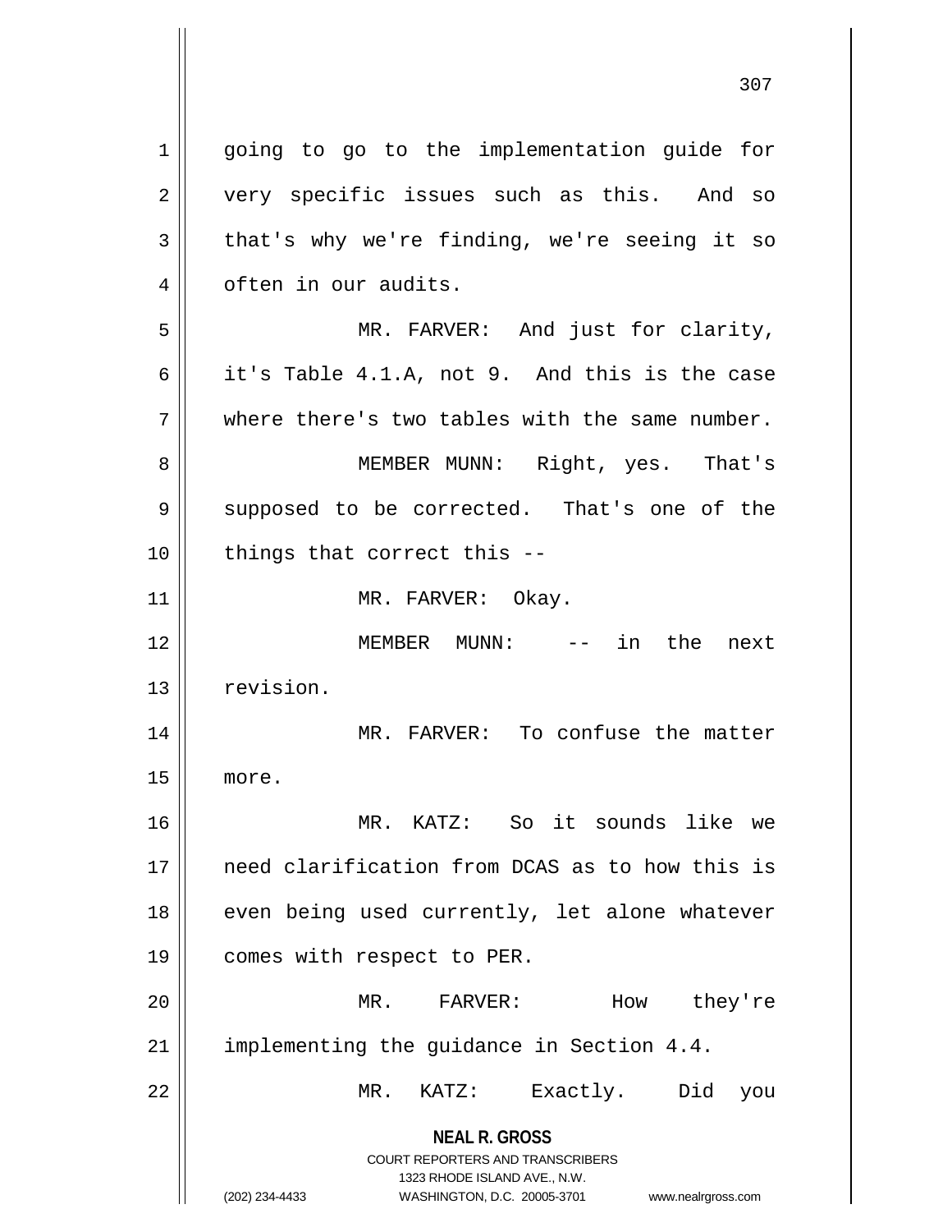going to go to the implementation guide for very specific issues such as this. And so that's why we're finding, we're seeing it so often in our audits.

MR. FARVER: And just for clarity, it's Table 4.1.A, not 9. And this is the case where there's two tables with the same number.

MEMBER MUNN: Right, yes. That's supposed to be corrected. That's one of the things that correct this --

MR. FARVER: Okay.

MEMBER MUNN: -- in the next revision.

MR. FARVER: To confuse the matter more.

MR. KATZ: So it sounds like we need clarification from DCAS as to how this is even being used currently, let alone whatever comes with respect to PER.

MR. FARVER: How they're implementing the guidance in Section 4.4.

MR. KATZ: Exactly. Did you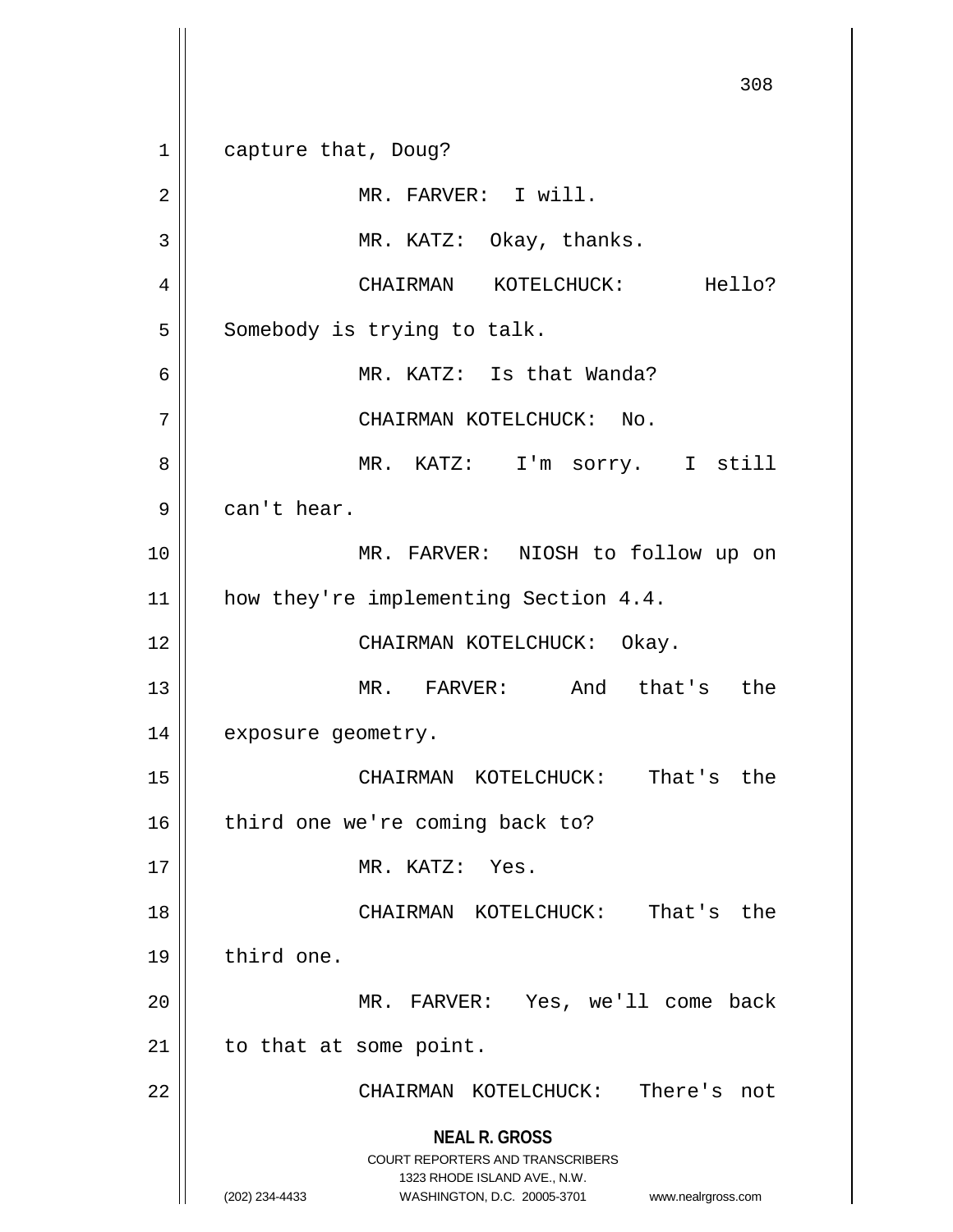capture that, Doug?

MR. FARVER: I will.

MR. KATZ: Okay, thanks.

CHAIRMAN KOTELCHUCK: Hello? Somebody is trying to talk.

MR. KATZ: Is that Wanda?

CHAIRMAN KOTELCHUCK: No.

MR. KATZ: I'm sorry. I still can't hear.

MR. FARVER: NIOSH to follow up on how they're implementing Section 4.4.

CHAIRMAN KOTELCHUCK: Okay.

MR. FARVER: And that's the exposure geometry.

CHAIRMAN KOTELCHUCK: That's the third one we're coming back to?

MR. KATZ: Yes.

CHAIRMAN KOTELCHUCK: That's the third one.

MR. FARVER: Yes, we'll come back to that at some point.

CHAIRMAN KOTELCHUCK: There's not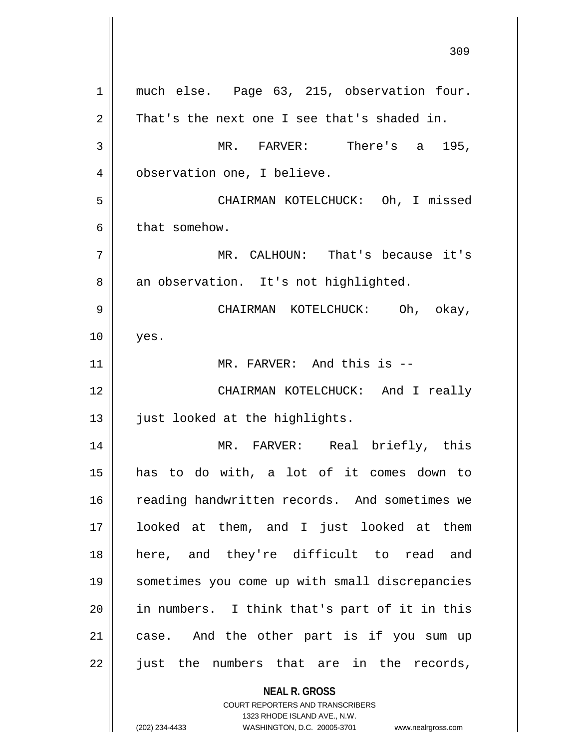much else. Page 63, 215, observation four. That's the next one I see that's shaded in.

MR. FARVER: There's a 195, observation one, I believe.

CHAIRMAN KOTELCHUCK: Oh, I missed that somehow.

MR. CALHOUN: That's because it's an observation. It's not highlighted.

CHAIRMAN KOTELCHUCK: Oh, okay, yes.

MR. FARVER: And this is --

CHAIRMAN KOTELCHUCK: And I really just looked at the highlights.

MR. FARVER: Real briefly, this has to do with, a lot of it comes down to reading handwritten records. And sometimes we looked at them, and I just looked at them here, and they're difficult to read and sometimes you come up with small discrepancies in numbers. I think that's part of it in this case. And the other part is if you sum up just the numbers that are in the records,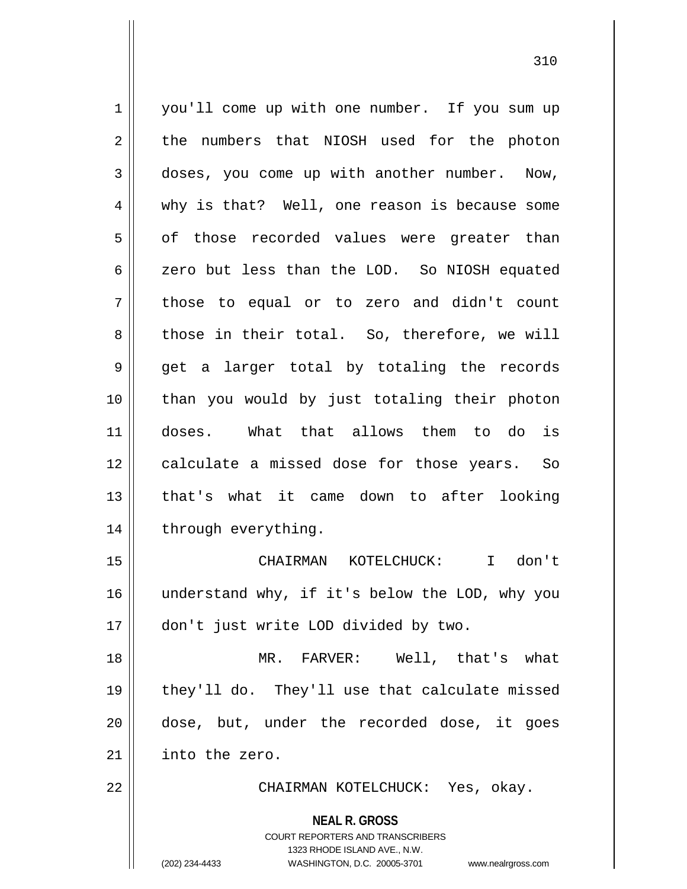you'll come up with one number. If you sum up the numbers that NIOSH used for the photon doses, you come up with another number. Now, why is that? Well, one reason is because some of those recorded values were greater than zero but less than the LOD. So NIOSH equated those to equal or to zero and didn't count those in their total. So, therefore, we will get a larger total by totaling the records than you would by just totaling their photon doses. What that allows them to do is calculate a missed dose for those years. So that's what it came down to after looking through everything.

CHAIRMAN KOTELCHUCK: I don't understand why, if it's below the LOD, why you don't just write LOD divided by two.

MR. FARVER: Well, that's what they'll do. They'll use that calculate missed dose, but, under the recorded dose, it goes into the zero.

CHAIRMAN KOTELCHUCK: Yes, okay.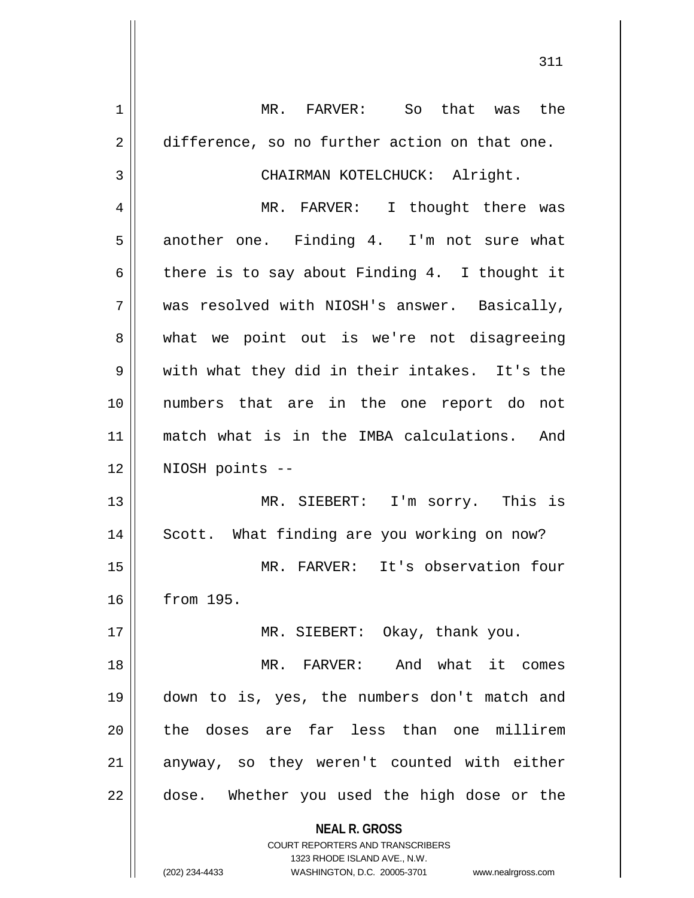MR. FARVER: So that was the difference, so no further action on that one.

CHAIRMAN KOTELCHUCK: Alright.

MR. FARVER: I thought there was another one. Finding 4. I'm not sure what there is to say about Finding 4. I thought it was resolved with NIOSH's answer. Basically, what we point out is we're not disagreeing with what they did in their intakes. It's the numbers that are in the one report do not match what is in the IMBA calculations. And NIOSH points --

MR. SIEBERT: I'm sorry. This is Scott. What finding are you working on now?

MR. FARVER: It's observation four from 195.

MR. SIEBERT: Okay, thank you.

MR. FARVER: And what it comes down to is, yes, the numbers don't match and the doses are far less than one millirem anyway, so they weren't counted with either dose. Whether you used the high dose or the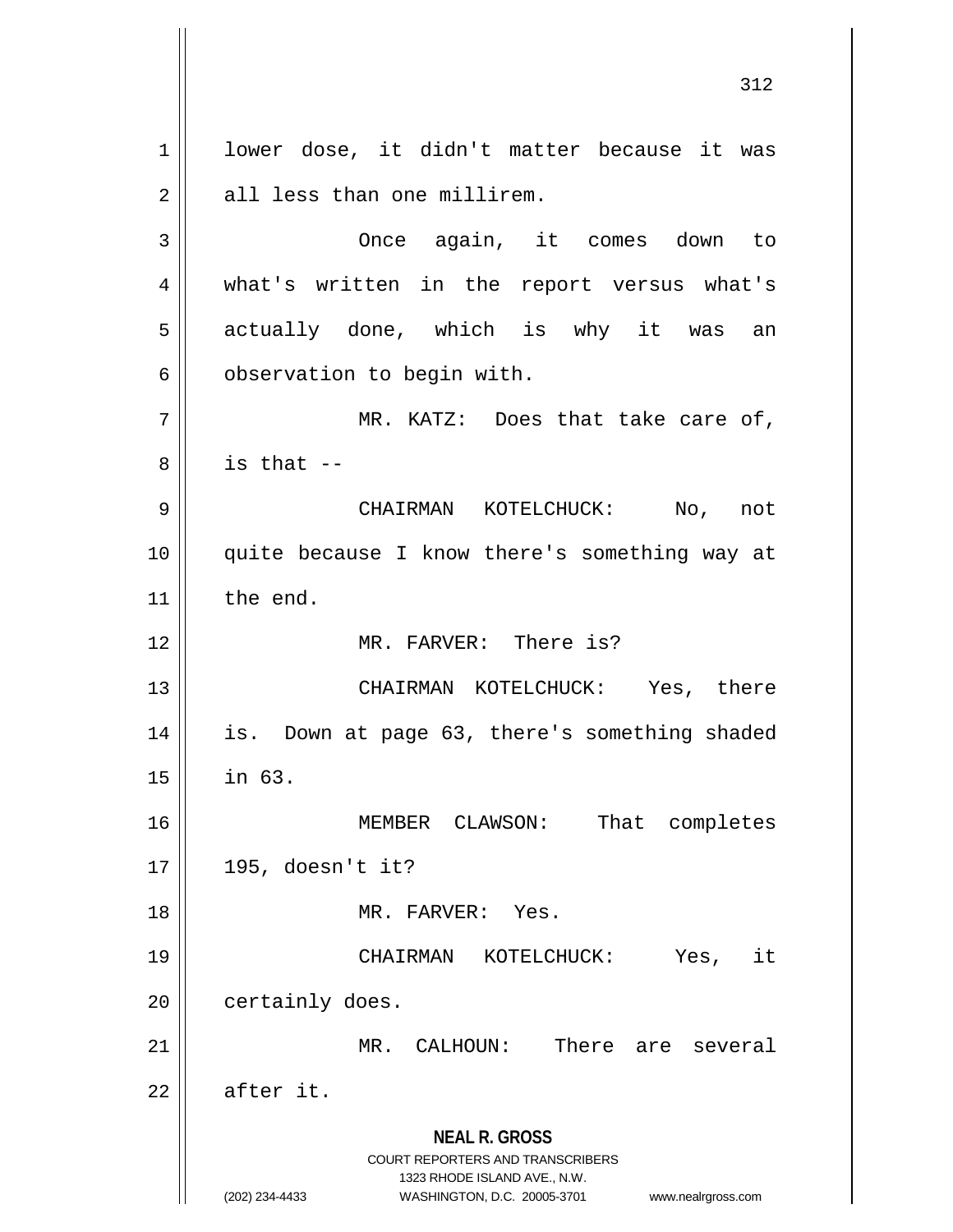lower dose, it didn't matter because it was all less than one millirem.

Once again, it comes down to what's written in the report versus what's actually done, which is why it was an observation to begin with.

MR. KATZ: Does that take care of, is that --

CHAIRMAN KOTELCHUCK: No, not quite because I know there's something way at the end.

MR. FARVER: There is?

CHAIRMAN KOTELCHUCK: Yes, there is. Down at page 63, there's something shaded in 63.

MEMBER CLAWSON: That completes 195, doesn't it?

MR. FARVER: Yes.

CHAIRMAN KOTELCHUCK: Yes, it certainly does.

MR. CALHOUN: There are several after it.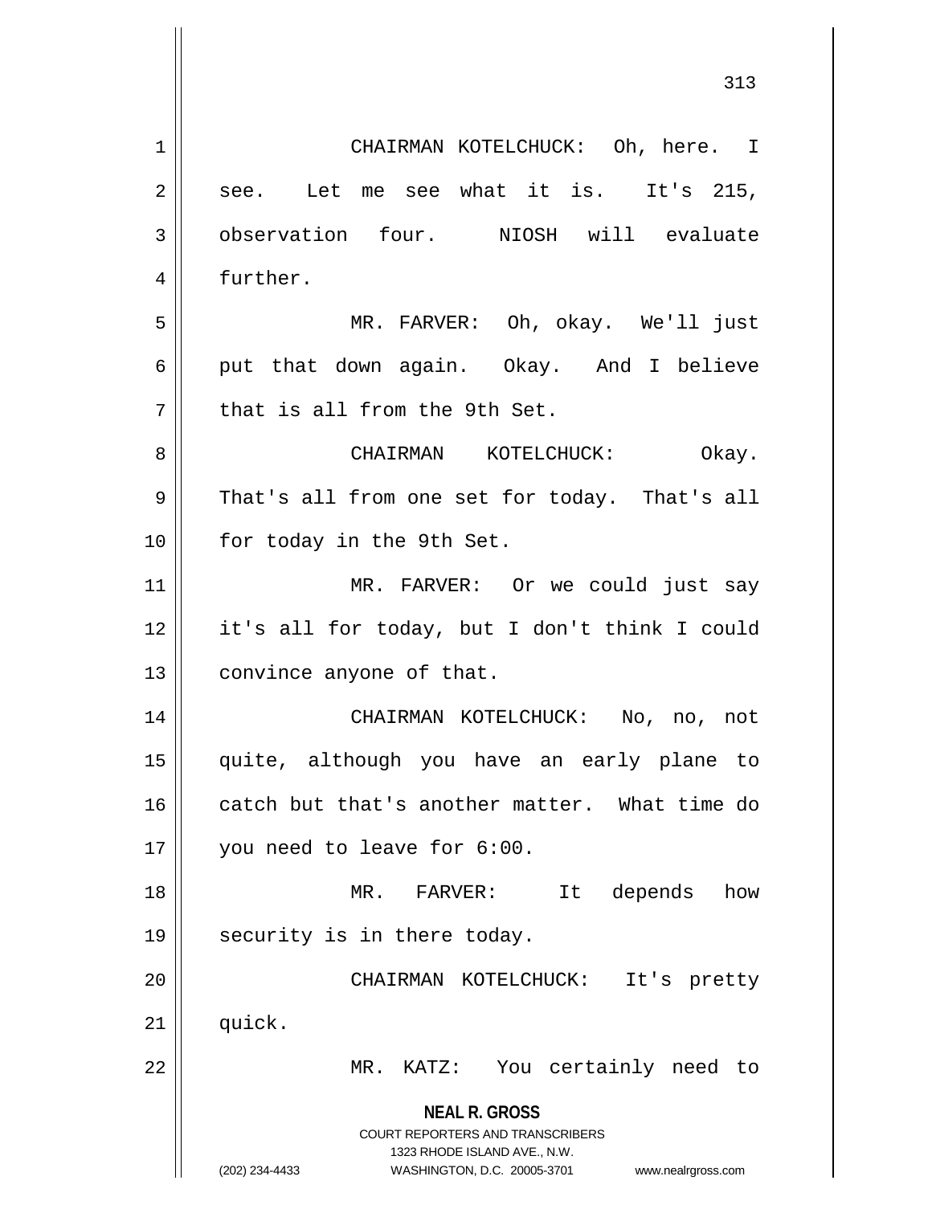CHAIRMAN KOTELCHUCK: Oh, here. I see. Let me see what it is. It's 215, observation four. NIOSH will evaluate further.

MR. FARVER: Oh, okay. We'll just put that down again. Okay. And I believe that is all from the 9th Set.

CHAIRMAN KOTELCHUCK: Okay. That's all from one set for today. That's all for today in the 9th Set.

MR. FARVER: Or we could just say it's all for today, but I don't think I could convince anyone of that.

CHAIRMAN KOTELCHUCK: No, no, not quite, although you have an early plane to catch but that's another matter. What time do you need to leave for 6:00.

MR. FARVER: It depends how security is in there today.

CHAIRMAN KOTELCHUCK: It's pretty quick.

MR. KATZ: You certainly need to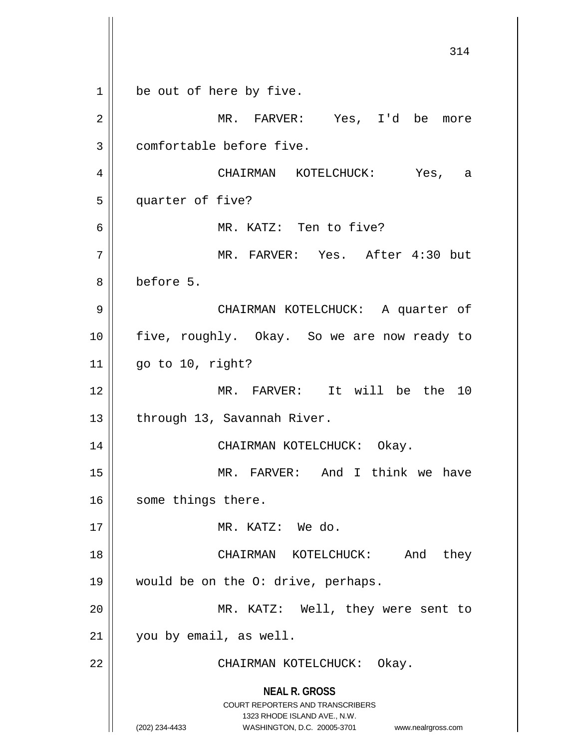be out of here by five.

MR. FARVER: Yes, I'd be more comfortable before five.

CHAIRMAN KOTELCHUCK: Yes, a quarter of five?

MR. KATZ: Ten to five?

MR. FARVER: Yes. After 4:30 but before 5.

CHAIRMAN KOTELCHUCK: A quarter of five, roughly. Okay. So we are now ready to go to 10, right?

MR. FARVER: It will be the 10 through 13, Savannah River.

CHAIRMAN KOTELCHUCK: Okay.

MR. FARVER: And I think we have some things there.

MR. KATZ: We do.

CHAIRMAN KOTELCHUCK: And they would be on the O: drive, perhaps.

MR. KATZ: Well, they were sent to you by email, as well.

CHAIRMAN KOTELCHUCK: Okay.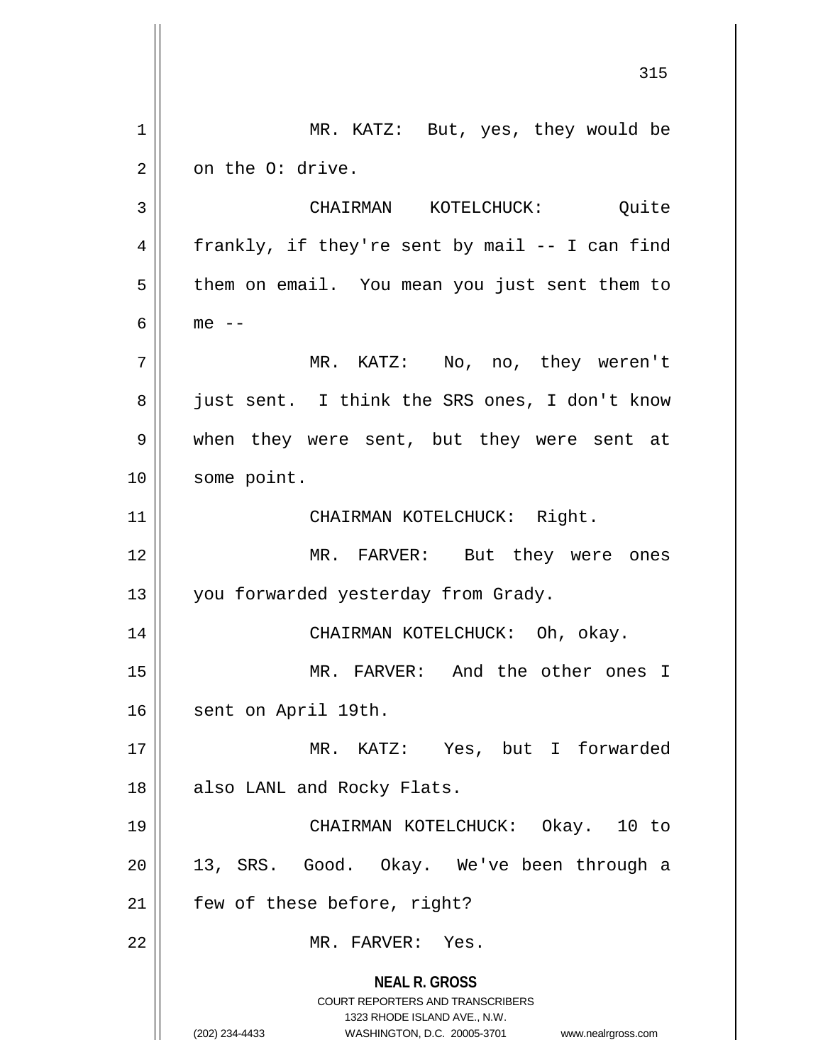MR. KATZ: But, yes, they would be on the O: drive.

CHAIRMAN KOTELCHUCK: Quite frankly, if they're sent by mail -- I can find them on email. You mean you just sent them to me --

MR. KATZ: No, no, they weren't just sent. I think the SRS ones, I don't know when they were sent, but they were sent at some point.

CHAIRMAN KOTELCHUCK: Right.

MR. FARVER: But they were ones you forwarded yesterday from Grady.

CHAIRMAN KOTELCHUCK: Oh, okay.

MR. FARVER: And the other ones I sent on April 19th.

MR. KATZ: Yes, but I forwarded also LANL and Rocky Flats.

CHAIRMAN KOTELCHUCK: Okay. 10 to 13, SRS. Good. Okay. We've been through a few of these before, right?

MR. FARVER: Yes.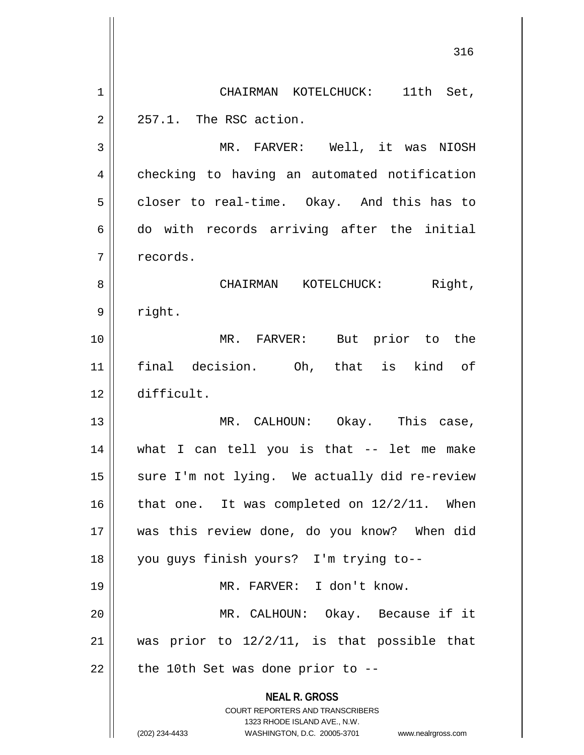CHAIRMAN KOTELCHUCK: 11th Set, 257.1. The RSC action.

MR. FARVER: Well, it was NIOSH checking to having an automated notification closer to real-time. Okay. And this has to do with records arriving after the initial records.

CHAIRMAN KOTELCHUCK: Right, right.

MR. FARVER: But prior to the final decision. Oh, that is kind of difficult.

MR. CALHOUN: Okay. This case, what I can tell you is that -- let me make sure I'm not lying. We actually did re-review that one. It was completed on 12/2/11. When was this review done, do you know? When did you guys finish yours? I'm trying to--

MR. FARVER: I don't know.

MR. CALHOUN: Okay. Because if it was prior to 12/2/11, is that possible that the 10th Set was done prior to --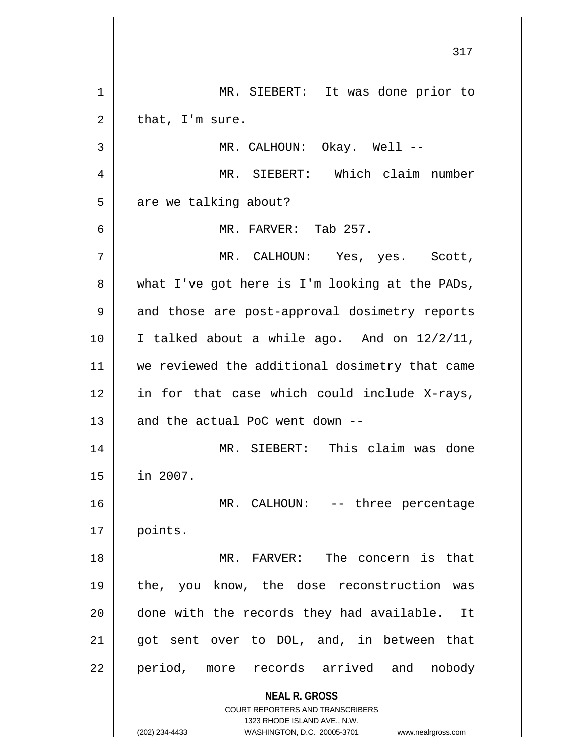MR. SIEBERT: It was done prior to that, I'm sure.

MR. CALHOUN: Okay. Well --

MR. SIEBERT: Which claim number are we talking about?

MR. FARVER: Tab 257.

MR. CALHOUN: Yes, yes. Scott, what I've got here is I'm looking at the PADs, and those are post-approval dosimetry reports I talked about a while ago. And on 12/2/11, we reviewed the additional dosimetry that came in for that case which could include X-rays, and the actual PoC went down --

MR. SIEBERT: This claim was done in 2007.

MR. CALHOUN: -- three percentage points.

MR. FARVER: The concern is that the, you know, the dose reconstruction was done with the records they had available. It got sent over to DOL, and, in between that period, more records arrived and nobody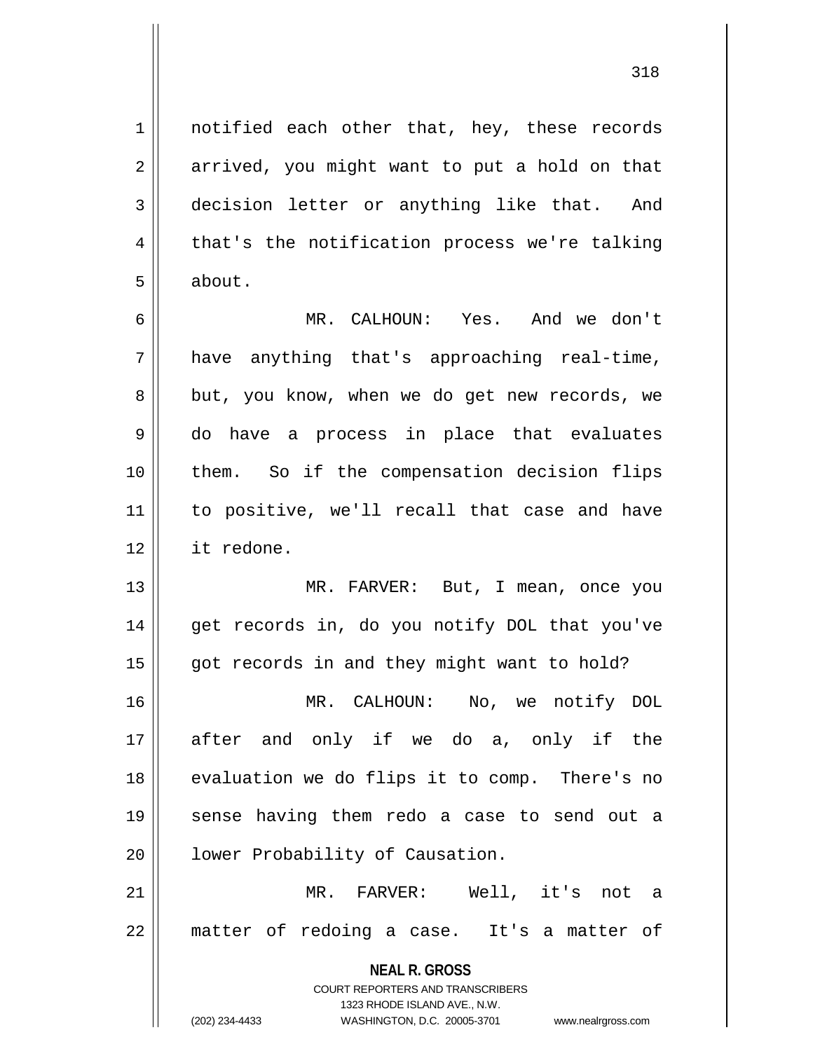notified each other that, hey, these records arrived, you might want to put a hold on that decision letter or anything like that. And that's the notification process we're talking about.

MR. CALHOUN: Yes. And we don't have anything that's approaching real-time, but, you know, when we do get new records, we do have a process in place that evaluates them. So if the compensation decision flips to positive, we'll recall that case and have it redone.

MR. FARVER: But, I mean, once you get records in, do you notify DOL that you've got records in and they might want to hold?

MR. CALHOUN: No, we notify DOL after and only if we do a, only if the evaluation we do flips it to comp. There's no sense having them redo a case to send out a lower Probability of Causation.

MR. FARVER: Well, it's not a matter of redoing a case. It's a matter of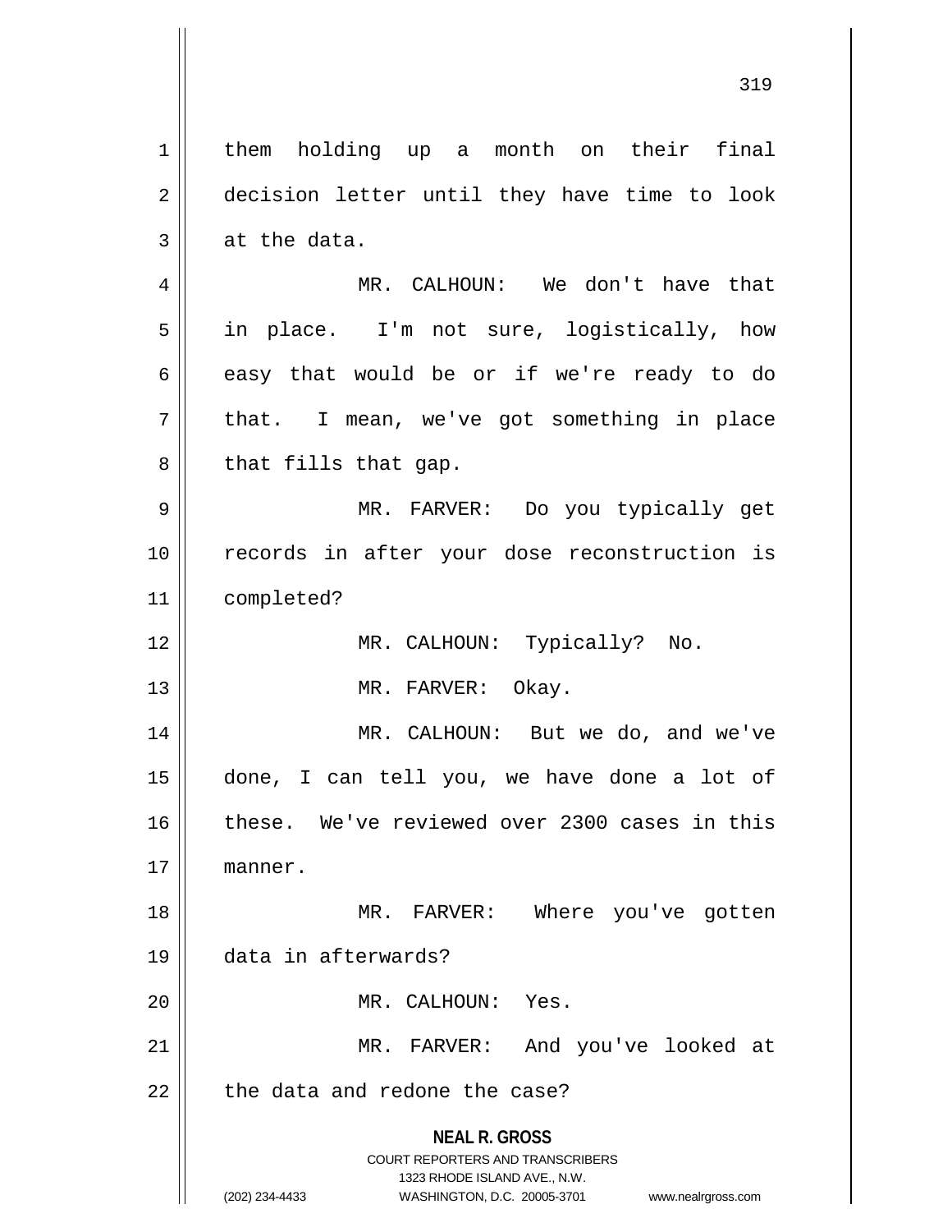them holding up a month on their final decision letter until they have time to look at the data.

MR. CALHOUN: We don't have that in place. I'm not sure, logistically, how easy that would be or if we're ready to do that. I mean, we've got something in place that fills that gap.

MR. FARVER: Do you typically get records in after your dose reconstruction is completed?

MR. CALHOUN: Typically? No.

MR. FARVER: Okay.

MR. CALHOUN: But we do, and we've done, I can tell you, we have done a lot of these. We've reviewed over 2300 cases in this manner.

MR. FARVER: Where you've gotten data in afterwards?

MR. CALHOUN: Yes.

MR. FARVER: And you've looked at the data and redone the case?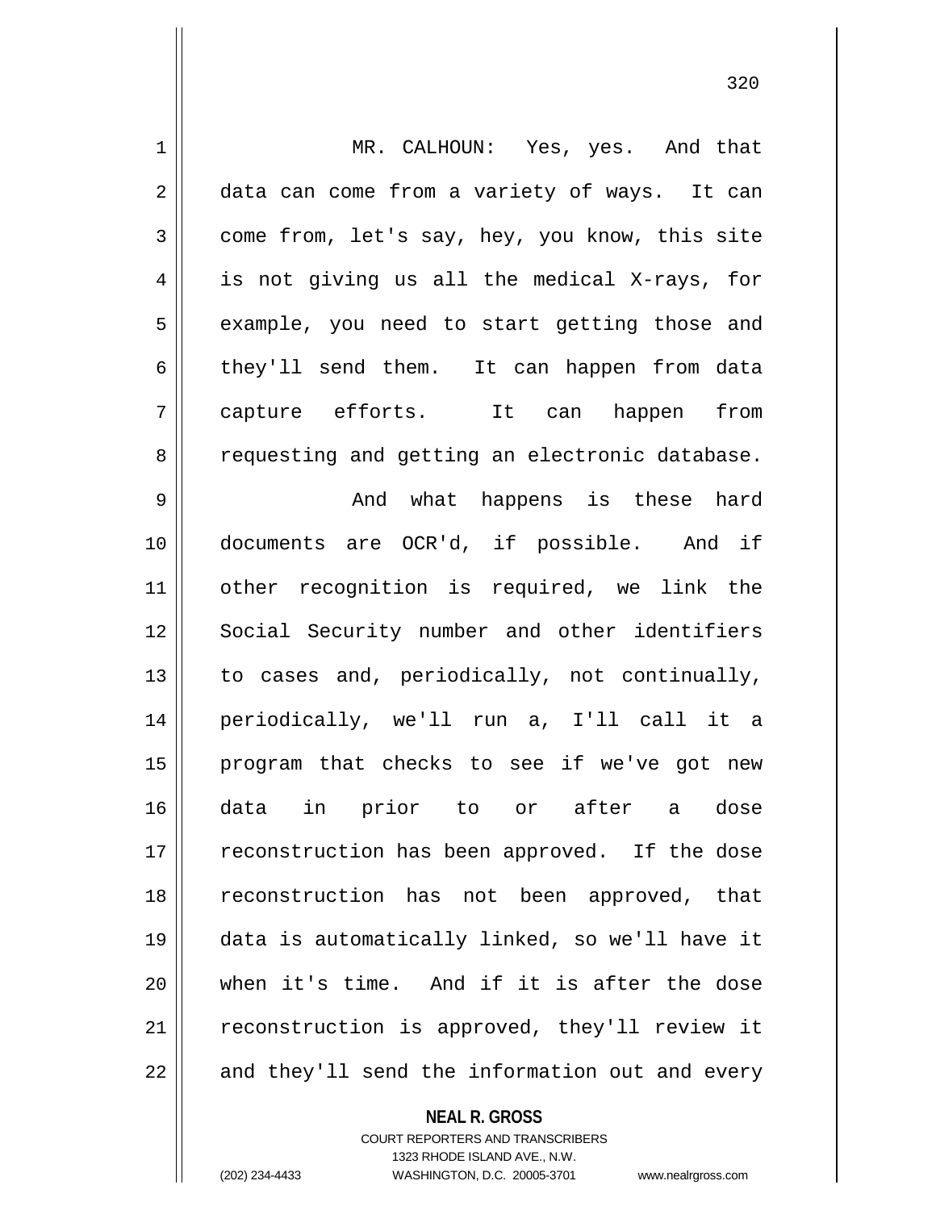MR. CALHOUN: Yes, yes. And that data can come from a variety of ways. It can come from, let's say, hey, you know, this site is not giving us all the medical X-rays, for example, you need to start getting those and they'll send them. It can happen from data capture efforts. It can happen from requesting and getting an electronic database.

And what happens is these hard documents are OCR'd, if possible. And if other recognition is required, we link the Social Security number and other identifiers to cases and, periodically, not continually, periodically, we'll run a, I'll call it a program that checks to see if we've got new data in prior to or after a dose reconstruction has been approved. If the dose reconstruction has not been approved, that data is automatically linked, so we'll have it when it's time. And if it is after the dose reconstruction is approved, they'll review it and they'll send the information out and every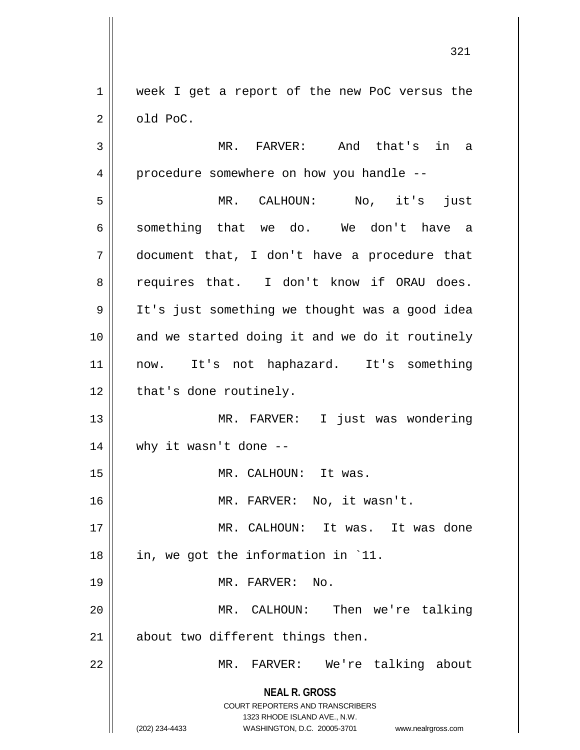week I get a report of the new PoC versus the old PoC.

MR. FARVER: And that's in a procedure somewhere on how you handle --

MR. CALHOUN: No, it's just something that we do. We don't have a document that, I don't have a procedure that requires that. I don't know if ORAU does. It's just something we thought was a good idea and we started doing it and we do it routinely now. It's not haphazard. It's something that's done routinely.

MR. FARVER: I just was wondering why it wasn't done --

MR. CALHOUN: It was.

MR. FARVER: No, it wasn't.

MR. CALHOUN: It was. It was done in, we got the information in `11.

MR. FARVER: No.

MR. CALHOUN: Then we're talking about two different things then.

MR. FARVER: We're talking about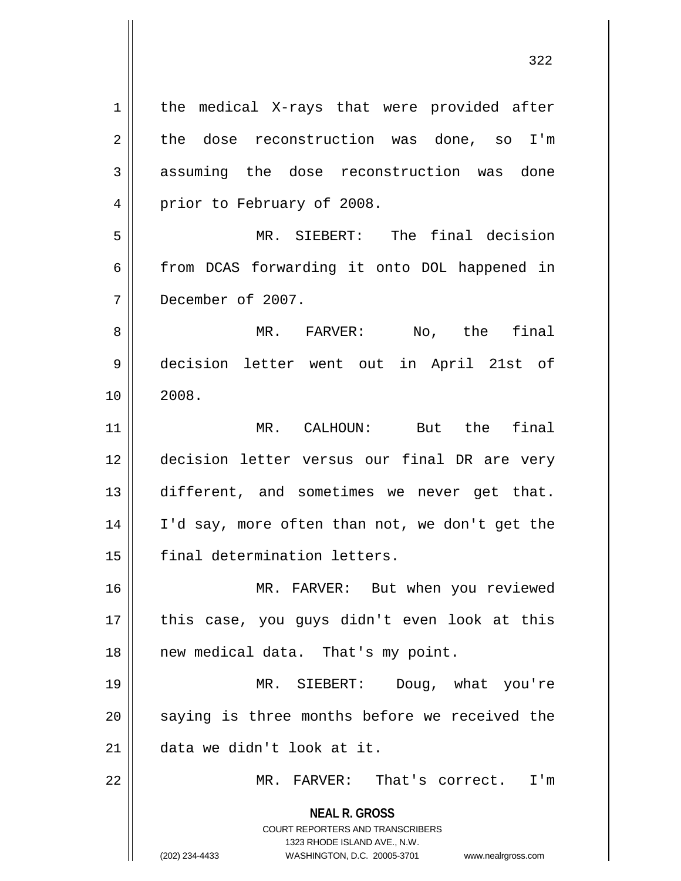the medical X-rays that were provided after the dose reconstruction was done, so I'm assuming the dose reconstruction was done prior to February of 2008.

MR. SIEBERT: The final decision from DCAS forwarding it onto DOL happened in December of 2007.

MR. FARVER: No, the final decision letter went out in April 21st of 2008.

MR. CALHOUN: But the final decision letter versus our final DR are very different, and sometimes we never get that. I'd say, more often than not, we don't get the final determination letters.

MR. FARVER: But when you reviewed this case, you guys didn't even look at this new medical data. That's my point.

MR. SIEBERT: Doug, what you're saying is three months before we received the data we didn't look at it.

MR. FARVER: That's correct. I'm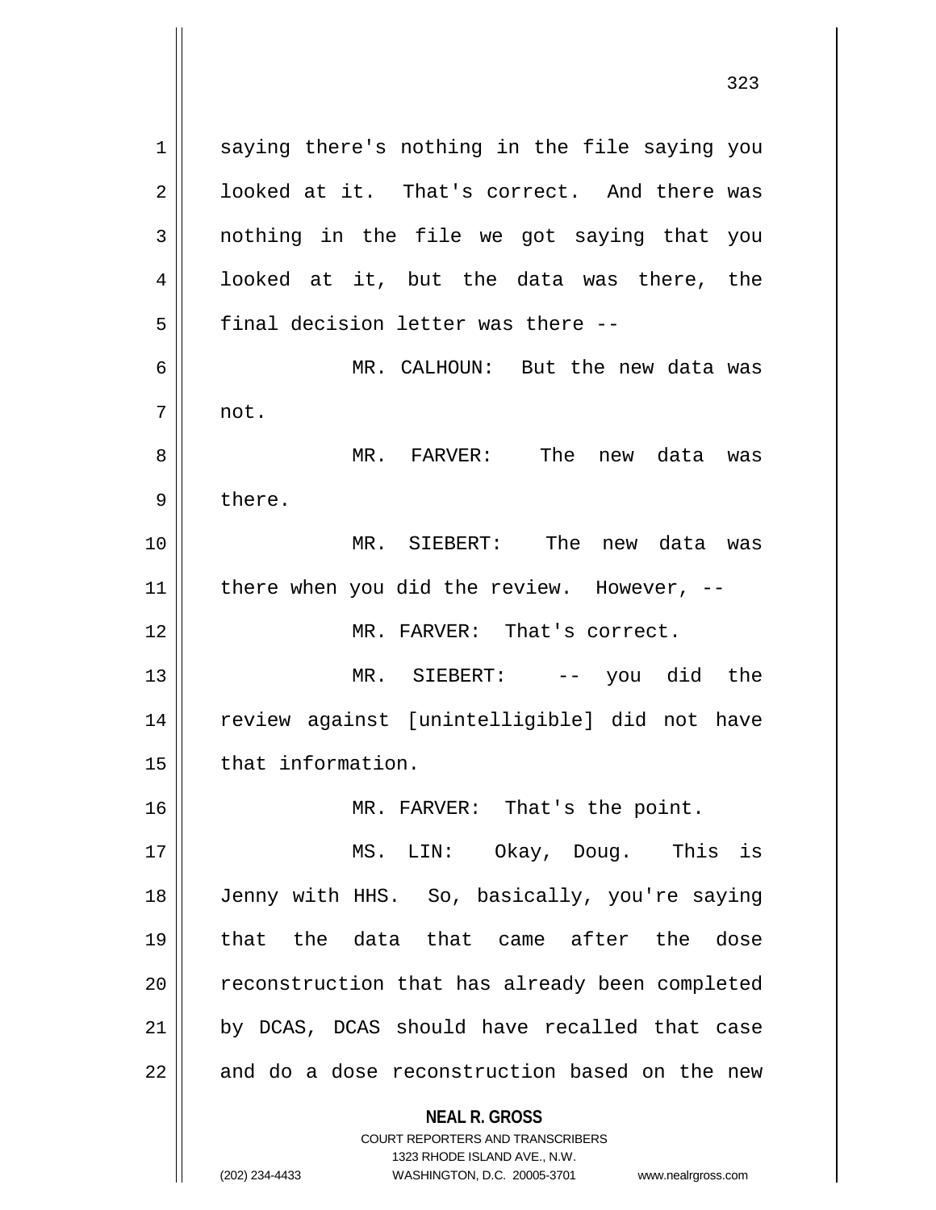saying there's nothing in the file saying you looked at it. That's correct. And there was nothing in the file we got saying that you looked at it, but the data was there, the final decision letter was there --

MR. CALHOUN: But the new data was not.

MR. FARVER: The new data was there.

MR. SIEBERT: The new data was there when you did the review. However, --

MR. FARVER: That's correct.

MR. SIEBERT: -- you did the review against [unintelligible] did not have that information.

MR. FARVER: That's the point.

MS. LIN: Okay, Doug. This is Jenny with HHS. So, basically, you're saying that the data that came after the dose reconstruction that has already been completed by DCAS, DCAS should have recalled that case and do a dose reconstruction based on the new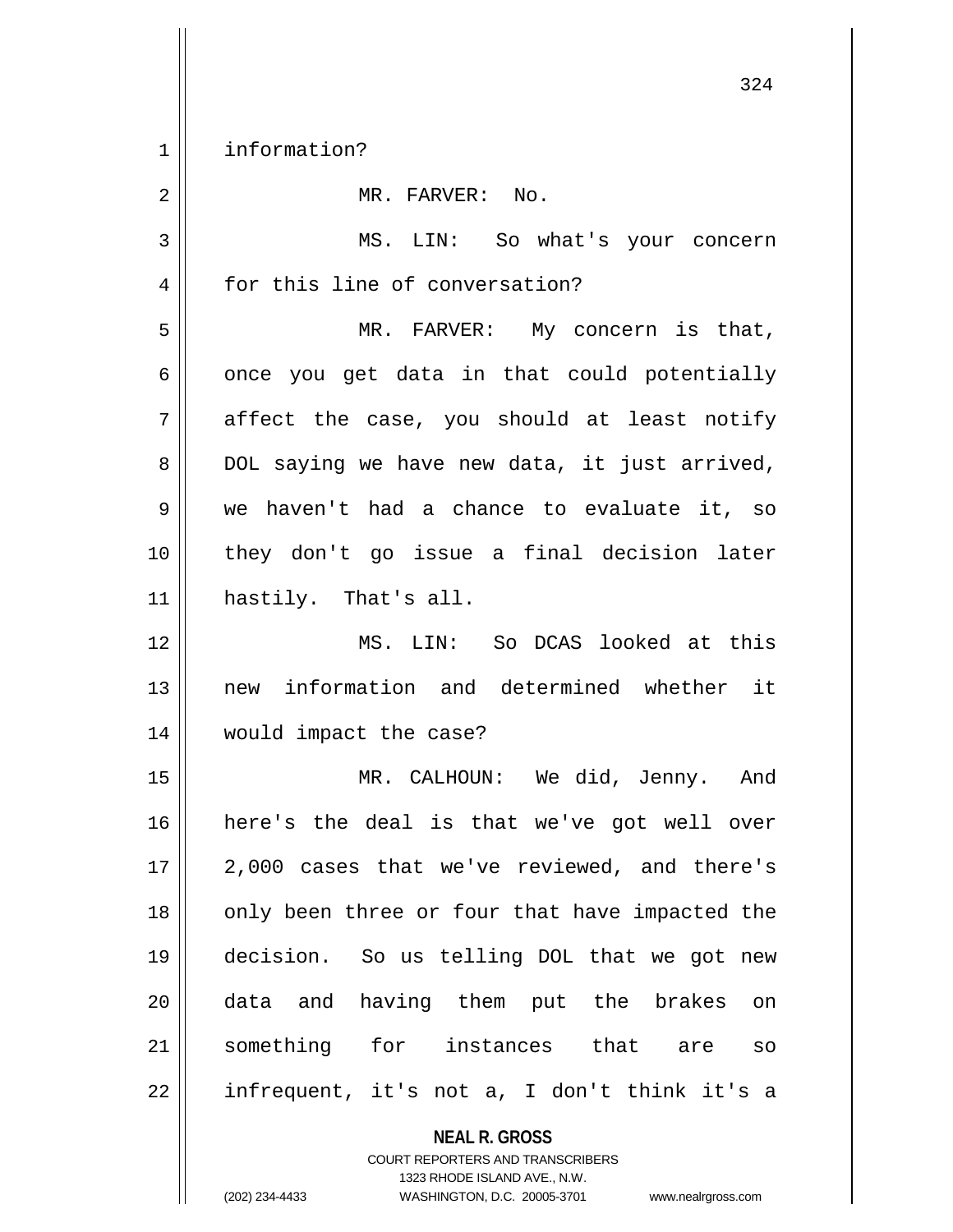information?

MR. FARVER: No.

MS. LIN: So what's your concern for this line of conversation?

MR. FARVER: My concern is that, once you get data in that could potentially affect the case, you should at least notify DOL saying we have new data, it just arrived, we haven't had a chance to evaluate it, so they don't go issue a final decision later hastily. That's all.

MS. LIN: So DCAS looked at this new information and determined whether it would impact the case?

MR. CALHOUN: We did, Jenny. And here's the deal is that we've got well over 2,000 cases that we've reviewed, and there's only been three or four that have impacted the decision. So us telling DOL that we got new data and having them put the brakes on something for instances that are so infrequent, it's not a, I don't think it's a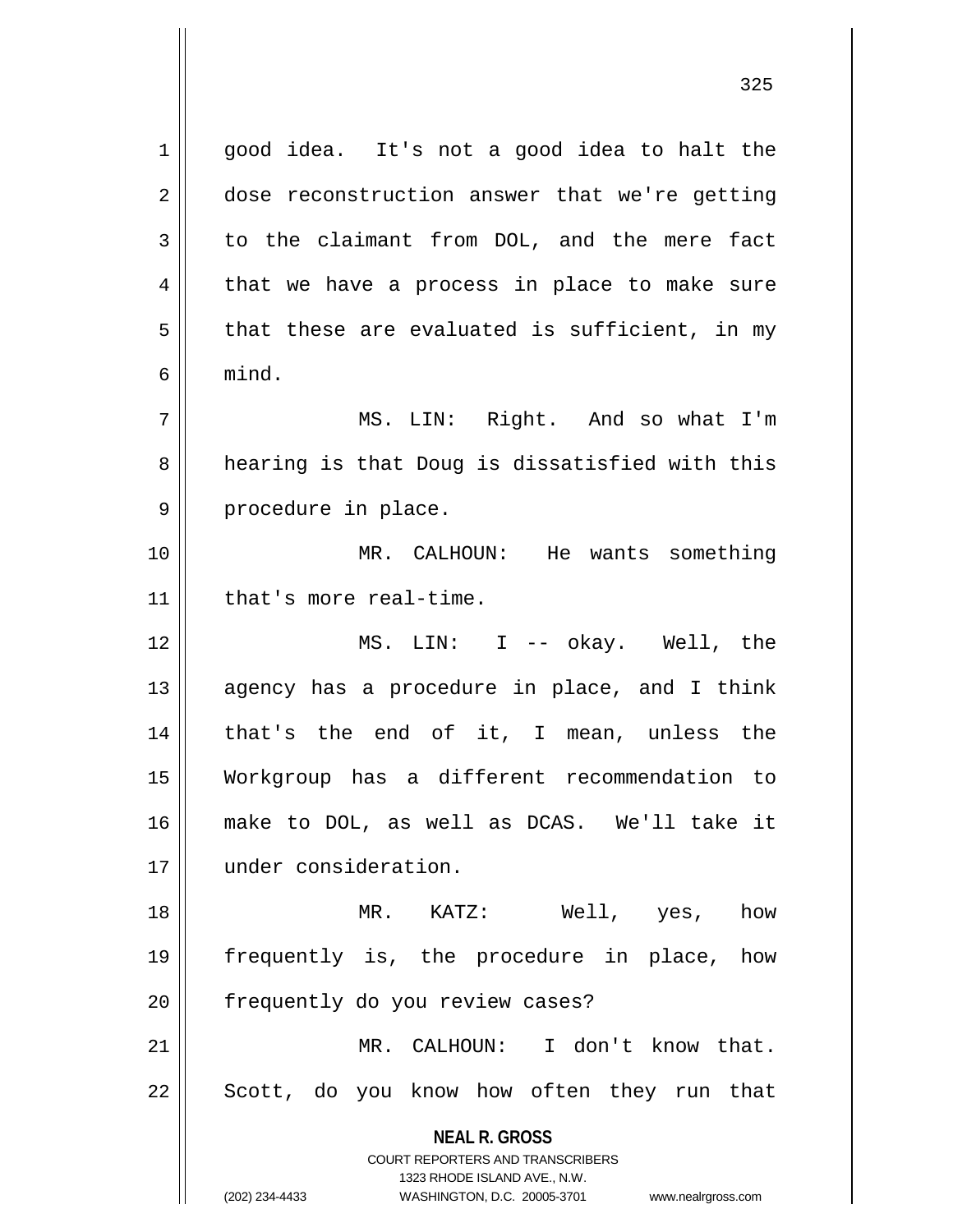good idea. It's not a good idea to halt the dose reconstruction answer that we're getting to the claimant from DOL, and the mere fact that we have a process in place to make sure that these are evaluated is sufficient, in my mind.

MS. LIN: Right. And so what I'm hearing is that Doug is dissatisfied with this procedure in place.

MR. CALHOUN: He wants something that's more real-time.

MS. LIN: I -- okay. Well, the agency has a procedure in place, and I think that's the end of it, I mean, unless the Workgroup has a different recommendation to make to DOL, as well as DCAS. We'll take it under consideration.

MR. KATZ: Well, yes, how frequently is, the procedure in place, how frequently do you review cases?

MR. CALHOUN: I don't know that. Scott, do you know how often they run that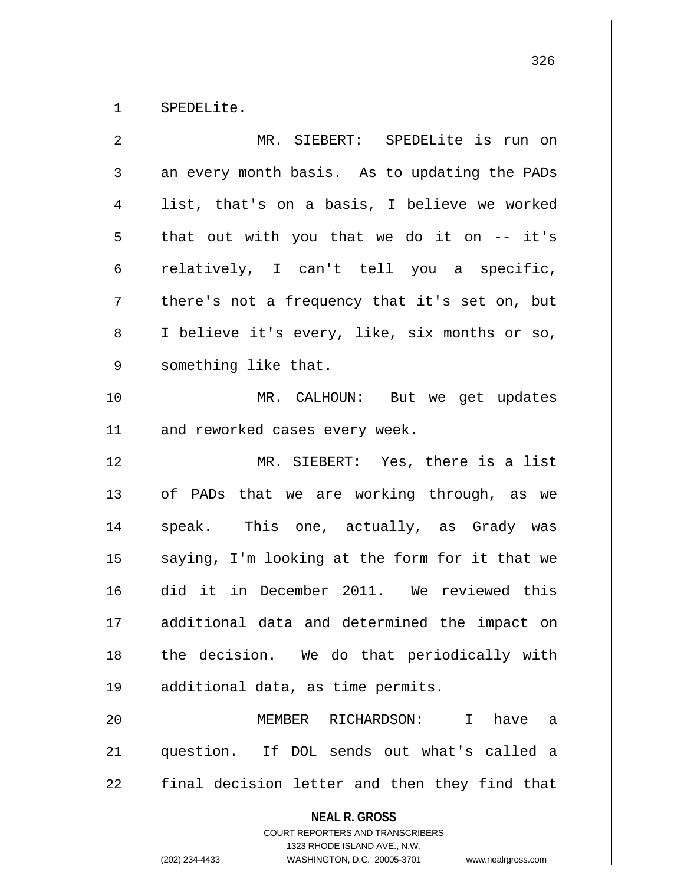SPEDELite.

MR. SIEBERT: SPEDELite is run on an every month basis. As to updating the PADs list, that's on a basis, I believe we worked that out with you that we do it on -- it's relatively, I can't tell you a specific, there's not a frequency that it's set on, but I believe it's every, like, six months or so, something like that.

MR. CALHOUN: But we get updates and reworked cases every week.

MR. SIEBERT: Yes, there is a list of PADs that we are working through, as we speak. This one, actually, as Grady was saying, I'm looking at the form for it that we did it in December 2011. We reviewed this additional data and determined the impact on the decision. We do that periodically with additional data, as time permits.

MEMBER RICHARDSON: I have a question. If DOL sends out what's called a final decision letter and then they find that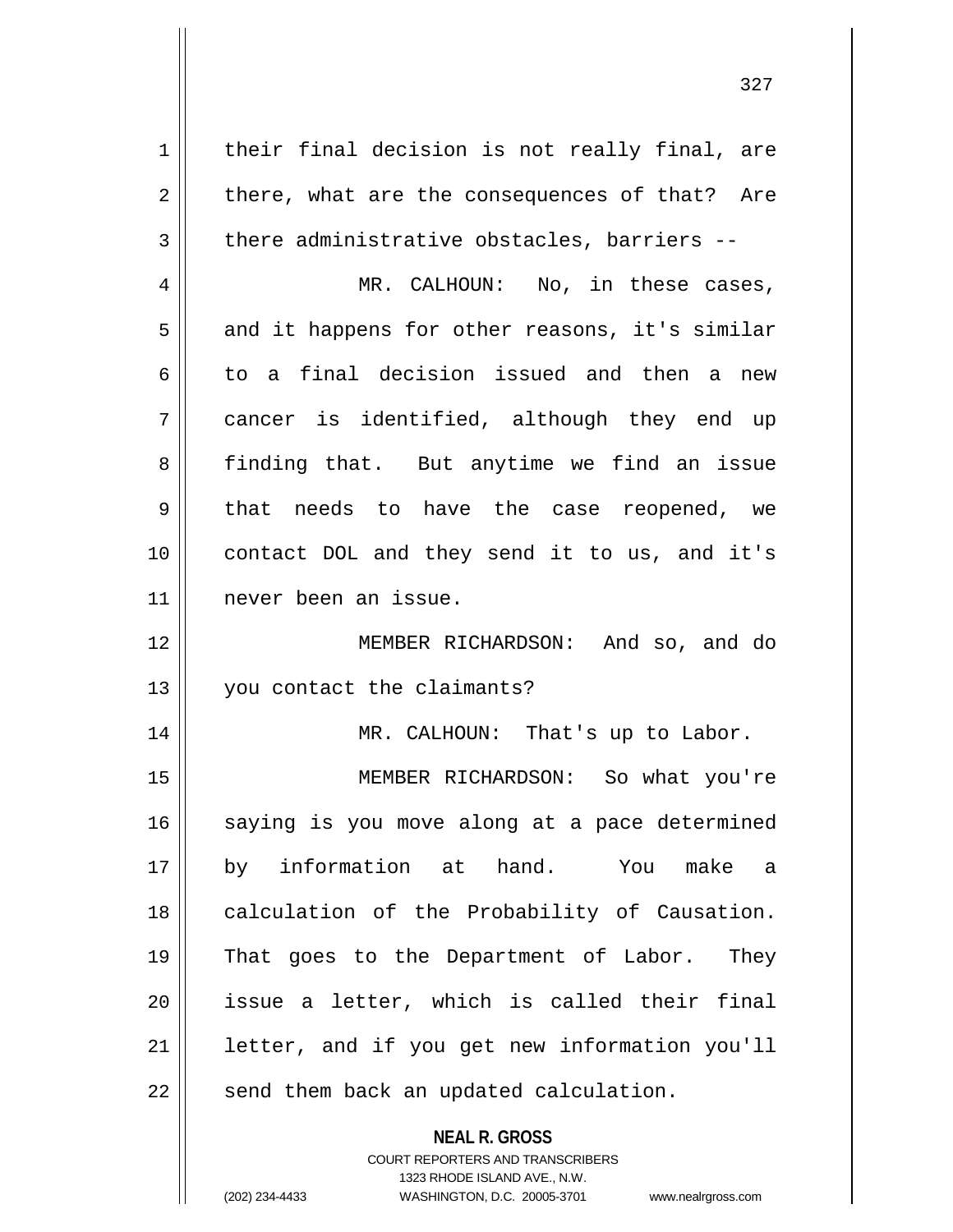their final decision is not really final, are there, what are the consequences of that? Are there administrative obstacles, barriers --

MR. CALHOUN: No, in these cases, and it happens for other reasons, it's similar to a final decision issued and then a new cancer is identified, although they end up finding that. But anytime we find an issue that needs to have the case reopened, we contact DOL and they send it to us, and it's never been an issue.

MEMBER RICHARDSON: And so, and do you contact the claimants?

MR. CALHOUN: That's up to Labor.

MEMBER RICHARDSON: So what you're saying is you move along at a pace determined by information at hand. You make a calculation of the Probability of Causation. That goes to the Department of Labor. They issue a letter, which is called their final letter, and if you get new information you'll send them back an updated calculation.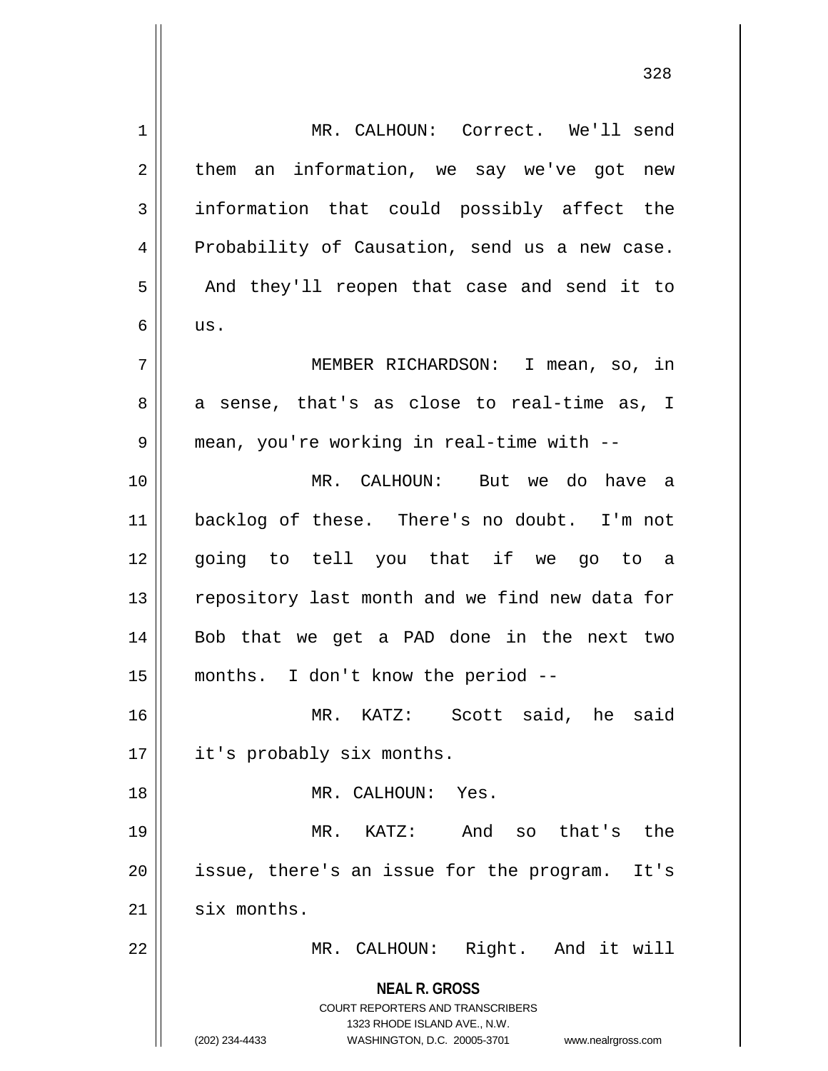MR. CALHOUN: Correct. We'll send them an information, we say we've got new information that could possibly affect the Probability of Causation, send us a new case. And they'll reopen that case and send it to us.

MEMBER RICHARDSON: I mean, so, in a sense, that's as close to real-time as, I mean, you're working in real-time with --

MR. CALHOUN: But we do have a backlog of these. There's no doubt. I'm not going to tell you that if we go to a repository last month and we find new data for Bob that we get a PAD done in the next two months. I don't know the period --

MR. KATZ: Scott said, he said it's probably six months.

MR. CALHOUN: Yes.

MR. KATZ: And so that's the issue, there's an issue for the program. It's six months.

MR. CALHOUN: Right. And it will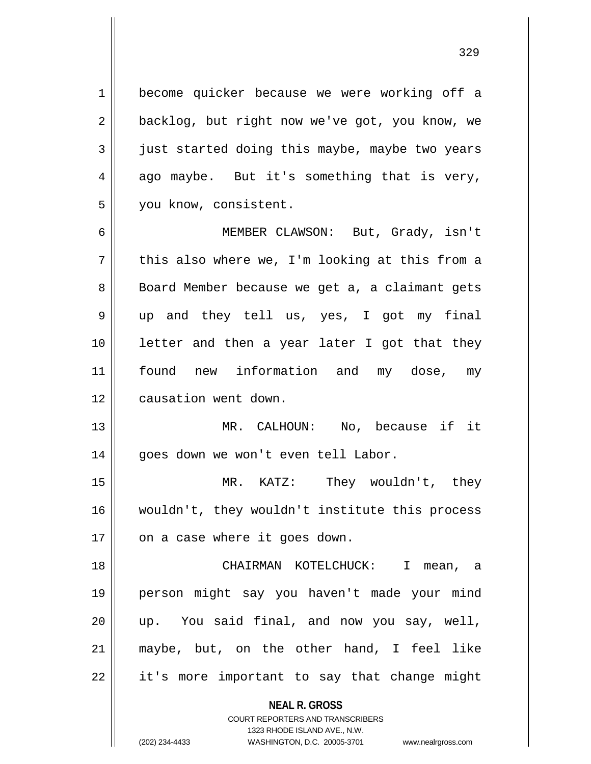become quicker because we were working off a backlog, but right now we've got, you know, we just started doing this maybe, maybe two years ago maybe. But it's something that is very, you know, consistent.

MEMBER CLAWSON: But, Grady, isn't this also where we, I'm looking at this from a Board Member because we get a, a claimant gets up and they tell us, yes, I got my final letter and then a year later I got that they found new information and my dose, my causation went down.

MR. CALHOUN: No, because if it goes down we won't even tell Labor.

MR. KATZ: They wouldn't, they wouldn't, they wouldn't institute this process on a case where it goes down.

CHAIRMAN KOTELCHUCK: I mean, a person might say you haven't made your mind up. You said final, and now you say, well, maybe, but, on the other hand, I feel like it's more important to say that change might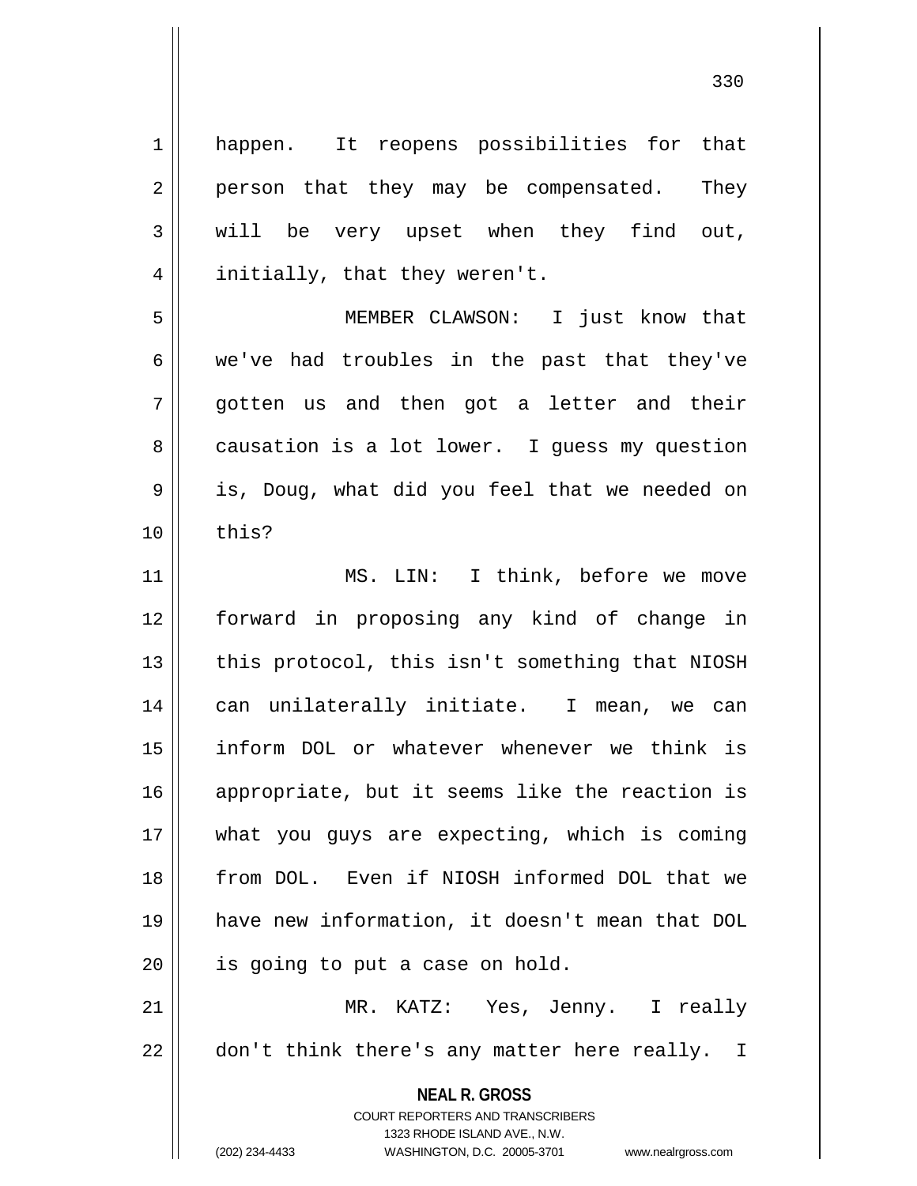happen. It reopens possibilities for that person that they may be compensated. They will be very upset when they find out, initially, that they weren't.

MEMBER CLAWSON: I just know that we've had troubles in the past that they've gotten us and then got a letter and their causation is a lot lower. I guess my question is, Doug, what did you feel that we needed on this?

MS. LIN: I think, before we move forward in proposing any kind of change in this protocol, this isn't something that NIOSH can unilaterally initiate. I mean, we can inform DOL or whatever whenever we think is appropriate, but it seems like the reaction is what you guys are expecting, which is coming from DOL. Even if NIOSH informed DOL that we have new information, it doesn't mean that DOL is going to put a case on hold.

MR. KATZ: Yes, Jenny. I really don't think there's any matter here really. I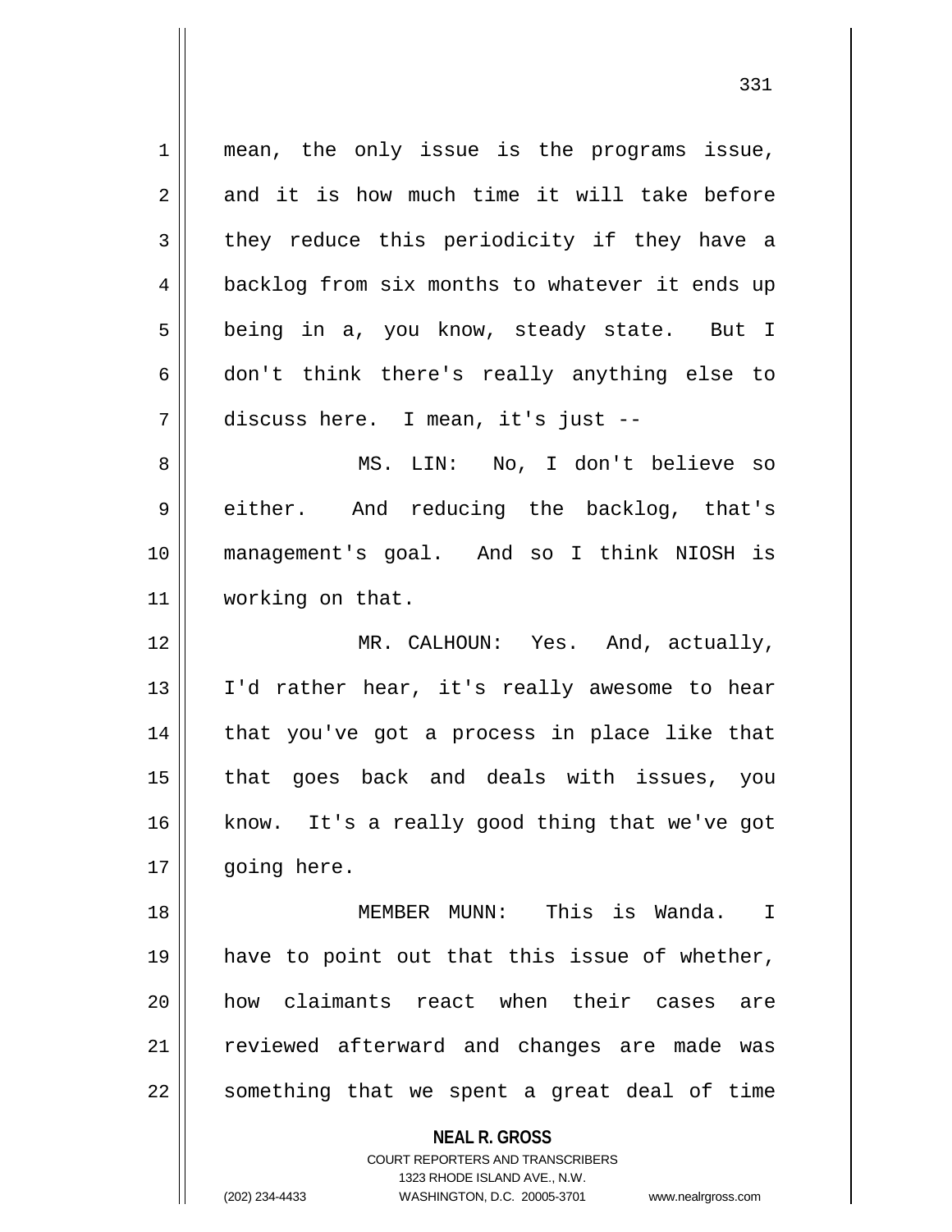mean, the only issue is the programs issue, and it is how much time it will take before they reduce this periodicity if they have a backlog from six months to whatever it ends up being in a, you know, steady state. But I don't think there's really anything else to discuss here. I mean, it's just --

MS. LIN: No, I don't believe so either. And reducing the backlog, that's management's goal. And so I think NIOSH is working on that.

MR. CALHOUN: Yes. And, actually, I'd rather hear, it's really awesome to hear that you've got a process in place like that that goes back and deals with issues, you know. It's a really good thing that we've got going here.

MEMBER MUNN: This is Wanda. I have to point out that this issue of whether, how claimants react when their cases are reviewed afterward and changes are made was something that we spent a great deal of time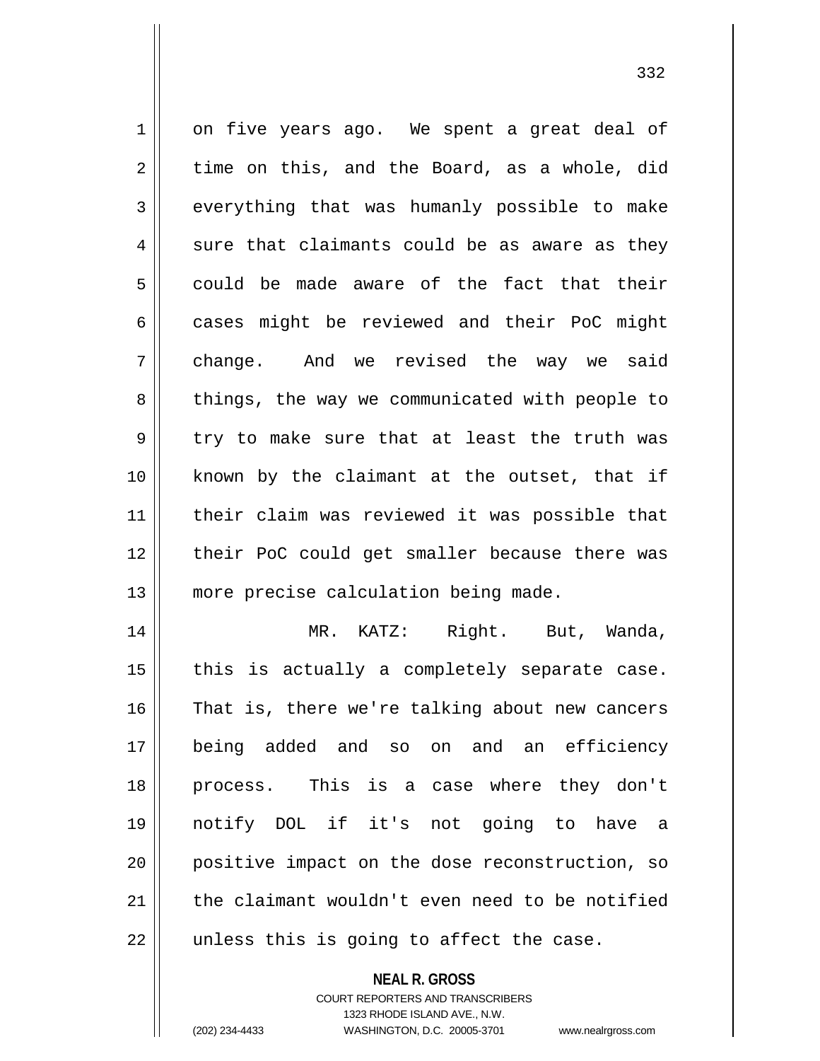on five years ago. We spent a great deal of time on this, and the Board, as a whole, did everything that was humanly possible to make sure that claimants could be as aware as they could be made aware of the fact that their cases might be reviewed and their PoC might change. And we revised the way we said things, the way we communicated with people to try to make sure that at least the truth was known by the claimant at the outset, that if their claim was reviewed it was possible that their PoC could get smaller because there was more precise calculation being made.

MR. KATZ: Right. But, Wanda, this is actually a completely separate case. That is, there we're talking about new cancers being added and so on and an efficiency process. This is a case where they don't notify DOL if it's not going to have a positive impact on the dose reconstruction, so the claimant wouldn't even need to be notified unless this is going to affect the case.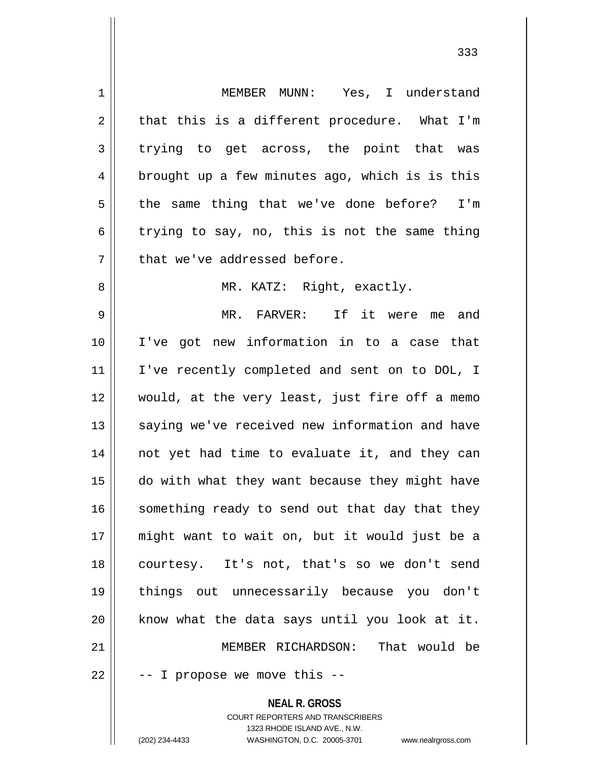MEMBER MUNN: Yes, I understand that this is a different procedure. What I'm trying to get across, the point that was brought up a few minutes ago, which is is this the same thing that we've done before? I'm trying to say, no, this is not the same thing that we've addressed before.

MR. KATZ: Right, exactly.

MR. FARVER: If it were me and I've got new information in to a case that I've recently completed and sent on to DOL, I would, at the very least, just fire off a memo saying we've received new information and have not yet had time to evaluate it, and they can do with what they want because they might have something ready to send out that day that they might want to wait on, but it would just be a courtesy. It's not, that's so we don't send things out unnecessarily because you don't know what the data says until you look at it.

MEMBER RICHARDSON: That would be -- I propose we move this --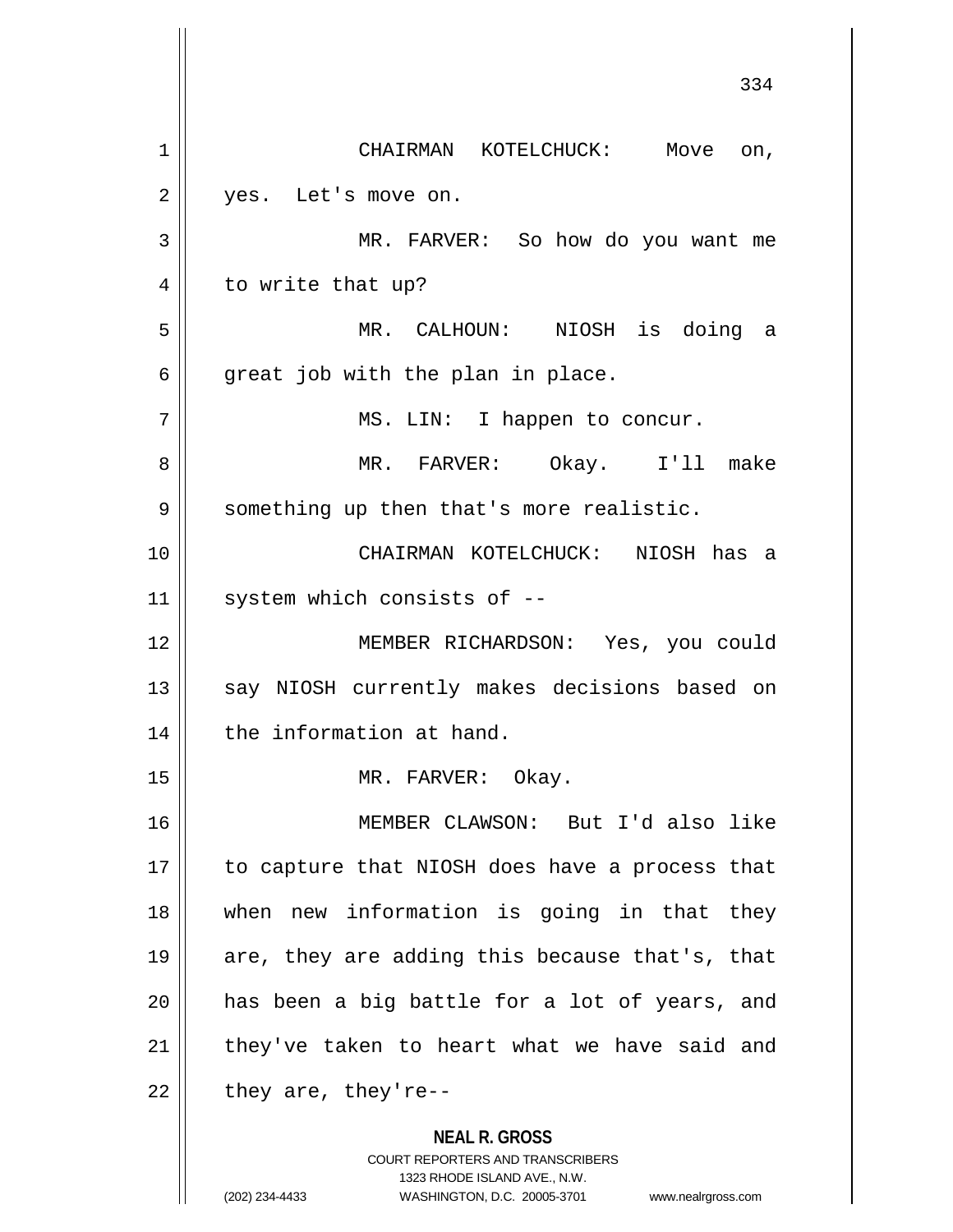CHAIRMAN KOTELCHUCK: Move on, yes. Let's move on.

MR. FARVER: So how do you want me to write that up?

MR. CALHOUN: NIOSH is doing a great job with the plan in place.

MS. LIN: I happen to concur.

MR. FARVER: Okay. I'll make something up then that's more realistic.

CHAIRMAN KOTELCHUCK: NIOSH has a system which consists of --

MEMBER RICHARDSON: Yes, you could say NIOSH currently makes decisions based on the information at hand.

MR. FARVER: Okay.

MEMBER CLAWSON: But I'd also like to capture that NIOSH does have a process that when new information is going in that they are, they are adding this because that's, that has been a big battle for a lot of years, and they've taken to heart what we have said and they are, they're--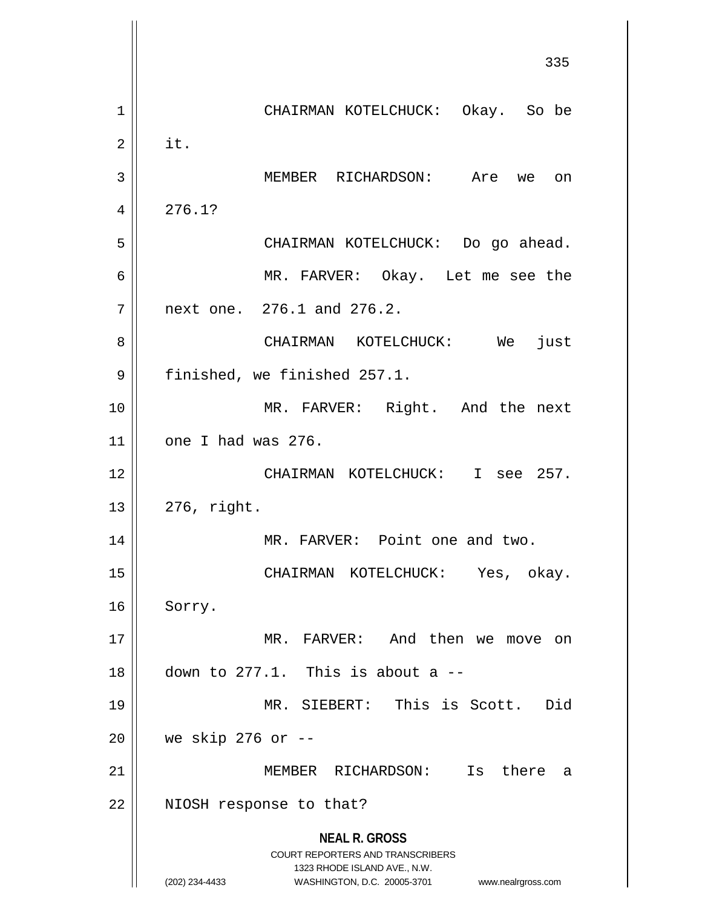CHAIRMAN KOTELCHUCK: Okay. So be it.

MEMBER RICHARDSON: Are we on 276.1?

CHAIRMAN KOTELCHUCK: Do go ahead.

MR. FARVER: Okay. Let me see the next one. 276.1 and 276.2.

CHAIRMAN KOTELCHUCK: We just finished, we finished 257.1.

MR. FARVER: Right. And the next one I had was 276.

CHAIRMAN KOTELCHUCK: I see 257. 276, right.

MR. FARVER: Point one and two.

CHAIRMAN KOTELCHUCK: Yes, okay. Sorry.

MR. FARVER: And then we move on down to 277.1. This is about a --

MR. SIEBERT: This is Scott. Did we skip 276 or --

MEMBER RICHARDSON: Is there a NIOSH response to that?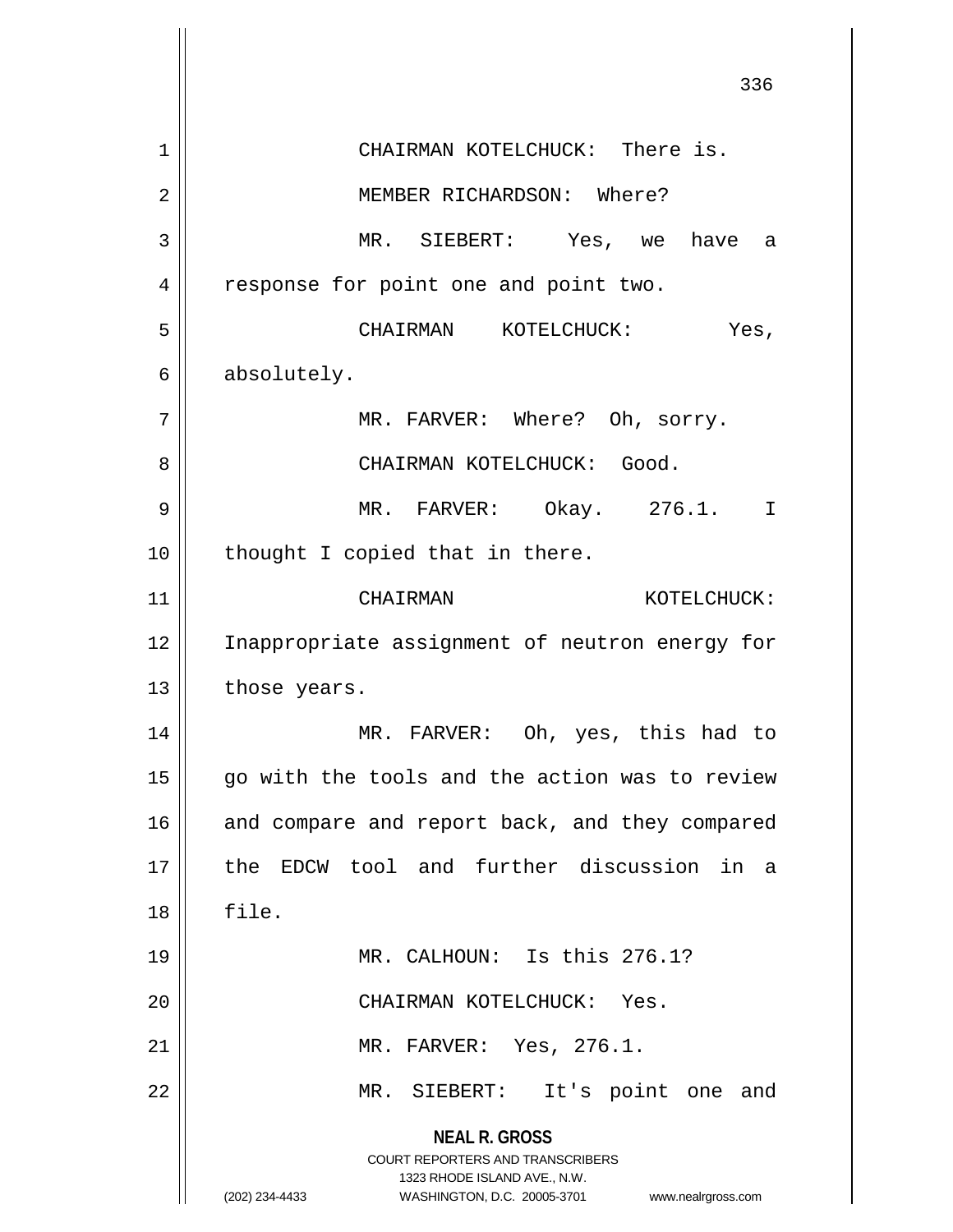CHAIRMAN KOTELCHUCK: There is.

MEMBER RICHARDSON: Where?

MR. SIEBERT: Yes, we have a response for point one and point two.

CHAIRMAN KOTELCHUCK: Yes, absolutely.

MR. FARVER: Where? Oh, sorry.

CHAIRMAN KOTELCHUCK: Good.

MR. FARVER: Okay. 276.1. I thought I copied that in there.

CHAIRMAN KOTELCHUCK: Inappropriate assignment of neutron energy for those years.

MR. FARVER: Oh, yes, this had to go with the tools and the action was to review and compare and report back, and they compared the EDCW tool and further discussion in a file.

MR. CALHOUN: Is this 276.1?

CHAIRMAN KOTELCHUCK: Yes.

MR. FARVER: Yes, 276.1.

MR. SIEBERT: It's point one and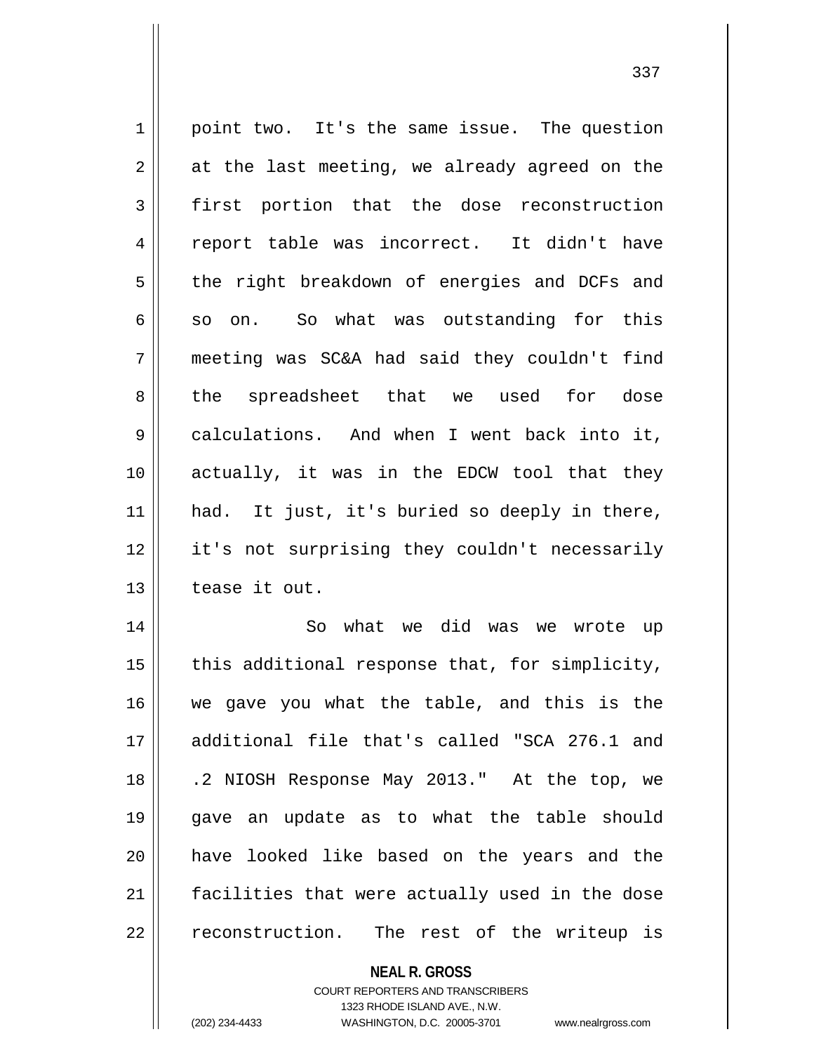point two. It's the same issue. The question at the last meeting, we already agreed on the first portion that the dose reconstruction report table was incorrect. It didn't have the right breakdown of energies and DCFs and so on. So what was outstanding for this meeting was SC&A had said they couldn't find the spreadsheet that we used for dose calculations. And when I went back into it, actually, it was in the EDCW tool that they had. It just, it's buried so deeply in there, it's not surprising they couldn't necessarily tease it out.

So what we did was we wrote up this additional response that, for simplicity, we gave you what the table, and this is the additional file that's called "SCA 276.1 and .2 NIOSH Response May 2013." At the top, we gave an update as to what the table should have looked like based on the years and the facilities that were actually used in the dose reconstruction. The rest of the writeup is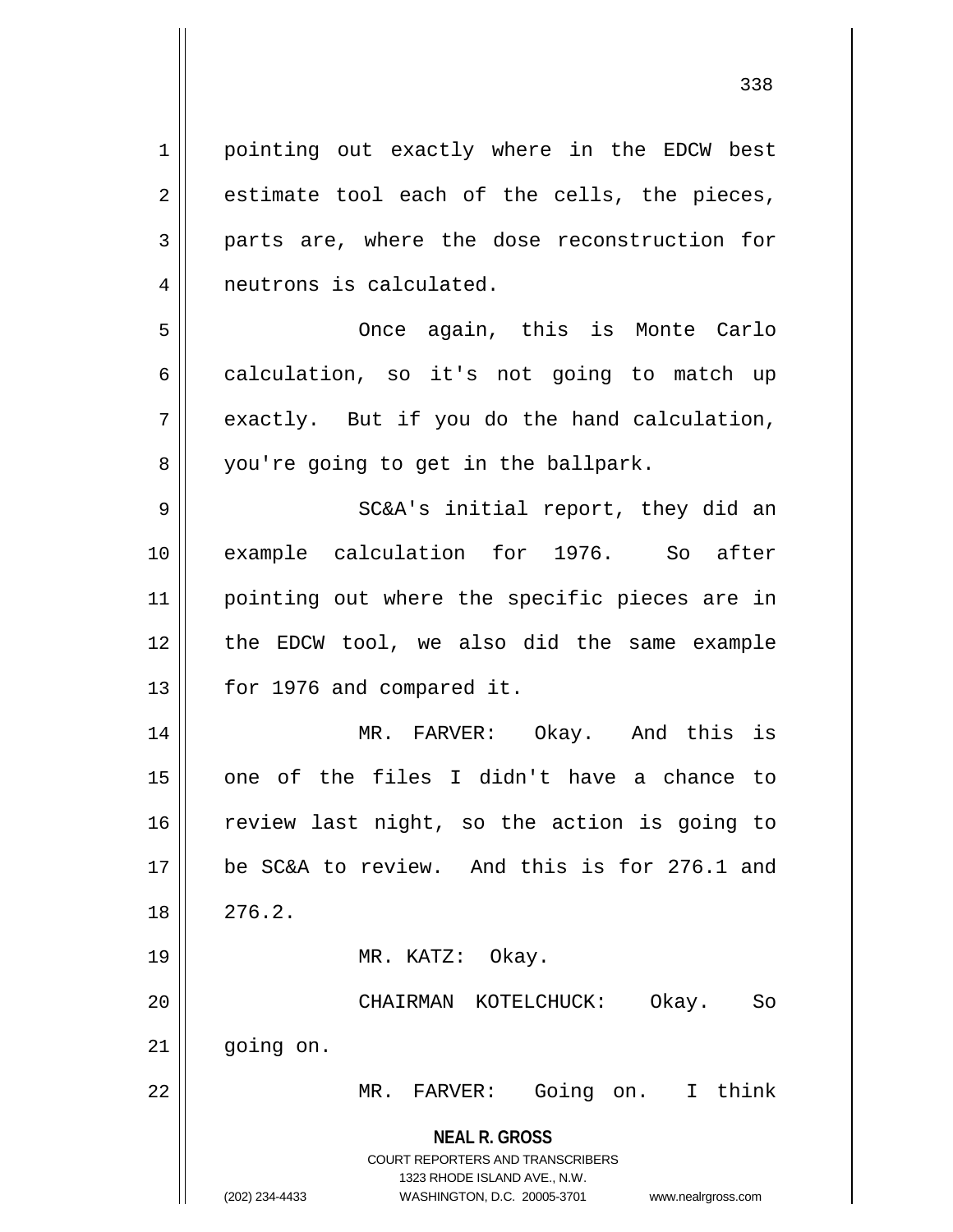pointing out exactly where in the EDCW best estimate tool each of the cells, the pieces, parts are, where the dose reconstruction for neutrons is calculated.

Once again, this is Monte Carlo calculation, so it's not going to match up exactly. But if you do the hand calculation, you're going to get in the ballpark.

SC&A's initial report, they did an example calculation for 1976. So after pointing out where the specific pieces are in the EDCW tool, we also did the same example for 1976 and compared it.

MR. FARVER: Okay. And this is one of the files I didn't have a chance to review last night, so the action is going to be SC&A to review. And this is for 276.1 and 276.2.

MR. KATZ: Okay.

CHAIRMAN KOTELCHUCK: Okay. So going on.

MR. FARVER: Going on. I think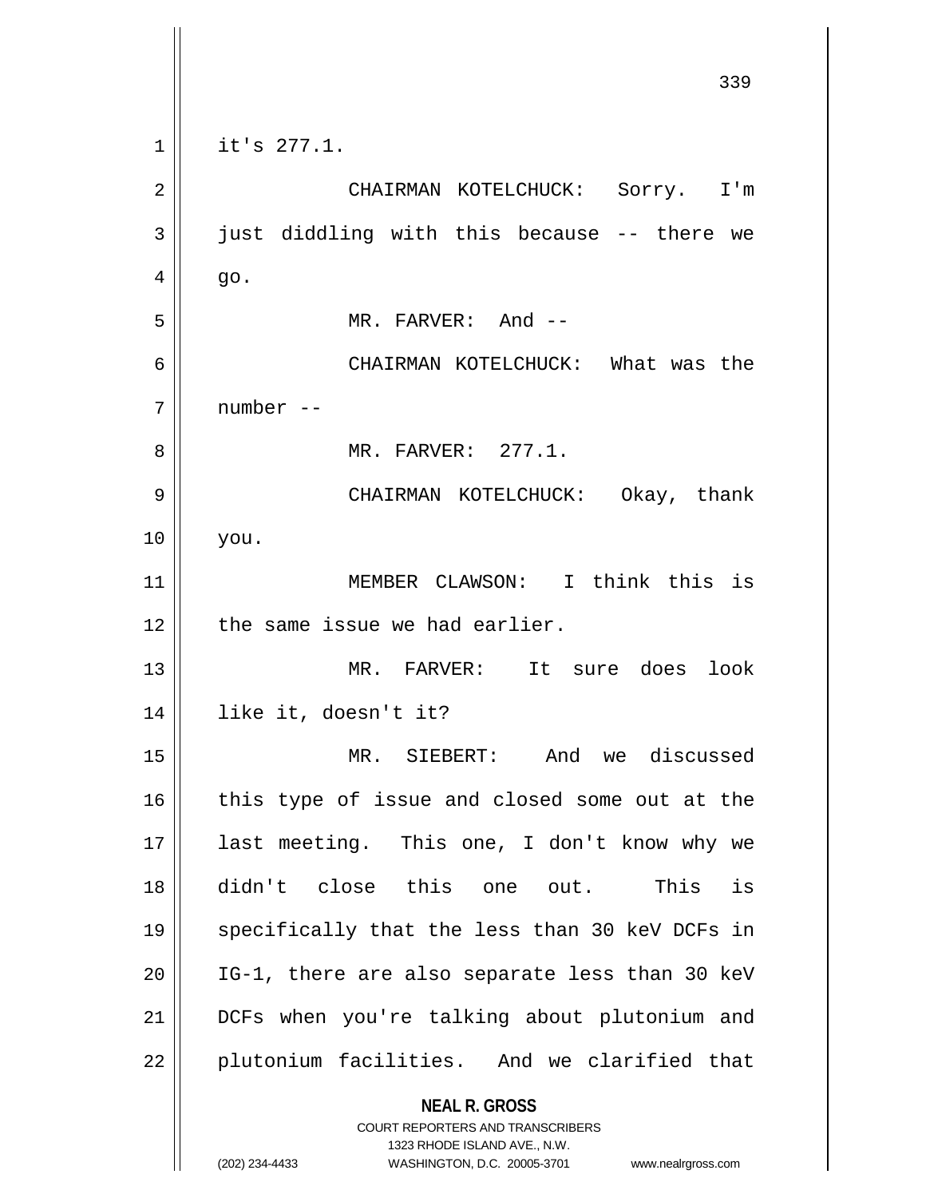it's 277.1.

CHAIRMAN KOTELCHUCK: Sorry. I'm just diddling with this because -- there we go.

MR. FARVER: And --

CHAIRMAN KOTELCHUCK: What was the number --

MR. FARVER: 277.1.

CHAIRMAN KOTELCHUCK: Okay, thank you.

MEMBER CLAWSON: I think this is the same issue we had earlier.

MR. FARVER: It sure does look like it, doesn't it?

MR. SIEBERT: And we discussed this type of issue and closed some out at the last meeting. This one, I don't know why we didn't close this one out. This is specifically that the less than 30 keV DCFs in IG-1, there are also separate less than 30 keV DCFs when you're talking about plutonium and plutonium facilities. And we clarified that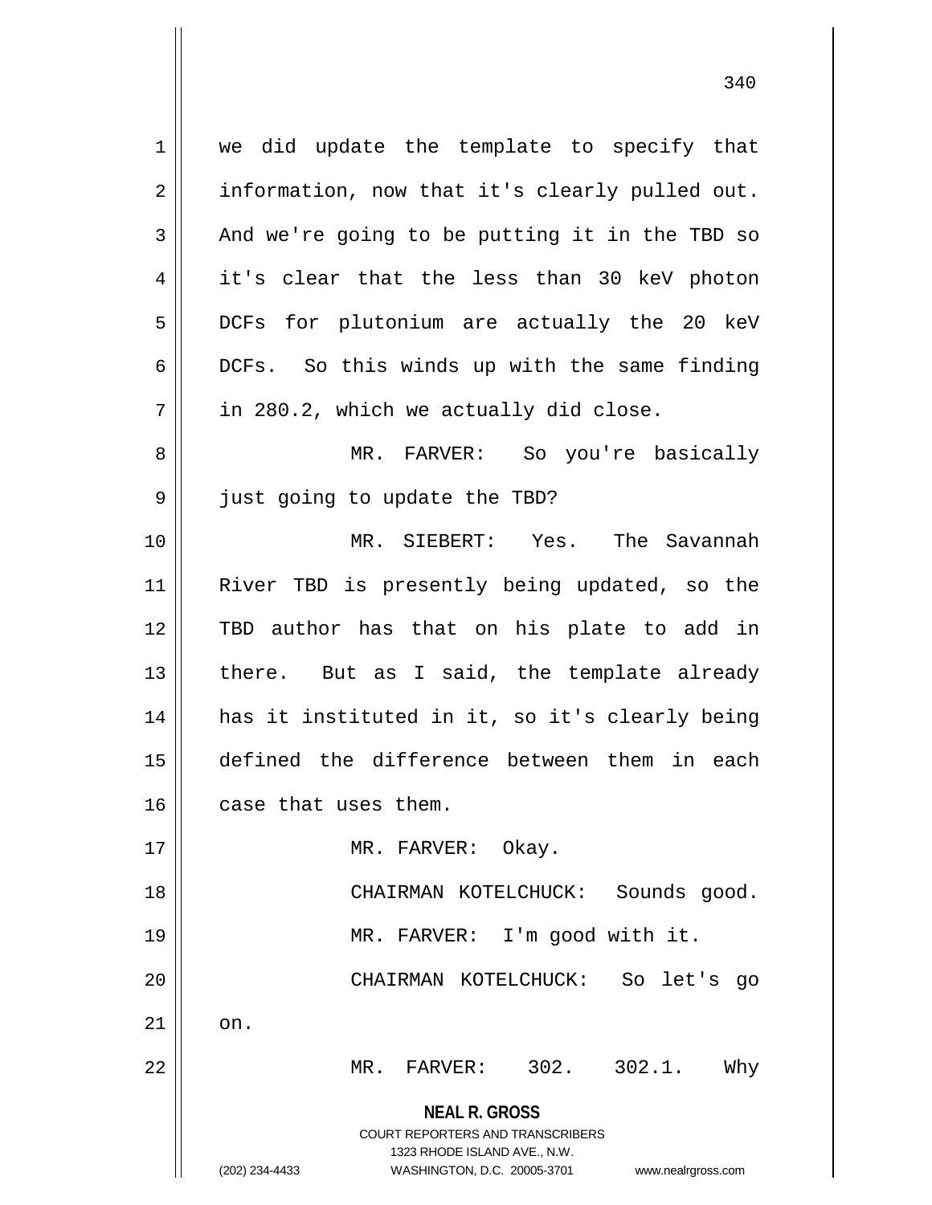we did update the template to specify that information, now that it's clearly pulled out. And we're going to be putting it in the TBD so it's clear that the less than 30 keV photon DCFs for plutonium are actually the 20 keV DCFs. So this winds up with the same finding in 280.2, which we actually did close.

MR. FARVER: So you're basically just going to update the TBD?

MR. SIEBERT: Yes. The Savannah River TBD is presently being updated, so the TBD author has that on his plate to add in there. But as I said, the template already has it instituted in it, so it's clearly being defined the difference between them in each case that uses them.

MR. FARVER: Okay.

CHAIRMAN KOTELCHUCK: Sounds good.

MR. FARVER: I'm good with it.

CHAIRMAN KOTELCHUCK: So let's go on.

MR. FARVER: 302. 302.1. Why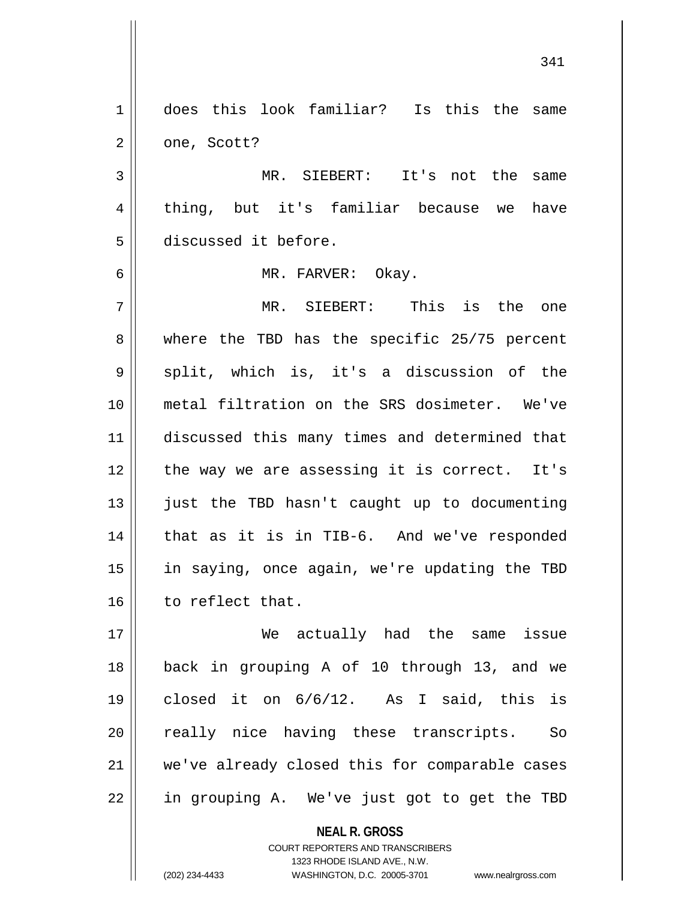does this look familiar? Is this the same one, Scott?

MR. SIEBERT: It's not the same thing, but it's familiar because we have discussed it before.

MR. FARVER: Okay.

MR. SIEBERT: This is the one where the TBD has the specific 25/75 percent split, which is, it's a discussion of the metal filtration on the SRS dosimeter. We've discussed this many times and determined that the way we are assessing it is correct. It's just the TBD hasn't caught up to documenting that as it is in TIB-6. And we've responded in saying, once again, we're updating the TBD to reflect that.

We actually had the same issue back in grouping A of 10 through 13, and we closed it on 6/6/12. As I said, this is really nice having these transcripts. So we've already closed this for comparable cases in grouping A. We've just got to get the TBD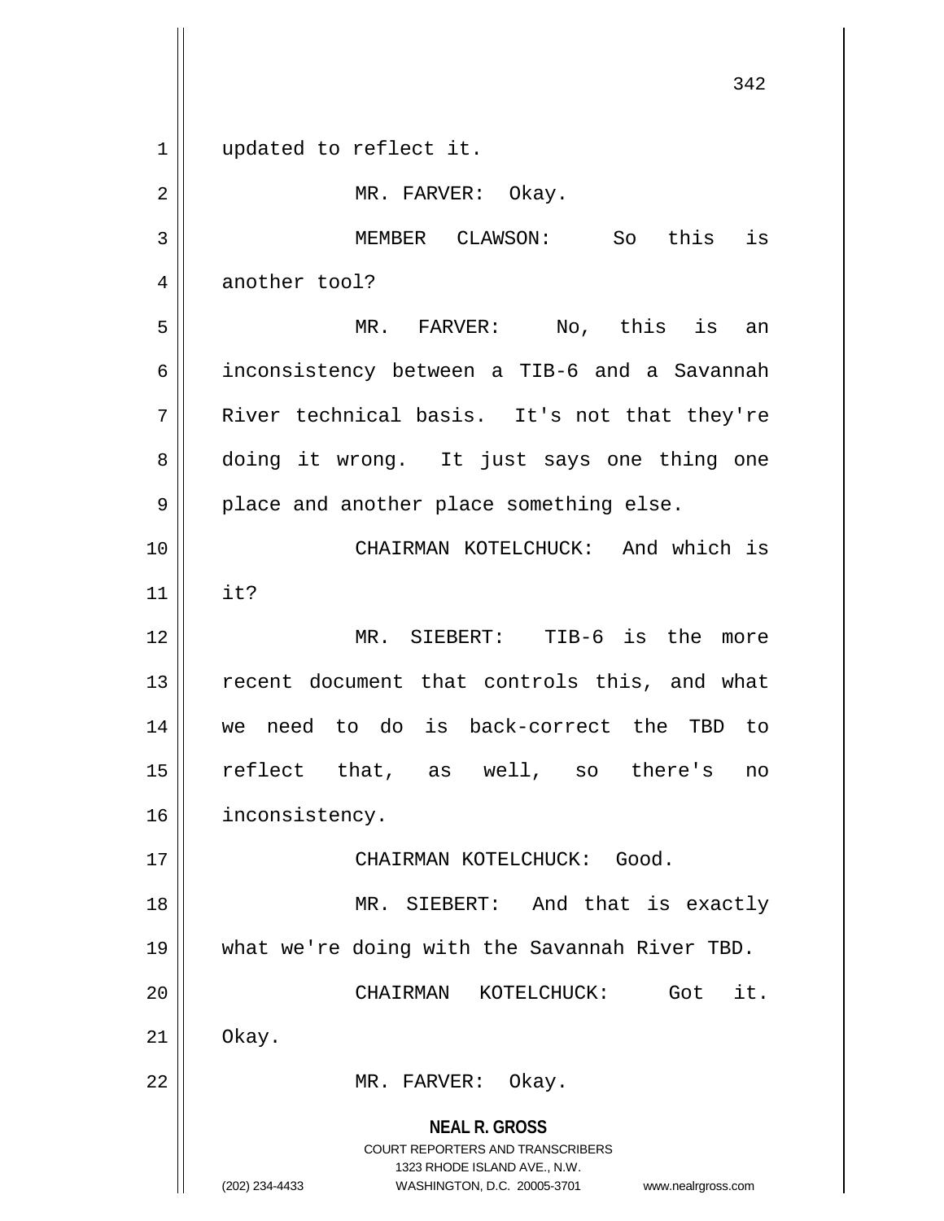updated to reflect it.

MR. FARVER: Okay.

MEMBER CLAWSON: So this is another tool?

MR. FARVER: No, this is an inconsistency between a TIB-6 and a Savannah River technical basis. It's not that they're doing it wrong. It just says one thing one place and another place something else.

CHAIRMAN KOTELCHUCK: And which is it?

MR. SIEBERT: TIB-6 is the more recent document that controls this, and what we need to do is back-correct the TBD to reflect that, as well, so there's no inconsistency.

CHAIRMAN KOTELCHUCK: Good.

MR. SIEBERT: And that is exactly what we're doing with the Savannah River TBD.

CHAIRMAN KOTELCHUCK: Got it. Okay.

MR. FARVER: Okay.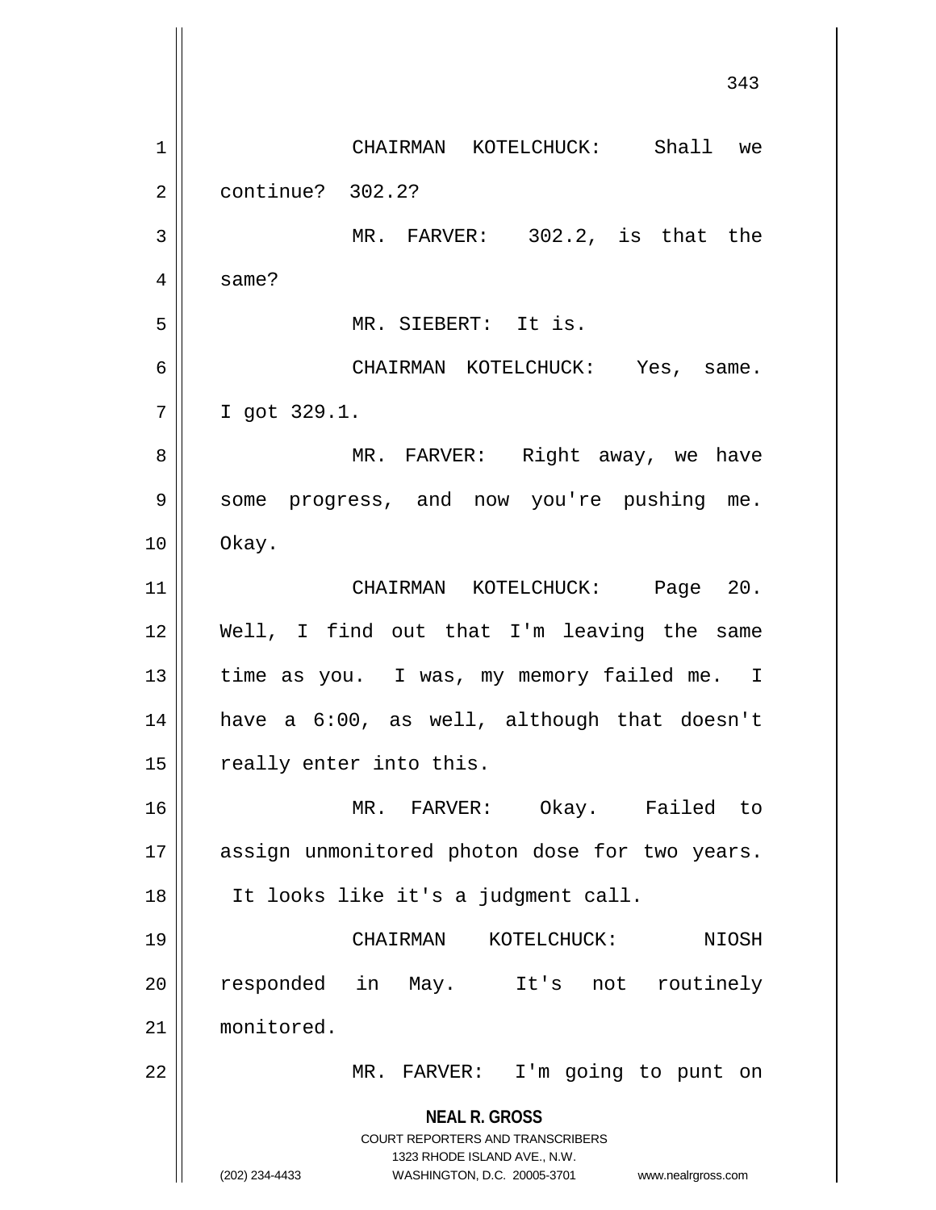CHAIRMAN KOTELCHUCK: Shall we continue? 302.2?

MR. FARVER: 302.2, is that the same?

MR. SIEBERT: It is.

CHAIRMAN KOTELCHUCK: Yes, same. I got 329.1.

MR. FARVER: Right away, we have some progress, and now you're pushing me. Okay.

CHAIRMAN KOTELCHUCK: Page 20. Well, I find out that I'm leaving the same time as you. I was, my memory failed me. I have a 6:00, as well, although that doesn't really enter into this.

MR. FARVER: Okay. Failed to assign unmonitored photon dose for two years. It looks like it's a judgment call.

CHAIRMAN KOTELCHUCK: NIOSH responded in May. It's not routinely monitored.

MR. FARVER: I'm going to punt on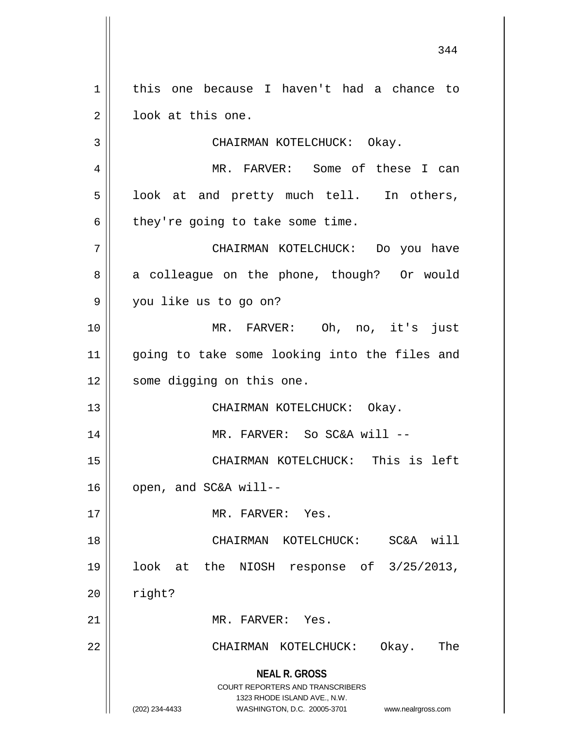this one because I haven't had a chance to look at this one.

CHAIRMAN KOTELCHUCK: Okay.

MR. FARVER: Some of these I can look at and pretty much tell. In others, they're going to take some time.

CHAIRMAN KOTELCHUCK: Do you have a colleague on the phone, though? Or would you like us to go on?

MR. FARVER: Oh, no, it's just going to take some looking into the files and some digging on this one.

CHAIRMAN KOTELCHUCK: Okay.

MR. FARVER: So SC&A will --

CHAIRMAN KOTELCHUCK: This is left open, and SC&A will--

MR. FARVER: Yes.

CHAIRMAN KOTELCHUCK: SC&A will look at the NIOSH response of 3/25/2013, right?

MR. FARVER: Yes.

CHAIRMAN KOTELCHUCK: Okay. The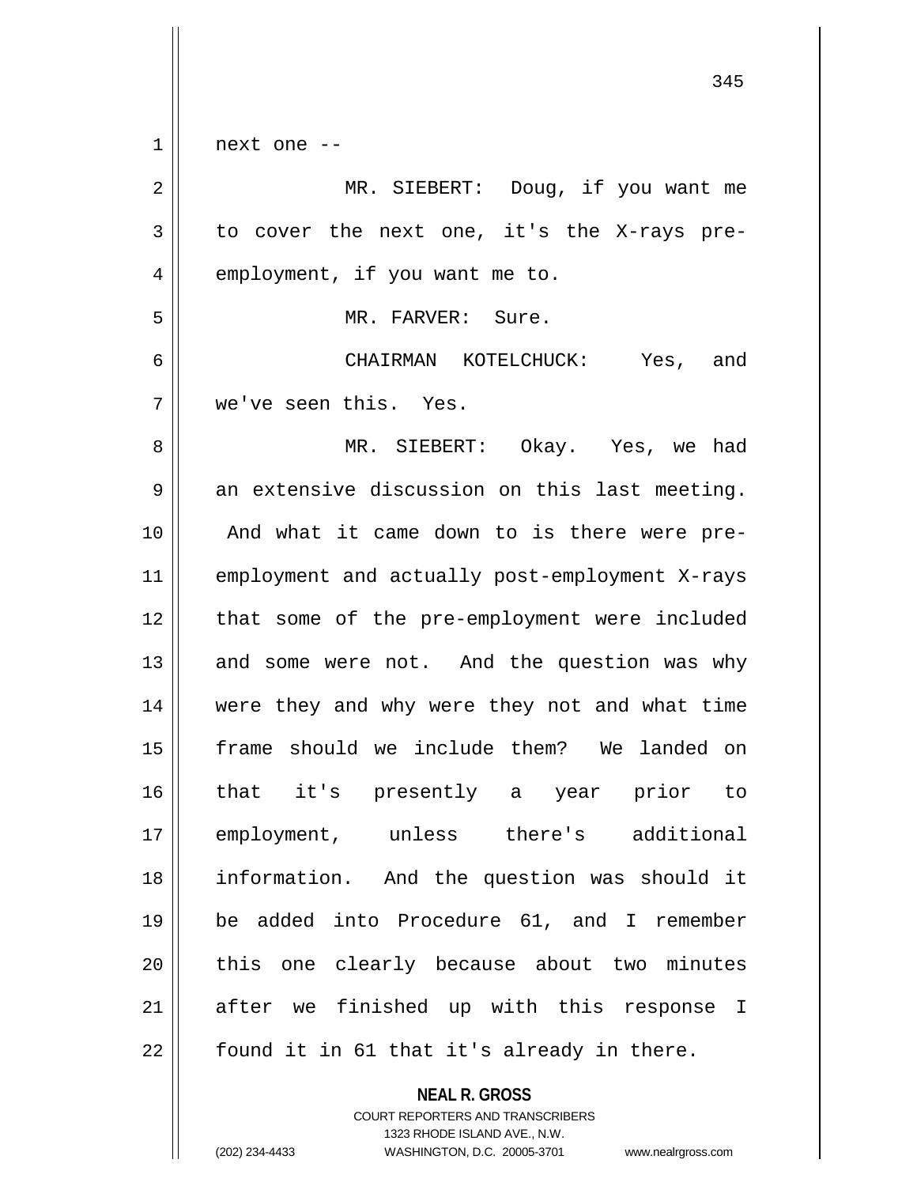next one --

MR. SIEBERT: Doug, if you want me to cover the next one, it's the X-rays pre-employment, if you want me to.

MR. FARVER: Sure.

CHAIRMAN KOTELCHUCK: Yes, and we've seen this. Yes.

MR. SIEBERT: Okay. Yes, we had an extensive discussion on this last meeting. And what it came down to is there were pre-employment and actually post-employment X-rays that some of the pre-employment were included and some were not. And the question was why were they and why were they not and what time frame should we include them? We landed on that it's presently a year prior to employment, unless there's additional information. And the question was should it be added into Procedure 61, and I remember this one clearly because about two minutes after we finished up with this response I found it in 61 that it's already in there.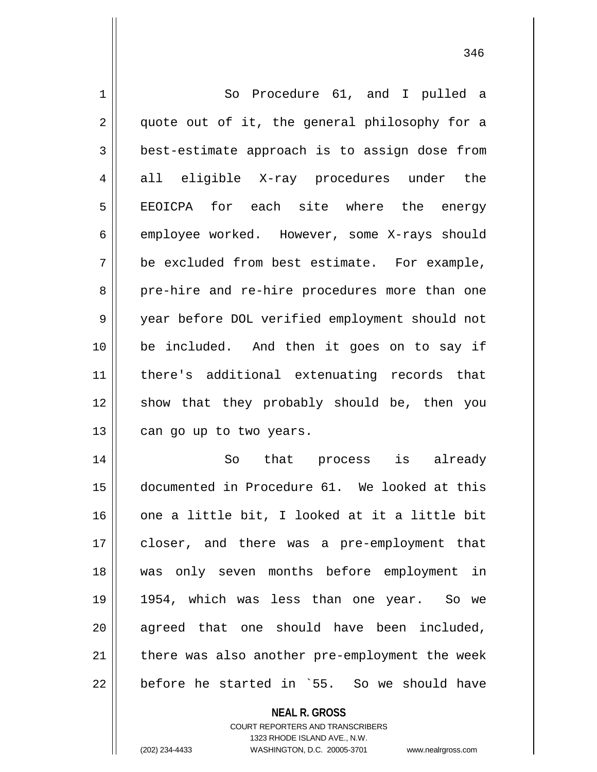So Procedure 61, and I pulled a quote out of it, the general philosophy for a best-estimate approach is to assign dose from all eligible X-ray procedures under the EEOICPA for each site where the energy employee worked. However, some X-rays should be excluded from best estimate. For example, pre-hire and re-hire procedures more than one year before DOL verified employment should not be included. And then it goes on to say if there's additional extenuating records that show that they probably should be, then you can go up to two years.

So that process is already documented in Procedure 61. We looked at this one a little bit, I looked at it a little bit closer, and there was a pre-employment that was only seven months before employment in 1954, which was less than one year. So we agreed that one should have been included, there was also another pre-employment the week before he started in `55. So we should have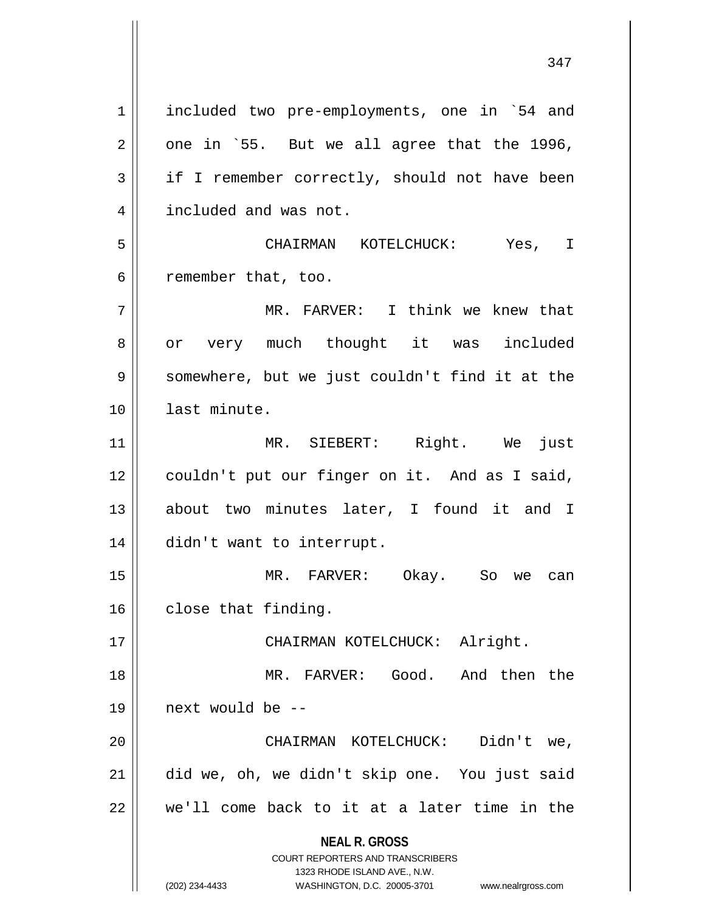included two pre-employments, one in `54 and one in `55. But we all agree that the 1996, if I remember correctly, should not have been included and was not.

CHAIRMAN KOTELCHUCK: Yes, I remember that, too.

MR. FARVER: I think we knew that or very much thought it was included somewhere, but we just couldn't find it at the last minute.

MR. SIEBERT: Right. We just couldn't put our finger on it. And as I said, about two minutes later, I found it and I didn't want to interrupt.

MR. FARVER: Okay. So we can close that finding.

CHAIRMAN KOTELCHUCK: Alright.

MR. FARVER: Good. And then the next would be --

CHAIRMAN KOTELCHUCK: Didn't we, did we, oh, we didn't skip one. You just said we'll come back to it at a later time in the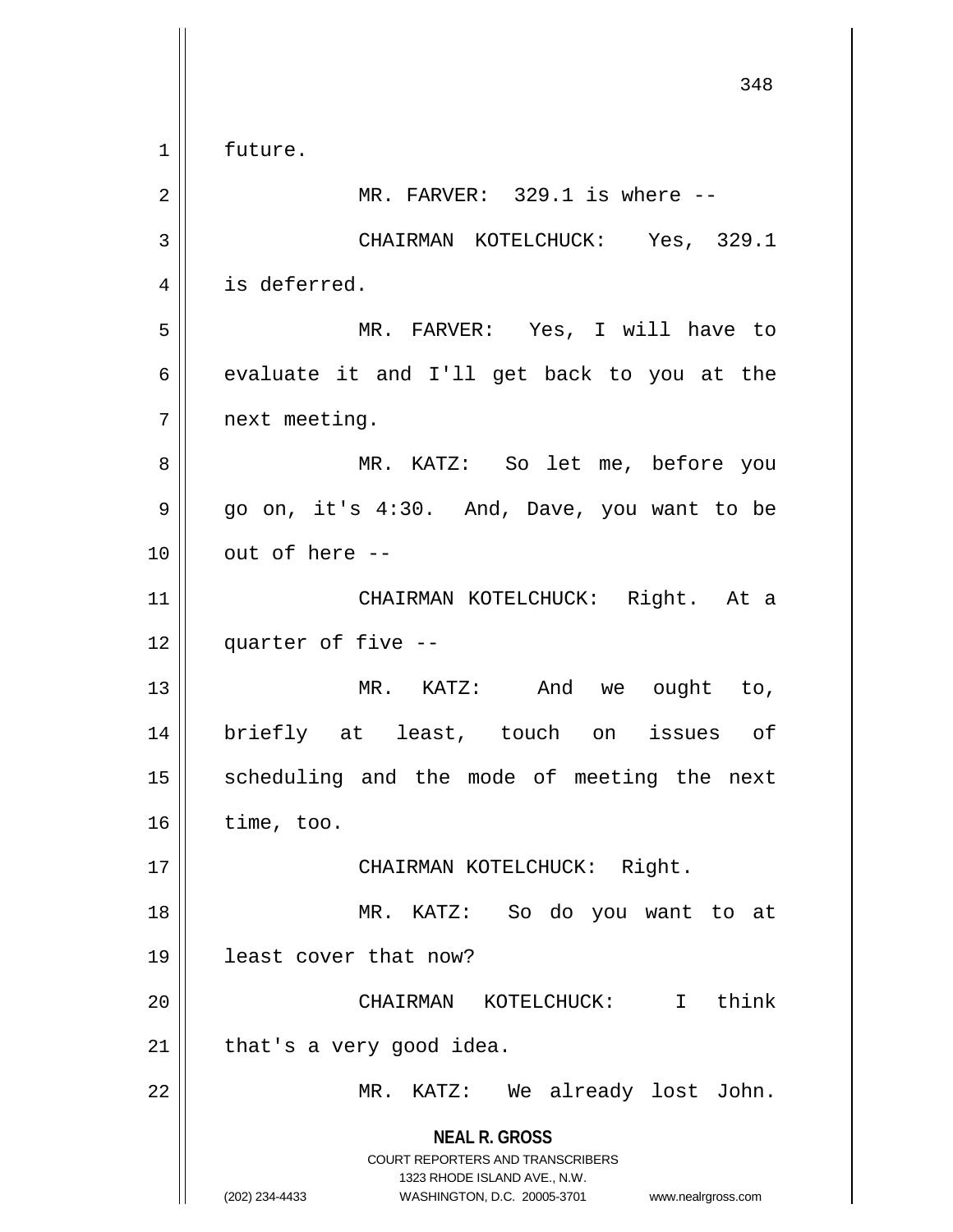future.

MR. FARVER: 329.1 is where --

CHAIRMAN KOTELCHUCK: Yes, 329.1 is deferred.

MR. FARVER: Yes, I will have to evaluate it and I'll get back to you at the next meeting.

MR. KATZ: So let me, before you go on, it's 4:30. And, Dave, you want to be out of here --

CHAIRMAN KOTELCHUCK: Right. At a quarter of five --

MR. KATZ: And we ought to, briefly at least, touch on issues of scheduling and the mode of meeting the next time, too.

CHAIRMAN KOTELCHUCK: Right.

MR. KATZ: So do you want to at least cover that now?

CHAIRMAN KOTELCHUCK: I think that's a very good idea.

MR. KATZ: We already lost John.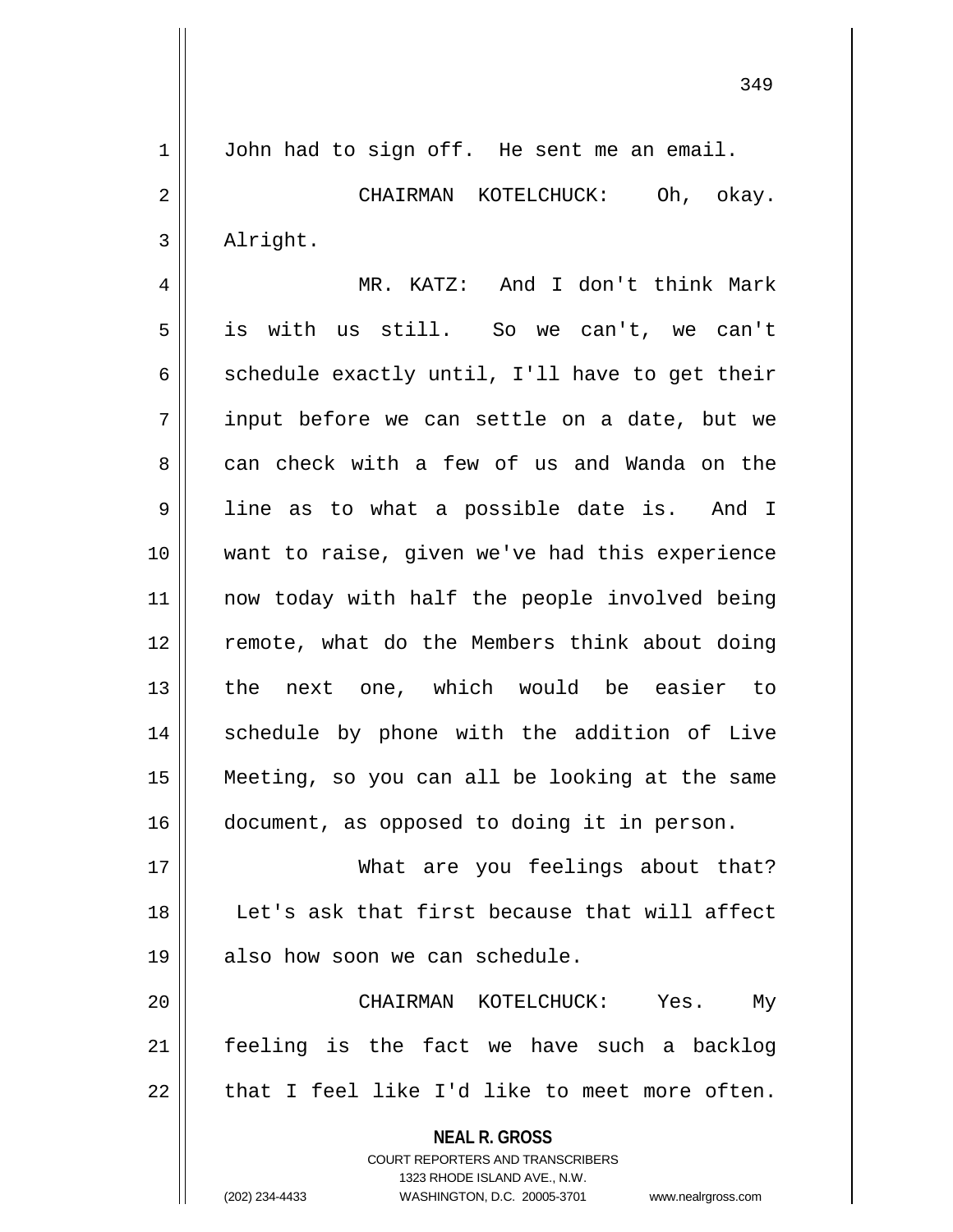John had to sign off. He sent me an email.

CHAIRMAN KOTELCHUCK: Oh, okay. Alright.

MR. KATZ: And I don't think Mark is with us still. So we can't, we can't schedule exactly until, I'll have to get their input before we can settle on a date, but we can check with a few of us and Wanda on the line as to what a possible date is. And I want to raise, given we've had this experience now today with half the people involved being remote, what do the Members think about doing the next one, which would be easier to schedule by phone with the addition of Live Meeting, so you can all be looking at the same document, as opposed to doing it in person.

What are you feelings about that? Let's ask that first because that will affect also how soon we can schedule.

CHAIRMAN KOTELCHUCK: Yes. My feeling is the fact we have such a backlog that I feel like I'd like to meet more often.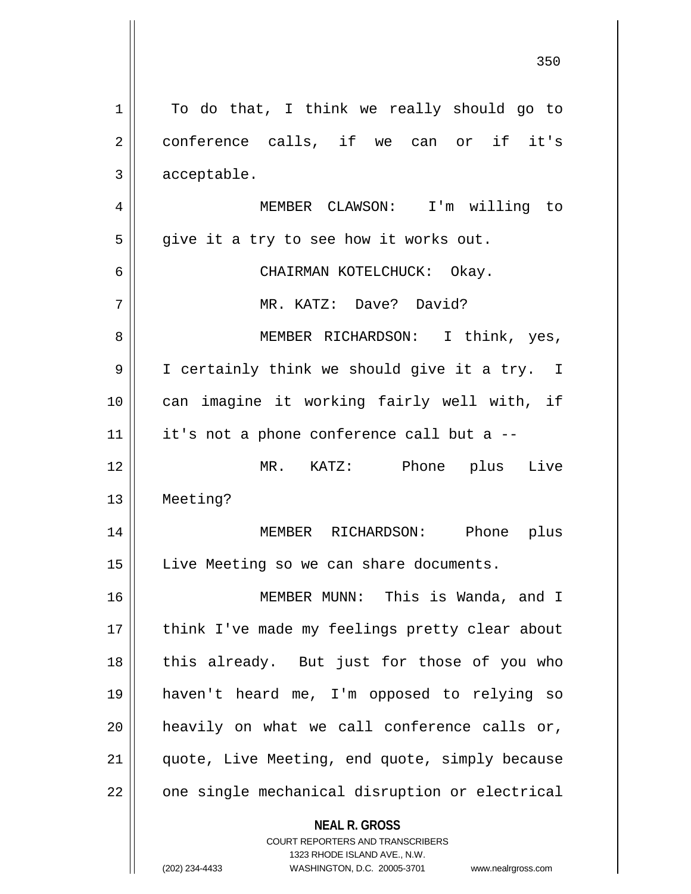To do that, I think we really should go to conference calls, if we can or if it's acceptable.

MEMBER CLAWSON: I'm willing to give it a try to see how it works out.

CHAIRMAN KOTELCHUCK: Okay.

MR. KATZ: Dave? David?

MEMBER RICHARDSON: I think, yes, I certainly think we should give it a try. I can imagine it working fairly well with, if it's not a phone conference call but a --

MR. KATZ: Phone plus Live Meeting?

MEMBER RICHARDSON: Phone plus Live Meeting so we can share documents.

MEMBER MUNN: This is Wanda, and I think I've made my feelings pretty clear about this already. But just for those of you who haven't heard me, I'm opposed to relying so heavily on what we call conference calls or, quote, Live Meeting, end quote, simply because one single mechanical disruption or electrical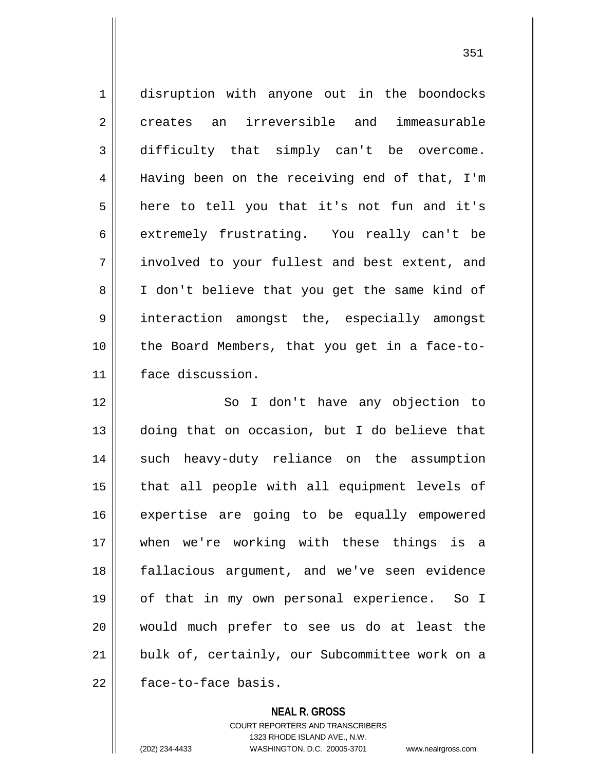disruption with anyone out in the boondocks creates an irreversible and immeasurable difficulty that simply can't be overcome. Having been on the receiving end of that, I'm here to tell you that it's not fun and it's extremely frustrating. You really can't be involved to your fullest and best extent, and I don't believe that you get the same kind of interaction amongst the, especially amongst the Board Members, that you get in a face-to-face discussion.

So I don't have any objection to doing that on occasion, but I do believe that such heavy-duty reliance on the assumption that all people with all equipment levels of expertise are going to be equally empowered when we're working with these things is a fallacious argument, and we've seen evidence of that in my own personal experience. So I would much prefer to see us do at least the bulk of, certainly, our Subcommittee work on a face-to-face basis.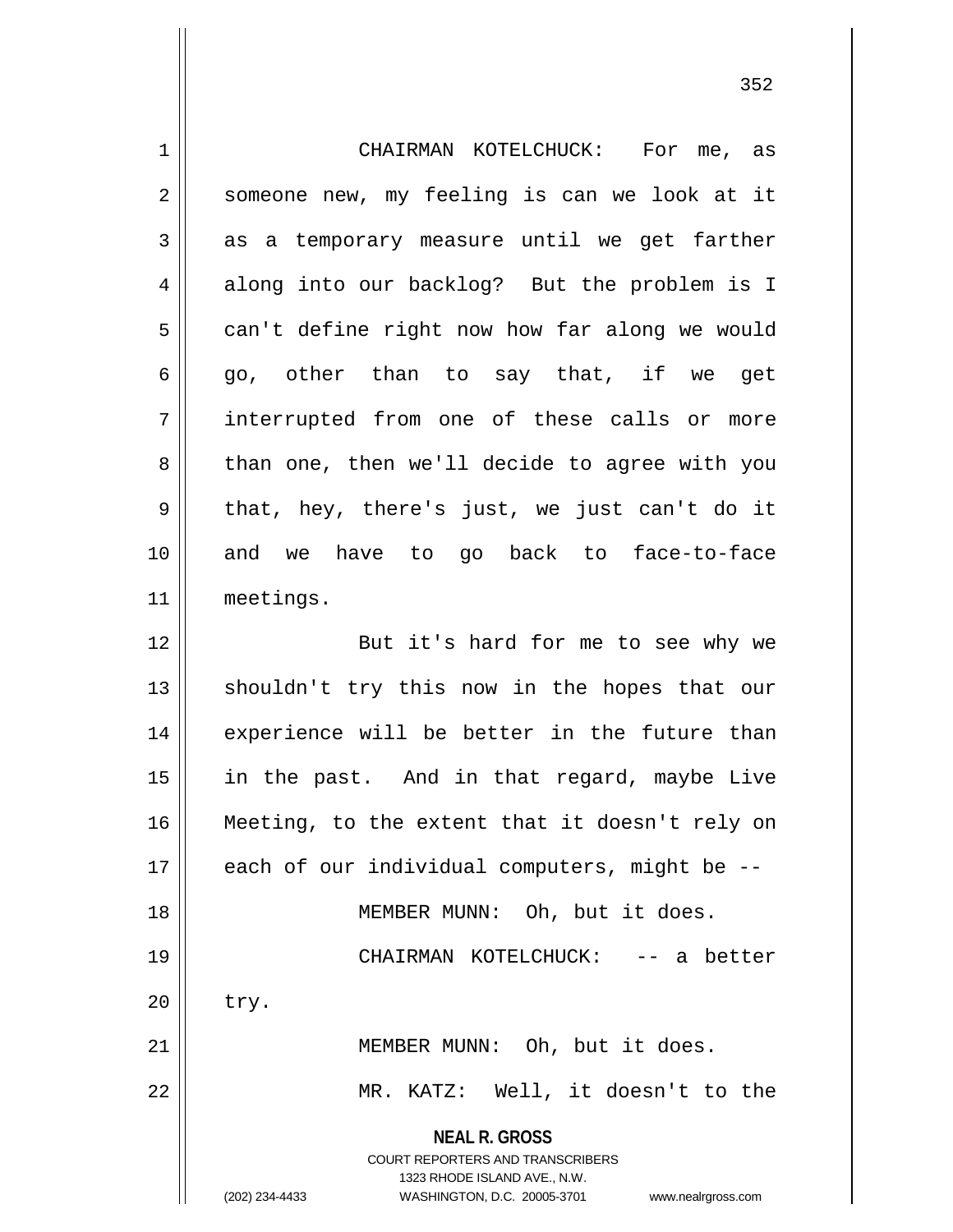CHAIRMAN KOTELCHUCK: For me, as someone new, my feeling is can we look at it as a temporary measure until we get farther along into our backlog? But the problem is I can't define right now how far along we would go, other than to say that, if we get interrupted from one of these calls or more than one, then we'll decide to agree with you that, hey, there's just, we just can't do it and we have to go back to face-to-face meetings.

But it's hard for me to see why we shouldn't try this now in the hopes that our experience will be better in the future than in the past. And in that regard, maybe Live Meeting, to the extent that it doesn't rely on each of our individual computers, might be --

MEMBER MUNN: Oh, but it does.

CHAIRMAN KOTELCHUCK: -- a better try.

MEMBER MUNN: Oh, but it does.

MR. KATZ: Well, it doesn't to the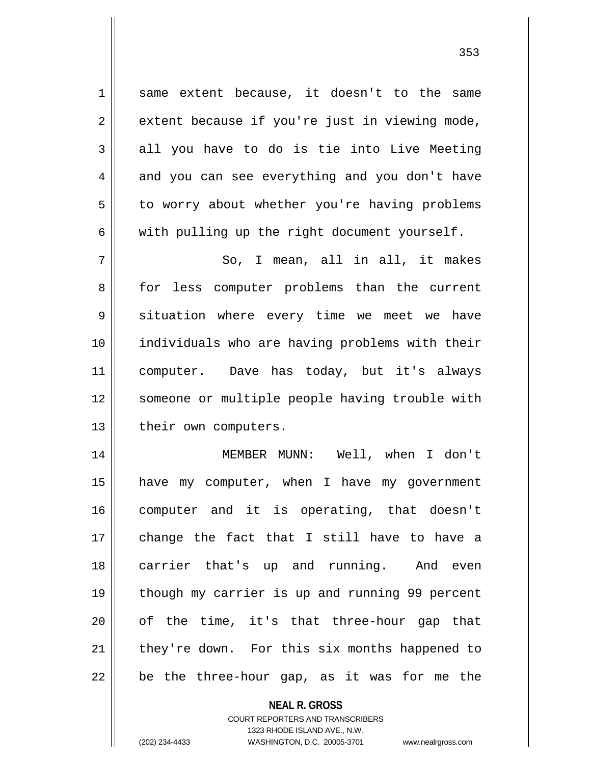same extent because, it doesn't to the same extent because if you're just in viewing mode, all you have to do is tie into Live Meeting and you can see everything and you don't have to worry about whether you're having problems with pulling up the right document yourself.

So, I mean, all in all, it makes for less computer problems than the current situation where every time we meet we have individuals who are having problems with their computer. Dave has today, but it's always someone or multiple people having trouble with their own computers.

MEMBER MUNN: Well, when I don't have my computer, when I have my government computer and it is operating, that doesn't change the fact that I still have to have a carrier that's up and running. And even though my carrier is up and running 99 percent of the time, it's that three-hour gap that they're down. For this six months happened to be the three-hour gap, as it was for me the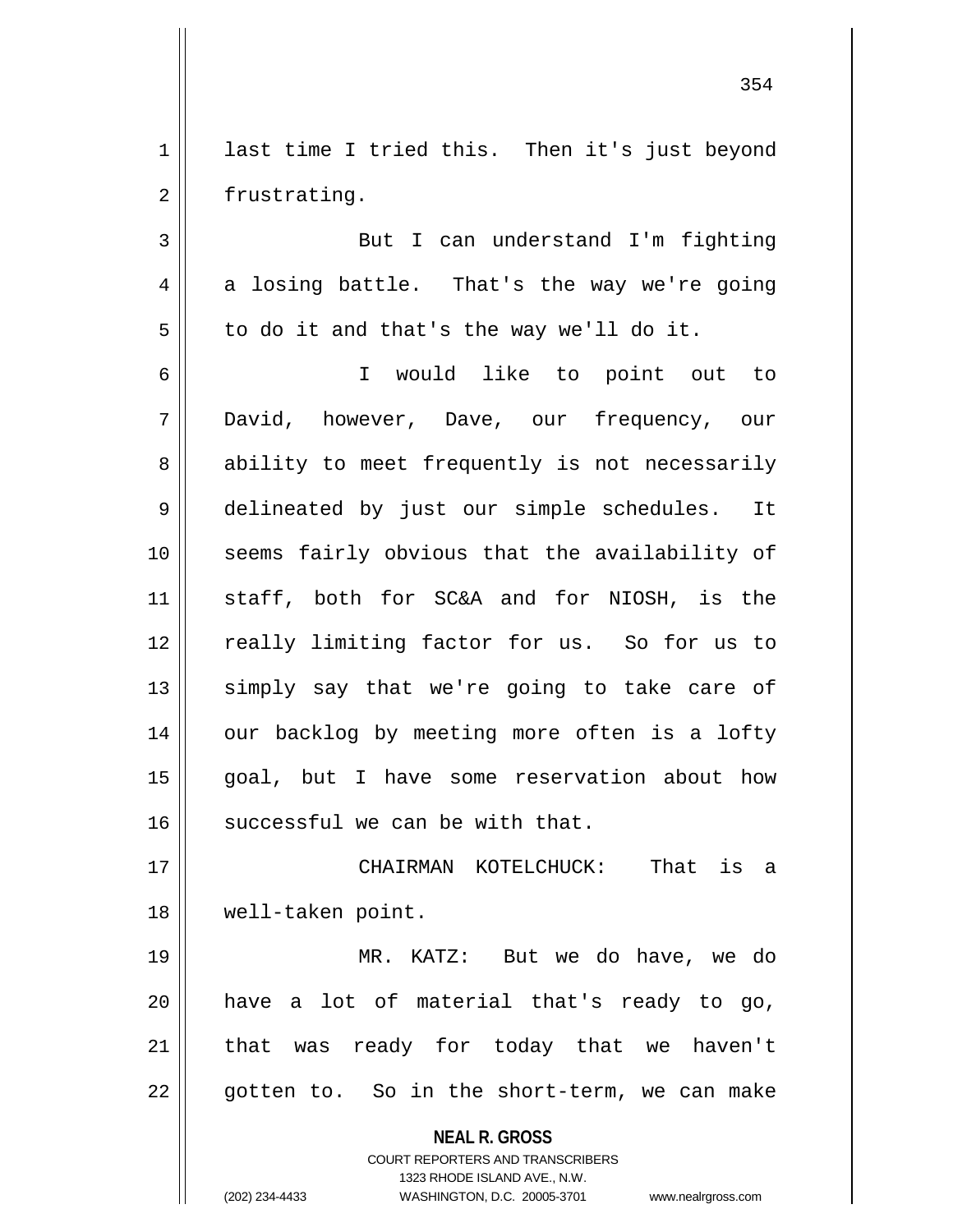last time I tried this. Then it's just beyond frustrating.

But I can understand I'm fighting a losing battle. That's the way we're going to do it and that's the way we'll do it.

I would like to point out to David, however, Dave, our frequency, our ability to meet frequently is not necessarily delineated by just our simple schedules. It seems fairly obvious that the availability of staff, both for SC&A and for NIOSH, is the really limiting factor for us. So for us to simply say that we're going to take care of our backlog by meeting more often is a lofty goal, but I have some reservation about how successful we can be with that.

CHAIRMAN KOTELCHUCK: That is a well-taken point.

MR. KATZ: But we do have, we do have a lot of material that's ready to go, that was ready for today that we haven't gotten to. So in the short-term, we can make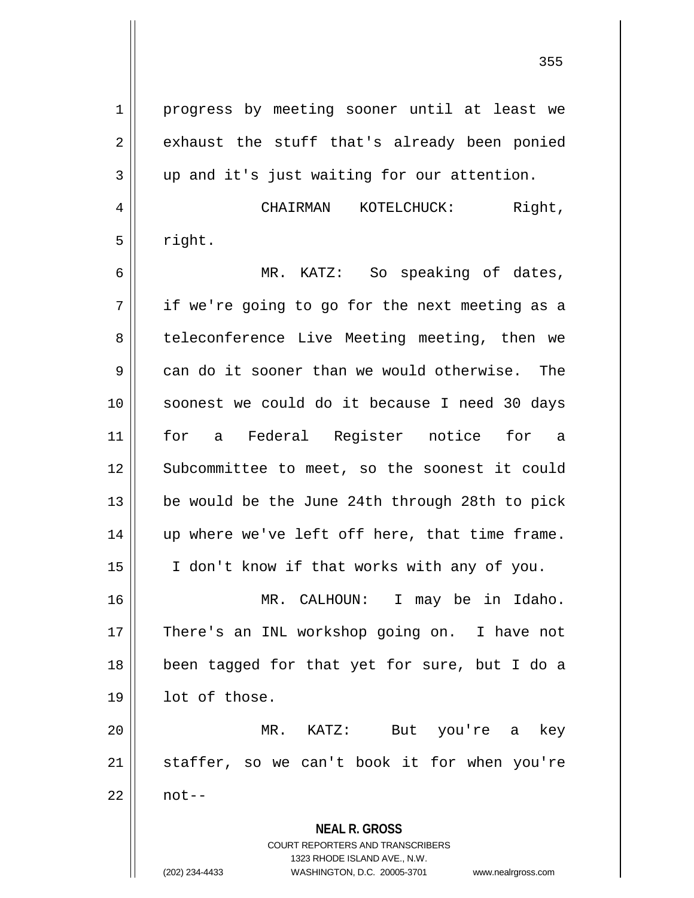progress by meeting sooner until at least we exhaust the stuff that's already been ponied up and it's just waiting for our attention.

CHAIRMAN KOTELCHUCK: Right, right.

MR. KATZ: So speaking of dates, if we're going to go for the next meeting as a teleconference Live Meeting meeting, then we can do it sooner than we would otherwise. The soonest we could do it because I need 30 days for a Federal Register notice for a Subcommittee to meet, so the soonest it could be would be the June 24th through 28th to pick up where we've left off here, that time frame. I don't know if that works with any of you.

MR. CALHOUN: I may be in Idaho. There's an INL workshop going on. I have not been tagged for that yet for sure, but I do a lot of those.

MR. KATZ: But you're a key staffer, so we can't book it for when you're not--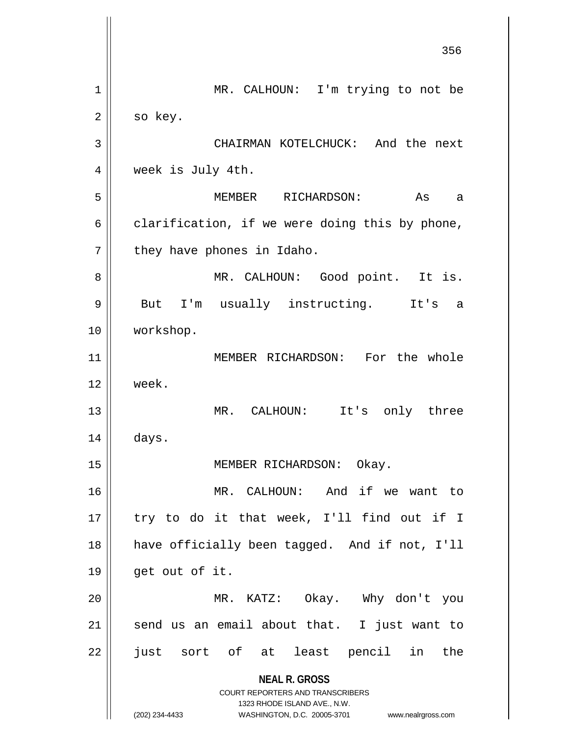MR. CALHOUN: I'm trying to not be so key.

CHAIRMAN KOTELCHUCK: And the next week is July 4th.

MEMBER RICHARDSON: As a clarification, if we were doing this by phone, they have phones in Idaho.

MR. CALHOUN: Good point. It is. But I'm usually instructing. It's a workshop.

MEMBER RICHARDSON: For the whole week.

MR. CALHOUN: It's only three days.

MEMBER RICHARDSON: Okay.

MR. CALHOUN: And if we want to try to do it that week, I'll find out if I have officially been tagged. And if not, I'll get out of it.

MR. KATZ: Okay. Why don't you send us an email about that. I just want to just sort of at least pencil in the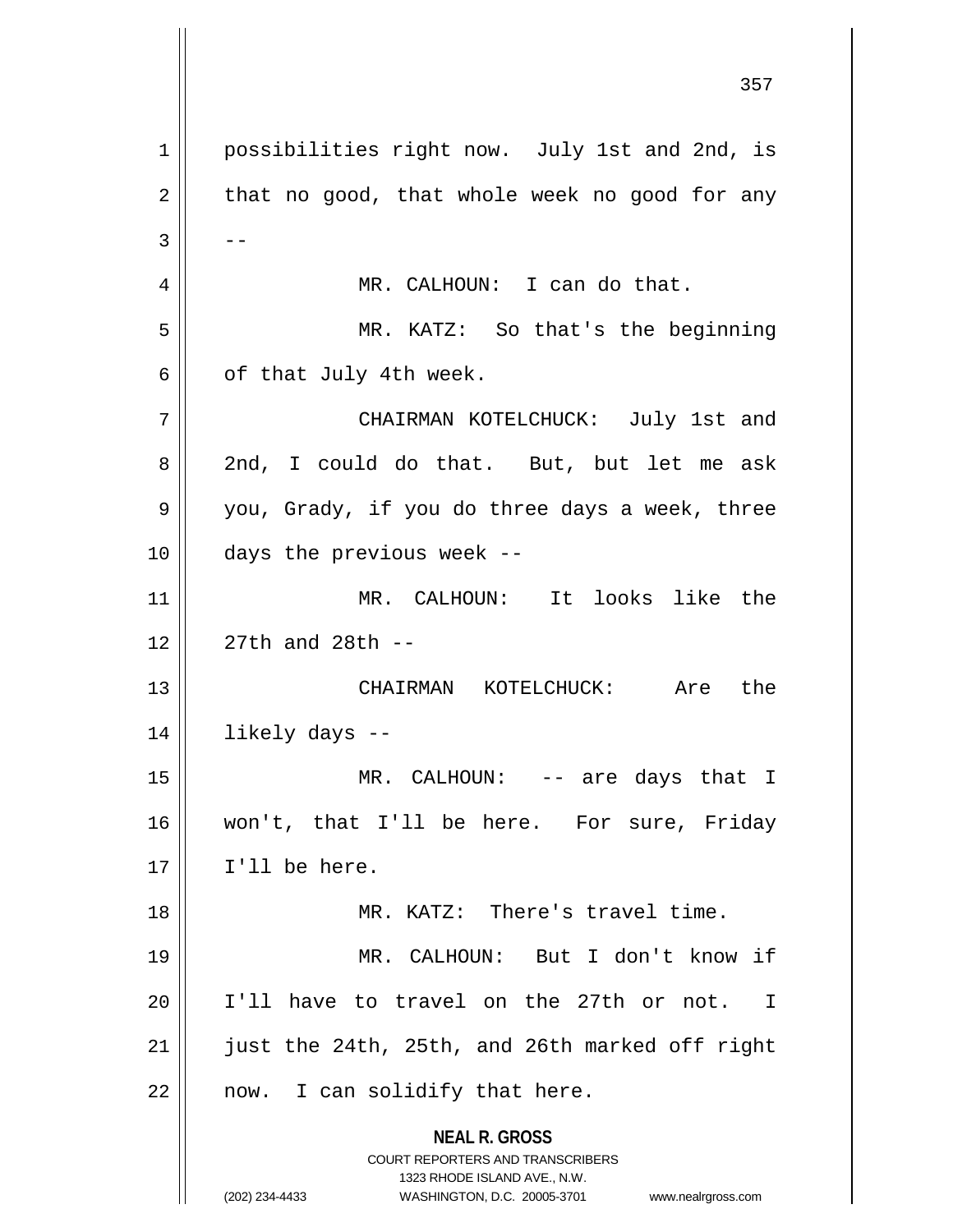possibilities right now. July 1st and 2nd, is that no good, that whole week no good for any --

MR. CALHOUN: I can do that.

MR. KATZ: So that's the beginning of that July 4th week.

CHAIRMAN KOTELCHUCK: July 1st and 2nd, I could do that. But, but let me ask you, Grady, if you do three days a week, three days the previous week --

MR. CALHOUN: It looks like the 27th and 28th --

CHAIRMAN KOTELCHUCK: Are the likely days --

MR. CALHOUN: -- are days that I won't, that I'll be here. For sure, Friday I'll be here.

MR. KATZ: There's travel time.

MR. CALHOUN: But I don't know if I'll have to travel on the 27th or not. I just the 24th, 25th, and 26th marked off right now. I can solidify that here.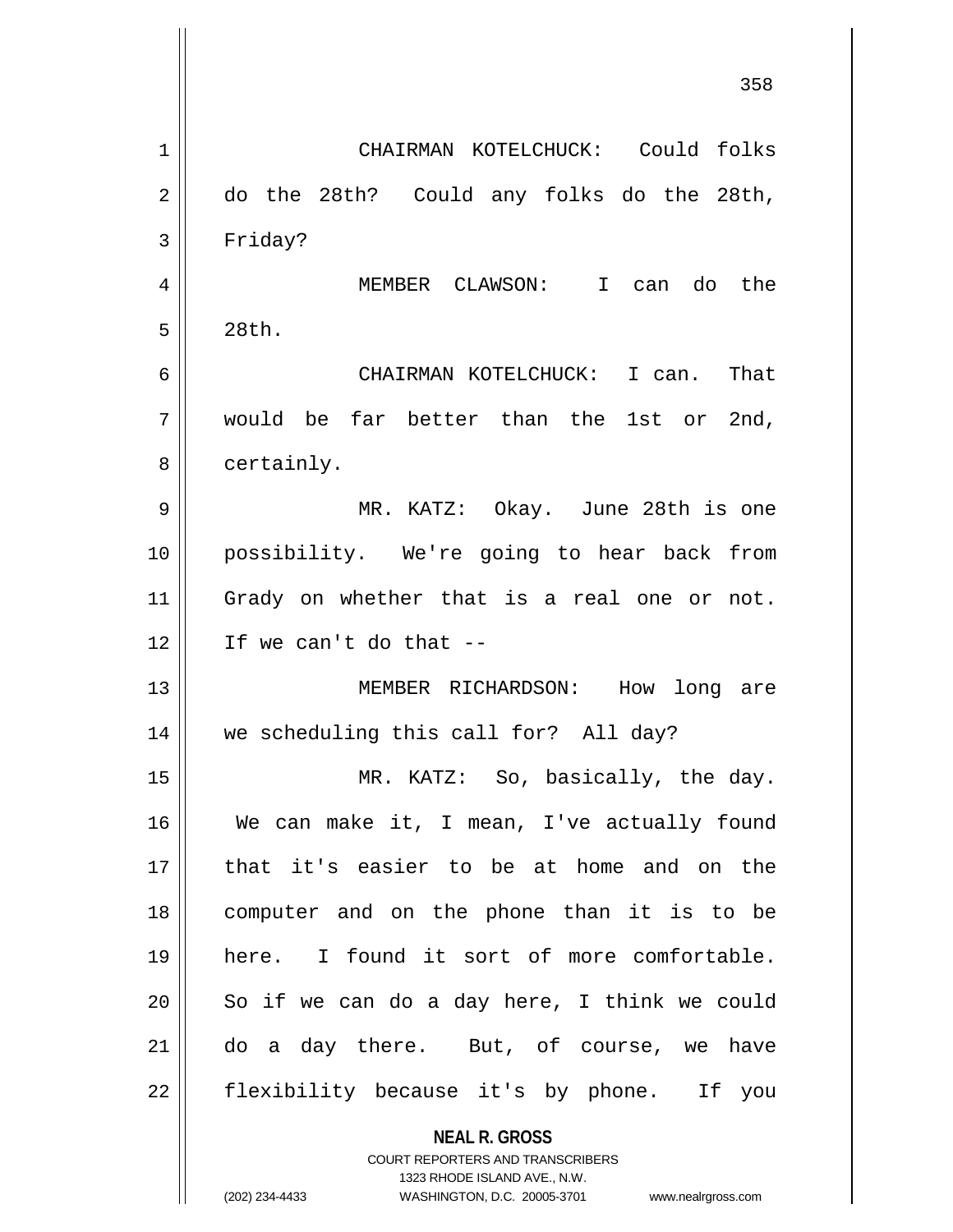CHAIRMAN KOTELCHUCK: Could folks do the 28th? Could any folks do the 28th, Friday?

MEMBER CLAWSON: I can do the 28th.

CHAIRMAN KOTELCHUCK: I can. That would be far better than the 1st or 2nd, certainly.

MR. KATZ: Okay. June 28th is one possibility. We're going to hear back from Grady on whether that is a real one or not. If we can't do that --

MEMBER RICHARDSON: How long are we scheduling this call for? All day?

MR. KATZ: So, basically, the day. We can make it, I mean, I've actually found that it's easier to be at home and on the computer and on the phone than it is to be here. I found it sort of more comfortable. So if we can do a day here, I think we could do a day there. But, of course, we have flexibility because it's by phone. If you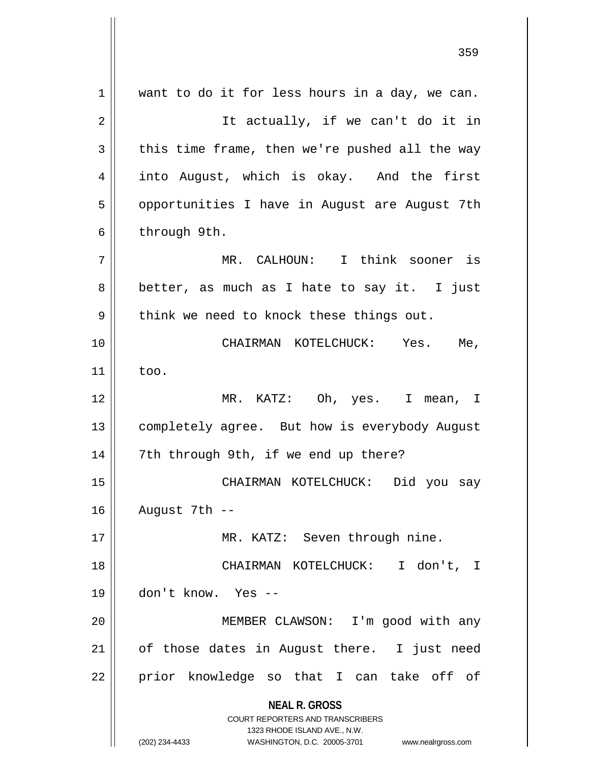want to do it for less hours in a day, we can.

It actually, if we can't do it in this time frame, then we're pushed all the way into August, which is okay. And the first opportunities I have in August are August 7th through 9th.

MR. CALHOUN: I think sooner is better, as much as I hate to say it. I just think we need to knock these things out.

CHAIRMAN KOTELCHUCK: Yes. Me, too.

MR. KATZ: Oh, yes. I mean, I completely agree. But how is everybody August 7th through 9th, if we end up there?

CHAIRMAN KOTELCHUCK: Did you say August 7th --

MR. KATZ: Seven through nine.

CHAIRMAN KOTELCHUCK: I don't, I don't know. Yes --

MEMBER CLAWSON: I'm good with any of those dates in August there. I just need prior knowledge so that I can take off of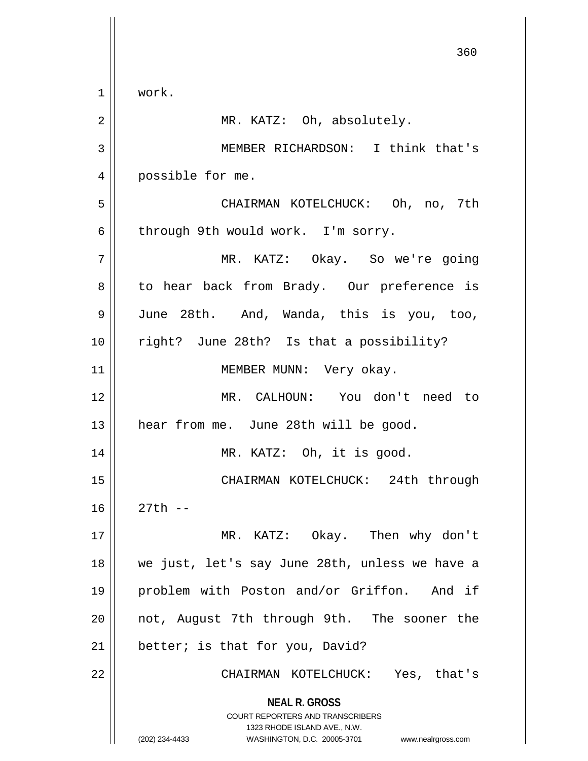work.

MR. KATZ: Oh, absolutely.

MEMBER RICHARDSON: I think that's possible for me.

CHAIRMAN KOTELCHUCK: Oh, no, 7th through 9th would work. I'm sorry.

MR. KATZ: Okay. So we're going to hear back from Brady. Our preference is June 28th. And, Wanda, this is you, too, right? June 28th? Is that a possibility?

MEMBER MUNN: Very okay.

MR. CALHOUN: You don't need to hear from me. June 28th will be good.

MR. KATZ: Oh, it is good.

CHAIRMAN KOTELCHUCK: 24th through 27th --

MR. KATZ: Okay. Then why don't we just, let's say June 28th, unless we have a problem with Poston and/or Griffon. And if not, August 7th through 9th. The sooner the better; is that for you, David?

CHAIRMAN KOTELCHUCK: Yes, that's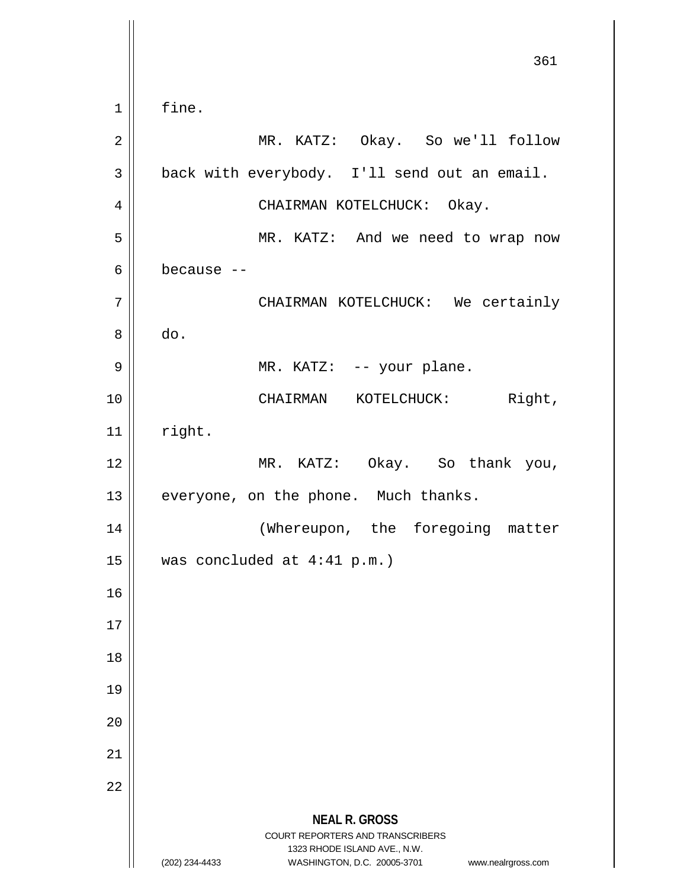fine.

MR. KATZ: Okay. So we'll follow back with everybody. I'll send out an email.

CHAIRMAN KOTELCHUCK: Okay.

MR. KATZ: And we need to wrap now because --

CHAIRMAN KOTELCHUCK: We certainly do.

MR. KATZ: -- your plane.

CHAIRMAN KOTELCHUCK: Right, right.

MR. KATZ: Okay. So thank you, everyone, on the phone. Much thanks.

(Whereupon, the foregoing matter was concluded at 4:41 p.m.)